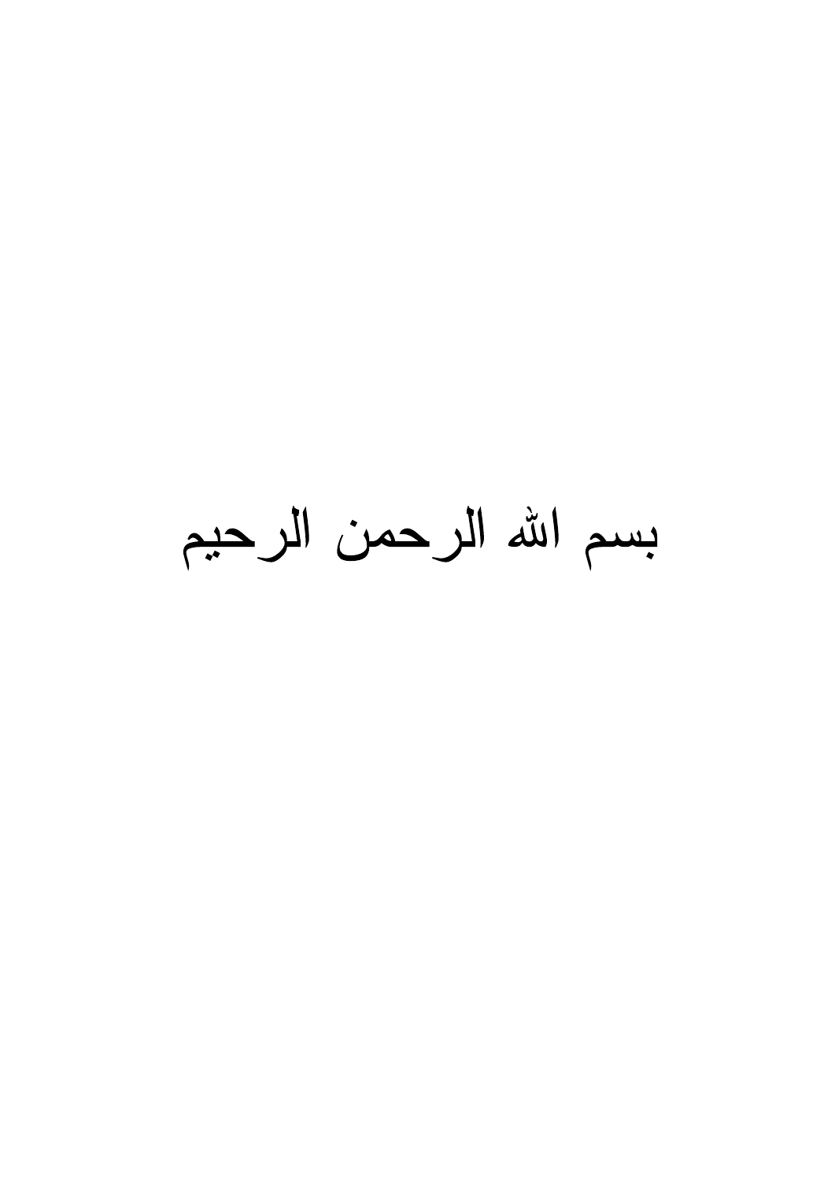بسم الله الرحمن الرحيم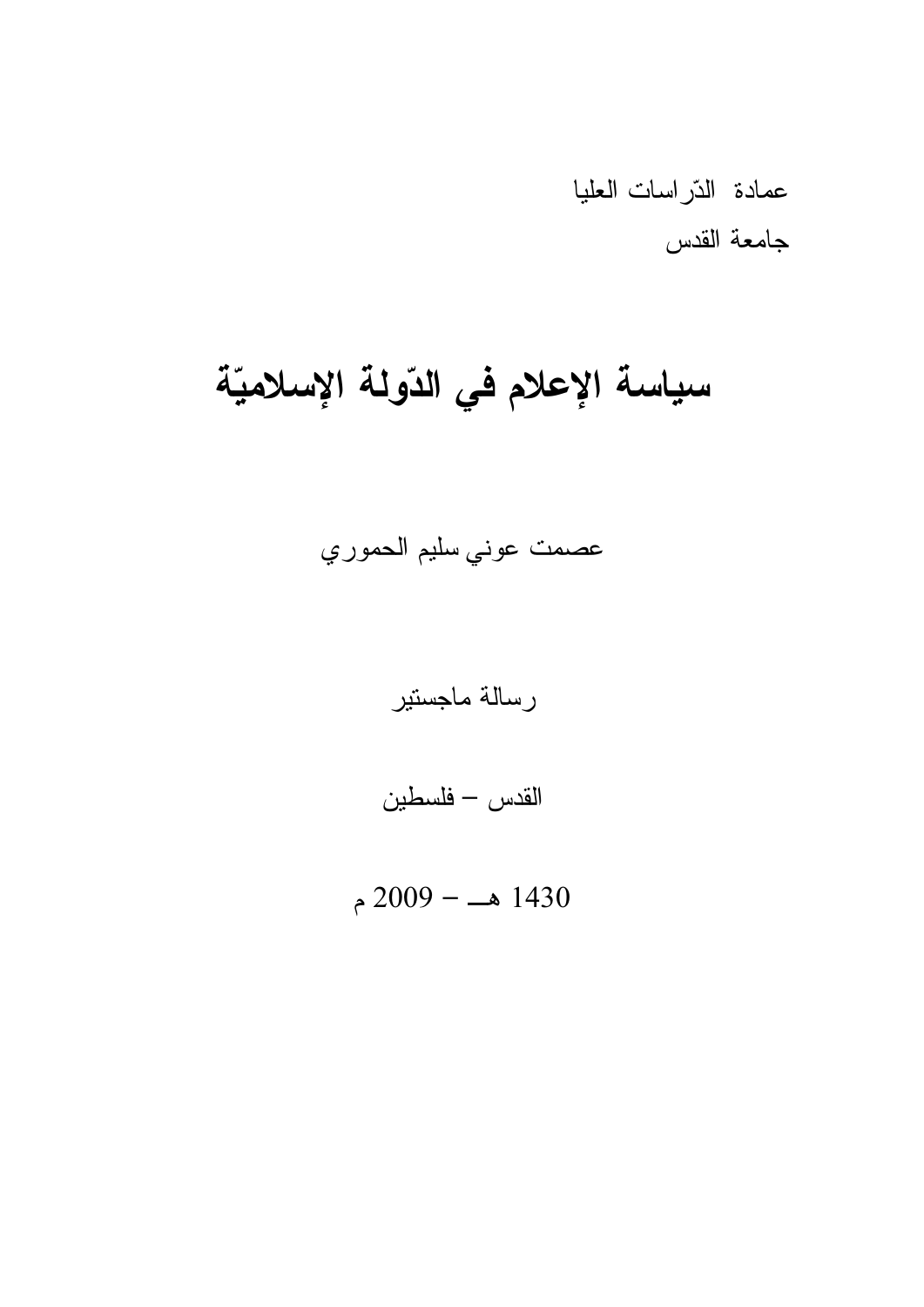عمادة الدّراسات العليا

جامعة القدس

# سياسة الإعلام في الدّولة الإسلاميّة

عصمت عوني سليم الحموري

رسالة ماجستير

القدس – فلسطين

1430 هـ – 2009 م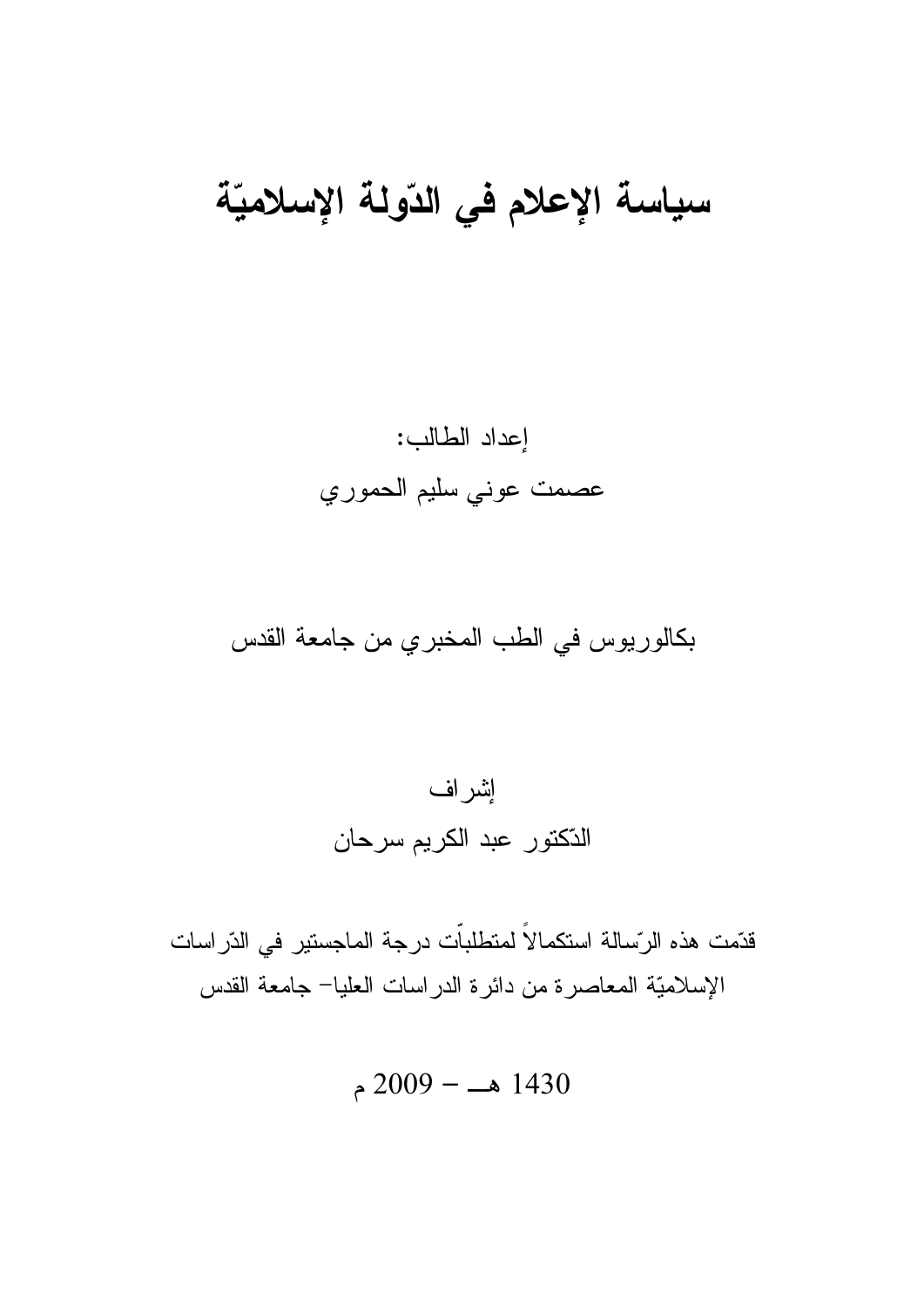# سياسة الإعلام في الدّولة الإسلاميّة

إعداد الطالب:

عصمت عوني سليم الحموري

بكالوريوس في الطب المخبري من جامعة القدس

إشراف

الدّكتور عبد الكريم سرحان

قدّمت هذه الرّسالة استكمالاً لمتطلبّات درجة الماجستير في الدّراسات الإسلاميّة المعاصرة من دائرة الدراسات العليا- جامعة القدس

1430 هـ - 2009 م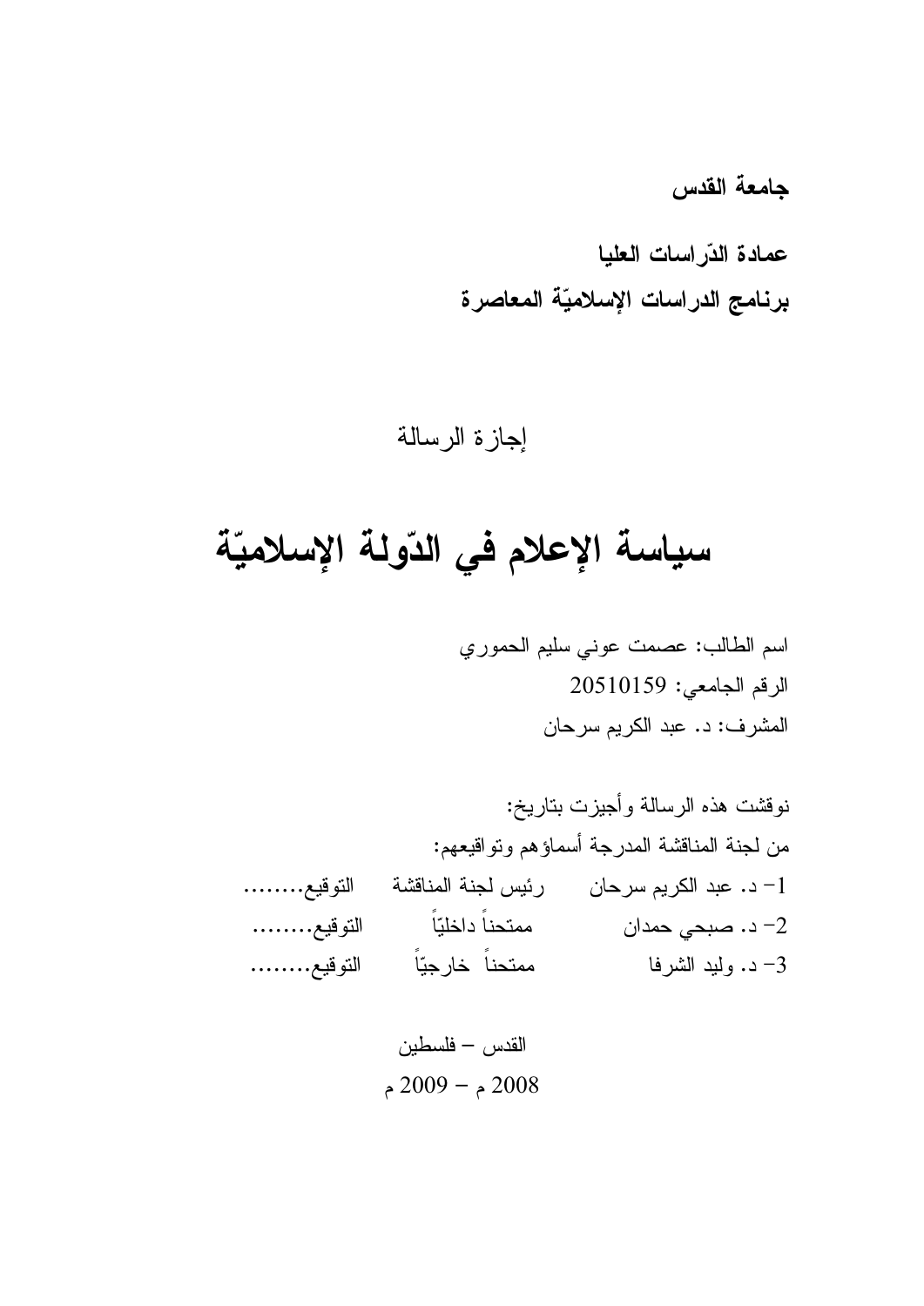**جامعة القدس**

**عمادة الدّراسات العليا**

**برنامج الدراسات الإسلاميّة المعاصرة**

إجازة الرسالة

# سياسة الإعلام في الدّولة الإسلاميّة

اسم الطالب: عصمت عوني سليم الحموري

الرقم الجامعي: 20510159

المشرف: د. عبد الكريم سرحان

نوقشت هذه الرسالة وأجيزت بتاريخ:

من لجنة المناقشة المدرجة أسماؤهم وتواقيعهم:

1- د. عبد الكريم سرحان رئيس لجنة المناقشة التوقيع........

2- د. صبحي حمدان ممتحناً داخليّاً التوقيع........

3- د. وليد الشرفا ممتحناً خارجيّاً التوقيع........

القدس – فلسطين

2008 م – 2009 م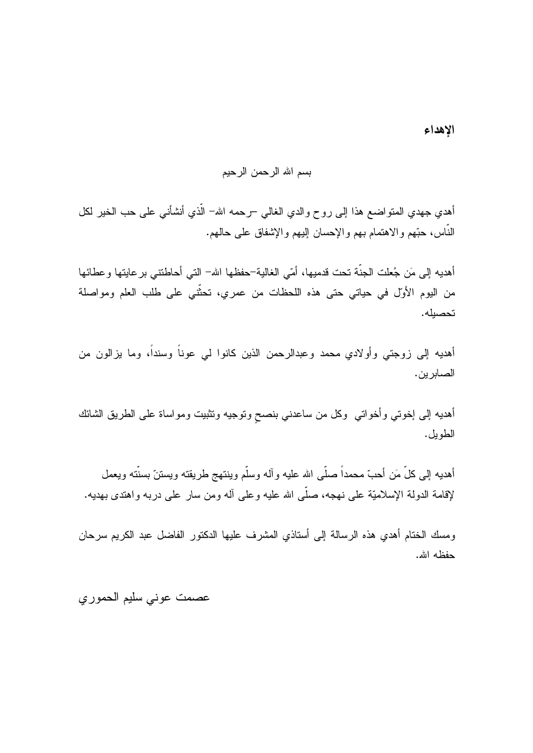# الإهداء

بسم الله الرحمن الرحيم

أهدي جهدي المتواضع هذا إلى روح والدي الغالي –رحمه الله– الّذي أنشأني على حب الخير لكل النّاس، حبّهم والاهتمام بهم والإحسان إليهم والإشفاق على حالهم.

أهديه إلى مَن جُعلت الجنّة تحت قدميها، أمّي الغالية–حفظها الله– التي أحاطتني برعايتها وعطائها من اليوم الأوّل في حياتي حتى هذه اللحظات من عمري، تحثّني على طلب العلم ومواصلة تحصيله.

أهديه إلى زوجتي وأولادي محمد وعبدالرحمن الذين كانوا لي عوناً وسنداً، وما يزالون من الصابرين.

أهديه إلى إخوتي وأخواتي وكل من ساعدني بنصحٍ وتوجيه وتثبيت ومواساة على الطريق الشائك الطويل.

أهديه إلى كلّ مَن أحبّ محمداً صلّى الله عليه وآله وسلّم وينتهج طريقته ويستنّ بسنّته ويعمل لإقامة الدولة الإسلاميّة على نهجه، صلّى الله عليه وعلى آله ومن سار على دربه واهتدى بهديه.

ومسك الختام أهدي هذه الرسالة إلى أستاذي المشرف عليها الدكتور الفاضل عبد الكريم سرحان حفظه الله.

عصمت عوني سليم الحموري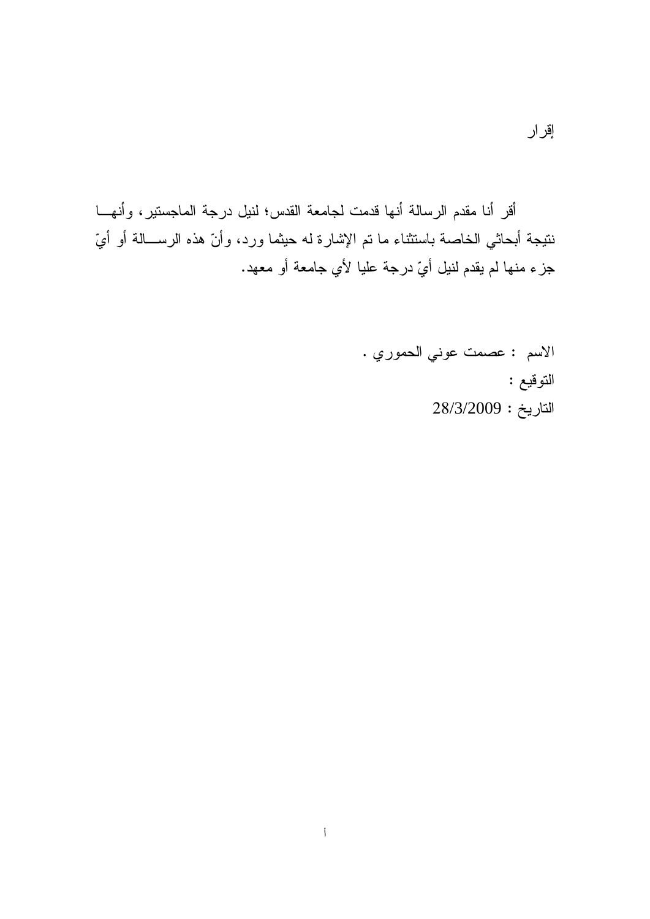# إقرار

أقر أنا مقدم الرسالة أنها قدمت لجامعة القدس؛ لنيل درجة الماجستير، وأنها نتيجة أبحاثي الخاصة باستثناء ما تم الإشارة له حيثما ورد، وأنّ هذه الرسالة أو أيّ جزء منها لم يقدم لنيل أيّ درجة عليا لأي جامعة أو معهد.

الاسم : عصمت عوني الحموري .

التوقيع :

التاريخ : 28/3/2009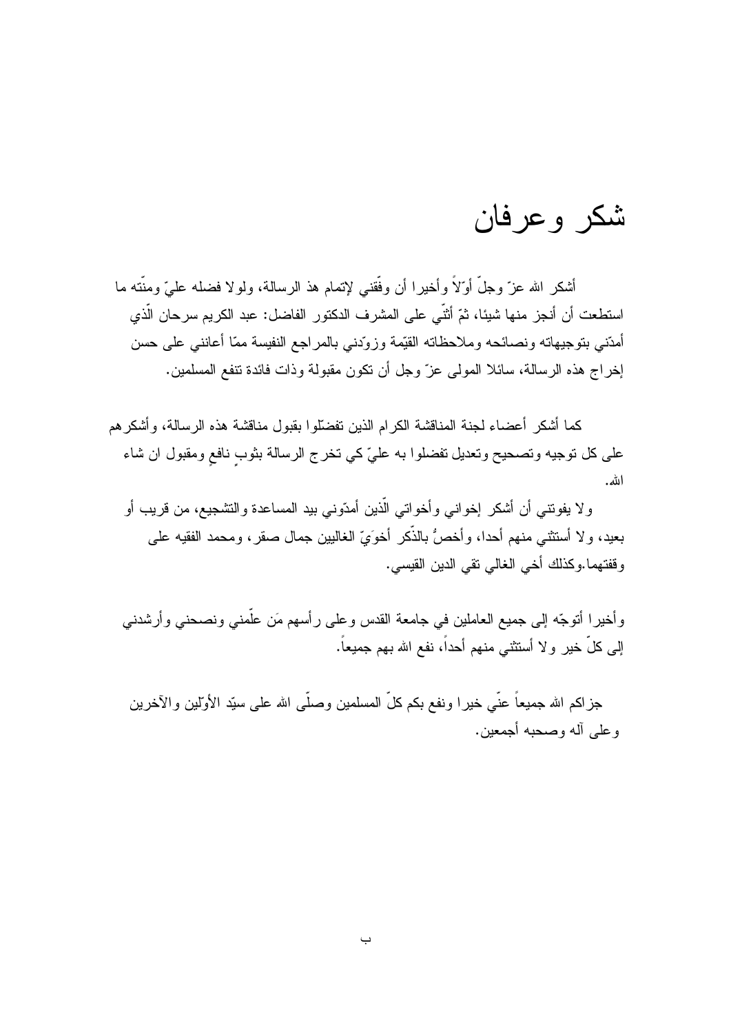# شكر وعرفان

أشكر الله عزّ وجلّ أوّلاً وأخيرا أن وفّقني لإتمام هذ الرسالة، ولولا فضله عليّ ومنّته ما استطعت أن أنجز منها شيئا، ثمّ أثنّي على المشرف الدكتور الفاضل: عبد الكريم سرحان الّذي أمدّني بتوجيهاته ونصائحه وملاحظاته القيّمة وزوّدني بالمراجع النفيسة ممّا أعانني على حسن إخراج هذه الرسالة، سائلا المولى عزّ وجل أن تكون مقبولة وذات فائدة تنفع المسلمين.

كما أشكر أعضاء لجنة المناقشة الكرام الذين تفضّلوا بقبول مناقشة هذه الرسالة، وأشكرهم على كل توجيه وتصحيح وتعديل تفضلوا به عليّ كي تخرج الرسالة بثوبٍ نافعٍ ومقبول ان شاء الله.

ولا يفوتني أن أشكر إخواني وأخواتي الّذين أمدّوني بيد المساعدة والتشجيع، من قريب أو بعيد، ولا أستثني منهم أحدا، وأخصُّ بالذّكر أخوَيّ الغاليين جمال صقر، ومحمد الفقيه على وقفتهما.وكذلك أخي الغالي تقي الدين القيسي.

وأخيرا أتوجّه إلى جميع العاملين في جامعة القدس وعلى رأسهم مَن علّمني ونصحني وأرشدني إلى كلّ خير ولا أستثني منهم أحداً، نفع الله بهم جميعاً.

جزاكم الله جميعاً عنّي خيرا ونفع بكم كلّ المسلمين وصلّى الله على سيّد الأوّلين والآخرين وعلى آله وصحبه أجمعين.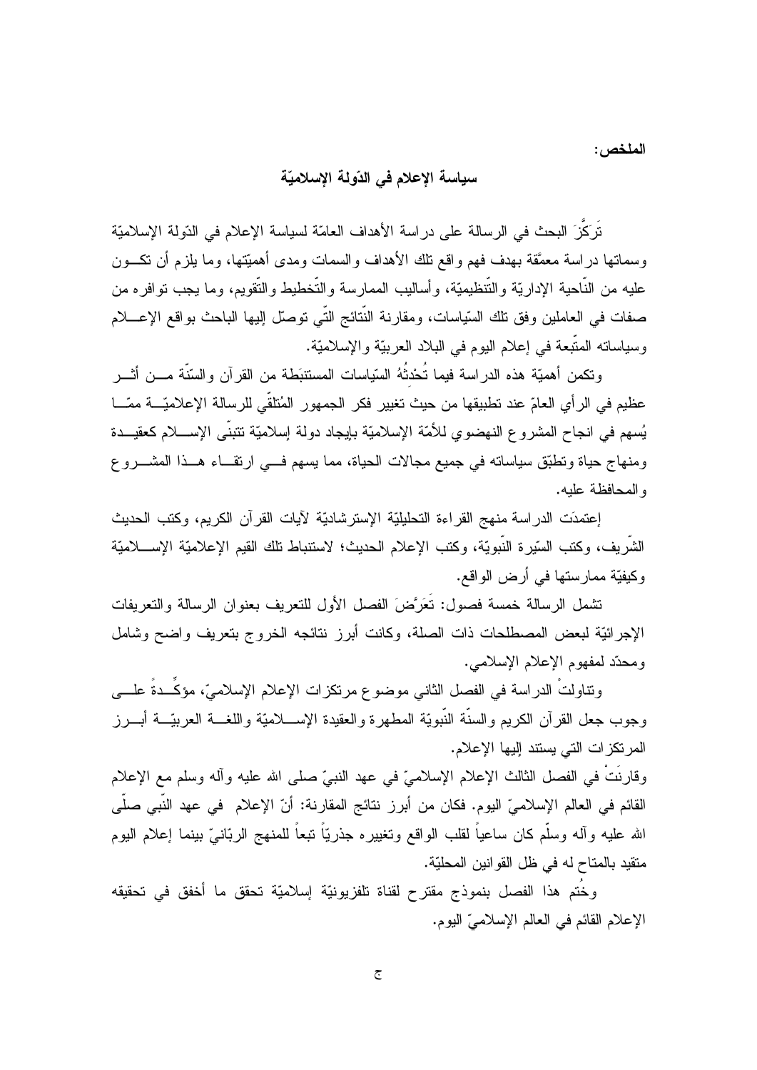**الملخص:**

## سياسة الإعلام في الدّولة الإسلاميّة

تَرَكَّزَ البحث في الرسالة على دراسة الأهداف العامّة لسياسة الإعلام في الدّولة الإسلاميّة وسماتها دراسة معمَّقة بهدف فهم واقع تلك الأهداف والسمات ومدى أهميّتها، وما يلزم أن تكون عليه من النّاحية الإداريّة والتّنظيميّة، وأساليب الممارسة والتّخطيط والتّقويم، وما يجب توافره من صفات في العاملين وفق تلك السّياسات، ومقارنة النّتائج التّي توصّل إليها الباحث بواقع الإعلام وسياساته المتّبعة في إعلام اليوم في البلاد العربيّة والإسلاميّة.

وتكمن أهميّة هذه الدراسة فيما تُحْدِثُهُ السّياسات المستنبَطة من القرآن والسّنّة من أثر عظيم في الرأي العامّ عند تطبيقها من حيث تغيير فكر الجمهور المُتلقّي للرسالة الإعلاميّة ممّا يُسهم في انجاح المشروع النهضوي للأمّة الإسلاميّة بإيجاد دولة إسلاميّة تتبنّى الإسلام كعقيدة ومنهاج حياة وتطبّق سياساته في جميع مجالات الحياة، مما يسهم في ارتقاء هذا المشروع والمحافظة عليه.

إعتمدَت الدراسة منهج القراءة التحليليّة الإسترشاديّة لآيات القرآن الكريم، وكتب الحديث الشّريف، وكتب السّيرة النّبويّة، وكتب الإعلام الحديث؛ لاستنباط تلك القيم الإعلاميّة الإسلاميّة وكيفيّة ممارستها في أرض الواقع.

تشمل الرسالة خمسة فصول: تَعَرَّضَ الفصل الأول للتعريف بعنوان الرسالة والتعريفات الإجرائيّة لبعض المصطلحات ذات الصلة، وكانت أبرز نتائجه الخروج بتعريف واضح وشامل ومحدّد لمفهوم الإعلام الإسلامي.

وتناولتْ الدراسة في الفصل الثاني موضوع مرتكزات الإعلام الإسلاميّ، مؤكِّدةً على وجوب جعل القرآن الكريم والسنّة النّبويّة المطهرة والعقيدة الإسلاميّة واللغة العربيّة أبرز المرتكزات التي يستند إليها الإعلام.

وقارنَتْ في الفصل الثالث الإعلام الإسلاميّ في عهد النبيّ صلى الله عليه وآله وسلم مع الإعلام القائم في العالم الإسلاميّ اليوم. فكان من أبرز نتائج المقارنة: أنّ الإعلام في عهد النّبي صلّى الله عليه وآله وسلّم كان ساعياً لقلب الواقع وتغييره جذريّاً تبعاً للمنهج الربّانيّ بينما إعلام اليوم متقيد بالمتاح له في ظل القوانين المحليّة.

وخُتم هذا الفصل بنموذج مقترح لقناة تلفزيونيّة إسلاميّة تحقق ما أخفق في تحقيقه الإعلام القائم في العالم الإسلاميّ اليوم.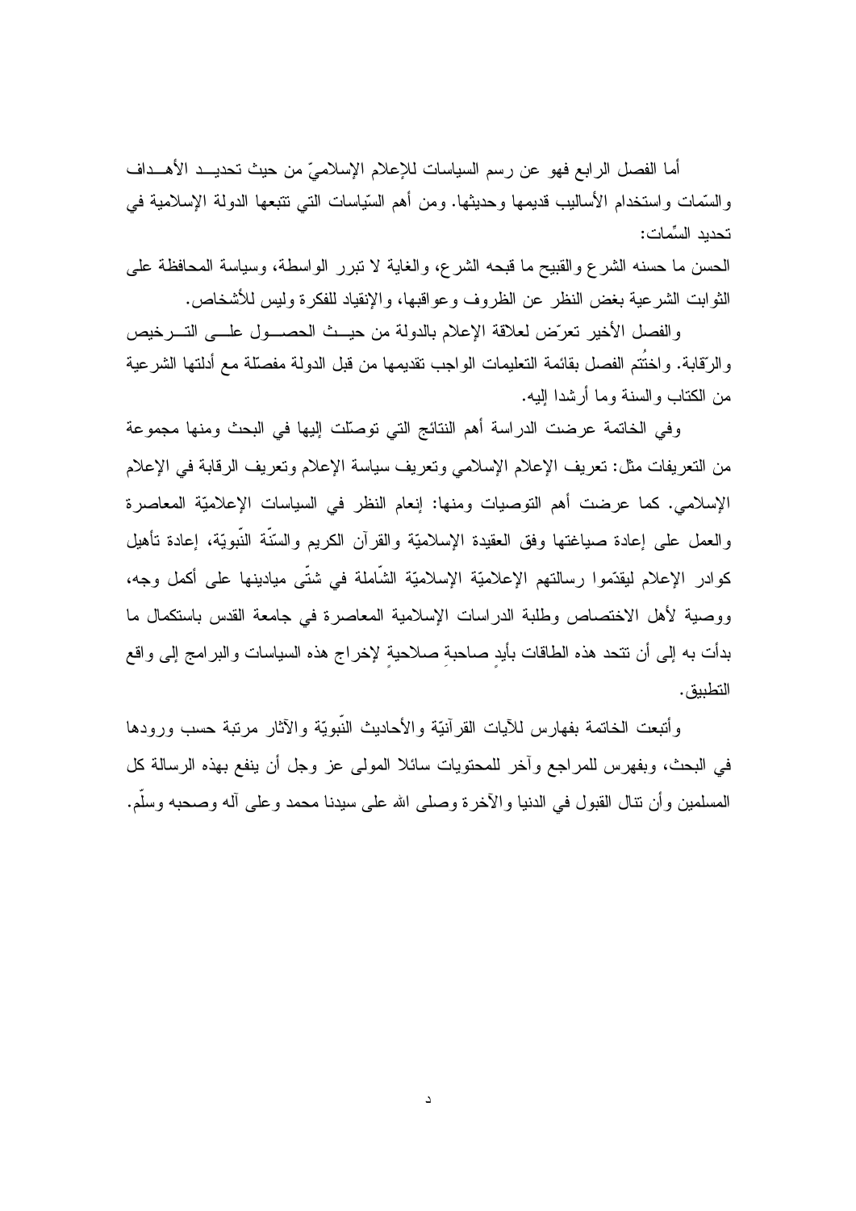أما الفصل الرابع فهو عن رسم السياسات للإعلام الإسلاميّ من حيث تحديد الأهداف والسّمات واستخدام الأساليب قديمها وحديثها. ومن أهم السّياسات التي تتبعها الدولة الإسلامية في تحديد السِّمات:

الحسن ما حسنه الشرع والقبيح ما قبحه الشرع، والغاية لا تبرر الواسطة، وسياسة المحافظة على الثوابت الشرعية بغض النظر عن الظروف وعواقبها، والإنقياد للفكرة وليس للأشخاص.

والفصل الأخير تعرّض لعلاقة الإعلام بالدولة من حيث الحصول على الترخيص والرّقابة. واختُتم الفصل بقائمة التعليمات الواجب تقديمها من قبل الدولة مفصّلة مع أدلتها الشرعية من الكتاب والسنة وما أرشدا إليه.

وفي الخاتمة عرضت الدراسة أهم النتائج التي توصّلت إليها في البحث ومنها مجموعة من التعريفات مثل: تعريف الإعلام الإسلامي وتعريف سياسة الإعلام وتعريف الرقابة في الإعلام الإسلامي. كما عرضت أهم التوصيات ومنها: إنعام النظر في السياسات الإعلاميّة المعاصرة والعمل على إعادة صياغتها وفق العقيدة الإسلاميّة والقرآن الكريم والسّنّة النّبويّة، إعادة تأهيل كوادر الإعلام ليقدّموا رسالتهم الإعلاميّة الإسلاميّة الشّاملة في شتّى ميادينها على أكمل وجه، ووصية لأهل الاختصاص وطلبة الدراسات الإسلامية المعاصرة في جامعة القدس باستكمال ما بدأت به إلى أن تتحد هذه الطاقات بأيدٍ صاحبةِ صلاحيةٍ لإخراج هذه السياسات والبرامج إلى واقع التطبيق.

وأتبعت الخاتمة بفهارس للآيات القرآنيّة والأحاديث النّبويّة والآثار مرتبة حسب ورودها في البحث، وبفهرس للمراجع وآخر للمحتويات سائلا المولى عز وجل أن ينفع بهذه الرسالة كل المسلمين وأن تنال القبول في الدنيا والآخرة وصلى الله على سيدنا محمد وعلى آله وصحبه وسلّم.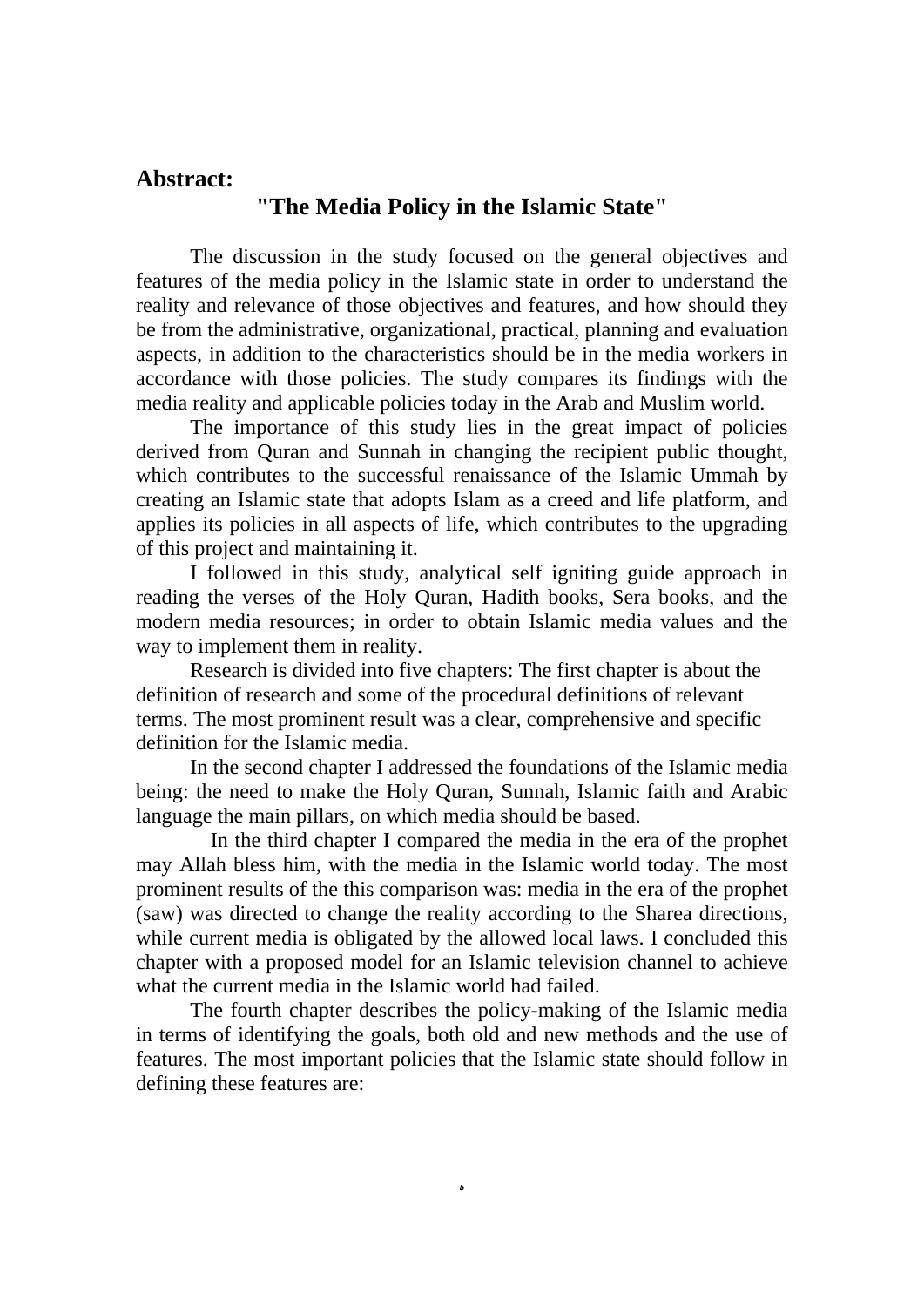## Abstract:

### "The Media Policy in the Islamic State"

The discussion in the study focused on the general objectives and features of the media policy in the Islamic state in order to understand the reality and relevance of those objectives and features, and how should they be from the administrative, organizational, practical, planning and evaluation aspects, in addition to the characteristics should be in the media workers in accordance with those policies. The study compares its findings with the media reality and applicable policies today in the Arab and Muslim world.

The importance of this study lies in the great impact of policies derived from Quran and Sunnah in changing the recipient public thought, which contributes to the successful renaissance of the Islamic Ummah by creating an Islamic state that adopts Islam as a creed and life platform, and applies its policies in all aspects of life, which contributes to the upgrading of this project and maintaining it.

I followed in this study, analytical self igniting guide approach in reading the verses of the Holy Quran, Hadith books, Sera books, and the modern media resources; in order to obtain Islamic media values and the way to implement them in reality.

Research is divided into five chapters: The first chapter is about the definition of research and some of the procedural definitions of relevant terms. The most prominent result was a clear, comprehensive and specific definition for the Islamic media.

In the second chapter I addressed the foundations of the Islamic media being: the need to make the Holy Quran, Sunnah, Islamic faith and Arabic language the main pillars, on which media should be based.

In the third chapter I compared the media in the era of the prophet may Allah bless him, with the media in the Islamic world today. The most prominent results of the this comparison was: media in the era of the prophet (saw) was directed to change the reality according to the Sharea directions, while current media is obligated by the allowed local laws. I concluded this chapter with a proposed model for an Islamic television channel to achieve what the current media in the Islamic world had failed.

The fourth chapter describes the policy-making of the Islamic media in terms of identifying the goals, both old and new methods and the use of features. The most important policies that the Islamic state should follow in defining these features are: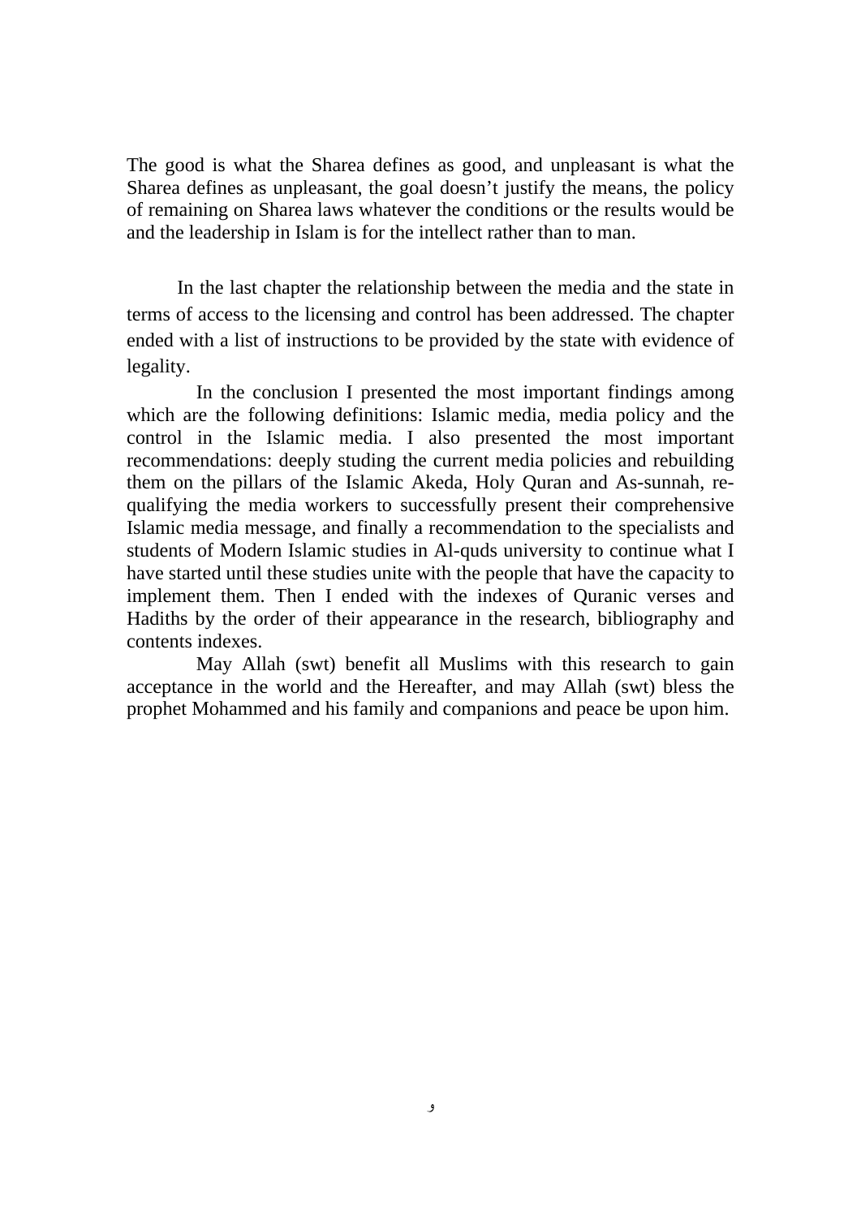The good is what the Sharea defines as good, and unpleasant is what the Sharea defines as unpleasant, the goal doesn't justify the means, the policy of remaining on Sharea laws whatever the conditions or the results would be and the leadership in Islam is for the intellect rather than to man.

In the last chapter the relationship between the media and the state in terms of access to the licensing and control has been addressed. The chapter ended with a list of instructions to be provided by the state with evidence of legality.

In the conclusion I presented the most important findings among which are the following definitions: Islamic media, media policy and the control in the Islamic media. I also presented the most important recommendations: deeply studing the current media policies and rebuilding them on the pillars of the Islamic Akeda, Holy Quran and As-sunnah, re-qualifying the media workers to successfully present their comprehensive Islamic media message, and finally a recommendation to the specialists and students of Modern Islamic studies in Al-quds university to continue what I have started until these studies unite with the people that have the capacity to implement them. Then I ended with the indexes of Quranic verses and Hadiths by the order of their appearance in the research, bibliography and contents indexes.

May Allah (swt) benefit all Muslims with this research to gain acceptance in the world and the Hereafter, and may Allah (swt) bless the prophet Mohammed and his family and companions and peace be upon him.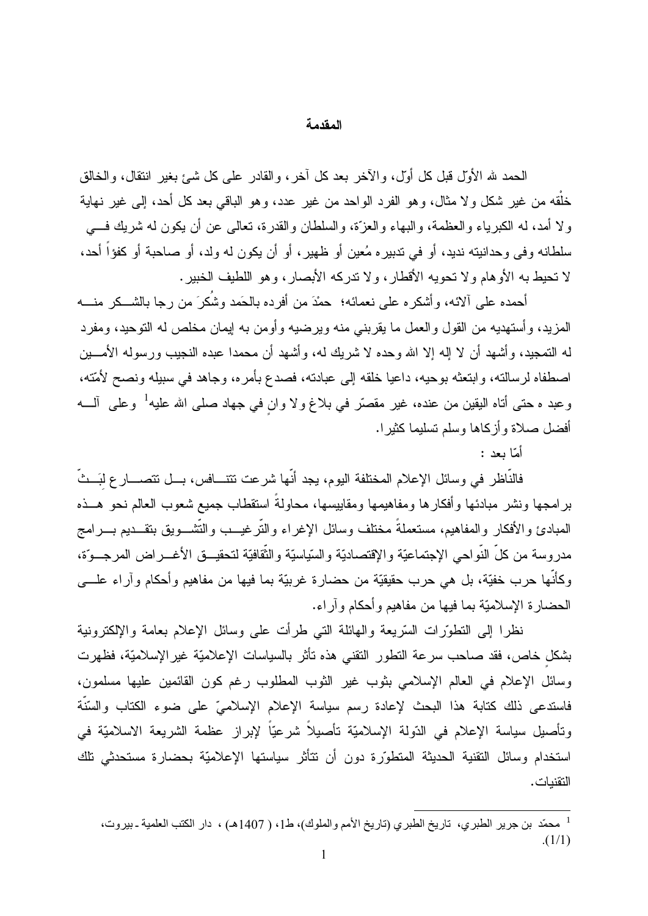## المقدمة

الحمد لله الأوّل قبل كل أوّل، والآخر بعد كل آخر، والقادر على كل شئ بغير انتقال، والخالق خلْقه من غير شكل ولا مثال، وهو الفرد الواحد من غير عدد، وهو الباقي بعد كل أحد، إلى غير نهاية ولا أمد، له الكبرياء والعظمة، والبهاء والعزّة، والسلطان والقدرة، تعالى عن أن يكون له شريك في سلطانه وفي وحدانيته نديد، أو في تدبيره مُعين أو ظهير، أو أن يكون له ولد، أو صاحبة أو كفؤاً أحد، لا تحيط به الأوهام ولا تحويه الأقطار، ولا تدركه الأبصار، وهو اللطيف الخبير.

أحمده على آلائه، وأشكره على نعمائه؛ حمْدَ من أفرده بالحَمد وشُكرَ من رجا بالشكر منه المزيد، وأستهديه من القول والعمل ما يقربني منه ويرضيه وأومن به إيمان مخلص له التوحيد، ومفرد له التمجيد، وأشهد أن لا إله إلا الله وحده لا شريك له، وأشهد أن محمدا عبده النجيب ورسوله الأمين اصطفاه لرسالته، وابتعثه بوحيه، داعيا خلقه إلى عبادته، فصدع بأمره، وجاهد في سبيله ونصح لأمّته، وعبد ه حتى أتاه اليقين من عنده، غير مقصّر في بلاغ ولا وانٍ في جهاد صلى الله عليه[1] وعلى آله أفضل صلاة وأزكاها وسلم تسليما كثيرا.

أمّا بعد :

فالنّاظر في وسائل الإعلام المختلفة اليوم، يجد أنّها شرعت تتنافس، بل تتصارع لِبَثّ برامجها ونشر مبادئها وأفكارها ومفاهيمها ومقاييسها، محاولةً استقطاب جميع شعوب العالم نحو هذه المبادئ والأفكار والمفاهيم، مستعملةً مختلف وسائل الإغراء والتّرغيب والتّشويق بتقديم برامج مدروسة من كلّ النّواحي الإجتماعيّة والإقتصاديّة والسّياسيّة والثّقافيّة لتحقيق الأغراض المرجوّة، وكأنّها حرب خفيّة، بل هي حرب حقيقيّة من حضارة غربيّة بما فيها من مفاهيم وأحكام وآراء على الحضارة الإسلاميّة بما فيها من مفاهيم وأحكام وآراء.

نظرا إلى التطوّرات السّريعة والهائلة التي طرأت على وسائل الإعلام بعامة والإلكترونية بشكلٍ خاص، فقد صاحب سرعة التطور التقني هذه تأثر بالسياسات الإعلاميّة غيرالإسلاميّة، فظهرت وسائل الإعلام في العالم الإسلامي بثوب غير الثوب المطلوب رغم كون القائمين عليها مسلمون، فاستدعى ذلك كتابة هذا البحث لإعادة رسم سياسة الإعلام الإسلاميّ على ضوء الكتاب والسنّة وتأصيل سياسة الإعلام في الدّولة الإسلاميّة تأصيلاً شرعيّاً لإبراز عظمة الشريعة الاسلاميّة في استخدام وسائل التقنية الحديثة المتطوّرة دون أن تتأثر سياستها الإعلاميّة بحضارة مستحدثي تلك التقنيات.

---

[1] محمّد بن جرير الطبري، تاريخ الطبري (تاريخ الأمم والملوك)، ط1، ( 1407هـ) ، دار الكتب العلمية ـ بيروت، (1/1).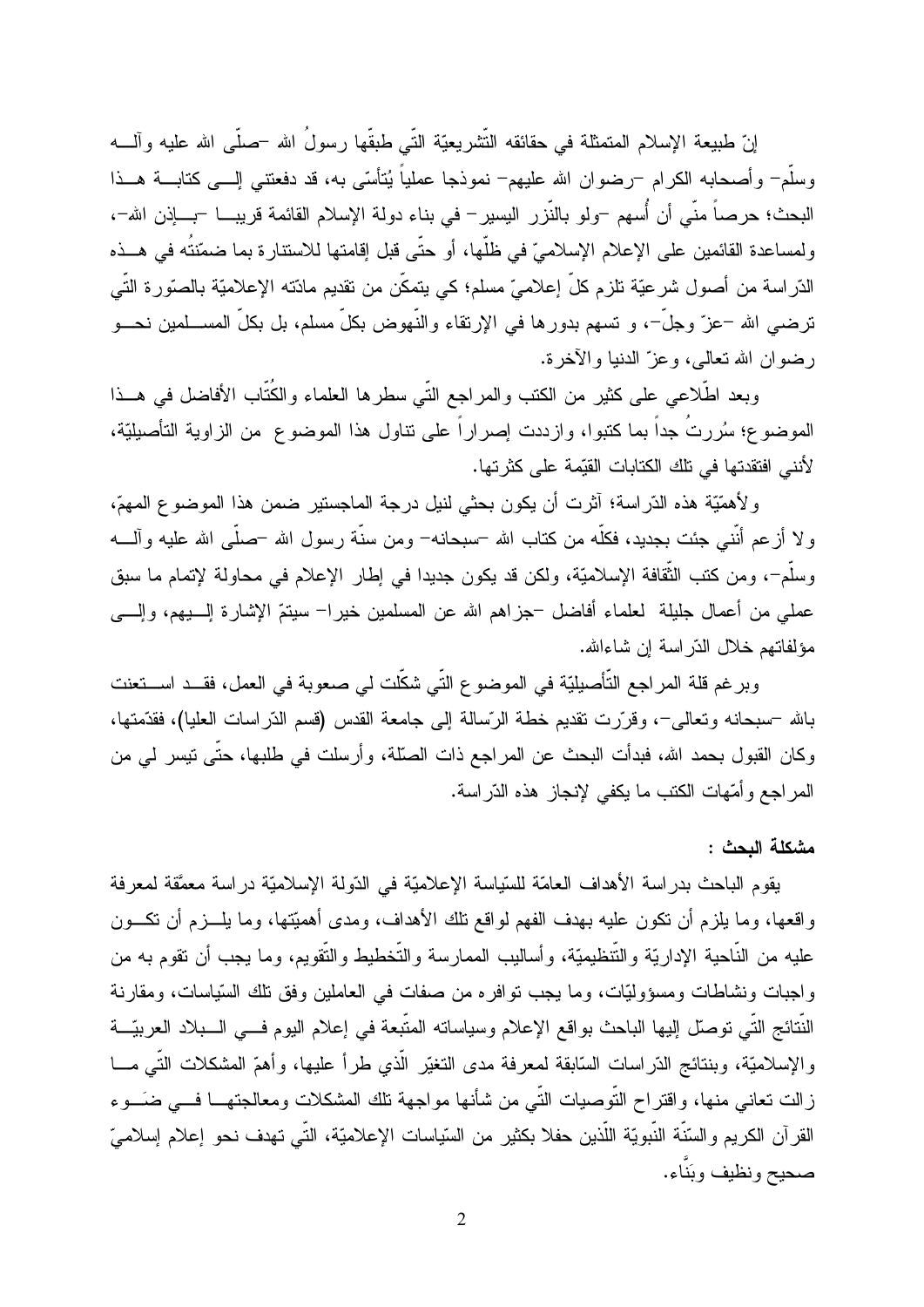إنّ طبيعة الإسلام المتمثلة في حقائقه التّشريعيّة التّي طبقّها رسولُ الله –صلّى الله عليه وآله وسلّم– وأصحابه الكرام –رضوان الله عليهم– نموذجا عملياً يُتأسّى به، قد دفعتني إلى كتابة هذا البحث؛ حرصاً منّي أن أُسهم –ولو بالنّزر اليسير– في بناء دولة الإسلام القائمة قريبا –بإذن الله–، ولمساعدة القائمين على الإعلام الإسلاميّ في ظلّها، أو حتّى قبل إقامتها للاستنارة بما ضمّنتُه في هذه الدّراسة من أصول شرعيّة تلزم كلّ إعلاميّ مسلم؛ كي يتمكّن من تقديم مادّته الإعلاميّة بالصّورة التّي ترضي الله –عزّ وجلّ–، و تسهم بدورها في الإرتقاء والنّهوض بكلّ مسلم، بل بكلّ المسلمين نحو رضوان الله تعالى، وعزّ الدنيا والآخرة.

وبعد اطّلاعي على كثير من الكتب والمراجع التّي سطرها العلماء والكُتّاب الأفاضل في هذا الموضوع؛ سُررتُ جداً بما كتبوا، وازددت إصراراً على تناول هذا الموضوع من الزاوية التأصيليّة، لأنني افتقدتها في تلك الكتابات القيّمة على كثرتها.

ولأهمّيّة هذه الدّراسة؛ آثرت أن يكون بحثي لنيل درجة الماجستير ضمن هذا الموضوع المهمّ، ولا أزعم أنّني جئت بجديد، فكلّه من كتاب الله –سبحانه– ومن سنّة رسول الله –صلّى الله عليه وآله وسلّم–، ومن كتب الثّقافة الإسلاميّة، ولكن قد يكون جديدا في إطار الإعلام في محاولة لإتمام ما سبق عملي من أعمال جليلة لعلماء أفاضل –جزاهم الله عن المسلمين خيرا– سيتمّ الإشارة إليهم، وإلى مؤلفاتهم خلال الدّراسة إن شاءالله.

وبرغم قلة المراجع التّأصيليّة في الموضوع التّي شكّلت لي صعوبة في العمل، فقد استعنت بالله –سبحانه وتعالى–، وقرّرت تقديم خطة الرّسالة إلى جامعة القدس (قسم الدّراسات العليا)، فقدّمتها، وكان القبول بحمد الله، فبدأت البحث عن المراجع ذات الصّلة، وأرسلت في طلبها، حتّى تيسر لي من المراجع وأمّهات الكتب ما يكفي لإنجاز هذه الدّراسة.

**مشكلة البحث :**

يقوم الباحث بدراسة الأهداف العامّة للسّياسة الإعلاميّة في الدّولة الإسلاميّة دراسة معمّقة لمعرفة واقعها، وما يلزم أن تكون عليه بهدف الفهم لواقع تلك الأهداف، ومدى أهميّتها، وما يلزم أن تكون عليه من النّاحية الإداريّة والتّنظيميّة، وأساليب الممارسة والتّخطيط والتّقويم، وما يجب أن تقوم به من واجبات ونشاطات ومسؤوليّات، وما يجب توافره من صفات في العاملين وفق تلك السّياسات، ومقارنة النّتائج التّي توصّل إليها الباحث بواقع الإعلام وسياساته المتّبعة في إعلام اليوم في البلاد العربيّة والإسلاميّة، وبنتائج الدّراسات السّابقة لمعرفة مدى التغيّر الّذي طرأ عليها، وأهمّ المشكلات التّي ما زالت تعاني منها، واقتراح التّوصيات التّي من شأنها مواجهة تلك المشكلات ومعالجتها في ضوء القرآن الكريم والسّنّة النّبويّة اللّذين حفلا بكثير من السّياسات الإعلاميّة، التّي تهدف نحو إعلام إسلاميّ صحيح ونظيف وبَنَّاء.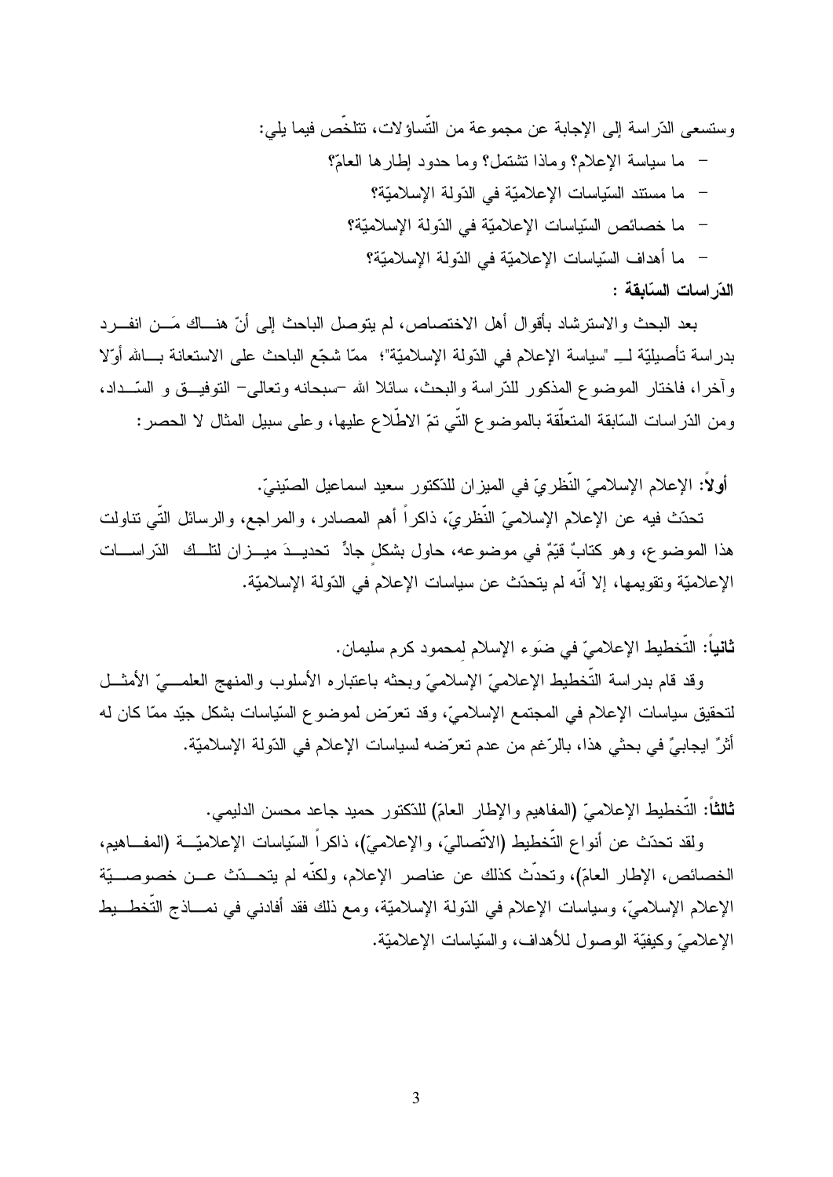وستسعى الدّراسة إلى الإجابة عن مجموعة من التّساؤلات، تتلخّص فيما يلي:

- ما سياسة الإعلام؟ وماذا تشتمل؟ وما حدود إطارها العامّ؟
- ما مستند السّياسات الإعلاميّة في الدّولة الإسلاميّة؟
- ما خصائص السّياسات الإعلاميّة في الدّولة الإسلاميّة؟
- ما أهداف السّياسات الإعلاميّة في الدّولة الإسلاميّة؟

**الدّراسات السّابقة :**

بعد البحث والاسترشاد بأقوال أهل الاختصاص، لم يتوصل الباحث إلى أنّ هناك مَن انفرد بدراسة تأصيليّة لـ "سياسة الإعلام في الدّولة الإسلاميّة"؛ ممّا شجّع الباحث على الاستعانة بالله أوّلا وآخرا، فاختار الموضوع المذكور للدّراسة والبحث، سائلا الله -سبحانه وتعالى- التوفيق و السّداد، ومن الدّراسات السّابقة المتعلّقة بالموضوع التّي تمّ الاطّلاع عليها، وعلى سبيل المثال لا الحصر:

**أولاً:** الإعلام الإسلاميّ النّظريّ في الميزان للدّكتور سعيد اسماعيل الصّينيّ.

تحدّث فيه عن الإعلام الإسلاميّ النّظريّ، ذاكراً أهم المصادر، والمراجع، والرسائل التّي تناولت هذا الموضوع، وهو كتابٌ قيّمٌ في موضوعه، حاول بشكلٍ جادٍّ تحديدَ ميزان لتلك الدّراسات الإعلاميّة وتقويمها، إلا أنّه لم يتحدّث عن سياسات الإعلام في الدّولة الإسلاميّة.

**ثانياً:** التّخطيط الإعلاميّ في ضَوء الإسلام لمحمود كرم سليمان.

وقد قام بدراسة التّخطيط الإعلاميّ الإسلاميّ وبحثه باعتباره الأسلوب والمنهج العلميّ الأمثل لتحقيق سياسات الإعلام في المجتمع الإسلاميّ، وقد تعرّض لموضوع السّياسات بشكل جيّد ممّا كان له أثرٌ ايجابيٌ في بحثي هذا، بالرّغم من عدم تعرّضه لسياسات الإعلام في الدّولة الإسلاميّة.

**ثالثاً:** التّخطيط الإعلاميّ (المفاهيم والإطار العامّ) للدّكتور حميد جاعد محسن الدليمي.

ولقد تحدّث عن أنواع التّخطيط (الاتّصاليّ، والإعلاميّ)، ذاكراً السّياسات الإعلاميّة (المفاهيم، الخصائص، الإطار العامّ)، وتحدّث كذلك عن عناصر الإعلام، ولكنّه لم يتحدّث عن خصوصيّة الإعلام الإسلاميّ، وسياسات الإعلام في الدّولة الإسلاميّة، ومع ذلك فقد أفادني في نماذج التّخطيط الإعلاميّ وكيفيّة الوصول للأهداف، والسّياسات الإعلاميّة.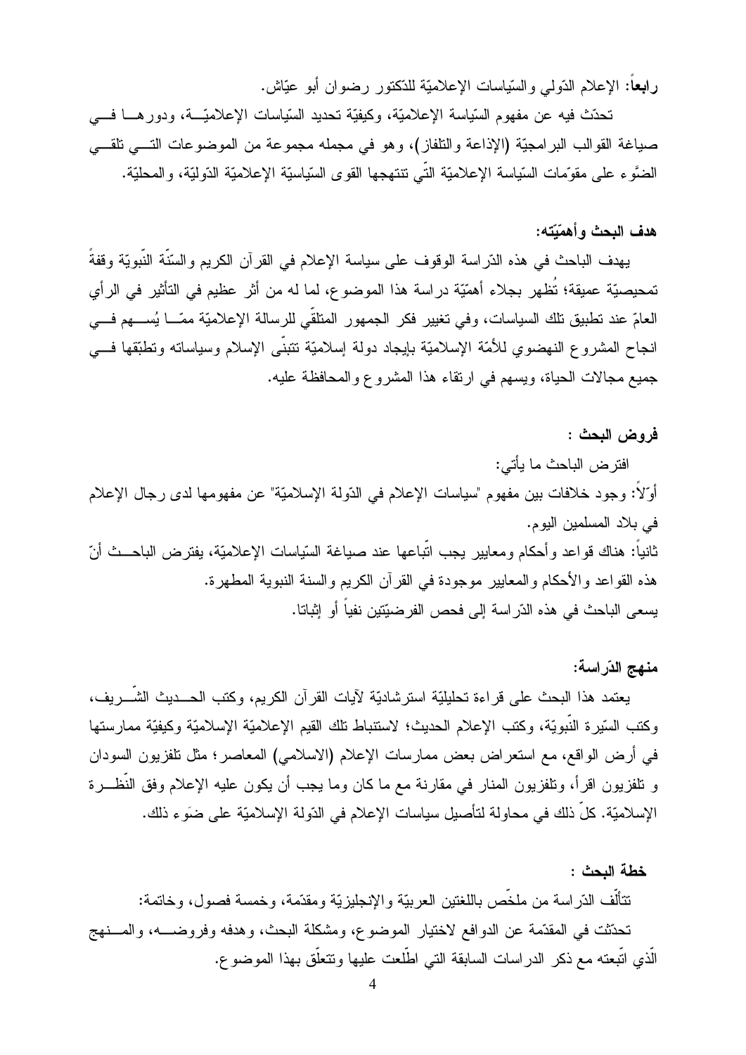**رابعاً**: الإعلام الدّولي والسّياسات الإعلاميّة للدّكتور رضوان أبو عيّاش.

تحدّث فيه عن مفهوم السّياسة الإعلاميّة، وكيفيّة تحديد السّياسات الإعلاميّة، ودورها في صياغة القوالب البرامجيّة (الإذاعة والتلفاز)، وهو في مجمله مجموعة من الموضوعات التي تلقي الضَّوء على مقوّمات السّياسة الإعلاميّة الّتي تنتهجها القوى السّياسيّة الإعلاميّة الدّوليّة، والمحليّة.

### هدف البحث وأهمّيّته:

يهدف الباحث في هذه الدّراسة الوقوف على سياسة الإعلام في القرآن الكريم والسّنّة النّبويّة وقفةً تمحيصيّة عميقة؛ تُظهر بجلاء أهمّيّة دراسة هذا الموضوع، لما له من أثر عظيم في التأثير في الرأي العامّ عند تطبيق تلك السياسات، وفي تغيير فكر الجمهور المتلقّي للرسالة الإعلاميّة ممّا يُسهم في انجاح المشروع النهضوي للأمّة الإسلاميّة بإيجاد دولة إسلاميّة تتبنّى الإسلام وسياساته وتطبّقها في جميع مجالات الحياة، ويسهم في ارتقاء هذا المشروع والمحافظة عليه.

### فروض البحث :

افترض الباحث ما يأتي:

أوّلاً: وجود خلافات بين مفهوم "سياسات الإعلام في الدّولة الإسلاميّة" عن مفهومها لدى رجال الإعلام في بلاد المسلمين اليوم.

ثانياً: هناك قواعد وأحكام ومعايير يجب اتّباعها عند صياغة السّياسات الإعلاميّة، يفترض الباحث أنّ هذه القواعد والأحكام والمعايير موجودة في القرآن الكريم والسنة النبوية المطهرة.

يسعى الباحث في هذه الدّراسة إلى فحص الفرضيّتين نفياً أو إثباتا.

### منهج الدّراسة:

يعتمد هذا البحث على قراءة تحليليّة استرشاديّة لآيات القرآن الكريم، وكتب الحديث الشّريف، وكتب السّيرة النّبويّة، وكتب الإعلام الحديث؛ لاستنباط تلك القيم الإعلاميّة الإسلاميّة وكيفيّة ممارستها في أرض الواقع، مع استعراض بعض ممارسات الإعلام (الاسلامي) المعاصر؛ مثل تلفزيون السودان و تلفزيون اقرأ، وتلفزيون المنار في مقارنة مع ما كان وما يجب أن يكون عليه الإعلام وفق النّظرة الإسلاميّة. كلّ ذلك في محاولة لتأصيل سياسات الإعلام في الدّولة الإسلاميّة على ضَوء ذلك.

### خطة البحث :

تتألّف الدّراسة من ملخّص باللغتين العربيّة والإنجليزيّة ومقدّمة، وخمسة فصول، وخاتمة:

تحدّثت في المقدّمة عن الدوافع لاختيار الموضوع، ومشكلة البحث، وهدفه وفروضه، والمنهج الّذي اتّبعته مع ذكر الدراسات السابقة التي اطّلعت عليها وتتعلّق بهذا الموضوع.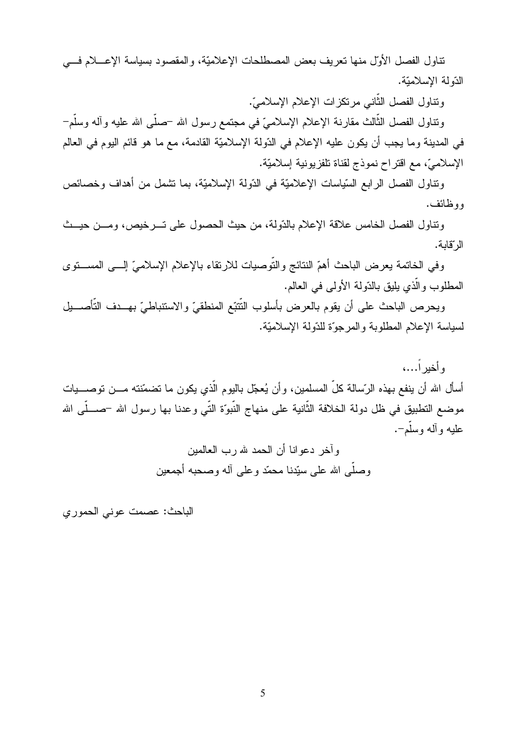تناول الفصل الأوّل منها تعريف بعض المصطلحات الإعلاميّة، والمقصود بسياسة الإعلام في الدّولة الإسلاميّة.

وتناول الفصل الثّاني مرتكزات الإعلام الإسلاميّ.

وتناول الفصل الثّالث مقارنة الإعلام الإسلاميّ في مجتمع رسول الله -صلّى الله عليه وآله وسلّم- في المدينة وما يجب أن يكون عليه الإعلام في الدّولة الإسلاميّة القادمة، مع ما هو قائم اليوم في العالم الإسلاميّ، مع اقتراح نموذج لقناة تلفزيونية إسلاميّة.

وتناول الفصل الرابع السّياسات الإعلاميّة في الدّولة الإسلاميّة، بما تشمل من أهداف وخصائص ووظائف.

وتناول الفصل الخامس علاقة الإعلام بالدّولة، من حيث الحصول على الترخيص، ومن حيث الرّقابة.

وفي الخاتمة يعرض الباحث أهمّ النتائج والتّوصيات للارتقاء بالإعلام الإسلاميّ إلى المستوى المطلوب والّذي يليق بالدّولة الأولى في العالم.

ويحرص الباحث على أن يقوم بالعرض بأسلوب التّتبّع المنطقيّ والاستنباطيّ بهدف التّأصيل لسياسة الإعلام المطلوبة والمرجوّة للدّولة الإسلاميّة.

وأخيراً...،

أسأل الله أن ينفع بهذه الرّسالة كلّ المسلمين، وأن يُعجّل باليوم الّذي يكون ما تضمّنته من توصيات موضع التطبيق في ظل دولة الخلافة الثّانية على منهاج النّبوّة التّي وعدنا بها رسول الله -صلّى الله عليه وآله وسلّم-.

وآخر دعوانا أن الحمد لله رب العالمين

وصلّى الله على سيّدنا محمّد وعلى آله وصحبه أجمعين

الباحث: عصمت عوني الحموري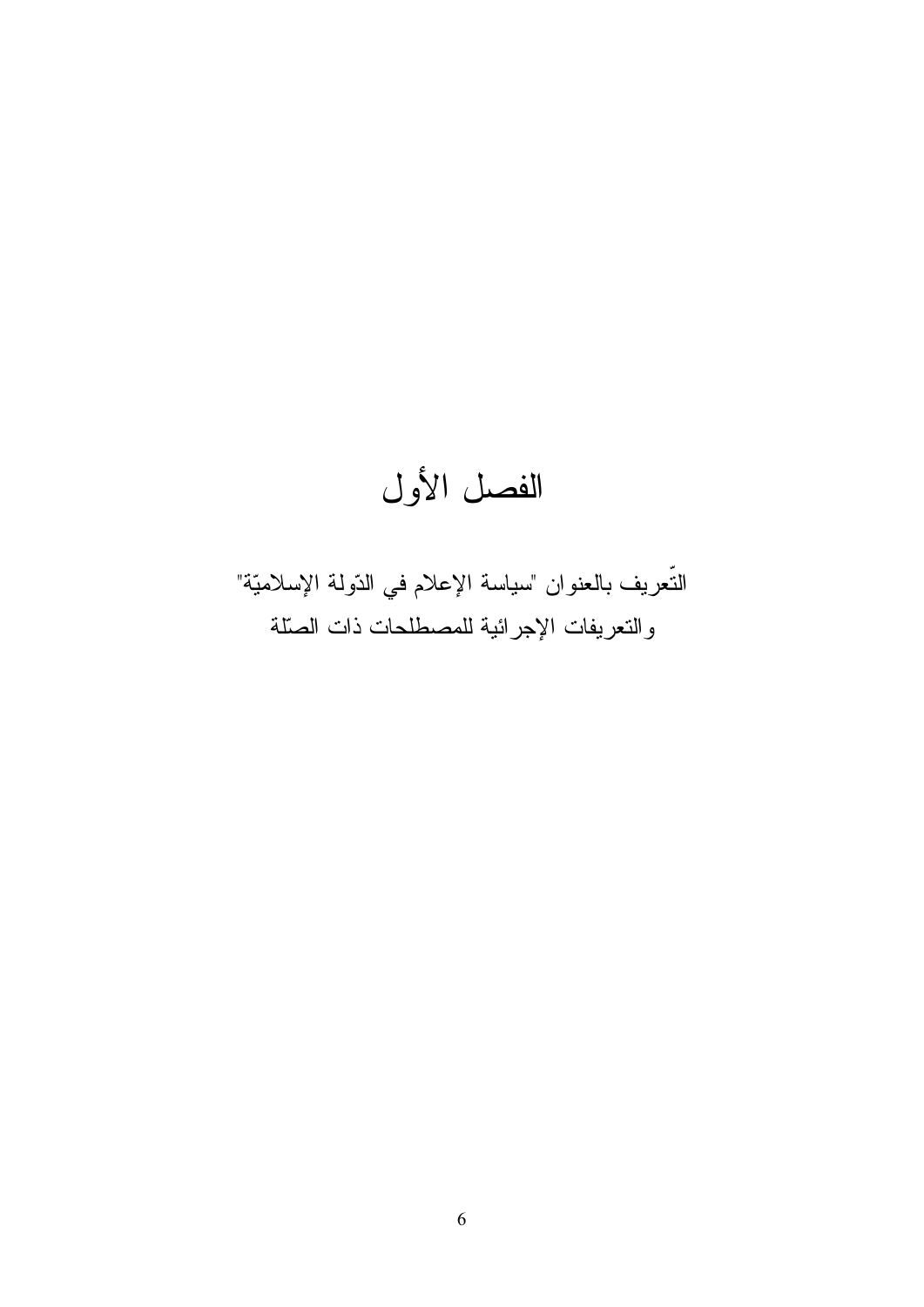# الفصل الأول

## التّعريف بالعنوان "سياسة الإعلام في الدّولة الإسلاميّة" والتعريفات الإجرائية للمصطلحات ذات الصّلة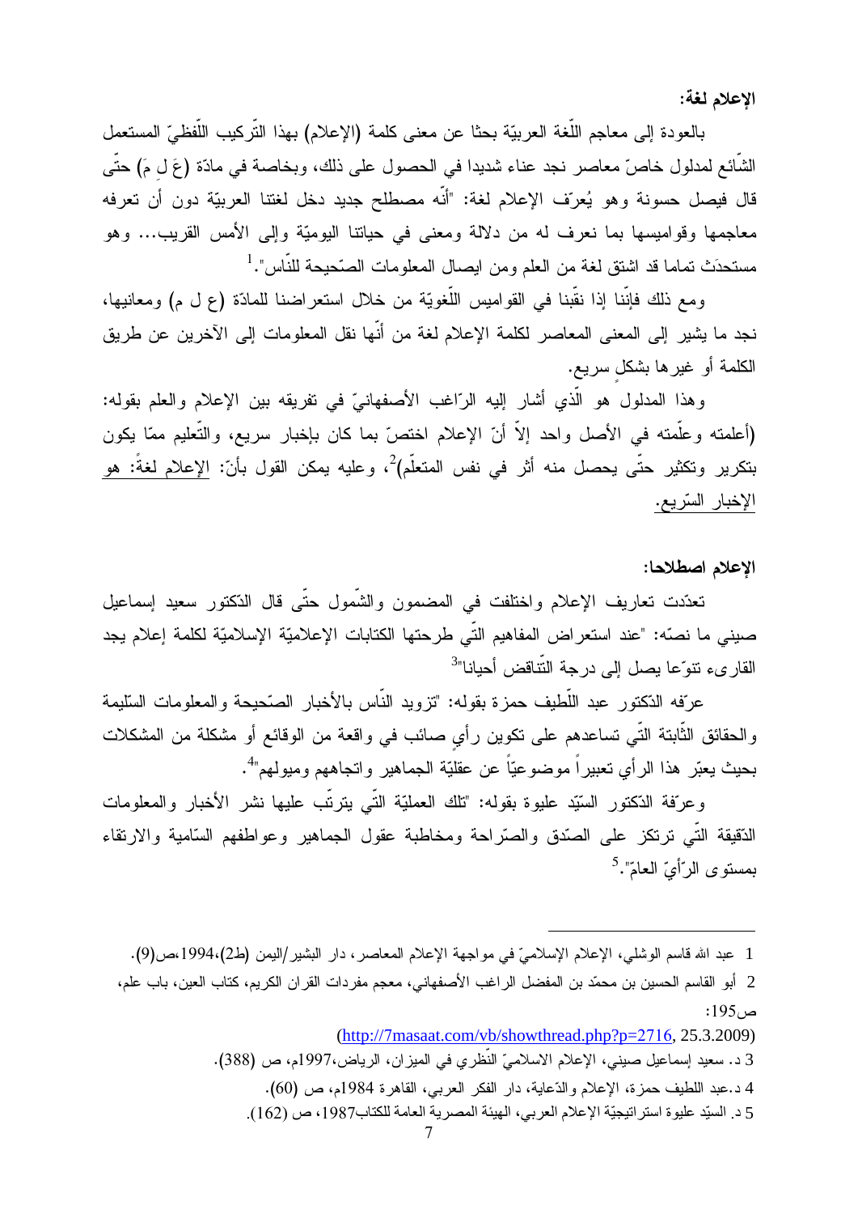**الإعلام لغة:**

بالعودة إلى معاجم اللّغة العربيّة بحثا عن معنى كلمة (الإعلام) بهذا التّركيب اللّفظيّ المستعمل الشّائع لمدلول خاصّ معاصر نجد عناء شديدا في الحصول على ذلك، وبخاصة في مادّة (عَ لِ مَ) حتّى قال فيصل حسونة وهو يُعرّف الإعلام لغة: "أنّه مصطلح جديد دخل لغتنا العربيّة دون أن تعرفه معاجمها وقواميسها بما نعرف له من دلالة ومعنى في حياتنا اليوميّة وإلى الأمس القريب... وهو مستحدَث تماما قد اشتق لغة من العلم ومن ايصال المعلومات الصّحيحة للنّاس".[1]

ومع ذلك فإنّنا إذا نقّبنا في القواميس اللّغويّة من خلال استعراضنا للمادّة (ع ل م) ومعانيها، نجد ما يشير إلى المعنى المعاصر لكلمة الإعلام لغة من أنّها نقل المعلومات إلى الآخرين عن طريق الكلمة أو غيرها بشكلٍ سريع.

وهذا المدلول هو الّذي أشار إليه الرّاغب الأصفهانيّ في تفريقه بين الإعلام والعلم بقوله: (أعلمته وعلّمته في الأصل واحد إلاّ أنّ الإعلام اختصّ بما كان بإخبار سريع، والتّعليم ممّا يكون بتكرير وتكثير حتّى يحصل منه أثر في نفس المتعلّم)[2]، وعليه يمكن القول بأنّ: <u>الإعلام لغةً: هو الإخبار السّريع.</u>

**الإعلام اصطلاحا:**

تعدّدت تعاريف الإعلام واختلفت في المضمون والشّمول حتّى قال الدّكتور سعيد إسماعيل صيني ما نصّه: "عند استعراض المفاهيم الّتي طرحتها الكتابات الإعلاميّة الإسلاميّة لكلمة إعلام يجد القارىء تنوّعا يصل إلى درجة التّناقض أحيانا"[3]

عرّفه الدّكتور عبد اللّطيف حمزة بقوله: "تزويد النّاس بالأخبار الصّحيحة والمعلومات السّليمة والحقائق الثّابتة الّتي تساعدهم على تكوين رأيٍ صائب في واقعة من الوقائع أو مشكلة من المشكلات بحيث يعبّر هذا الرأي تعبيراً موضوعيّاً عن عقليّة الجماهير واتجاههم وميولهم"[4].

وعرّفة الدّكتور السّيّد عليوة بقوله: "تلك العمليّة الّتي يترتّب عليها نشر الأخبار والمعلومات الدّقيقة الّتي ترتكز على الصّدق والصّراحة ومخاطبة عقول الجماهير وعواطفهم السّامية والارتقاء بمستوى الرّأيّ العامّ".[5]

---

1 عبد الله قاسم الوشلي، الإعلام الإسلاميّ في مواجهة الإعلام المعاصر، دار البشير/اليمن (ط2)،1994،ص(9).

2 أبو القاسم الحسين بن محمّد بن المفضل الراغب الأصفهاني، معجم مفردات القران الكريم، كتاب العين، باب علم، ص195: (http://7masaat.com/vb/showthread.php?p=2716, 25.3.2009)

3 د. سعيد إسماعيل صيني، الإعلام الاسلاميّ النّظري في الميزان، الرياض،1997م، ص (388).

4 د.عبد اللطيف حمزة، الإعلام والدّعاية، دار الفكر العربي، القاهرة 1984م، ص (60).

5 د. السيّد عليوة استراتيجيّة الإعلام العربي، الهيئة المصرية العامة للكتاب1987، ص (162).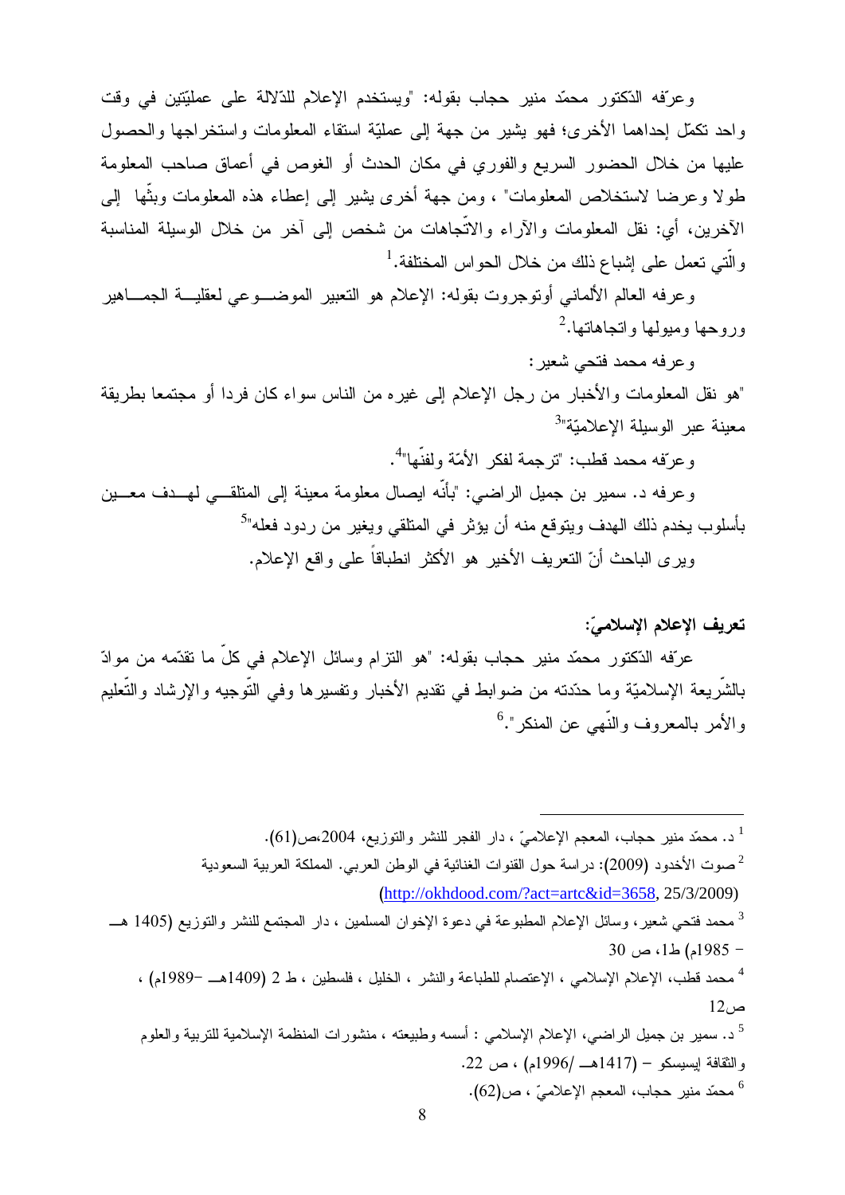وعرّفه الدّكتور محمّد منير حجاب بقوله: "ويستخدم الإعلام للدّلالة على عمليّتين في وقت واحد تكمّل إحداهما الأخرى؛ فهو يشير من جهة إلى عمليّة استقاء المعلومات واستخراجها والحصول عليها من خلال الحضور السريع والفوري في مكان الحدث أو الغوص في أعماق صاحب المعلومة طولا وعرضا لاستخلاص المعلومات" ، ومن جهة أخرى يشير إلى إعطاء هذه المعلومات وبثّها إلى الآخرين، أي: نقل المعلومات والآراء والاتّجاهات من شخص إلى آخر من خلال الوسيلة المناسبة والّتي تعمل على إشباع ذلك من خلال الحواس المختلفة.[1]

وعرفه العالم الألماني أوتوجروت بقوله: الإعلام هو التعبير الموضوعي لعقلية الجماهير وروحها وميولها واتجاهاتها.[2]

وعرفه محمد فتحي شعير:

"هو نقل المعلومات والأخبار من رجل الإعلام إلى غيره من الناس سواء كان فردا أو مجتمعا بطريقة معينة عبر الوسيلة الإعلاميّة"[3]

وعرّفه محمد قطب: "ترجمة لفكر الأمّة ولفنّها"[4].

وعرفه د. سمير بن جميل الراضي: "بأنّه ايصال معلومة معينة إلى المتلقي لهدف معين بأسلوب يخدم ذلك الهدف ويتوقع منه أن يؤثر في المتلقي ويغير من ردود فعله"[5]

ويرى الباحث أنّ التعريف الأخير هو الأكثر انطباقاً على واقع الإعلام.

**تعريف الإعلام الإسلاميّ:**

عرّفه الدّكتور محمّد منير حجاب بقوله: "هو التزام وسائل الإعلام في كلّ ما تقدّمه من موادّ بالشّريعة الإسلاميّة وما حدّدته من ضوابط في تقديم الأخبار وتفسيرها وفي التّوجيه والإرشاد والتّعليم والأمر بالمعروف والنّهي عن المنكر".[6]

---

[1] د. محمّد منير حجاب، المعجم الإعلاميّ ، دار الفجر للنشر والتوزيع، 2004،ص(61).

[2] صوت الأخدود (2009): دراسة حول القنوات الغنائية في الوطن العربي. المملكة العربية السعودية (http://okhdood.com/?act=artc&id=3658, 25/3/2009)

[3] محمد فتحي شعير، وسائل الإعلام المطبوعة في دعوة الإخوان المسلمين ، دار المجتمع للنشر والتوزيع (1405 هـ - 1985م) ط1، ص 30

[4] محمد قطب، الإعلام الإسلامي ، الإعتصام للطباعة والنشر ، الخليل ، فلسطين ، ط 2 (1409هـ -1989م) ، ص12

[5] د. سمير بن جميل الراضي، الإعلام الإسلامي : أسسه وطبيعته ، منشورات المنظمة الإسلامية للتربية والعلوم والثقافة إيسيسكو - (1417هـ /1996م) ، ص 22.

[6] محمّد منير حجاب، المعجم الإعلاميّ ، ص(62).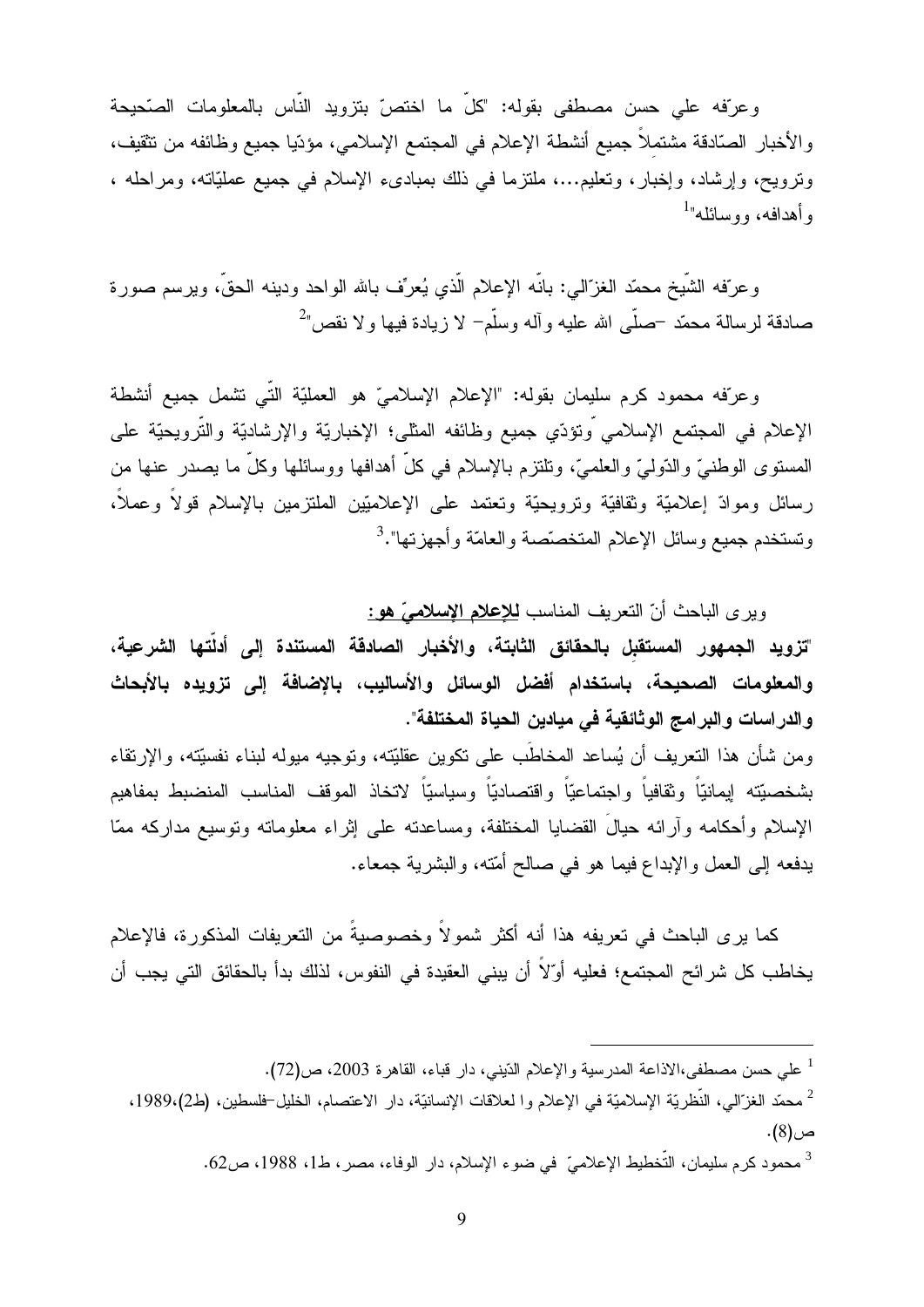وعرّفه علي حسن مصطفى بقوله: "كلّ ما اختصّ بتزويد النّاس بالمعلومات الصّحيحة والأخبار الصّادقة مشتملاً جميع أنشطة الإعلام في المجتمع الإسلامي، مؤدّيا جميع وظائفه من تثقيف، وترويح، وإرشاد، وإخبار، وتعليم...، ملتزما في ذلك بمبادىء الإسلام في جميع عمليّاته، ومراحله ، وأهدافه، ووسائله"[1]

وعرّفه الشّيخ محمّد الغزّالي: بانّه الإعلام الّذي يُعرِّف بالله الواحد ودينه الحقّ، ويرسم صورة صادقة لرسالة محمّد –صلّى الله عليه وآله وسلّم– لا زيادة فيها ولا نقص"[2]

وعرّفه محمود كرم سليمان بقوله: "الإعلام الإسلاميّ هو العمليّة التّي تشمل جميع أنشطة الإعلام في المجتمع الإسلامي وتؤدّي جميع وظائفه المثلى؛ الإخباريّة والإرشاديّة والتّرويحيّة على المستوى الوطنيّ والدّوليّ والعلميّ، وتلتزم بالإسلام في كلّ أهدافها ووسائلها وكلّ ما يصدر عنها من رسائل وموادّ إعلاميّة وثقافيّة وترويحيّة وتعتمد على الإعلاميّين الملتزمين بالإسلام قولاً وعملاً، وتستخدم جميع وسائل الإعلام المتخصّصة والعامّة وأجهزتها".[3]

ويرى الباحث أنّ التعريف المناسب <u>**للإعلام الإسلاميّ هو:**</u>

**"تزويد الجمهور المستقبِل بالحقائق الثابتة، والأخبار الصادقة المستندة إلى أدلّتها الشرعية، والمعلومات الصحيحة، باستخدام أفضل الوسائل والأساليب، بالإضافة إلى تزويده بالأبحاث والدراسات والبرامج الوثائقية في ميادين الحياة المختلفة".**

ومن شأن هذا التعريف أن يُساعد المخاطَب على تكوين عقليّته، وتوجيه ميوله لبناء نفسيّته، والإرتقاء بشخصيّته إيمانيّاً وثقافياً واجتماعيّاً واقتصاديّاً وسياسيّاً لاتخاذ الموقف المناسب المنضبط بمفاهيم الإسلام وأحكامه وآرائه حيالَ القضايا المختلفة، ومساعدته على إثراء معلوماته وتوسيع مداركه ممّا يدفعه إلى العمل والإبداع فيما هو في صالح أمّته، والبشرية جمعاء.

كما يرى الباحث في تعريفه هذا أنه أكثر شمولاً وخصوصيةً من التعريفات المذكورة، فالإعلام يخاطب كل شرائح المجتمع؛ فعليه أوّلاً أن يبني العقيدة في النفوس، لذلك بدأ بالحقائق التي يجب أن

---

[1] علي حسن مصطفى،الاذاعة المدرسية والإعلام الدّيني، دار قباء، القاهرة 2003، ص(72).

[2] محمّد الغزّالي، النّظريّة الإسلاميّة في الإعلام وا لعلاقات الإنسانيّة، دار الاعتصام، الخليل–فلسطين، (ط2)،1989، ص(8).

[3] محمود كرم سليمان، التّخطيط الإعلاميّ في ضوء الإسلام، دار الوفاء، مصر، ط1، 1988، ص62.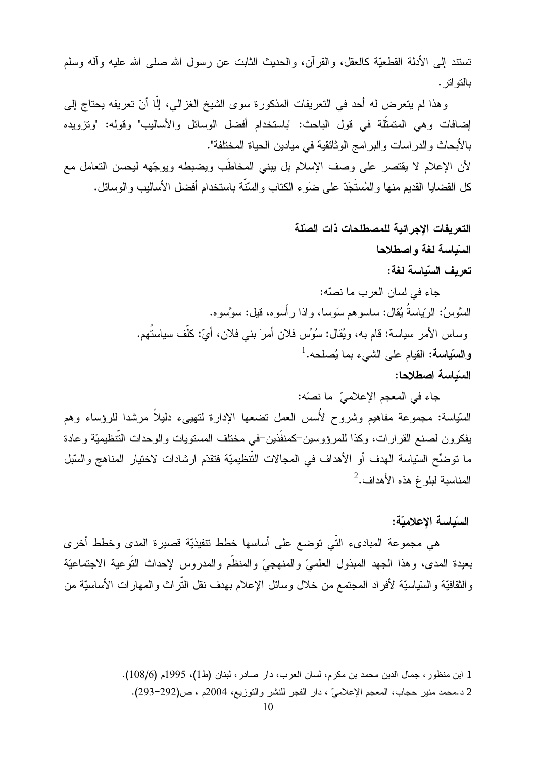تستند إلى الأدلة القطعيّة كالعقل، والقرآن، والحديث الثابت عن رسول الله صلى الله عليه وآله وسلم بالتواتر.

وهذا لم يتعرض له أحد في التعريفات المذكورة سوى الشيخ الغزالي، إلّا أنّ تعريفه يحتاج إلى إضافات وهي المتمثّلة في قول الباحث: "باستخدام أفضل الوسائل والأساليب" وقوله: "وتزويده بالأبحاث والدراسات والبرامج الوثائقية في ميادين الحياة المختلفة".

لأن الإعلام لا يقتصر على وصف الإسلام بل يبني المخاطَب ويضبطه ويوجّهه ليحسن التعامل مع كل القضايا القديم منها والمُستَجَدّ على ضَوء الكتاب والسّنّة باستخدام أفضل الأساليب والوسائل.

**التعريفات الإجرائية للمصطلحات ذات الصّلة**

**السّياسة لغة واصطلاحا**

**تعريف السّياسة لغة:**

جاء في لسان العرب ما نصّه:

السَّوسُ: الرّياسةُ يُقال: ساسوهم سَوسا، واذا رأّسوه، قيل: سوَّسوه.

وساس الأمر سياسة: قام به، ويُقال: سُوِّس فلان أمرَ بني فلان، أيّ: كلّف سياستَهم.

**والسّياسة:** القيام على الشيء بما يُصلحه.[1]

**السّياسة اصطلاحا:**

جاء في المعجم الإعلاميّ ما نصّه:

السّياسة: مجموعة مفاهيم وشروح لأُسس العمل تضعها الإدارة لتهيىء دليلاً مرشدا للرؤساء وهم يفكرون لصنع القرارات، وكذا للمرؤوسين-كمنفّذين-في مختلف المستويات والوحدات التّنظيميّة وعادة ما توضِّح السّياسة الهدف أو الأهداف في المجالات التّنظيميّة فتقدّم ارشادات لاختيار المناهج والسّبل المناسبة لبلوغ هذه الأهداف.[2]

**السّياسة الإعلاميّة:**

هي مجموعة المبادىء التّي توضع على أساسها خطط تنفيذيّة قصيرة المدى وخطط أخرى بعيدة المدى، وهذا الجهد المبذول العلميّ والمنهجيّ والمنظّم والمدروس لإحداث التّوعية الاجتماعيّة والثقافيّة والسّياسيّة لأفراد المجتمع من خلال وسائل الإعلام بهدف نقل التّراث والمهارات الأساسيّة من

---

1 ابن منظور، جمال الدين محمد بن مكرم، لسان العرب، دار صادر، لبنان (ط1)، 1995م (108/6).

2 د.محمد منير حجاب، المعجم الإعلاميّ ، دار الفجر للنشر والتوزيع، 2004م ، ص(292-293).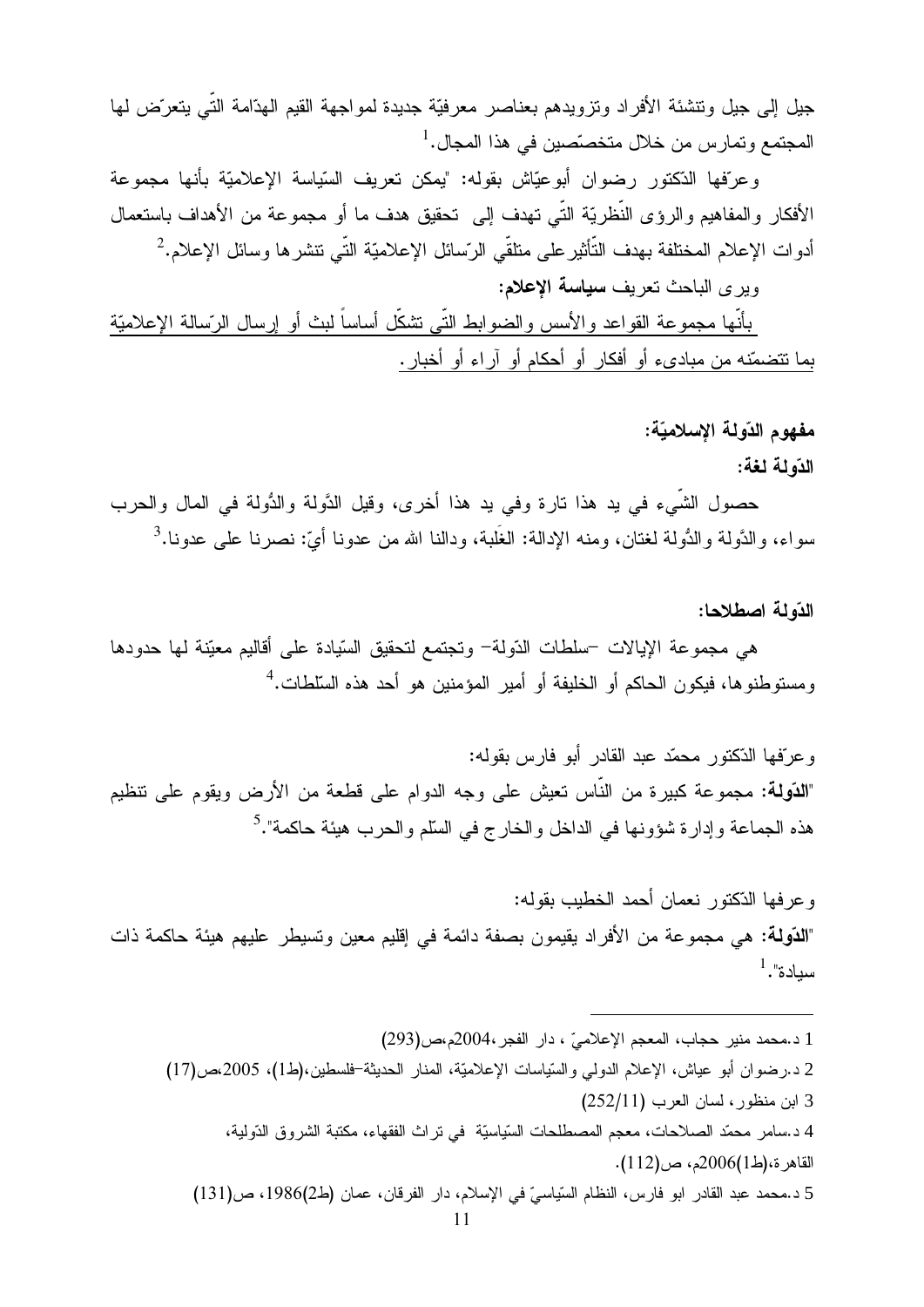جيل إلى جيل وتنشئة الأفراد وتزويدهم بعناصر معرفيّة جديدة لمواجهة القيم الهدّامة التّي يتعرّض لها المجتمع وتمارس من خلال متخصّصين في هذا المجال.[1]

وعرّفها الدّكتور رضوان أبوعيّاش بقوله: "يمكن تعريف السّياسة الإعلاميّة بأنها مجموعة الأفكار والمفاهيم والرؤى النّظريّة التّي تهدف إلى تحقيق هدف ما أو مجموعة من الأهداف باستعمال أدوات الإعلام المختلفة بهدف التّأثير على متلقّي الرّسائل الإعلاميّة التّي تنشرها وسائل الإعلام.[2]

ويرى الباحث تعريف **سياسة الإعلام:**

بأنّها مجموعة القواعد والأسس والضوابط التّي تشكّل أساساً لبث أو إرسال الرّسالة الإعلاميّة بما تتضمّنه من مبادىء أو أفكار أو أحكام أو آراء أو أخبار.

**مفهوم الدّولة الإسلاميّة:**

**الدّولة لغة:**

حصول الشّيء في يد هذا تارة وفي يد هذا أخرى، وقيل الدَّولة والدُّولة في المال والحرب سواء، والدَّولة والدُّولة لغتان، ومنه الإدالة: الغلبة، ودالنا الله من عدونا أيّ: نصرنا على عدونا.[3]

**الدّولة اصطلاحا:**

هي مجموعة الإيالات –سلطات الدّولة– وتجتمع لتحقيق السّيادة على أقاليم معيّنة لها حدودها ومستوطنوها، فيكون الحاكم أو الخليفة أو أمير المؤمنين هو أحد هذه السّلطات.[4]

وعرّفها الدّكتور محمّد عبد القادر أبو فارس بقوله:

"**الدّولة:** مجموعة كبيرة من النّاس تعيش على وجه الدوام على قطعة من الأرض ويقوم على تنظيم هذه الجماعة وإدارة شؤونها في الداخل والخارج في السّلم والحرب هيئة حاكمة".[5]

وعرفها الدّكتور نعمان أحمد الخطيب بقوله:

"**الدّولة:** هي مجموعة من الأفراد يقيمون بصفة دائمة في إقليم معين وتسيطر عليهم هيئة حاكمة ذات سيادة".[1]

---

1 د.محمد منير حجاب، المعجم الإعلاميّ ، دار الفجر،2004م،ص(293)

2 د.رضوان أبو عياش، الإعلام الدولي والسّياسات الإعلاميّة، المنار الحديثة–فلسطين،(ط1)، 2005،ص(17)

3 ابن منظور، لسان العرب (252/11)

4 د.سامر محمّد الصلاحات، معجم المصطلحات السّياسيّة في تراث الفقهاء، مكتبة الشروق الدّولية، القاهرة،(ط1)2006م، ص(112).

5 د.محمد عبد القادر ابو فارس، النظام السّياسيّ في الإسلام، دار الفرقان، عمان (ط2)1986، ص(131)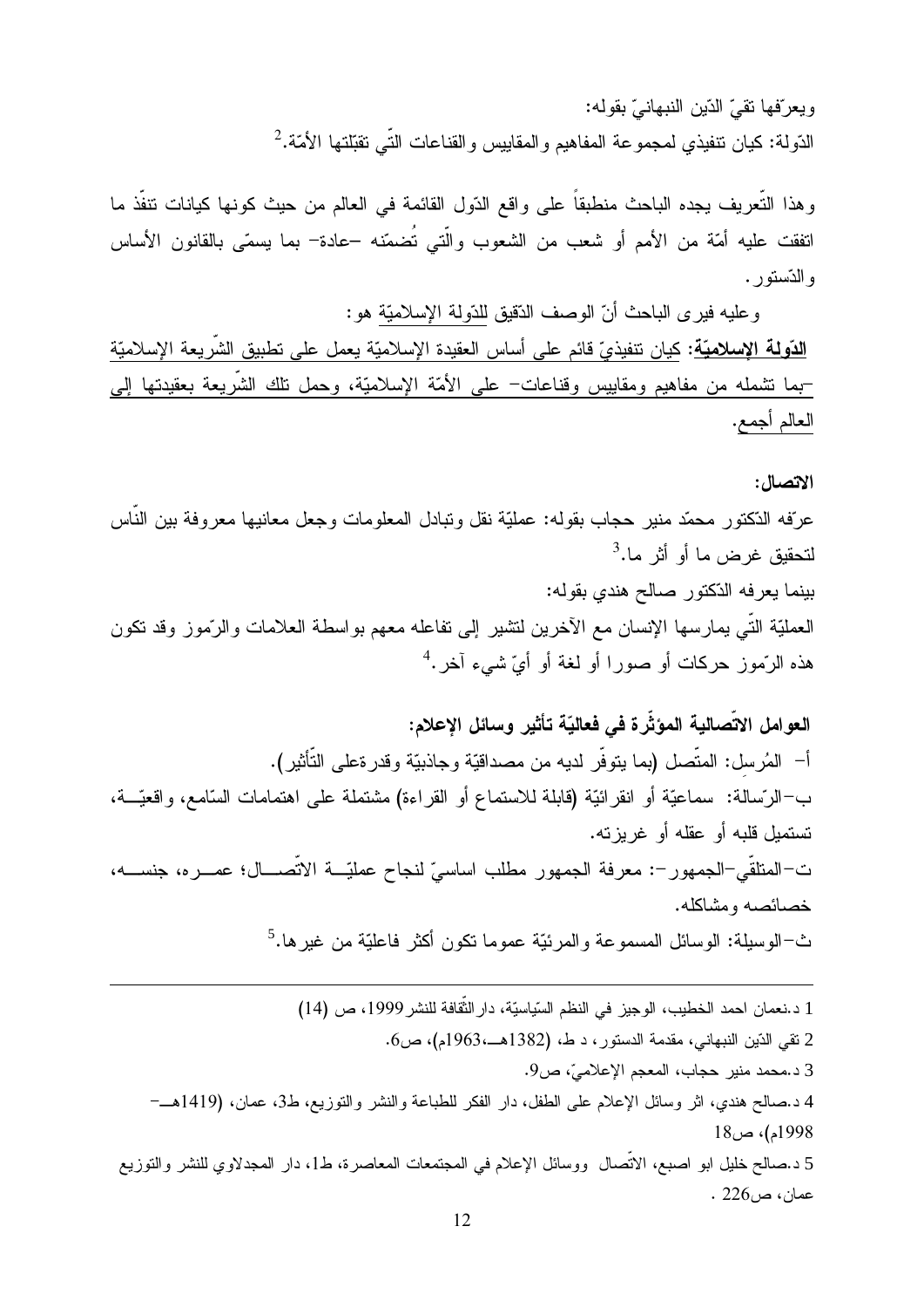ويعرّفها تقيّ الدّين النبهانيّ بقوله:

الدّولة: كيان تنفيذي لمجموعة المفاهيم والمقاييس والقناعات الّتي تقبّلتها الأمّة.[2]

وهذا التّعريف يجده الباحث منطبقاً على واقع الدّول القائمة في العالم من حيث كونها كيانات تنفّذ ما اتفقت عليه أمّة من الأمم أو شعب من الشعوب والّتي تُضمّنه –عادة– بما يسمّى بالقانون الأساس والدّستور.

وعليه فيرى الباحث أنّ الوصف الدّقيق للدّولة الإسلاميّة هو:

**الدّولة الإسلاميّة**: كيان تنفيذيّ قائم على أساس العقيدة الإسلاميّة يعمل على تطبيق الشّريعة الإسلاميّة –بما تشمله من مفاهيم ومقاييس وقناعات– على الأمّة الإسلاميّة، وحمل تلك الشّريعة بعقيدتها إلى العالم أجمع.

**الاتصال:**

عرّفه الدّكتور محمّد منير حجاب بقوله: عمليّة نقل وتبادل المعلومات وجعل معانيها معروفة بين النّاس لتحقيق غرض ما أو أثر ما.[3]

بينما يعرفه الدّكتور صالح هندي بقوله:

العمليّة الّتي يمارسها الإنسان مع الآخرين لتشير إلى تفاعله معهم بواسطة العلامات والرّموز وقد تكون هذه الرّموز حركات أو صورا أو لغة أو أيّ شيء آخر.[4]

**العوامل الاتّصالية المؤثّرة في فعاليّة تأثير وسائل الإعلام:**

أ- المُرسِل: المتّصل (بما يتوفّر لديه من مصداقيّة وجاذبيّة وقدرةعلى التّأثير).

ب–الرّسالة: سماعيّة أو انقرائيّة (قابلة للاستماع أو القراءة) مشتملة على اهتمامات السّامع، واقعيّة، تستميل قلبه أو عقله أو غريزته.

ت–المتلقّي–الجمهور–: معرفة الجمهور مطلب اساسيّ لنجاح عمليّة الاتّصال؛ عمره، جنسه، خصائصه ومشاكله.

ث–الوسيلة: الوسائل المسموعة والمرئيّة عموما تكون أكثر فاعليّة من غيرها.[5]

---

1 د.نعمان احمد الخطيب، الوجيز في النظم السّياسيّة، دار الثّقافة للنشر1999، ص (14)

2 تقي الدّين النبهاني، مقدمة الدستور، د ط، (1382هـ،1963م)، ص6.

3 د.محمد منير حجاب، المعجم الإعلاميّ، ص9.

4 د.صالح هندي، اثر وسائل الإعلام على الطفل، دار الفكر للطباعة والنشر والتوزيع، ط3، عمان، (1419هـ–1998م)، ص18

5 د.صالح خليل ابو اصبع، الاتّصال ووسائل الإعلام في المجتمعات المعاصرة، ط1، دار المجدلاوي للنشر والتوزيع عمان، ص226 .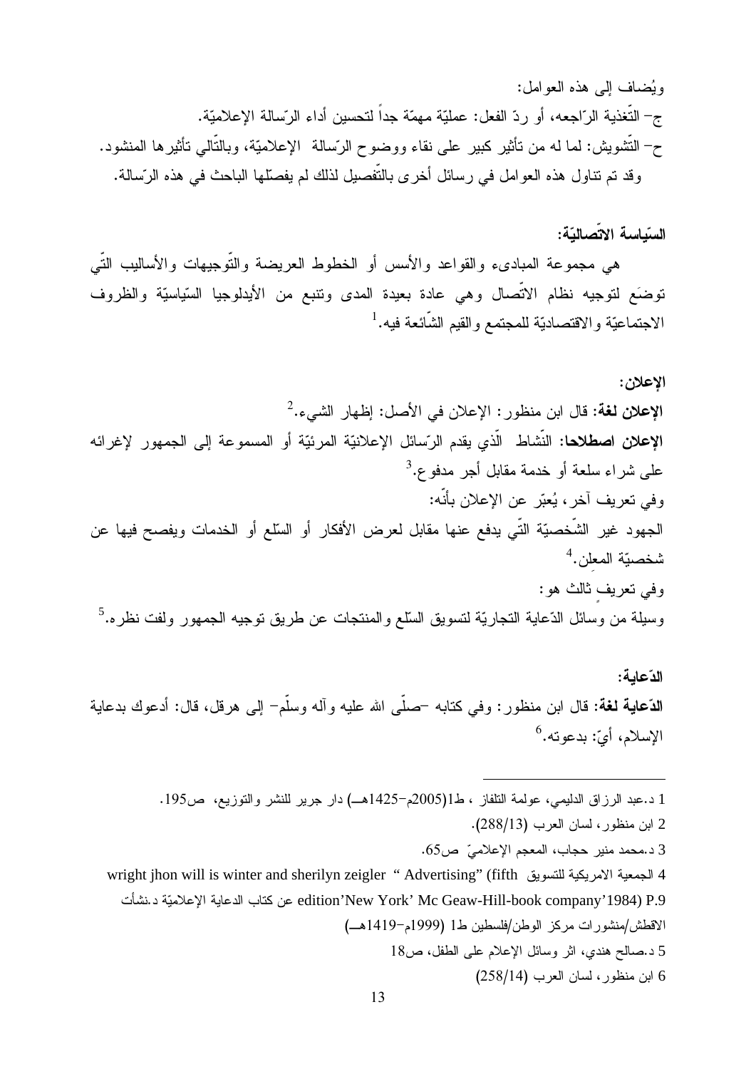ويُضاف إلى هذه العوامل:

ج- التّغذية الرّاجعه، أو ردّ الفعل: عمليّة مهمّة جداً لتحسين أداء الرّسالة الإعلاميّة.

ح- التّشويش: لما له من تأثير كبير على نقاء ووضوح الرّسالة الإعلاميّة، وبالتّالي تأثيرها المنشود.

وقد تم تناول هذه العوامل في رسائل أخرى بالتّفصيل لذلك لم يفصّلها الباحث في هذه الرّسالة.

**السّياسة الاتّصاليّة:**

هي مجموعة المبادىء والقواعد والأسس أو الخطوط العريضة والتّوجيهات والأساليب التّي توضَع لتوجيه نظام الاتّصال وهي عادة بعيدة المدى وتنبع من الأيدلوجيا السّياسيّة والظروف الاجتماعيّة والاقتصاديّة للمجتمع والقيم الشّائعة فيه.[1]

**الإعلان:**

**الإعلان لغة:** قال ابن منظور: الإعلان في الأصل: إظهار الشيء.[2]

**الإعلان اصطلاحا:** النّشاط الّذي يقدم الرّسائل الإعلانيّة المرئيّة أو المسموعة إلى الجمهور لإغرائه على شراء سلعة أو خدمة مقابل أجر مدفوع.[3]

وفي تعريف آخر، يُعبّر عن الإعلان بأنّه:

الجهود غير الشّخصيّة التّي يدفع عنها مقابل لعرض الأفكار أو السّلع أو الخدمات ويفصح فيها عن شخصيّة المعلِن.[4]

وفي تعريفٍ ثالث هو:

وسيلة من وسائل الدّعاية التجاريّة لتسويق السّلع والمنتجات عن طريق توجيه الجمهور ولفت نظره.[5]

**الدّعاية:**

**الدّعاية لغة:** قال ابن منظور: وفي كتابه -صلّى الله عليه وآله وسلّم- إلى هرقل، قال: أدعوك بدعاية الإسلام، أيّ: بدعوته.[6]

---

1 د.عبد الرزاق الدليمي، عولمة التلفاز ، ط1(2005م-1425هـ) دار جرير للنشر والتوزيع، ص195.

2 ابن منظور، لسان العرب (288/13).

3 د.محمد منير حجاب، المعجم الإعلاميّ ص65.

4 الجمعية الامريكية للتسويق wright jhon will is winter and sherilyn zeigler "Advertising" (fifth edition'New York' Mc Geaw-Hill-book company'1984) P.9 عن كتاب الدعاية الإعلاميّة د.نشأت الاقطش/منشورات مركز الوطن/فلسطين ط1 (1999م-1419هـ)

5 د.صالح هندي، اثر وسائل الإعلام على الطفل، ص18

6 ابن منظور، لسان العرب (258/14)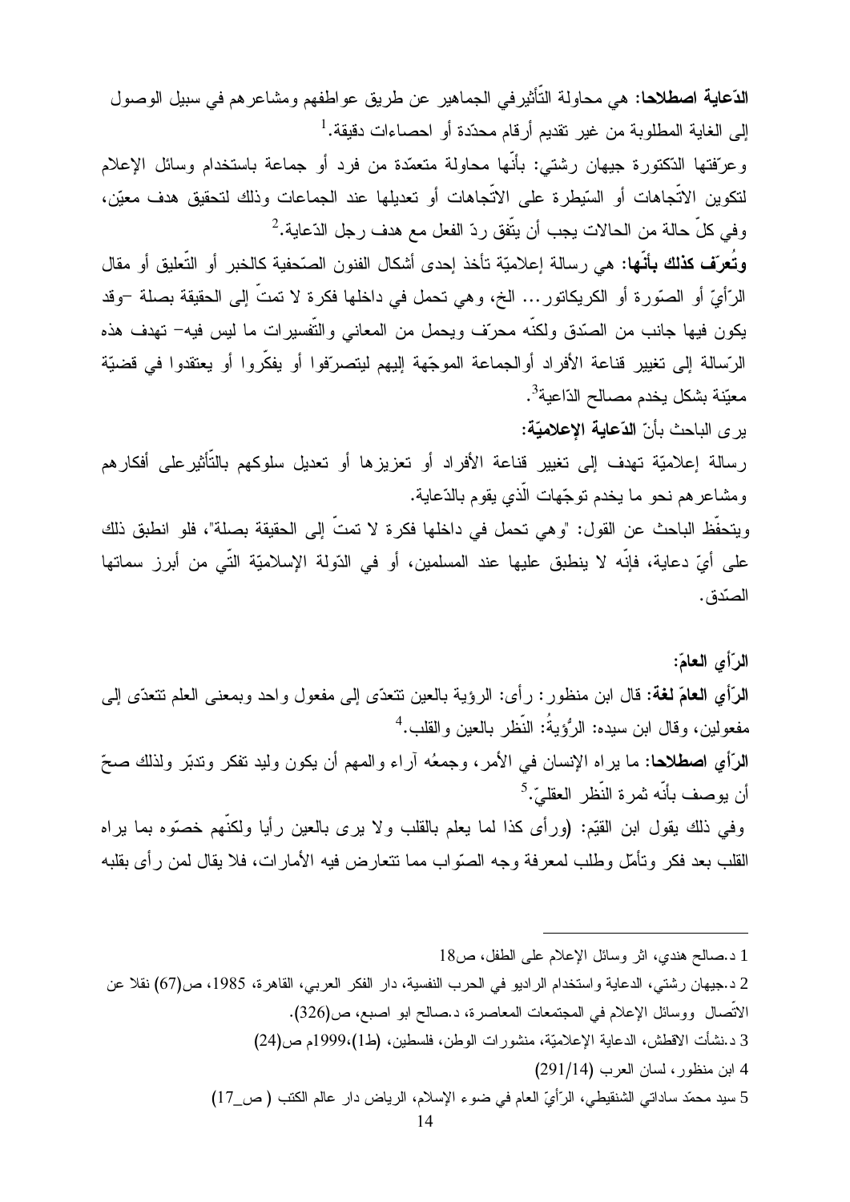**الدّعاية اصطلاحا:** هي محاولة التّأثيرفي الجماهير عن طريق عواطفهم ومشاعرهم في سبيل الوصول إلى الغاية المطلوبة من غير تقديم أرقام محدّدة أو احصاءات دقيقة.[1]

وعرّفتها الدّكتورة جيهان رشتي: بأنّها محاولة متعمّدة من فرد أو جماعة باستخدام وسائل الإعلام لتكوين الاتّجاهات أو السّيطرة على الاتّجاهات أو تعديلها عند الجماعات وذلك لتحقيق هدف معيّن، وفي كلّ حالة من الحالات يجب أن يتّفق ردّ الفعل مع هدف رجل الدّعاية.[2]

**وتُعرّف كذلك بأنّها:** هي رسالة إعلاميّة تأخذ إحدى أشكال الفنون الصّحفية كالخبر أو التّعليق أو مقال الرّأيّ أو الصّورة أو الكريكاتور... الخ، وهي تحمل في داخلها فكرة لا تمتّ إلى الحقيقة بصلة –وقد يكون فيها جانب من الصّدق ولكنّه محرّف ويحمل من المعاني والتّفسيرات ما ليس فيه– تهدف هذه الرّسالة إلى تغيير قناعة الأفراد أوالجماعة الموجّهة إليهم ليتصرّفوا أو يفكّروا أو يعتقدوا في قضيّة معيّنة بشكل يخدم مصالح الدّاعية[3].

يرى الباحث بأنّ **الدّعاية الإعلاميّة:**

رسالة إعلاميّة تهدف إلى تغيير قناعة الأفراد أو تعزيزها أو تعديل سلوكهم بالتّأثيرعلى أفكارهم ومشاعرهم نحو ما يخدم توجّهات الّذي يقوم بالدّعاية.

ويتحفّظ الباحث عن القول: "وهي تحمل في داخلها فكرة لا تمتّ إلى الحقيقة بصلة"، فلو انطبق ذلك على أيّ دعاية، فإنّه لا ينطبق عليها عند المسلمين، أو في الدّولة الإسلاميّة التّي من أبرز سماتها الصّدق.

**الرّأي العامّ:**

**الرّأي العامّ لغة:** قال ابن منظور: رأى: الرؤية بالعين تتعدّى إلى مفعول واحد وبمعنى العلم تتعدّى إلى مفعولين، وقال ابن سيده: الرُّؤيةُ: النّظر بالعين والقلب.[4]

**الرّأي اصطلاحا:** ما يراه الإنسان في الأمر، وجمعُه آراء والمهم أن يكون وليد تفكر وتدبّر ولذلك صحّ أن يوصف بأنّه ثمرة النّظر العقليّ.[5]

وفي ذلك يقول ابن القيّم: (ورأى كذا لما يعلم بالقلب ولا يرى بالعين رأيا ولكنّهم خصّوه بما يراه القلب بعد فكر وتأمّل وطلب لمعرفة وجه الصّواب مما تتعارض فيه الأمارات، فلا يقال لمن رأى بقلبه

---

1 د.صالح هندي، اثر وسائل الإعلام على الطفل، ص18

2 د.جيهان رشتي، الدعاية واستخدام الراديو في الحرب النفسية، دار الفكر العربي، القاهرة، 1985، ص(67) نقلا عن الاتّصال ووسائل الإعلام في المجتمعات المعاصرة، د.صالح ابو اصبع، ص(326).

3 د.نشأت الاقطش، الدعاية الإعلاميّة، منشورات الوطن، فلسطين، (ط1)،1999م ص(24)

4 ابن منظور، لسان العرب (291/14)

5 سيد محمّد ساداتي الشنقيطي، الرّأيّ العام في ضوء الإسلام، الرياض دار عالم الكتب ( ص_17)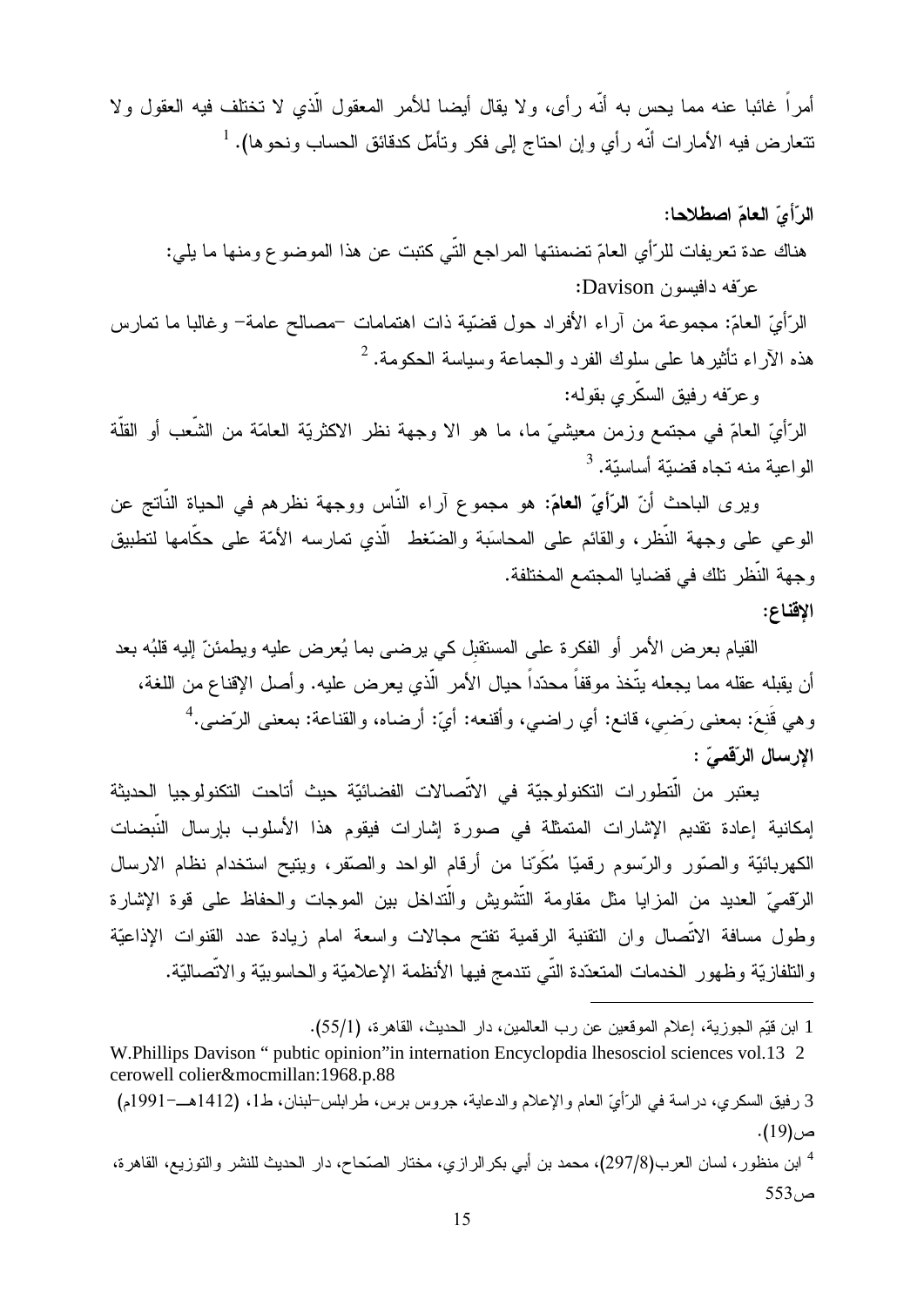أمراً غائبا عنه مما يحس به أنّه رأى، ولا يقال أيضا للأمر المعقول الّذي لا تختلف فيه العقول ولا تتعارض فيه الأمارات أنّه رأي وإن احتاج إلى فكر وتأمّل كدقائق الحساب ونحوها).[1]

**الرّأيّ العامّ اصطلاحا:**

هناك عدة تعريفات للرّأي العامّ تضمنتها المراجع التّي كتبت عن هذا الموضوع ومنها ما يلي:

عرّفه دافيسون Davison:

الرّأيّ العامّ: مجموعة من آراء الأفراد حول قضيّة ذات اهتمامات –مصالح عامة– وغالبا ما تمارس هذه الآراء تأثيرها على سلوك الفرد والجماعة وسياسة الحكومة.[2]

وعرّفه رفيق السكّري بقوله:

الرّأيّ العامّ في مجتمع وزمن معيشيّ ما، ما هو الا وجهة نظر الاكثريّة العامّة من الشّعب أو القلّة الواعية منه تجاه قضيّة أساسيّة.[3]

ويرى الباحث أنّ **الرّأيّ العامّ**: هو مجموع آراء النّاس ووجهة نظرهم في الحياة النّاتج عن الوعي على وجهة النّظر، والقائم على المحاسَبة والضّغط الّذي تمارسه الأمّة على حكّامها لتطبيق وجهة النّظر تلك في قضايا المجتمع المختلفة.

**الإقناع:**

القيام بعرض الأمر أو الفكرة على المستقبِل كي يرضى بما يُعرض عليه ويطمئنّ إليه قلبُه بعد أن يقبله عقله مما يجعله يتّخذ موقفاً محدّداً حيال الأمر الّذي يعرض عليه. وأصل الإقناع من اللغة، وهي قَنِعَ: بمعنى رَضِي، قانع: أي راضي، وأقنعه: أيّ: أرضاه، والقناعة: بمعنى الرّضى.[4]

**الإرسال الرّقميّ :**

يعتبر من التّطورات التكنولوجيّة في الاتّصالات الفضائيّة حيث أتاحت التكنولوجيا الحديثة إمكانية إعادة تقديم الإشارات المتمثلة في صورة إشارات فيقوم هذا الأسلوب بإرسال النّبضات الكهربائيّة والصّور والرّسوم رقميّا مُكَوّنا من أرقام الواحد والصّفر، ويتيح استخدام نظام الارسال الرّقميّ العديد من المزايا مثل مقاومة التّشويش والتّداخل بين الموجات والحفاظ على قوة الإشارة وطول مسافة الاتّصال وان التقنية الرقمية تفتح مجالات واسعة امام زيادة عدد القنوات الإذاعيّة والتلفازيّة وظهور الخدمات المتعدّدة التّي تندمج فيها الأنظمة الإعلاميّة والحاسوبيّة والاتّصاليّة.

---

1 ابن قيّم الجوزية، إعلام الموقعين عن رب العالمين، دار الحديث، القاهرة، (55/1).

2 W.Phillips Davison " pubtic opinion"in internation Encyclopdia lhesosciol sciences vol.13 cerowell colier&mocmillan:1968.p.88

3 رفيق السكري، دراسة في الرّأيّ العام والإعلام والدعاية، جروس برس، طرابلس–لبنان، ط1، (1412هـ–1991م) ص(19).

4 ابن منظور، لسان العرب(297/8)، محمد بن أبي بكرالرازي، مختار الصّحاح، دار الحديث للنشر والتوزيع، القاهرة، ص553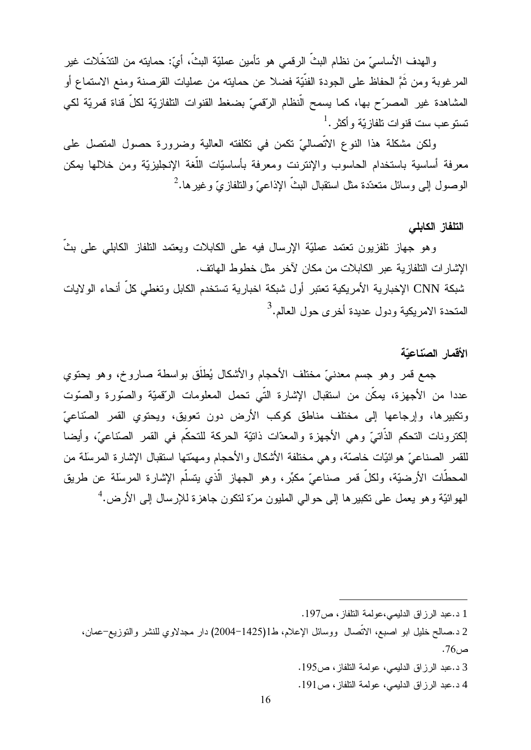والهدف الأساسيّ من نظام البثّ الرقمي هو تأمين عمليّة البثّ، أيّ: حمايته من التدّخّلات غير المرغوبة ومن ثَمَّ الحفاظ على الجودة الفنّيّة فضلا عن حمايته من عمليات القرصنة ومنع الاستماع أو المشاهدة غير المصرّح بها، كما يسمح النّظام الرّقميّ بضغط القنوات التلفازيّة لكلّ قناة قمريّة لكي تستوعب ست قنوات تلفازيّة وأكثر.[1]

ولكن مشكلة هذا النوع الاتّصاليّ تكمن في تكلفته العالية وضرورة حصول المتصل على معرفة أساسية باستخدام الحاسوب والإنترنت ومعرفة بأساسيّات اللّغة الإنجليزيّة ومن خلالها يمكن الوصول إلى وسائل متعدّدة مثل استقبال البثّ الإذاعيّ والتلفازيّ وغيرها.[2]

### التلفاز الكابلي

وهو جهاز تلفزيون تعتمد عمليّة الإرسال فيه على الكابلات ويعتمد التلفاز الكابلي على بثّ الإشارات التلفازية عبر الكابلات من مكان لآخر مثل خطوط الهاتف.

شبكة CNN الإخبارية الأمريكية تعتبر أول شبكة اخبارية تستخدم الكابل وتغطي كلّ أنحاء الولايات المتحدة الامريكية ودول عديدة أخرى حول العالم.[3]

### الأقمار الصّناعيّة

جمع قمر وهو جسم معدنيّ مختلف الأحجام والأشكال يُطلَق بواسطة صاروخ، وهو يحتوي عددا من الأجهزة، يمكّن من استقبال الإشارة التّي تحمل المعلومات الرّقميّة والصّورة والصّوت وتكبيرها، وإرجاعها إلى مختلف مناطق كوكب الأرض دون تعويق، ويحتوي القمر الصّناعيّ إلكترونات التحكم الذّاتيّ وهي الأجهزة والمعدّات ذاتيّة الحركة للتحكّم في القمر الصّناعيّ، وأيضا للقمر الصناعيّ هوائيّات خاصّة، وهي مختلفة الأشكال والأحجام ومهمّتها استقبال الإشارة المرسَلة من المحطّات الأرضيّة، ولكلّ قمر صناعيّ مكبِّر، وهو الجهاز الّذي يتسلّم الإشارة المرسَلة عن طريق الهوائيّة وهو يعمل على تكبيرها إلى حوالي المليون مرّة لتكون جاهزة للإرسال إلى الأرض.[4]

---

1 د.عبد الرزاق الدليمي،عولمة التلفاز، ص197.

2 د.صالح خليل ابو اصبع، الاتّصال ووسائل الإعلام، ط1(1425-2004) دار مجدلاوي للنشر والتوزيع-عمان، ص76.

3 د.عبد الرزاق الدليمي، عولمة التلفاز، ص195.

4 د.عبد الرزاق الدليمي، عولمة التلفاز، ص191.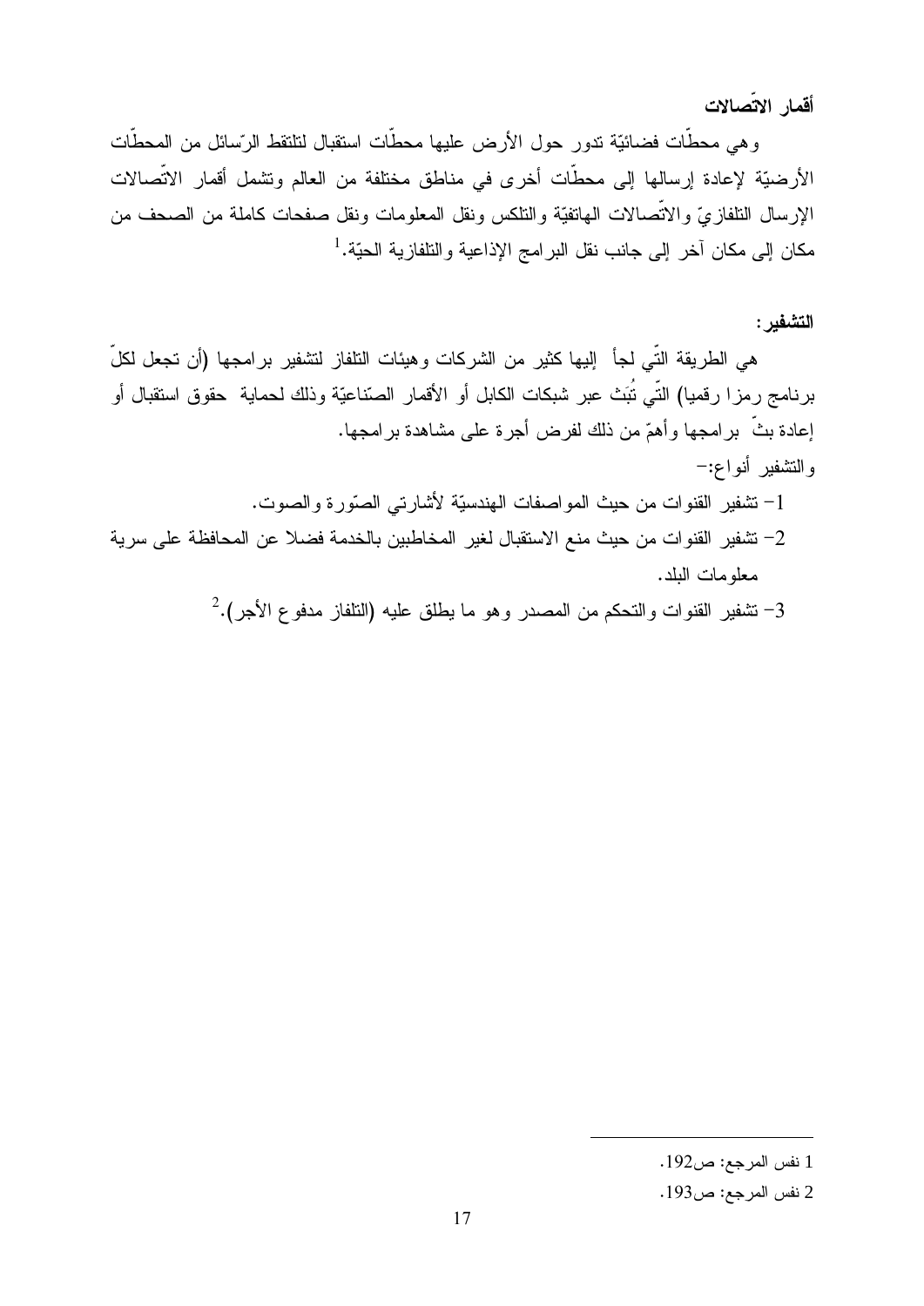**أقمار الاتّصالات**

وهي محطّات فضائيّة تدور حول الأرض عليها محطّات استقبال لتلتقط الرّسائل من المحطّات الأرضيّة لإعادة إرسالها إلى محطّات أخرى في مناطق مختلفة من العالم وتشمل أقمار الاتّصالات الإرسال التلفازيّ والاتّصالات الهاتفيّة والتلكس ونقل المعلومات ونقل صفحات كاملة من الصحف من مكان إلى مكان آخر إلى جانب نقل البرامج الإذاعية والتلفازية الحيّة.[1]

**التشفير:**

هي الطريقة التّي لجأ إليها كثير من الشركات وهيئات التلفاز لتشفير برامجها (أن تجعل لكلّ برنامج رمزا رقميا) التّي تُبَث عبر شبكات الكابل أو الأقمار الصّناعيّة وذلك لحماية حقوق استقبال أو إعادة بثّ برامجها وأهمّ من ذلك لفرض أجرة على مشاهدة برامجها.

والتشفير أنواع:-

1- تشفير القنوات من حيث المواصفات الهندسيّة لأشارتي الصّورة والصوت.

2- تشفير القنوات من حيث منع الاستقبال لغير المخاطبين بالخدمة فضلا عن المحافظة على سرية معلومات البلد.

3- تشفير القنوات والتحكم من المصدر وهو ما يطلق عليه (التلفاز مدفوع الأجر).[2]

---

1 نفس المرجع: ص192.

2 نفس المرجع: ص193.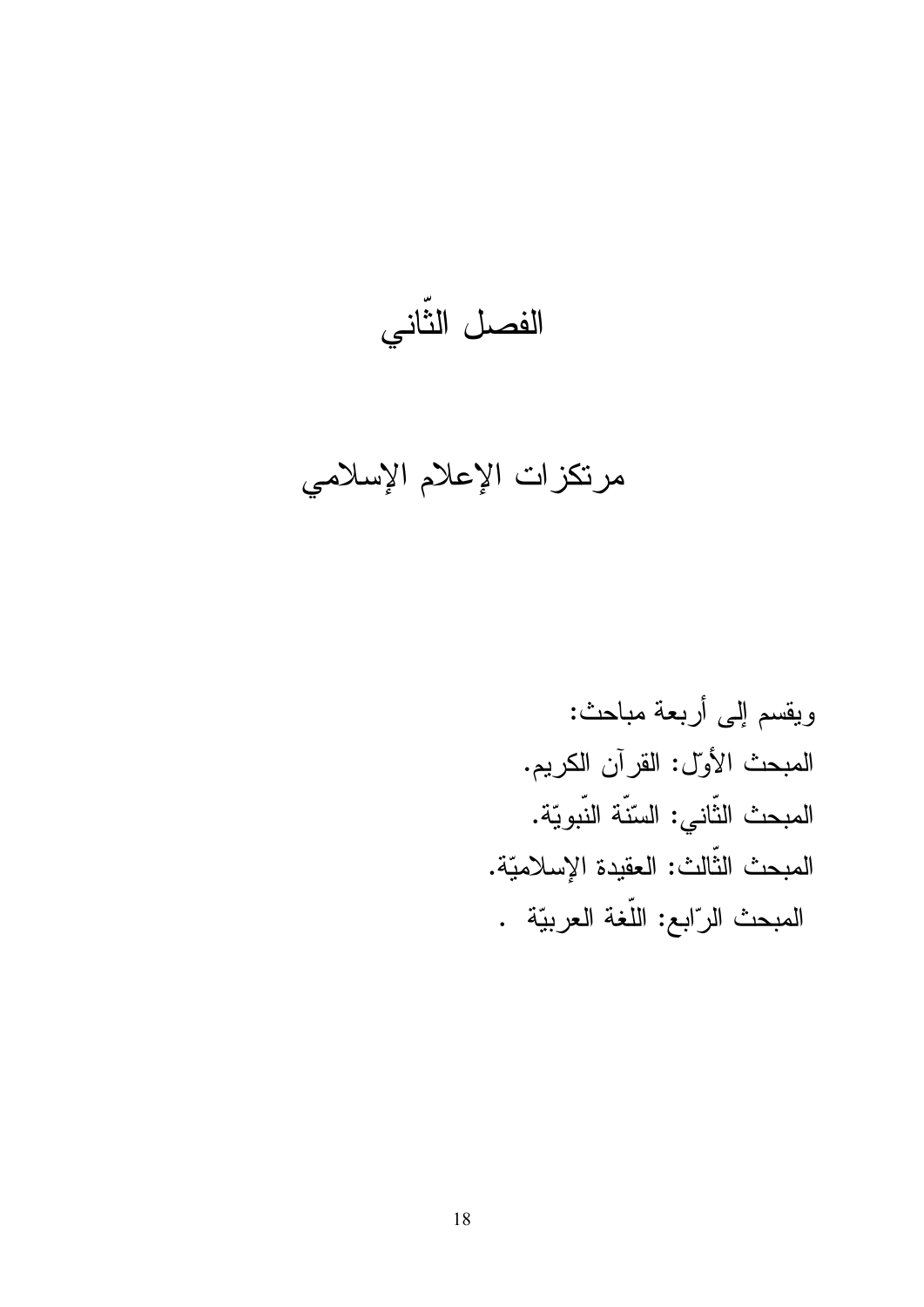# الفصل الثّاني

## مرتكزات الإعلام الإسلامي

ويقسم إلى أربعة مباحث:

المبحث الأوّل: القرآن الكريم.

المبحث الثّاني: السّنّة النّبويّة.

المبحث الثّالث: العقيدة الإسلاميّة.

المبحث الرّابع: اللّغة العربيّة .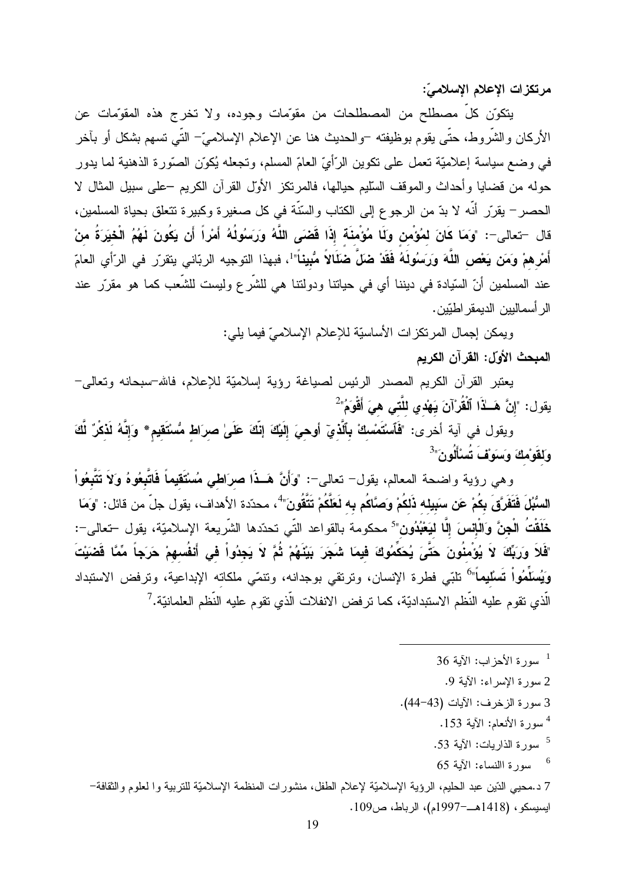**مرتكزات الإعلام الإسلاميّ:**

يتكوّن كلّ مصطلح من المصطلحات من مقوّمات وجوده، ولا تخرج هذه المقوّمات عن الأركان والشّروط، حتّى يقوم بوظيفته –والحديث هنا عن الإعلام الإسلاميّ– الّتي تسهم بشكل أو بآخر في وضع سياسة إعلاميّة تعمل على تكوين الرّأيّ العامّ المسلم، وتجعله يُكوّن الصّورة الذهنية لما يدور حوله من قضايا وأحداث والموقف السّليم حيالها، فالمرتكز الأوّل القرآن الكريم –على سبيل المثال لا الحصر– يقرّر أنّه لا بدّ من الرجوع إلى الكتاب والسّنّة في كل صغيرة وكبيرة تتعلق بحياة المسلمين، قال –تعالى–: "**وَمَا كَانَ لِمُؤْمِنٍ وَلَا مُؤْمِنَةٍ إِذَا قَضَى اللَّهُ وَرَسُولُهُ أَمْراً أَن يَكُونَ لَهُمُ الْخِيَرَةُ مِنْ أَمْرِهِمْ وَمَن يَعْصِ اللَّهَ وَرَسُولَهُ فَقَدْ ضَلَّ ضَلَالاً مُّبِيناً**"[1]، فبهذا التوجيه الربّاني يتقرّر في الرّأي العامّ عند المسلمين أنّ السّيادة في ديننا أي في حياتنا ودولتنا هي للشّرع وليست للشّعب كما هو مقرّر عند الرأسماليين الديمقراطيّين.

ويمكن إجمال المرتكزات الأساسيّة للإعلام الإسلاميّ فيما يلي:

**المبحث الأوّل: القرآن الكريم**

يعتبر القرآن الكريم المصدر الرئيس لصياغة رؤية إسلاميّة للإعلام، فالله–سبحانه وتعالى– يقول: "**إِنَّ هَـٰذَا ٱلْقُرْآنَ يَهْدِي لِلَّتِي هِيَ أَقْوَمُ**"[2]

ويقول في آية أخرى: "**فَٱسْتَمْسِكْ بِٱلَّذِيۤ أُوحِيَ إِلَيْكَ إِنَّكَ عَلَىٰ صِرَاطٍ مُّسْتَقِيمٍ* وَإِنَّهُ لَذِكْرٌ لَّكَ وَلِقَوْمِكَ وَسَوْفَ تُسْأَلُونَ**"[3]

وهي رؤية واضحة المعالم، يقول– تعالى–: "**وَأَنَّ هَـٰذَا صِرَاطِي مُسْتَقِيماً فَاتَّبِعُوهُ وَلاَ تَتَّبِعُواْ السُّبُلَ فَتَفَرَّقَ بِكُمْ عَن سَبِيلِهِ ذَلِكُمْ وَصَّاكُم بِهِ لَعَلَّكُمْ تَتَّقُونَ**"[4]، محدّدة الأهداف، يقول جلّ من قائل: "**وَمَا خَلَقْتُ الْجِنَّ وَالْإِنسَ إِلَّا لِيَعْبُدُونِ**"[5] محكومة بالقواعد الّتي تحدّدها الشّريعة الإسلاميّة، يقول –تعالى–: "**فَلاَ وَرَبِّكَ لاَ يُؤْمِنُونَ حَتَّىَ يُحَكِّمُوكَ فِيمَا شَجَرَ بَيْنَهُمْ ثُمَّ لاَ يَجِدُواْ فِي أَنفُسِهِمْ حَرَجاً مِّمَّا قَضَيْتَ وَيُسَلِّمُواْ تَسْلِيماً**"[6] تلبّي فطرة الإنسان، وترتقي بوجدانه، وتنمّي ملكاته الإبداعية، وترفض الاستبداد الّذي تقوم عليه النّظم الاستبداديّة، كما ترفض الانفلات الّذي تقوم عليه النّظم العلمانيّة.[7]

---

[1] سورة الأحزاب: الآية 36

[2] سورة الإسراء: الآية 9.

[3] سورة الزخرف: الآيات (43–44).

[4] سورة الأنعام: الآية 153.

[5] سورة الذاريات: الآية 53.

[6] سورة االنساء: الآية 65

[7] د.محيي الدّين عبد الحليم، الرؤية الإسلاميّة لإعلام الطفل، منشورات المنظمة الإسلاميّة للتربية وا لعلوم والثقافة– ايسيسكو، (1418هـ–1997م)، الرباط، ص109.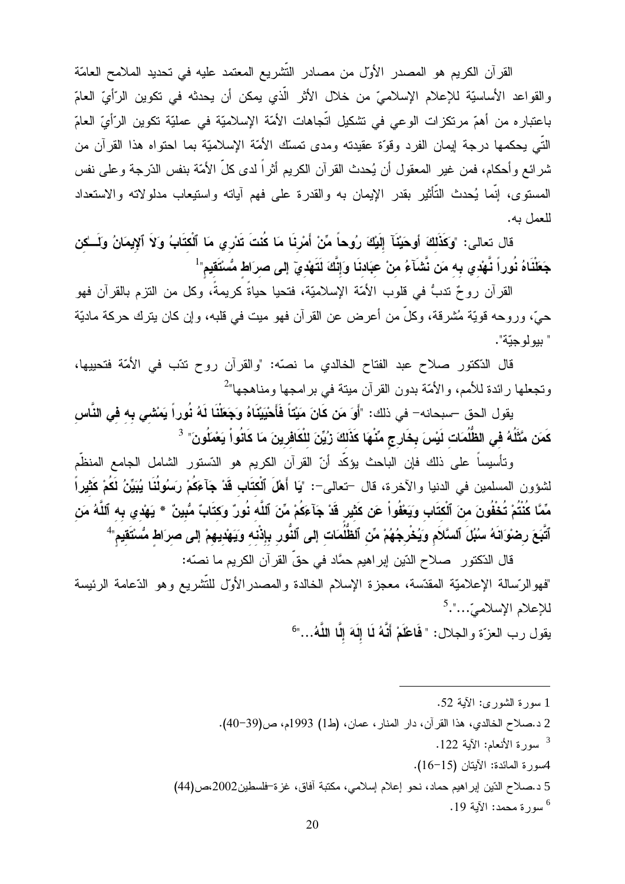القرآن الكريم هو المصدر الأوّل من مصادر التّشريع المعتمد عليه في تحديد الملامح العامّة والقواعد الأساسيّة للإعلام الإسلاميّ من خلال الأثر الّذي يمكن أن يحدثه في تكوين الرّأيّ العامّ باعتباره من أهمّ مرتكزات الوعي في تشكيل اتّجاهات الأمّة الإسلاميّة في عمليّة تكوين الرّأيّ العامّ التّي يحكمها درجة إيمان الفرد وقوّة عقيدته ومدى تمسّك الأمّة الإسلاميّة بما احتواه هذا القرآن من شرائع وأحكام، فمن غير المعقول أن يُحدث القرآن الكريم أثراً لدى كلّ الأمّة بنفس الدّرجة وعلى نفس المستوى، إنّما يُحدث التّأثير بقدر الإيمان به والقدرة على فهم آياته واستيعاب مدلولاته والاستعداد للعمل به.

قال تعالى: "**وَكَذَٰلِكَ أَوحَيْنَآ إِلَيْكَ رُوحاً مِّنْ أَمْرِنَا مَا كُنتَ تَدْرِي مَا ٱلْكِتَابُ وَلاَ ٱلإِيمَانُ وَلَـٰكِن جَعَلْنَاهُ نُوراً نَّهْدِي بِهِ مَن نَّشَآءُ مِنْ عِبَادِنَا وَإِنَّكَ لَتَهْدِيۤ إِلى صِرَاطٍ مُّسْتَقِيمٍ**"[1]

القرآن روحٌ تدبُّ في قلوب الأمّة الإسلاميّة، فتحيا حياةً كريمةً، وكل من التزم بالقرآن فهو حيّ، وروحه قويّة مُشرقة، وكلّ من أعرض عن القرآن فهو ميت في قلبه، وإن كان يترك حركة ماديّة " بيولوجيّة".

قال الدّكتور صلاح عبد الفتاح الخالدي ما نصّه: "والقرآن روح تدّب في الأمّة فتحييها، وتجعلها رائدة للأمم، والأمّة بدون القرآن ميتة في برامجها ومناهجها"[2]

يقول الحق –سبحانه– في ذلك: "**أَوَ مَن كَانَ مَيْتاً فَأَحْيَيْنَاهُ وَجَعَلْنَا لَهُ نُوراً يَمْشِي بِهِ فِي النَّاسِ كَمَن مَّثَلُهُ فِي الظُّلُمَاتِ لَيْسَ بِخَارِجٍ مِّنْهَا كَذَلِكَ زُيِّنَ لِلْكَافِرِينَ مَا كَانُواْ يَعْمَلُونَ**"[3]

وتأسيساً على ذلك فإن الباحث يؤكّد أنّ القرآن الكريم هو الدّستور الشامل الجامع المنظّم لشؤون المسلمين في الدنيا والآخرة، قال –تعالى–: "**يَا أَهْلَ ٱلْكِتَابِ قَدْ جَآءَكُمْ رَسُولُنَا يُبَيِّنُ لَكُمْ كَثِيراً مِّمَّا كُنْتُمْ تُخْفُونَ مِنَ ٱلْكِتَابِ وَيَعْفُواْ عَن كَثِيرٍ قَدْ جَآءَكُمْ مِّنَ ٱللَّهِ نُورٌ وَكِتَابٌ مُّبِينٌ * يَهْدِي بِهِ ٱللَّهُ مَنِ ٱتَّبَعَ رِضْوَانَهُ سُبُلَ ٱلسَّلاَمِ وَيُخْرِجُهُمْ مِّنِ ٱلظُّلُمَاتِ إِلى ٱلنُّورِ بِإِذْنِهِ وَيَهْدِيهِمْ إِلى صِرَاطٍ مُّسْتَقِيمٍ**"[4]

قال الدّكتور صلاح الدّين إبراهيم حمّاد في حقّ القرآن الكريم ما نصّه:

"فهو الرّسالة الإعلاميّة المقدّسة، معجزة الإسلام الخالدة والمصدر الأول للتّشريع وهو الدّعامة الرئيسة للإعلام الإسلاميّ..."[5]

يقول رب العزّة والجلال: "**فَاعْلَمْ أَنَّهُ لَا إِلَهَ إِلَّا اللَّهُ**..."[6]

---

1 سورة الشورى: الآية 52.

2 د.صلاح الخالدي، هذا القرآن، دار المنار، عمان، (ط1) 1993م، ص(39–40).

3 سورة الأنعام: الآية 122.

4 سورة المائدة: الآيتان (15–16).

5 د.صلاح الدّين إبراهيم حماد، نحو إعلام إسلامي، مكتبة آفاق، غزة–فلسطين2002،ص(44)

6 سورة محمد: الآية 19.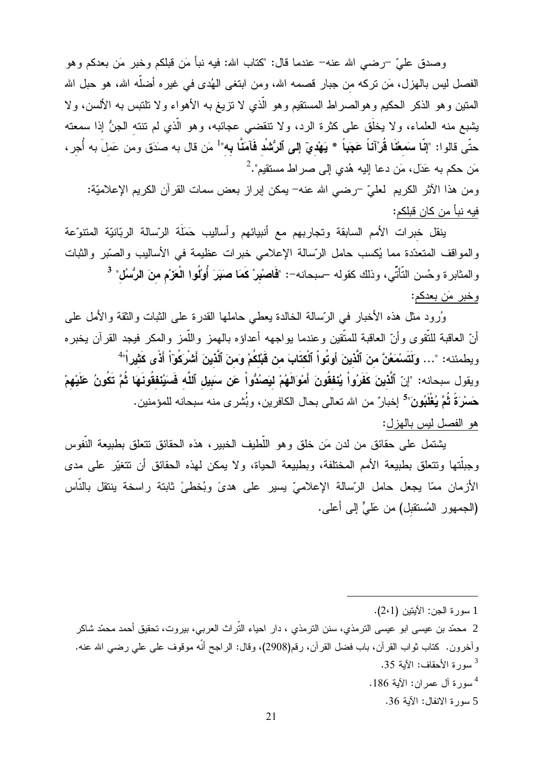وصدق عليّ –رضي الله عنه– عندما قال: "كتاب الله: فيه نبأ مَن قبلكم وخبر مَن بعدكم وهو الفصل ليس بالهزل، مَن تركه من جبار قصمه الله، ومن ابتغى الهُدى في غيره أضلّه الله، هو حبل الله المتين وهو الذكر الحكيم وهوالصراط المستقيم وهو الّذي لا تزيغ به الأهواء ولا تلتبس به الألسن، ولا يشبع منه العلماء، ولا يخلَق على كثرة الرد، ولا تنقضي عجائبه، وهو الّذي لم تنته الجنُّ إذا سمعته حتّى قالوا: "**إنّا سَمِعْنَا قُرْآناً عَجَباً * يَهْدِيٓ إِلى ٱلرُّشْدِ فَآمَنَّا بِهِ**"[1] مَن قال به صَدَق ومن عَمِلَ به أُجِر، مَن حكم به عَدَل، مَن دعا إليه هُدي إلى صراط مستقيم".[2]

ومن هذا الآثر الكريم لعليّ –رضي الله عنه– يمكن إبراز بعض سمات القرآن الكريم الإعلاميّة:

فيه نبأ من كان قبلكم:

ينقل خبرات الأمم السابقة وتجاربهم مع أنبيائهم وأساليب حَمَلَة الرّسالة الربّانيّة المتنوّعة والمواقف المتعدّدة مما يُكسب حامل الرّسالة الإعلامي خبرات عظيمة في الأساليب والصّبر والثبات والمثابرة وحُسن التّأنّي، وذلك كقوله –سبحانه–: "**فَاصْبِرْ كَمَا صَبَرَ أُوْلُوا الْعَزْمِ مِنَ الرُّسُلِ**" [3]

وخبر مَن بعدكم:

وُرود مثل هذه الأخبار في الرّسالة الخالدة يعطي حاملها القدرة على الثبات والثقة والأمل على أنّ العاقبة للتّقوى وأنّ العاقبة للمتّقين وعندما يواجهه أعداؤه بالهمز واللّمز والمكر فيجد القرآن يخبره ويطمئنه: "... **وَلَتَسْمَعُنَّ مِنَ ٱلَّذِينَ أوتُواْ ٱلْكِتَابَ مِن قَبْلِكُمْ وَمِنَ ٱلَّذِينَ أَشْرَكُوٓاْ أَذًى كَثِيراً**"[4]

ويقول سبحانه: "**إِنّ ٱلَّذِينَ كَفَرُواْ يُنفِقُونَ أَمْوَالَهُمْ لِيَصُدُّواْ عَن سَبِيلِ ٱللَّهِ فَسَيُنفِقُونَهَا ثُمَّ تَكُونُ عَلَيْهِمْ حَسْرَةً ثُمَّ يُغْلَبُونَ**"[5] إخبارٌ من الله تعالى بحال الكافرين، وبُشرى منه سبحانه للمؤمنين.

هو الفصل ليس بالهزل:

يشتمل على حقائق من لدن مَن خلق وهو اللّطيف الخبير، هذه الحقائق تتعلق بطبيعة النّفوس وجبلّتها وتتعلق بطبيعة الأمم المختلفة، وبطبيعة الحياة، ولا يمكن لهذه الحقائق أن تتغيّر على مدى الأزمان ممّا يجعل حامل الرّسالة الإعلاميّ يسير على هدىً وبُخطىً ثابتة راسخة ينتقل بالنّاس (الجمهور المُستقبل) من عَليٍّ إلى أعلى.

---

1 سورة الجن: الآيتين (1،2).

2 محمّد بن عيسى ابو عيسى الترمذي، سنن الترمذي ، دار احياء التّراث العربي، بيروت، تحقيق أحمد محمّد شاكر وآخرون. كتاب ثواب القرآن، باب فضل القرآن، رقم(2908)، وقال: الراجح أنّه موقوف على علي رضي الله عنه.

3 سورة الأحقاف: الآية 35.

4 سورة آل عمران: الآية 186.

5 سورة الانفال: الآية 36.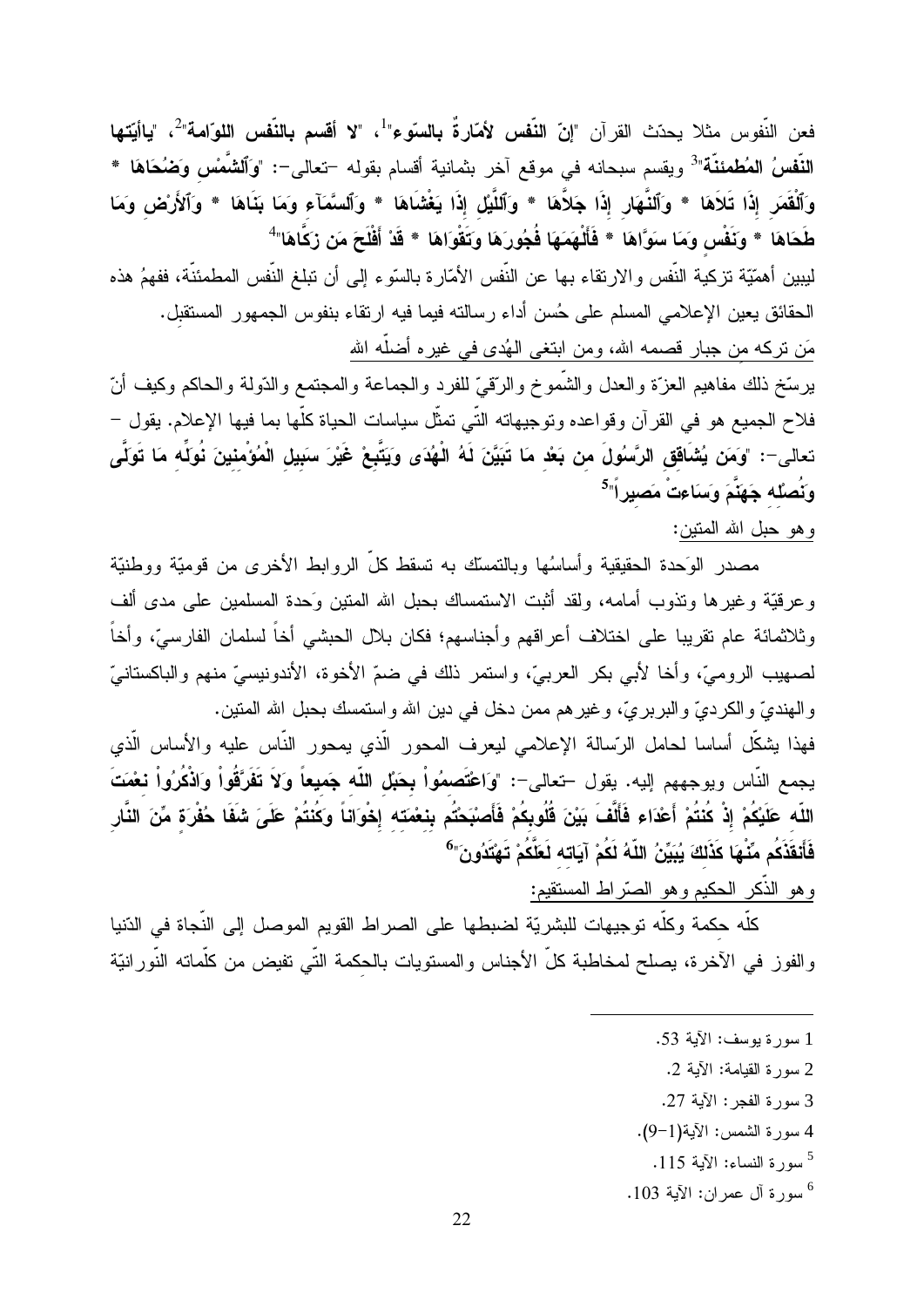فعن النّفوس مثلا يحدّث القرآن "**إنّ النّفس لأمّارةٌ بالسّوء**"[1]، "**لا أقسم بالنّفس اللوّامة**"[2]، "**ياأيّتها النّفسُ المُطمئنّة**"[3] ويقسم سبحانه في موقع آخر بثمانية أقسام بقوله -تعالى-: "**وَٱلشَّمْسِ وَضُحَاهَا * وَٱلْقَمَرِ إِذَا تَلَاهَا * وَٱلنَّهَارِ إِذَا جَلَّاهَا * وَٱلَّيْلِ إِذَا يَغْشَاهَا * وَٱلسَّمَآءِ وَمَا بَنَاهَا * وَٱلْأَرْضِ وَمَا طَحَاهَا * وَنَفْسٍ وَمَا سَوَّاهَا * فَأَلْهَمَهَا فُجُورَهَا وَتَقْوَاهَا * قَدْ أَفْلَحَ مَن زَكَّاهَا**"[4]

ليبين أهمّيّة تزكية النّفس والارتقاء بها عن النّفس الأمّارة بالسّوء إلى أن تبلغ النّفس المطمئنّة، ففهمُ هذه الحقائق يعين الإعلامي المسلم على حُسن أداء رسالته فيما فيه ارتقاء بنفوس الجمهور المستقبِل.

مَن تركه من جبار قصمه الله، ومن ابتغى الهُدى في غيره أضلّه الله

يرسّخ ذلك مفاهيم العزّة والعدل والشّموخ والرّقيّ للفرد والجماعة والمجتمع والدّولة والحاكم وكيف أنّ فلاح الجميع هو في القرآن وقواعده وتوجيهاته التّي تمثّل سياسات الحياة كلّها بما فيها الإعلام. يقول –تعالى-: "**وَمَن يُشَاقِقِ الرَّسُولَ مِن بَعْدِ مَا تَبَيَّنَ لَهُ الْهُدَى وَيَتَّبِعْ غَيْرَ سَبِيلِ الْمُؤْمِنِينَ نُوَلِّهِ مَا تَوَلَّى وَنُصْلِهِ جَهَنَّمَ وَسَاءتْ مَصِيراً**"[5]

وهو حبل الله المتين:

مصدر الوَحدة الحقيقية وأساسُها وبالتمسّك به تسقط كلّ الروابط الأخرى من قوميّة ووطنيّة وعرقيّة وغيرها وتذوب أمامه، ولقد أثبت الاستمساك بحبل الله المتين وَحدة المسلمين على مدى ألف وثلاثمائة عام تقريبا على اختلاف أعراقهم وأجناسهم؛ فكان بلال الحبشي أخاً لسلمان الفارسيّ، وأخاً لصهيب الروميّ، وأخا لأبي بكر العربيّ، واستمر ذلك في ضمّ الأخوة، الأندونيسيّ منهم والباكستانيّ والهنديّ والكرديّ والبربريّ، وغيرهم ممن دخل في دين الله واستمسك بحبل الله المتين.

فهذا يشكّل أساسا لحامل الرّسالة الإعلامي ليعرف المحور الّذي يمحور النّاس عليه والأساس الّذي يجمع النّاس ويوجههم إليه. يقول -تعالى-: "**وَاعْتَصِمُواْ بِحَبْلِ اللّهِ جَمِيعاً وَلاَ تَفَرَّقُواْ وَاذْكُرُواْ نِعْمَتَ اللّهِ عَلَيْكُمْ إِذْ كُنتُمْ أَعْدَاء فَأَلَّفَ بَيْنَ قُلُوبِكُمْ فَأَصْبَحْتُم بِنِعْمَتِهِ إِخْوَاناً وَكُنتُمْ عَلَىَ شَفَا حُفْرَةٍ مِّنَ النَّارِ فَأَنقَذَكُم مِّنْهَا كَذَلِكَ يُبَيِّنُ اللّهُ لَكُمْ آيَاتِهِ لَعَلَّكُمْ تَهْتَدُونَ**"[6]

وهو الذّكر الحكيم وهو الصّراط المستقيم:

كلّه حكمة وكلّه توجيهات للبشريّة لضبطها على الصراط القويم الموصل إلى النّجاة في الدّنيا والفوز في الآخرة، يصلح لمخاطبة كلّ الأجناس والمستويات بالحكمة التّي تفيض من كلّماته النّورانيّة

---

1 سورة يوسف: الآية 53.

2 سورة القيامة: الآية 2.

3 سورة الفجر: الآية 27.

4 سورة الشمس: الآية(1-9).

5 سورة النساء: الآية 115.

6 سورة آل عمران: الآية 103.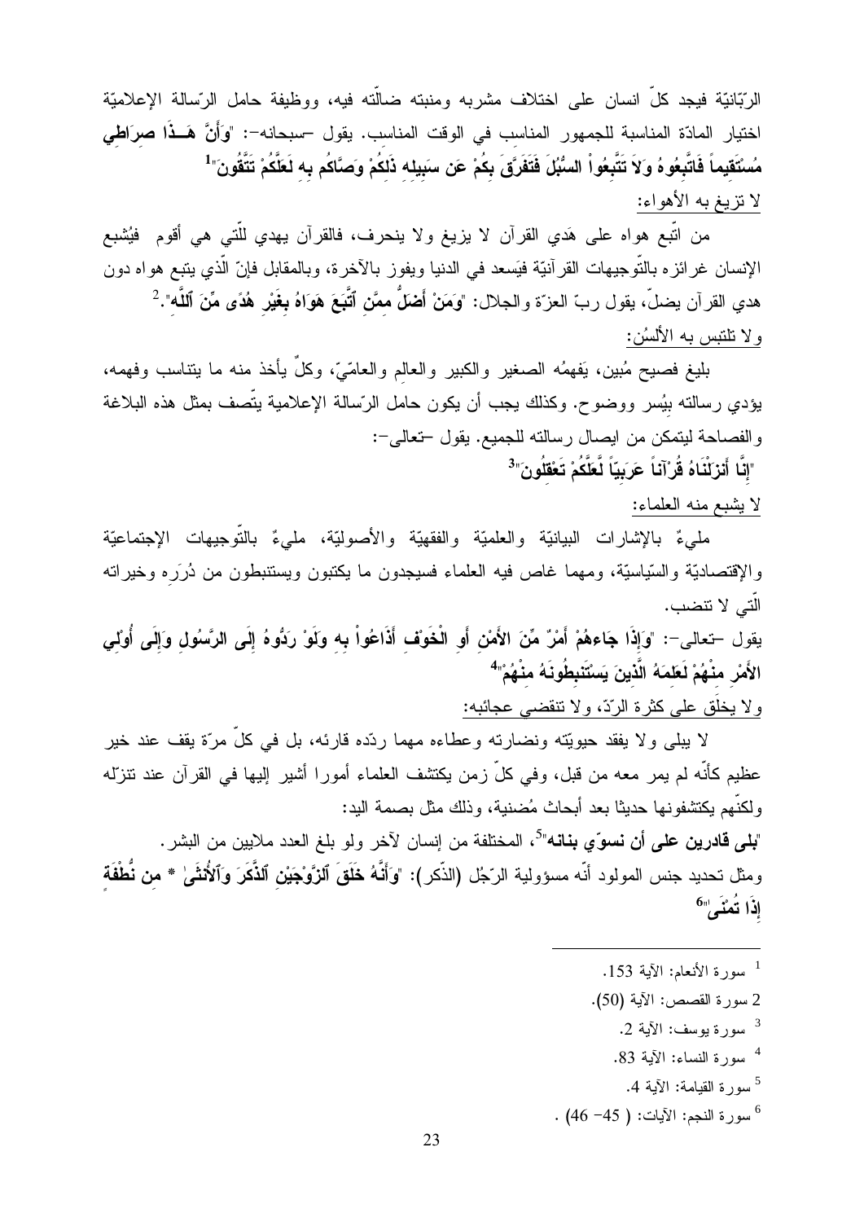الرّبّانيّة فيجد كلّ انسان على اختلاف مشربه ومنبته ضالّته فيه، ووظيفة حامل الرّسالة الإعلاميّة اختيار المادّة المناسبة للجمهور المناسب في الوقت المناسب. يقول –سبحانه–: "**وَأَنَّ هَـذَا صِرَاطِي مُسْتَقِيماً فَاتَّبِعُوهُ وَلاَ تَتَّبِعُواْ السُّبُلَ فَتَفَرَّقَ بِكُمْ عَن سَبِيلِهِ ذَلِكُمْ وَصَّاكُم بِهِ لَعَلَّكُمْ تَتَّقُونَ**"[1]

<u>لا تزيغ به الأهواء:</u>

من اتّبع هواه على هَدي القرآن لا يزيغ ولا ينحرف، فالقرآن يهدي للّتي هي أقوم فيُشبع الإنسان غرائزه بالتّوجيهات القرآنيّة فيَسعد في الدنيا ويفوز بالآخرة، وبالمقابل فإنّ الّذي يتبع هواه دون هدي القرآن يضلّ، يقول ربّ العزّة والجلال: "**وَمَنْ أَضَلُّ مِمَّنِ ٱتَّبَعَ هَوَاهُ بِغَيْرِ هُدًى مِّنَ ٱللَّه**".[2]

<u>ولا تلتبس به الألسُن:</u>

بليغ فصيح مُبين، يَفهمُه الصغير والكبير والعالم والعامّيّ، وكلٌّ يأخذ منه ما يتناسب وفهمه، يؤدي رسالته بيُسر ووضوح. وكذلك يجب أن يكون حامل الرّسالة الإعلامية يتّصف بمثل هذه البلاغة والفصاحة ليتمكن من ايصال رسالته للجميع. يقول –تعالى–:

"**إِنَّا أَنزَلْنَاهُ قُرْآناً عَرَبِيّاً لَّعَلَّكُمْ تَعْقِلُونَ**"[3]

<u>لا يشبع منه العلماء:</u>

مليءٌ بالإشارات البيانيّة والعلميّة والفقهيّة والأصوليّة، مليءٌ بالتّوجيهات الإجتماعيّة والإقتصاديّة والسّياسيّة، ومهما غاص فيه العلماء فسيجدون ما يكتبون ويستنبطون من دُرَرِه وخيراته الّتي لا تنضب.

يقول –تعالى–: "**وَإِذَا جَاءهُمْ أَمْرٌ مِّنَ الأَمْنِ أَوِ الْخَوْفِ أَذَاعُواْ بِهِ وَلَوْ رَدُّوهُ إِلَى الرَّسُولِ وَإِلَى أُوْلِي الأَمْرِ مِنْهُمْ لَعَلِمَهُ الَّذِينَ يَسْتَنبِطُونَهُ مِنْهُمْ**"[4]

<u>ولا يخلَق على كثرة الرّدّ، ولا تنقضي عجائبه:</u>

لا يبلى ولا يفقد حيويّته ونضارته وعطاءه مهما ردّده قارئه، بل في كلّ مرّة يقف عند خير عظيم كأنّه لم يمر معه من قبل، وفي كلّ زمن يكتشف العلماء أمورا أشير إليها في القرآن عند تنزّله ولكنّهم يكتشفونها حديثا بعد أبحاث مُضنية، وذلك مثل بصمة اليد:

"**بلى قادرين على أن نسوّي بنانه**"[5]، المختلفة من إنسان لآخر ولو بلغ العدد ملايين من البشر.

ومثل تحديد جنس المولود أنّه مسؤولية الرّجُل (الذّكر): "**وَأَنَّهُ خَلَقَ ٱلزَّوْجَيْنِ ٱلذَّكَرَ وَٱلأُنثَىٰ * مِن نُّطْفَةٍ إِذَا تُمْنَىٰ**"[6]

---

[1] سورة الأنعام: الآية 153.

[2] سورة القصص: الآية (50).

[3] سورة يوسف: الآية 2.

[4] سورة النساء: الآية 83.

[5] سورة القيامة: الآية 4.

[6] سورة النجم: الآيات: ( 45– 46) .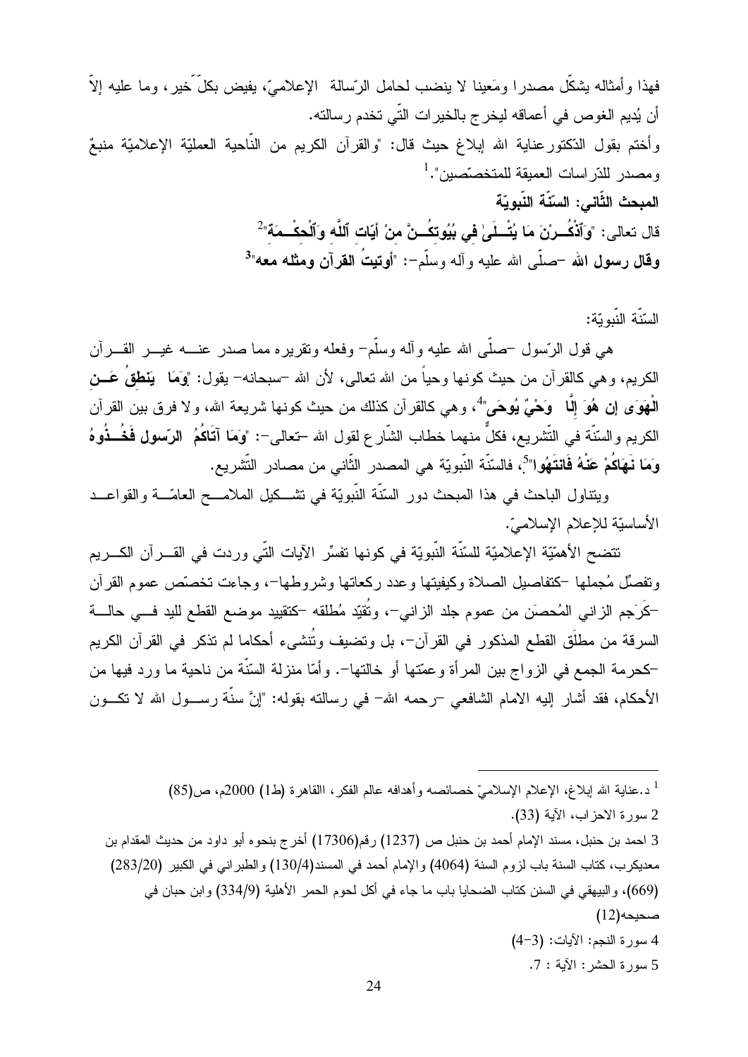فهذا وأمثاله يشكّل مصدرا ومَعينا لا ينضب لحامل الرّسالة الإعلاميّ، يفيض بكلّ خير، وما عليه إلاّ أن يُديم الغوص في أعماقه ليخرج بالخيرات التّي تخدم رسالته.

وأختم بقول الدّكتورعناية الله إبلاغ حيث قال: "والقرآن الكريم من النّاحية العمليّة الإعلاميّة منبعٌ ومصدر للدّراسات العميقة للمتخصّصين".[1]

**المبحث الثّاني: السّنّة النّبويّة**

قال تعالى: "**وَٱذْكُـرْنَ مَا يُتْـلَىٰ فِي بُيُوتِكُـنَّ مِنْ أَيَاتِ ٱللَّه وَٱلْحِكْـمَةِ**"[2]

**وقال رسول الله** –صلّى الله عليه وآله وسلّم–: "**أوتيتُ القرآن ومثله معه**"[3]

السّنّة النّبويّة:

هي قول الرّسول –صلّى الله عليه وآله وسلّم– وفعله وتقريره مما صدر عنه غير القرآن الكريم، وهي كالقرآن من حيث كونها وحياً من الله تعالى، لأن الله –سبحانه– يقول: "**وَمَا يَنطِقُ عَنِ الْهَوَى إن هُوَ إِلَّا وَحْيٌ يُوحَى**"[4]، وهي كالقرآن كذلك من حيث كونها شريعة الله، ولا فرق بين القرآن الكريم والسنّة في التّشريع، فكلٌّ منهما خطاب الشّارع لقول الله –تعالى–: "**وَمَا آتَاكُمُ الرّسول فَخُذُوهُ وَمَا نَهَاكُمْ عَنْهُ فَانتَهُوا**"[5]، فالسّنّة النّبويّة هي المصدر الثّاني من مصادر التّشريع.

ويتناول الباحث في هذا المبحث دور السّنّة النّبويّة في تشكيل الملامح العامّة والقواعد الأساسيّة للإعلام الإسلاميّ.

تتضح الأهمّيّة الإعلاميّة للسّنّة النّبويّة في كونها تفسِّر الآيات التّي وردت في القرآن الكريم وتفصِّل مُجملها –كتفاصيل الصلاة وكيفيتها وعدد ركعاتها وشروطها–، وجاءت تخصّص عموم القرآن –كَرَجم الزاني المُحصَن من عموم جلد الزاني–، وتُقيّد مُطلقه –كتقييد موضع القطع لليد في حالة السرقة من مطلَق القطع المذكور في القرآن–، بل وتضيف وتُنشيء أحكاما لم تذكر في القرآن الكريم –كحرمة الجمع في الزواج بين المرأة وعمّتها أو خالتها–. وأمّا منزلة السّنّة من ناحية ما ورد فيها من الأحكام، فقد أشار إليه الامام الشافعي –رحمه الله– في رسالته بقوله: "إنَّ سنّة رسول الله لا تكون

---

[1] د.عناية الله إبلاغ، الإعلام الإسلاميّ خصائصه وأهدافه عالم الفكر، القاهرة (ط1) 2000م، ص(85)

2 سورة الاحزاب، الآية (33).

3 احمد بن حنبل، مسند الإمام أحمد بن حنبل ص (1237) رقم(17306) أخرج بنحوه أبو داود من حديث المقدام بن معديكرب، كتاب السنة باب لزوم السنة (4064) والإمام أحمد في المسند(130/4) والطبراني في الكبير (283/20) (669)، والبيهقي في السنن كتاب الضحايا باب ما جاء في أكل لحوم الحمر الأهلية (334/9) وابن حبان في صحيحه(12)

4 سورة النجم: الآيات: (3-4)

5 سورة الحشر: الآية : 7.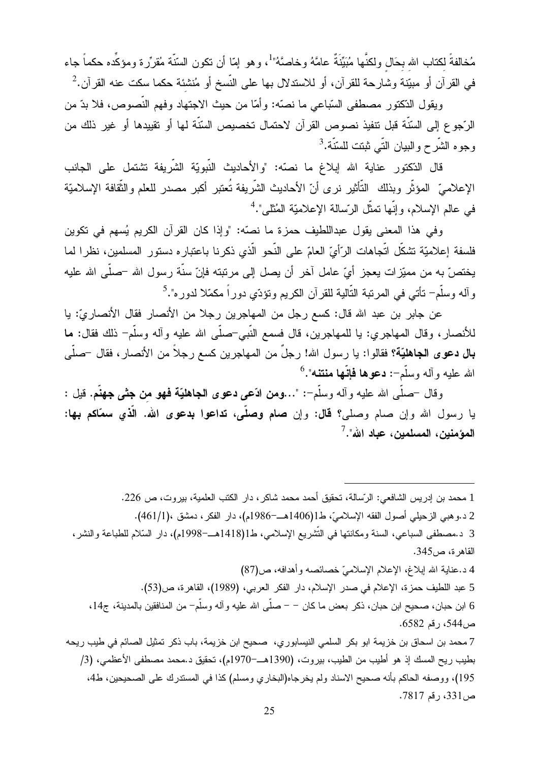مُخالفةً لكتاب اللهِ بِحَالٍ ولكنَّها مُبَيِّنَةٌ عامَّةُ وخاصَّةُ"[1]، وهو إمّا أن تكون السّنّة مُقرِّرة ومؤكِّده حكماً جاء في القرآن أو مبيّنة وشارحة للقرآن، أو للاستدلال بها على النّسخ أو مُنشِئة حكما سكت عنه القرآن.[2]

ويقول الدّكتور مصطفى السّباعي ما نصّه: وأمّا من حيث الاجتهاد وفهم النّصوص، فلا بدّ من الرّجوع إلى السّنّة قبل تنفيذ نصوص القرآن لاحتمال تخصيص السّنّة لها أو تقييدها أو غير ذلك من وجوه الشّرح والبيان التّي ثبتت للسّنّة.[3]

قال الدّكتور عناية الله إبلاغ ما نصّه: "والأحاديث النّبويّة الشّريفة تشتمل على الجانب الإعلاميّ المؤثّر وبذلك التّأثير نرى أنّ الأحاديث الشّريفة تُعتبر أكبر مصدر للعلم والثّقافة الإسلاميّة في عالم الإسلام، وإنّها تمثّل الرّسالة الإعلاميّة المُثلى".[4]

وفي هذا المعنى يقول عبداللطيف حمزة ما نصّه: "وإذا كان القرآن الكريم يُسهم في تكوين فلسفة إعلاميّة تشكّل اتّجاهات الرّأيّ العامّ على النّحو الّذي ذكرنا باعتباره دستور المسلمين، نظرا لما يختصّ به من مميّزات يعجز أيّ عامل آخر أن يصل إلى مرتبته فإنّ سنّة رسول الله –صلّى الله عليه وآله وسلّم– تأتي في المرتبة التّالية للقرآن الكريم وتؤدّي دوراً مكمّلا لدوره".[5]

عن جابر بن عبد الله قال: كسع رجل من المهاجرين رجلا من الأنصار فقال الأنصاريّ: يا للأنصار، وقال المهاجري: يا للمهاجرين، قال فسمع النّبي–صلّى الله عليه وآله وسلّم– ذلك فقال: **ما بال دعوى الجاهليّة؟** فقالوا: يا رسول الله! رجلٌ من المهاجرين كسع رجلاً من الأنصار، فقال –صلّى الله عليه وآله وسلّم–: **دعوها فإنّها منتنه**".[6]

وقال –صلّى الله عليه وآله وسلّم–: "...**ومن ادّعى دعوى الجاهليّة فهو من جثى جهنّم**. قيل : يا رسول الله وإن صام وصلى؟ **قال:** وإن **صام وصلّى، تداعوا بدعوى الله. الّذي سمّاكم بها: المؤمنين، المسلمين، عباد الله**".[7]

---

1 محمد بن إدريس الشافعي: الرّسالة، تحقيق أحمد محمد شاكر، دار الكتب العلمية، بيروت، ص 226.

2 د.وهبي الزحيلي أصول الفقه الإسلاميّ، ط1(1406هــ–1986م)، دار الفكر، دمشق ،(461/1).

3 د.مصطفى السباعي، السنة ومكانتها في التّشريع الإسلامي، ط1(1418هــ–1998م)، دار السّلام للطباعة والنشر، القاهرة، ص345.

4 د.عناية الله إبلاغ، الإعلام الإسلاميّ خصائصه وأهدافه، ص(87)

5 عبد اللطيف حمزة، الإعلام في صدر الإسلام، دار الفكر العربي، (1989)، القاهرة، ص(53).

6 ابن حبان، صحيح ابن حبان، ذكر بعض ما كان – – صلّى الله عليه وآله وسلّم– من المنافقين بالمدينة، ج14، ص544، رقم 6582.

7 محمد بن اسحاق بن خزيمة ابو بكر السلمي النيسابوري، صحيح ابن خزيمة، باب ذكر تمثيل الصائم في طيب ريحه بطيب ريح المسك إذ هو أطيب من الطيب، بيروت، (1390هــ–1970م)، تحقيق د.محمد مصطفى الأعظمي، (3/ 195)، ووصفه الحاكم بأنه صحيح الاسناد ولم يخرجاه(البخاري ومسلم) كذا في المستدرك على الصحيحين، ط4، ص331، رقم 7817.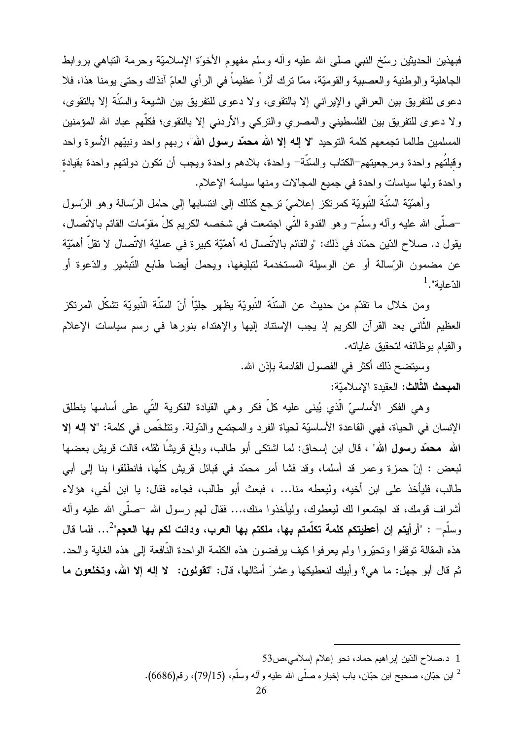فبهذين الحديثين رسّخ النبي صلى الله عليه وآله وسلم مفهوم الأخوّة الإسلاميّة وحرمة التباهي بروابط الجاهلية والوطنية والعصبية والقوميّة، ممّا ترك أثراً عظيماً في الرأي العامّ آنذاك وحتى يومنا هذا، فلا دعوى للتفريق بين العراقي والإيراني إلا بالتقوى، ولا دعوى للتفريق بين الشيعة والسنّة إلا بالتقوى، ولا دعوى للتفريق بين الفلسطيني والمصري والتركي والأردني إلا بالتقوى؛ فكلّهم عباد الله المؤمنين المسلمين طالما تجمعهم كلمة التوحيد "**لا إله إلا الله محمّد رسول الله**"، ربهم واحد ونبيّهم الأسوة واحد وقبلتُهم واحدة ومرجعيتهم-الكتاب والسنّة- واحدة، بلادهم واحدة ويجب أن تكون دولتهم واحدة بقيادةٍ واحدة ولها سياسات واحدة في جميع المجالات ومنها سياسة الإعلام.

وأهميّة السنّة النّبويّة كمرتكز إعلاميّ ترجع كذلك إلى انتسابها إلى حامل الرّسالة وهو الرّسول -صلّى الله عليه وآله وسلّم- وهو القدوة التّي اجتمعت في شخصه الكريم كلّ مقوّمات القائم بالاتّصال، يقول د. صلاح الدّين حمّاد في ذلك: "والقائم بالاتّصال له أهمّيّة كبيرة في عمليّة الاتّصال لا تقلّ أهمّيّة عن مضمون الرّسالة أو عن الوسيلة المستخدمة لتبليغها، ويحمل أيضا طابع التّبشير والدّعوة أو الدّعاية".[1]

ومن خلال ما تقدّم من حديث عن السنّة النّبويّة يظهر جليّاً أنّ السنّة النّبويّة تشكّل المرتكز العظيم الثّاني بعد القرآن الكريم إذ يجب الإستناد إليها والإهتداء بنورها في رسم سياسات الإعلام والقيام بوظائفه لتحقيق غاياته.

وسيتضح ذلك أكثر في الفصول القادمة بإذن الله.

**المبحث الثّالث:** العقيدة الإسلاميّة:

وهي الفكر الأساسيّ الّذي يُبنى عليه كلّ فكر وهي القيادة الفكرية التّي على أساسها ينطلق الإنسان في الحياة، فهي القاعدة الأساسيّة لحياة الفرد والمجتمع والدّولة. وتتلخّص في كلمة: "**لا إله إلا الله محمّد رسول الله**" ، قال ابن إسحاق: لما اشتكى أبو طالب، وبلغ قريشًا ثقله، قالت قريش بعضها لبعض : إنّ حمزة وعمر قد أسلما، وقد فشا أمر محمّد في قبائل قريش كلّها، فانطلقوا بنا إلى أبي طالب، فليأخذ على ابن أخيه، وليعطه منا... ، فبعث أبو طالب، فجاءه فقال: يا ابن أخي، هؤلاء أشراف قومك، قد اجتمعوا لك ليعطوك، وليأخذوا منك،... فقال لهم رسول الله -صلّى الله عليه وآله وسلّم- : "**أرأيتم إن أعطيتكم كلمة تكلّمتم بها، ملكتم بها العرب، ودانت لكم بها العجم**"[2]... فلما قال هذه المقالة توقفوا وتحيّروا ولم يعرفوا كيف يرفضون هذه الكلمة الواحدة النّافعة إلى هذه الغاية والحد. ثم قال أبو جهل: ما هي؟ وأبيك لنعطيكها وعشرَ أمثالها، قال: "**تقولون: لا إله إلا الله، وتخلعون ما**

---

1 د.صلاح الدّين إبراهيم حماد، نحو إعلام إسلامي،ص53

2 ابن حبّان، صحيح ابن حبّان، باب إخباره صلّى الله عليه وآله وسلّم، (79/15)، رقم(6686).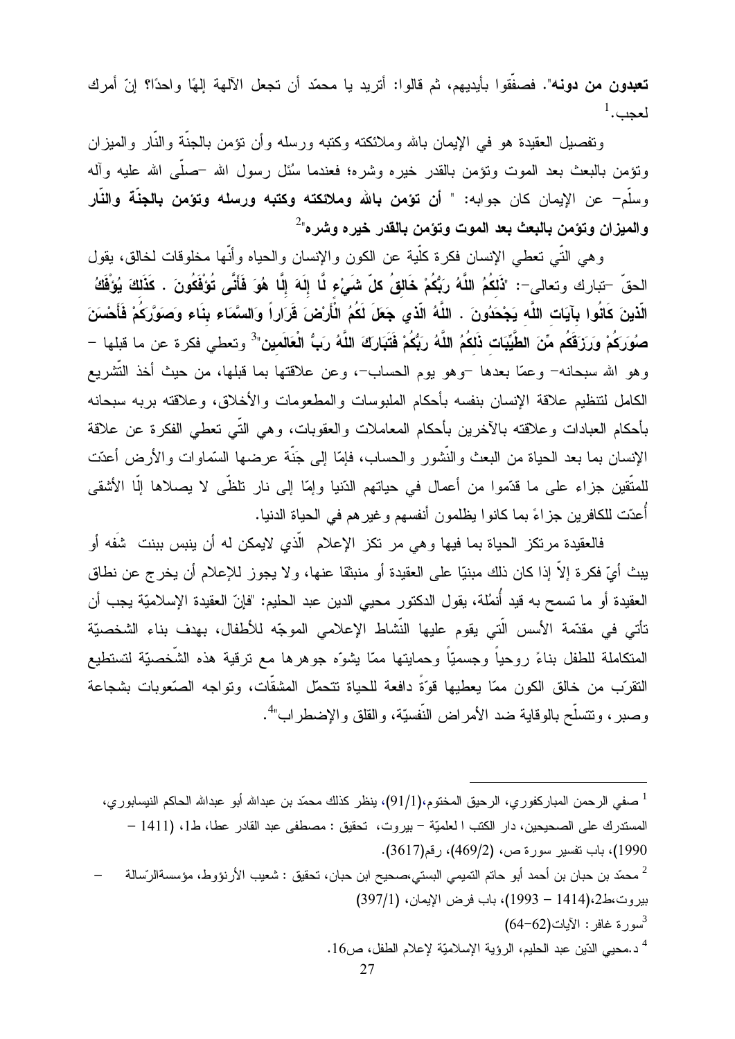**تعبدون من دونه**". فصفّقوا بأيديهم، ثم قالوا: أتريد يا محمّد أن تجعل الآلهة إلهًا واحدًا؟ إنّ أمرك لعجب.[1]

وتفصيل العقيدة هو في الإيمان بالله وملائكته وكتبه ورسله وأن تؤمن بالجنّة والنّار والميزان وتؤمن بالبعث بعد الموت وتؤمن بالقدر خيره وشره؛ فعندما سُئل رسول الله –صلّى الله عليه وآله وسلّم– عن الإيمان كان جوابه: " **أن تؤمن بالله وملائكته وكتبه ورسله وتؤمن بالجنّة والنّار والميزان وتؤمن بالبعث بعد الموت وتؤمن بالقدر خيره وشره**"[2]

وهي التّي تعطي الإنسان فكرة كلّية عن الكون والإنسان والحياه وأنّها مخلوقات لخالق، يقول الحقّ –تبارك وتعالى–: "**ذَلِكُمُ اللَّهُ رَبُّكُمْ خَالِقُ كلّ شَيْءٍ لَّا إِلَهَ إِلَّا هُوَ فَأَنَّى تُؤْفَكُونَ . كَذَلِكَ يُؤْفَكُ الَّذِينَ كَانُوا بِآيَاتِ اللَّهِ يَجْحَدُونَ . اللَّهُ الَّذِي جَعَلَ لَكُمُ الْأَرْضَ قَرَاراً وَالسَّمَاء بِنَاء وَصَوَّرَكُمْ فَأَحْسَنَ صُوَرَكُمْ وَرَزَقَكُم مِّنَ الطَّيِّبَاتِ ذَلِكُمُ اللَّهُ رَبُّكُمْ فَتَبَارَكَ اللَّهُ رَبُّ الْعَالَمِين**"[3] وتعطي فكرة عن ما قبلها – وهو الله سبحانه– وعمّا بعدها –وهو يوم الحساب–، وعن علاقتها بما قبلها، من حيث أخذ التّشريع الكامل لتنظيم علاقة الإنسان بنفسه بأحكام الملبوسات والمطعومات والأخلاق، وعلاقته بربه سبحانه بأحكام العبادات وعلاقته بالآخرين بأحكام المعاملات والعقوبات، وهي التّي تعطي الفكرة عن علاقة الإنسان بما بعد الحياة من البعث والنّشور والحساب، فإمّا إلى جَنّة عرضها السّماوات والأرض أعدّت للمتّقين جزاء على ما قدّموا من أعمال في حياتهم الدّنيا وإمّا إلى نار تلظّى لا يصلاها إلّا الأشقى أُعدّت للكافرين جزاءً بما كانوا يظلمون أنفسهم وغيرهم في الحياة الدنيا.

فالعقيدة مرتكز الحياة بما فيها وهي مر تكز الإعلام الّذي لايمكن له أن ينبس ببنت شَفه أو يبث أيّ فكرة إلاّ إذا كان ذلك مبنيًا على العقيدة أو منبثقا عنها، ولا يجوز للإعلام أن يخرج عن نطاق العقيدة أو ما تسمح به قيد أُنمُلة، يقول الدكتور محيي الدين عبد الحليم: "فإنّ العقيدة الإسلاميّة يجب أن تأتي في مقدّمة الأسس الّتي يقوم عليها النّشاط الإعلامي الموجّه للأطفال، بهدف بناء الشخصيّة المتكاملة للطفل بناءً روحياً وجسمياً وحمايتها ممّا يشوّه جوهرها مع ترقية هذه الشّخصيّة لتستطيع التقرّب من خالق الكون ممّا يعطيها قوّةً دافعة للحياة تتحمّل المشقّات، وتواجه الصّعوبات بشجاعة وصبر، وتتسلّح بالوقاية ضد الأمراض النّفسيّة، والقلق والإضطراب"[4].

---

[1] صفي الرحمن المباركفوري، الرحيق المختوم،(91/1)، ينظر كذلك محمّد بن عبدالله أبو عبدالله الحاكم النيسابوري، المستدرك على الصحيحين، دار الكتب ا لعلميّة – بيروت، تحقيق : مصطفى عبد القادر عطا، ط1، (1411 – 1990)، باب تفسير سورة ص، (469/2)، رقم(3617).

[2] محمّد بن حبان بن أحمد أبو حاتم التميمي البستي،صحيح ابن حبان، تحقيق : شعيب الأرنؤوط، مؤسسةالرّسالة – بيروت،ط2،(1414 – 1993)، باب فرض الإيمان، (397/1)

[3] سورة غافر: الآيات(62–64)

[4] د.محيي الدّين عبد الحليم، الرؤية الإسلاميّة لإعلام الطفل، ص16.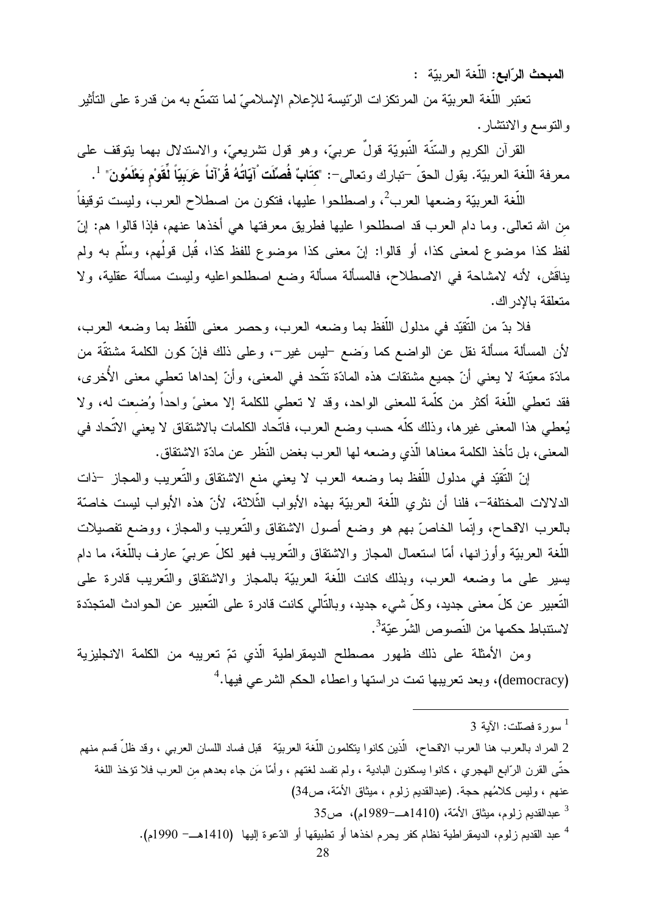**المبحث الرّابع: اللّغة العربيّة :**

تعتبر اللّغة العربيّة من المرتكزات الرّئيسة للإعلام الإسلاميّ لما تتمتّع به من قدرة على التأثير والتوسع والانتشار.

القرآن الكريم والسّنّة النّبويّة قولٌ عربيّ، وهو قول تشريعيّ، والاستدلال بهما يتوقف على معرفة اللّغة العربيّة. يقول الحقّ -تبارك وتعالى-: "**كِتَابٌ فُصِّلَتْ آيَاتُهُ قُرْآناً عَرَبِيّاً لِّقَوْمٍ يَعْلَمُونَ**" [1].

اللّغة العربيّة وضعها العرب[2]، واصطلحوا عليها، فتكون من اصطلاح العرب، وليست توقيفاً من الله تعالى. وما دام العرب قد اصطلحوا عليها فطريق معرفتها هي أخذها عنهم، فإذا قالوا هم: إنّ لفظ كذا موضوع لمعنى كذا، أو قالوا: إنّ معنى كذا موضوع للفظ كذا، قُبل قولُهم، وسُلّم به ولم يناقَش، لأنه لامشاحة في الاصطلاح، فالمسألة مسألة وضع اصطلحواعليه وليست مسألة عقلية، ولا متعلقة بالإدراك.

فلا بدّ من التّقيّد في مدلول اللّفظ بما وضعه العرب، وحصر معنى اللّفظ بما وضعه العرب، لأن المسألة مسألة نقل عن الواضع كما وَضع -ليس غير-، وعلى ذلك فإنّ كون الكلمة مشتقّة من مادّة معيّنة لا يعني أنّ جميع مشتقات هذه المادّة تتّحد في المعنى، وأنّ إحداها تعطي معنى الأُخرى، فقد تعطي اللّغة أكثر من كلّمة للمعنى الواحد، وقد لا تعطي للكلمة إلا معنىً واحداً وُضعت له، ولا يُعطى هذا المعنى غيرها، وذلك كلّه حسب وضع العرب، فاتّحاد الكلمات بالاشتقاق لا يعني الاتّحاد في المعنى، بل تأخذ الكلمة معناها الّذي وضعه لها العرب بغض النّظر عن مادّة الاشتقاق.

إنّ التّقيّد في مدلول اللّفظ بما وضعه العرب لا يعني منع الاشتقاق والتّعريب والمجاز -ذات الدلالات المختلفة-، فلنا أن نثري اللّغة العربيّة بهذه الأبواب الثّلاثة، لأنّ هذه الأبواب ليست خاصّة بالعرب الاقحاح، وإنّما الخاصّ بهم هو وضع أصول الاشتقاق والتّعريب والمجاز، ووضع تفصيلات اللّغة العربيّة وأوزانها، أمّا استعمال المجاز والاشتقاق والتّعريب فهو لكلّ عربيّ عارف باللّغة، ما دام يسير على ما وضعه العرب، وبذلك كانت اللّغة العربيّة بالمجاز والاشتقاق والتّعريب قادرة على التّعبير عن كلّ معنى جديد، وكلّ شيء جديد، وبالتّالي كانت قادرة على التّعبير عن الحوادث المتجدّدة لاستنباط حكمها من النّصوص الشّرعيّة[3].

ومن الأمثلة على ذلك ظهور مصطلح الديمقراطية الّذي تمّ تعريبه من الكلمة الانجليزية (democracy)، وبعد تعريبها تمت دراستها واعطاء الحكم الشرعي فيها.[4]

---

[1] سورة فصّلت: الآية 3

[2] المراد بالعرب هنا العرب الاقحاح، الّذين كانوا يتكلمون اللّغة العربيّة قبل فساد اللسان العربي ، وقد ظلّ قسم منهم حتّى القرن الرّابع الهجري ، كانوا يسكنون البادية ، ولم تفسد لغتهم ، وأمّا مَن جاء بعدهم من العرب فلا تؤخذ اللغة عنهم ، وليس كلامُهم حجة. (عبدالقديم زلوم ، ميثاق الأمّة، ص34)

[3] عبدالقديم زلوم، ميثاق الأمّة، (1410هــ-1989م)، ص35

[4] عبد القديم زلوم، الديمقراطية نظام كفر يحرم اخذها أو تطبيقها أو الدّعوة إليها (1410هــ- 1990م).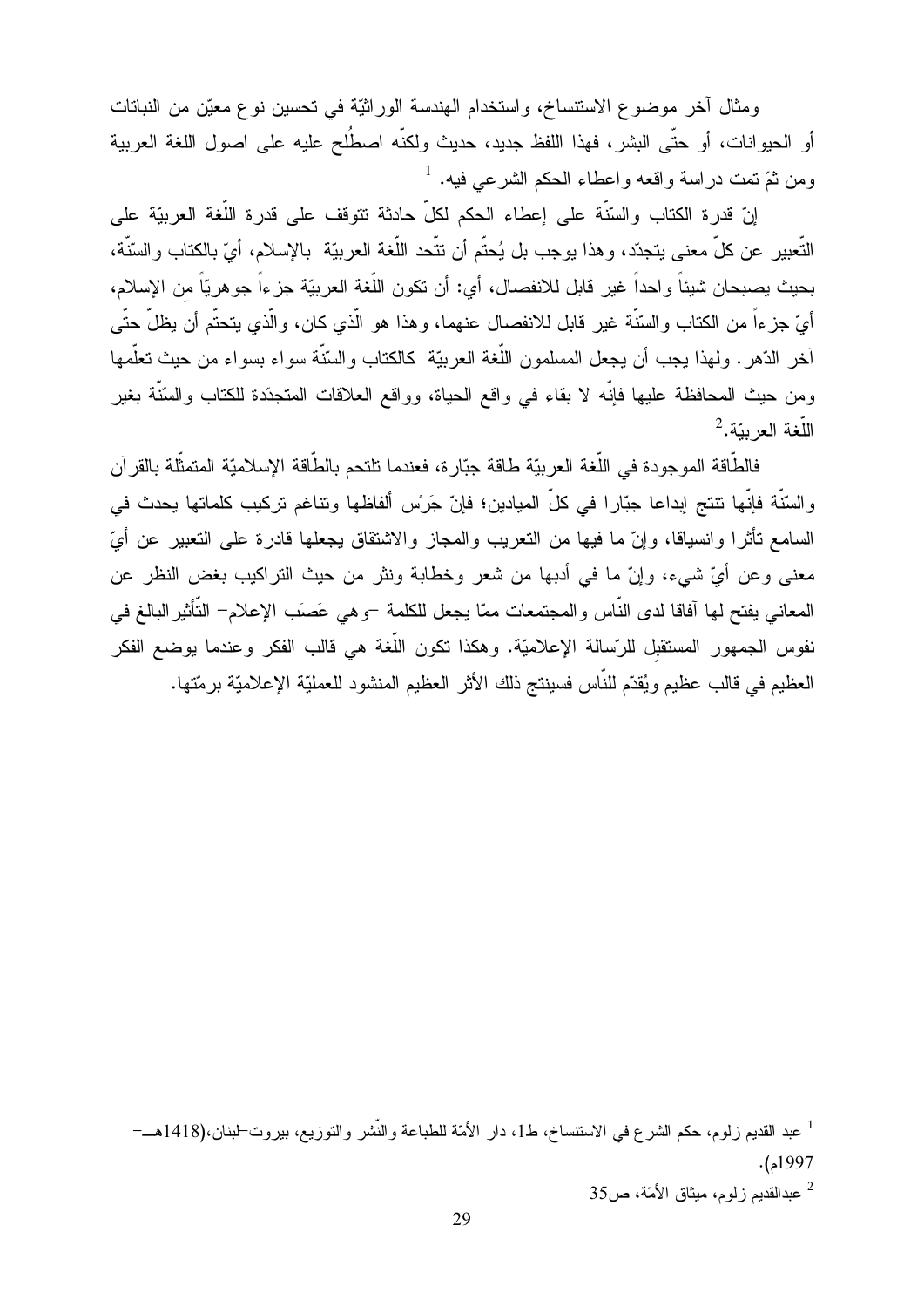ومثال آخر موضوع الاستنساخ، واستخدام الهندسة الوراثيّة في تحسين نوع معيّن من النباتات أو الحيوانات، أو حتّى البشر، فهذا اللفظ جديد، حديث ولكنّه اصطُلح عليه على اصول اللغة العربية ومن ثمّ تمت دراسة واقعه واعطاء الحكم الشرعي فيه. [1]

إنّ قدرة الكتاب والسّنّة على إعطاء الحكم لكلّ حادثة تتوقف على قدرة اللّغة العربيّة على التّعبير عن كلّ معنى يتجدّد، وهذا يوجب بل يُحتّم أن تتّحد اللّغة العربيّة بالإسلام، أيّ بالكتاب والسّنّة، بحيث يصبحان شيئاً واحداً غير قابل للانفصال، أي: أن تكون اللّغة العربيّة جزءاً جوهريّاً من الإسلام، أيّ جزءاً من الكتاب والسّنّة غير قابل للانفصال عنهما، وهذا هو الّذي كان، والّذي يتحتّم أن يظلّ حتّى آخر الدّهر. ولهذا يجب أن يجعل المسلمون اللّغة العربيّة كالكتاب والسّنّة سواء بسواء من حيث تعلّمها ومن حيث المحافظة عليها فإنّه لا بقاء في واقع الحياة، وواقع العلاقات المتجدّدة للكتاب والسّنّة بغير اللّغة العربيّة.[2]

فالطّاقة الموجودة في اللّغة العربيّة طاقة جبّارة، فعندما تلتحم بالطّاقة الإسلاميّة المتمثّلة بالقرآن والسّنّة فإنّها تنتج إبداعا جبّارا في كلّ الميادين؛ فإنّ جَرْس ألفاظها وتناغم تركيب كلماتها يحدث في السامع تأثرا وانسياقا، وإنّ ما فيها من التعريب والمجاز والاشتقاق يجعلها قادرة على التعبير عن أيّ معنى وعن أيّ شيء، وإنّ ما في أدبها من شعر وخطابة ونثر من حيث التراكيب بغض النظر عن المعاني يفتح لها آفاقا لدى النّاس والمجتمعات ممّا يجعل للكلمة –وهي عَصَب الإعلام– التّأثير البالغ في نفوس الجمهور المستقبِل للرّسالة الإعلاميّة. وهكذا تكون اللّغة هي قالب الفكر وعندما يوضع الفكر العظيم في قالب عظيم ويُقدّم للنّاس فسينتج ذلك الأثر العظيم المنشود للعمليّة الإعلاميّة برمّتها.

---

[1] عبد القديم زلوم، حكم الشرع في الاستنساخ، ط1، دار الأمّة للطباعة والنّشر والتوزيع، بيروت–لبنان،(1418هـ–1997م).

[2] عبدالقديم زلوم، ميثاق الأمّة، ص35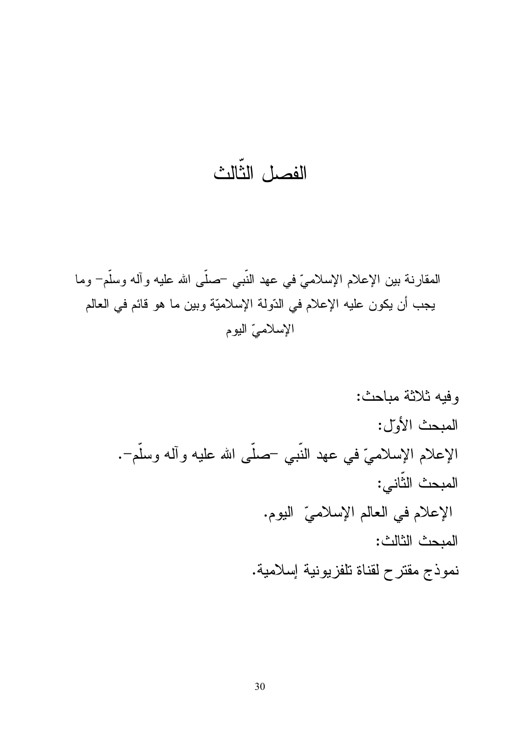# الفصل الثّالث

## المقارنة بين الإعلام الإسلاميّ في عهد النّبي -صلّى الله عليه وآله وسلّم- وما يجب أن يكون عليه الإعلام في الدّولة الإسلاميّة وبين ما هو قائم في العالم الإسلاميّ اليوم

وفيه ثلاثة مباحث:

المبحث الأوّل:

الإعلام الإسلاميّ في عهد النّبي -صلّى الله عليه وآله وسلّم-.

المبحث الثّاني:

الإعلام في العالم الإسلاميّ اليوم.

المبحث الثالث:

نموذج مقترح لقناة تلفزيونية إسلامية.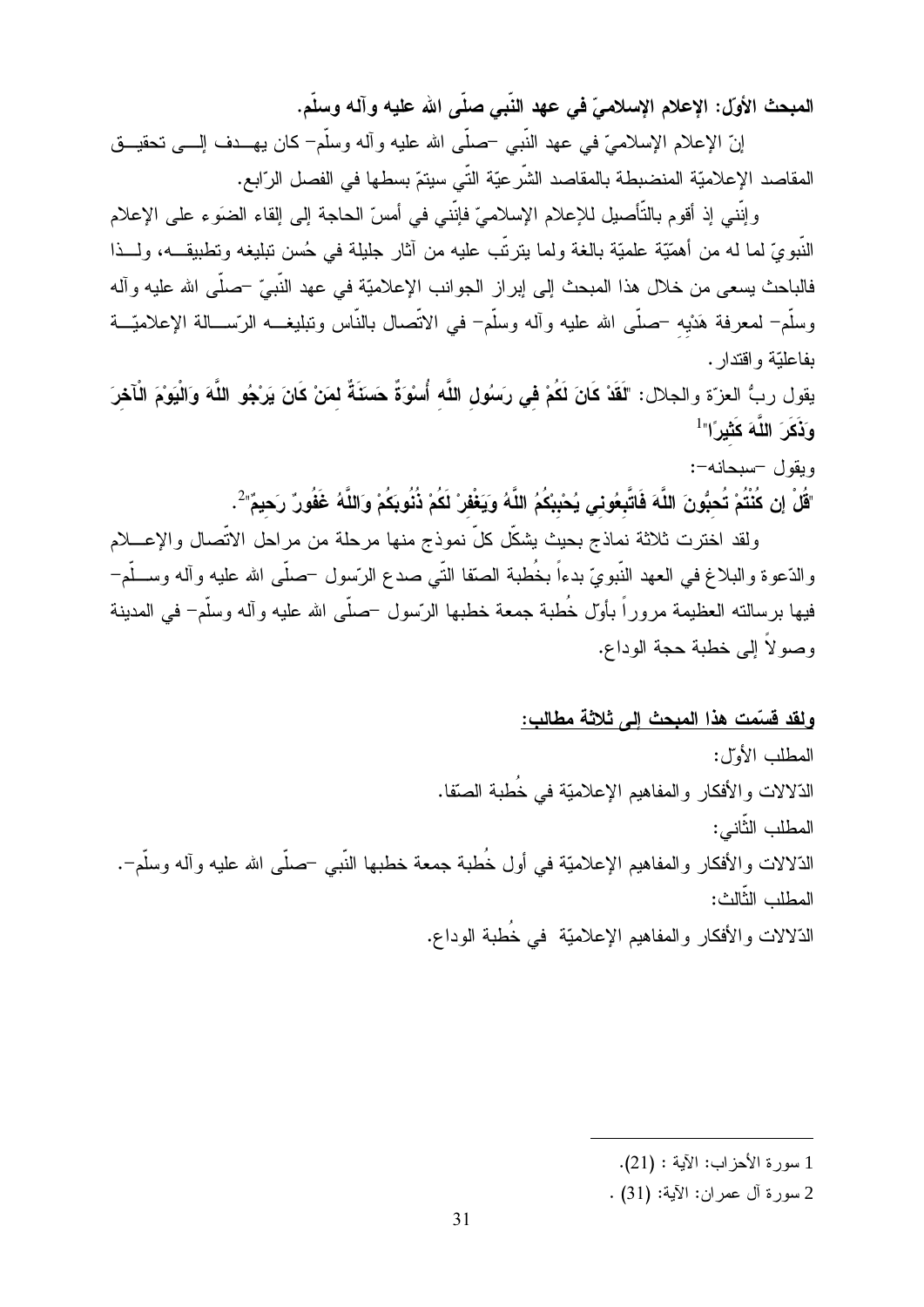**المبحث الأوّل: الإعلام الإسلاميّ في عهد النّبي صلّى الله عليه وآله وسلّم.**

إنّ الإعلام الإسلاميّ في عهد النّبي -صلّى الله عليه وآله وسلّم- كان يهدف إلى تحقيق المقاصد الإعلاميّة المنضبطة بالمقاصد الشّرعيّة الّتي سيتمّ بسطها في الفصل الرّابع.

وإنّني إذ أقوم بالتّأصيل للإعلام الإسلاميّ فإنّني في أمسّ الحاجة إلى إلقاء الضوء على الإعلام النّبويّ لما له من أهمّيّة علميّة بالغة ولما يترتّب عليه من آثار جليلة في حُسن تبليغه وتطبيقه، ولذا فالباحث يسعى من خلال هذا المبحث إلى إبراز الجوانب الإعلاميّة في عهد النّبيّ -صلّى الله عليه وآله وسلّم- لمعرفة هَدْيِهِ -صلّى الله عليه وآله وسلّم- في الاتّصال بالنّاس وتبليغه الرّسالة الإعلاميّة بفاعليّة واقتدار.

يقول ربُّ العزّة والجلال: "**لَقَدْ كَانَ لَكُمْ فِي رَسُولِ اللَّهِ أُسْوَةٌ حَسَنَةٌ لِمَنْ كَانَ يَرْجُو اللَّهَ وَالْيَوْمَ الْآخِرَ وَذَكَرَ اللَّهَ كَثِيرًا**"[1]

ويقول -سبحانه-:

"**قُلْ إِن كُنتُمْ تُحِبُّونَ اللَّهَ فَاتَّبِعُونِي يُحْبِبْكُمُ اللَّهُ وَيَغْفِرْ لَكُمْ ذُنُوبَكُمْ وَاللَّهُ غَفُورٌ رَحِيمٌ**"[2].

ولقد اخترت ثلاثة نماذج بحيث يشكّل كلّ نموذج منها مرحلة من مراحل الاتّصال والإعلام والدّعوة والبلاغ في العهد النّبويّ بدءاً بخُطبة الصّفا الّتي صدع الرّسول -صلّى الله عليه وآله وسلّم- فيها برسالته العظيمة مروراً بأوّل خُطبة جمعة خطبها الرّسول -صلّى الله عليه وآله وسلّم- في المدينة وصولاً إلى خطبة حجة الوداع.

**<u>ولقد قسّمت هذا المبحث إلى ثلاثة مطالب:</u>**

المطلب الأوّل:

الدّلالات والأفكار والمفاهيم الإعلاميّة في خُطبة الصّفا.

المطلب الثّاني:

الدّلالات والأفكار والمفاهيم الإعلاميّة في أول خُطبة جمعة خطبها النّبي -صلّى الله عليه وآله وسلّم-.

المطلب الثّالث:

الدّلالات والأفكار والمفاهيم الإعلاميّة في خُطبة الوداع.

---

1 سورة الأحزاب: الآية : (21).

2 سورة آل عمران: الآية: (31) .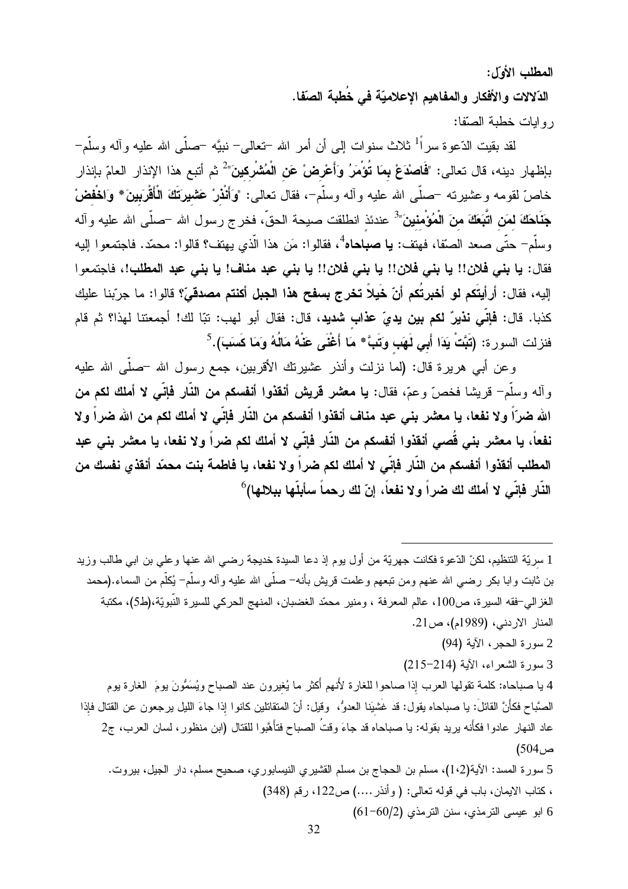**المطلب الأوّل:**

**الدّلالات والأفكار والمفاهيم الإعلاميّة في خُطبة الصّفا.**

روايات خطبة الصّفا:

لقد بقيت الدّعوة سراً[1] ثلاث سنوات إلى أن أمر الله –تعالى– نبيَّه –صلّى الله عليه وآله وسلّم– بإظهار دينه، قال تعالى: "**فَاصْدَعْ بِمَا تُؤْمَرُ وَأَعْرِضْ عَنِ الْمُشْرِكِينَ**"[2] ثم أتبع هذا الإنذار العامّ بإنذار خاصّ لقومه وعشيرته –صلّى الله عليه وآله وسلّم–، فقال تعالى: "**وَأَنْذِرْ عَشِيرَتَكَ الْأَقْرَبِينَ* وَاخْفِضْ جَنَاحَكَ لِمَنِ اتَّبَعَكَ مِنَ الْمُؤْمِنِينَ**"[3] عندئذ انطلقت صيحة الحقّ، فخرج رسول الله –صلّى الله عليه وآله وسلّم– حتّى صعد الصّفا، فهتف: **يا صباحاه**[4]، فقالوا: مَن هذا الّذي يهتف؟ قالوا: محمّد. فاجتمعوا إليه فقال: **يا بني فلان!! يا بني فلان!! يا بني فلان!! يا بني عبد مناف! يا بني عبد المطلب!،** فاجتمعوا إليه، فقال: **أرأيتَكم لو أخبرتُكم أنّ خَيلاً تخرج بسفح هذا الجبل أكنتم مصدقيّ**؟ قالوا: ما جرّبنا عليك كذبا. قال: **فإنّي نذيرٌ لكم بين يديّ عذابٍ شديد،** قال: فقال أبو لهب: تبّا لك! أجمعتنا لهذا؟ ثم قام فنزلت السورة: (**تَبَّتْ يَدَا أَبِي لَهَبٍ وَتَبَّ* مَا أَغْنَى عَنْهُ مَالُهُ وَمَا كَسَبَ**).[5]

وعن أبي هريرة قال: (لما نزلت وأنذر عشيرتك الأقربين، جمع رسول الله –صلّى الله عليه وآله وسلّم– قريشا فخصّ وعمّ، فقال: **يا معشر قريش أنقذوا أنفسكم من النّار فإنّي لا أملك لكم من الله ضراً ولا نفعا، يا معشر بني عبد مناف أنقذوا أنفسكم من النّار فإنّي لا أملك لكم من الله ضراً ولا نفعاً، يا معشر بني قُصي أنقذوا أنفسكم من النّار فإنّي لا أملك لكم ضراً ولا نفعا، يا معشر بني عبد المطلب أنقذوا أنفسكم من النّار فإنّي لا أملك لكم ضراً ولا نفعا، يا فاطمة بنت محمّد أنقذي نفسك من النّار فإنّي لا أملك لك ضراً ولا نفعاً، إنّ لك رحماً سأبلّها ببلالها**)[6]

---

1 سريّة التنظيم، لكنّ الدّعوة فكانت جهريّة من أول يوم إذ دعا السيدة خديجة رضي الله عنها وعلي بن ابي طالب وزيد بن ثابت وابا بكر رضي الله عنهم ومن تبعهم وعلمت قريش بأنه– صلّى الله عليه وآله وسلّم– يُكلّم من السماء.(محمد الغزالي–فقه السيرة، ص100، عالم المعرفة ، ومنير محمّد الغضبان، المنهج الحركي للسيرة النّبويّة،(ط5)، مكتبة المنار الاردني، (1989م)، ص21.

2 سورة الحجر، الآية (94)

3 سورة الشعراء، الآية (214–215)

4 يا صباحاه: كلمة تقولها العرب إذا صاحوا للغارة لأنهم أكثر ما يُغِيرون عند الصباح ويُسَمُّونَ يومَ الغارة يوم الصَّباح فكأَنَّ القائلَ: يا صباحاه يقول: قد غَشِيَنا العدوُّ، وقيل: أنّ المتقاتلين كانوا إذا جاءَ الليل يرجعون عن القتال فإذا عاد النهار عادوا فكأَنه يريد بقوله: يا صباحاه قد جاءَ وقتُ الصباح فتأَهَّبوا للقتال (ابن منظور، لسان العرب، ج2 ص504)

5 سورة المسد: الآية(1،2)، مسلم بن الحجاج بن مسلم القشيري النيسابوري، صحيح مسلم، دار الجيل، بيروت. ، كتاب الايمان، باب في قوله تعالى: ( وأنذر....) ص122، رقم (348)

6 ابو عيسى الترمذي، سنن الترمذي (2/60–61)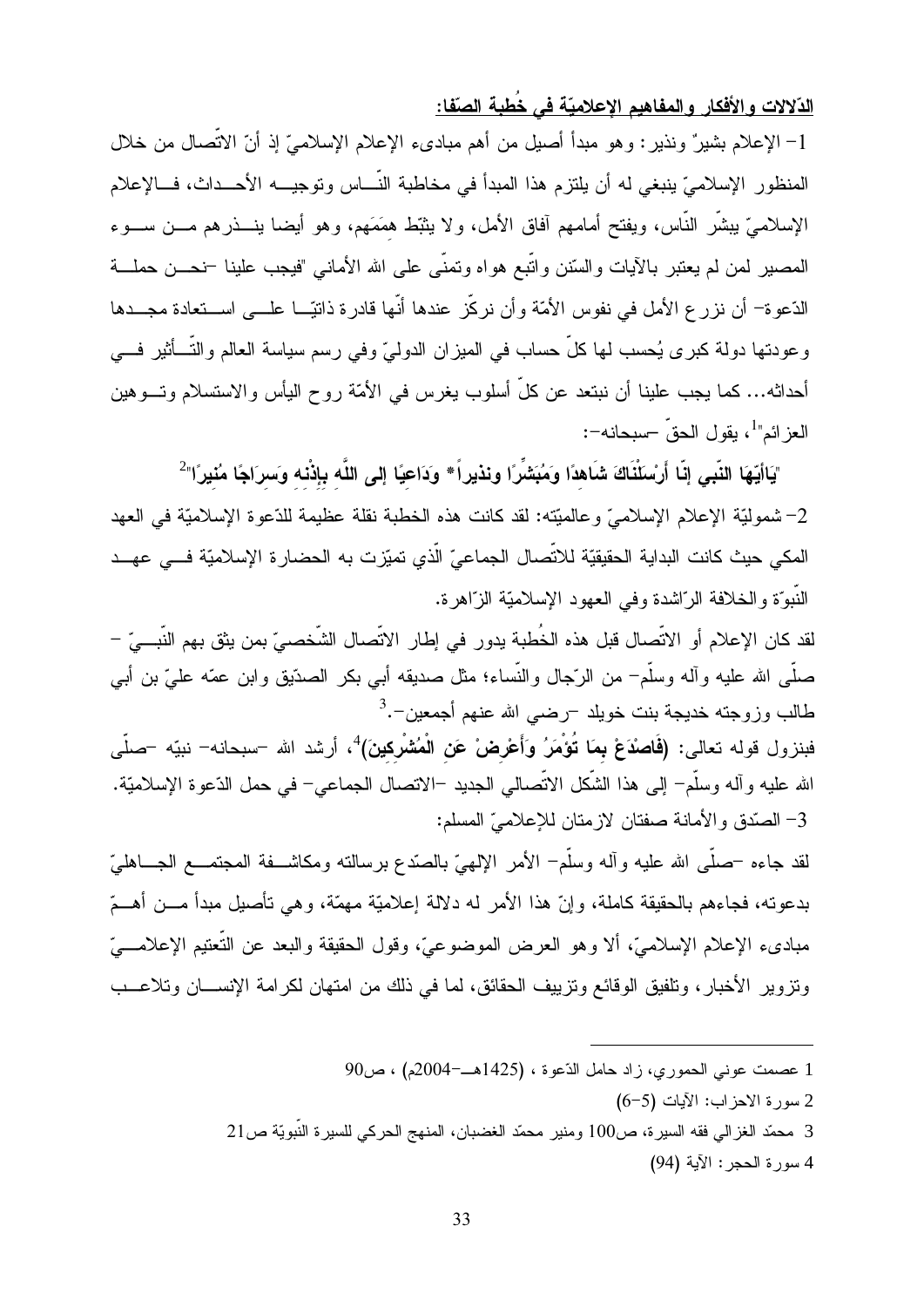**الدّلالات والأفكار والمفاهيم الإعلاميّة في خُطبة الصّفا:**

1- الإعلام بشيرٌ ونذير: وهو مبدأ أصيل من أهم مبادىء الإعلام الإسلاميّ إذ أنّ الاتّصال من خلال المنظور الإسلاميّ ينبغي له أن يلتزم هذا المبدأ في مخاطبة النّاس وتوجيه الأحداث، فالإعلام الإسلاميّ يبشّر النّاس، ويفتح أمامهم آفاق الأمل، ولا يثبّط هِمَمَهم، وهو أيضا ينذرهم من سوء المصير لمن لم يعتبر بالآيات والسّنن واتّبع هواه وتمنّى على الله الأماني "فيجب علينا -نحن حملة الدّعوة- أن نزرع الأمل في نفوس الأمّة وأن نركّز عندها أنّها قادرة ذاتيّا على استعادة مجدها وعودتها دولة كبرى يُحسب لها كلّ حساب في الميزان الدوليّ وفي رسم سياسة العالم والتّأثير في أحداثه... كما يجب علينا أن نبتعد عن كلّ أسلوب يغرس في الأمّة روح اليأس والاستسلام وتوهين العزائم"[1]، يقول الحقّ -سبحانه-:

"**يَاأَيّهَا النّبي إنّا أَرْسَلْنَاكَ شَاهِدًا وَمُبَشِّرًا ونذيراً* وَدَاعِيًا إلى اللَّه بِإِذْنِه وَسِرَاجًا مُنِيرًا**"[2]

2- شموليّة الإعلام الإسلاميّ وعالميّته: لقد كانت هذه الخطبة نقلة عظيمة للدّعوة الإسلاميّة في العهد المكي حيث كانت البداية الحقيقيّة للاتّصال الجماعيّ الّذي تميّزت به الحضارة الإسلاميّة في عهد النّبوّة والخلافة الرّاشدة وفي العهود الإسلاميّة الزّاهرة.

لقد كان الإعلام أو الاتّصال قبل هذه الخُطبة يدور في إطار الاتّصال الشّخصيّ بمن يثق بهم النّبيّ - صلّى الله عليه وآله وسلّم- من الرّجال والنّساء؛ مثل صديقه أبي بكر الصدّيق وابن عمّه عليّ بن أبي طالب وزوجته خديجة بنت خويلد -رضي الله عنهم أجمعين-.[3]

فبنزول قوله تعالى: **(فَاصْدَعْ بِمَا تُؤْمَرُ وَأَعْرِضْ عَنِ الْمُشْرِكِينَ)**[4]، أرشد الله -سبحانه- نبيّه -صلّى الله عليه وآله وسلّم- إلى هذا الشّكل الاتّصالي الجديد -الاتصال الجماعي- في حمل الدّعوة الإسلاميّة.

3- الصّدق والأمانة صفتان لازمتان للإعلاميّ المسلم:

لقد جاءه -صلّى الله عليه وآله وسلّم- الأمر الإلهيّ بالصّدع برسالته ومكاشفة المجتمع الجاهليّ بدعوته، فجاءهم بالحقيقة كاملة، وإنّ هذا الأمر له دلالة إعلاميّة مهمّة، وهي تأصيل مبدأ من أهمّ مبادىء الإعلام الإسلاميّ، ألا وهو العرض الموضوعيّ، وقول الحقيقة والبعد عن التّعتيم الإعلاميّ وتزوير الأخبار، وتلفيق الوقائع وتزييف الحقائق، لما في ذلك من امتهان لكرامة الإنسان وتلاعب

---

1 عصمت عوني الحموري، زاد حامل الدّعوة، (1425هـ-2004م)، ص90

2 سورة الاحزاب: الآيات (5-6)

3 محمّد الغزالي فقه السيرة، ص100 ومنير محمّد الغضبان، المنهج الحركي للسيرة النّبويّة ص21

4 سورة الحجر: الآية (94)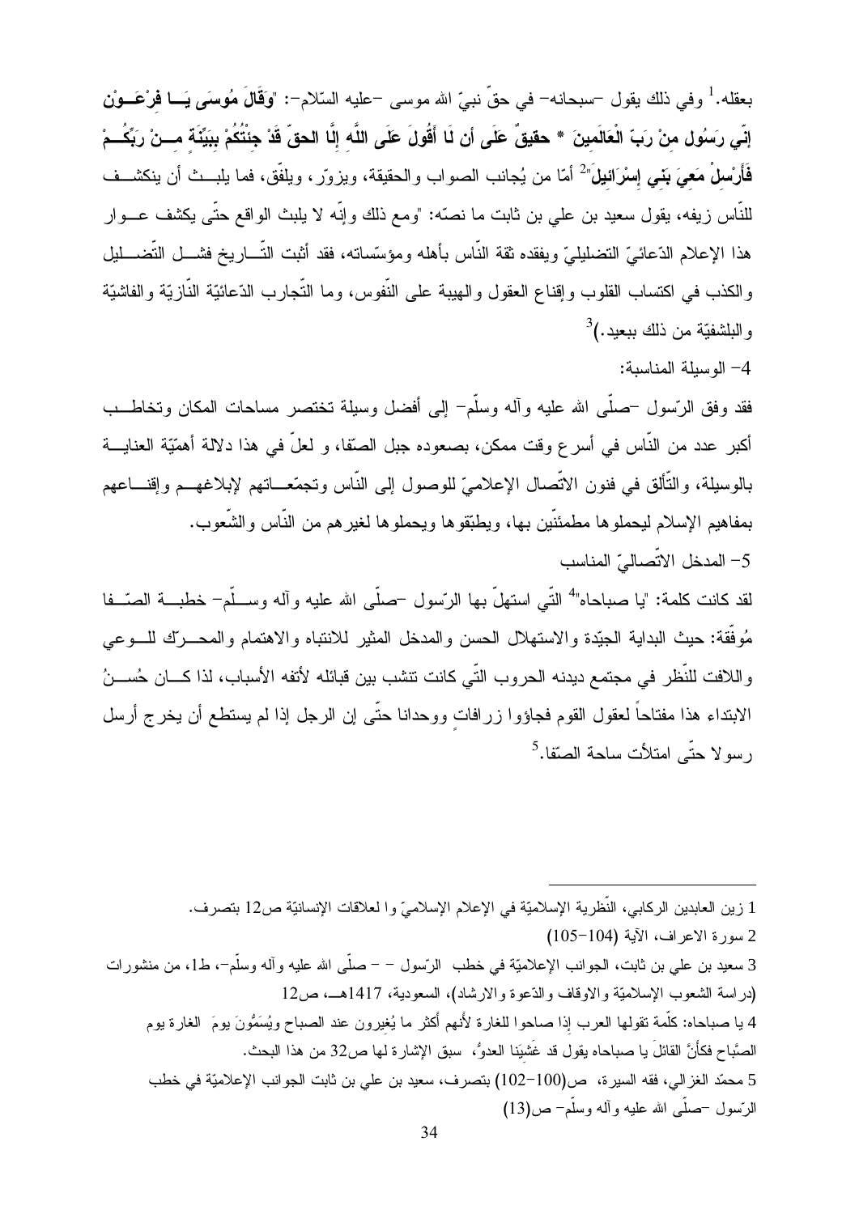بعقله.[1] وفي ذلك يقول –سبحانه– في حقّ نبيّ الله موسى –عليه السّلام–: "**وَقَالَ مُوسَى يَـا فِرْعَـوْنُ إِنِّي رَسُولٌ مِنْ رَبِّ الْعَالَمِينَ * حَقِيقٌ عَلَى أَن لَا أَقُولَ عَلَى اللَّهِ إِلَّا الحقّ قَدْ جِئْتُكُمْ بِبَيِّنَةٍ مِـنْ رَبِّكُـمْ فَأَرْسِلْ مَعِيَ بَنِي إِسْرَائِيلَ**"[2] أمّا من يُجانب الصواب والحقيقة، ويزوّر، ويلفّق، فما يلبث أن ينكشف للنّاس زيفه، يقول سعيد بن علي بن ثابت ما نصّه: "ومع ذلك وإنّه لا يلبث الواقع حتّى يكشف عـوار هذا الإعلام الدّعائيّ التضليليّ ويفقده ثقة النّاس بأهله ومؤسّساته، فقد أثبت التّـاريخ فشـل التّضـليل والكذب في اكتساب القلوب وإقناع العقول والهيبة على النّفوس، وما التّجارب الدّعائيّة النّازيّة والفاشيّة والبلشفيّة من ذلك ببعيد.)[3]

4- الوسيلة المناسبة:

فقد وفق الرّسول –صلّى الله عليه وآله وسلّم– إلى أفضل وسيلة تختصر مساحات المكان وتخاطـب أكبر عدد من النّاس في أسرع وقت ممكن، بصعوده جبل الصّفا، و لعلّ في هذا دلالة أهمّيّة العنايـة بالوسيلة، والتّألق في فنون الاتّصال الإعلاميّ للوصول إلى النّاس وتجمّعـاتهم لإبلاغهـم وإقنـاعهم بمفاهيم الإسلام ليحملوها مطمئنّين بها، ويطبّقوها ويحملوها لغيرهم من النّاس والشّعوب.

5- المدخل الاتّصاليّ المناسب

لقد كانت كلمة: "يا صباحاه"[4] التّي استهلّ بها الرّسول –صلّى الله عليه وآله وسـلّم– خطبـة الصّـفا مُوفّقة: حيث البداية الجيّدة والاستهلال الحسن والمدخل المثير للانتباه والاهتمام والمحـرّك للـوعي واللافت للنّظر في مجتمع ديدنه الحروب التّي كانت تنشب بين قبائله لأتفه الأسباب، لذا كـان حُسـنُ الابتداء هذا مفتاحاً لعقول القوم فجاؤوا زرافاتٍ ووحدانا حتّى إن الرجل إذا لم يستطع أن يخرج أرسل رسولا حتّى امتلأت ساحة الصّفا.[5]

---

1 زين العابدين الركابي، النّظرية الإسلاميّة في الإعلام الإسلاميّ وا لعلاقات الإنسانيّة ص12 بتصرف.

2 سورة الاعراف، الآية (104-105)

3 سعيد بن علي بن ثابت، الجوانب الإعلاميّة في خطب الرّسول – – صلّى الله عليه وآله وسلّم–، ط1، من منشورات (دراسة الشعوب الإسلاميّة والاوقاف والدّعوة والارشاد)، السعودية، 1417هـ، ص12

4 يا صباحاه: كلّمة تقولها العرب إذا صاحوا للغارة لأنهم أكثر ما يُغيرون عند الصباح ويُسَمُّونَ يومَ الغارة يوم الصَّباح فكأَنَّ القائلَ يا صباحاه يقول قد غَشِيَنا العدوُّ، سبق الإشارة لها ص32 من هذا البحث.

5 محمّد الغزالي، فقه السيرة، ص(100-102) بتصرف، سعيد بن علي بن ثابت الجوانب الإعلاميّة في خطب الرّسول –صلّى الله عليه وآله وسلّم– ص(13)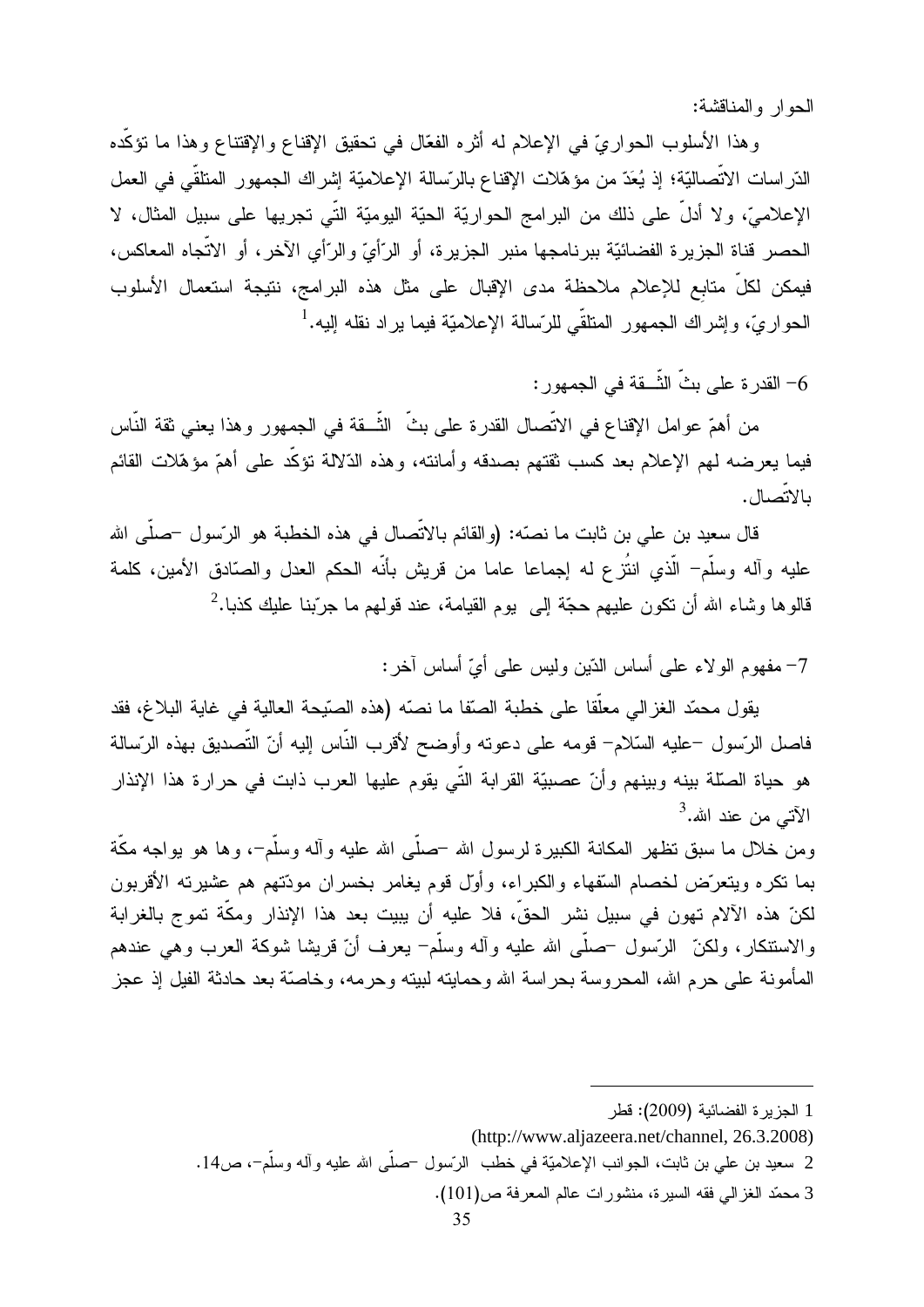الحوار والمناقشة:

وهذا الأسلوب الحواريّ في الإعلام له أثره الفعّال في تحقيق الإقناع والإقتناع وهذا ما تؤكّده الدّراسات الاتّصاليّة؛ إذ يُعَدّ من مؤهّلات الإقناع بالرّسالة الإعلاميّة إشراك الجمهور المتلقّي في العمل الإعلاميّ، ولا أدلّ على ذلك من البرامج الحواريّة الحيّة اليوميّة الّتي تجريها على سبيل المثال، لا الحصر قناة الجزيرة الفضائيّة ببرنامجها منبر الجزيرة، أو الرّأيّ والرّأي الآخر، أو الاتّجاه المعاكس، فيمكن لكلّ متابع للإعلام ملاحظة مدى الإقبال على مثل هذه البرامج، نتيجة استعمال الأسلوب الحواريّ، وإشراك الجمهور المتلقّي للرّسالة الإعلاميّة فيما يراد نقله إليه.[1]

6- القدرة على بثّ الثّـقة في الجمهور:

من أهمّ عوامل الإقناع في الاتّصال القدرة على بثّ الثّـقة في الجمهور وهذا يعني ثقة النّاس فيما يعرضه لهم الإعلام بعد كسب ثقتهم بصدقه وأمانته، وهذه الدّلالة تؤكّد على أهمّ مؤهّلات القائم بالاتّصال.

قال سعيد بن علي بن ثابت ما نصّه: (والقائم بالاتّصال في هذه الخطبة هو الرّسول -صلّى الله عليه وآله وسلّم- الّذي انتُزِع له إجماعا عاما من قريش بأنّه الحكم العدل والصّادق الأمين، كلمة قالوها وشاء الله أن تكون عليهم حجّة إلى يوم القيامة، عند قولهم ما جرّبنا عليك كذبا.[2]

7- مفهوم الولاء على أساس الدّين وليس على أيّ أساس آخر:

يقول محمّد الغزالي معلّقا على خطبة الصّفا ما نصّه (هذه الصّيحة العالية في غاية البلاغ، فقد فاصل الرّسول -عليه السّلام- قومه على دعوته وأوضح لأقرب النّاس إليه أنّ التّصديق بهذه الرّسالة هو حياة الصّلة بينه وبينهم وأنّ عصبيّة القرابة الّتي يقوم عليها العرب ذابت في حرارة هذا الإنذار الآتي من عند الله.[3]

ومن خلال ما سبق تظهر المكانة الكبيرة لرسول الله -صلّى الله عليه وآله وسلّم-، وها هو يواجه مكّة بما تكره ويتعرّض لخصام السّفهاء والكبراء، وأوّل قوم يغامر بخسران مودّتهم هم عشيرته الأقربون لكنّ هذه الآلام تهون في سبيل نشر الحقّ، فلا عليه أن يبيت بعد هذا الإنذار ومكّة تموج بالغرابة والاستنكار، ولكنّ الرّسول -صلّى الله عليه وآله وسلّم- يعرف أنّ قريشا شوكة العرب وهي عندهم المأمونة على حرم الله، المحروسة بحراسة الله وحمايته لبيته وحرمه، وخاصّة بعد حادثة الفيل إذ عجز

---

1 الجزيرة الفضائية (2009): قطر
(http://www.aljazeera.net/channel, 26.3.2008)

2 سعيد بن علي بن ثابت، الجوانب الإعلاميّة في خطب الرّسول -صلّى الله عليه وآله وسلّم-، ص14.

3 محمّد الغزالي فقه السيرة، منشورات عالم المعرفة ص(101).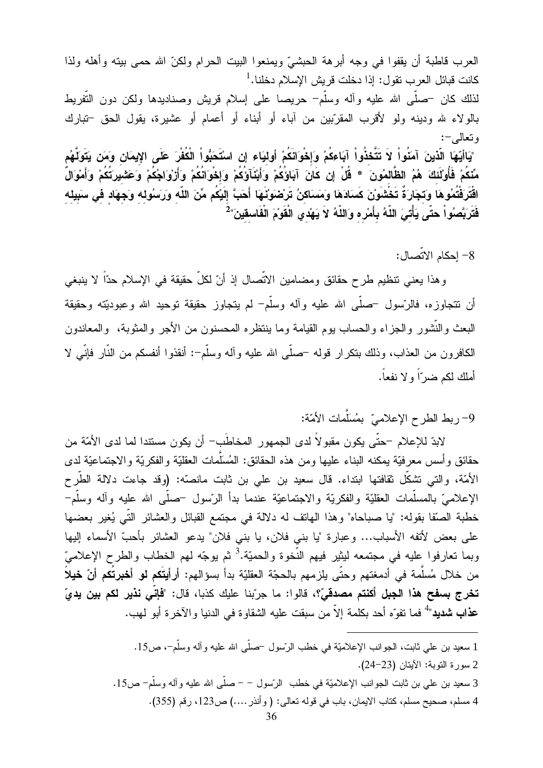العرب قاطبة أن يقفوا في وجه أبرهة الحبشيّ ويمنعوا البيت الحرام ولكنّ الله حمى بيته وأهله ولذا كانت قبائل العرب تقول: إذا دخلت قريش الإسلام دخلنا.[1]

لذلك كان –صلّى الله عليه وآله وسلّم– حريصا على إسلام قريش وصناديدها ولكن دون التّفريط بالولاء لله ودينه ولو لأقرب المقرّبين من آباء أو أبناء أو أعمام أو عشيرة، يقول الحق –تبارك وتعالى–:

**"يَاأَيُّهَا الَّذِينَ آمَنُواْ لاَ تَتَّخِذُواْ آبَاءكُمْ وَإِخْوَانَكُمْ أَوْلِيَاء إَنِ اسْتَحَبُّواْ الْكُفْرَ عَلَى الإِيمَانِ وَمَن يَتَوَلَّهُم مِّنكُمْ فَأُوْلَئِكَ هُمُ الظَّالِمُونَ * قُلْ إِن كَانَ آبَاؤُكُمْ وَأَبْنَآؤُكُمْ وَإِخْوَانُكُمْ وَأَزْوَاجُكُمْ وَعَشِيرَتُكُمْ وَأَمْوَالٌ اقْتَرَفْتُمُوهَا وَتِجَارَةٌ تَخْشَوْنَ كَسَادَهَا وَمَسَاكِنُ تَرْضَوْنَهَا أَحَبَّ إِلَيْكُم مِّنَ اللّهِ وَرَسُولِهِ وَجِهَادٍ فِي سَبِيلِهِ فَتَرَبَّصُواْ حَتَّى يَأْتِيَ اللّهُ بِأَمْرِهِ وَاللّهُ لاَ يَهْدِي الْقَوْمَ الْفَاسِقِينَ"**[2]

8- إحكام الاتّصال:

وهذا يعني تنظيم طرح حقائق ومضامين الاتّصال إذ أنّ لكلّ حقيقة في الإسلام حدّاً لا ينبغي أن نتجاوزه، فالرّسول –صلّى الله عليه وآله وسلّم– لم يتجاوز حقيقة توحيد الله وعبوديّته وحقيقة البعث والنّشور والجزاء والحساب يوم القيامة وما ينتظره المحسنون من الأجر والمثوبة، والمعاندون الكافرون من العذاب، وذلك بتكرار قوله –صلّى الله عليه وآله وسلّم–: أنقذوا أنفسكم من النّار فإنّي لا أملك لكم ضرّاً ولا نفعاً.

9- ربط الطرح الإعلاميّ بمُسلَّمات الأمّة:

لابدّ للإعلام –حتّى يكون مقبولاً لدى الجمهور المخاطَب– أن يكون مستندا لما لدى الأمّة من حقائق وأسس معرفيّة يمكنه البناء عليها ومن هذه الحقائق: المُسلَّمات العقليّة والفكريّة والاجتماعيّة لدى الأمّة، والتي تشكّل ثقافتها ابتداء. قال سعيد بن علي بن ثابت مانصّه: (وقد جاءت دلالة الطّرح الإعلاميّ بالمسلّمات العقليّة والفكريّة والاجتماعيّة عندما بدأ الرّسول –صلّى الله عليه وآله وسلّم– خطبة الصّفا بقوله: "يا صباحاه" وهذا الهاتف له دلالة في مجتمع القبائل والعشائر التّي يُغير بعضها على بعض لأتفه الأسباب... وعبارة "يا بني فلان، يا بني فلان" يدعو العشائر بأحبّ الأسماء إليها وبما تعارفوا عليه في مجتمعه ليثير فيهم النّخوة والحميّة.[3] ثم يوجّه لهم الخطاب والطرح الإعلاميّ من خلال مُسلَّمة في أدمغتهم وحتّى يلزمهم بالحجّة العقليّة بدأ بسؤالهم: **أرأيتَكم لو أخبرتُكم أنّ خيلاً تخرج بسفح هذا الجبل أكنتم مصدقيّ؟**، قالوا: ما جرّبنا عليك كذبا، قال: **"فإنّي نذير لكم بين يديّ عذاب شديد"**[4] فما تفوّه أحد بكلمة إلاّ من سبقت عليه الشقاوة في الدنيا والآخرة أبو لهب.

---

1 سعيد بن علي ثابت، الجوانب الإعلاميّة في خطب الرّسول –صلّى الله عليه وآله وسلّم–، ص15.

2 سورة التوبة: الآيتان (23–24).

3 سعيد بن علي بن ثابت الجوانب الإعلاميّة في خطب الرّسول – – صلّى الله عليه وآله وسلّم– ص15.

4 مسلم، صحيح مسلم، كتاب الايمان، باب في قوله تعالى: ( وأنذر....) ص123، رقم (355).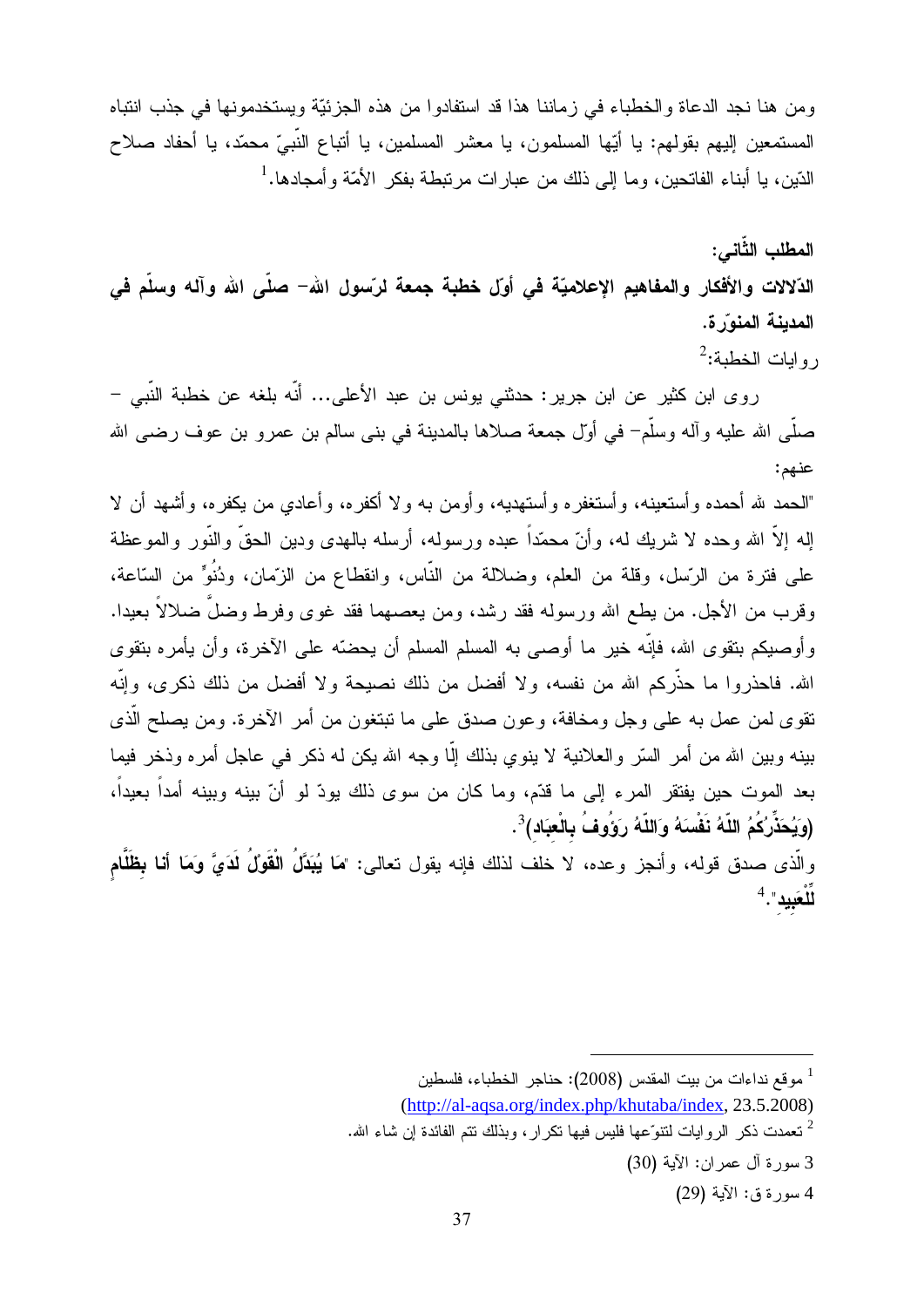ومن هنا نجد الدعاة والخطباء في زماننا هذا قد استفادوا من هذه الجزئيّة ويستخدمونها في جذب انتباه المستمعين إليهم بقولهم: يا أيّها المسلمون، يا معشر المسلمين، يا أتباع النّبيّ محمّد، يا أحفاد صلاح الدّين، يا أبناء الفاتحين، وما إلى ذلك من عبارات مرتبطة بفكر الأمّة وأمجادها.[1]

**المطلب الثّاني:**

**الدّلالات والأفكار والمفاهيم الإعلاميّة في أوّل خطبة جمعة لرّسول الله- صلّى الله وآله وسلّم في المدينة المنوّرة.**

روايات الخطبة:[2]

روى ابن كثير عن ابن جرير: حدثني يونس بن عبد الأعلى... أنّه بلغه عن خطبة النّبي - صلّى الله عليه وآله وسلّم- في أوّل جمعة صلاها بالمدينة في بني سالم بن عمرو بن عوف رضى الله عنهم:

"الحمد لله أحمده وأستعينه، وأستغفره وأستهديه، وأومن به ولا أكفره، وأعادي من يكفره، وأشهد أن لا إله إلاّ الله وحده لا شريك له، وأنّ محمّداً عبده ورسوله، أرسله بالهدى ودين الحقّ والنّور والموعظة على فترة من الرّسل، وقلة من العلم، وضلالة من النّاس، وانقطاع من الزّمان، ودُنُوٍّ من السّاعة، وقرب من الأجل. من يطع الله ورسوله فقد رشد، ومن يعصهما فقد غوى وفرط وضلَّ ضلالاً بعيدا. وأوصيكم بتقوى الله، فإنّه خير ما أوصى به المسلم المسلم أن يحضّه على الآخرة، وأن يأمره بتقوى الله. فاحذروا ما حذّركم الله من نفسه، ولا أفضل من ذلك نصيحة ولا أفضل من ذلك ذكرى، وإنّه تقوى لمن عمل به على وجل ومخافة، وعون صدق على ما تبتغون من أمر الآخرة. ومن يصلح الّذى بينه وبين الله من أمر السّر والعلانية لا ينوي بذلك إلّا وجه الله يكن له ذكر في عاجل أمره وذخر فيما بعد الموت حين يفتقر المرء إلى ما قدّم، وما كان من سوى ذلك يودّ لو أنّ بينه وبينه أمداً بعيداً، **(وَيُحَذِّرُكُمُ اللّهُ نَفْسَهُ وَاللّهُ رَؤُوفُ بِالْعِبَادِ)**[3].

والّذى صدق قوله، وأنجز وعده، لا خلف لذلك فإنه يقول تعالى: "**مَا يُبَدَّلُ الْقَوْلُ لَدَيَّ وَمَا أنا بِظَلَّامٍ لِّلْعَبِيدِ**".[4]

---

[1] موقع نداءات من بيت المقدس (2008): حناجر الخطباء، فلسطين (http://al-aqsa.org/index.php/khutaba/index, 23.5.2008)

[2] تعمدت ذكر الروايات لتنوّعها فليس فيها تكرار، وبذلك تتم الفائدة إن شاء الله.

[3] سورة آل عمران: الآية (30)

[4] سورة ق: الآية (29)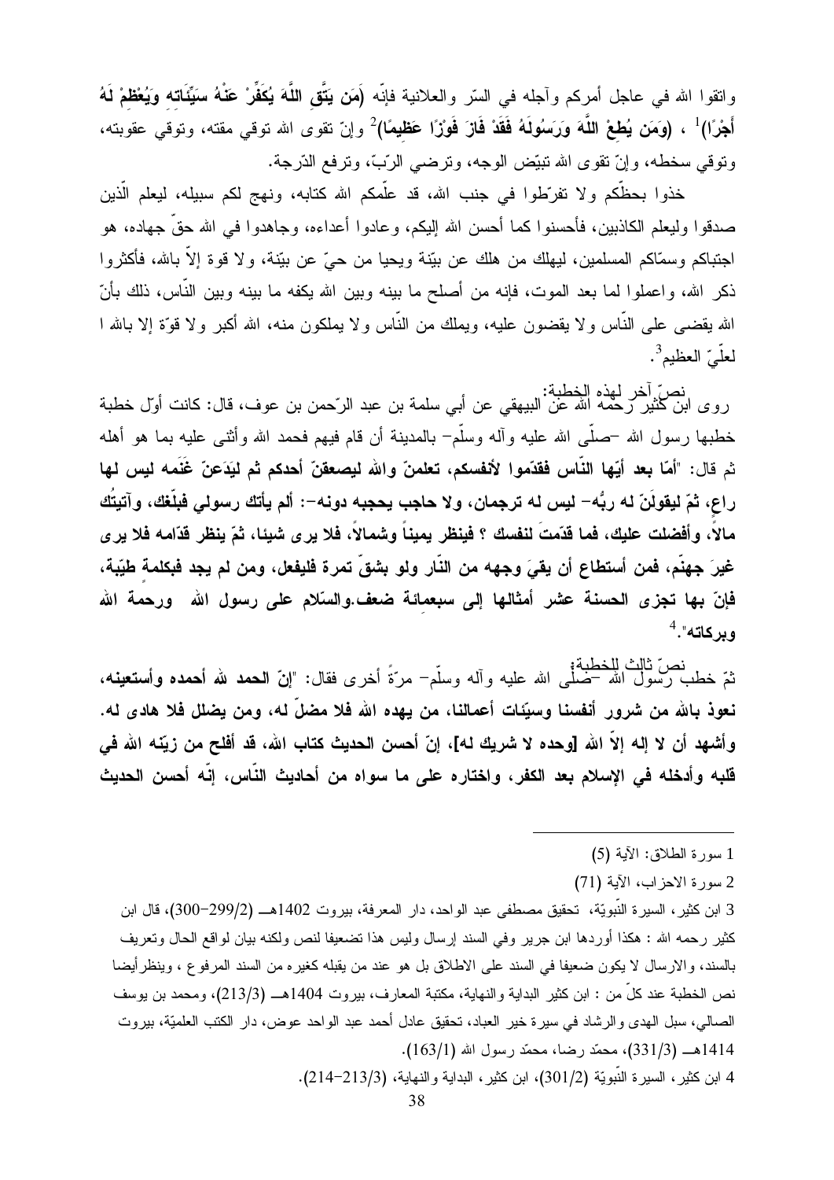واتقوا الله في عاجل أمركم وآجله في السّر والعلانية فإنّه **(مَن يَتَّقِ اللَّهَ يُكَفِّرْ عَنْهُ سَيِّئَاتِهِ وَيُعْظِمْ لَهُ أَجْرًا)**[1] ، **(وَمَن يُطِعْ اللَّهَ وَرَسُولَهُ فَقَدْ فَازَ فَوْزًا عَظِيمًا)**[2] وإنّ تقوى الله توقي مقته، وتوقي عقوبته، وتوقي سخطه، وإنّ تقوى الله تبيّض الوجه، وترضي الرّبّ، وترفع الدّرجة.

خذوا بحظّكم ولا تفرّطوا في جنب الله، قد علّمكم الله كتابه، ونهج لكم سبيله، ليعلم الّذين صدقوا وليعلم الكاذبين، فأحسنوا كما أحسن الله إليكم، وعادوا أعداءه، وجاهدوا في الله حقّ جهاده، هو اجتباكم وسمّاكم المسلمين، ليهلك من هلك عن بيّنة ويحيا من حيّ عن بيّنة، ولا قوة إلاّ بالله، فأكثروا ذكر الله، واعملوا لما بعد الموت، فإنه من أصلح ما بينه وبين الله يكفه ما بينه وبين النّاس، ذلك بأنّ الله يقضى على النّاس ولا يقضون عليه، ويملك من النّاس ولا يملكون منه، الله أكبر ولا قوّة إلا بالله العلّيّ العظيم[3].

نصّ آخر لهذه الخطبة:

روى ابن كثير رحمه الله عن البيهقي عن أبي سلمة بن عبد الرّحمن بن عوف، قال: كانت أوّل خطبة خطبها رسول الله –صلّى الله عليه وآله وسلّم– بالمدينة أن قام فيهم فحمد الله وأثنى عليه بما هو أهله ثم قال: **"أمّا بعد أيّها النّاس فقدّموا لأنفسكم، تعلمنّ والله ليصعقنّ أحدكم ثم ليَدَعنّ غَنَمه ليس لها راعٍ، ثمّ ليقولَنّ له ربُّه– ليس له ترجمان، ولا حاجب يحجبه دونه–: ألم يأتك رسولي فبلّغك، وآتيتُك مالاً، وأفضلت عليك، فما قدّمتَ لنفسك ؟ فينظر يميناً وشمالاً، فلا يرى شيئا، ثمّ ينظر قدّامه فلا يرى غيرَ جهنّم، فمن أستطاع أن يقيَ وجهه من النّار ولو بشقّ تمرة فليفعل، ومن لم يجد فبكلمةٍ طيّبة، فإنّ بها تجزى الحسنة عشر أمثالها إلى سبعمائة ضعف.والسّلام على رسول الله ورحمة الله وبركاته".**[4]

نصّ ثالث للخطبة:

ثمّ خطب رسول الله –صلّى الله عليه وآله وسلّم– مرّةً أخرى فقال: **"إنّ الحمد لله أحمده وأستعينه، نعوذ بالله من شرور أنفسنا وسيّئات أعمالنا، من يهده الله فلا مضلّ له، ومن يضلل فلا هادى له. وأشهد أن لا إله إلاّ الله [وحده لا شريك له]، إنّ أحسن الحديث كتاب الله، قد أفلح من زيّنه الله في قلبه وأدخله في الإسلام بعد الكفر، واختاره على ما سواه من أحاديث النّاس، إنّه أحسن الحديث**

---

1 سورة الطلاق: الآية (5)

2 سورة الاحزاب، الآية (71)

3 ابن كثير، السيرة النّبويّة، تحقيق مصطفى عبد الواحد، دار المعرفة، بيروت 1402هـ (2/299–300)، قال ابن كثير رحمه الله : هكذا أوردها ابن جرير وفي السند إرسال وليس هذا تضعيفا لنص ولكنه بيان لواقع الحال وتعريف بالسند، والارسال لا يكون ضعيفا في السند على الاطلاق بل هو عند من يقبله كغيره من السند المرفوع ، وينظرأيضا نص الخطبة عند كلّ من : ابن كثير البداية والنهاية، مكتبة المعارف، بيروت 1404هـ (3/213)، ومحمد بن يوسف الصالي، سبل الهدى والرشاد في سيرة خير العباد، تحقيق عادل أحمد عبد الواحد عوض، دار الكتب العلميّة، بيروت 1414هـ (3/331)، محمّد رضا، محمّد رسول الله (1/163).

4 ابن كثير، السيرة النّبويّة (2/301)، ابن كثير، البداية والنهاية، (3/213–214).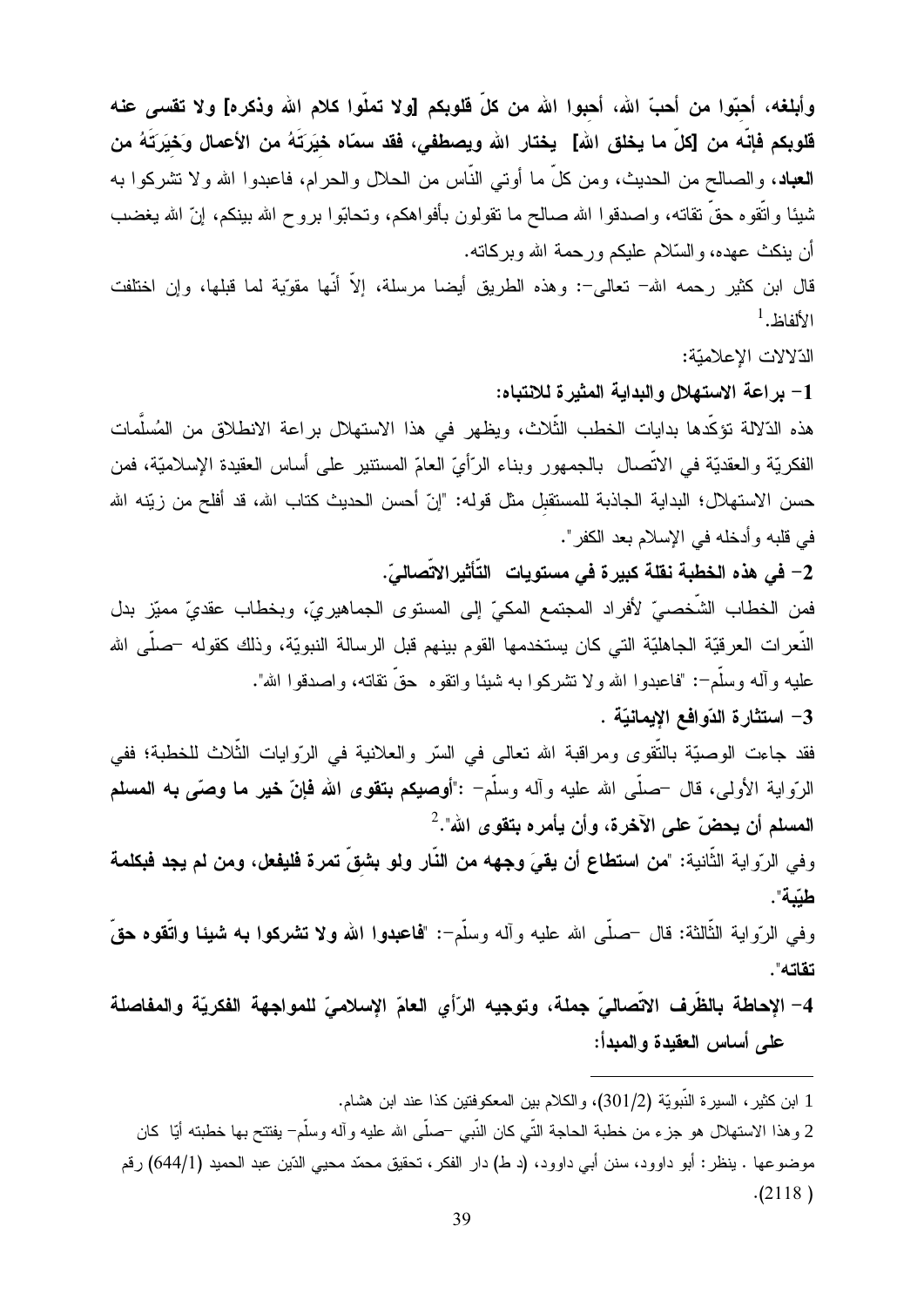**وأبلغه، أحبّوا من أحبّ الله، أحبوا الله من كلّ قلوبكم [ولا تملّوا كلام الله وذكره] ولا تقسى عنه قلوبكم فإنّه من [كلّ ما يخلق الله] يختار الله ويصطفي، فقد سمّاه خيَرَتَهُ من الأعمال وَخِيَرَتَهُ من العباد**، والصالح من الحديث، ومن كلّ ما أوتي النّاس من الحلال والحرام، فاعبدوا الله ولا تشركوا به شيئا واتّقوه حقّ تقاته، واصدقوا الله صالح ما تقولون بأفواهكم، وتحابّوا بروح الله بينكم، إنّ الله يغضب أن ينكث عهده، والسّلام عليكم ورحمة الله وبركاته.

قال ابن كثير رحمه الله- تعالى-: وهذه الطريق أيضا مرسلة، إلاّ أنّها مقوّية لما قبلها، وإن اختلفت الألفاظ.[1]

الدّلالات الإعلاميّة:

**1- براعة الاستهلال والبداية المثيرة للانتباه:**

هذه الدّلالة تؤكّدها بدايات الخطب الثّلاث، ويظهر في هذا الاستهلال براعة الانطلاق من المُسلَّمات الفكريّة والعقديّة في الاتّصال بالجمهور وبناء الرّأيّ العامّ المستنير على أساس العقيدة الإسلاميّة، فمن حسن الاستهلال؛ البداية الجاذبة للمستقبِل مثل قوله: "إنّ أحسن الحديث كتاب الله، قد أفلح من زيّنه الله في قلبه وأدخله في الإسلام بعد الكفر".

**2- في هذه الخطبة نقلة كبيرة في مستويات التّأثيرالاتّصاليّ.**

فمن الخطاب الشّخصيّ لأفراد المجتمع المكيّ إلى المستوى الجماهيريّ، وبخطاب عقديّ مميّز بدل النّعرات العرقيّة الجاهليّة التي كان يستخدمها القوم بينهم قبل الرسالة النبويّة، وذلك كقوله -صلّى الله عليه وآله وسلّم-: "فاعبدوا الله ولا تشركوا به شيئا واتقوه حقّ تقاته، واصدقوا الله".

**3- استثارة الدّوافع الإيمانيّة .**

فقد جاءت الوصيّة بالتّقوى ومراقبة الله تعالى في السّر والعلانية في الرّوايات الثّلاث للخطبة؛ ففي الرّواية الأولى، قال -صلّى الله عليه وآله وسلّم- :"**أوصيكم بتقوى الله فإنّ خير ما وصّى به المسلم المسلم أن يحضّ على الآخرة، وأن يأمره بتقوى الله**".[2]

وفي الرّواية الثّانية: "**من استطاع أن يقيَ وجهه من النّار ولو بشقّ تمرة فليفعل، ومن لم يجد فبكلمة طيّبة**".

وفي الرّواية الثّالثة: قال -صلّى الله عليه وآله وسلّم-: "**فاعبدوا الله ولا تشركوا به شيئا واتّقوه حقّ تقاته**".

**4- الإحاطة بالظّرف الاتّصاليّ جملة، وتوجيه الرّأي العامّ الإسلاميّ للمواجهة الفكريّة والمفاصلة على أساس العقيدة والمبدأ:**

---

1 ابن كثير، السيرة النّبويّة (301/2)، والكلام بين المعكوفتين كذا عند ابن هشام.

2 وهذا الاستهلال هو جزء من خطبة الحاجة التّي كان النّبي -صلّى الله عليه وآله وسلّم- يفتتح بها خطبته أيّا كان موضوعها . ينظر: أبو داوود، سنن أبي داوود، (د ط) دار الفكر، تحقيق محمّد محيي الدّين عبد الحميد (644/1) رقم (2118 ).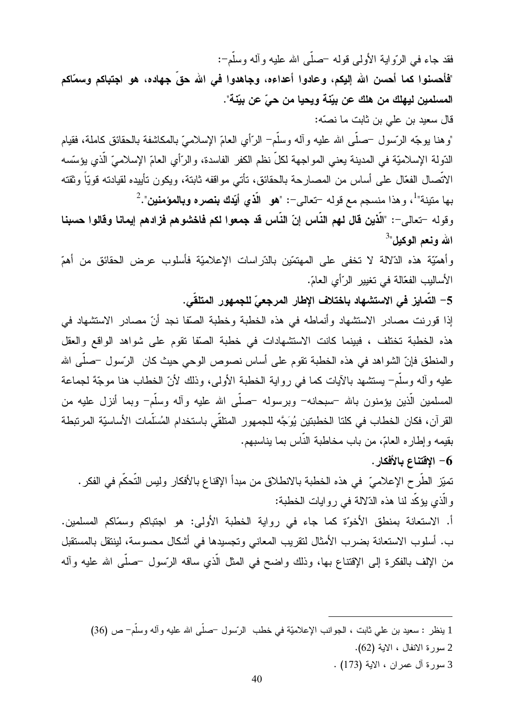فقد جاء في الرّواية الأولى قوله –صلّى الله عليه وآله وسلّم–:

"**فأحسنوا كما أحسن الله إليكم، وعادوا أعداءه، وجاهدوا في الله حقّ جهاده، هو اجتباكم وسمّاكم المسلمين ليهلك من هلك عن بيّنة ويحيا من حيّ عن بيّنة**".

قال سعيد بن علي بن ثابت ما نصّه:

"وهنا يوجّه الرّسول –صلّى الله عليه وآله وسلّم– الرّأي العامّ الإسلاميّ بالمكاشفة بالحقائق كاملة، فقيام الدّولة الإسلاميّة في المدينة يعني المواجهة لكلّ نظم الكفر الفاسدة، والرّأي العامّ الإسلاميّ الّذي يؤسّسه الاتّصال الفعّال على أساس من المصارحة بالحقائق، تأتي مواقفه ثابتة، ويكون تأييده لقيادته قويّاً وثقته بها متينة"[1]، وهذا منسجم مع قوله –تعالى–: "**هو الّذي أيّدك بنصره وبالمؤمنين**".[2]

وقوله –تعالى–: "**الّذين قال لهم النّاس إنّ النّاس قد جمعوا لكم فاخشوهم فزادهم إيمانا وقالوا حسبنا الله ونعم الوكيل**"[3]

وأهمّيّة هذه الدّلالة لا تخفى على المهتمّين بالدّراسات الإعلاميّة فأسلوب عرض الحقائق من أهمّ الأساليب الفعّالة في تغيير الرّأي العامّ.

**5– التّمايز في الاستشهاد باختلاف الإطار المرجعيّ للجمهور المتلقّي.**

إذا قورنت مصادر الاستشهاد وأنماطه في هذه الخطبة وخطبة الصّفا نجد أنّ مصادر الاستشهاد في هذه الخطبة تختلف ، فبينما كانت الاستشهادات في خطبة الصّفا تقوم على شواهد الواقع والعقل والمنطق فإنّ الشواهد في هذه الخطبة تقوم على أساس نصوص الوحي حيث كان الرّسول –صلّى الله عليه وآله وسلّم– يستشهد بالآيات كما في رواية الخطبة الأولى، وذلك لأنّ الخطاب هنا موجّهٌ لجماعة المسلمين الّذين يؤمنون بالله –سبحانه– وبرسوله –صلّى الله عليه وآله وسلّم– وبما أنزل عليه من القرآن، فكان الخطاب في كلتا الخطبتين يُوَجَّه للجمهور المتلقّي باستخدام المُسلّمات الأساسيّة المرتبطة بقيمه وإطاره العامّ، من باب مخاطبة النّاس بما يناسبهم.

**6– الإقتناع بالأفكار.**

تميّز الطّرح الإعلاميّ في هذه الخطبة بالانطلاق من مبدأ الإقناع بالأفكار وليس التّحكّم في الفكر. والّذي يؤكّد لنا هذه الدّلالة في روايات الخطبة:

أ. الاستعانة بمنطق الأخوّة كما جاء في رواية الخطبة الأولى: هو اجتباكم وسمّاكم المسلمين.

ب. أسلوب الاستعانة بضرب الأمثال لتقريب المعاني وتجسيدها في أشكال محسوسة، لينتقل بالمستقبل من الإلف بالفكرة إلى الإقتناع بها، وذلك واضح في المثل الّذي ساقه الرّسول –صلّى الله عليه وآله

---

1 ينظر : سعيد بن علي ثابت ، الجوانب الإعلاميّة في خطب الرّسول –صلّى الله عليه وآله وسلّم– ص (36)

2 سورة الانفال ، الاية (62).

3 سورة آل عمران ، الاية (173) .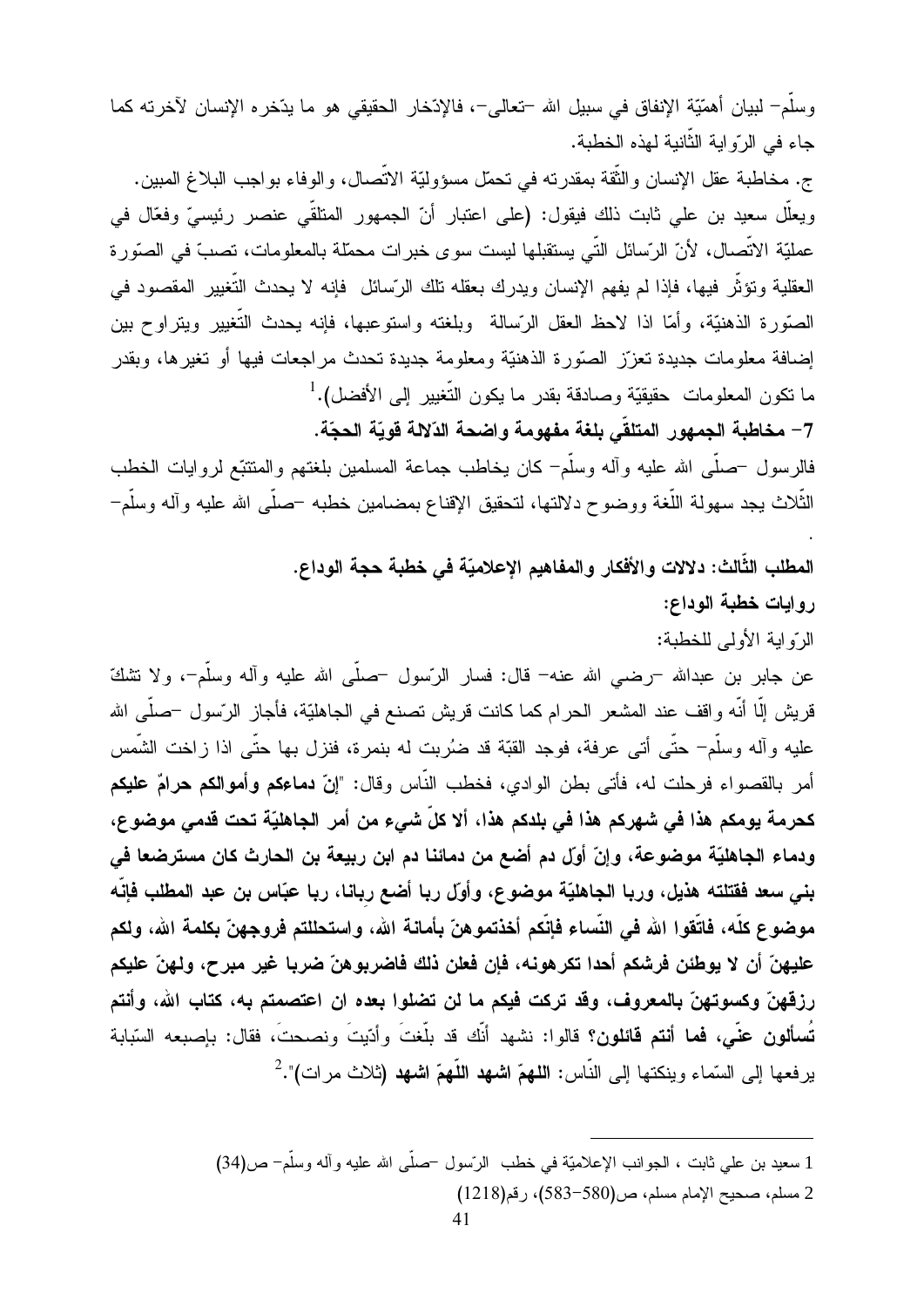وسلّم– لبيان أهمّيّة الإنفاق في سبيل الله –تعالى–، فالإدّخار الحقيقي هو ما يدّخره الإنسان لآخرته كما جاء في الرّواية الثّانية لهذه الخطبة.

ج. مخاطبة عقل الإنسان والثّقة بمقدرته في تحمّل مسؤوليّة الاتّصال، والوفاء بواجب البلاغ المبين.

ويعلّل سعيد بن علي ثابت ذلك فيقول: (على اعتبار أنّ الجمهور المتلقّي عنصر رئيسيّ وفعّال في عمليّة الاتّصال، لأنّ الرّسائل التّي يستقبلها ليست سوى خبرات محمّلة بالمعلومات، تصبّ في الصّورة العقلية وتؤثّر فيها، فإذا لم يفهم الإنسان ويدرك بعقله تلك الرّسائل فإنه لا يحدث التّغيير المقصود في الصّورة الذهنيّة، وأمّا اذا لاحظ العقل الرّسالة وبلغته واستوعبها، فإنه يحدث التّغيير ويتراوح بين إضافة معلومات جديدة تعزّز الصّورة الذهنيّة ومعلومة جديدة تحدث مراجعات فيها أو تغيرها، وبقدر ما تكون المعلومات حقيقيّة وصادقة بقدر ما يكون التّغيير إلى الأفضل).[1]

**7- مخاطبة الجمهور المتلقّي بلغة مفهومة واضحة الدّلالة قويّة الحجّة.**

فالرسول –صلّى الله عليه وآله وسلّم– كان يخاطب جماعة المسلمين بلغتهم والمتتبّع لروايات الخطب الثّلاث يجد سهولة اللّغة ووضوح دلالتها، لتحقيق الإقناع بمضامين خطبه –صلّى الله عليه وآله وسلّم–

.

**المطلب الثّالث: دلالات والأفكار والمفاهيم الإعلاميّة في خطبة حجة الوداع.**

**روايات خطبة الوداع:**

الرّواية الأولى للخطبة:

عن جابر بن عبدالله –رضي الله عنه– قال: فسار الرّسول –صلّى الله عليه وآله وسلّم–، ولا تشكّ قريش إلّا أنّه واقف عند المشعر الحرام كما كانت قريش تصنع في الجاهليّة، فأجاز الرّسول –صلّى الله عليه وآله وسلّم– حتّى أتى عرفة، فوجد القبّة قد ضُربت له بنمرة، فنزل بها حتّى اذا زاخت الشّمس أمر بالقصواء فرحلت له، فأتى بطن الوادي، فخطب النّاس وقال: "**إنّ دماءكم وأموالكم حرامٌ عليكم كحرمة يومكم هذا في شهركم هذا في بلدكم هذا، ألا كلّ شيء من أمر الجاهليّة تحت قدمي موضوع، ودماء الجاهليّة موضوعة، وإنّ أوّل دم أضع من دمائنا دم ابن ربيعة بن الحارث كان مسترضعا في بني سعد فقتلته هذيل، وربا الجاهليّة موضوع، وأوّل ربا أضع ربانا، ربا عبّاس بن عبد المطلب فإنّه موضوع كلّه، فاتّقوا الله في النّساء فإنّكم أخذتموهنّ بأمانة الله، واستحللتم فروجهنّ بكلمة الله، ولكم عليهنّ أن لا يوطئن فرشكم أحدا تكرهونه، فإن فعلن ذلك فاضربوهنّ ضربا غير مبرح، ولهنّ عليكم رزقهنّ وكسوتهنّ بالمعروف، وقد تركت فيكم ما لن تضلوا بعده ان اعتصمتم به، كتاب الله، وأنتم تُسألون عنّي، فما أنتم قائلون؟** قالوا: نشهد أنّك قد بلّغتَ وأدّيتَ ونصحتَ، فقال: بإصبعه السّبابة يرفعها إلى السّماء وينكتها إلى النّاس: **اللهمّ اشهد اللّهمّ اشهد** (ثلاث مرات)".[2]

---

1 سعيد بن علي ثابت ، الجوانب الإعلاميّة في خطب الرّسول –صلّى الله عليه وآله وسلّم– ص(34)

2 مسلم، صحيح الإمام مسلم، ص(580-583)، رقم(1218)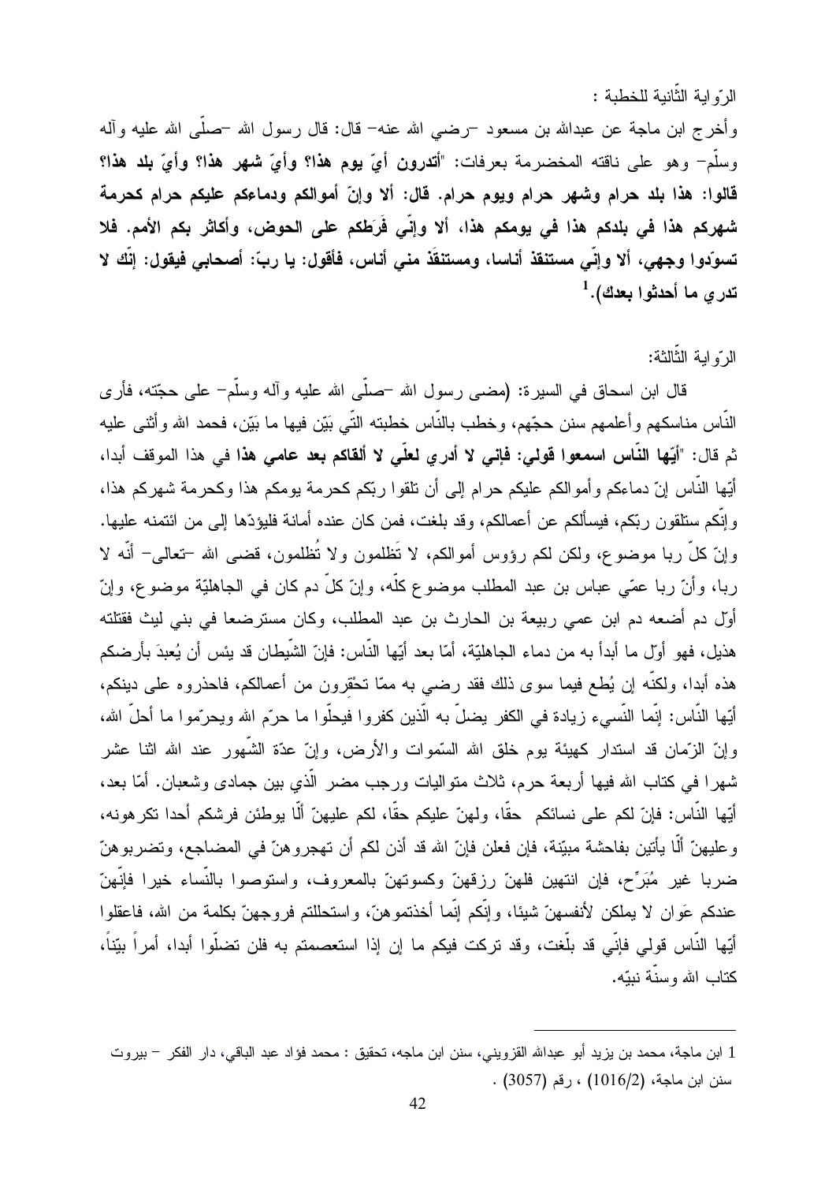الرّواية الثّانية للخطبة :

وأخرج ابن ماجة عن عبدالله بن مسعود –رضي الله عنه– قال: قال رسول الله –صلّى الله عليه وآله وسلّم– وهو على ناقته المخضرمة بعرفات: "**أتدرون أيّ يوم هذا؟ وأيّ شهر هذا؟ وأيّ بلد هذا؟ قالوا: هذا بلد حرام وشهر حرام ويوم حرام. قال: ألا وإنّ أموالكم ودماءكم عليكم حرام كحرمة شهركم هذا في بلدكم هذا في يومكم هذا، ألا وإنّي فَرَطكم على الحوض، وأكاثر بكم الأمم. فلا تسوّدوا وجهي، ألا وإنّي مستنقذ أناسا، ومستنقَذ مني أناس، فأقول: يا ربّ: أصحابي فيقول: إنّك لا تدري ما أحدثوا بعدك).**[1]

الرّواية الثّالثة:

قال ابن اسحاق في السيرة: (مضى رسول الله –صلّى الله عليه وآله وسلّم– على حجّته، فأرى النّاس مناسكهم وأعلمهم سنن حجّهم، وخطب بالنّاس خطبته الّتي بَيّن فيها ما بَيّن، فحمد الله وأثنى عليه ثم قال: "**أيّها النّاس اسمعوا قولي: فإنّي لا أدري لعلّي لا ألقاكم بعد عامي هذا** في هذا الموقف أبدا، أيّها النّاس إنّ دماءكم وأموالكم عليكم حرام إلى أن تلقوا ربّكم كحرمة يومكم هذا وكحرمة شهركم هذا، وإنّكم ستلقون ربّكم، فيسألكم عن أعمالكم، وقد بلغت، فمن كان عنده أمانة فليؤدّها إلى من ائتمنه عليها. وإنّ كلّ ربا موضوع، ولكن لكم رؤوس أموالكم، لا تَظلمون ولا تُظلمون، قضى الله –تعالى– أنّه لا ربا، وأنّ ربا عمّي عباس بن عبد المطلب موضوع كلّه، وإنّ كلّ دم كان في الجاهليّة موضوع، وإنّ أوّل دم أضعه دم ابن عمي ربيعة بن الحارث بن عبد المطلب، وكان مسترضعا في بني ليث فقتلته هذيل، فهو أوّل ما أبدأ به من دماء الجاهليّة، أمّا بعد أيّها النّاس: فإنّ الشّيطان قد يئس أن يُعبدَ بأرضكم هذه أبدا، ولكنّه إن يُطع فيما سوى ذلك فقد رضي به ممّا تحْقرون من أعمالكم، فاحذروه على دينكم، أيّها النّاس: إنّما النّسيء زيادة في الكفر يضلّ به الّذين كفروا فيحلّوا ما حرّم الله ويحرّموا ما أحلّ الله، وإنّ الزّمان قد استدار كهيئة يوم خلق الله السّموات والأرض، وإنّ عدّة الشّهور عند الله اثنا عشر شهرا في كتاب الله فيها أربعة حرم، ثلاث متواليات ورجب مضر الّذي بين جمادى وشعبان. أمّا بعد، أيّها النّاس: فإنّ لكم على نسائكم حقّا، ولهنّ عليكم حقّا، لكم عليهنّ ألّا يوطئن فرشكم أحدا تكرهونه، وعليهنّ ألّا يأتين بفاحشة مبيّنة، فإن فعلن فإنّ الله قد أذن لكم أن تهجروهنّ في المضاجع، وتضربوهنّ ضربا غير مُبَرّح، فإن انتهين فلهنّ رزقهنّ وكسوتهنّ بالمعروف، واستوصوا بالنّساء خيرا فإنّهنّ عندكم عَوان لا يملكن لأنفسهنّ شيئا، وإنّكم إنّما أخذتموهنّ، واستحللتم فروجهنّ بكلمة من الله، فاعقلوا أيّها النّاس قولي فإنّي قد بلّغت، وقد تركت فيكم ما إن إذا استعصمتم به فلن تضلّوا أبدا، أمراً بيّناً، كتاب الله وسنّة نبيّه.

---

1 ابن ماجة، محمد بن يزيد أبو عبدالله القزويني، سنن ابن ماجه، تحقيق : محمد فؤاد عبد الباقي، دار الفكر – بيروت سنن ابن ماجة، (1016/2) ، رقم (3057) .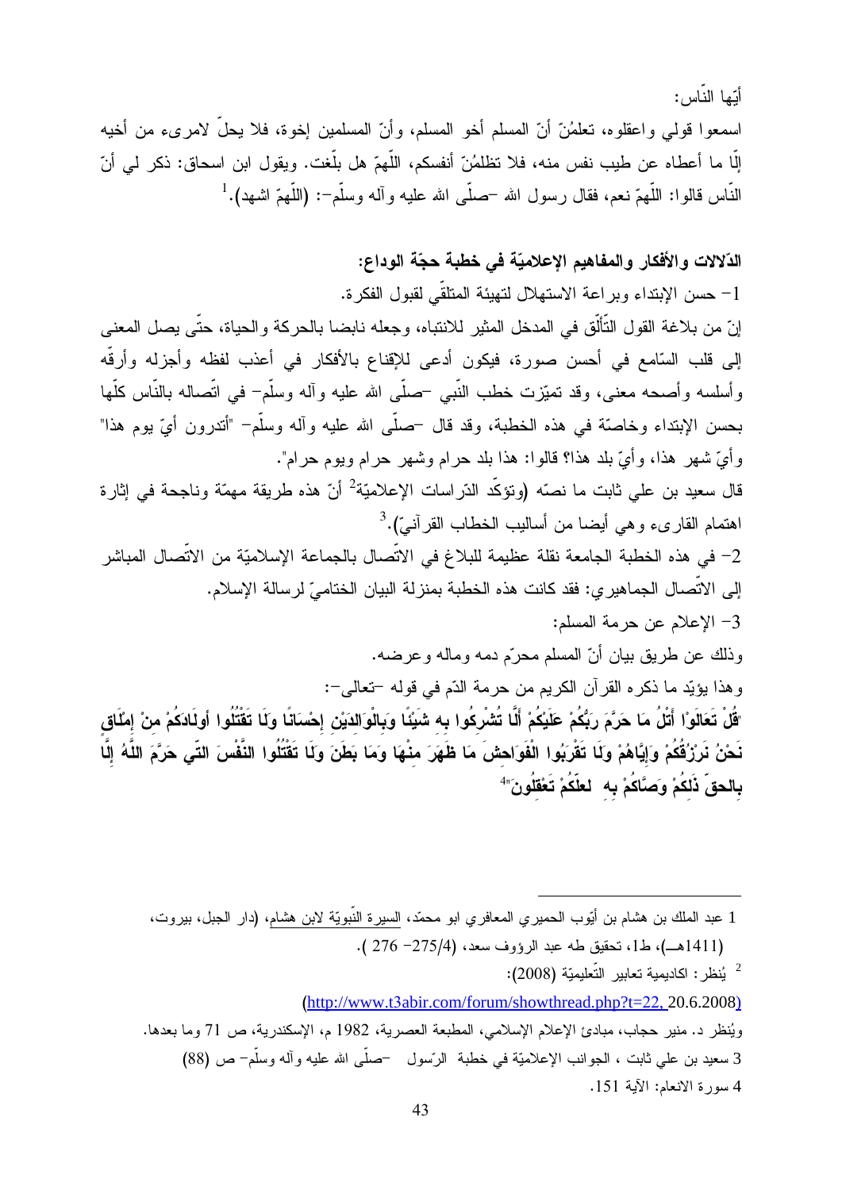أيّها النّاس:

اسمعوا قولي واعقلوه، تعلمُنّ أنّ المسلم أخو المسلم، وأنّ المسلمين إخوة، فلا يحلّ لامرىء من أخيه إلّا ما أعطاه عن طيب نفس منه، فلا تظلمُنّ أنفسكم، اللّهمّ هل بلّغت. ويقول ابن اسحاق: ذكر لي أنّ النّاس قالوا: اللّهمّ نعم، فقال رسول الله –صلّى الله عليه وآله وسلّم–: (اللّهمّ اشهد).[1]

**الدّلالات والأفكار والمفاهيم الإعلاميّة في خطبة حجّة الوداع:**

1– حسن الإبتداء وبراعة الاستهلال لتهيئة المتلقّي لقبول الفكرة.

إنّ من بلاغة القول التّألّق في المدخل المثير للانتباه، وجعله نابضا بالحركة والحياة، حتّى يصل المعنى إلى قلب السّامع في أحسن صورة، فيكون أدعى للإقناع بالأفكار في أعذب لفظه وأجزله وأرقّه وأسلسه وأصحه معنى، وقد تميّزت خطب النّبي –صلّى الله عليه وآله وسلّم– في اتّصاله بالنّاس كلّها بحسن الإبتداء وخاصّة في هذه الخطبة، وقد قال –صلّى الله عليه وآله وسلّم– "أتدرون أيّ يوم هذا" وأيّ شهر هذا، وأيّ بلد هذا؟ قالوا: هذا بلد حرام وشهر حرام ويوم حرام".

قال سعيد بن علي ثابت ما نصّه (وتؤكّد الدّراسات الإعلاميّة[2] أنّ هذه طريقة مهمّة وناجحة في إثارة اهتمام القارىء وهي أيضا من أساليب الخطاب القرآنيّ).[3]

2– في هذه الخطبة الجامعة نقلة عظيمة للبلاغ في الاتّصال بالجماعة الإسلاميّة من الاتّصال المباشر إلى الاتّصال الجماهيري: فقد كانت هذه الخطبة بمنزلة البيان الختاميّ لرسالة الإسلام.

3– الإعلام عن حرمة المسلم:

وذلك عن طريق بيان أنّ المسلم محرّم دمه وماله وعرضه.

وهذا يؤيّد ما ذكره القرآن الكريم من حرمة الدّم في قوله –تعالى–:

**"قُلْ تَعَالَوْا أَتْلُ مَا حَرَّمَ رَبُّكُمْ عَلَيْكُمْ أَلَّا تُشْرِكُوا بِهِ شَيْئًا وَبِالْوَالِدَيْنِ إِحْسَانًا وَلَا تَقْتُلُوا أَوْلَادَكُمْ مِنْ إِمْلَاقٍ نَحْنُ نَرْزُقُكُمْ وَإِيَّاهُمْ وَلَا تَقْرَبُوا الْفَوَاحِشَ مَا ظَهَرَ مِنْهَا وَمَا بَطَنَ وَلَا تَقْتُلُوا النَّفْسَ الَّتِي حَرَّمَ اللَّهُ إِلَّا بِالْحَقِّ ذَلِكُمْ وَصَّاكُمْ بِهِ لَعَلَّكُمْ تَعْقِلُونَ"**[4]

---

1 عبد الملك بن هشام بن أيوب الحميري المعافري ابو محمّد، السيرة النّبويّة لابن هشام، (دار الجبل، بيروت، (1411هـ)، ط1، تحقيق طه عبد الرؤوف سعد، (4/275– 276 ).

2 يُنظر: اكاديمية تعابير التّعليميّة (2008):

(http://www.t3abir.com/forum/showthread.php?t=22, 20.6.2008)

ويُنظر د. منير حجاب، مبادئ الإعلام الإسلامي، المطبعة العصرية، 1982 م، الإسكندرية، ص 71 وما بعدها.

3 سعيد بن علي ثابت ، الجوانب الإعلاميّة في خطبة الرّسول –صلّى الله عليه وآله وسلّم– ص (88)

4 سورة الانعام: الآية 151.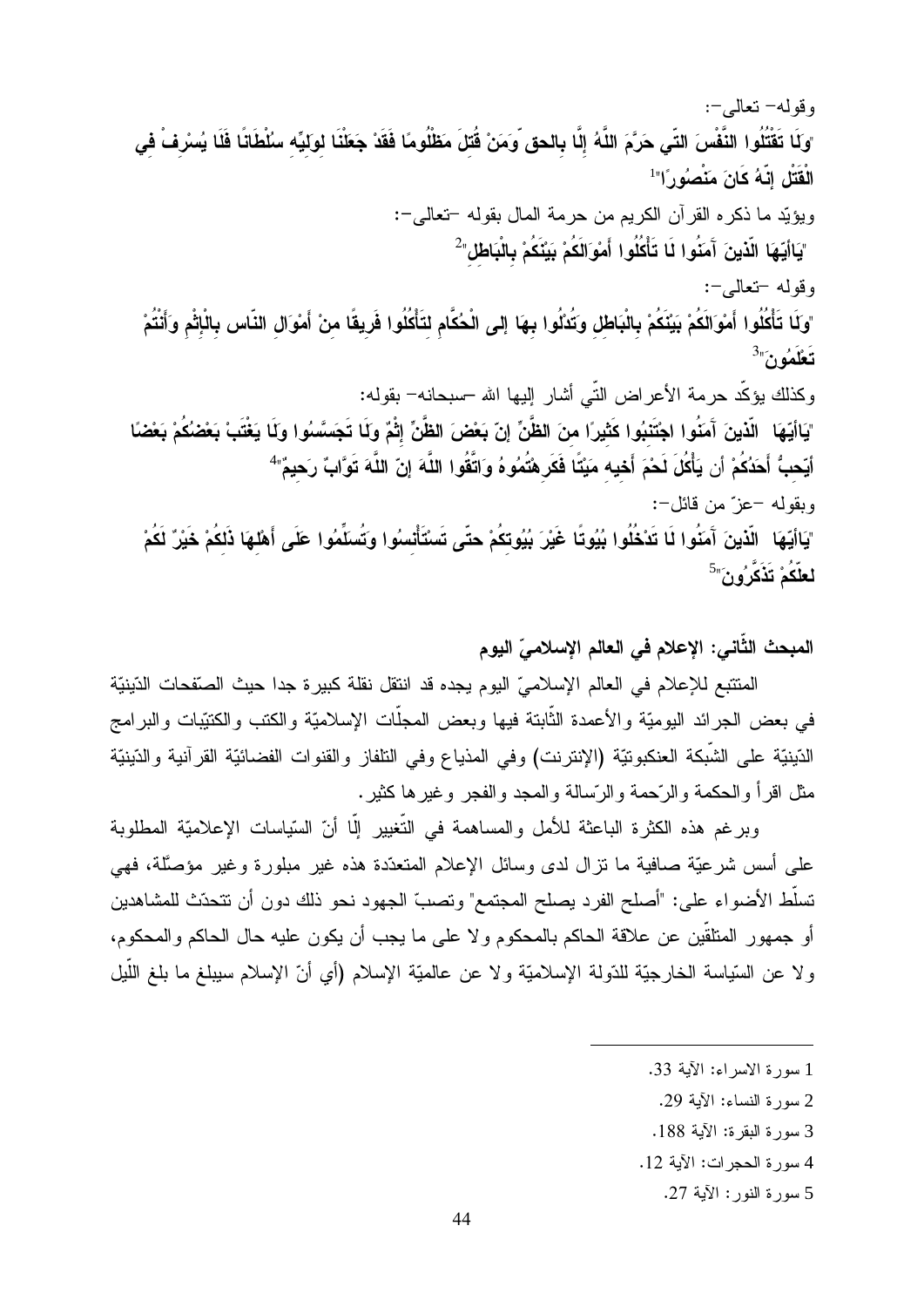وقوله– تعالى–:

**"وَلَا تَقْتُلُوا النَّفْسَ الَّتِي حَرَّمَ اللَّهُ إِلَّا بِالحق ّوَمَنْ قُتِلَ مَظْلُومًا فَقَدْ جَعَلْنَا لِوَلِيِّهِ سُلْطَانًا فَلَا يُسْرِفْ فِي الْقَتْلِ إِنَّهُ كَانَ مَنْصُورًا"**[1]

ويؤيّد ما ذكره القرآن الكريم من حرمة المال بقوله –تعالى–:

**"يَاأَيُّهَا الَّذِينَ آَمَنُوا لَا تَأْكُلُوا أَمْوَالَكُمْ بَيْنَكُمْ بِالْبَاطِلِ"**[2]

وقوله –تعالى–:

**"وَلَا تَأْكُلُوا أَمْوَالَكُمْ بَيْنَكُمْ بِالْبَاطِلِ وَتُدْلُوا بِهَا إِلى الْحُكَّامِ لِتَأْكُلُوا فَرِيقًا مِنْ أَمْوَالِ النّاس بِالْإِثْمِ وَأَنْتُمْ تَعْلَمُونَ"**[3]

وكذلك يؤكّد حرمة الأعراض التّي أشار إليها الله –سبحانه– بقوله:

**"يَاأَيُّهَا الَّذِينَ آَمَنُوا اجْتَنِبُوا كَثِيرًا مِنَ الظَّنِّ إِنّ بَعْضَ الظَّنِّ إِثْمٌ وَلَا تَجَسَّسُوا وَلَا يَغْتَبْ بَعْضُكُمْ بَعْضًا أَيُحِبُّ أَحَدُكُمْ أَن يَأْكُلَ لَحْمَ أَخِيهِ مَيْتًا فَكَرِهْتُمُوهُ وَاتَّقُوا اللَّهَ إِنّ اللَّهَ تَوَّابٌ رَحِيمٌ"**[4]

وبقوله –عزّ من قائل–:

**"يَاأَيُّهَا الَّذِينَ آَمَنُوا لَا تَدْخُلُوا بُيُوتًا غَيْرَ بُيُوتِكُمْ حتّى تَسْتَأْنِسُوا وَتُسَلِّمُوا عَلَى أَهْلِهَا ذَلِكُمْ خَيْرٌ لَكُمْ لعلّكُمْ تَذَكَّرُونَ"**[5]

## المبحث الثّاني: الإعلام في العالم الإسلاميّ اليوم

المتتبع للإعلام في العالم الإسلاميّ اليوم يجده قد انتقل نقلة كبيرة جدا حيث الصّفحات الدّينيّة في بعض الجرائد اليوميّة والأعمدة الثّابتة فيها وبعض المجلّات الإسلاميّة والكتب والكتيّبات والبرامج الدّينيّة على الشّبكة العنكبوتيّة (الإنترنت) وفي المذياع وفي التلفاز والقنوات الفضائيّة القرآنية والدّينيّة مثل اقرأ والحكمة والرّسالة والمجد والفجر وغيرها كثير.

وبرغم هذه الكثرة الباعثة للأمل والمساهمة في التّغيير إلّا أنّ السّياسات الإعلاميّة المطلوبة على أسس شرعيّة صافية ما تزال لدى وسائل الإعلام المتعدّدة هذه غير مبلورة وغير مؤصّلة، فهي تسلّط الأضواء على: "أصلح الفرد يصلح المجتمع" وتصبّ الجهود نحو ذلك دون أن تتحدّث للمشاهدين أو جمهور المتلقّين عن علاقة الحاكم بالمحكوم ولا على ما يجب أن يكون عليه حال الحاكم والمحكوم، ولا عن السّياسة الخارجيّة للدّولة الإسلاميّة ولا عن عالميّة الإسلام (أي أنّ الإسلام سيبلغ ما بلغ اللّيل

---

1 سورة الاسراء: الآية 33.

2 سورة النساء: الآية 29.

3 سورة البقرة: الآية 188.

4 سورة الحجرات: الآية 12.

5 سورة النور: الآية 27.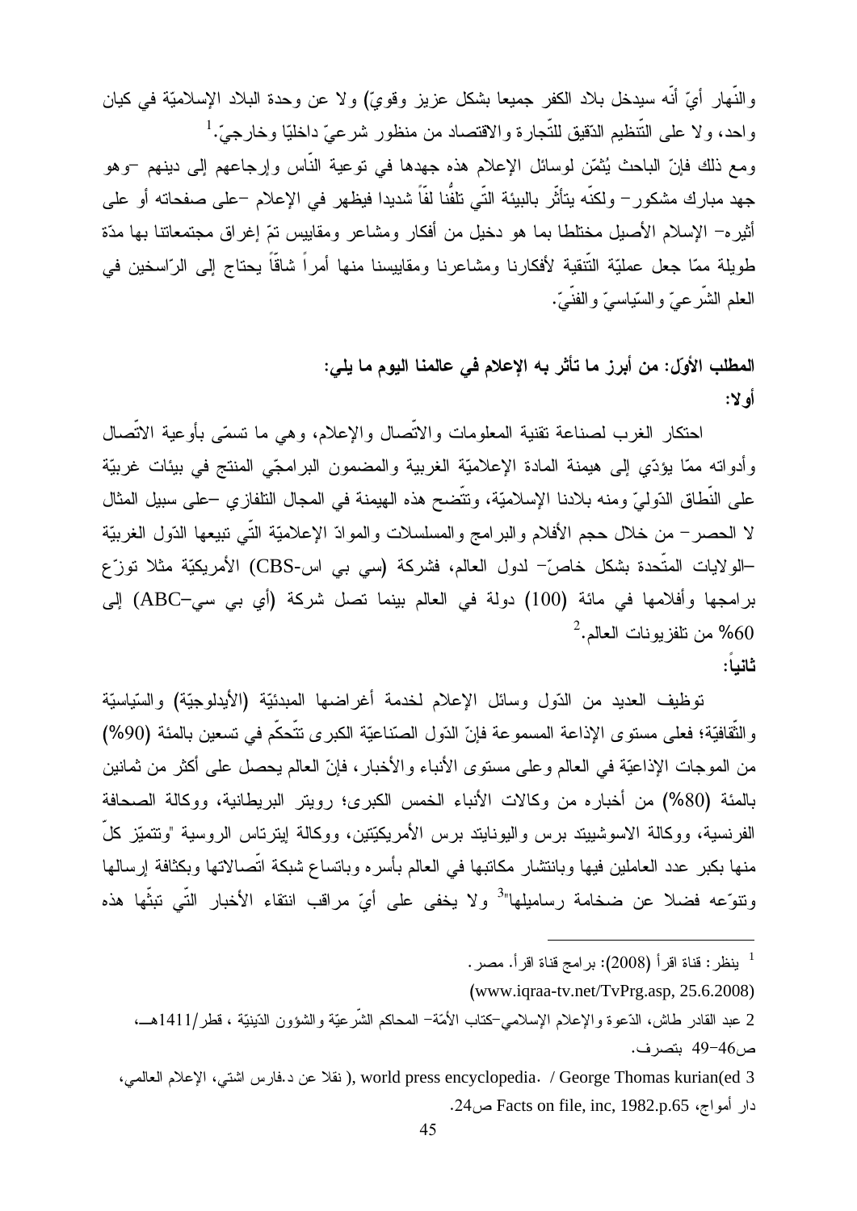والنّهار أيّ أنّه سيدخل بلاد الكفر جميعا بشكل عزيز وقويّ) ولا عن وحدة البلاد الإسلاميّة في كيان واحد، ولا على التّنظيم الدّقيق للتّجارة والاقتصاد من منظور شرعيّ داخليًا وخارجيّ.[1]

ومع ذلك فإنّ الباحث يُثمّن لوسائل الإعلام هذه جهدها في توعية النّاس وإرجاعهم إلى دينهم –وهو جهد مبارك مشكور– ولكنّه يتأثّر بالبيئة التّي تلفُنا لفّاً شديدا فيظهر في الإعلام –على صفحاته أو على أثيره– الإسلام الأصيل مختلطا بما هو دخيل من أفكار ومشاعر ومقاييس تمّ إغراق مجتمعاتنا بها مدّة طويلة ممّا جعل عمليّة التّنقية لأفكارنا ومشاعرنا ومقاييسنا منها أمراً شاقّاً يحتاج إلى الرّاسخين في العلم الشّرعيّ والسّياسيّ والفنّيّ.

**المطلب الأوّل: من أبرز ما تأثر به الإعلام في عالمنا اليوم ما يلي:**

**أولا:**

احتكار الغرب لصناعة تقنية المعلومات والاتّصال والإعلام، وهي ما تسمّى بأوعية الاتّصال وأدواته ممّا يؤدّي إلى هيمنة المادة الإعلاميّة الغربية والمضمون البرامجّي المنتج في بيئات غربيّة على النّطاق الدّوليّ ومنه بلادنا الإسلاميّة، وتتّضح هذه الهيمنة في المجال التلفازي –على سبيل المثال لا الحصر– من خلال حجم الأفلام والبرامج والمسلسلات والموادّ الإعلاميّة التّي تبيعها الدّول الغربيّة –الولايات المتّحدة بشكل خاصّ– لدول العالم، فشركة (سي بي اس-CBS) الأمريكيّة مثلا توزّع برامجها وأفلامها في مائة (100) دولة في العالم بينما تصل شركة (أي بي سي–ABC) إلى 60% من تلفزيونات العالم.[2]

**ثانياً:**

توظيف العديد من الدّول وسائل الإعلام لخدمة أغراضها المبدئيّة (الأيدلوجيّة) والسّياسيّة والثّقافيّة؛ فعلى مستوى الإذاعة المسموعة فإنّ الدّول الصّناعيّة الكبرى تتّحكّم في تسعين بالمئة (90%) من الموجات الإذاعيّة في العالم وعلى مستوى الأنباء والأخبار، فإنّ العالم يحصل على أكثر من ثمانين بالمئة (80%) من أخباره من وكالات الأنباء الخمس الكبرى؛ رويتر البريطانية، ووكالة الصحافة الفرنسية، ووكالة الاسوشييتد برس واليونايتد برس الأمريكيّتين، ووكالة إيترتاس الروسية "وتتميّز كلّ منها بكبر عدد العاملين فيها وبانتشار مكاتبها في العالم بأسره وباتساع شبكة اتّصالاتها وبكثافة إرسالها وتنوّعه فضلا عن ضخامة رساميلها"[3] ولا يخفى على أيّ مراقب انتقاء الأخبار التّي تبثّها هذه

---

[1] ينظر: قناة اقرأ (2008): برامج قناة اقرأ. مصر.
(www.iqraa-tv.net/TvPrg.asp, 25.6.2008)

2 عبد القادر طاش، الدّعوة والإعلام الإسلامي–كتاب الأمّة– المحاكم الشّرعيّة والشؤون الدّينيّة ، قطر/1411هـ، ص46–49 بتصرف.

3 George Thomas kurian(ed / .world press encyclopedia ,( نقلا عن د.فارس اشتي، الإعلام العالمي، دار أمواج، Facts on file, inc, 1982.p.65 ص24.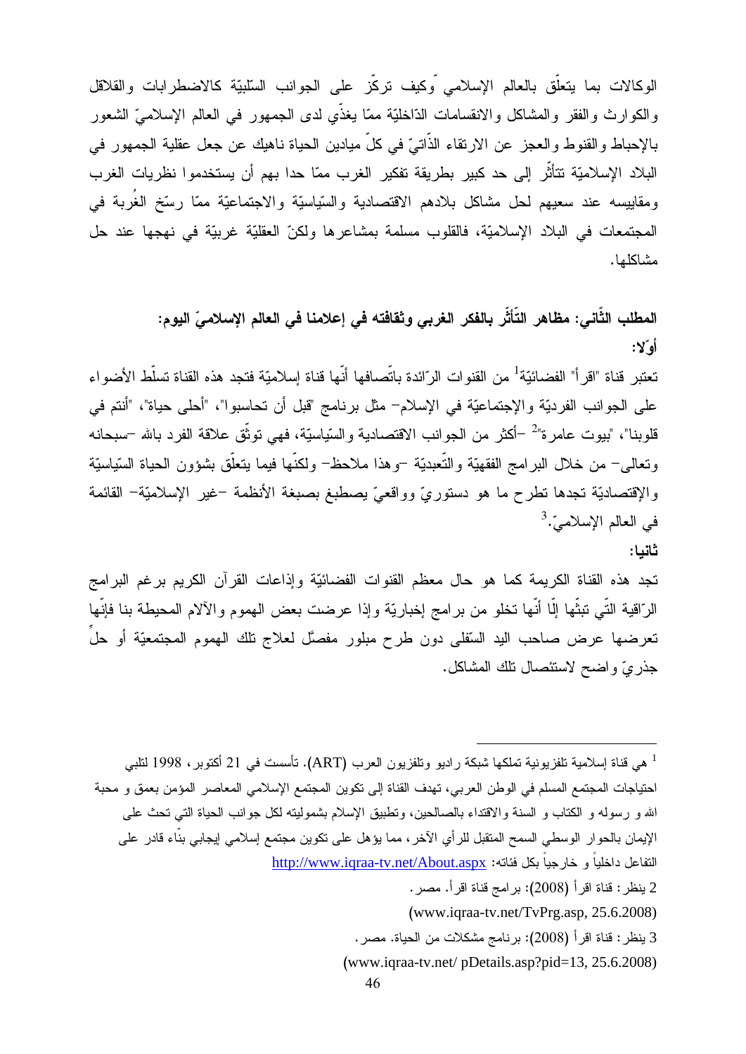الوكالات بما يتعلّق بالعالم الإسلامي ّوكيف تركّز على الجوانب السّلبيّة كالاضطرابات والقلاقل والكوارث والفقر والمشاكل والانقسامات الدّاخليّة ممّا يغذّي لدى الجمهور في العالم الإسلاميّ الشعور بالإحباط والقنوط والعجز عن الارتقاء الذّاتيّ في كلّ ميادين الحياة ناهيك عن جعل عقلية الجمهور في البلاد الإسلاميّة تتأثّر إلى حد كبير بطريقة تفكير الغرب ممّا حدا بهم أن يستخدموا نظريات الغرب ومقاييسه عند سعيهم لحل مشاكل بلادهم الاقتصادية والسّياسيّة والاجتماعيّة ممّا رسّخ الغُربة في المجتمعات في البلاد الإسلاميّة، فالقلوب مسلمة بمشاعرها ولكنّ العقليّة غربيّة في نهجها عند حل مشاكلها.

**المطلب الثّاني: مظاهر التّأثّر بالفكر الغربي وثقافته في إعلامنا في العالم الإسلاميّ اليوم:**

**أوّلا:**

تعتبر قناة "اقرأ" الفضائيّة[1] من القنوات الرّائدة باتّصافها أنّها قناة إسلاميّة فتجد هذه القناة تسلّط الأضواء على الجوانب الفرديّة والإجتماعيّة في الإسلام– مثل برنامج "قبل أن تحاسبوا"، "أحلى حياة"، "أنتم في قلوبنا"، "بيوت عامرة"[2] –أكثر من الجوانب الاقتصادية والسّياسيّة، فهي توثّق علاقة الفرد بالله –سبحانه وتعالى– من خلال البرامج الفقهيّة والتّعبديّة –وهذا ملاحظ– ولكنّها فيما يتعلّق بشؤون الحياة السّياسيّة والإقتصاديّة تجدها تطرح ما هو دستوريّ وواقعيّ يصطبغ بصبغة الأنظمة –غير الإسلاميّة– القائمة في العالم الإسلاميّ.[3]

**ثانيا:**

تجد هذه القناة الكريمة كما هو حال معظم القنوات الفضائيّة وإذاعات القرآن الكريم برغم البرامج الرّاقية التّي تبثّها إلّا أنّها تخلو من برامج إخباريّة وإذا عرضت بعض الهموم والآلام المحيطة بنا فإنّها تعرضها عرض صاحب اليد السّفلى دون طرح مبلور مفصّل لعلاج تلك الهموم المجتمعيّة أو حلٍّ جذريّ واضح لاستئصال تلك المشاكل.

---

[1] هي قناة إسلامية تلفزيونية تملكها شبكة راديو وتلفزيون العرب (ART). تأسست في 21 أكتوبر، 1998 لتلبي احتياجات المجتمع المسلم في الوطن العربي، تهدف القناة إلى تكوين المجتمع الإسلامي المعاصر المؤمن بعمق و محبة الله و رسوله و الكتاب و السنة والاقتداء بالصالحين، وتطبيق الإسلام بشموليته لكل جوانب الحياة التي تحث على الإيمان بالحوار الوسطي السمح المتقبل للرأي الآخر، مما يؤهل على تكوين مجتمع إسلامي إيجابي بنّاء قادر على التفاعل داخلياً و خارجياً بكل فئاته: http://www.iqraa-tv.net/About.aspx

2 ينظر: قناة اقرأ (2008): برامج قناة اقرأ. مصر.
(www.iqraa-tv.net/TvPrg.asp, 25.6.2008)

3 ينظر: قناة اقرأ (2008): برنامج مشكلات من الحياة. مصر.
(www.iqraa-tv.net/ pDetails.asp?pid=13, 25.6.2008)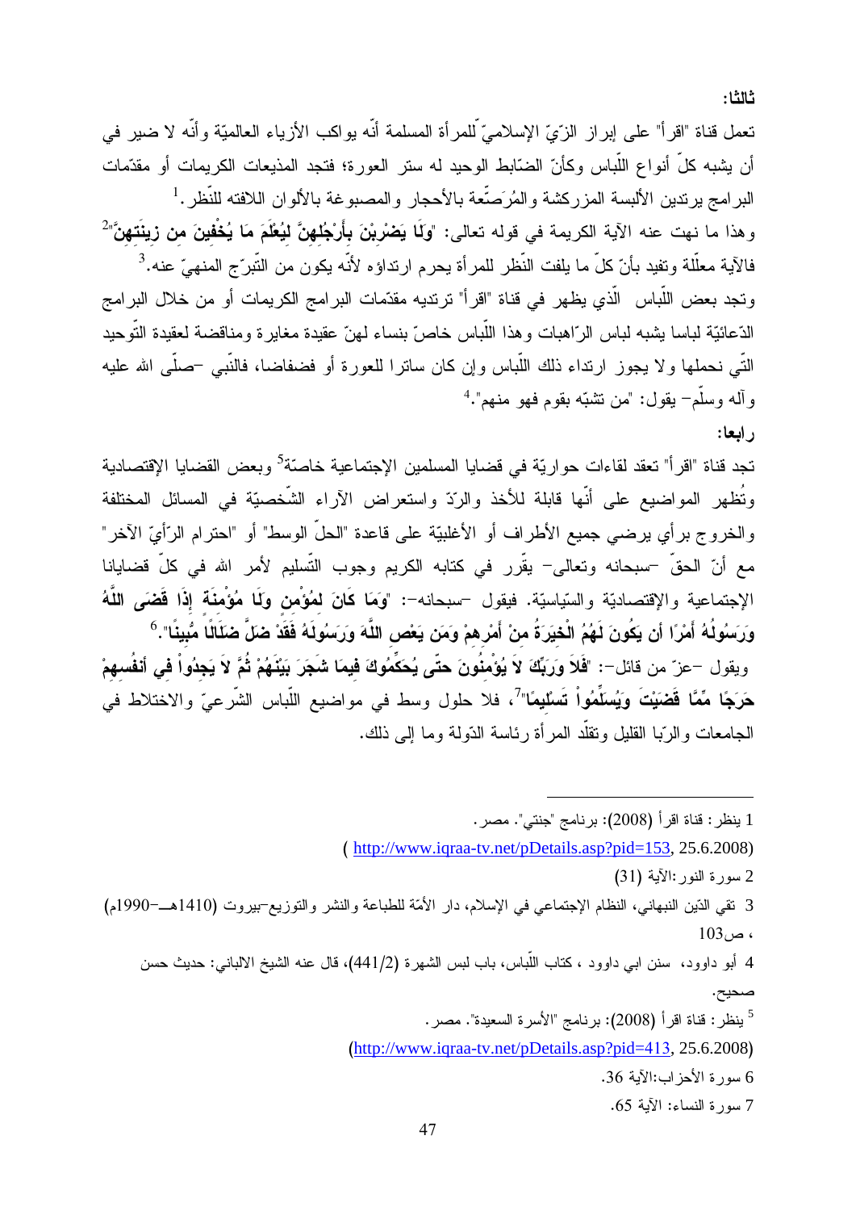**ثالثا:**

تعمل قناة "اقرأ" على إبراز الزّيّ الإسلاميّ للمرأة المسلمة أنّه يواكب الأزياء العالميّة وأنّه لا ضير في أن يشبه كلّ أنواع اللّباس وكأنّ الضّابط الوحيد له ستر العورة؛ فتجد المذيعات الكريمات أو مقدّمات البرامج يرتدين الألبسة المزركشة والمُرَصّعة بالأحجار والمصبوغة بالألوان اللافتة للنّظر.[1]

وهذا ما نهت عنه الآية الكريمة في قوله تعالى: "**وَلَا يَضْرِبْنَ بِأَرْجُلِهِنَّ لِيُعْلَمَ مَا يُخْفِينَ مِن زِينَتِهِنَّ**"[2] فالآية معلّلة وتفيد بأنّ كلّ ما يلفت النّظر للمرأة يحرم ارتداؤه لأنّه يكون من التّبرّج المنهيّ عنه.[3]

وتجد بعض اللّباس الّذي يظهر في قناة "اقرأ" ترتديه مقدّمات البرامج الكريمات أو من خلال البرامج الدّعائيّة لباسا يشبه لباس الرّاهبات وهذا اللّباس خاصّ بنساء لهنّ عقيدة مغايرة ومناقضة لعقيدة التّوحيد الّتي نحملها ولا يجوز ارتداء ذلك اللّباس وإن كان ساترا للعورة أو فضفاضا، فالنّبي –صلّى الله عليه وآله وسلّم– يقول: "من تشبّه بقوم فهو منهم".[4]

**رابعا:**

تجد قناة "اقرأ" تعقد لقاءات حواريّة في قضايا المسلمين الإجتماعية خاصّة[5] وبعض القضايا الإقتصادية وتُظهر المواضيع على أنّها قابلة للأخذ والرّدّ واستعراض الآراء الشّخصيّة في المسائل المختلفة والخروج برأي يرضي جميع الأطراف أو الأغلبيّة على قاعدة "الحلّ الوسط" أو "احترام الرّأيّ الآخر" مع أنّ الحقّ –سبحانه وتعالى– يقرّر في كتابه الكريم وجوب التّسليم لأمر الله في كلّ قضايانا الإجتماعية والإقتصاديّة والسّياسيّة. فيقول –سبحانه–: "**وَمَا كَانَ لِمُؤْمِنٍ وَلَا مُؤْمِنَةٍ إِذَا قَضَى اللَّهُ وَرَسُولُهُ أَمْرًا أَن يَكُونَ لَهُمُ الْخِيَرَةُ مِنْ أَمْرِهِمْ وَمَن يَعْصِ اللَّهَ وَرَسُولَهُ فَقَدْ ضَلَّ ضَلَالًا مُّبِينًا**".[6]

ويقول –عزّ من قائل–: "**فَلاَ وَرَبِّكَ لاَ يُؤْمِنُونَ حَتَّى يُحَكِّمُوكَ فِيمَا شَجَرَ بَيْنَهُمْ ثُمَّ لاَ يَجِدُواْ فِي أَنفُسِهِمْ حَرَجًا مِّمَّا قَضَيْتَ وَيُسَلِّمُواْ تَسْلِيمًا**"[7]، فلا حلول وسط في مواضيع اللّباس الشّرعيّ والاختلاط في الجامعات والرّبا القليل وتقلّد المرأة رئاسة الدّولة وما إلى ذلك.

---

1 ينظر: قناة اقرأ (2008): برنامج "جنتي". مصر.
( http://www.iqraa-tv.net/pDetails.asp?pid=153, 25.6.2008)

2 سورة النور:الآية (31)

3 تقي الدّين النبهاني، النظام الإجتماعي في الإسلام، دار الأمّة للطباعة والنشر والتوزيع-بيروت (1410هـ–1990م)، ص103

4 أبو داوود، سنن ابي داوود ، كتاب اللّباس، باب لبس الشهرة (441/2)، قال عنه الشيخ الالباني: حديث حسن صحيح.

5 ينظر: قناة اقرأ (2008): برنامج "الأسرة السعيدة". مصر.
(http://www.iqraa-tv.net/pDetails.asp?pid=413, 25.6.2008)

6 سورة الأحزاب:الآية 36.

7 سورة النساء: الآية 65.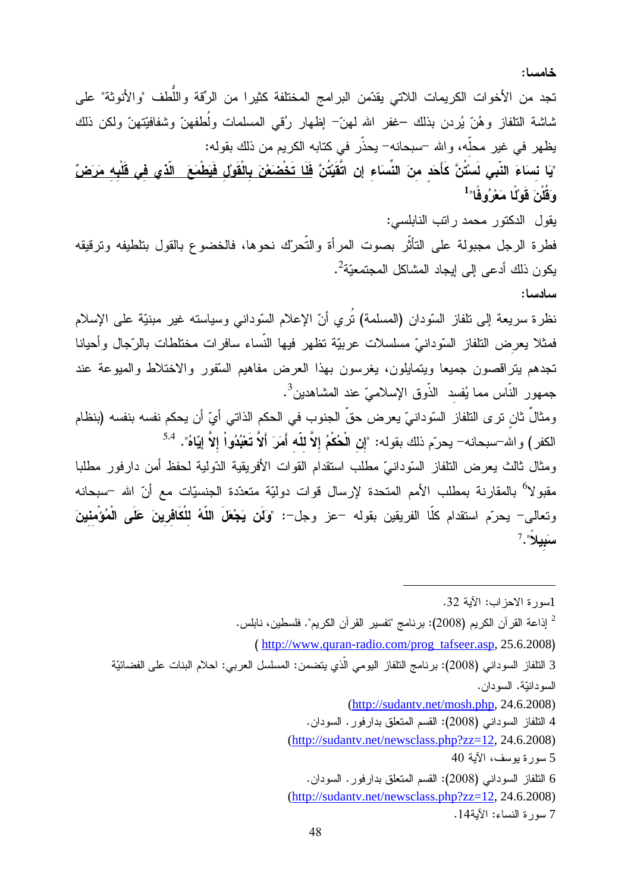**خامسا:**

تجد من الأخوات الكريمات اللاتي يقدّمن البرامج المختلفة كثيرا من الرّقّة واللُّطف "والأنوثة" على شاشة التلفاز وهُنّ يُردن بذلك –غفر الله لهنّ– إظهار رُقي المسلمات ولُطفهنّ وشفافيّتهنّ ولكن ذلك يظهر في غير محلّه، والله –سبحانه– يحذّر في كتابه الكريم من ذلك بقوله:

"**<u>يَا نِسَاءَ النَّبِي لَسْتُنَّ كَأَحَدٍ مِنَ النِّسَاءِ إِن اتَّقَيْتُنَّ فَلَا تَخْضَعْنَ بِالْقَوْلِ فَيَطْمَعَ الَّذِي فِي قَلْبِهِ مَرَضٌ</u> وَقُلْنَ قَوْلًا مَعْرُوفًا**"[1]

يقول الدكتور محمد راتب النابلسي:

فطرة الرجل مجبولة على التأثّر بصوت المرأة والتّحرّك نحوها، فالخضوع بالقول بتلطيفه وترقيقه يكون ذلك أدعى إلى إيجاد المشاكل المجتمعيّة[2].

**سادسا:**

نظرة سريعة إلى تلفاز السّودان (المسلمة) تُري أنّ الإعلام السّوداني وسياسته غير مبنيّة على الإسلام فمثلا يعرض التلفاز السّودانيّ مسلسلات عربيّة تظهر فيها النّساء سافرات مختلطات بالرّجال وأحيانا تجدهم يتراقصون جميعا ويتمايلون، يغرسون بهذا العرض مفاهيم السّفور والاختلاط والميوعة عند جمهور النّاس مما يُفسد الذّوق الإسلاميّ عند المشاهدين[3].

ومثالٌ ثانٍ ترى التلفاز السّودانيّ يعرض حقّ الجنوب في الحكم الذاتي أيّ أن يحكم نفسه بنفسه (بنظام الكفر) والله–سبحانه– يحرّم ذلك بقوله: "**إِنِ الْحُكْمُ إِلاَّ لِلّهِ أَمَرَ أَلاَّ تَعْبُدُواْ إِلاَّ إِيَّاهُ**".[5,4]

ومثال ثالث يعرض التلفاز السّودانيّ مطلب استقدام القوات الأفريقية الدّولية لحفظ أمن دارفور مطلبا مقبولا[6] بالمقارنة بمطلب الأمم المتحدة لإرسال قوات دوليّة متعدّدة الجنسيّات مع أنّ الله –سبحانه وتعالى– يحرّم استقدام كلّا الفريقين بقوله –عز وجل–: "**وَلَن يَجْعَلَ اللّهُ لِلْكَافِرِينَ عَلَى الْمُؤْمِنِينَ سَبِيلاً**".[7]

---

1سورة الاحزاب: الآية 32.

2 إذاعة القرآن الكريم (2008): برنامج "تفسير القرآن الكريم". فلسطين، نابلس. (http://www.quran-radio.com/prog_tafseer.asp, 25.6.2008)

3 التلفاز السوداني (2008): برنامج التلفاز اليومي الّذي يتضمن: المسلسل العربي: احلام البنات على الفضائيّة السودانيّة. السودان. (http://sudantv.net/mosh.php, 24.6.2008)

4 التلفاز السوداني (2008): القسم المتعلق بدارفور. السودان. (http://sudantv.net/newsclass.php?zz=12, 24.6.2008)

5 سورة يوسف، الآية 40

6 التلفاز السوداني (2008): القسم المتعلق بدارفور. السودان. (http://sudantv.net/newsclass.php?zz=12, 24.6.2008)

7 سورة النساء: الآية14.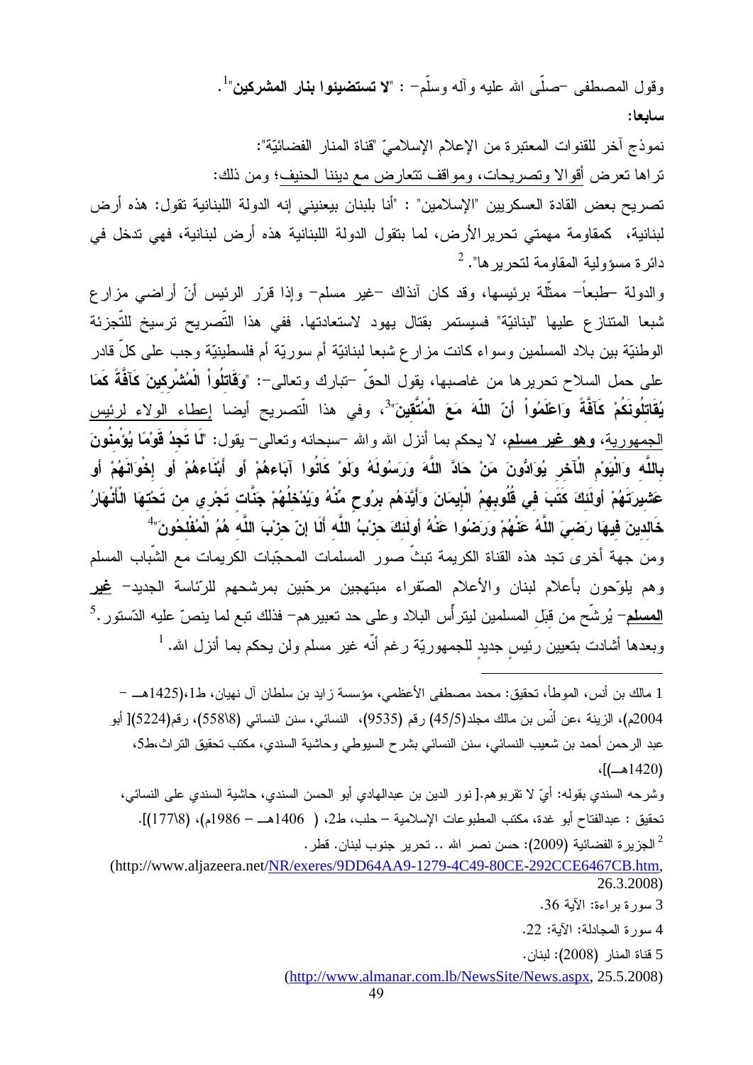وقول المصطفى –صلّى الله عليه وآله وسلّم– : "**لا تستضيئوا بنار المشركين**"[1].

**سابعا:**

نموذج آخر للقنوات المعتبرة من الإعلام الإسلاميّ "قناة المنار الفضائيّة":

تراها تعرض أقوالا وتصريحات، ومواقف تتعارض مع ديننا الحنيف؛ ومن ذلك:

تصريح بعض القادة العسكريين "الإسلاميين" : "أنا بلبنان بيعنيني إنه الدولة اللبنانية تقول: هذه أرض لبنانية، كمقاومة مهمتي تحرير الأرض، لما بتقول الدولة اللبنانية هذه أرض لبنانية، فهي تدخل في دائرة مسؤولية المقاومة لتحريرها". [2]

والدولة –طبعاً– ممثّلة برئيسها، وقد كان آنذاك –غير مسلم– وإذا قرّر الرئيس أنّ أراضي مزارع شبعا المتنازع عليها "لبنانيّة" فسيستمر بقتال يهود لاستعادتها. ففي هذا التّصريح ترسيخ للتّجزئة الوطنيّة بين بلاد المسلمين وسواء كانت مزارع شبعا لبنانيّة أم سوريّة أم فلسطينيّة وجب على كلّ قادر على حمل السلاح تحريرها من غاصبها، يقول الحقّ –تبارك وتعالى–: "**وَقَاتِلُواْ الْمُشْرِكِينَ كَآفَّةً كَمَا يُقَاتِلُونَكُمْ كَآفَّةً وَاعْلَمُواْ أَنَّ اللّهَ مَعَ الْمُتَّقِينَ**"[3]، وفي هذا التّصريح أيضا إعطاء الولاء لرئيس الجمهورية، **وهو غير مسلم**، لا يحكم بما أنزل الله والله –سبحانه وتعالى– يقول: "**لَا تَجِدُ قَوْمًا يُؤْمِنُونَ بِاللَّهِ وَالْيَوْمِ الْآخِرِ يُوَادُّونَ مَنْ حَادَّ اللَّهَ وَرَسُولَهُ وَلَوْ كَانُوا آبَاءهُمْ أَوْ أَبْنَاءهُمْ أَوْ إِخْوَانَهُمْ أَوْ عَشِيرَتَهُمْ أُوْلَئِكَ كَتَبَ فِي قُلُوبِهِمُ الْإِيمَانَ وَأَيَّدَهُم بِرُوحٍ مِّنْهُ وَيُدْخِلُهُمْ جَنَّاتٍ تَجْرِي مِن تَحْتِهَا الْأَنْهَارُ خَالِدِينَ فِيهَا رَضِيَ اللَّهُ عَنْهُمْ وَرَضُوا عَنْهُ أُوْلَئِكَ حِزْبُ اللَّهِ أَلَا إِنَّ حِزْبَ اللَّهِ هُمُ الْمُفْلِحُونَ**"[4]

ومن جهة أخرى تجد هذه القناة الكريمة تبثّ صور المسلمات المحجّبات الكريمات مع الشّباب المسلم وهم يلوّحون بأعلام لبنان والأعلام الصّفراء مبتهجين مرحّبين بمرشحهم للرّئاسة الجديد– **غير المسلم**– يُرشّح من قبَل المسلمين ليترأّس البلاد وعلى حد تعبيرهم– فذلك تبع لما ينصّ عليه الدّستور.[5]

وبعدها أشادت بتعيين رئيسٍ جديد للجمهوريّة رغم أنّه غير مسلم ولن يحكم بما أنزل الله. [1]

---

1 مالك بن أنس، الموطأ، تحقيق: محمد مصطفى الأعظمي، مؤسسة زايد بن سلطان آل نهيان، ط1،(1425هـ – 2004م)، الزينة ،عن أنّس بن مالك مجلد(45/5) رقم (9535)، النسائي، سنن النسائي (8\558)، رقم(5224)[ أبو عبد الرحمن أحمد بن شعيب النسائي، سنن النسائي بشرح السيوطي وحاشية السندي، مكتب تحقيق التراث،ط5، (1420هـ)[،

وشرحه السندي بقوله: أيّ لا تقربوهم.[ نور الدين بن عبدالهادي أبو الحسن السندي، حاشية السندي على النسائي، تحقيق : عبدالفتاح أبو غدة، مكتب المطبوعات الإسلامية – حلب، ط2، ( 1406هـ – 1986م)، (8\177)].

2 الجزيرة الفضائية (2009): حسن نصر الله .. تحرير جنوب لبنان. قطر.
(http://www.aljazeera.net/NR/exeres/9DD64AA9-1279-4C49-80CE-292CCE6467CB.htm, 26.3.2008)

3 سورة براءة: الآية 36.

4 سورة المجادلة: الآية: 22.

5 قناة المنار (2008): لبنان.
(http://www.almanar.com.lb/NewsSite/News.aspx, 25.5.2008)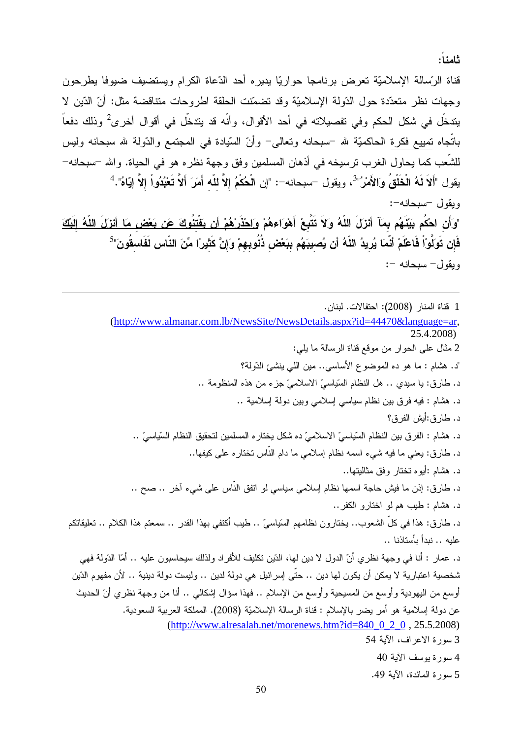**ثامناً:**

قناة الرّسالة الإسلاميّة تعرض برنامجا حواريّا يديره أحد الدّعاة الكرام ويستضيف ضيوفا يطرحون وجهات نظر متعدّدة حول الدّولة الإسلاميّة وقد تضمّنت الحلقة اطروحات متناقضة مثل: أنّ الدّين لا يتدخّل في شكل الحكم وفي تفصيلاته في أحد الأقوال، وأنّه قد يتدخّل في أقوال أخرى[2] وذلك دفعاً باتّجاه تمييع فكرة الحاكميّة لله –سبحانه وتعالى– وأنّ السّيادة في المجتمع والدّولة لله سبحانه وليس للشّعب كما يحاول الغرب ترسيخه في أذهان المسلمين وفق وجهة نظره هو في الحياة. والله –سبحانه– يقول "**أَلاَ لَهُ الْخَلْقُ وَالأَمْرُ**"[3]، ويقول –سبحانه–: "**إِنِ الْحُكْمُ إِلاَّ لِلّهِ أَمَرَ أَلاَّ تَعْبُدُواْ إِلاَّ إِيَّاهُ**".[4]

ويقول –سبحانه–:

"**وَأَنِ احْكُم بَيْنَهُم بِمَآ أَنزَلَ اللّهُ وَلاَ تَتَّبِعْ أَهْوَاءهُمْ وَاحْذَرْهُمْ أَن يَفْتِنُوكَ عَن بَعْضِ مَا أَنزَلَ اللّهُ إِلَيْكَ فَإِن تَوَلَّوْاْ فَاعْلَمْ أَنَّمَا يُرِيدُ اللّهُ أَن يُصِيبَهُم بِبَعْضِ ذُنُوبِهِمْ وَإِنَّ كَثِيرًا مِّنَ النَّاسِ لَفَاسِقُونَ**"[5]

ويقول– سبحانه –:

---

1 قناة المنار (2008): احتفالات. لبنان.
(http://www.almanar.com.lb/NewsSite/NewsDetails.aspx?id=44470&language=ar, 25.4.2008)

2 مثال على الحوار من موقع قناة الرسالة ما يلي:

"د. هشام : ما هو ده الموضوع الأساسي.. مين اللي ينشئ الدّولة؟

د. طارق: يا سيدي .. هل النظام السّياسيّ الاسلاميّ جزء من هذه المنظومة ..

د. هشام : فيه فرق بين نظام سياسي إسلامي وبين دولة إسلامية ..

د. طارق:أيش الفرق؟

د. هشام : الفرق بين النظام السّياسيّ الاسلاميّ ده شكل يختاره المسلمين لتحقيق النظام السّياسيّ ..

د. طارق: يعني ما فيه شيء اسمه نظام إسلامي ما دام النّاس تختاره على كيفها..

د. هشام :أيوه تختار وفق مثاليتها..

د. طارق: إذن ما فيش حاجة اسمها نظام إسلامي سياسي لو اتفق النّاس على شيء آخر .. صح ..

د. هشام : طيب هم لو اختارو الكفر..

د. طارق: هذا في كلّ الشعوب.. يختارون نظامهم السّياسيّ .. طيب أكتفي بهذا القدر .. سمعتم هذا الكلام .. تعليقاتكم عليه .. نبدأ بأستاذنا ..

د. عمار : أنا في وجهة نظري أنّ الدول لا دين لها، الدّين تكليف للأفراد ولذلك سيحاسبون عليه .. أمّا الدّولة فهي شخصية اعتبارية لا يمكن أن يكون لها دين .. حتّى إسرائيل هي دولة لدين .. وليست دولة دينية .. لأن مفهوم الدّين أوسع من اليهودية وأوسع من المسيحية وأوسع من الإسلام .. فهذا سؤال إشكالي .. أنا من وجهة نظري أنّ الحديث عن دولة إسلامية هو أمر يضر بالإسلام : قناة الرسالة الإسلاميّة (2008). المملكة العربية السعودية.
(http://www.alresalah.net/morenews.htm?id=840_0_2_0 , 25.5.2008)

3 سورة الاعراف، الآية 54

4 سورة يوسف الآية 40

5 سورة المائدة، الآية 49.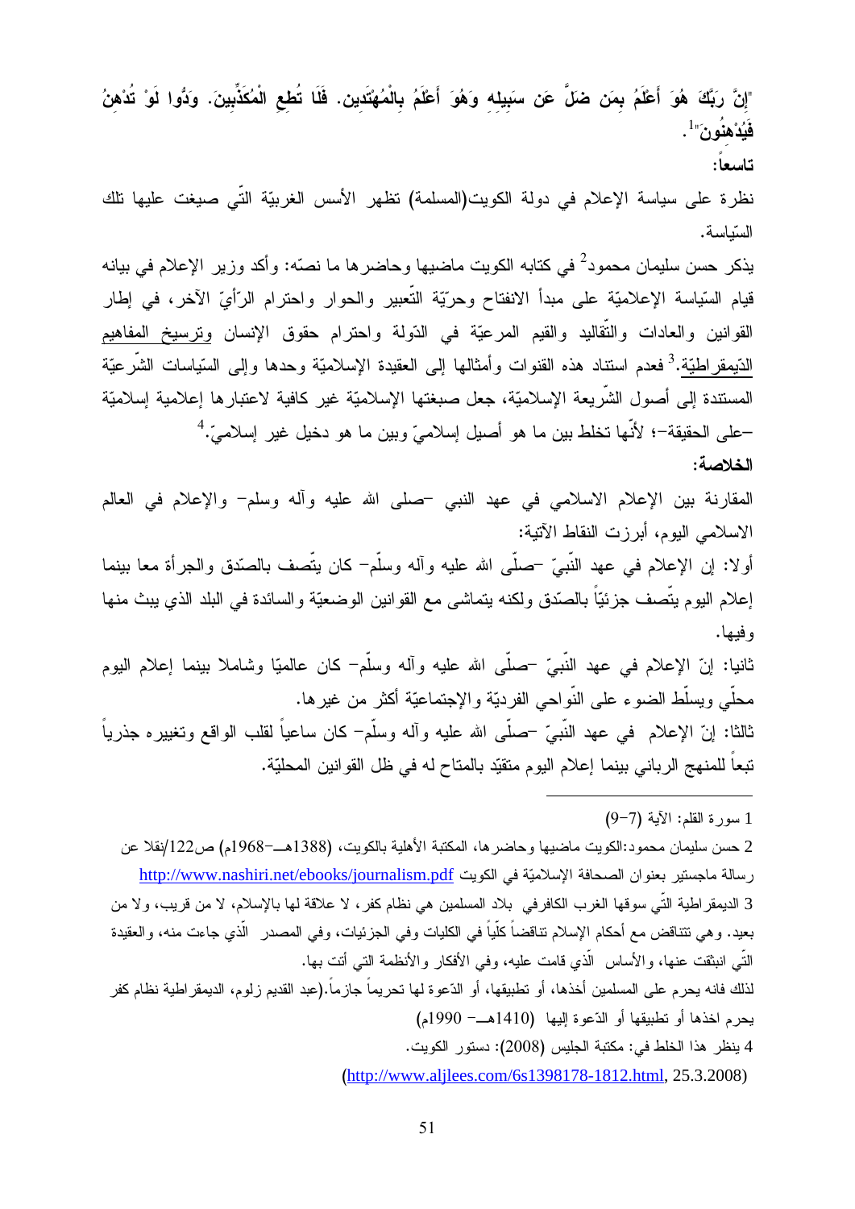"إِنَّ رَبَّكَ هُوَ أَعْلَمُ بِمَن ضَلَّ عَن سَبِيلِهِ وَهُوَ أَعْلَمُ بِالْمُهْتَدِين. فَلَا تُطِعِ الْمُكَذِّبِينَ. وَدُّوا لَوْ تُدْهِنُ فَيُدْهِنُونَ"[1].

**تاسعاً:**

نظرة على سياسة الإعلام في دولة الكويت(المسلمة) تظهر الأسس الغربيّة الّتي صيغت عليها تلك السّياسة.

يذكر حسن سليمان محمود[2] في كتابه الكويت ماضيها وحاضرها ما نصّه: وأكد وزير الإعلام في بيانه قيام السّياسة الإعلاميّة على مبدأ الانفتاح وحرّيّة التّعبير والحوار واحترام الرّأيّ الآخر، في إطار القوانين والعادات والتّقاليد والقيم المرعيّة في الدّولة واحترام حقوق الإنسان وترسيخ المفاهيم الدّيمقراطيّة.[3] فعدم استناد هذه القنوات وأمثالها إلى العقيدة الإسلاميّة وحدها وإلى السّياسات الشّرعيّة المستندة إلى أصول الشّريعة الإسلاميّة، جعل صبغتها الإسلاميّة غير كافية لاعتبارها إعلامية إسلاميّة –على الحقيقة–؛ لأنّها تخلط بين ما هو أصيل إسلاميّ وبين ما هو دخيل غير إسلاميّ.[4]

**الخلاصة:**

المقارنة بين الإعلام الاسلامي في عهد النبي –صلى الله عليه وآله وسلم– والإعلام في العالم الاسلامي اليوم، أبرزت النقاط الآتية:

أولا: إن الإعلام في عهد النّبيّ –صلّى الله عليه وآله وسلّم– كان يتّصف بالصّدق والجرأة معا بينما إعلام اليوم يتّصف جزئيّاً بالصّدق ولكنه يتماشى مع القوانين الوضعيّة والسائدة في البلد الذي يبث منها وفيها.

ثانيا: إنّ الإعلام في عهد النّبيّ –صلّى الله عليه وآله وسلّم– كان عالميّا وشاملا بينما إعلام اليوم محلّي ويسلّط الضوء على النّواحي الفرديّة والإجتماعيّة أكثر من غيرها.

ثالثا: إنّ الإعلام في عهد النّبيّ –صلّى الله عليه وآله وسلّم– كان ساعياً لقلب الواقع وتغييره جذرياً تبعاً للمنهج الرباني بينما إعلام اليوم متقيّد بالمتاح له في ظل القوانين المحليّة.

---

1 سورة القلم: الآية (7–9)

2 حسن سليمان محمود:الكويت ماضيها وحاضرها، المكتبة الأهلية بالكويت، (1388هـ–1968م) ص122/نقلا عن رسالة ماجستير بعنوان الصحافة الإسلاميّة في الكويت http://www.nashiri.net/ebooks/journalism.pdf

3 الديمقراطية الّتي سوقها الغرب الكافرفي بلاد المسلمين هي نظام كفر، لا علاقة لها بالإسلام، لا من قريب، ولا من بعيد. وهي تتناقض مع أحكام الإسلام تناقضاً كلّياً في الكليات وفي الجزئيات، وفي المصدر الّذي جاءت منه، والعقيدة الّتي انبثقت عنها، والأساس الّذي قامت عليه، وفي الأفكار والأنظمة التي أتت بها.

لذلك فانه يحرم على المسلمين أخذها، أو تطبيقها، أو الدّعوة لها تحريماً جازماً.(عبد القديم زلوم، الديمقراطية نظام كفر يحرم اخذها أو تطبيقها أو الدّعوة إليها (1410هـ– 1990م)

4 ينظر هذا الخلط في: مكتبة الجليس (2008): دستور الكويت.

(http://www.aljlees.com/6s1398178-1812.html, 25.3.2008)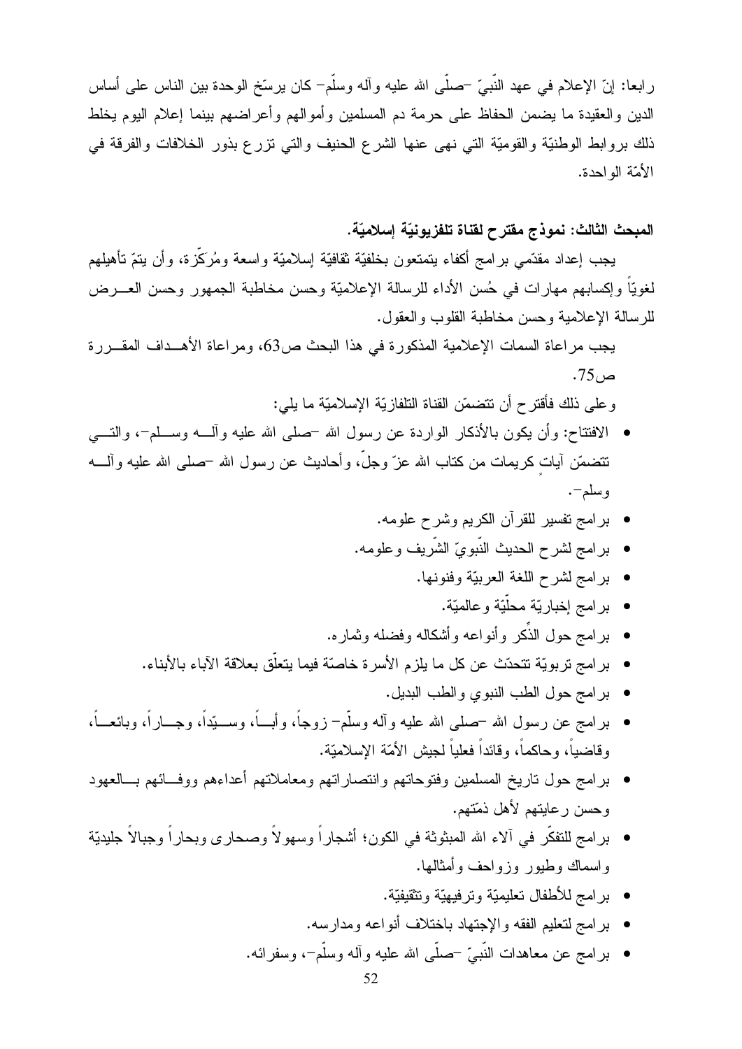رابعا: إنّ الإعلام في عهد النّبيّ -صلّى الله عليه وآله وسلّم- كان يرسّخ الوحدة بين الناس على أساس الدين والعقيدة ما يضمن الحفاظ على حرمة دم المسلمين وأموالهم وأعراضهم بينما إعلام اليوم يخلط ذلك بروابط الوطنيّة والقوميّة التي نهى عنها الشرع الحنيف والتي تزرع بذور الخلافات والفرقة في الأمّة الواحدة.

### المبحث الثالث: نموذج مقترح لقناة تلفزيونيّة إسلاميّة.

يجب إعداد مقدّمي برامج أكفاء يتمتعون بخلفيّة ثقافيّة إسلاميّة واسعة ومُرَكَّزة، وأن يتمّ تأهيلهم لغويّاً وإكسابهم مهارات في حُسن الأداء للرسالة الإعلاميّة وحسن مخاطبة الجمهور وحسن العرض للرسالة الإعلامية وحسن مخاطبة القلوب والعقول.

يجب مراعاة السمات الإعلامية المذكورة في هذا البحث ص63، ومراعاة الأهداف المقررة ص75.

وعلى ذلك فأقترح أن تتضمّن القناة التلفازيّة الإسلاميّة ما يلي:

- الافتتاح: وأن يكون بالأذكار الواردة عن رسول الله -صلى الله عليه وآله وسلم-، والتي تتضمّن آياتٍ كريمات من كتاب الله عزّ وجلّ، وأحاديث عن رسول الله -صلى الله عليه وآله وسلم-.
- برامج تفسير للقرآن الكريم وشرح علومه.
- برامج لشرح الحديث النّبويّ الشّريف وعلومه.
- برامج لشرح اللغة العربيّة وفنونها.
- برامج إخباريّة محلّيّة وعالميّة.
- برامج حول الذِّكر وأنواعه وأشكاله وفضله وثماره.
- برامج تربويّة تتحدّث عن كل ما يلزم الأسرة خاصّة فيما يتعلّق بعلاقة الآباء بالأبناء.
- برامج حول الطب النبوي والطب البديل.
- برامج عن رسول الله -صلى الله عليه وآله وسلّم- زوجاً، وأباً، وسيّداً، وجاراً، وبائعاً، وقاضياً، وحاكماً، وقائداً فعلياً لجيش الأمّة الإسلاميّة.
- برامج حول تاريخ المسلمين وفتوحاتهم وانتصاراتهم ومعاملاتهم أعداءهم ووفائهم بالعهود وحسن رعايتهم لأهل ذمّتهم.
- برامج للتفكّر في آلاء الله المبثوثة في الكون؛ أشجاراً وسهولاً وصحارى وبحاراً وجبالاً جليديّة واسماك وطيور وزواحف وأمثالها.
- برامج للأطفال تعليميّة وترفيهيّة وتثقيفيّة.
- برامج لتعليم الفقه والإجتهاد باختلاف أنواعه ومدارسه.
- برامج عن معاهدات النّبيّ -صلّى الله عليه وآله وسلّم-، وسفرائه.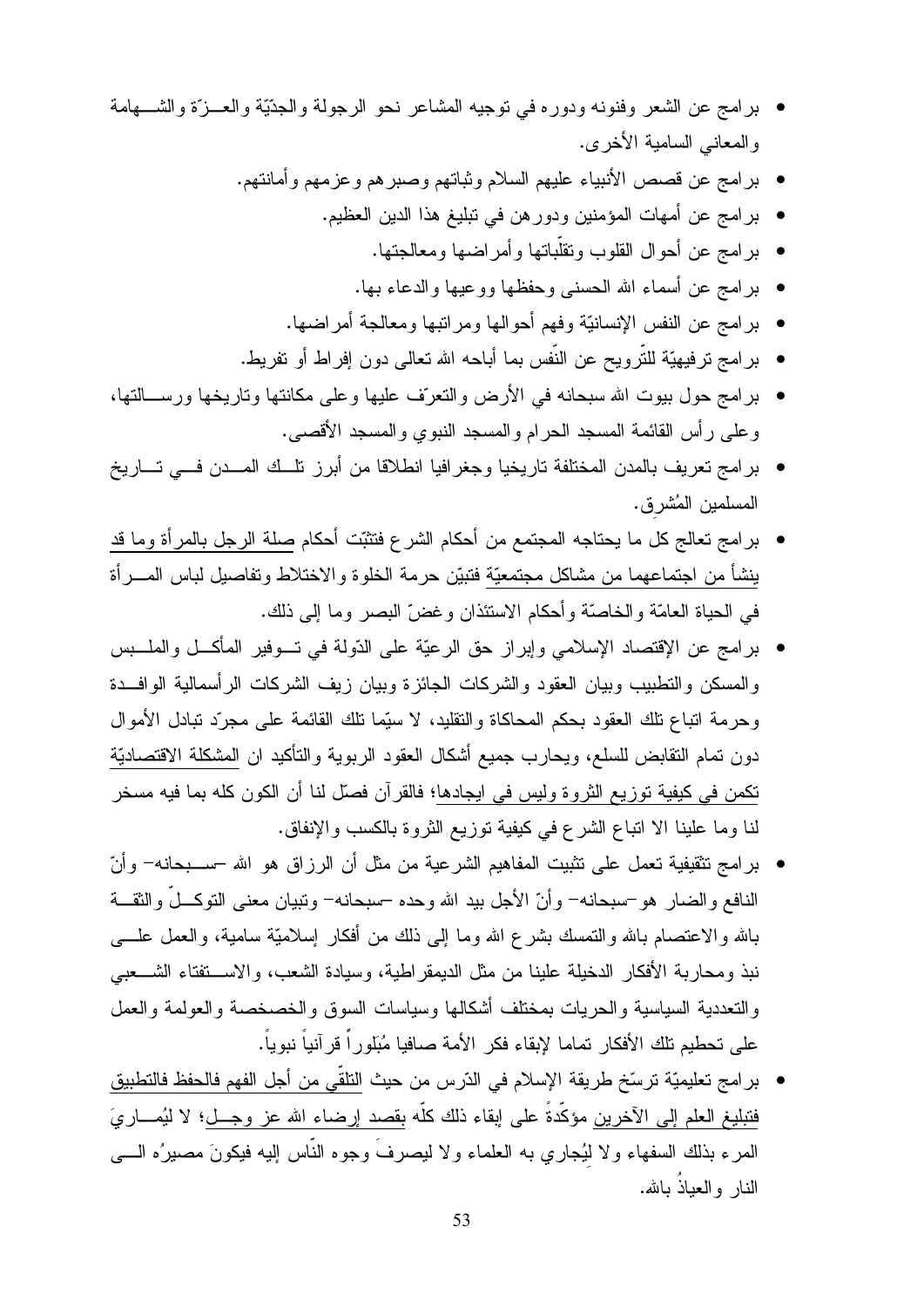- برامج عن الشعر وفنونه ودوره في توجيه المشاعر نحو الرجولة والجدّيّة والعــزّة والشــهامة والمعاني السامية الأخرى.
- برامج عن قصص الأنبياء عليهم السلام وثباتهم وصبرهم وعزمهم وأمانتهم.
- برامج عن أمهات المؤمنين ودورهن في تبليغ هذا الدين العظيم.
- برامج عن أحوال القلوب وتقلّباتها وأمراضها ومعالجتها.
- برامج عن أسماء الله الحسنى وحفظها ووعيها والدعاء بها.
- برامج عن النفس الإنسانيّة وفهم أحوالها ومراتبها ومعالجة أمراضها.
- برامج ترفيهيّة للتّرويح عن النّفس بما أباحه الله تعالى دون إفراط أو تفريط.
- برامج حول بيوت الله سبحانه في الأرض والتعرّف عليها وعلى مكانتها وتاريخها ورســالتها، وعلى رأس القائمة المسجد الحرام والمسجد النبوي والمسجد الأقصى.
- برامج تعريف بالمدن المختلفة تاريخيا وجغرافيا انطلاقا من أبرز تلــك المــدن فــي تــاريخ المسلمين المُشرق.
- برامج تعالج كل ما يحتاجه المجتمع من أحكام الشرع فتثبّت أحكام صلة الرجل بالمرأة وما قد ينشأ من اجتماعهما من مشاكل مجتمعيّة فتبيّن حرمة الخلوة والاختلاط وتفاصيل لباس المــرأة في الحياة العامّة والخاصّة وأحكام الاستئذان وغضّ البصر وما إلى ذلك.
- برامج عن الإقتصاد الإسلامي وإبراز حق الرعيّة على الدّولة في تــوفير المأكــل والملــبس والمسكن والتطبيب وبيان العقود والشركات الجائزة وبيان زيف الشركات الرأسمالية الوافــدة وحرمة اتباع تلك العقود بحكم المحاكاة والتقليد، لا سيّما تلك القائمة على مجرّد تبادل الأموال دون تمام التقابض للسلع، ويحارب جميع أشكال العقود الربوية والتأكيد ان المشكلة الاقتصاديّة تكمن في كيفية توزيع الثروة وليس في ايجادها؛ فالقرآن فصّل لنا أن الكون كله بما فيه مسخر لنا وما علينا الا اتباع الشرع في كيفية توزيع الثروة بالكسب والإنفاق.
- برامج تثقيفية تعمل على تثبيت المفاهيم الشرعية من مثل أن الرزاق هو الله –ســبحانه– وأنّ النافع والضار هو –سبحانه– وأنّ الأجل بيد الله وحده –سبحانه– وتبيان معنى التوكــلّ والثقــة بالله والاعتصام بالله والتمسك بشرع الله وما إلى ذلك من أفكار إسلاميّة سامية، والعمل علــى نبذ ومحاربة الأفكار الدخيلة علينا من مثل الديمقراطية، وسيادة الشعب، والاســتفتاء الشــعبي والتعددية السياسية والحريات بمختلف أشكالها وسياسات السوق والخصخصة والعولمة والعمل على تحطيم تلك الأفكار تماما لإبقاء فكر الأمة صافيا مُبلوراً قرآنياً نبوياً.
- برامج تعليميّة ترسّخ طريقة الإسلام في الدّرس من حيث التلقّي من أجل الفهم فالحفظ فالتطبيق فتبليغ العلم إلى الآخرين مؤكّدةً على إبقاء ذلك كلّه بقصد إرضاء الله عز وجــل؛ لا ليُمــاريَ المرء بذلك السفهاء ولا ليُجاري به العلماء ولا ليصرفَ وجوه النّاس إليه فيكونَ مصيرُه الــى النار والعياذُ بالله.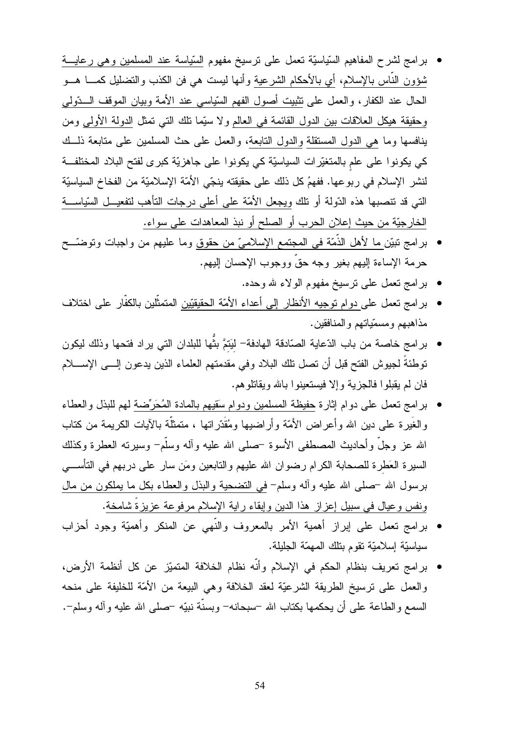- برامج لشرح المفاهيم السّياسيّة تعمل على ترسيخ مفهوم السّياسة عند المسلمين وهي رعاية شؤون النّاس بالإسلام، أي بالأحكام الشرعية وأنها ليست هي فن الكذب والتضليل كما هو الحال عند الكفار، والعمل على تثبيت أصول الفهم السّياسي عند الأمة وبيان الموقف الدّولي وحقيقة هيكل العلاقات بين الدول القائمة في العالم ولا سيّما تلك التي تمثل الدولة الأولى ومن ينافسها وما هي الدول المستقلة والدول التابعة، والعمل على حث المسلمين على متابعة ذلك كي يكونوا على علمٍ بالمتغيّرات السياسيّة كي يكونوا على جاهزيّة كبرى لفتح البلاد المختلفة لنشر الإسلام في ربوعها. ففهمُ كل ذلك على حقيقته ينجّي الأمّة الإسلاميّة من الفخاخ السياسيّة التي قد تنصبها هذه الدّولة أو تلك ويجعل الأمّة على أعلى درجات التأهب لتفعيل السّياسة الخارجيّة من حيث إعلان الحرب أو الصلح أو نبذ المعاهدات على سواء.
- برامج تبيّن ما لأهل الذّمّة في المجتمع الإسلاميّ من حقوق وما عليهم من واجبات وتوضّح حرمة الإساءة إليهم بغير وجه حقٍ ووجوب الإحسان إليهم.
- برامج تعمل على ترسيخ مفهوم الولاء لله وحده.
- برامج تعمل على دوام توجيه الأنظار إلى أعداء الأمّة الحقيقيّين المتمثّلين بالكفّار على اختلاف مذاهبهم ومسمّياتهم والمنافقين.
- برامج خاصة من باب الدّعاية الصّادقة الهادفة- ليَتمَّ بثُّها للبلدان التي يراد فتحها وذلك ليكون توطئةً لجيوش الفتح قبل أن تصل تلك البلاد وفي مقدمتهم العلماء الذين يدعون إلى الإسلام فان لم يقبلوا فالجزية وإلا فيستعينوا بالله ويقاتلوهم.
- برامج تعمل على دوام إثارة حفيظة المسلمين ودوام سَقيهم بالمادة المُحَرِّضة لهم للبذل والعطاء والغَيرة على دين الله وأعراض الأمّة وأراضيها ومُقَدّراتها ، متمثّلة بالآيات الكريمة من كتاب الله عز وجلّ وأحاديث المصطفى الأسوة -صلى الله عليه وآله وسلّم- وسيرته العطرة وكذلك السيرة العَطِرة للصحابة الكرام رضوان الله عليهم والتابعين ومَن سار على دربهم في التأسي برسول الله -صلى الله عليه وآله وسلم- في التضحية والبذل والعطاء بكل ما يملكون من مال ونفس وعيال في سبيل إعزاز هذا الدين وإبقاء راية الإسلام مرفوعة عزيزةً شامخة.
- برامج تعمل على إبراز أهمية الأمر بالمعروف والنّهي عن المنكر وأهميّة وجود أحزاب سياسيّة إسلاميّة تقوم بتلك المهمّة الجليلة.
- برامج تعريف بنظام الحكم في الإسلام وأنّه نظام الخلافة المتميّز عن كل أنظمة الأرض، والعمل على ترسيخ الطريقة الشرعيّة لعقد الخلافة وهي البيعة من الأمّة للخليفة على منحه السمع والطاعة على أن يحكمها بكتاب الله -سبحانه- وبسنّة نبيّه -صلى الله عليه وآله وسلم-.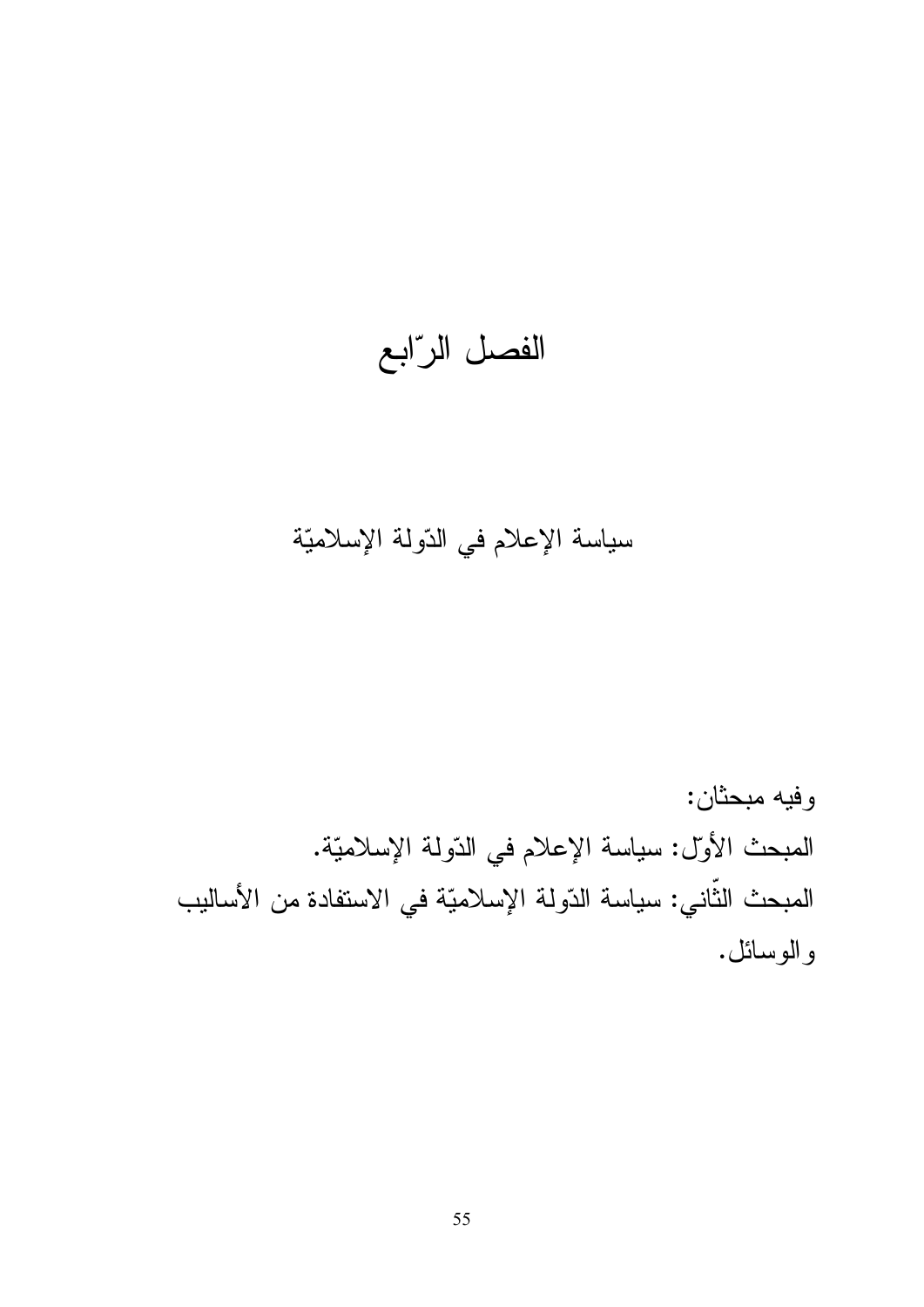# الفصل الرّابع

## سياسة الإعلام في الدّولة الإسلاميّة

وفيه مبحثان:

المبحث الأوّل: سياسة الإعلام في الدّولة الإسلاميّة.

المبحث الثّاني: سياسة الدّولة الإسلاميّة في الاستفادة من الأساليب والوسائل.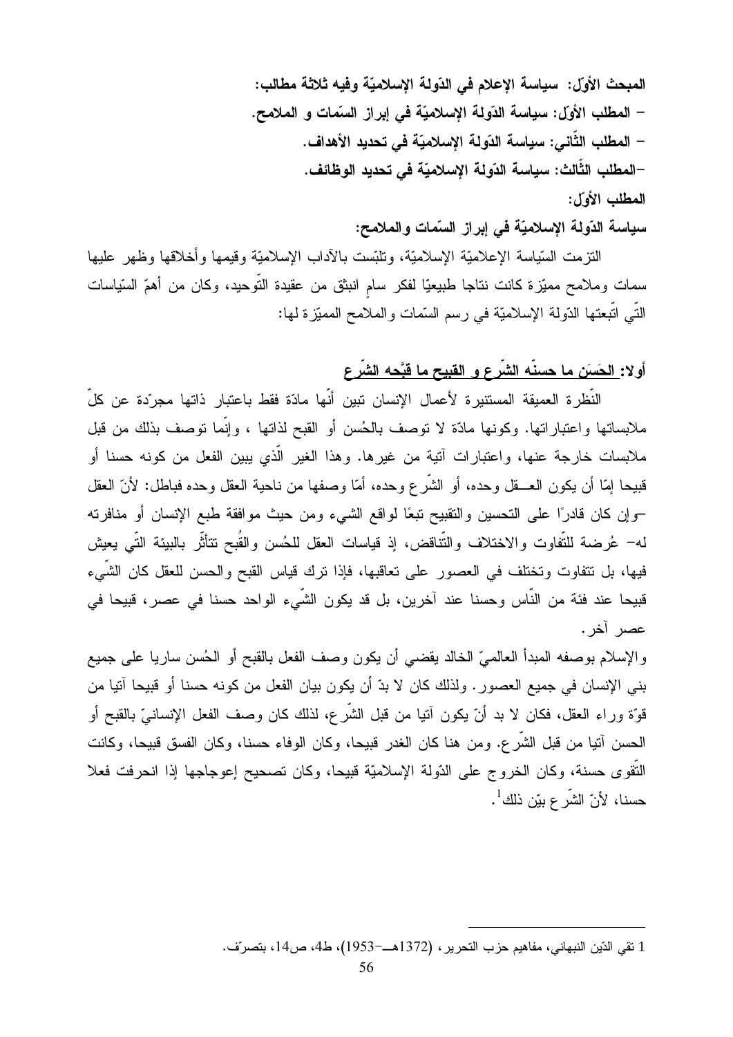**المبحث الأوّل: سياسة الإعلام في الدّولة الإسلاميّة وفيه ثلاثة مطالب:**

- **المطلب الأوّل: سياسة الدّولة الإسلاميّة في إبراز السّمات و الملامح.**
- **المطلب الثّاني: سياسة الدّولة الإسلاميّة في تحديد الأهداف.**
- **المطلب الثّالث: سياسة الدّولة الإسلاميّة في تحديد الوظائف.**

**المطلب الأوّل:**

**سياسة الدّولة الإسلاميّة في إبراز السّمات والملامح:**

التزمت السّياسة الإعلاميّة الإسلاميّة، وتلبّست بالآداب الإسلاميّة وقيمها وأخلاقها وظهر عليها سمات وملامح مميّزة كانت نتاجا طبيعيّا لفكر سامٍ انبثق من عقيدة التّوحيد، وكان من أهمّ السّياسات الّتي اتّبعتها الدّولة الإسلاميّة في رسم السّمات والملامح المميّزة لها:

**أولا: الحَسَن ما حسنّه الشّرع و القبيح ما قبَّحه الشّرع**

النّظرة العميقة المستنيرة لأعمال الإنسان تبين أنّها مادّة فقط باعتبار ذاتها مجرّدة عن كلّ ملابساتها واعتباراتها. وكونها مادّة لا توصف بالحُسن أو القبح لذاتها ، وإنّما توصف بذلك من قبل ملابسات خارجة عنها، واعتبارات آتية من غيرها. وهذا الغير الّذي يبين الفعل من كونه حسنا أو قبيحا إمّا أن يكون العــقل وحده، أو الشّرع وحده، أمّا وصفها من ناحية العقل وحده فباطل: لأنّ العقل –وإن كان قادرًا على التحسين والتقبيح تبعًا لواقع الشيء ومن حيث موافقة طبع الإنسان أو منافرته له– عُرضة للتّفاوت والاختلاف والتّناقض، إذ قياسات العقل للحُسن والقُبح تتأثّر بالبيئة الّتي يعيش فيها، بل تتفاوت وتختلف في العصور على تعاقبها، فإذا ترك قياس القبح والحسن للعقل كان الشّيء قبيحا عند فئة من النّاس وحسنا عند آخرين، بل قد يكون الشّيء الواحد حسنا في عصر، قبيحا في عصر آخر.

والإسلام بوصفه المبدأ العالميّ الخالد يقضي أن يكون وصف الفعل بالقبح أو الحُسن ساريا على جميع بني الإنسان في جميع العصور. ولذلك كان لا بدّ أن يكون بيان الفعل من كونه حسنا أو قبيحا آتيا من قوّة وراء العقل، فكان لا بد أنّ يكون آتيا من قبل الشّرع، لذلك كان وصف الفعل الإنسانيّ بالقبح أو الحسن آتيا من قبل الشّرع. ومن هنا كان الغدر قبيحا، وكان الوفاء حسنا، وكان الفسق قبيحا، وكانت التّقوى حسنة، وكان الخروج على الدّولة الإسلاميّة قبيحا، وكان تصحيح إعوجاجها إذا انحرفت فعلا حسنا، لأنّ الشّرع بيّن ذلك[1].

---

1 تقي الدّين النبهاني، مفاهيم حزب التحرير، (1372هـ–1953)، ط4، ص14، بتصرّف.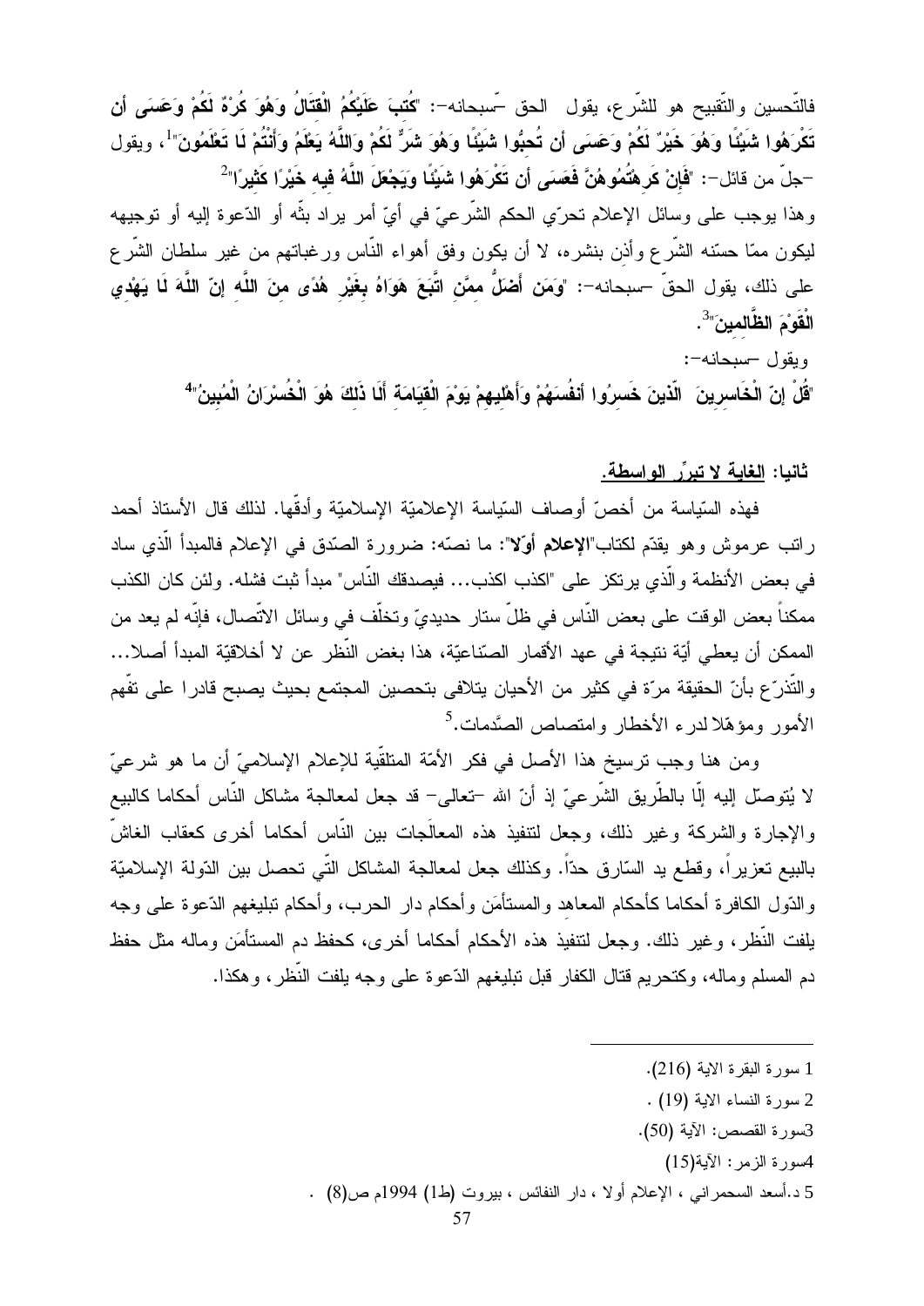فالتّحسين والتّقبيح هو للشّرع، يقول الحق –سبحانه–: "**كُتِبَ عَلَيْكُمُ الْقِتَالُ وَهُوَ كُرْهٌ لَكُمْ وَعَسَى أن تَكْرَهُوا شَيْئًا وَهُوَ خَيْرٌ لَكُمْ وَعَسَى أن تُحِبُّوا شَيْئًا وَهُوَ شَرٌّ لَكُمْ وَاللَّهُ يَعْلَمُ وَأَنْتُمْ لَا تَعْلَمُونَ**"[1]، ويقول –جلّ من قائل–: "**فَإِنْ كَرِهْتُمُوهُنَّ فَعَسَى أَن تَكْرَهُوا شَيْئًا وَيَجْعَلَ اللَّهُ فِيهِ خَيْرًا كَثِيرًا**"[2]

وهذا يوجب على وسائل الإعلام تحرّي الحكم الشّرعيّ في أيّ أمر يراد بثّه أو الدّعوة إليه أو توجيهه ليكون ممّا حسّنه الشّرع وأذن بنشره، لا أن يكون وفق أهواء النّاس ورغباتهم من غير سلطان الشّرع على ذلك، يقول الحقّ –سبحانه–: "**وَمَن أَضَلُّ ممَّنِ اتَّبَعَ هَوَاهُ بِغَيْرِ هُدًى مِنَ اللَّهِ إنّ اللَّهَ لَا يَهْدِي الْقَوْمَ الظَّالِمِينَ**"[3].

ويقول –سبحانه–:

"**قُلْ إنّ الْخَاسِرِينَ الّذِينَ خَسِرُوا أنفُسَهُمْ وَأَهْلِيهِمْ يَوْمَ الْقِيَامَةِ أَلَا ذَلِكَ هُوَ الْخُسْرَانُ الْمُبِينُ**"[4]

**ثانيا: <u>الغاية لا تبرّر الواسطة.</u>**

فهذه السّياسة من أخصّ أوصاف السّياسة الإعلاميّة الإسلاميّة وأدقّها. لذلك قال الأستاذ أحمد راتب عرموش وهو يقدّم لكتاب"**الإعلام أولا**": ما نصّه: ضرورة الصّدق في الإعلام فالمبدأ الّذي ساد في بعض الأنظمة والّذي يرتكز على "اكذب اكذب... فيصدقك النّاس" مبدأ ثبت فشله. ولئن كان الكذب ممكناً بعض الوقت على بعض النّاس في ظلّ ستار حديديّ وتخلّف في وسائل الاتّصال، فإنّه لم يعد من الممكن أن يعطي أيّة نتيجة في عهد الأقمار الصّناعيّة، هذا بغض النّظر عن لا أخلاقيّة المبدأ أصلا... والتّذرّع بأنّ الحقيقة مرّة في كثير من الأحيان يتلافى بتحصين المجتمع بحيث يصبح قادرا على تفّهم الأمور ومؤهّلا لدرء الأخطار وامتصاص الصّدمات.[5]

ومن هنا وجب ترسيخ هذا الأصل في فكر الأمّة المتلقّية للإعلام الإسلاميّ أن ما هو شرعيّ لا يُتوصّل إليه إلّا بالطّريق الشّرعيّ إذ أنّ الله –تعالى– قد جعل لمعالجة مشاكل النّاس أحكاما كالبيع والإجارة والشركة وغير ذلك، وجعل لتنفيذ هذه المعالَجات بين النّاس أحكاما أخرى كعقاب الغاشّ بالبيع تعزيراً، وقطع يد السّارق حدّاً. وكذلك جعل لمعالجة المشاكل التّي تحصل بين الدّولة الإسلاميّة والدّول الكافرة أحكاما كأحكام المعاهد والمستأمَن وأحكام دار الحرب، وأحكام تبليغهم الدّعوة على وجه يلفت النّظر، وغير ذلك. وجعل لتنفيذ هذه الأحكام أحكاما أخرى، كحفظ دم المستأمَن وماله مثل حفظ دم المسلم وماله، وكتحريم قتال الكفار قبل تبليغهم الدّعوة على وجه يلفت النّظر، وهكذا.

---

1 سورة البقرة الاية (216).

2 سورة النساء الاية (19) .

3سورة القصص: الآية (50).

4سورة الزمر: الآية(15)

5 د.أسعد السحمراني ، الإعلام أولا ، دار النفائس ، بيروت (ط1) 1994م ص(8) .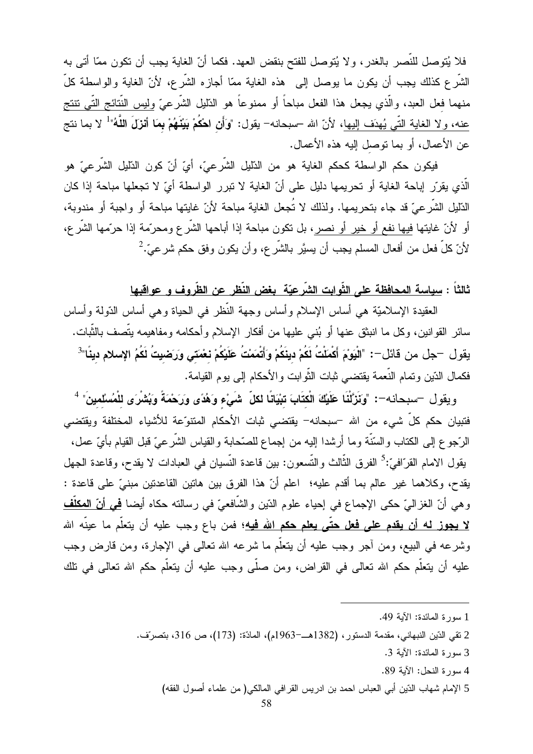فلا يُتوصل للنّصر بالغدر، ولا يُتوصل للفتح بنقض العهد. فكما أنّ الغاية يجب أن تكون ممّا أتى به الشّرع كذلك يجب أن يكون ما يوصل إلى هذه الغاية ممّا أجازه الشّرع، لأنّ الغاية والواسطة كلّ منهما فعل العبد، والّذي يجعل هذا الفعل مباحاً أو ممنوعاً هو الدّليل الشّرعيّ وليس النّتائج التّي تنتج عنه، ولا الغاية التّي يُهدَف إليها، لأنّ الله –سبحانه– يقول: "**وَأَنِ احْكُمْ بَيْنَهُمْ بِمَا أَنزَلَ اللَّهُ**"[1] لا بما نتج عن الأعمال، أو بما توصل إليه هذه الأعمال.

فيكون حكم الواسطة كحكم الغاية هو من الدّليل الشّرعيّ، أيّ أنّ كون الدّليل الشّرعيّ هو الّذي يقرّر إباحة الغاية أو تحريمها دليل على أنّ الغاية لا تبرر الواسطة أيّ لا تجعلها مباحة إذا كان الدّليل الشّرعيّ قد جاء بتحريمها. ولذلك لا تُجعل الغاية مباحة لأنّ غايتها مباحة أو واجبة أو مندوبة، أو لأنّ غايتها فيها نفع أو خير أو نصر، بل تكون مباحة إذا أباحها الشّرع ومحرّمة إذا حرّمها الشّرع، لأنّ كلّ فعل من أفعال المسلم يجب أن يسيَّر بالشّرع، وأن يكون وفق حكم شرعيّ.[2]

## ثالثاً : سياسة المحافظة على الثّوابت الشّرعيّة بغض النّظر عن الظّروف و عواقبها

العقيدة الإسلاميّة هي أساس الإسلام وأساس وجهة النّظر في الحياة وهي أساس الدّولة وأساس سائر القوانين، وكل ما انبثق عنها أو بُني عليها من أفكار الإسلام وأحكامه ومفاهيمه يتّصف بالثّبات. يقول –جل من قائل–: "**الْيَوْمَ أَكْمَلْتُ لَكُمْ دِينَكُمْ وَأَتْمَمْتُ عَلَيْكُمْ نِعْمَتِي وَرَضِيتُ لَكُمُ الإسلام دِينًا**"[3] فكمال الدّين وتمام النّعمة يقتضي ثبات الثّوابت والأحكام إلى يوم القيامة.

ويقول –سبحانه–: "**وَنَزَّلْنَا عَلَيْكَ الْكِتَابَ تِبْيَانًا لكلّ شَيْءٍ وَهُدًى وَرَحْمَةً وَبُشْرَى لِلْمُسْلِمِينَ**"[4] فتبيان حكم كلّ شيء من الله –سبحانه– يقتضي ثبات الأحكام المتنوّعة للأشياء المختلفة ويقتضي الرّجوع إلى الكتاب والسّنّة وما أرشدا إليه من إجماع للصّحابة والقياس الشّرعيّ قبل القيام بأيّ عمل، يقول الامام القرّافيّ:[5] الفرق الثّالث والتّسعون: بين قاعدة النّسيان في العبادات لا يقدح، وقاعدة الجهل يقدح، وكلاهما غير عالم بما أقدم عليه؛ اعلم أنّ هذا الفرق بين هاتين القاعدتين مبنيّ على قاعدة : وهي أنّ الغزاليّ حكى الإجماع في إحياء علوم الدّين والشّافعيّ في رسالته حكاه أيضا **في أنّ المكلّف لا يجوز له أن يقدم على فعل حتّى يعلم حكم الله فيه**؛ فمن باع وجب عليه أن يتعلّم ما عينّه الله وشرعه في البيع، ومن آجر وجب عليه أن يتعلّم ما شرعه الله تعالى في الإجارة، ومن قارض وجب عليه أن يتعلّم حكم الله تعالى في القراض، ومن صلّى وجب عليه أن يتعلّم حكم الله تعالى في تلك

---

1 سورة المائدة: الآية 49.

2 تقي الدّين النبهاني، مقدمة الدستور، (1382هـ–1963م)، المادّة: (173)، ص 316، بتصرّف.

3 سورة المائدة: الآية 3.

4 سورة النحل: الآية 89.

5 الإمام شهاب الدّين أبي العباس احمد بن ادريس القرافي المالكي( من علماء أصول الفقه)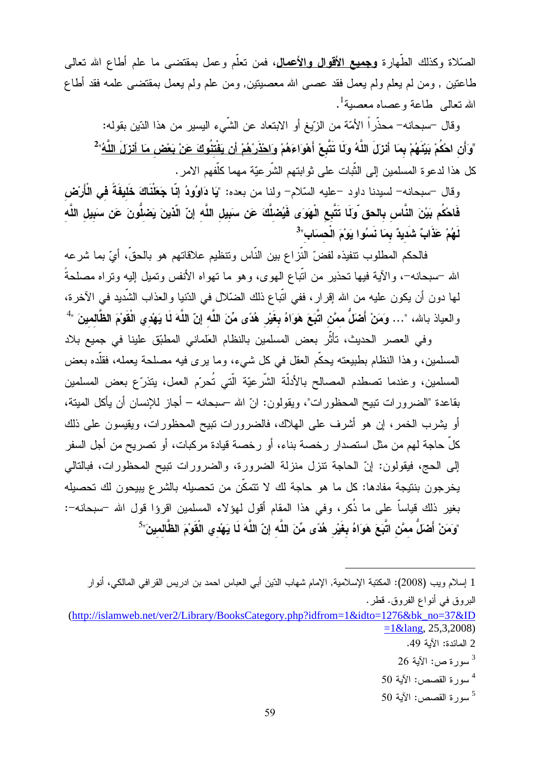الصّلاة وكذلك الطّهارة **وجميع الأقوال والأعمال**، فمن تعلّم وعمل بمقتضى ما علم أطاع الله تعالى طاعتين , ومن لم يعلم ولم يعمل فقد عصى الله معصيتين, ومن علم ولم يعمل بمقتضى علمه فقد أطاع الله تعالى طاعة وعصاه معصية[1].

وقال –سبحانه– محذّراً الأمّة من الزّيغ أو الابتعاد عن الشّيء اليسير من هذا الدّين بقوله: "**وَأَنِ احْكُمْ بَيْنَهُمْ بِمَا أَنزَلَ اللَّهُ وَلَا تَتَّبِعْ أَهْوَاءَهُمْ وَاحْذَرْهُمْ أَن يَفْتِنُوكَ عَنْ بَعْضِ مَا أَنزَلَ اللَّهُ**"[2] كل هذا لدعوة المسلمين إلى الثّبات على ثوابتهم الشّرعيّة مهما كلّفهم الامر.

وقال –سبحانه– لسيدنا داود –عليه السّلام– ولنا من بعده: "**يَا دَاوُودُ إِنَّا جَعَلْنَاكَ خَلِيفَةً فِي الْأَرْضِ فَاحْكُم بَيْنَ النَّاسِ بِالْحَقِّ وَلَا تَتَّبِعِ الْهَوَى فَيُضِلَّكَ عَن سَبِيلِ اللَّهِ إِنَّ الَّذِينَ يَضِلُّونَ عَن سَبِيلِ اللَّهِ لَهُمْ عَذَابٌ شَدِيدٌ بِمَا نَسُوا يَوْمَ الْحِسَابِ**"[3]

فالحكم المطلوب تنفيذه لفضّ النّزاع بين النّاس وتنظيم علاقاتهم هو بالحقّ، أيّ بما شرعه الله –سبحانه–، والآية فيها تحذير من اتّباع الهوى، وهو ما تهواه الأنفس وتميل إليه وتراه مصلحةً لها دون أن يكون عليه من الله إقرار، ففي اتّباع ذلك الضّلال في الدّنيا والعذاب الشّديد في الآخرة، والعياذ بالله، "... **وَمَنْ أَضَلُّ مِمَّنِ اتَّبَعَ هَوَاهُ بِغَيْرِ هُدًى مِّنَ اللَّهِ إِنَّ اللَّهَ لَا يَهْدِي الْقَوْمَ الظَّالِمِينَ** "[4]

وفي العصر الحديث، تأثّر بعض المسلمين بالنظام العَلماني المطبّق علينا في جميع بلاد المسلمين، وهذا النظام بطبيعته يحكّم العقل في كل شيء، وما يرى فيه مصلحة يعمله، فقلّده بعض المسلمين، وعندما تصطدم المصالح بالأدلّة الشّرعيّة الّتي تُحرّم العمل، يتذرّع بعض المسلمين بقاعدة "الضرورات تبيح المحظورات"، ويقولون: انّ الله –سبحانه – أجاز للإنسان أن يأكل الميتة، أو يشرب الخمر، إن هو أشرف على الهلاك، فالضرورات تبيح المحظورات، ويقيسون على ذلك كلّ حاجة لهم من مثل استصدار رخصة بناء، أو رخصة قيادة مركبات، أو تصريح من أجل السفر إلى الحج، فيقولون: إنّ الحاجة تنزل منزلة الضرورة، والضرورات تبيح المحظورات، فبالتالي يخرجون بنتيجة مفادها: كل ما هو حاجة لك لا تتمكّن من تحصيله بالشرع يبيحون لك تحصيله بغير ذلك قياساً على ما ذُكر، وفي هذا المقام أقول لهؤلاء المسلمين اقرؤا قول الله –سبحانه–: "**وَمَنْ أَضَلُّ مِمَّنِ اتَّبَعَ هَوَاهُ بِغَيْرِ هُدًى مِّنَ اللَّهِ إِنَّ اللَّهَ لَا يَهْدِي الْقَوْمَ الظَّالِمِينَ**"[5]

---

1 إسلام ويب (2008): المكتبة الإسلامية, الإمام شهاب الدّين أبي العباس احمد بن ادريس القرافي المالكي، أنوار البروق في أنواع الفروق. قطر.
(http://islamweb.net/ver2/Library/BooksCategory.php?idfrom=1&idto=1276&bk_no=37&ID=1&lang, 25,3,2008)

2 المائدة: الآية 49.

3 سورة ص: الآية 26

4 سورة القصص: الآية 50

5 سورة القصص: الآية 50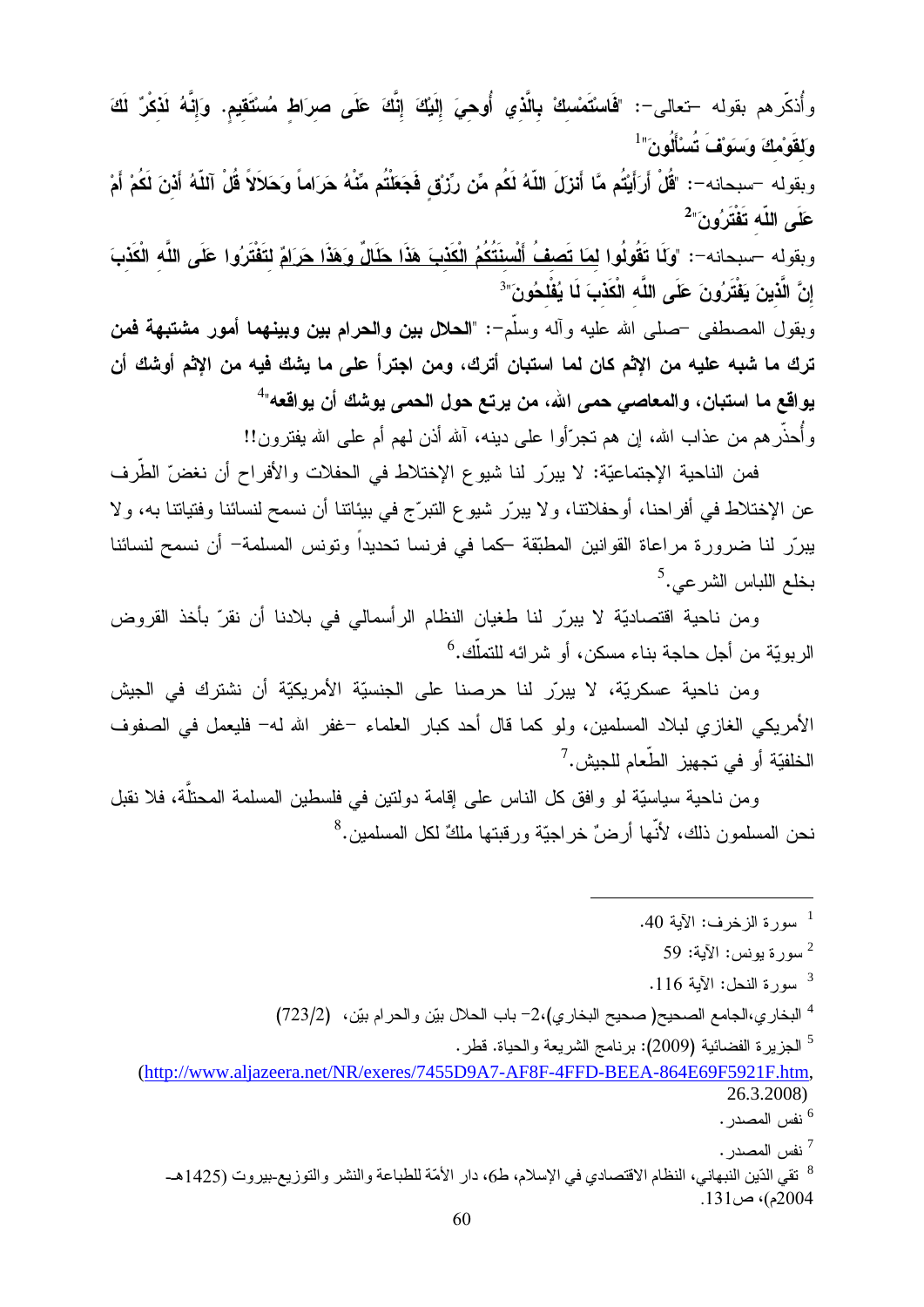وأُذكّرهم بقوله -تعالى-: "**فَاسْتَمْسِكْ بِالَّذِي أُوحِيَ إِلَيْكَ إِنَّكَ عَلَى صِرَاطٍ مُسْتَقِيمٍ. وَإِنَّهُ لَذِكْرٌ لَكَ وَلِقَوْمِكَ وَسَوْفَ تُسْأَلُونَ**"[1]

وبقوله -سبحانه-: "**قُلْ أَرَأَيْتُم مَّا أَنزَلَ اللّهُ لَكُم مِّن رِّزْقٍ فَجَعَلْتُم مِّنْهُ حَرَاماً وَحَلاَلاً قُلْ آللّهُ أَذِنَ لَكُمْ أَمْ عَلَى اللّهِ تَفْتَرُونَ**"[2]

وبقوله -سبحانه-: "**وَلَا تَقُولُوا لِمَا تَصِفُ أَلْسِنَتُكُمُ الْكَذِبَ هَذَا حَلَالٌ وَهَذَا حَرَامٌ لِتَفْتَرُوا عَلَى اللَّهِ الْكَذِبَ إِنَّ الَّذِينَ يَفْتَرُونَ عَلَى اللَّهِ الْكَذِبَ لَا يُفْلِحُونَ**"[3]

وبقول المصطفى -صلى الله عليه وآله وسلّم-: "**الحلال بين والحرام بين وبينهما أمور مشتبهة فمن ترك ما شبه عليه من الإثم كان لما استبان أترك، ومن اجترأ على ما يشك فيه من الإثم أوشك أن يواقع ما استبان، والمعاصي حمى الله، من يرتع حول الحمى يوشك أن يواقعه**"[4]

وأُحذّرهم من عذاب الله، إن هم تجرّأوا على دينه، آلله أذن لهم أم على الله يفترون!!

فمن الناحية الإجتماعيّة: لا يبرّر لنا شيوع الإختلاط في الحفلات والأفراح أن نغضّ الطّرف عن الإختلاط في أفراحنا، أوحفلاتنا، ولا يبرّر شيوع التبرّج في بيئاتنا أن نسمح لنسائنا وفتياتنا به، ولا يبرّر لنا ضرورة مراعاة القوانين المطبّقة -كما في فرنسا تحديداً وتونس المسلمة- أن نسمح لنسائنا بخلع اللباس الشرعي.[5]

ومن ناحية اقتصاديّة لا يبرّر لنا طغيان النظام الرأسمالي في بلادنا أن نقرّ بأخذ القروض الربويّة من أجل حاجة بناء مسكن، أو شرائه للتملّك.[6]

ومن ناحية عسكريّة، لا يبرّر لنا حرصنا على الجنسيّة الأمريكيّة أن نشترك في الجيش الأمريكي الغازي لبلاد المسلمين، ولو كما قال أحد كبار العلماء -غفر الله له- فليعمل في الصفوف الخلفيّة أو في تجهيز الطّعام للجيش.[7]

ومن ناحية سياسيّة لو وافق كل الناس على إقامة دولتين في فلسطين المسلمة المحتلّة، فلا نقبل نحن المسلمون ذلك، لأنّها أرضٌ خراجيّة ورقبتها ملكٌ لكل المسلمين.[8]

---

[1] سورة الزخرف: الآية 40.

[2] سورة يونس: الآية: 59

[3] سورة النحل: الآية 116.

[4] البخاري،الجامع الصحيح( صحيح البخاري)،2- باب الحلال بيّن والحرام بيّن، (723/2)

[5] الجزيرة الفضائية (2009): برنامج الشريعة والحياة. قطر.
(http://www.aljazeera.net/NR/exeres/7455D9A7-AF8F-4FFD-BEEA-864E69F5921F.htm, 26.3.2008)

[6] نفس المصدر.

[7] نفس المصدر.

[8] تقي الدّين النبهاني، النظام الاقتصادي في الإسلام، ط6، دار الأمّة للطباعة والنشر والتوزيع-بيروت (1425هـ-2004م)، ص131.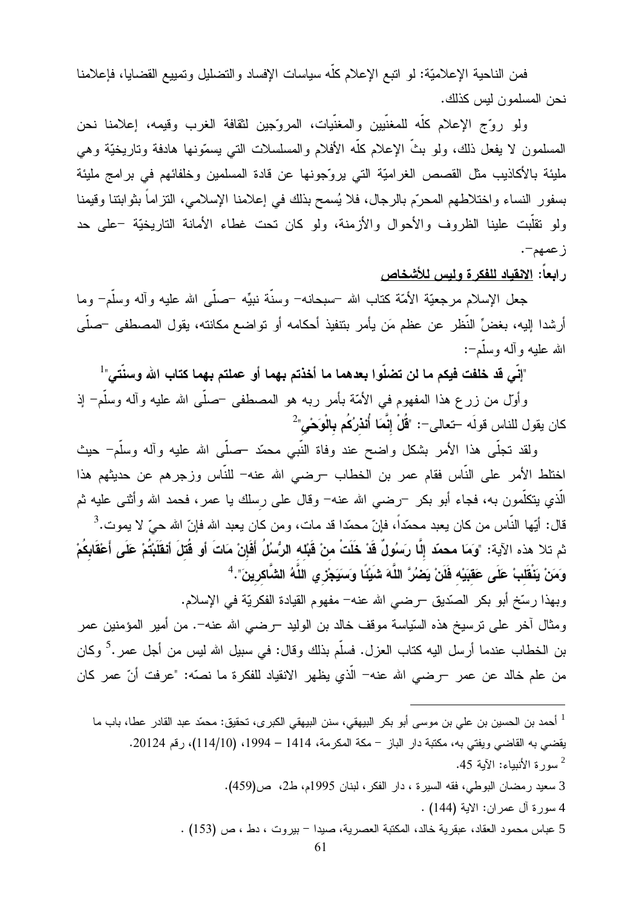فمن الناحية الإعلاميّة: لو اتبع الإعلام كلّه سياسات الإفساد والتضليل وتمييع القضايا، فإعلامنا نحن المسلمون ليس كذلك.

ولو روّج الإعلام كلّه للمغنّيين والمغنّيات، المروّجين لثقافة الغرب وقيمه، إعلامنا نحن المسلمون لا يفعل ذلك، ولو بثّ الإعلام كلّه الأفلام والمسلسلات التي يسمّونها هادفة وتاريخيّة وهي مليئة بالأكاذيب مثل القصص الغراميّة التي يروّجونها عن قادة المسلمين وخلفائهم في برامج مليئة بسفور النساء واختلاطهم المحرّم بالرجال، فلا يُسمح بذلك في إعلامنا الإسلامي، التزاماً بثوابتنا وقيمنا ولو تقلّبت علينا الظروف والأحوال والأزمنة، ولو كان تحت غطاء الأمانة التاريخيّة –على حد زعمهم–.

**رابعاً: الانقياد للفكرة وليس للأشخاص**

جعل الإسلام مرجعيّة الأمّة كتاب الله –سبحانه– وسنّة نبيّه –صلّى الله عليه وآله وسلّم– وما أرشدا إليه، بغضّ النّظر عن عظم مَن يأمر بتنفيذ أحكامه أو تواضع مكانته، يقول المصطفى –صلّى الله عليه وآله وسلّم–:

"**إنّي قد خلفت فيكم ما لن تضلّوا بعدهما ما أخذتم بهما أو عملتم بهما كتاب الله وسنّتي**"[1]

وأوّل من زرع هذا المفهوم في الأمّة بأمر ربه هو المصطفى –صلّى الله عليه وآله وسلّم– إذ كان يقول للناس قولَه –تعالى–: "**قُلْ إِنَّمَا أُنذِرُكُم بِالْوَحْيِ**"[2]

ولقد تجلّى هذا الأمر بشكل واضح عند وفاة النّبي محمّد –صلّى الله عليه وآله وسلّم– حيث اختلط الأمر على النّاس فقام عمر بن الخطاب –رضي الله عنه– للنّاس وزجرهم عن حديثهم هذا الّذي يتكلّمون به، فجاء أبو بكر –رضي الله عنه– وقال على رِسلك يا عمر، فحمد الله وأثنى عليه ثم قال: أيّها النّاس من كان يعبد محمّداً، فإنّ محمّدا قد مات، ومن كان يعبد الله فإنّ الله حيّ لا يموت.[3] ثم تلا هذه الآية: "**وَمَا محمّد إِلَّا رَسُولٌ قَدْ خَلَتْ مِنْ قَبْلِهِ الرُّسُلُ أَفَإِنْ مَاتَ أو قُتِلَ انْقَلَبْتُمْ عَلَى أَعْقَابِكُمْ وَمَنْ يَنْقَلِبْ عَلَى عَقِبَيْهِ فَلَنْ يَضُرَّ اللَّهَ شَيْئًا وَسَيَجْزِي اللَّهُ الشَّاكِرِينَ**".[4]

وبهذا رسّخ أبو بكر الصّديق –رضي الله عنه– مفهوم القيادة الفكريّة في الإسلام.

ومثال آخر على ترسيخ هذه السّياسة موقف خالد بن الوليد –رضي الله عنه–. من أمير المؤمنين عمر بن الخطاب عندما أرسل اليه كتاب العزل. فسلّم بذلك وقال: في سبيل الله ليس من أجل عمر.[5] وكان من علم خالد عن عمر –رضي الله عنه– الّذي يظهر الانقياد للفكرة ما نصّه: "عرفت أنّ عمر كان

---

[1] أحمد بن الحسين بن علي بن موسى أبو بكر البيهقي، سنن البيهقي الكبرى، تحقيق: محمّد عبد القادر عطا، باب ما يقضي به القاضي ويفتي به، مكتبة دار الباز – مكة المكرمة، 1414 – 1994، (114/10)، رقم 20124.

[2] سورة الأنبياء: الآية 45.

[3] سعيد رمضان البوطي، فقه السيرة ، دار الفكر، لبنان 1995م، ط2، ص(459).

[4] سورة آل عمران: الاية (144) .

[5] عباس محمود العقاد، عبقرية خالد، المكتبة العصرية، صيدا – بيروت ، دط ، ص (153) .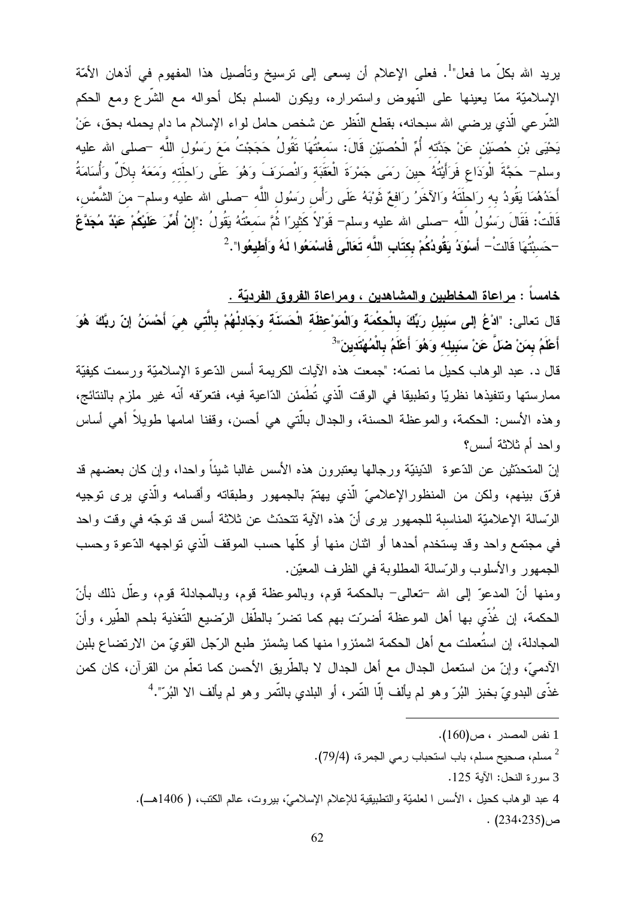يريد الله بكلّ ما فعل"[1]. فعلى الإعلام أن يسعى إلى ترسيخ وتأصيل هذا المفهوم في أذهان الأمّة الإسلاميّة ممّا يعينها على النّهوض واستمراره، ويكون المسلم بكل أحواله مع الشّرع ومع الحكم الشّرعي الّذي يرضي الله سبحانه، بقطع النّظر عن شخص حامل لواء الإسلام ما دام يحمله بحق، عَنْ يَحْيَى بْنِ حُصَيْنٍ عَنْ جَدَّتِهِ أُمِّ الْحُصَيْنِ قَالَ: سَمِعْتُهَا تَقُولُ حَجَجْتُ مَعَ رَسُولِ اللَّهِ –صلى الله عليه وسلم– حَجَّةَ الْوَدَاعِ فَرَأَيْتُهُ حِينَ رَمَى جَمْرَةَ الْعَقَبَةِ وَانْصَرَفَ وَهُوَ عَلَى رَاحِلَتِهِ وَمَعَهُ بِلاَلٌ وَأُسَامَةُ أَحَدُهُمَا يَقُودُ بِهِ رَاحِلَتَهُ وَالآخَرُ رَافِعٌ ثَوْبَهُ عَلَى رَأْسِ رَسُولِ اللَّهِ –صلى الله عليه وسلم– مِنَ الشَّمْسِ، قَالَتْ: فَقَالَ رَسُولُ اللَّهِ –صلى الله عليه وسلم– قَوْلاً كَثِيرًا ثُمَّ سَمِعْتُهُ يَقُولُ :"**إِنْ أُمِّرَ عَلَيْكُمْ عَبْدٌ مُجَدَّعٌ** –حَسِبْتُهَا قَالَتْ– **أَسْوَدُ يَقُودُكُمْ بِكِتَابِ اللَّهِ تَعَالَى فَاسْمَعُوا لَهُ وَأَطِيعُوا**".[2]

**خامساً : مراعاة المخاطبين والمشاهدين ، ومراعاة الفروق الفرديّة .**

قال تعالى: "**ادْعُ إِلى سَبِيلِ رَبِّكَ بِالْحِكْمَةِ وَالْمَوْعِظَةِ الْحَسَنَةِ وَجَادِلْهُمْ بِالَّتِي هِيَ أَحْسَنُ إِنّ رَبَّكَ هُوَ أَعْلَمُ بِمَنْ ضَلَّ عَنْ سَبِيلِهِ وَهُوَ أَعْلَمُ بِالْمُهْتَدِينَ**"[3]

قال د. عبد الوهاب كحيل ما نصّه: "جمعت هذه الآيات الكريمة أسس الدّعوة الإسلاميّة ورسمت كيفيّة ممارستها وتنفيذها نظريّا وتطبيقا في الوقت الّذي تُطَمئن الدّاعية فيه، فتعرّفه أنّه غير ملزم بالنتائج، وهذه الأسس: الحكمة، والموعظة الحسنة، والجدال بالّتي هي أحسن، وقفنا امامها طويلاً أهي أساس واحد أم ثلاثة أسس؟

إنّ المتحدّثين عن الدّعوة الدّينيّة ورجالها يعتبرون هذه الأسس غالبا شيئاً واحدا، وإن كان بعضهم قد فرّق بينهم، ولكن من المنظورالإعلاميّ الّذي يهتمّ بالجمهور وطبقاته وأقسامه والّذي يرى توجيه الرّسالة الإعلاميّة المناسبة للجمهور يرى أنّ هذه الآية تتحدّث عن ثلاثة أسس قد توجّه في وقت واحد في مجتمع واحد وقد يستخدم أحدها أو اثنان منها أو كلّها حسب الموقف الّذي تواجهه الدّعوة وحسب الجمهور والأسلوب والرّسالة المطلوبة في الظرف المعيّن.

ومنها أنّ المدعوّ إلى الله –تعالى– بالحكمة قوم، وبالموعظة قوم، وبالمجادلة قوم، وعلّل ذلك بأنّ الحكمة، إن غُذّي بها أهل الموعظة أضرّت بهم كما تضرّ بالطّفل الرّضيع التّغذية بلحم الطّير، وأنّ المجادلة، إن استُعملت مع أهل الحكمة اشمئزوا منها كما يشمئز طبع الرّجل القويّ من الارتضاع بلبن الآدميّ، وإنّ من استعمل الجدال مع أهل الجدال لا بالطّريق الأحسن كما تعلّم من القرآن، كان كمن غذّى البدويّ بخبز البُرّ وهو لم يألف إلّا التّمر، أو البلدي بالتّمر وهو لم يألف الا البُرّ".[4]

---

1 نفس المصدر ، ص(160).

2 مسلم، صحيح مسلم، باب استحباب رمي الجمرة، (79/4).

3 سورة النحل: الآية 125.

4 عبد الوهاب كحيل ، الأسس ا لعلميّة والتطبيقية للإعلام الإسلاميّ، بيروت، عالم الكتب، ( 1406هـ). ص(234،235) .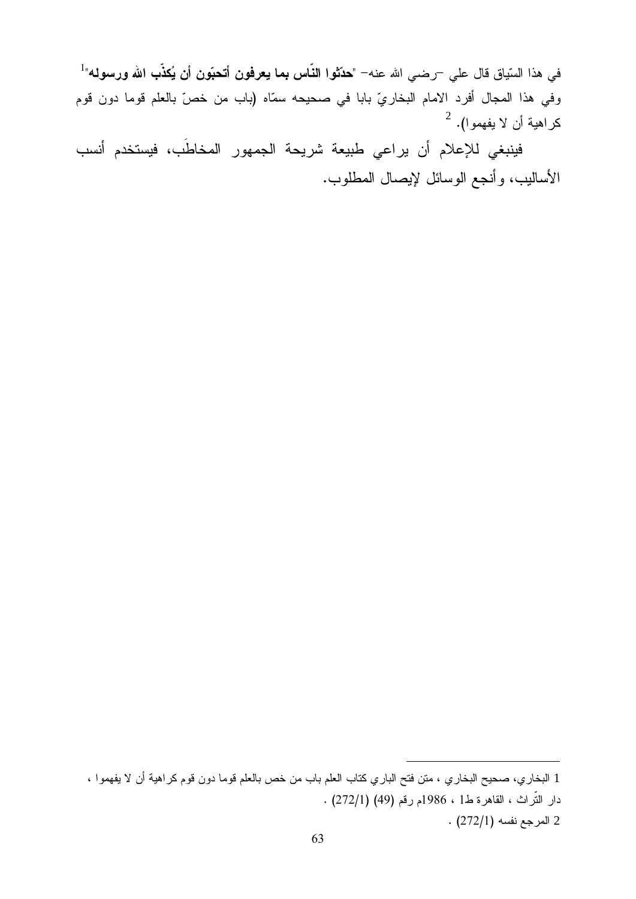في هذا السّياق قال علي –رضي الله عنه– "**حدّثوا النّاس بما يعرفون أتحبّون أن يُكذّب الله ورسوله**"[1] وفي هذا المجال أفرد الامام البخاريّ بابا في صحيحه سمّاه (باب من خصّ بالعلم قوما دون قوم كراهية أن لا يفهموا). [2]

فينبغي للإعلام أن يراعي طبيعة شريحة الجمهور المخاطَب، فيستخدم أنسب الأساليب، وأنجع الوسائل لإيصال المطلوب.

---

1 البخاري، صحيح البخاري ، متن فتح الباري كتاب العلم باب من خص بالعلم قوما دون قوم كراهية أن لا يفهموا ، دار التّراث ، القاهرة ط1 ، 1986م رقم (49) (272/1) .

2 المرجع نفسه (272/1) .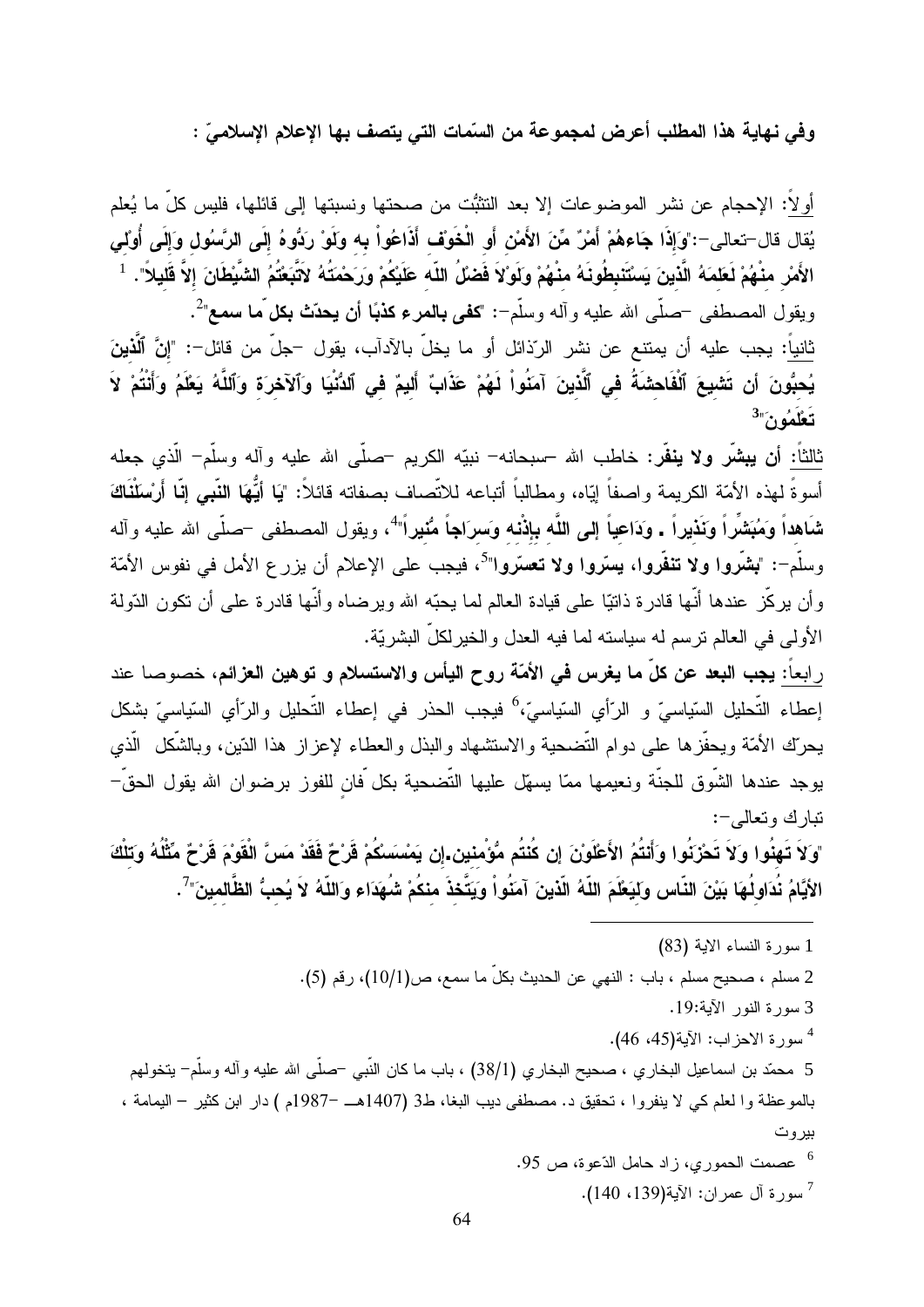**وفي نهاية هذا المطلب أعرض لمجموعة من السّمات التي يتصف بها الإعلام الإسلاميّ :**

أولاً: الإحجام عن نشر الموضوعات إلا بعد التثبُّت من صحتها ونسبتها إلى قائلها، فليس كلّ ما يُعلم يُقال قال-تعالى-:"**وَإِذَا جَاءهُمْ أَمْرٌ مِّنَ الأَمْنِ أَوِ الْخَوْفِ أَذَاعُواْ بِهِ وَلَوْ رَدُّوهُ إِلَى الرَّسُولِ وَإِلَى أُوْلِي الأَمْرِ مِنْهُمْ لَعَلِمَهُ الَّذِينَ يَسْتَنبِطُونَهُ مِنْهُمْ وَلَوْلاَ فَضْلُ اللّهِ عَلَيْكُمْ وَرَحْمَتُهُ لاَتَّبَعْتُمُ الشَّيْطَانَ إِلاَّ قَلِيلاً**".[1]
ويقول المصطفى –صلّى الله عليه وآله وسلّم–: "**كفى بالمرء كذبًا أن يحدّث بكل ّما سمع**"[2].

ثانياً: يجب عليه أن يمتنع عن نشر الرّذائل أو ما يخلّ بالآداب، يقول –جلّ من قائل–: "**إِنَّ ٱلَّذِينَ يُحِبُّونَ أَن تَشِيعَ ٱلْفَاحِشَةُ فِي ٱلَّذِينَ آمَنُواْ لَهُمْ عَذَابٌ أَلِيمٌ فِي ٱلدُّنْيَا وَٱلآخِرَةِ وَٱللَّهُ يَعْلَمُ وَأَنْتُمْ لاَ تَعْلَمُونَ**"[3]

ثالثاً: **أن يبشّر ولا ينفّر**: خاطب الله –سبحانه– نبيّه الكريم –صلّى الله عليه وآله وسلّم– الّذي جعله أسوةً لهذه الأمّة الكريمة واصفاً إيّاه، ومطالباً أتباعه للاتّصاف بصفاته قائلاً: "**يَا أَيُّهَا النَّبِي إِنَّا أَرْسَلْنَاكَ شَاهِداً وَمُبَشِّراً وَنَذِيراً . وَدَاعِياً إِلَى اللَّهِ بِإِذْنِهِ وَسِرَاجاً مُّنِيراً**"[4]، ويقول المصطفى –صلّى الله عليه وآله وسلّم–: "**بشّروا ولا تنفّروا، يسّروا ولا تعسّروا**"[5]، فيجب على الإعلام أن يزرع الأمل في نفوس الأمّة وأن يركّز عندها أنّها قادرة ذاتيّا على قيادة العالم لما يحبّه الله ويرضاه وأنّها قادرة على أن تكون الدّولة الأولى في العالم ترسم له سياسته لما فيه العدل والخيرلكلّ البشريّة.

رابعاً: **يجب البعد عن كلّ ما يغرس في الأمّة روح اليأس والاستسلام و توهين العزائم،** خصوصا عند إعطاء التّحليل السّياسيّ و الرّأي السّياسيّ،[6] فيجب الحذر في إعطاء التّحليل والرّأي السّياسيّ بشكل يحرّك الأمّة ويحفّزها على دوام التّضحية والاستشهاد والبذل والعطاء لإعزاز هذا الدّين، وبالشّكل الّذي يوجد عندها الشّوق للجنّة ونعيمها ممّا يسهّل عليها التّضحية بكل ّفانٍ للفوز برضوان الله يقول الحقّ– تبارك وتعالى–:

"**وَلاَ تَهِنُوا وَلاَ تَحْزَنُوا وَأَنتُمُ الأَعْلَوْنَ إِن كُنتُم مُّؤْمِنِين.إِن يَمْسَسْكُمْ قَرْحٌ فَقَدْ مَسَّ الْقَوْمَ قَرْحٌ مِّثْلُهُ وَتِلْكَ الأيَّامُ نُدَاوِلُهَا بَيْنَ النَّاس وَلِيَعْلَمَ اللّهُ الَّذِينَ آمَنُواْ وَيَتَّخِذَ مِنكُمْ شُهَدَاء وَاللّهُ لاَ يُحِبُّ الظَّالمِينَ**"[7].

---

1 سورة النساء الاية (83)

2 مسلم ، صحيح مسلم ، باب : النهي عن الحديث بكلّ ما سمع، ص(10/1)، رقم (5).

3 سورة النور الآية:19.

4 سورة الاحزاب: الآية(45، 46).

5 محمّد بن اسماعيل البخاري ، صحيح البخاري (38/1) ، باب ما كان النّبي –صلّى الله عليه وآله وسلّم– يتخولهم بالموعظة وا لعلم كي لا ينفروا ، تحقيق د. مصطفى ديب البغا، ط3 (1407هـ –1987م ) دار ابن كثير – اليمامة ، بيروت

6 عصمت الحموري، زاد حامل الدّعوة، ص 95.

7 سورة آل عمران: الآية(139، 140).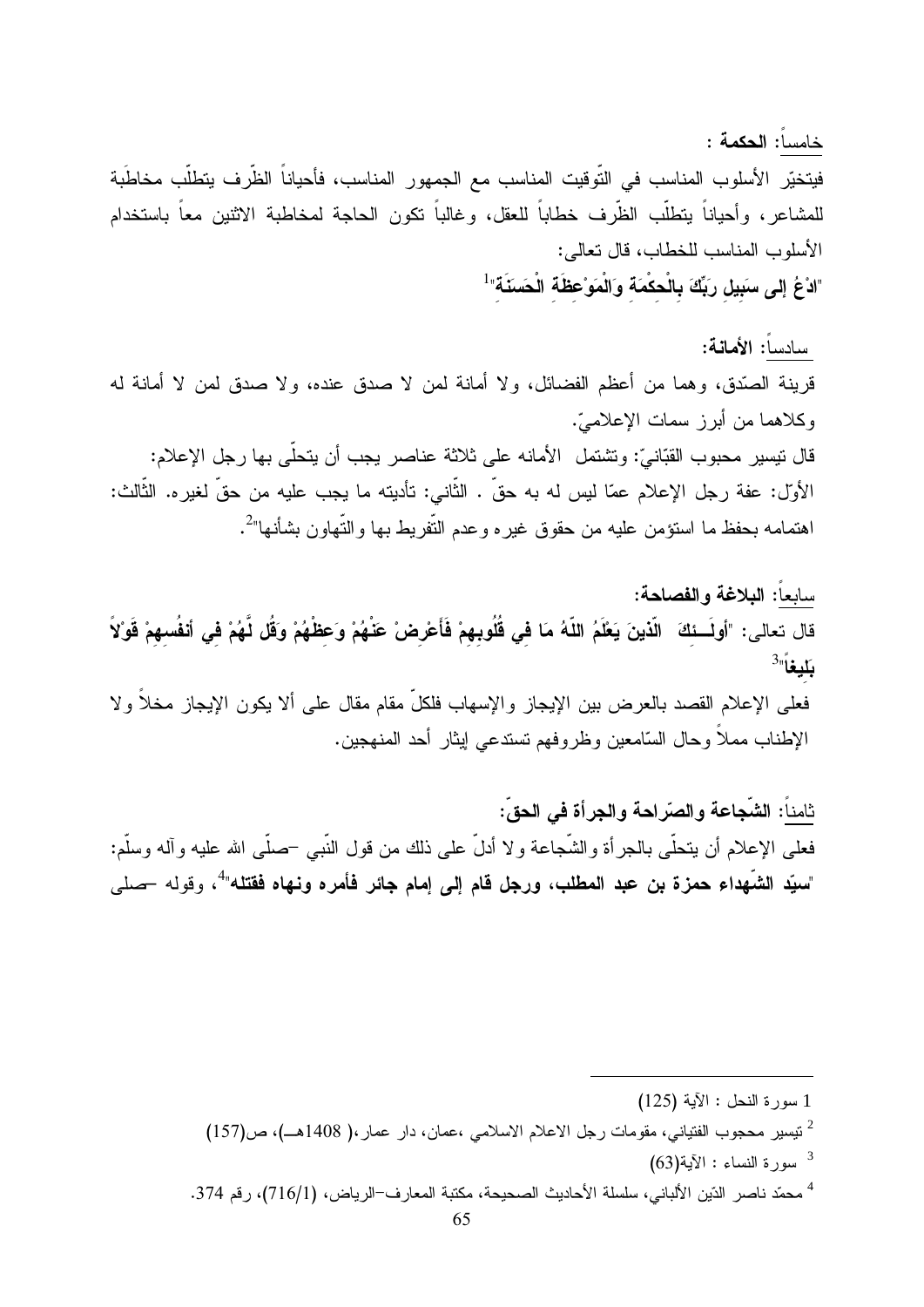خامساً: **الحكمة :**

فيتخيّر الأسلوب المناسب في التّوقيت المناسب مع الجمهور المناسب، فأحياناً الظّرف يتطلّب مخاطَبة للمشاعر، وأحياناً يتطلّب الظّرف خطاباً للعقل، وغالباً تكون الحاجة لمخاطبة الاثنين معاً باستخدام الأسلوب المناسب للخطاب، قال تعالى:

"**ادْعُ إلى سَبِيلِ رَبِّكَ بِالْحِكْمَةِ وَالْمَوْعِظَةِ الْحَسَنَةِ**"[1]

سادساً: **الأمانة:**

قرينة الصّدق، وهما من أعظم الفضائل، ولا أمانة لمن لا صدق عنده، ولا صدق لمن لا أمانة له وكلاهما من أبرز سمات الإعلاميّ.

قال تيسير محبوب القبّانيّ: وتشتمل الأمانه على ثلاثة عناصر يجب أن يتحلّى بها رجل الإعلام: الأوّل: عفة رجل الإعلام عمّا ليس له به حقّ . الثّاني: تأديته ما يجب عليه من حقّ لغيره. الثّالث: اهتمامه بحفظ ما استؤمن عليه من حقوق غيره وعدم التّفريط بها والتّهاون بشأنها"[2].

سابعاً: **البلاغة والفصاحة:**

قال تعالى: "**أولَـئِكَ الّذِينَ يَعْلَمُ اللّهُ مَا فِي قُلُوبِهِمْ فَأَعْرِضْ عَنْهُمْ وَعِظْهُمْ وَقُل لَّهُمْ فِي أنفُسِهِمْ قَوْلاً بَلِيغاً**"[3]

فعلى الإعلام القصد بالعرض بين الإيجاز والإسهاب فلكلّ مقام مقال على ألا يكون الإيجاز مخلاً ولا الإطناب مملاً وحال السّامعين وظروفهم تستدعي إيثار أحد المنهجين.

ثامناً: **الشّجاعة والصّراحة والجرأة في الحقّ:**

فعلى الإعلام أن يتحلّى بالجرأة والشّجاعة ولا أدلّ على ذلك من قول النّبي –صلّى الله عليه وآله وسلّم: "**سيّد الشّهداء حمزة بن عبد المطلب، ورجل قام إلى إمام جائر فأمره ونهاه فقتله**"[4]، وقوله –صلى

---

1 سورة النحل : الآية (125)

2 تيسير محجوب الفتياني، مقومات رجل الاعلام الاسلامي ،عمان، دار عمار،( 1408هـ)، ص(157)

3 سورة النساء : الآية(63)

4 محمّد ناصر الدّين الألباني، سلسلة الأحاديث الصحيحة، مكتبة المعارف–الرياض، (716/1)، رقم 374.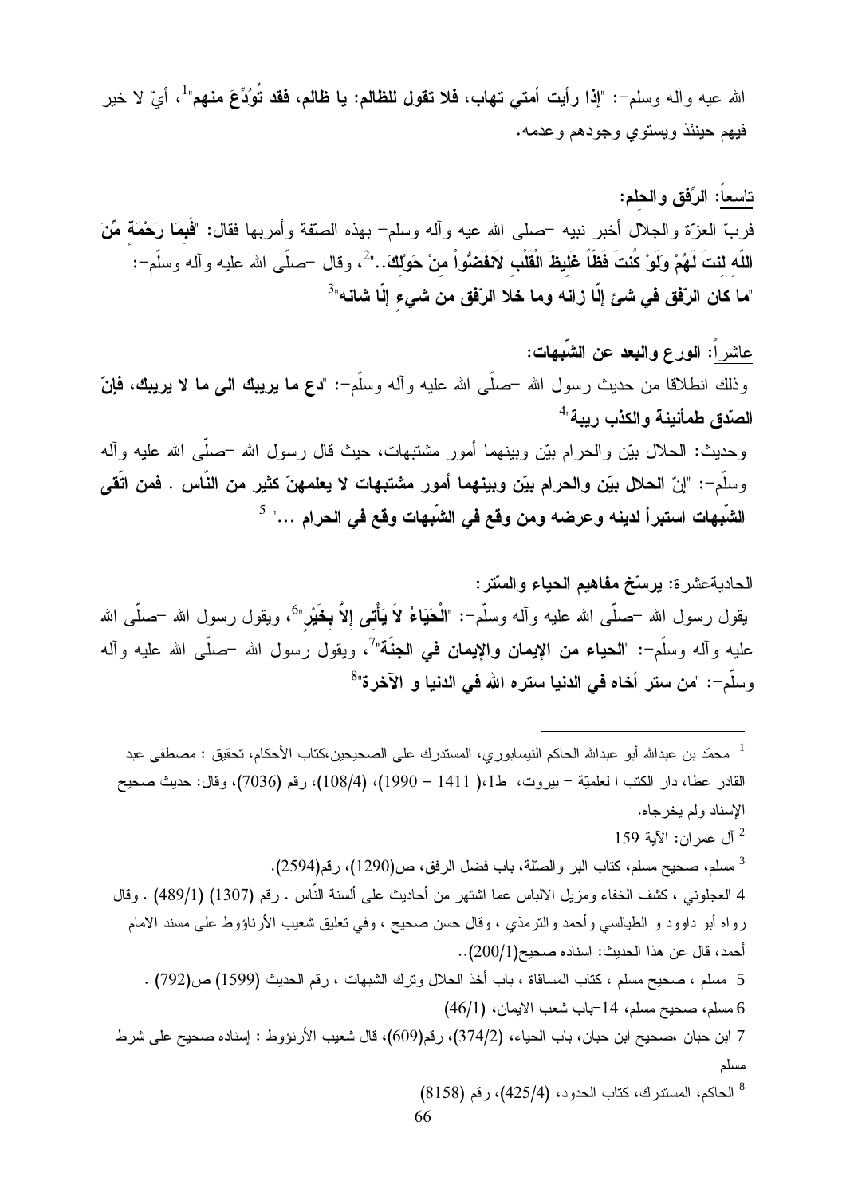الله عيه وآله وسلم-: "**إذا رأيت أمتي تهاب، فلا تقول للظالم: يا ظالم، فقد تُوُدِّعَ منهم**"[1]، أيّ لا خير فيهم حينئذ ويستوي وجودهم وعدمه.

تاسعاً: **الرِّفق والحلم:**

فربّ العزّة والجلال أخبر نبيه -صلى الله عيه وآله وسلم- بهذه الصّفة وأمربها فقال: "**فَبِمَا رَحْمَةٍ مِّنَ اللّهِ لِنتَ لَهُمْ وَلَوْ كُنتَ فَظّاً غَلِيظَ الْقَلْبِ لاَنفَضُّواْ مِنْ حَوْلِكَ..**"[2]، وقال -صلّى الله عليه وآله وسلّم-: "**ما كان الرّفق في شئ إلّا زانه وما خلا الرّفق من شيءٍ إلّا شانه**"[3]

عاشراً: **الورع والبعد عن الشّبهات:**

وذلك انطلاقا من حديث رسول الله -صلّى الله عليه وآله وسلّم-: "**دع ما يريبك الى ما لا يريبك، فإنّ الصّدق طمأنينة والكذب ريبة**"[4]

وحديث: الحلال بيّن والحرام بيّن وبينهما أمور مشتبهات، حيث قال رسول الله -صلّى الله عليه وآله وسلّم-: "**إنّ الحلال بيّن والحرام بيّن وبينهما أمور مشتبهات لا يعلمهنّ كثير من النّاس . فمن اتّقى الشّبهات استبرأ لدينه وعرضه ومن وقع في الشّبهات وقع في الحرام ...**" [5]

الحاديةعشرة: **يرسّخ مفاهيم الحياء والسّتر:**

يقول رسول الله -صلّى الله عليه وآله وسلّم-: "**الْحَيَاءُ لاَ يَأْتِى إِلاَّ بِخَيْرٍ**"[6]، ويقول رسول الله -صلّى الله عليه وآله وسلّم-: "**الحياء من الإيمان والإيمان في الجنّة**"[7]، ويقول رسول الله -صلّى الله عليه وآله وسلّم-: "**من ستر أخاه في الدنيا ستره الله في الدنيا و الآخرة**"[8]

---

[1] محمّد بن عبدالله أبو عبدالله الحاكم النيسابوري، المستدرك على الصحيحين،كتاب الأحكام، تحقيق : مصطفى عبد القادر عطا، دار الكتب ا لعلميّة - بيروت، ط1،( 1411 - 1990)، (108/4)، رقم (7036)، وقال: حديث صحيح الإسناد ولم يخرجاه.

[2] آل عمران: الآية 159

[3] مسلم، صحيح مسلم، كتاب البر والصّلة، باب فضل الرفق، ص(1290)، رقم(2594).

[4] العجلوني ، كشف الخفاء ومزيل الالباس عما اشتهر من أحاديث على ألسنة النّاس . رقم (1307) (489/1) . وقال رواه أبو داوود و الطيالسي وأحمد والترمذي ، وقال حسن صحيح ، وفي تعليق شعيب الأرناؤوط على مسند الامام أحمد، قال عن هذا الحديث: اسناده صحيح(200/1)..

[5] مسلم ، صحيح مسلم ، كتاب المساقاة ، باب أخذ الحلال وترك الشبهات ، رقم الحديث (1599) ص(792) .

[6] مسلم، صحيح مسلم، 14-باب شعب الايمان، (46/1)

[7] ابن حبان ،صحيح ابن حبان، باب الحياء، (374/2)، رقم(609)، قال شعيب الأرنؤوط : إسناده صحيح على شرط مسلم

[8] الحاكم، المستدرك، كتاب الحدود، (425/4)، رقم (8158)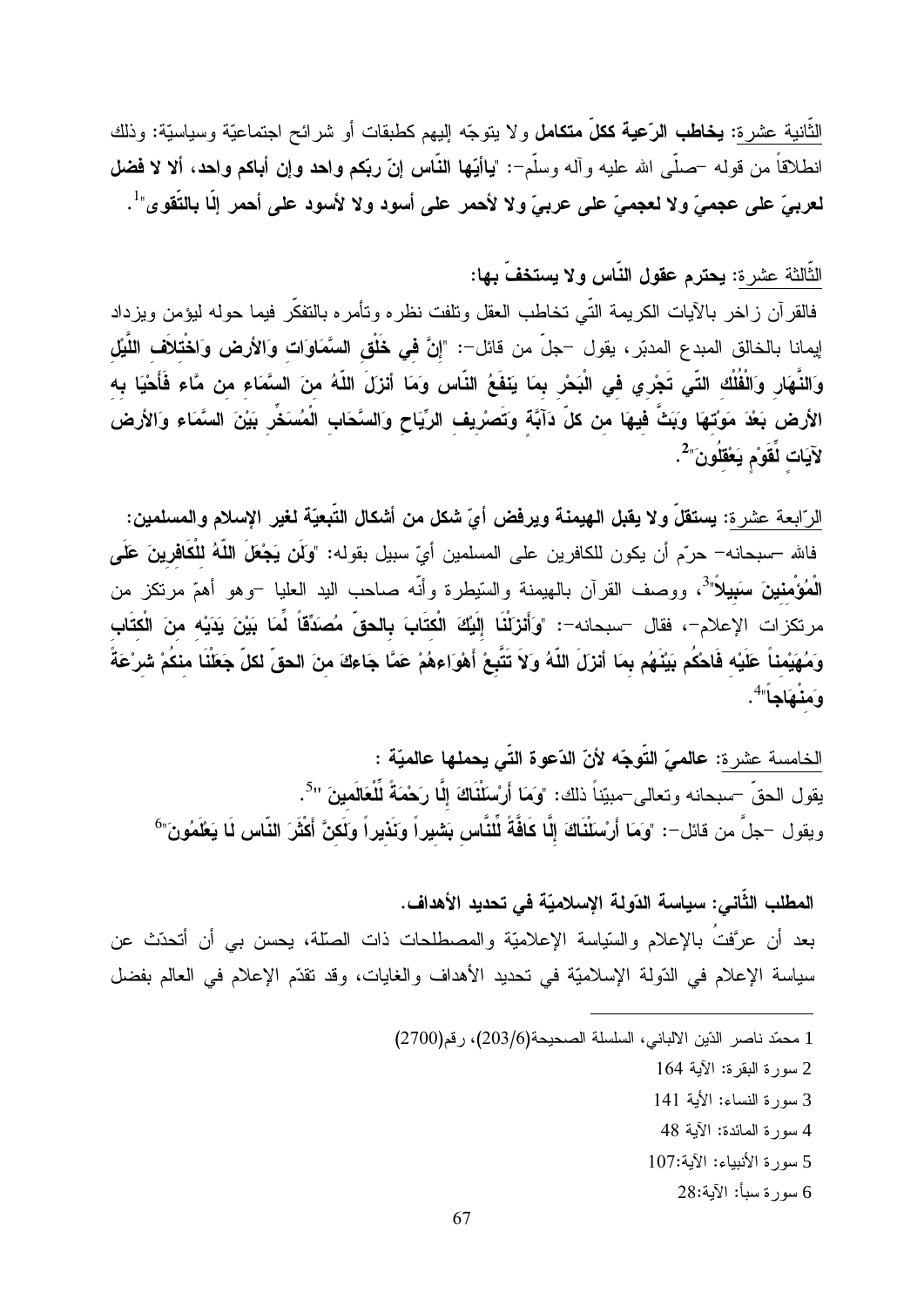<u>الثّانية عشرة</u>: **يخاطب الرّعية ككلّ متكامل** ولا يتوجّه إليهم كطبقات أو شرائح اجتماعيّة وسياسيّة: وذلك انطلاقاً من قوله –صلّى الله عليه وآله وسلّم–: "**ياأيّها النّاس إنّ ربّكم واحد وإن أباكم واحد، ألا لا فضل لعربيّ على عجميّ ولا لعجميّ على عربيّ ولا لأحمر على أسود ولا لأسود على أحمر إلّا بالتّقوى**"[1].

<u>الثّالثة عشرة</u>: **يحترم عقول النّاس ولا يستخفّ بها:**

فالقرآن زاخر بالآيات الكريمة التّي تخاطب العقل وتلفت نظره وتأمره بالتفكّر فيما حوله ليؤمن ويزداد إيمانا بالخالق المبدع المدبّر، يقول –جلّ من قائل–: "**إنَّ فِي خَلْقِ السَّمَاوَاتِ وَالأرض وَاخْتِلاَفِ اللَّيْلِ وَالنَّهَارِ وَالْفُلْكِ التّي تَجْرِي فِي الْبَحْرِ بِمَا يَنفَعُ النّاس وَمَا أَنزَلَ اللّهُ مِنَ السَّمَاءِ مِن مَّاء فَأَحْيَا بِهِ الأرض بَعْدَ مَوْتِهَا وَبَثَّ فِيهَا مِن كلّ دَآبَّةٍ وَتَصْرِيفِ الرِّيَاحِ وَالسَّحَابِ الْمُسَخِّرِ بَيْنَ السَّمَاء وَالأرض لآيَاتٍ لِّقَوْمٍ يَعْقِلُونَ**"[2].

<u>الرّابعة عشرة</u>: **يستقلّ ولا يقبل الهيمنة ويرفض أيّ شكل من أشكال التّبعيّة لغير الإسلام والمسلمين:**

فالله –سبحانه– حرّم أن يكون للكافرين على المسلمين أيّ سبيل بقوله: "**وَلَن يَجْعَلَ اللّهُ لِلْكَافِرِينَ عَلَى الْمُؤْمِنِينَ سَبِيلاً**"[3]، ووصف القرآن بالهيمنة والسّيطرة وأنّه صاحب اليد العليا –وهو أهمّ مرتكز من مرتكزات الإعلام–، فقال –سبحانه–: "**وَأَنزَلْنَا إِلَيْكَ الْكِتَابَ بِالحقّ مُصَدِّقاً لِّمَا بَيْنَ يَدَيْهِ مِنَ الْكِتَابِ وَمُهَيْمِناً عَلَيْهِ فَاحْكُم بَيْنَهُم بِمَا أَنزَلَ اللّهُ وَلاَ تَتَّبِعْ أَهْوَاءهُمْ عَمَّا جَاءكَ مِنَ الحقّ لكلّ جَعَلْنَا مِنكُمْ شِرْعَةً وَمِنْهَاجاً**"[4].

<u>الخامسة عشرة</u>: **عالميّ التّوجّه لأنّ الدّعوة التّي يحملها عالميّة :**

يقول الحقّ –سبحانه وتعالى–مبيّناً ذلك: "**وَمَا أَرْسَلْنَاكَ إِلَّا رَحْمَةً لِّلْعَالَمِينَ** "[5].

ويقول –جلّ من قائل–: "**وَمَا أَرْسَلْنَاكَ إِلَّا كَافَّةً لِّلنَّاسِ بَشِيراً وَنَذِيراً وَلَكِنَّ أَكْثَرَ النّاس لَا يَعْلَمُونَ**"[6]

**المطلب الثّاني: سياسة الدّولة الإسلاميّة في تحديد الأهداف.**

بعد أن عرّفتُ بالإعلام والسّياسة الإعلاميّة والمصطلحات ذات الصّلة، يحسن بي أن أتحدّث عن سياسة الإعلام في الدّولة الإسلاميّة في تحديد الأهداف والغايات، وقد تقدّم الإعلام في العالم بفضل

---

1 محمّد ناصر الدّين الالباني، السلسلة الصحيحة(203/6)، رقم(2700)

2 سورة البقرة: الآية 164

3 سورة النساء: الأية 141

4 سورة المائدة: الآية 48

5 سورة الأنبياء: الآية:107

6 سورة سبأ: الآية:28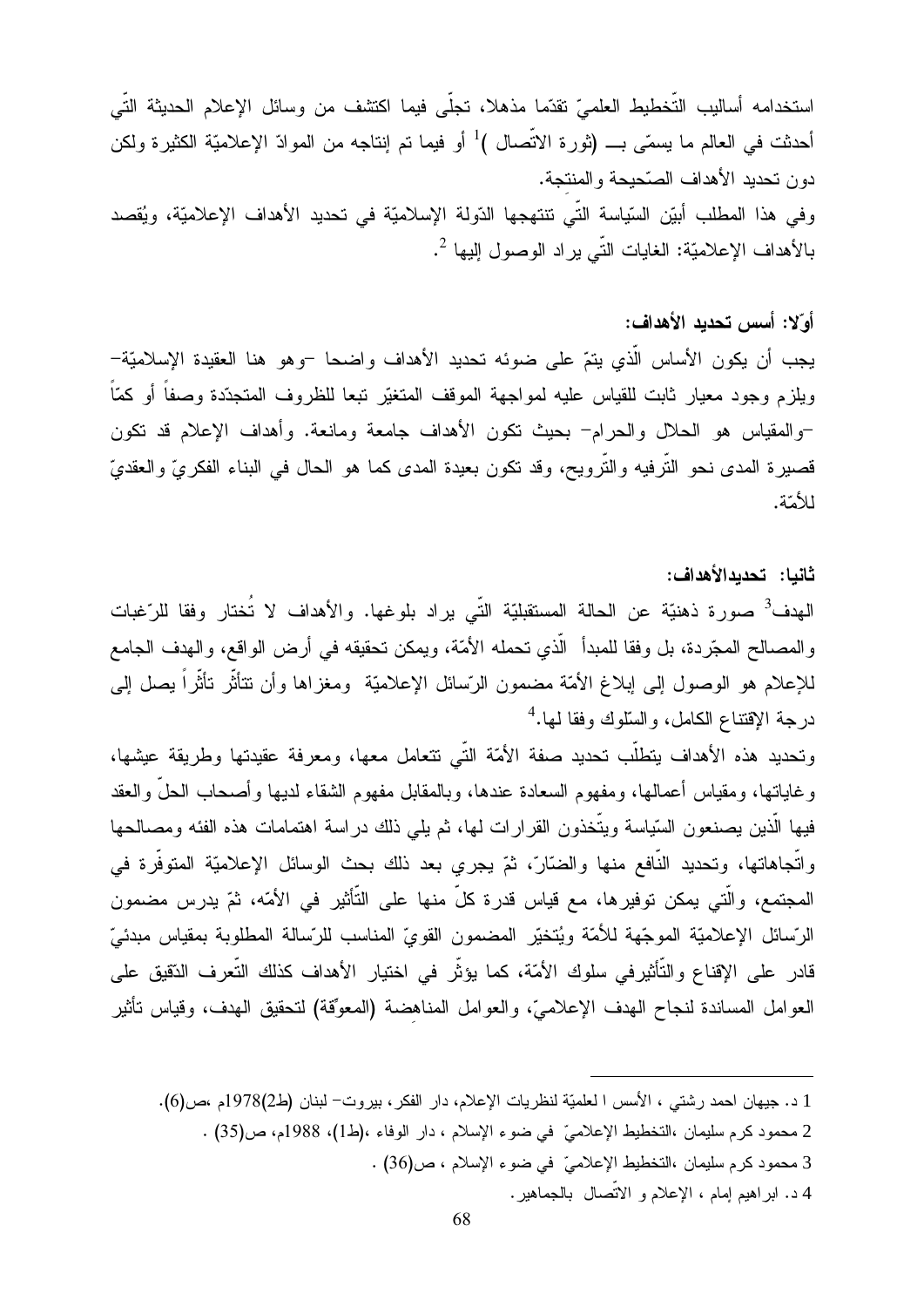استخدامه أساليب التّخطيط العلميّ تقدّما مذهلا، تجلّى فيما اكتشف من وسائل الإعلام الحديثة الّتي أحدثت في العالم ما يسمّى بـــ (ثورة الاتّصال )[1] أو فيما تم إنتاجه من الموادّ الإعلاميّة الكثيرة ولكن دون تحديد الأهداف الصّحيحة والمنتجة.

وفي هذا المطلب أبيّن السّياسة الّتي تنتهجها الدّولة الإسلاميّة في تحديد الأهداف الإعلاميّة، ويُقصد بالأهداف الإعلاميّة: الغايات الّتي يراد الوصول إليها [2].

**أوّلا: أسس تحديد الأهداف:**

يجب أن يكون الأساس الّذي يتمّ على ضوئه تحديد الأهداف واضحا –وهو هنا العقيدة الإسلاميّة– ويلزم وجود معيار ثابت للقياس عليه لمواجهة الموقف المتغيّر تبعا للظروف المتجدّدة وصفاً أو كمّاً –والمقياس هو الحلال والحرام– بحيث تكون الأهداف جامعة ومانعة. وأهداف الإعلام قد تكون قصيرة المدى نحو التّرفيه والتّرويح، وقد تكون بعيدة المدى كما هو الحال في البناء الفكريّ والعقديّ للأمّة.

**ثانيا: تحديدالأهداف:**

الهدف[3] صورة ذهنيّة عن الحالة المستقبليّة الّتي يراد بلوغها. والأهداف لا تُختار وفقا للرّغبات والمصالح المجرّدة، بل وفقا للمبدأ الّذي تحمله الأمّة، ويمكن تحقيقه في أرض الواقع، والهدف الجامع للإعلام هو الوصول إلى إبلاغ الأمّة مضمون الرّسائل الإعلاميّة ومغزاها وأن تتأثّر تأثّراً يصل إلى درجة الإقتناع الكامل، والسّلوك وفقا لها.[4]

وتحديد هذه الأهداف يتطلّب تحديد صفة الأمّة الّتي تتعامل معها، ومعرفة عقيدتها وطريقة عيشها، وغاياتها، ومقياس أعمالها، ومفهوم السعادة عندها، وبالمقابل مفهوم الشقاء لديها وأصحاب الحلّ والعقد فيها الّذين يصنعون السّياسة ويتّخذون القرارات لها، ثم يلي ذلك دراسة اهتمامات هذه الفئه ومصالحها واتّجاهاتها، وتحديد النّافع منها والضّارّ، ثمّ يجري بعد ذلك بحث الوسائل الإعلاميّة المتوفّرة في المجتمع، والّتي يمكن توفيرها، مع قياس قدرة كلّ منها على التّأثير في الأمّه، ثمّ يدرس مضمون الرّسائل الإعلاميّة الموجّهة للأمّة ويُتخيّر المضمون القويّ المناسب للرّسالة المطلوبة بمقياس مبدئيّ قادر على الإقناع والتّأثيرفي سلوك الأمّة، كما يؤثّر في اختيار الأهداف كذلك التّعرف الدّقيق على العوامل المساندة لنجاح الهدف الإعلاميّ، والعوامل المناهضة (المعوّقة) لتحقيق الهدف، وقياس تأثير

---

1 د. جيهان احمد رشتي ، الأسس ا لعلميّة لنظريات الإعلام، دار الفكر، بيروت– لبنان (ط2)1978م ،ص(6).

2 محمود كرم سليمان ،التخطيط الإعلاميّ في ضوء الإسلام ، دار الوفاء ،(ط1)، 1988م، ص(35) .

3 محمود كرم سليمان ،التخطيط الإعلاميّ في ضوء الإسلام ، ص(36) .

4 د. ابراهيم إمام ، الإعلام و الاتّصال بالجماهير.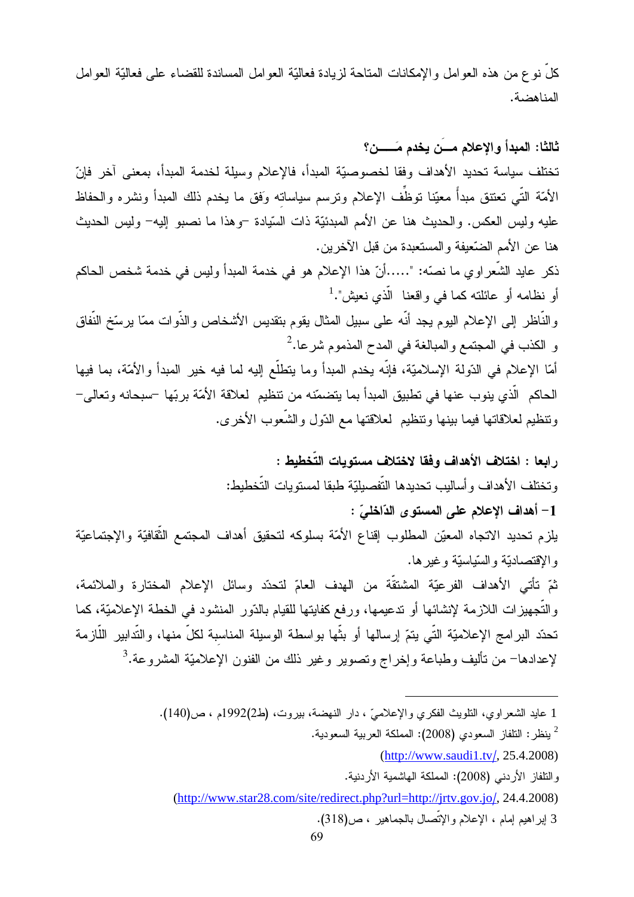كلّ نوع من هذه العوامل والإمكانات المتاحة لزيادة فعاليّة العوامل المساندة للقضاء على فعاليّة العوامل المناهضة.

**ثالثا: المبدأ والإعلام مــَن يخدم مَــــن؟**

تختلف سياسة تحديد الأهداف وفقا لخصوصيّة المبدأ، فالإعلام وسيلة لخدمة المبدأ، بمعنى آخر فإنّ الأمّة التّي تعتنق مبدأ معيّنا توظّف الإعلام وترسم سياساته وَفق ما يخدم ذلك المبدأ ونشره والحفاظ عليه وليس العكس. والحديث هنا عن الأمم المبدئيّة ذات السّيادة –وهذا ما نصبو إليه– وليس الحديث هنا عن الأمم الضّعيفة والمستعبدة من قبل الآخرين.

ذكر عايد الشّعراوي ما نصّه: ".....أنّ هذا الإعلام هو في خدمة المبدأ وليس في خدمة شخص الحاكم أو نظامه أو عائلته كما في واقعنا الّذي نعيش".[1]

والنّاظر إلى الإعلام اليوم يجد أنّه على سبيل المثال يقوم بتقديس الأشخاص والذّوات ممّا يرسّخ النّفاق و الكذب في المجتمع والمبالغة في المدح المذموم شرعا.[2]

أمّا الإعلام في الدّولة الإسلاميّة، فإنّه يخدم المبدأ وما يتطلّع إليه لما فيه خير المبدأ والأمّة، بما فيها الحاكم الّذي ينوب عنها في تطبيق المبدأ بما يتضمّنه من تنظيم لعلاقة الأمّة بربّها –سبحانه وتعالى– وتنظيم لعلاقاتها فيما بينها وتنظيم لعلاقتها مع الدّول والشّعوب الأخرى.

**رابعا : اختلاف الأهداف وفقا لاختلاف مستويات التّخطيط :**

وتختلف الأهداف وأساليب تحديدها التّفصيليّة طبقا لمستويات التّخطيط:

**1– أهداف الإعلام على المستوى الدّاخليّ :**

يلزم تحديد الاتجاه المعيّن المطلوب إقناع الأمّة بسلوكه لتحقيق أهداف المجتمع الثّقافيّة والإجتماعيّة والإقتصاديّة والسّياسيّة وغيرها.

ثمّ تأتي الأهداف الفرعيّة المشتقّة من الهدف العامّ لتحدّد وسائل الإعلام المختارة والملائمة، والتّجهيزات اللازمة لإنشائها أو تدعيمها، ورفع كفايتها للقيام بالدّور المنشود في الخطة الإعلاميّة، كما تحدّد البرامج الإعلاميّة التّي يتمّ إرسالها أو بثّها بواسطة الوسيلة المناسبة لكلّ منها، والتّدابير اللّازمة لإعدادها– من تأليف وطباعة وإخراج وتصوير وغير ذلك من الفنون الإعلاميّة المشروعة.[3]

---

1 عايد الشعراوي، التلويث الفكري والإعلاميّ ، دار النهضة، بيروت، (ط2)1992م ، ص(140).

2 ينظر: التلفاز السعودي (2008): المملكة العربية السعودية.

(http://www.saudi1.tv/, 25.4.2008)

والتلفاز الأردني (2008): المملكة الهاشمية الأردنية.

(http://www.star28.com/site/redirect.php?url=http://jrtv.gov.jo/, 24.4.2008)

3 إبراهيم إمام ، الإعلام والإتّصال بالجماهير ، ص(318).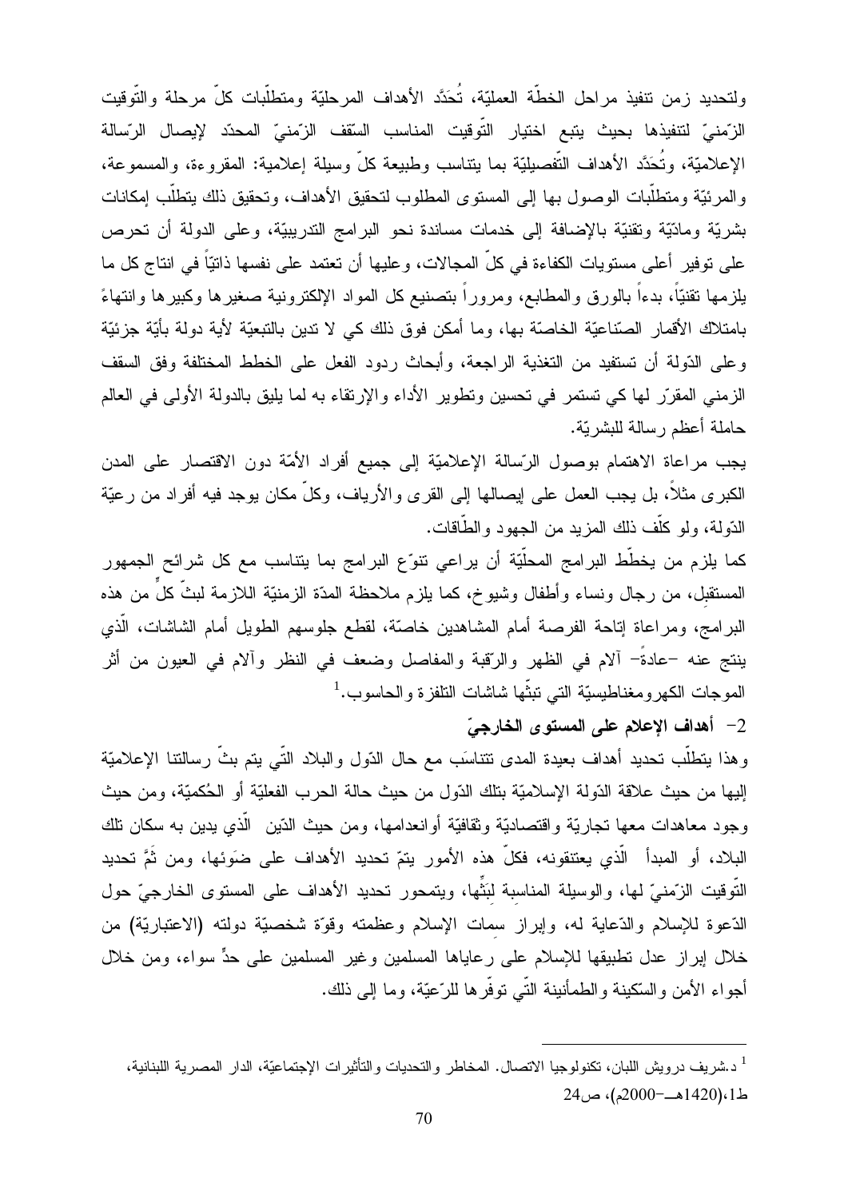ولتحديد زمن تنفيذ مراحل الخطّة العمليّة، تُحَدَّد الأهداف المرحليّة ومتطلّبات كلّ مرحلة والتّوقيت الزّمنيّ لتنفيذها بحيث يتبع اختيار التّوقيت المناسب السّقف الزّمنيّ المحدّد لإيصال الرّسالة الإعلاميّة، وتُحَدَّد الأهداف التّفصيليّة بما يتناسب وطبيعة كلّ وسيلة إعلامية: المقروءة، والمسموعة، والمرئيّة ومتطلّبات الوصول بها إلى المستوى المطلوب لتحقيق الأهداف، وتحقيق ذلك يتطلّب إمكانات بشريّة وماديّة وتقنيّة بالإضافة إلى خدمات مساندة نحو البرامج التدريبيّة، وعلى الدولة أن تحرص على توفير أعلى مستويات الكفاءة في كلّ المجالات، وعليها أن تعتمد على نفسها ذاتيّاً في انتاج كل ما يلزمها تقنيّاً، بدءاً بالورق والمطابع، ومروراً بتصنيع كل المواد الإلكترونية صغيرها وكبيرها وانتهاءً بامتلاك الأقمار الصّناعيّة الخاصّة بها، وما أمكن فوق ذلك كي لا تدين بالتبعيّة لأية دولة بأيّة جزئيّة وعلى الدّولة أن تستفيد من التغذية الراجعة، وأبحاث ردود الفعل على الخطط المختلفة وفق السقف الزمني المقرّر لها كي تستمر في تحسين وتطوير الأداء والإرتقاء به لما يليق بالدولة الأولى في العالم حاملة أعظم رسالة للبشريّة.

يجب مراعاة الاهتمام بوصول الرّسالة الإعلاميّة إلى جميع أفراد الأمّة دون الاقتصار على المدن الكبرى مثلاً، بل يجب العمل على إيصالها إلى القرى والأرياف، وكلّ مكان يوجد فيه أفراد من رعيّة الدّولة، ولو كلّف ذلك المزيد من الجهود والطّاقات.

كما يلزم من يخطّط البرامج المحلّيّة أن يراعي تنوّع البرامج بما يتناسب مع كل شرائح الجمهور المستقبِل، من رجال ونساء وأطفال وشيوخ، كما يلزم ملاحظة المدّة الزمنيّة اللازمة لبثّ كلٍّ من هذه البرامج، ومراعاة إتاحة الفرصة أمام المشاهدين خاصّة، لقطع جلوسهم الطويل أمام الشاشات، الّذي ينتج عنه –عادةً– آلام في الظهر والرّقبة والمفاصل وضعف في النظر وآلام في العيون من أثر الموجات الكهرومغناطيسيّة التي تبثّها شاشات التلفزة والحاسوب.[1]

## 2- أهداف الإعلام على المستوى الخارجيّ

وهذا يتطلّب تحديد أهداف بعيدة المدى تتناسَب مع حال الدّول والبلاد التّي يتم بثّ رسالتنا الإعلاميّة إليها من حيث علاقة الدّولة الإسلاميّة بتلك الدّول من حيث حالة الحرب الفعليّة أو الحُكميّة، ومن حيث وجود معاهدات معها تجاريّة واقتصاديّة وثقافيّة أوانعدامها، ومن حيث الدّين الّذي يدين به سكان تلك البلاد، أو المبدأ الّذي يعتنقونه، فكلّ هذه الأمور يتمّ تحديد الأهداف على ضَوئها، ومن ثَمَّ تحديد التّوقيت الزّمنيّ لها، والوسيلة المناسبة لبَثّها، ويتمحور تحديد الأهداف على المستوى الخارجيّ حول الدّعوة للإسلام والدّعاية له، وإبراز سمات الإسلام وعظمته وقوّة شخصيّة دولته (الاعتباريّة) من خلال إبراز عدل تطبيقها للإسلام على رعاياها المسلمين وغير المسلمين على حدٍّ سواء، ومن خلال أجواء الأمن والسّكينة والطمأنينة التّي توفّرها للرّعيّة، وما إلى ذلك.

---

[1] د.شريف درويش اللبان، تكنولوجيا الاتصال. المخاطر والتحديات والتأثيرات الإجتماعيّة، الدار المصرية اللبنانية، ط1،(1420هـ–2000م)، ص24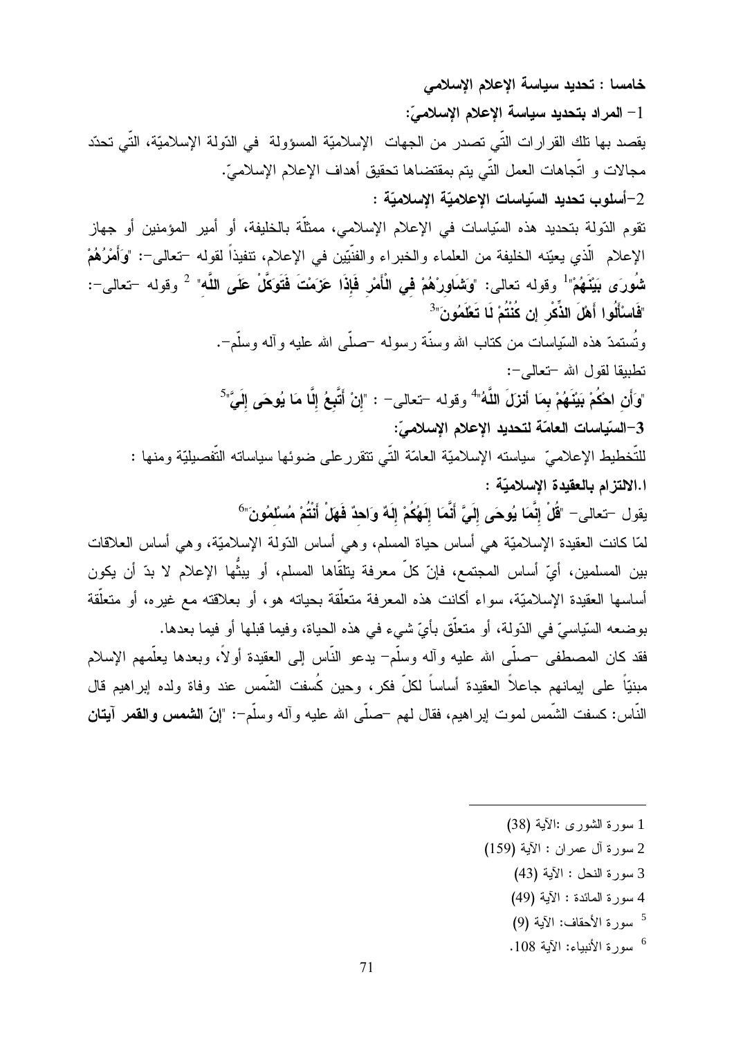**خامسا : تحديد سياسة الإعلام الإسلامي**

**1- المراد بتحديد سياسة الإعلام الإسلاميّ:**

يقصد بها تلك القرارات التّي تصدر من الجهات الإسلاميّة المسؤولة في الدّولة الإسلاميّة، التّي تحدّد مجالات و اتّجاهات العمل التّي يتم بمقتضاها تحقيق أهداف الإعلام الإسلاميّ.

**2-أسلوب تحديد السّياسات الإعلاميّة الإسلاميّة :**

تقوم الدّولة بتحديد هذه السّياسات في الإعلام الإسلامي، ممثّلة بالخليفة، أو أمير المؤمنين أو جهاز الإعلام الّذي يعيّنه الخليفة من العلماء والخبراء والفنّيين في الإعلام، تنفيذاً لقوله -تعالى-: "**وَأَمْرُهُمْ شُورَى بَيْنَهُمْ**"[1] وقوله تعالى: "**وَشَاوِرْهُمْ فِي الْأَمْرِ فَإِذَا عَزَمْتَ فَتَوَكَّلْ عَلَى اللَّه**" [2] وقوله -تعالى-: "**فَاسْأَلُوا أَهْلَ الذِّكْرِ إِن كُنتُمْ لَا تَعْلَمُونَ**"[3]

وتُستمدّ هذه السّياسات من كتاب الله وسنّة رسوله -صلّى الله عليه وآله وسلّم-.

تطبيقا لقول الله -تعالى-:

"**وَأَنِ احْكُمْ بَيْنَهُمْ بِمَا أَنزَلَ اللَّهُ**"[4] وقوله -تعالى- : "**إِنْ أَتَّبِعُ إِلَّا مَا يُوحَى إِلَيَّ**"[5]

**3-السّياسات العامّة لتحديد الإعلام الإسلاميّ:**

للتّخطيط الإعلاميّ سياسته الإسلاميّة العامّة التّي تتقررعلى ضوئها سياساته التّفصيليّة ومنها :

**ا.الالتزام بالعقيدة الإسلاميّة :**

يقول -تعالى- "**قُلْ إِنَّمَا يُوحَى إِلَيَّ أَنَّمَا إِلَهُكُمْ إِلَهٌ وَاحِدٌ فَهَلْ أَنْتُمْ مُسْلِمُونَ**"[6]

لمّا كانت العقيدة الإسلاميّة هي أساس حياة المسلم، وهي أساس الدّولة الإسلاميّة، وهي أساس العلاقات بين المسلمين، أيّ أساس المجتمع، فإنّ كلّ معرفة يتلقّاها المسلم، أو يبثّها الإعلام لا بدّ أن يكون أساسها العقيدة الإسلاميّة، سواء أكانت هذه المعرفة متعلّقة بحياته هو، أو بعلاقته مع غيره، أو متعلّقة بوضعه السّياسيّ في الدّولة، أو متعلّق بأيّ شيء في هذه الحياة، وفيما قبلها أو فيما بعدها.

فقد كان المصطفى -صلّى الله عليه وآله وسلّم- يدعو النّاس إلى العقيدة أولاً، وبعدها يعلّمهم الإسلام مبنيّاً على إيمانهم جاعلاً العقيدة أساساً لكلّ فكر، وحين كُسفت الشّمس عند وفاة ولده إبراهيم قال النّاس: كسفت الشّمس لموت إبراهيم، فقال لهم -صلّى الله عليه وآله وسلّم-: "**إنّ الشمس والقمر آيتان**

---

1 سورة الشورى :الآية (38)

2 سورة آل عمران : الآية (159)

3 سورة النحل : الآية (43)

4 سورة المائدة : الآية (49)

5 سورة الأحقاف: الآية (9)

6 سورة الأنبياء: الآية 108.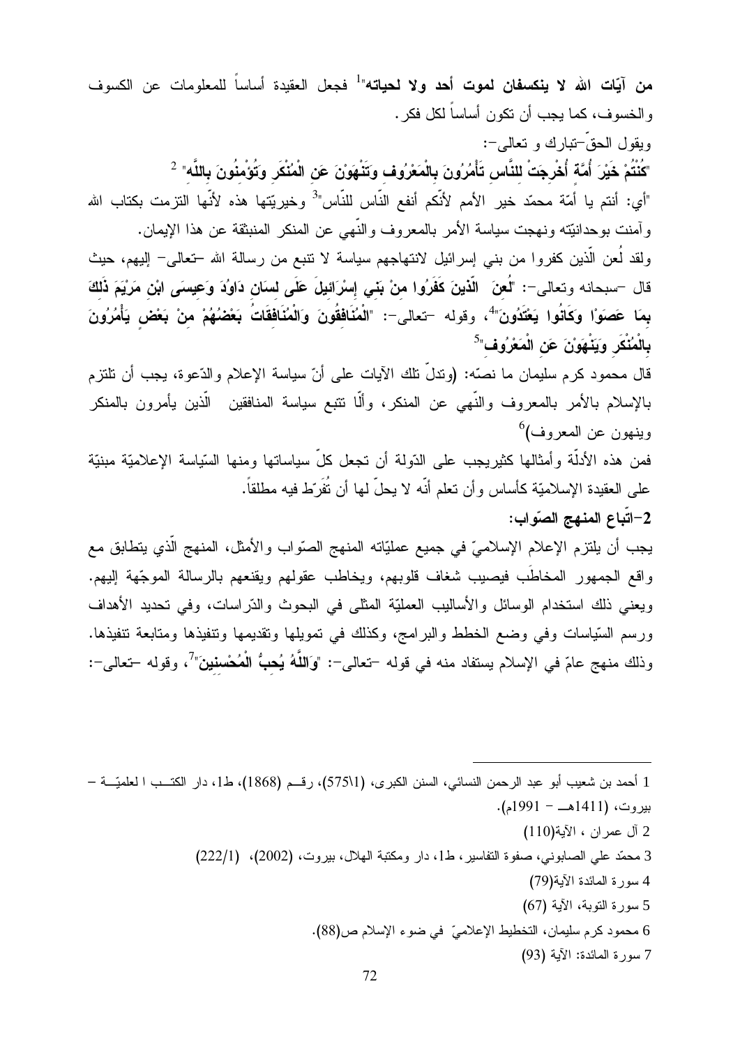**من آيّات الله لا ينكسفان لموت أحد ولا لحياته**"[1] فجعل العقيدة أساساً للمعلومات عن الكسوف والخسوف، كما يجب أن تكون أساساً لكل فكر.

ويقول الحقّ-تبارك و تعالى-:

"**كُنْتُمْ خَيْرَ أُمَّةٍ أُخْرِجَتْ لِلنَّاسِ تَأْمُرُونَ بِالْمَعْرُوفِ وَتَنْهَوْنَ عَنِ الْمُنْكَرِ وَتُؤْمِنُونَ بِاللَّهِ**" [2]

"أي: أنتم يا أمّة محمّد خير الأمم لأنّكم أنفع النّاس للنّاس"[3] وخيريّتها هذه لأنّها التزمت بكتاب الله وآمنت بوحدانيّته ونهجت سياسة الأمر بالمعروف والنّهي عن المنكر المنبثقة عن هذا الإيمان.

ولقد لُعن الّذين كفروا من بني إسرائيل لانتهاجهم سياسة لا تنبع من رسالة الله –تعالى– إليهم، حيث قال –سبحانه وتعالى–: "**لُعِنَ الَّذِينَ كَفَرُوا مِنْ بَنِي إِسْرَائِيلَ عَلَى لِسَانِ دَاوُدَ وَعِيسَى ابْنِ مَرْيَمَ ذَلِكَ بِمَا عَصَوْا وَكَانُوا يَعْتَدُونَ**"[4]، وقوله –تعالى–: "**الْمُنَافِقُونَ وَالْمُنَافِقَاتُ بَعْضُهُمْ مِنْ بَعْضٍ يَأْمُرُونَ بِالْمُنْكَرِ وَيَنْهَوْنَ عَنِ الْمَعْرُوفِ**"[5]

قال محمود كرم سليمان ما نصّه: (وتدلّ تلك الآيات على أنّ سياسة الإعلام والدّعوة، يجب أن تلتزم بالإسلام بالأمر بالمعروف والنّهي عن المنكر، وألّا تتبع سياسة المنافقين الّذين يأمرون بالمنكر وينهون عن المعروف)[6]

فمن هذه الأدلّة وأمثالها كثيريجب على الدّولة أن تجعل كلّ سياساتها ومنها السّياسة الإعلاميّة مبنيّة على العقيدة الإسلاميّة كأساس وأن تعلم أنّه لا يحلّ لها أن تُفرّط فيه مطلقاً.

**2-اتّباع المنهج الصّواب:**

يجب أن يلتزم الإعلام الإسلاميّ في جميع عمليّاته المنهج الصّواب والأمثل، المنهج الّذي يتطابق مع واقع الجمهور المخاطَب فيصيب شغاف قلوبهم، ويخاطب عقولهم ويقنعهم بالرسالة الموجّهة إليهم. ويعني ذلك استخدام الوسائل والأساليب العمليّة المثلى في البحوث والدّراسات، وفي تحديد الأهداف ورسم السّياسات وفي وضع الخطط والبرامج، وكذلك في تمويلها وتقديمها وتنفيذها ومتابعة تنفيذها. وذلك منهج عامّ في الإسلام يستفاد منه في قوله –تعالى–: "**وَاللَّهُ يُحِبُّ الْمُحْسِنِينَ**"[7]، وقوله –تعالى–:

---

1 أحمد بن شعيب أبو عبد الرحمن النسائي، السنن الكبرى، (575\1)، رقم (1868)، ط1، دار الكتب العلميّة – بيروت، (1411هـ – 1991م).

2 آل عمران ، الآية(110)

3 محمّد علي الصابوني، صفوة التفاسير، ط1، دار ومكتبة الهلال، بيروت، (2002)، (222/1)

4 سورة المائدة الآية(79)

5 سورة التوبة، الآية (67)

6 محمود كرم سليمان، التخطيط الإعلاميّ في ضوء الإسلام ص(88).

7 سورة المائدة: الآية (93)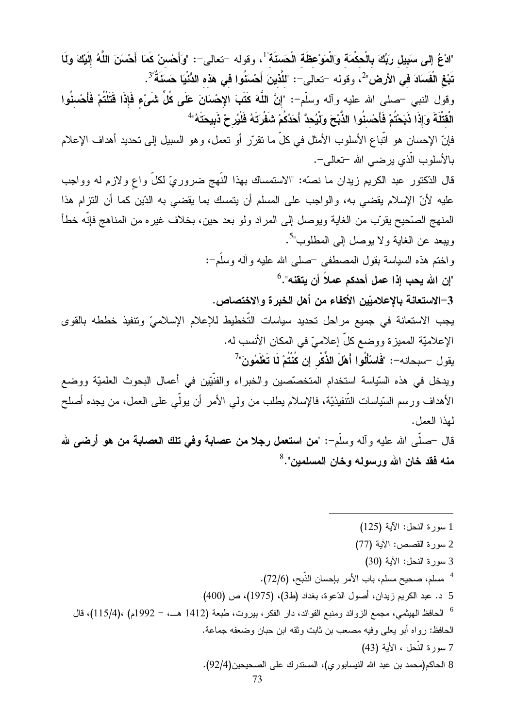"**ادْعُ إلى سَبِيلِ رَبِّكَ بِالْحِكْمَةِ وَالْمَوْعِظَةِ الْحَسَنَةِ**"[1]، وقوله –تعالى–: "**وَأَحْسِنْ كَمَا أَحْسَنَ اللَّهُ إِلَيْكَ وَلَا تَبْغِ الْفَسَادَ فِي الأرض**"[2]، وقوله –تعالى–: "**لِلَّذِينَ أَحْسَنُوا فِي هَذِهِ الدُّنْيَا حَسَنَةٌ**"[3].

وقول النبي –صلى الله عليه وآله وسلّم–: "**إِنَّ اللَّهَ كَتَبَ الإِحْسَانَ عَلَى كُلِّ شَيْءٍ فَإِذَا قَتَلْتُمْ فَأَحْسِنُوا الْقِتْلَةَ وَإِذَا ذَبَحْتُمْ فَأَحْسِنُوا الذَّبْحَ وَلْيُحِدَّ أَحَدُكُمْ شَفْرَتَهُ فَلْيُرِحْ ذَبِيحَتَهُ**"[4]

فإنّ الإحسان هو اتّباع الأسلوب الأمثل في كلّ ما تقرّر أو تعمل، وهو السبيل إلى تحديد أهداف الإعلام بالأسلوب الّذي يرضي الله –تعالى–.

قال الدّكتور عبد الكريم زيدان ما نصّه: "الاستمساك بهذا النّهج ضروريّ لكلّ واعٍ ولازم له وواجب عليه لأنّ الإسلام يقضي به، والواجب على المسلم أن يتمسك بما يقضي به الدّين كما أن التزام هذا المنهج الصّحيح يقرّب من الغاية ويوصل إلى المراد ولو بعد حين، بخلاف غيره من المناهج فإنّه خطأ ويبعد عن الغاية ولا يوصل إلى المطلوب"[5].

واختم هذه السياسة بقول المصطفى –صلى الله عليه وآله وسلّم–:

"**إن الله يحب إذا عمل أحدكم عملاً أن يتقنه**".[6]

**3–الاستعانة بالإعلاميّين الأكفاء من أهل الخبرة والاختصاص.**

يجب الاستعانة في جميع مراحل تحديد سياسات التّخطيط للإعلام الإسلاميّ وتنفيذ خططه بالقوى الإعلاميّة المميزة ووضع كلّ إعلاميّ في المكان الأنسب له.

يقول –سبحانه–: "**فَاسْأَلُوا أَهْلَ الذِّكْرِ إن كُنْتُمْ لَا تَعْلَمُونَ**"[7]

ويدخل في هذه السّياسة استخدام المتخصّصين والخبراء والفنيّين في أعمال البحوث العلميّة ووضع الأهداف ورسم السّياسات التّنفيذيّة، فالإسلام يطلب من ولي الأمر أن يولّي على العمل، من يجده أصلح لهذا العمل.

قال –صلّى الله عليه وآله وسلّم–: "**من استعمل رجلا من عصابة وفي تلك العصابة من هو أرضى لله منه فقد خان الله ورسوله وخان المسلمين**".[8]

---

1 سورة النحل: الآية (125)

2 سورة القصص: الآية (77)

3 سورة النحل: الآية (30)

4 مسلم، صحيح مسلم، باب الأمر بإحسان الذّبح، (72/6).

5 د. عبد الكريم زيدان، أصول الدّعوة، بغداد (ط3)، (1975)، ص (400)

6 الحافظ الهيثمي، مجمع الزوائد ومنبع الفوائد، دار الفكر، بيروت، طبعة (1412 هـ – 1992م) ،(115/4)، قال الحافظ: رواه أبو يعلى وفيه مصعب بن ثابت وثقه ابن حبان وضعفه جماعة.

7 سورة النّحل ، الأية (43)

8 الحاكم(محمد بن عبد الله النيسابوري)، المستدرك على الصحيحين(92/4).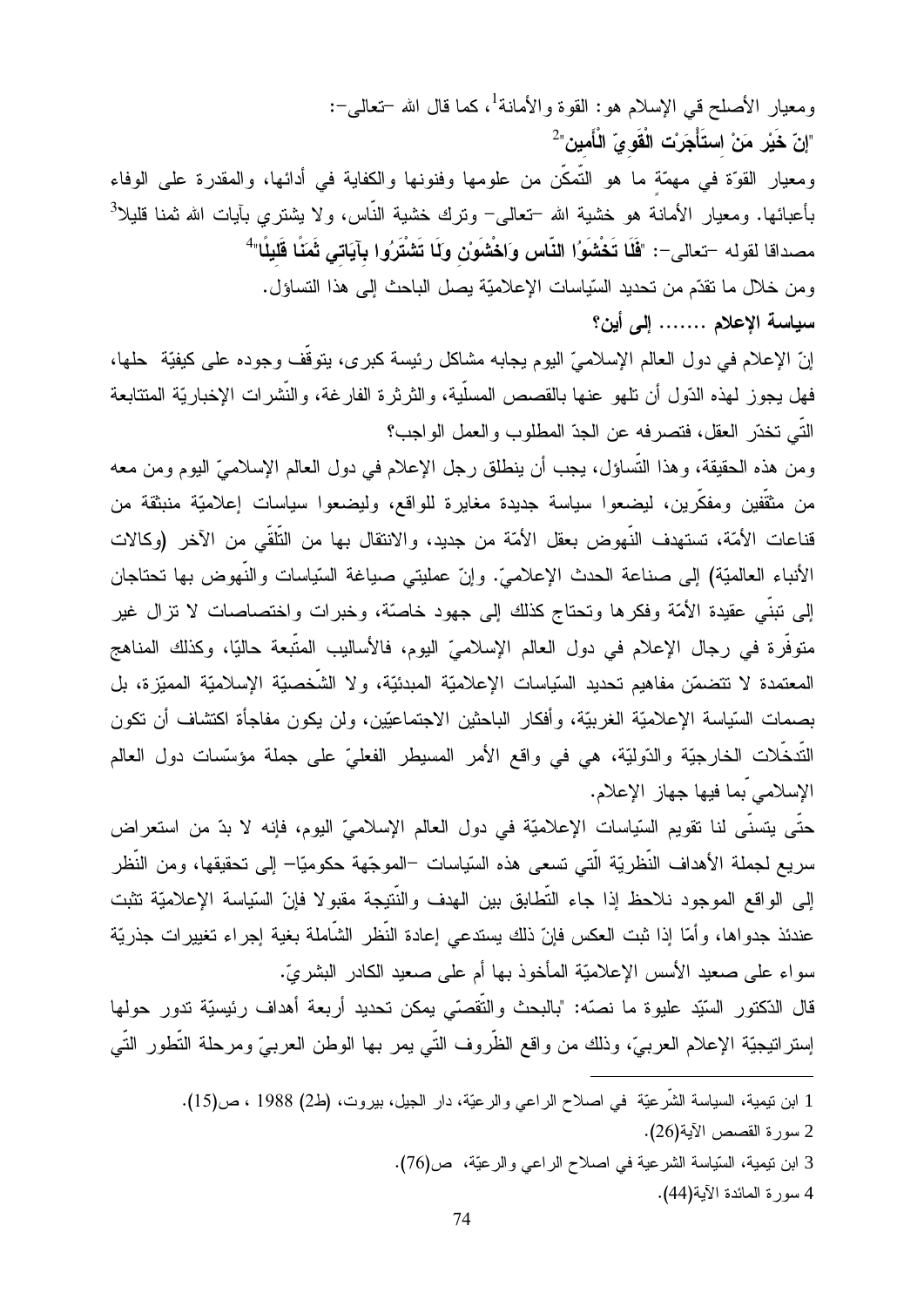ومعيار الأصلح في الإسلام هو: القوة والأمانة[1]، كما قال الله –تعالى–:

"**إنّ خَيْر مَنْ اسْتَأْجَرْت الْقَوِيّ الْأَمِين**"[2]

ومعيار القوّة في مهمّة ما هو التّمكّن من علومها وفنونها والكفاية في أدائها، والمقدرة على الوفاء بأعبائها. ومعيار الأمانة هو خشية الله –تعالى– وترك خشية النّاس، ولا يشتري بآيات الله ثمنا قليلا[3] مصداقا لقوله –تعالى–: "**فَلَا تَخْشَوُا النّاس وَاخْشَوْنِ وَلَا تَشْتَرُوا بِآيَاتِي ثَمَنًا قَلِيلًا**"[4]

ومن خلال ما تقدّم من تحديد السّياسات الإعلاميّة يصل الباحث إلى هذا التساؤل.

**سياسة الإعلام ....... إلى أين؟**

إنّ الإعلام في دول العالم الإسلاميّ اليوم يجابه مشاكل رئيسة كبرى، يتوقّف وجوده على كيفيّة حلها، فهل يجوز لهذه الدّول أن تلهو عنها بالقصص المسلّية، والثرثرة الفارغة، والنّشرات الإخباريّة المتتابعة الّتي تخدّر العقل، فتصرفه عن الجدّ المطلوب والعمل الواجب؟

ومن هذه الحقيقة، وهذا التّساؤل، يجب أن ينطلق رجل الإعلام في دول العالم الإسلاميّ اليوم ومن معه من مثقّفين ومفكّرين، ليضعوا سياسة جديدة مغايرة للواقع، وليضعوا سياسات إعلاميّة منبثقة من قناعات الأمّة، تستهدف النّهوض بعقل الأمّة من جديد، والانتقال بها من التّلقّي من الآخر (وكالات الأنباء العالميّة) إلى صناعة الحدث الإعلاميّ. وإنّ عمليتي صياغة السّياسات والنّهوض بها تحتاجان إلى تبنّي عقيدة الأمّة وفكرها وتحتاج كذلك إلى جهود خاصّة، وخبرات واختصاصات لا تزال غير متوفّرة في رجال الإعلام في دول العالم الإسلاميّ اليوم، فالأساليب المتّبعة حاليّا، وكذلك المناهج المعتمدة لا تتضمّن مفاهيم تحديد السّياسات الإعلاميّة المبدئيّة، ولا الشّخصيّة الإسلاميّة المميّزة، بل بصمات السّياسة الإعلاميّة الغربيّة، وأفكار الباحثين الاجتماعيّين، ولن يكون مفاجأة اكتشاف أن تكون التّدخّلات الخارجيّة والدّوليّة، هي في واقع الأمر المسيطر الفعليّ على جملة مؤسّسات دول العالم الإسلامي بما فيها جهاز الإعلام.

حتّى يتسنّى لنا تقويم السّياسات الإعلاميّة في دول العالم الإسلاميّ اليوم، فإنه لا بدّ من استعراض سريع لجملة الأهداف النّظريّة الّتي تسعى هذه السّياسات –الموجّهة حكوميّا– إلى تحقيقها، ومن النّظر إلى الواقع الموجود نلاحظ إذا جاء التّطابق بين الهدف والنّتيجة مقبولا فإنّ السّياسة الإعلاميّة تثبت عندئذ جدواها، وأمّا إذا ثبت العكس فإنّ ذلك يستدعي إعادة النّظر الشّاملة بغية إجراء تغييرات جذريّة سواء على صعيد الأسس الإعلاميّة المأخوذ بها أم على صعيد الكادر البشريّ.

قال الدّكتور السّيّد عليوة ما نصّه: "بالبحث والتّقصّي يمكن تحديد أربعة أهداف رئيسيّة تدور حولها إستراتيجيّة الإعلام العربيّ، وذلك من واقع الظّروف الّتي يمر بها الوطن العربيّ ومرحلة التّطور الّتي

---

1 ابن تيمية، السياسة الشّرعيّة في اصلاح الراعي والرعيّة، دار الجيل، بيروت، (ط2) 1988 ، ص(15).

2 سورة القصص الآية(26).

3 ابن تيمية، السّياسة الشرعية في اصلاح الراعي والرعيّة، ص(76).

4 سورة المائدة الآية(44).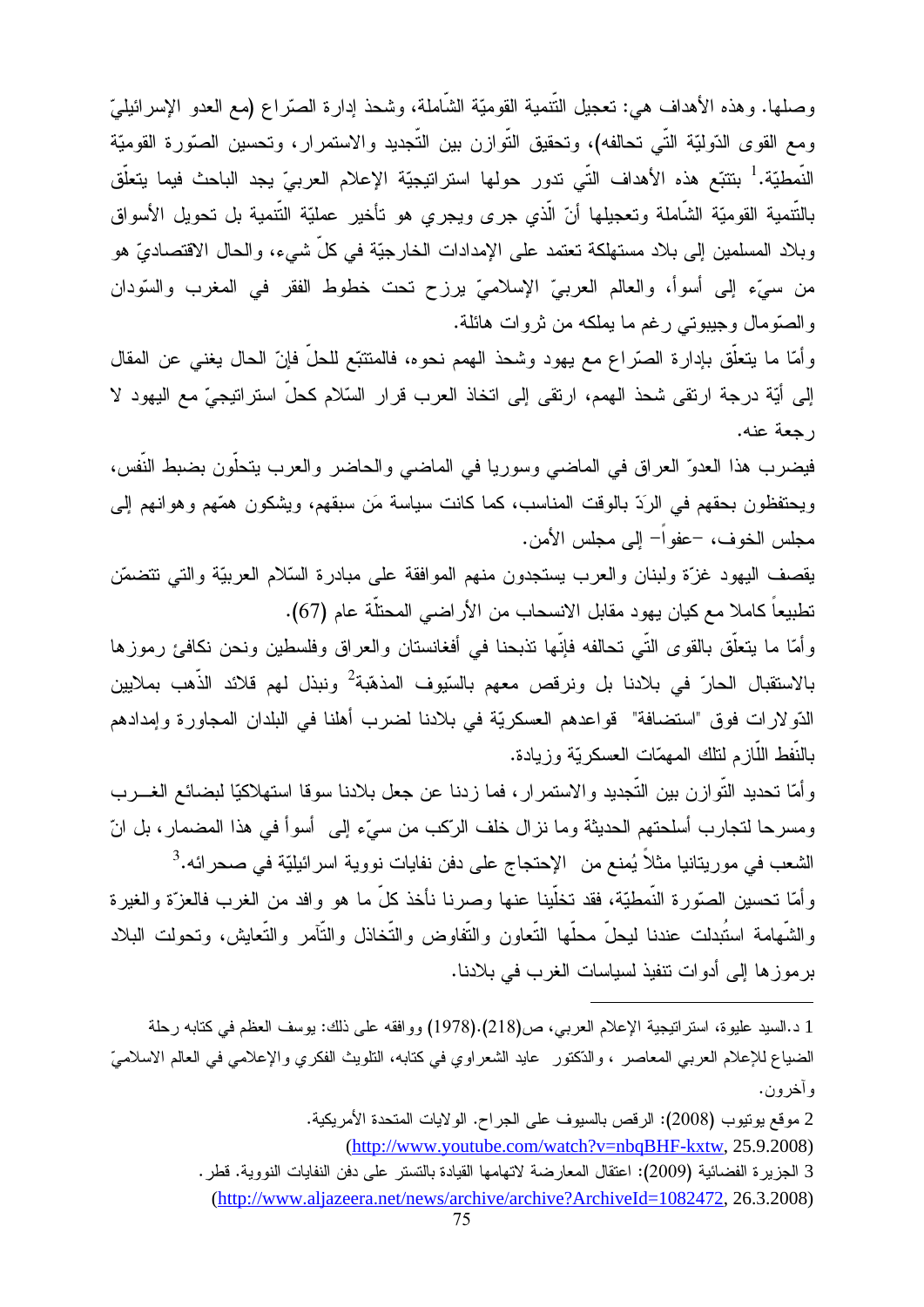وصلها. وهذه الأهداف هي: تعجيل التّنمية القوميّة الشّاملة، وشحذ إدارة الصّراع (مع العدو الإسرائيليّ ومع القوى الدّوليّة الّتي تحالفه)، وتحقيق التّوازن بين التّجديد والاستمرار، وتحسين الصّورة القوميّة النّمطيّة.[1] بتتبّع هذه الأهداف الّتي تدور حولها استراتيجيّة الإعلام العربيّ يجد الباحث فيما يتعلّق بالتّنمية القوميّة الشّاملة وتعجيلها أنّ الّذي جرى ويجري هو تأخير عمليّة التّنمية بل تحويل الأسواق وبلاد المسلمين إلى بلاد مستهلكة تعتمد على الإمدادات الخارجيّة في كلّ شيء، والحال الاقتصاديّ هو من سيّء إلى أسوأ، والعالم العربيّ الإسلاميّ يرزح تحت خطوط الفقر في المغرب والسّودان والصّومال وجيبوتي رغم ما يملكه من ثروات هائلة.

وأمّا ما يتعلّق بإدارة الصّراع مع يهود وشحذ الهمم نحوه، فالمتتبّع للحلّ فإنّ الحال يغني عن المقال إلى أيّة درجة ارتقى شحذ الهمم، ارتقى إلى اتخاذ العرب قرار السّلام كحلّ استراتيجيّ مع اليهود لا رجعة عنه.

فيضرب هذا العدوّ العراق في الماضي وسوريا في الماضي والحاضر والعرب يتحلّون بضبط النّفس، ويحتفظون بحقهم في الرّدّ بالوقت المناسب، كما كانت سياسة مَن سبقهم، ويشكون همّهم وهوانهم إلى مجلس الخوف، –عفواً– إلى مجلس الأمن.

يقصف اليهود غزّة ولبنان والعرب يستجدون منهم الموافقة على مبادرة السّلام العربيّة والتي تتضمّن تطبيعاً كاملا مع كيان يهود مقابل الانسحاب من الأراضي المحتلّة عام (67).

وأمّا ما يتعلّق بالقوى الّتي تحالفه فإنّها تذبحنا في أفغانستان والعراق وفلسطين ونحن نكافئ رموزها بالاستقبال الحارّ في بلادنا بل ونرقص معهم بالسّيوف المذهّبة[2] ونبذل لهم قلائد الذّهب بملايين الدّولارات فوق "استضافة" قواعدهم العسكريّة في بلادنا لضرب أهلنا في البلدان المجاورة وإمدادهم بالنّفط اللّازم لتلك المهمّات العسكريّة وزيادة.

وأمّا تحديد التّوازن بين التّجديد والاستمرار، فما زدنا عن جعل بلادنا سوقا استهلاكيّا لبضائع الغـرب ومسرحا لتجارب أسلحتهم الحديثة وما نزال خلف الرّكب من سيّء إلى أسوأ في هذا المضمار، بل انّ الشعب في موريتانيا مثلاً يُمنع من الإحتجاج على دفن نفايات نووية اسرائيليّة في صحرائه.[3]

وأمّا تحسين الصّورة النّمطيّة، فقد تخلّينا عنها وصرنا نأخذ كلّ ما هو وافد من الغرب فالعزّة والغيرة والشّهامة استُبدلت عندنا ليحلّ محلّها التّعاون والتّفاوض والتّخاذل والتّآمر والتّعايش، وتحولت البلاد برموزها إلى أدوات تنفيذ لسياسات الغرب في بلادنا.

---

1 د.السيد عليوة، استراتيجية الإعلام العربي، ص(218).(1978) ووافقه على ذلك: يوسف العظم في كتابه رحلة الضياع للإعلام العربي المعاصر ، والدّكتور عايد الشعراوي في كتابه، التلويث الفكري والإعلامي في العالم الاسلاميّ وآخرون.

2 موقع يوتيوب (2008): الرقص بالسيوف على الجراح. الولايات المتحدة الأمريكية.
(http://www.youtube.com/watch?v=nbqBHF-kxtw, 25.9.2008)

3 الجزيرة الفضائية (2009): اعتقال المعارضة لاتهامها القيادة بالتستر على دفن النفايات النووية. قطر.
(http://www.aljazeera.net/news/archive/archive?ArchiveId=1082472, 26.3.2008)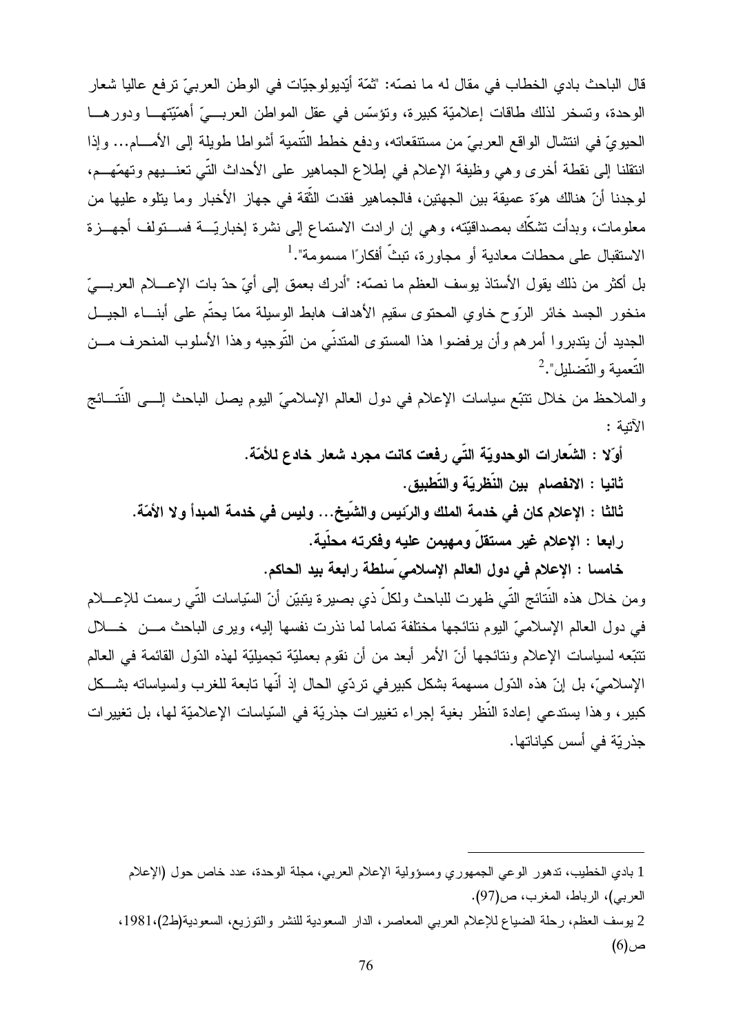قال الباحث بادي الخطاب في مقال له ما نصّه: "ثمّة أيّديولوجيّات في الوطن العربيّ ترفع عاليا شعار الوحدة، وتسخر لذلك طاقات إعلاميّة كبيرة، وتؤسّس في عقل المواطن العربيّ أهمّيّتها ودورها الحيويّ في انتشال الواقع العربيّ من مستنقعاته، ودفع خطط التّنمية أشواطا طويلة إلى الأمام... وإذا انتقلنا إلى نقطة أخرى وهي وظيفة الإعلام في إطلاع الجماهير على الأحداث التّي تعنيهم وتهمّهم، لوجدنا أنّ هنالك هوّة عميقة بين الجهتين، فالجماهير فقدت الثّقة في جهاز الأخبار وما يتلوه عليها من معلومات، وبدأت تشكّك بمصداقيّته، وهي إن ارادت الاستماع إلى نشرة إخباريّة فستولف أجهزة الاستقبال على محطات معادية أو مجاورة، تبثّ أفكارًا مسمومة".[1]

بل أكثر من ذلك يقول الأستاذ يوسف العظم ما نصّه: "أدرك بعمق إلى أيّ حدّ بات الإعلام العربيّ منخور الجسد خائر الرّوح خاوي المحتوى سقيم الأهداف هابط الوسيلة ممّا يحتّم على أبناء الجيل الجديد أن يتدبروا أمرهم وأن يرفضوا هذا المستوى المتدنّي من التّوجيه وهذا الأسلوب المنحرف من التّعمية والتّضليل".[2]

والملاحظ من خلال تتبّع سياسات الإعلام في دول العالم الإسلاميّ اليوم يصل الباحث إلى النّتائج الآتية :

**أوّلا : الشّعارات الوحدويّة التّي رفعت كانت مجرد شعار خادع للأمّة.**

**ثانيا : الانفصام بين النّظريّة والتّطبيق.**

**ثالثا : الإعلام كان في خدمة الملك والرّئيس والشّيخ... وليس في خدمة المبدأ ولا الأمّة.**

**رابعا : الإعلام غير مستقلّ ومهيمن عليه وفكرته محلّية.**

**خامسا : الإعلام في دول العالم الإسلامي سلطة رابعة بيد الحاكم.**

ومن خلال هذه النّتائج التّي ظهرت للباحث ولكلّ ذي بصيرة يتبيّن أنّ السّياسات التّي رسمت للإعلام في دول العالم الإسلاميّ اليوم نتائجها مختلفة تماما لما نذرت نفسها إليه، ويرى الباحث من خلال تتبّعه لسياسات الإعلام ونتائجها أنّ الأمر أبعد من أن نقوم بعمليّة تجميليّة لهذه الدّول القائمة في العالم الإسلاميّ، بل إنّ هذه الدّول مسهمة بشكل كبيرفي تردّي الحال إذ أنّها تابعة للغرب ولسياساته بشكل كبير، وهذا يستدعي إعادة النّظر بغية إجراء تغييرات جذريّة في السّياسات الإعلاميّة لها، بل تغييرات جذريّة في أسس كياناتها.

---

1 بادي الخطيب، تدهور الوعي الجمهوري ومسؤولية الإعلام العربي، مجلة الوحدة، عدد خاص حول (الإعلام العربي)، الرباط، المغرب، ص(97).

2 يوسف العظم، رحلة الضياع للإعلام العربي المعاصر، الدار السعودية للنشر والتوزيع، السعودية(ط2)،1981، ص(6)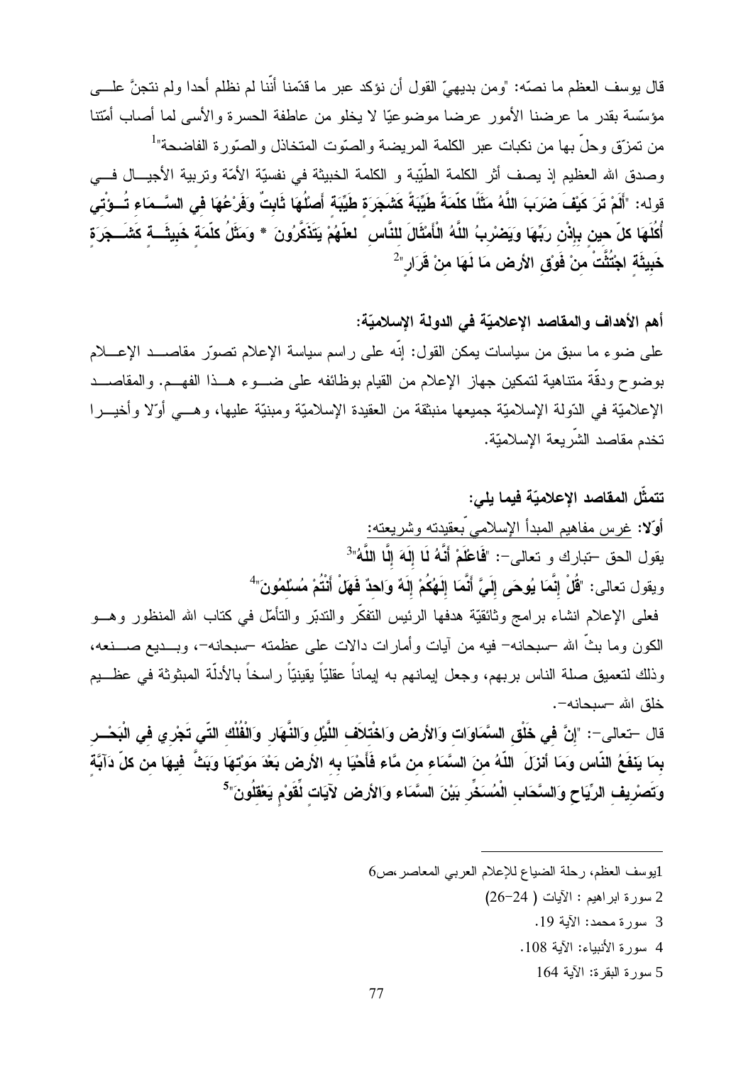قال يوسف العظم ما نصّه: "ومن بديهيّ القول أن نؤكد عبر ما قدّمنا أنّنا لم نظلم أحدا ولم نتجنَّ على مؤسّسة بقدر ما عرضنا الأمور عرضا موضوعيّا لا يخلو من عاطفة الحسرة والأسى لما أصاب أمّتنا من تمزّق وحلّ بها من نكبات عبر الكلمة المريضة والصّوت المتخاذل والصّورة الفاضحة"[1]

وصدق الله العظيم إذ يصف أثر الكلمة الطّيّبة و الكلمة الخبيثة في نفسيّة الأمّة وتربية الأجيال في قوله: **"أَلَمْ تَرَ كَيْفَ ضَرَبَ اللّهُ مَثَلاً كلمَةً طَيِّبَةً كَشَجَرَة طَيِّبَة أَصلُهَا ثَابتٌ وَفَرْعُهَا في السَّمَاء تُؤْتي أُكُلَهَا كلّ حين بإِذْن رَبِّهَا وَيَضْرِبُ اللّهُ الأَمْثَالَ للنَّاس لعلّهُمْ يَتَذَكَّرُونَ * وَمَثلُ كلمَة خَبِيثَة كَشَجَرَة خَبِيثَة اجْتُثَّتْ منْ فَوْق الأرض مَا لَهَا منْ قَرَار"**[2]

**أهم الأهداف والمقاصد الإعلاميّة في الدولة الإسلاميّة:**

على ضوء ما سبق من سياسات يمكن القول: إنّه على راسم سياسة الإعلام تصوّر مقاصد الإعلام بوضوح ودقّة متناهية لتمكين جهاز الإعلام من القيام بوظائفه على ضوء هذا الفهم. والمقاصد الإعلاميّة في الدّولة الإسلاميّة جميعها منبثقة من العقيدة الإسلاميّة ومبنيّة عليها، وهي أوّلا وأخيرا تخدم مقاصد الشّريعة الإسلاميّة.

**تتمثّل المقاصد الإعلاميّة فيما يلي:**

**أوّلا:** غرس مفاهيم المبدأ الإسلامي بعقيدته وشريعته:

يقول الحق –تبارك و تعالى–: **"فَاعْلَمْ أَنَّهُ لَا إِلَهَ إِلَّا اللَّهُ"**[3]

ويقول تعالى: **"قُلْ إِنَّمَا يُوحَى إِلَيَّ أَنَّمَا إِلَهُكُمْ إِلَهٌ وَاحدٌ فَهَلْ أَنْتُمْ مُسْلمُونَ"**[4]

فعلى الإعلام انشاء برامج وثائقيّة هدفها الرئيس التفكّر والتدبّر والتأمّل في كتاب الله المنظور وهو الكون وما بثّ الله –سبحانه– فيه من آيات وأمارات دالات على عظمته –سبحانه–، وبديع صنعه، وذلك لتعميق صلة الناس بربهم، وجعل إيمانهم به إيماناً عقليّاً يقينيّاً راسخاً بالأدلّة المبثوثة في عظيم خلق الله –سبحانه–.

قال –تعالى–: **"إِنَّ في خَلْق السَّمَاوَات وَالأرض وَاخْتلَاف اللَّيْل وَالنَّهَار وَالْفُلْك التّي تَجْري في الْبَحْر بمَا يَنفَعُ النَّاس وَمَا أَنزَلَ اللّهُ منَ السَّمَاء من مَّاء فَأَحْيَا به الأرض بَعْدَ مَوْتهَا وَبَثَّ فيهَا من كلّ دَآبَّة وَتَصْريف الرِّيَاح وَالسَّحَاب الْمُسَخِّر بَيْنَ السَّمَاء وَالأرض لآيَات لِّقَوْم يَعْقلُونَ"**[5]

---

[1] يوسف العظم، رحلة الضياع للإعلام العربي المعاصر،ص6

[2] سورة ابراهيم : الآيات ( 24–26)

[3] سورة محمد: الآية 19.

[4] سورة الأنبياء: الآية 108.

[5] سورة البقرة: الآية 164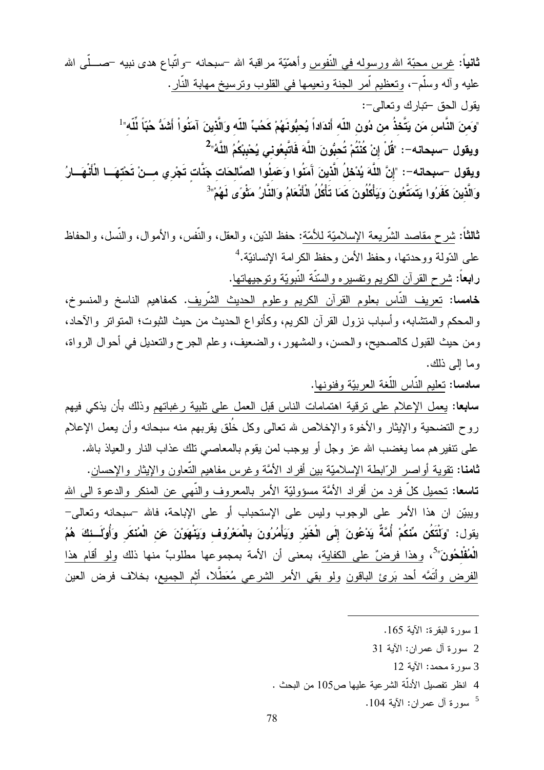**ثانياً:** غرس محبّة الله ورسوله في النّفوس وأهمّيّة مراقبة الله -سبحانه -واتّباع هدى نبيه -صلّى الله عليه وآله وسلّم-، وتعظيم أمر الجنة ونعيمها في القلوب وترسيخ مهابة النّار.

يقول الحق -تبارك وتعالى-:

**"وَمِنَ النَّاسِ مَن يَتَّخِذُ مِن دُونِ اللّهِ أَندَاداً يُحِبُّونَهُمْ كَحُبِّ اللّهِ وَالَّذِينَ آمَنُواْ أَشَدُّ حُبّاً لِّلّهِ"**[1]

**ويقول -سبحانه-: "قُلْ إِنْ كُنْتُمْ تُحِبُّونَ اللَّهَ فَاتَّبِعُونِي يُحْبِبْكُمُ اللَّهُ"**[2]

**ويقول -سبحانه-: "إِنَّ اللَّهَ يُدْخِلُ الَّذِينَ آمَنُوا وَعَمِلُوا الصَّالِحَاتِ جَنَّاتٍ تَجْرِي مِنْ تَحْتِهَا الْأَنْهَارُ وَالَّذِينَ كَفَرُوا يَتَمَتَّعُونَ وَيَأْكُلُونَ كَمَا تَأْكُلُ الْأَنْعَامُ وَالنَّارُ مَثْوًى لَهُمْ"**[3]

**ثالثاً:** شرح مقاصد الشّريعة الإسلاميّة للأمّة: حفظ الدّين، والعقل، والنّفس، والأموال، والنّسل، والحفاظ على الدّولة ووحدتها، وحفظ الأمن وحفظ الكرامة الإنسانيّة.[4]

**رابعاً:** شرح القرآن الكريم وتفسيره والسنّة النّبويّة وتوجيهاتها.

**خامسا:** تعريف النّاس بعلوم القرآن الكريم وعلوم الحديث الشّريف. كمفاهيم الناسخ والمنسوخ، والمحكم والمتشابه، وأسباب نزول القرآن الكريم، وكأنواع الحديث من حيث الثبوت؛ المتواتر والآحاد، ومن حيث القبول كالصحيح، والحسن، والمشهور، والضعيف، وعلم الجرح والتعديل في أحوال الرواة، وما إلى ذلك.

**سادسا:** تعليم النّاس اللّغة العربيّة وفنونها.

**سابعا:** يعمل الإعلام على ترقية اهتمامات الناس قبل العمل على تلبية رغباتهم وذلك بأن يذكي فيهم روح التضحية والإيثار والأخوة والإخلاص لله تعالى وكل خُلق يقربهم منه سبحانه وأن يعمل الإعلام على تنفيرهم مما يغضب الله عز وجل أو يوجب لمن يقوم بالمعاصي تلك عذاب النار والعياذ بالله.

**ثامنا:** تقوية أواصر الرّابطة الإسلاميّة بين أفراد الأمّة وغرس مفاهيم التّعاون والإيثار والإحسان.

**تاسعا:** تحميل كلّ فرد من أفراد الأمّة مسؤوليّة الأمر بالمعروف والنّهي عن المنكر والدعوة الى الله ويبيّن ان هذا الأمر على الوجوب وليس على الإستحباب أو على الإباحة، فالله -سبحانه وتعالى- يقول: **"وَلْتَكُن مِّنكُمْ أُمَّةٌ يَدْعُونَ إِلَى الْخَيْرِ وَيَأْمُرُونَ بِالْمَعْرُوفِ وَيَنْهَوْنَ عَنِ الْمُنكَرِ وَأُولَـئِكَ هُمُ الْمُفْلِحُونَ"**[5]، وهذا فرضٌ على الكفاية، بمعنى أن الأمة بمجموعها مطلوبٌ منها ذلك ولو أقام هذا الفرض وأتَمَّه أحد بَرِئَ الباقون ولو بقي الأمر الشرعي مُعَطَّلا، أَثِم الجميع، بخلاف فرض العين

---

1 سورة البقرة: الآية 165.

2 سورة آل عمران: الآية 31

3 سورة محمد: الآية 12

4 انظر تفصيل الأدلّة الشرعية عليها ص105 من البحث .

5 سورة آل عمران: الآية 104.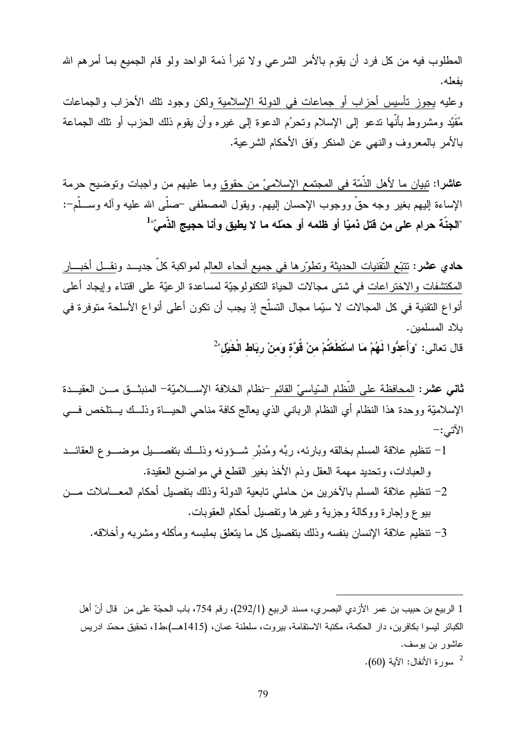المطلوب فيه من كل فرد أن يقوم بالأمر الشرعي ولا تبرأ ذمة الواحد ولو قام الجميع بما أمرهم الله بفعله.

وعليه يجوز تأسيس أحزاب أو جماعات في الدولة الإسلامية ولكن وجود تلك الأحزاب والجماعات مُقيَّد ومشروط بأنّها تدعو إلى الإسلام وتحرُم الدعوة إلى غيره وأن يقوم ذلك الحزب أو تلك الجماعة بالأمر بالمعروف والنهي عن المنكر وَفق الأحكام الشرعية.

**عاشرا:** تبيان ما لأهل الذّمّة في المجتمع الإسلاميّ من حقوق وما عليهم من واجبات وتوضيح حرمة الإساءة إليهم بغير وجه حقّ ووجوب الإحسان إليهم. ويقول المصطفى -صلّى الله عليه وآله وسلّم-: "**الجنّة حرام على من قتل ذميّا أو ظلمه أو حمّله ما لا يطيق وأنا حجيج الذّميّ**"[1]

**حادي عشر:** تتبّع التّقنيات الحديثة وتطوّرها في جميع أنحاء العالم لمواكبة كلّ جديد ونقل أخبار المكتشفات والاختراعات في شتى مجالات الحياة التكنولوجيّة لمساعدة الرعيّة على اقتناء وإيجاد أعلى أنواع التقنية في كل المجالات لا سيّما مجال التسلّح إذ يجب أن تكون أعلى أنواع الأسلحة متوفرة في بلاد المسلمين.

قال تعالى: "**وَأَعِدُّوا لَهُمْ مَا اسْتَطَعْتُمْ مِنْ قُوَّةٍ وَمِنْ رِبَاطِ الْخَيْلِ**"[2]

**ثاني عشر:** المحافظة على النّظام السّياسيّ القائم -نظام الخلافة الإسلاميّة- المنبثق من العقيدة الإسلاميّة ووحدة هذا النظام أي النظام الرباني الذي يعالج كافة مناحي الحياة وذلك يتلخص في الآتي:-

1- تنظيم علاقة المسلم بخالقه وبارئه، ربّه ومُدبِّر شؤونه وذلك بتفصيل موضوع العقائد والعبادات، وتحديد مهمة العقل وذم الأخذ بغير القطع في مواضيع العقيدة.
2- تنظيم علاقة المسلم بالآخرين من حاملي تابعية الدولة وذلك بتفصيل أحكام المعاملات من بيوع وإجارة ووكالة وجزية وغيرها وتفصيل أحكام العقوبات.
3- تنظيم علاقة الإنسان بنفسه وذلك بتفصيل كل ما يتعلق بملبسه ومأكله ومشربه وأخلاقه.

---

1 الربيع بن حبيب بن عمر الأزدي البصري، مسند الربيع (292/1)، رقم 754، باب الحجّة على من قال أنّ أهل الكبائر ليسوا بكافرين، دار الحكمة، مكتبة الاستقامة، بيروت، سلطنة عمان، (1415هـ)،ط1، تحقيق محمّد ادريس عاشور بن يوسف.

2 سورة الأنفال: الآية (60).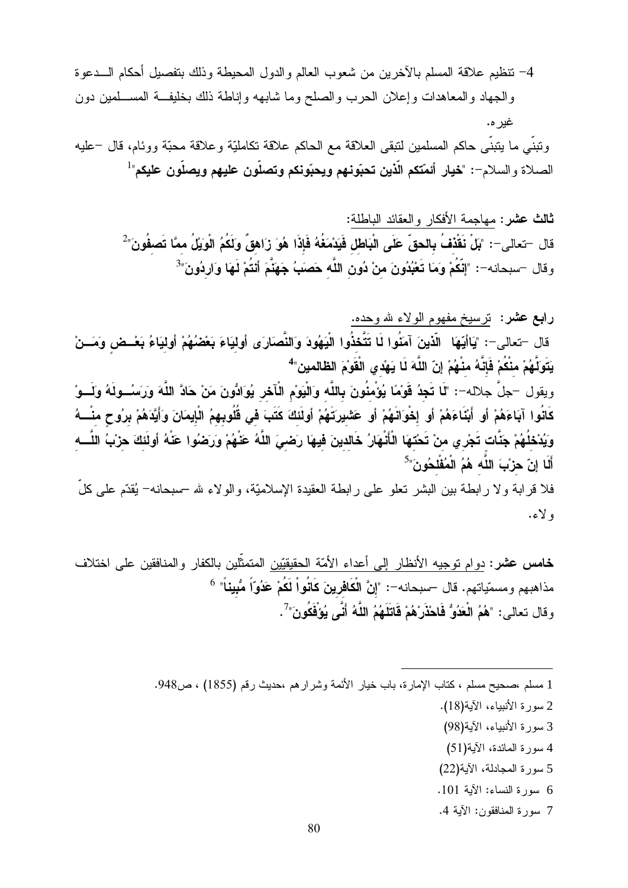4- تنظيم علاقة المسلم بالآخرين من شعوب العالم والدول المحيطة وذلك بتفصيل أحكام الدعوة والجهاد والمعاهدات وإعلان الحرب والصلح وما شابهه وإناطة ذلك بخليفة المسلمين دون غيره.

وتبنّي ما يتبنّى حاكم المسلمين لتبقى العلاقة مع الحاكم علاقة تكامليّة وعلاقة محبّة ووئام، قال -عليه الصلاة والسلام-: "**خيار أئمّتكم الّذين تحبّونهم ويحبّونكم وتصلّون عليهم ويصلّون عليكم**"[1]

**ثالث عشر:** مهاجمة الأفكار والعقائد الباطلة:

قال -تعالى-: "**بَلْ نَقْذِفُ بِالحقِّ عَلَى الْبَاطِلِ فَيَدْمَغُهُ فَإِذَا هُوَ زَاهِقٌ وَلَكُمُ الْوَيْلُ ممَّا تَصِفُونَ**"[2]

وقال -سبحانه-: "**إِنَّكُمْ وَمَا تَعْبُدُونَ مِنْ دُونِ اللَّهِ حَصَبُ جَهَنَّمَ أَنتُمْ لَهَا وَارِدُونَ**"[3]

**رابع عشر:** ترسيخ مفهوم الولاء لله وحده.

قال -تعالى-: "**يَاأَيّهَا الّذينَ آمَنُوا لَا تَتَّخذُوا الْيَهُودَ وَالنَّصَارَى أَوليَاءَ بَعْضُهُمْ أَوليَاءُ بَعْضٍ وَمَنْ يَتَوَلَّهُمْ منْكُمْ فَإنَّهُ منْهُمْ إنّ اللَّهَ لَا يَهْدي الْقَوْمَ الظالمين**"[4]

ويقول -جلَّ جلاله-: "**لَا تَجِدُ قَوْمًا يُؤْمِنُونَ بِاللَّه وَالْيَوْمِ الْآخرِ يُوَادُّونَ مَنْ حَادَّ اللَّهَ وَرَسُولَهُ وَلَوْ كَانُوا آبَاءَهُمْ أَو أَبْنَاءَهُمْ أَو إِخْوَانَهُمْ أَو عَشيرَتَهُمْ أولَئكَ كَتَبَ في قُلُوبِهِمُ الْإِيمَانَ وَأَيَّدَهُمْ بِرُوحٍ منْهُ وَيُدْخلُهُمْ جَنَّات تَجْرِي منْ تَحْتهَا الْأَنْهَارُ خَالدينَ فيهَا رَضيَ اللَّهُ عَنْهُمْ وَرَضُوا عَنْهُ أولَئكَ حزْبُ اللَّه أَلَا إنّ حزْبَ اللَّه هُمُ الْمُفْلحُونَ**"[5]

فلا قرابة ولا رابطة بين البشر تعلو على رابطة العقيدة الإسلاميّة، والولاء لله -سبحانه- يُقدّم على كلّ ولاء.

**خامس عشر:** دوام توجيه الأنظار إلى أعداء الأمّة الحقيقيّين المتمثّلين بالكفار والمنافقين على اختلاف مذاهبهم ومسمّياتهم. قال -سبحانه-: "**إِنَّ الْكَافِرِينَ كَانُواْ لَكُمْ عَدُوّاً مُّبِيناً**" [6]

وقال تعالى: "**هُمُ الْعَدُوُّ فَاحْذَرْهُمْ قَاتَلَهُمُ اللَّهُ أَنَّى يُؤْفَكُونَ**"[7].

---

1 مسلم ،صحيح مسلم ، كتاب الإمارة، باب خيار الأئمة وشرارهم ،حديث رقم (1855) ، ص948.

2 سورة الأنبياء، الآية(18).

3 سورة الأنبياء، الآية(98)

4 سورة المائدة، الآية(51)

5 سورة المجادلة، الآية(22)

6 سورة النساء: الآية 101.

7 سورة المنافقون: الآية 4.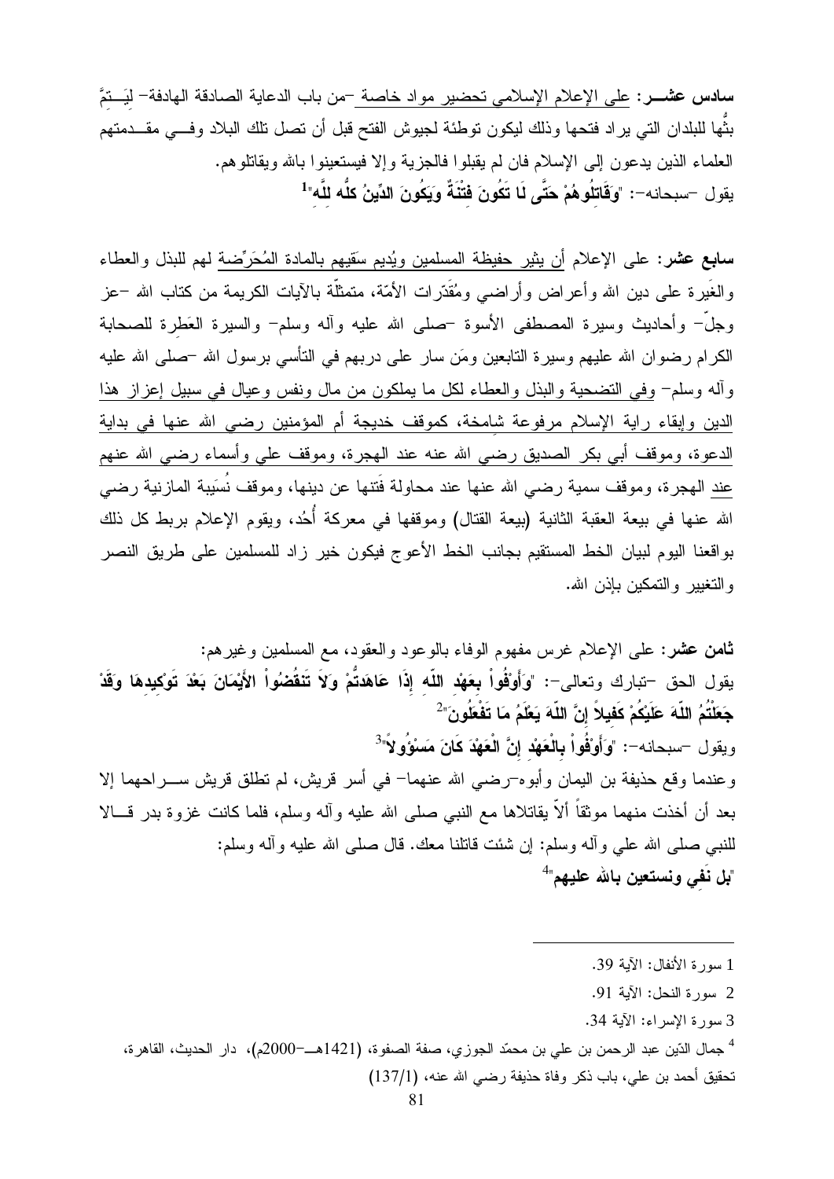**سادس عشـــر:** على الإعلام الإسلامي تحضير مواد خاصة –من باب الدعاية الصادقة الهادفة– ليَــتمَّ بثُّها للبلدان التي يراد فتحها وذلك ليكون توطئة لجيوش الفتح قبل أن تصل تلك البلاد وفــي مقــدمتهم العلماء الذين يدعون إلى الإسلام فان لم يقبلوا فالجزية وإلا فيستعينوا بالله ويقاتلوهم.

يقول –سبحانه–: "**وَقَاتِلُوهُمْ حَتَّى لَا تَكُونَ فِتْنَةٌ وَيَكُونَ الدِّينُ كلُّه للَّه**"[1]

**سابع عشر:** على الإعلام أن يثير حفيظة المسلمين ويُديم سَقيهم بالمادة المُحَرِّضة لهم للبذل والعطاء والغَيرة على دين الله وأعراض وأراضي ومُقَدَّرات الأمّة، متمثّلة بالآيات الكريمة من كتاب الله –عز وجلّ– وأحاديث وسيرة المصطفى الأسوة –صلى الله عليه وآله وسلم– والسيرة العَطِرة للصحابة الكرام رضوان الله عليهم وسيرة التابعين ومَن سار على دربهم في التأسي برسول الله –صلى الله عليه وآله وسلم– وفي التضحية والبذل والعطاء لكل ما يملكون من مال ونفس وعيال في سبيل إعزاز هذا الدين وإبقاء راية الإسلام مرفوعة شامخة، كموقف خديجة أم المؤمنين رضي الله عنها في بداية الدعوة، وموقف أبي بكر الصديق رضي الله عنه عند الهجرة، وموقف علي وأسماء رضي الله عنهم عند الهجرة، وموقف سمية رضي الله عنها عند محاولة فَتنها عن دينها، وموقف نُسَيبة المازنية رضي الله عنها في بيعة العقبة الثانية (بيعة القتال) وموقفها في معركة أُحُد، ويقوم الإعلام بربط كل ذلك بواقعنا اليوم لبيان الخط المستقيم بجانب الخط الأعوج فيكون خير زاد للمسلمين على طريق النصر والتغيير والتمكين بإذن الله.

**ثامن عشر:** على الإعلام غرس مفهوم الوفاء بالوعود والعقود، مع المسلمين وغيرهم:

يقول الحق –تبارك وتعالى–: "**وَأَوْفُواْ بِعَهْدِ اللّهِ إِذَا عَاهَدتُّمْ وَلاَ تَنقُضُواْ الأَيْمَانَ بَعْدَ تَوْكِيدِهَا وَقَدْ جَعَلْتُمُ اللّهَ عَلَيْكُمْ كَفِيلاً إِنَّ اللّهَ يَعْلَمُ مَا تَفْعَلُونَ**"[2]

ويقول –سبحانه–: "**وَأَوْفُواْ بِالْعَهْدِ إِنَّ الْعَهْدَ كَانَ مَسْؤُولاً**"[3]

وعندما وقع حذيفة بن اليمان وأبوه–رضي الله عنهما– في أسر قريش، لم تطلق قريش ســراحهما إلا بعد أن أخذت منهما موثقاً ألاّ يقاتلاها مع النبي صلى الله عليه وآله وسلم، فلما كانت غزوة بدر قــالا للنبي صلى الله علي وآله وسلم: إن شئت قاتلنا معك. قال صلى الله عليه وآله وسلم:

"**بل نَفِي ونستعين بالله عليهم**"[4]

---

[1] سورة الأنفال: الآية 39.

[2] سورة النحل: الآية 91.

[3] سورة الإسراء: الآية 34.

[4] جمال الدّين عبد الرحمن بن علي بن محمّد الجوزي، صفة الصفوة، (1421هــ–2000م)، دار الحديث، القاهرة، تحقيق أحمد بن علي، باب ذكر وفاة حذيفة رضي الله عنه، (137/1)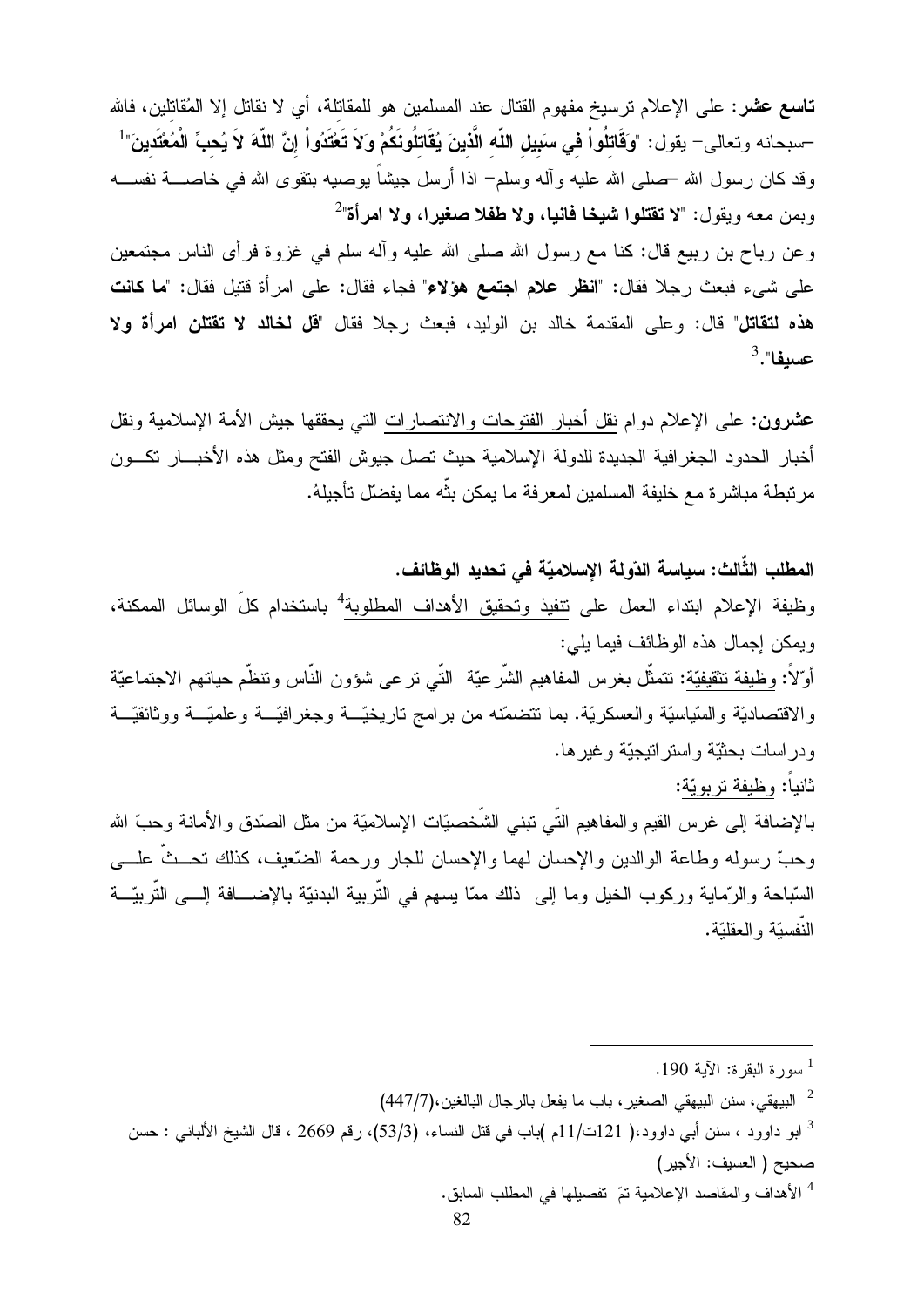**تاسع عشر:** على الإعلام ترسيخ مفهوم القتال عند المسلمين هو للمقاتلة، أي لا نقاتل إلا المُقاتِلين، فالله –سبحانه وتعالى– يقول: "**وَقَاتِلُواْ فِي سَبِيلِ اللّهِ الَّذِينَ يُقَاتِلُونَكُمْ وَلاَ تَعْتَدُواْ إِنَّ اللّهَ لاَ يُحِبِّ الْمُعْتَدِينَ**"[1] وقد كان رسول الله –صلى الله عليه وآله وسلم– اذا أرسل جيشاً يوصيه بتقوى الله في خاصة نفسه وبمن معه ويقول: "**لا تقتلوا شيخا فانيا، ولا طفلا صغيرا، ولا امرأة**"[2]

وعن رباح بن ربيع قال: كنا مع رسول الله صلى الله عليه وآله سلم في غزوة فرأى الناس مجتمعين على شيء فبعث رجلا فقال: "**انظر علام اجتمع هؤلاء**" فجاء فقال: على امرأة قتيل فقال: "**ما كانت هذه لتقاتل**" قال: وعلى المقدمة خالد بن الوليد، فبعث رجلا فقال "**قل لخالد لا تقتلن امرأة ولا عسيفا**".[3]

**عشرون:** على الإعلام دوام نقل أخبار الفتوحات والانتصارات التي يحققها جيش الأمة الإسلامية ونقل أخبار الحدود الجغرافية الجديدة للدولة الإسلامية حيث تصل جيوش الفتح ومثل هذه الأخبار تكون مرتبطة مباشرة مع خليفة المسلمين لمعرفة ما يمكن بثّه مما يفضّل تأجيلهُ.

**المطلب الثّالث: سياسة الدّولة الإسلاميّة في تحديد الوظائف.**

وظيفة الإعلام ابتداء العمل على تنفيذ وتحقيق الأهداف المطلوبة[4] باستخدام كلّ الوسائل الممكنة، ويمكن إجمال هذه الوظائف فيما يلي:

أوّلاً: وظيفة تثقيفيّة: تتمثّل بغرس المفاهيم الشّرعيّة التّي ترعى شؤون النّاس وتنظّم حياتهم الاجتماعيّة والاقتصاديّة والسّياسيّة والعسكريّة. بما تتضمّنه من برامج تاريخيّة وجغرافيّة وعلميّة ووثائقيّة ودراسات بحثيّة واستراتيجيّة وغيرها.

ثانياً: وظيفة تربويّة:

بالإضافة إلى غرس القيم والمفاهيم التّي تبني الشّخصيّات الإسلاميّة من مثل الصّدق والأمانة وحبّ الله وحبّ رسوله وطاعة الوالدين والإحسان لهما والإحسان للجار ورحمة الضّعيف، كذلك تحثّ على السّباحة والرّماية وركوب الخيل وما إلى ذلك ممّا يسهم في التّربية البدنيّة بالإضافة إلى التّربيّة النّفسيّة والعقليّة.

---

[1] سورة البقرة: الآية 190.

[2] البيهقي، سنن البيهقي الصغير، باب ما يفعل بالرجال البالغين،(447/7)

[3] ابو داوود ، سنن أبي داوود،( 121ت/11م )باب في قتل النساء، (53/3)، رقم 2669 ، قال الشيخ الألباني : حسن صحيح ( العسيف: الأجير)

[4] الأهداف والمقاصد الإعلامية تمّ تفصيلها في المطلب السابق.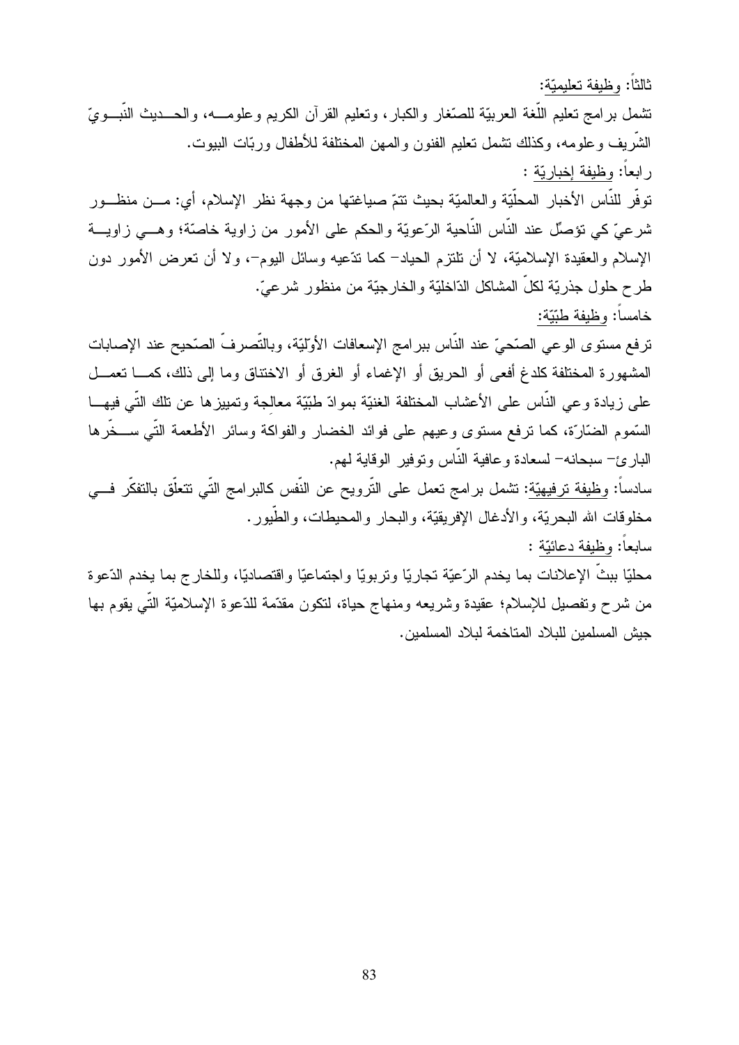ثالثاً: وظيفة تعليميّة:

تشمل برامج تعليم اللّغة العربيّة للصّغار والكبار، وتعليم القرآن الكريم وعلومه، والحديث النّبويّ الشّريف وعلومه، وكذلك تشمل تعليم الفنون والمهن المختلفة للأطفال وربّات البيوت.

رابعاً: وظيفة إخباريّة :

توفّر للنّاس الأخبار المحلّيّة والعالميّة بحيث تتمّ صياغتها من وجهة نظر الإسلام، أي: من منظور شرعيّ كي تؤصّل عند النّاس النّاحية الرّعويّة والحكم على الأمور من زاوية خاصّة؛ وهي زاوية الإسلام والعقيدة الإسلاميّة، لا أن تلتزم الحياد– كما تدّعيه وسائل اليوم–، ولا أن تعرض الأمور دون طرح حلول جذريّة لكلّ المشاكل الدّاخليّة والخارجيّة من منظور شرعيّ.

خامساً: وظيفة طبّيّة:

ترفع مستوى الوعي الصّحيّ عند النّاس ببرامج الإسعافات الأوّليّة، وبالتّصرف الصّحيح عند الإصابات المشهورة المختلفة كلدغ أفعى أو الحريق أو الإغماء أو الغرق أو الاختناق وما إلى ذلك، كما تعمل على زيادة وعي النّاس على الأعشاب المختلفة الغنيّة بموادّ طبّيّة معالِجة وتمييزها عن تلك الّتي فيها السّموم الضّارّة، كما ترفع مستوى وعيهم على فوائد الخضار والفواكة وسائر الأطعمة الّتي سخّرها البارئ– سبحانه– لسعادة وعافية النّاس وتوفير الوقاية لهم.

سادساً: وظيفة ترفيهيّة: تشمل برامج تعمل على التّرويح عن النّفس كالبرامج الّتي تتعلّق بالتفكّر في مخلوقات الله البحريّة، والأدغال الإفريقيّة، والبحار والمحيطات، والطّيور.

سابعاً: وظيفة دعائيّة :

محليّا ببثّ الإعلانات بما يخدم الرّعيّة تجاريّا وتربويّا واجتماعيّا واقتصاديّا، وللخارج بما يخدم الدّعوة من شرح وتفصيل للإسلام؛ عقيدة وشريعه ومنهاج حياة، لتكون مقدّمة للدّعوة الإسلاميّة الّتي يقوم بها جيش المسلمين للبلاد المتاخمة لبلاد المسلمين.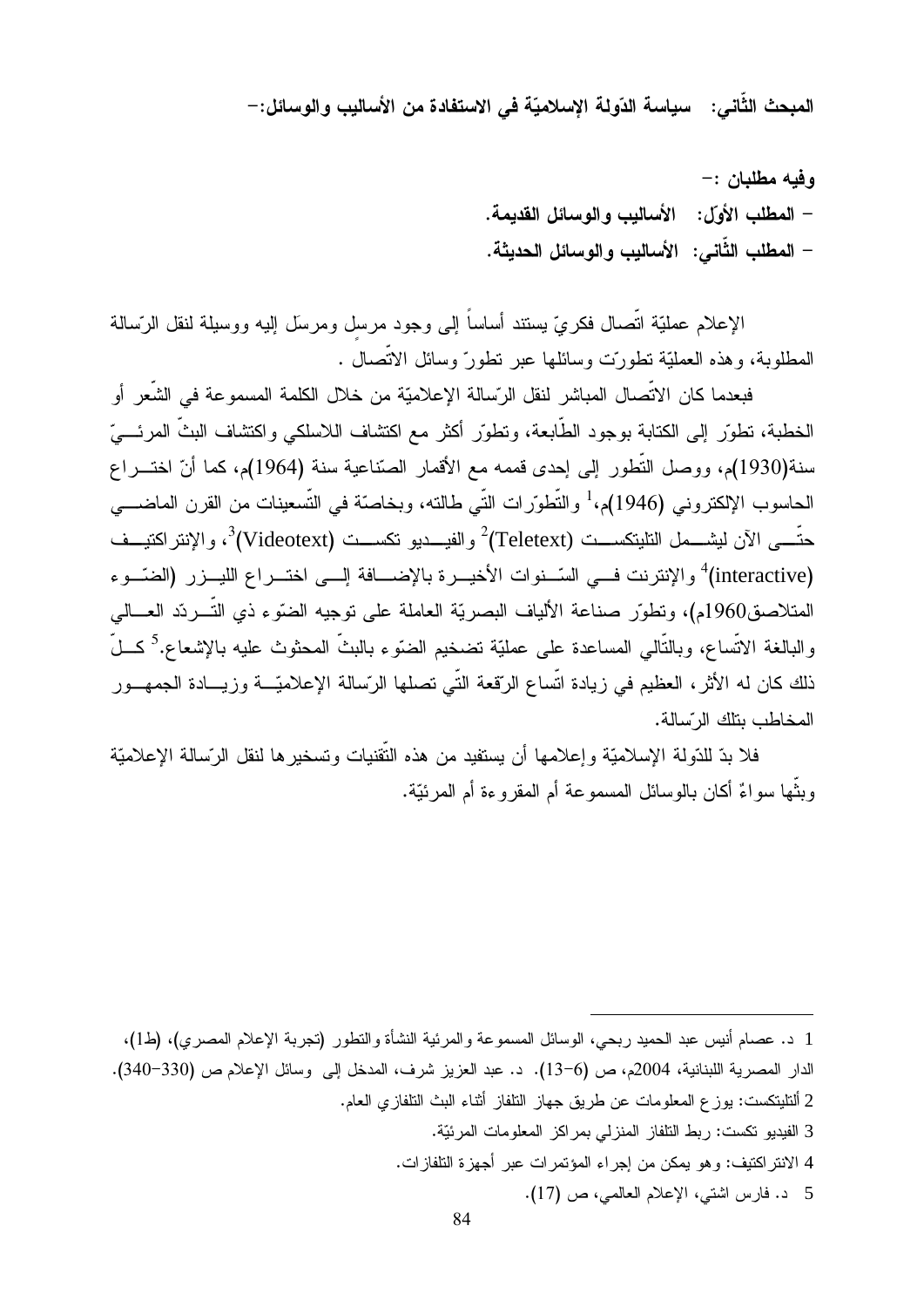## المبحث الثّاني: سياسة الدّولة الإسلاميّة في الاستفادة من الأساليب والوسائل:-

**وفيه مطلبان :-**

- **المطلب الأوّل: الأساليب والوسائل القديمة.**
- **المطلب الثّاني: الأساليب والوسائل الحديثة.**

الإعلام عمليّة اتّصال فكريّ يستند أساساً إلى وجود مرسِل ومرسَل إليه ووسيلة لنقل الرّسالة المطلوبة، وهذه العمليّة تطورّت وسائلها عبر تطورّ وسائل الاتّصال .

فبعدما كان الاتّصال المباشر لنقل الرّسالة الإعلاميّة من خلال الكلمة المسموعة في الشّعر أو الخطبة، تطوّر إلى الكتابة بوجود الطّابعة، وتطوّر أكثر مع اكتشاف اللاسلكي واكتشاف البثّ المرئيّ سنة(1930)م، ووصل التّطور إلى إحدى قممه مع الأقمار الصّناعية سنة (1964)م، كما أنّ اختراع الحاسوب الإلكتروني (1946)م،[1] والتّطوّرات التّي طالته، وبخاصّة في التّسعينات من القرن الماضي حتّى الآن ليشمل التليتكست (Teletext)[2] والفيديو تكست (Videotext)[3]، والإنتراكتيف (interactive)[4] والإنترنت في السّنوات الأخيرة بالإضافة إلى اختراع الليزر (الضّوء المتلاصق1960م)، وتطوّر صناعة الألياف البصريّة العاملة على توجيه الضّوء ذي التّردّد العالي والبالغة الاتّساع، وبالتّالي المساعدة على عمليّة تضخيم الضّوء بالبثّ المحثوث عليه بالإشعاع.[5] كلّ ذلك كان له الأثر، العظيم في زيادة اتّساع الرّقعة التّي تصلها الرّسالة الإعلاميّة وزيادة الجمهور المخاطب بتلك الرّسالة.

فلا بدّ للدّولة الإسلاميّة وإعلامها أن يستفيد من هذه التّقنيات وتسخيرها لنقل الرّسالة الإعلاميّة وبثّها سواءٌ أكان بالوسائل المسموعة أم المقروءة أم المرئيّة.

---

1 د. عصام أنيس عبد الحميد ربحي، الوسائل المسموعة والمرئية النشأة والتطور (تجربة الإعلام المصري)، (ط1)، الدار المصرية اللبنانية، 2004م، ص (6-13). د. عبد العزيز شرف، المدخل إلى وسائل الإعلام ص (330-340).

2 ألتليتكست: يوزع المعلومات عن طريق جهاز التلفاز أثناء البث التلفازي العام.

3 الفيديو تكست: ربط التلفاز المنزلي بمراكز المعلومات المرئيّة.

4 الانتراكتيف: وهو يمكن من إجراء المؤتمرات عبر أجهزة التلفازات.

5 د. فارس اشتي، الإعلام العالمي، ص (17).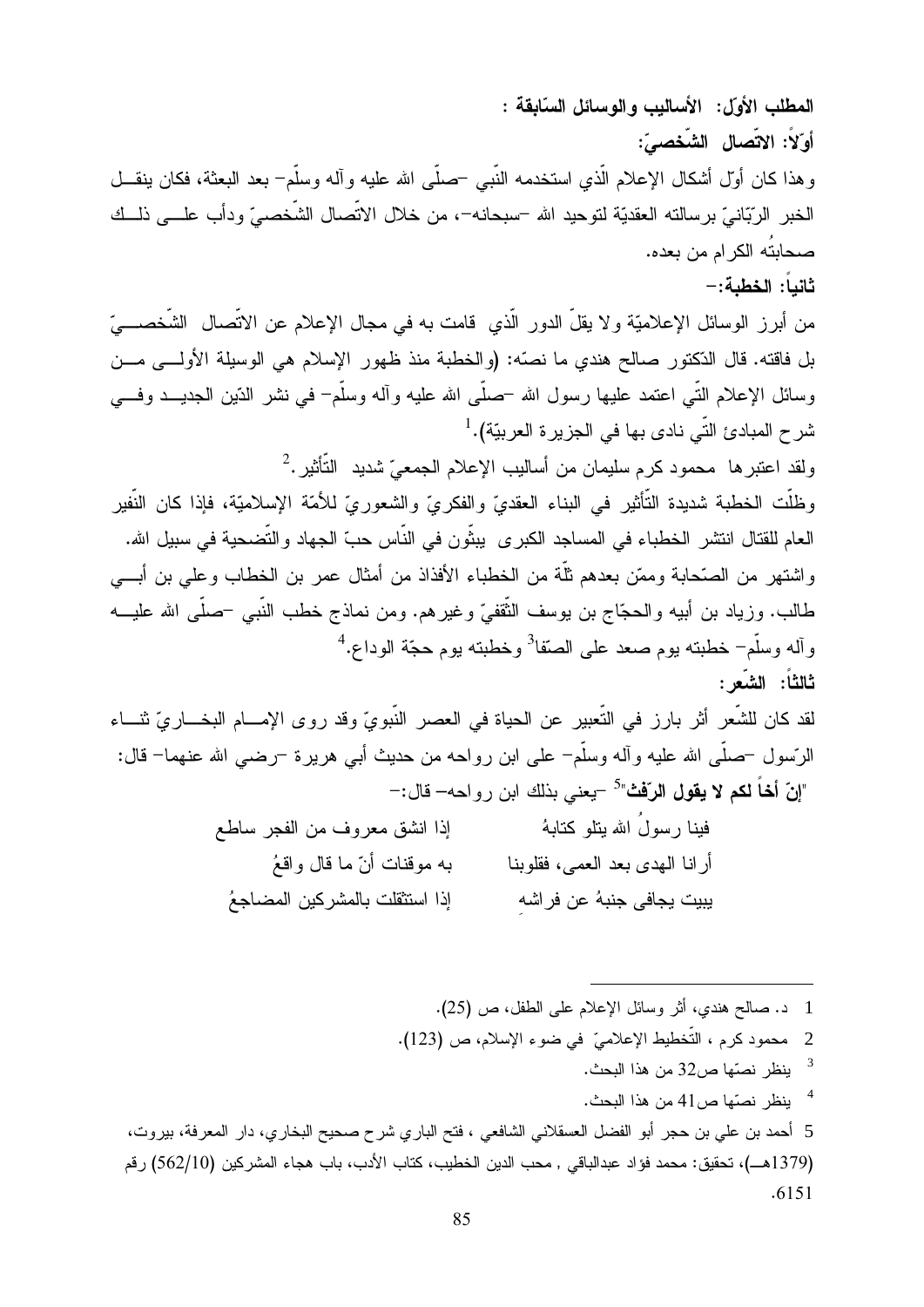**المطلب الأوّل: الأساليب والوسائل السّابقة :**

**أوّلاً: الاتّصال الشّخصيّ:**

وهذا كان أوّل أشكال الإعلام الّذي استخدمه النّبي –صلّى الله عليه وآله وسلّم– بعد البعثة، فكان ينقل الخبر الرّبّانيّ برسالته العقديّة لتوحيد الله –سبحانه–، من خلال الاتّصال الشّخصيّ ودأب على ذلك صحابتُه الكرام من بعده.

**ثانياً: الخطبة:–**

من أبرز الوسائل الإعلاميّة ولا يقلّ الدور الّذي قامت به في مجال الإعلام عن الاتّصال الشّخصيّ بل فاقته. قال الدّكتور صالح هندي ما نصّه: (والخطبة منذ ظهور الإسلام هي الوسيلة الأولى من وسائل الإعلام التّي اعتمد عليها رسول الله –صلّى الله عليه وآله وسلّم– في نشر الدّين الجديد وفي شرح المبادئ التّي نادى بها في الجزيرة العربيّة).[1]

ولقد اعتبرها محمود كرم سليمان من أساليب الإعلام الجمعيّ شديد التّأثير.[2]

وظلّت الخطبة شديدة التّأثير في البناء العقديّ والفكريّ والشعوريّ للأمّة الإسلاميّة، فإذا كان النّفير العام للقتال انتشر الخطباء في المساجد الكبرى يبثّون في النّاس حبّ الجهاد والتّضحية في سبيل الله. واشتهر من الصّحابة وممّن بعدهم ثلّة من الخطباء الأفذاذ من أمثال عمر بن الخطاب وعلي بن أبي طالب. وزياد بن أبيه والحجّاج بن يوسف الثّقفيّ وغيرهم. ومن نماذج خطب النّبي –صلّى الله عليه وآله وسلّم– خطبته يوم صعد على الصّفا[3] وخطبته يوم حجّة الوداع.[4]

**ثالثاً: الشّعر:**

لقد كان للشّعر أثر بارز في التّعبير عن الحياة في العصر النّبويّ وقد روى الإمام البخاريّ ثناء الرّسول –صلّى الله عليه وآله وسلّم– على ابن رواحه من حديث أبي هريرة –رضي الله عنهما– قال: "**إنّ أخاً لكم لا يقول الرّفث**"[5] –يعني بذلك ابن رواحه– قال:–

فينا رسولُ الله يتلو كتابهُ ... إذا انشق معروف من الفجر ساطع

أرانا الهدى بعد العمى، فقلوبنا ... به موقنات أنّ ما قال واقعُ

يبيت يجافى جنبهُ عن فراشهِ ... إذا استثقلت بالمشركين المضاجعُ

---

1 د. صالح هندي، أثر وسائل الإعلام على الطفل، ص (25).

2 محمود كرم ، التّخطيط الإعلاميّ في ضوء الإسلام، ص (123).

3 ينظر نصّها ص32 من هذا البحث.

4 ينظر نصّها ص41 من هذا البحث.

5 أحمد بن علي بن حجر أبو الفضل العسقلاني الشافعي ، فتح الباري شرح صحيح البخاري، دار المعرفة، بيروت، (1379هـ)، تحقيق: محمد فؤاد عبدالباقي , محب الدين الخطيب، كتاب الأدب، باب هجاء المشركين (562/10) رقم 6151.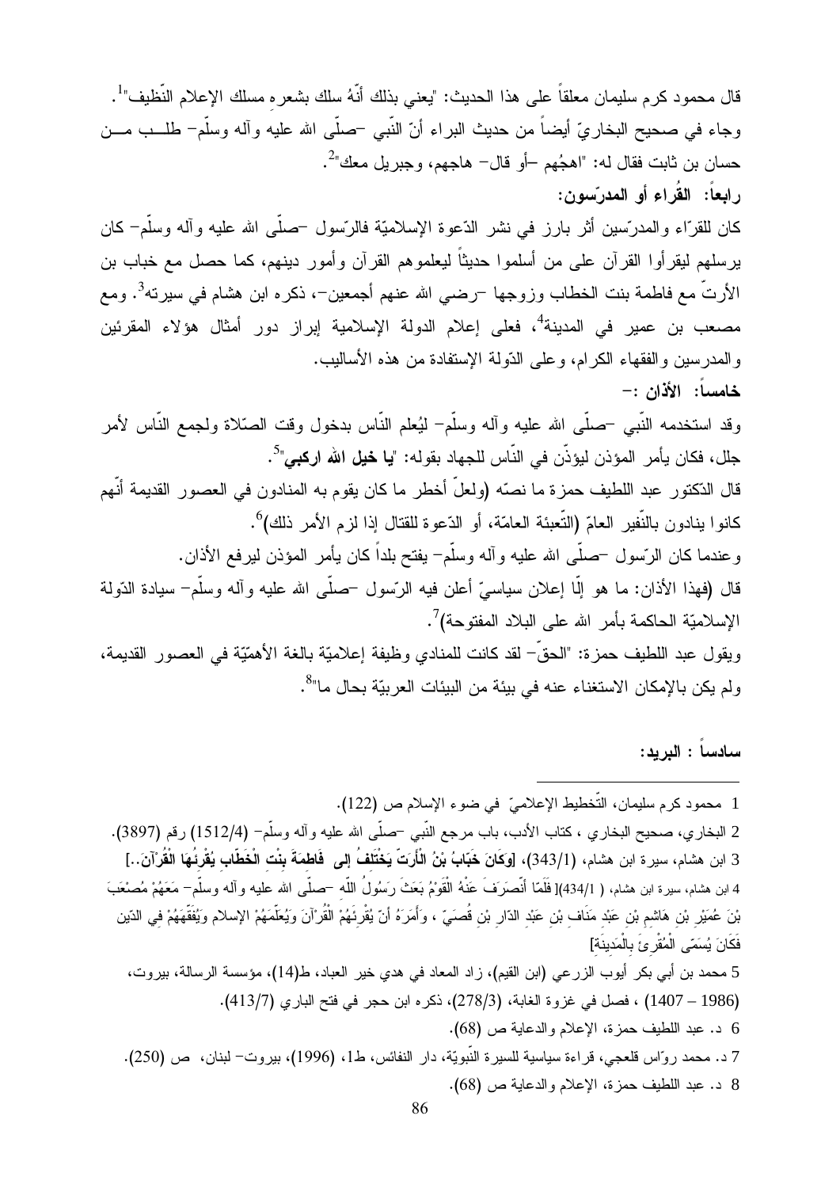قال محمود كرم سليمان معلقاً على هذا الحديث: "يعني بذلك أنّهُ سلك بشعره مسلك الإعلام النّظيف"[1].

وجاء في صحيح البخاريّ أيضاً من حديث البراء أنّ النّبي –صلّى الله عليه وآله وسلّم– طلب من حسان بن ثابت فقال له: "اهجُهم –أو قال– هاجهم، وجبريل معك"[2].

**رابعاً: القُراء أو المدرّسون:**

كان للقرّاء والمدرّسين أثر بارز في نشر الدّعوة الإسلاميّة فالرّسول –صلّى الله عليه وآله وسلّم– كان يرسلهم ليقرأوا القرآن على من أسلموا حديثاً ليعلموهم القرآن وأمور دينهم، كما حصل مع خباب بن الأرتّ مع فاطمة بنت الخطاب وزوجها –رضي الله عنهم أجمعين–، ذكره ابن هشام في سيرته[3]. ومع مصعب بن عمير في المدينة[4]، فعلى إعلام الدولة الإسلامية إبراز دور أمثال هؤلاء المقرئين والمدرسين والفقهاء الكرام، وعلى الدّولة الإستفادة من هذه الأساليب.

**خامساً: الأذان :–**

وقد استخدمه النّبي –صلّى الله عليه وآله وسلّم– ليُعلم النّاس بدخول وقت الصّلاة ولجمع النّاس لأمر جلل، فكان يأمر المؤذن ليؤذّن في النّاس للجهاد بقوله: "**يا خيل الله اركبي**"[5].

قال الدّكتور عبد اللطيف حمزة ما نصّه (ولعلّ أخطر ما كان يقوم به المنادون في العصور القديمة أنّهم كانوا ينادون بالنّفير العامّ (التّعبئة العامّة، أو الدّعوة للقتال إذا لزم الأمر ذلك)[6].

وعندما كان الرّسول –صلّى الله عليه وآله وسلّم– يفتح بلداً كان يأمر المؤذن ليرفع الأذان.

قال (فهذا الأذان: ما هو إلّا إعلان سياسيّ أعلن فيه الرّسول –صلّى الله عليه وآله وسلّم– سيادة الدّولة الإسلاميّة الحاكمة بأمر الله على البلاد المفتوحة)[7].

ويقول عبد اللطيف حمزة: "الحقّ– لقد كانت للمنادي وظيفة إعلاميّة بالغة الأهمّيّة في العصور القديمة، ولم يكن بالإمكان الاستغناء عنه في بيئة من البيئات العربيّة بحال ما"[8].

**سادساً : البريد:**

---

1 محمود كرم سليمان، التّخطيط الإعلاميّ في ضوء الإسلام ص (122).

2 البخاري، صحيح البخاري ، كتاب الأدب، باب مرجع النّبي –صلّى الله عليه وآله وسلّم– (1512/4) رقم (3897).

3 ابن هشام، سيرة ابن هشام، (343/1)، **[وَكَانَ خَبّابُ بْنُ الْأَرَتّ يَخْتَلِفُ إلى فَاطِمَةَ بِنْتِ الْخَطّابِ يُقْرِئُهَا الْقُرْآنَ..]**

4 ابن هشام، سيرة ابن هشام، ( 434/1)[ فَلَمّا انْصَرَفَ عَنْهُ الْقَوْمُ بَعَثَ رَسُولُ اللّهِ –صلّى الله عليه وآله وسلّم– مَعَهُمْ مُصْعَبَ بْنَ عُمَيْرِ بْنِ هَاشِمِ بْنِ عَبْدِ مَنَافِ بْنِ عَبْدِ الدّارِ بْنِ قُصَيّ ، وَأَمَرَهُ أَنْ يُقْرِئَهُمْ الْقُرْآنَ وَيُعَلّمَهُمْ الإسلام وَيُفَقّهَهُمْ فِي الدّينِ فَكَانَ يُسَمّى الْمُقْرِئَ بِالْمَدِينَةِ]

5 محمد بن أبي بكر أيوب الزرعي (ابن القيم)، زاد المعاد في هدي خير العباد، ط(14)، مؤسسة الرسالة، بيروت، (1986 – 1407) ، فصل في غزوة الغابة، (278/3)، ذكره ابن حجر في فتح الباري (413/7).

6 د. عبد اللطيف حمزة، الإعلام والدعاية ص (68).

7 د. محمد روّاس قلعجي، قراءة سياسية للسيرة النّبويّة، دار النفائس، ط1، (1996)، بيروت– لبنان، ص (250).

8 د. عبد اللطيف حمزة، الإعلام والدعاية ص (68).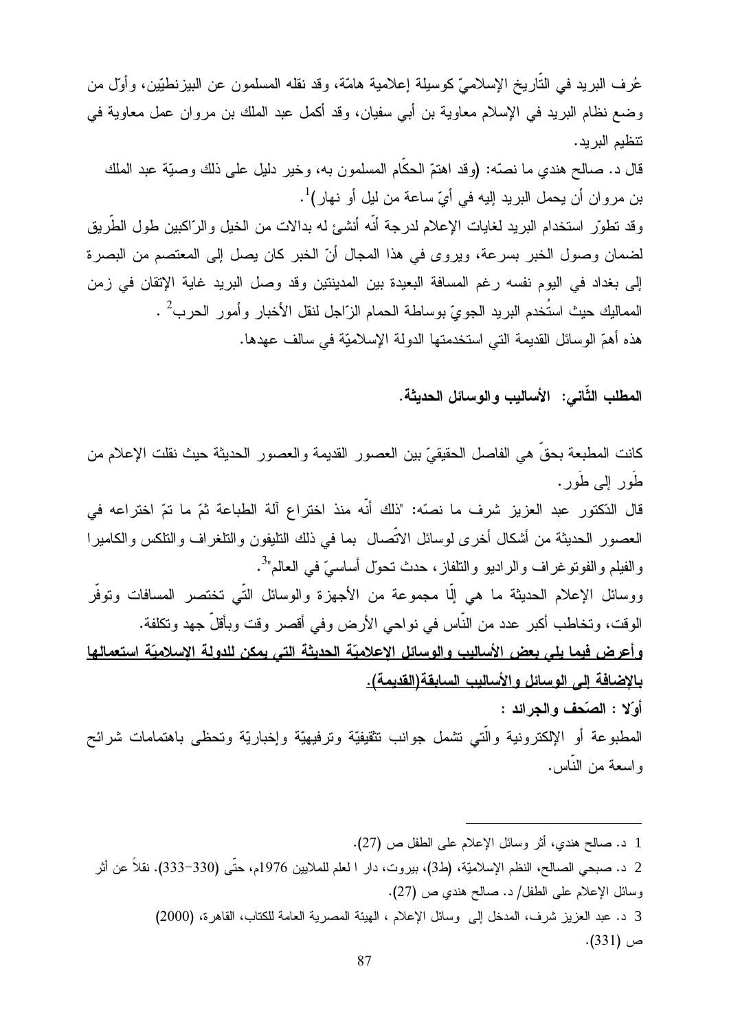عُرف البريد في التّاريخ الإسلاميّ كوسيلة إعلامية هامّة، وقد نقله المسلمون عن البيزنطيّين، وأوّل من وضع نظام البريد في الإسلام معاوية بن أبي سفيان، وقد أكمل عبد الملك بن مروان عمل معاوية في تنظيم البريد.

قال د. صالح هندي ما نصّه: (وقد اهتمّ الحكّام المسلمون به، وخير دليل على ذلك وصيّة عبد الملك بن مروان أن يحمل البريد إليه في أيّ ساعة من ليل أو نهار)[1].

وقد تطوّر استخدام البريد لغايات الإعلام لدرجة أنّه أنشئ له بدالات من الخيل والرّاكبين طول الطّريق لضمان وصول الخبر بسرعة، ويروى في هذا المجال أنّ الخبر كان يصل إلى المعتصم من البصرة إلى بغداد في اليوم نفسه رغم المسافة البعيدة بين المدينتين وقد وصل البريد غاية الإتقان في زمن المماليك حيث استُخدم البريد الجويّ بوساطة الحمام الزّاجل لنقل الأخبار وأمور الحرب[2] .

هذه أهمّ الوسائل القديمة التي استخدمتها الدولة الإسلاميّة في سالف عهدها.

**المطلب الثّاني: الأساليب والوسائل الحديثة.**

كانت المطبعة بحقّ هي الفاصل الحقيقيّ بين العصور القديمة والعصور الحديثة حيث نقلت الإعلام من طَور إلى طَور.

قال الدّكتور عبد العزيز شرف ما نصّه: "ذلك أنّه منذ اختراع آلة الطباعة ثمّ ما تمّ اختراعه في العصور الحديثة من أشكال أخرى لوسائل الاتّصال بما في ذلك التليفون والتلغراف والتلكس والكاميرا والفيلم والفوتوغراف والراديو والتلفاز، حدث تحوّل أساسيّ في العالم"[3].

ووسائل الإعلام الحديثة ما هي إلّا مجموعة من الأجهزة والوسائل الّتي تختصر المسافات وتوفّر الوقت، وتخاطب أكبر عدد من النّاس في نواحي الأرض وفي أقصر وقت وبأقلّ جهد وتكلفة.

<u>**وأعرض فيما يلي بعض الأساليب والوسائل الإعلاميّة الحديثة التي يمكن للدولة الإسلاميّة استعمالها بالإضافة إلى الوسائل والأساليب السابقة(القديمة).**</u>

**أوّلا : الصّحف والجرائد :**

المطبوعة أو الإلكترونية والّتي تشمل جوانب تثقيفيّة وترفيهيّة وإخباريّة وتحظى باهتمامات شرائح واسعة من النّاس.

---

1 د. صالح هندي، أثر وسائل الإعلام على الطفل ص (27).

2 د. صبحي الصالح، النظم الإسلاميّة، (ط3)، بيروت، دار ا لعلم للملايين 1976م، حتّى (330-333). نقلاً عن أثر وسائل الإعلام على الطفل/ د. صالح هندي ص (27).

3 د. عبد العزيز شرف، المدخل إلى وسائل الإعلام ، الهيئة المصرية العامة للكتاب، القاهرة، (2000) ص (331).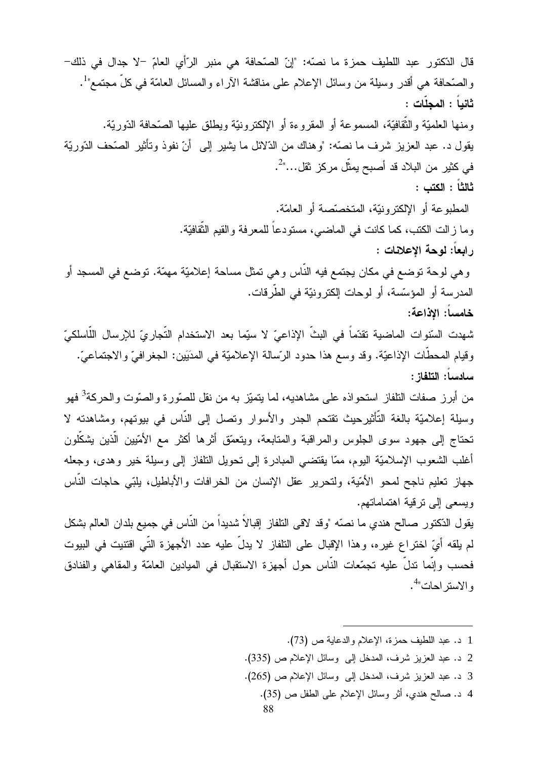قال الدّكتور عبد اللطيف حمزة ما نصّه: "إنّ الصّحافة هي منبر الرّأي العامّ –لا جدال في ذلك– والصّحافة هي أقدر وسيلة من وسائل الإعلام على مناقشة الآراء والمسائل العامّة في كلّ مجتمع"[1].

**ثانياً : المجلّات :**

ومنها العلميّة والثّقافيّة، المسموعة أو المقروءة أو الإلكترونيّة ويطلق عليها الصّحافة الدّوريّة.

يقول د. عبد العزيز شرف ما نصّه: "وهناك من الدّلائل ما يشير إلى أنّ نفوذ وتأثير الصّحف الدّوريّة في كثير من البلاد قد أصبح يمثّل مركز ثقل..."[2].

**ثالثاً : الكتب :**

المطبوعة أو الإلكترونيّة، المتخصّصة أو العامّة.

وما زالت الكتب، كما كانت في الماضي، مستودعاً للمعرفة والقيم الثّقافيّة.

**رابعاً: لوحة الإعلانات :**

وهي لوحة توضع في مكان يجتمع فيه النّاس وهي تمثل مساحة إعلاميّة مهمّة. توضع في المسجد أو المدرسة أو المؤسّسة، أو لوحات إلكترونيّة في الطّرقات.

**خامساً: الإذاعة:**

شهدت السّنوات الماضية تقدّماً في البثّ الإذاعيّ لا سيّما بعد الاستخدام التّجاريّ للإرسال اللّاسلكيّ وقيام المحطّات الإذاعيّة. وقد وسع هذا حدود الرّسالة الإعلاميّة في المدَيَين: الجغرافيّ والاجتماعيّ.

**سادساً: التلفاز:**

من أبرز صفات التلفاز استحواذه على مشاهديه، لما يتميّز به من نقل للصّورة والصّوت والحركة[3] فهو وسيلة إعلاميّة بالغة التّأثيرحيث تقتحم الجدر والأسوار وتصل إلى النّاس في بيوتهم، ومشاهدته لا تحتاج إلى جهود سوى الجلوس والمراقبة والمتابعة، ويتعمّق أثرها أكثر مع الأمّيين الّذين يشكّلون أغلب الشعوب الإسلاميّة اليوم، ممّا يقتضي المبادرة إلى تحويل التلفاز إلى وسيلة خير وهدى، وجعله جهاز تعليم ناجح لمحو الأمّيّة، ولتحرير عقل الإنسان من الخرافات والأباطيل، يلبّي حاجات النّاس ويسعى إلى ترقية اهتماماتهم.

يقول الدّكتور صالح هندي ما نصّه "وقد لاقى التلفاز إقبالاً شديداً من النّاس في جميع بلدان العالم بشكل لم يلقه أيّ اختراع غيره، وهذا الإقبال على التلفاز لا يدلّ عليه عدد الأجهزة الّتي اقتنيت في البيوت فحسب وإنّما تدلّ عليه تجمّعات النّاس حول أجهزة الاستقبال في الميادين العامّة والمقاهي والفنادق والاستراحات"[4].

---

1 د. عبد اللطيف حمزة، الإعلام والدعاية ص (73).

2 د. عبد العزيز شرف، المدخل إلى وسائل الإعلام ص (335).

3 د. عبد العزيز شرف، المدخل إلى وسائل الإعلام ص (265).

4 د. صالح هندي، أثر وسائل الإعلام على الطفل ص (35).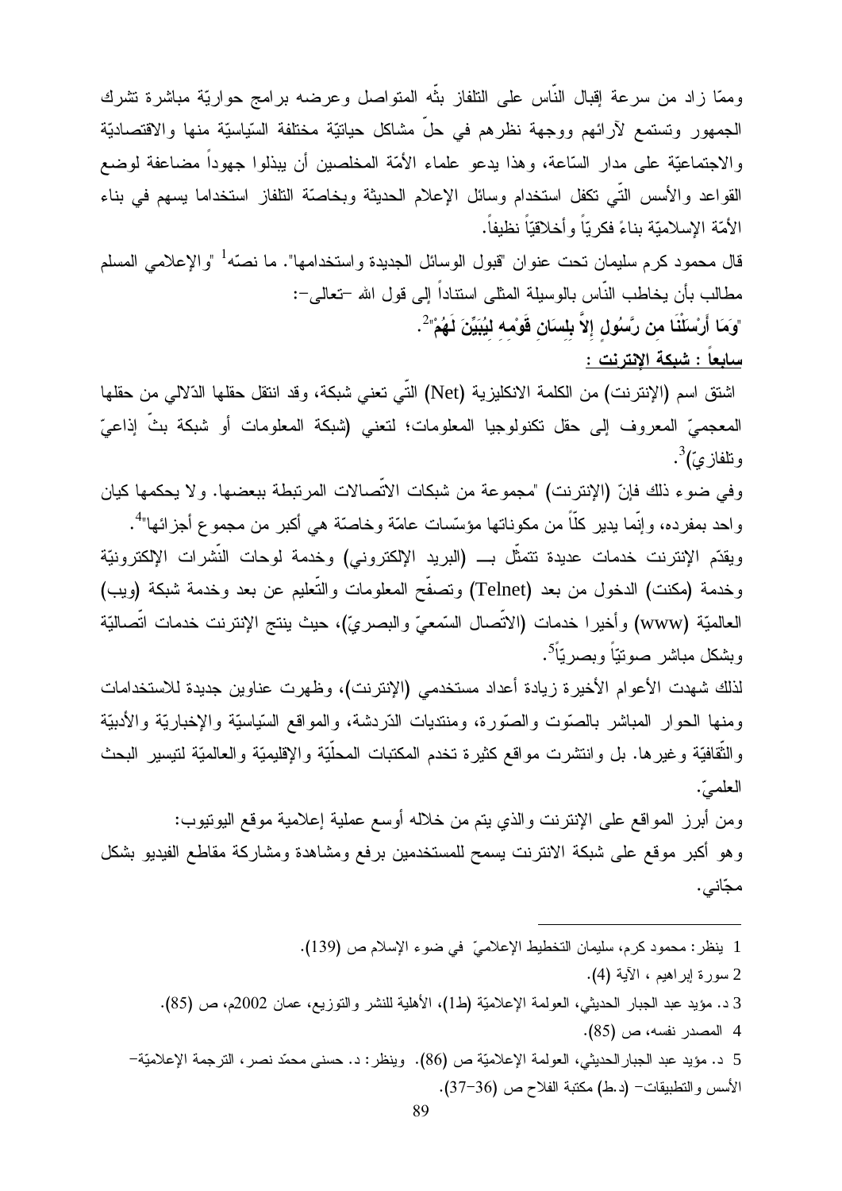وممّا زاد من سرعة إقبال النّاس على التلفاز بثّه المتواصل وعرضه برامج حواريّة مباشرة تشرك الجمهور وتستمع لآرائهم ووجهة نظرهم في حلّ مشاكل حياتيّة مختلفة السّياسيّة منها والاقتصاديّة والاجتماعيّة على مدار السّاعة، وهذا يدعو علماء الأمّة المخلصين أن يبذلوا جهوداً مضاعفة لوضع القواعد والأسس التّي تكفل استخدام وسائل الإعلام الحديثة وبخاصّة التلفاز استخداما يسهم في بناء الأمّة الإسلاميّة بناءً فكريّاً وأخلاقيّاً نظيفاً.

قال محمود كرم سليمان تحت عنوان "قبول الوسائل الجديدة واستخدامها". ما نصّه[1] "والإعلامي المسلم مطالب بأن يخاطب النّاس بالوسيلة المثلى استناداً إلى قول الله –تعالى–:

**"وَمَا أَرْسَلْنَا مِن رَّسُولٍ إِلاَّ بِلِسَانِ قَوْمِهِ لِيُبَيِّنَ لَهُمْ"**[2].

**<u>سابعاً : شبكة الإنترنت :</u>**

اشتق اسم (الإنترنت) من الكلمة الانكليزية (Net) التّي تعني شبكة، وقد انتقل حقلها الدّلالي من حقلها المعجميّ المعروف إلى حقل تكنولوجيا المعلومات؛ لتعني (شبكة المعلومات أو شبكة بثّ إذاعيّ وتلفازيّ)[3].

وفي ضوء ذلك فإنّ (الإنترنت) "مجموعة من شبكات الاتّصالات المرتبطة ببعضها. ولا يحكمها كيان واحد بمفرده، وإنّما يدير كلّاً من مكوناتها مؤسّسات عامّة وخاصّة هي أكبر من مجموع أجزائها"[4].

ويقدّم الإنترنت خدمات عديدة تتمثّل بـــ (البريد الإلكتروني) وخدمة لوحات النّشرات الإلكترونيّة وخدمة (مكنت) الدخول من بعد (Telnet) وتصفّح المعلومات والتّعليم عن بعد وخدمة شبكة (ويب) العالميّة (www) وأخيرا خدمات (الاتّصال السّمعيّ والبصريّ)، حيث ينتج الإنترنت خدمات اتّصاليّة وبشكل مباشر صوتيّاً وبصريّاً[5].

لذلك شهدت الأعوام الأخيرة زيادة أعداد مستخدمي (الإنترنت)، وظهرت عناوين جديدة للاستخدامات ومنها الحوار المباشر بالصّوت والصّورة، ومنتديات الدّردشة، والمواقع السّياسيّة والإخباريّة والأدبيّة والثّقافيّة وغيرها. بل وانتشرت مواقع كثيرة تخدم المكتبات المحلّيّة والإقليميّة والعالميّة لتيسير البحث العلميّ.

ومن أبرز المواقع على الإنترنت والذي يتم من خلاله أوسع عملية إعلامية موقع اليوتيوب:

وهو أكبر موقع على شبكة الانترنت يسمح للمستخدمين برفع ومشاهدة ومشاركة مقاطع الفيديو بشكل مجّاني.

---

1 ينظر: محمود كرم، سليمان التخطيط الإعلاميّ في ضوء الإسلام ص (139).

2 سورة إبراهيم ، الآية (4).

3 د. مؤيد عبد الجبار الحديثي، العولمة الإعلاميّة (ط1)، الأهلية للنشر والتوزيع، عمان 2002م، ص (85).

4 المصدر نفسه، ص (85).

5 د. مؤيد عبد الجبارالحديثي، العولمة الإعلاميّة ص (86). وينظر: د. حسنى محمّد نصر، الترجمة الإعلاميّة– الأسس والتطبيقات– (د.ط) مكتبة الفلاح ص (36–37).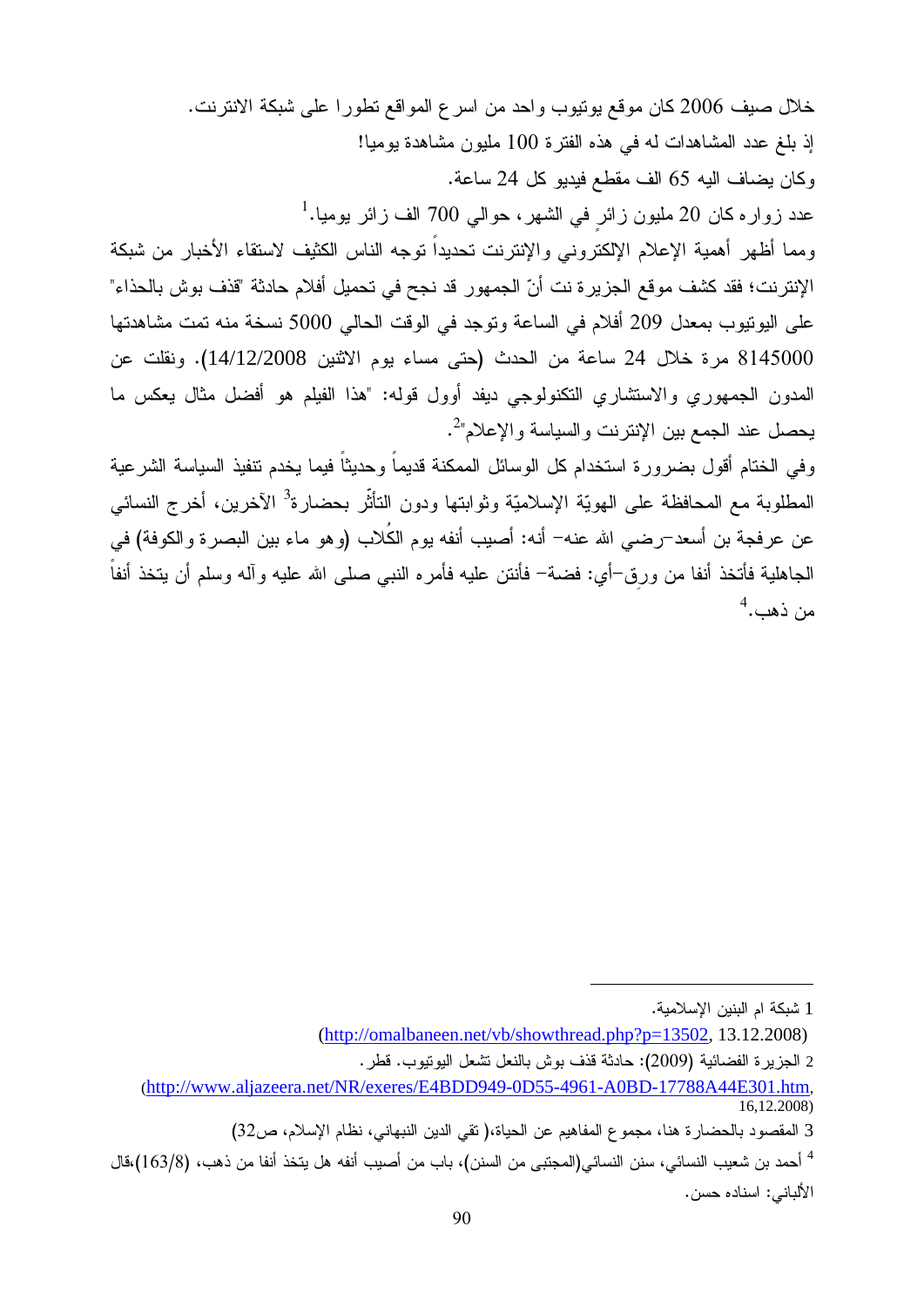خلال صيف 2006 كان موقع يوتيوب واحد من اسرع المواقع تطورا على شبكة الانترنت.

إذ بلغ عدد المشاهدات له في هذه الفترة 100 مليون مشاهدة يوميا!

وكان يضاف اليه 65 الف مقطع فيديو كل 24 ساعة.

عدد زواره كان 20 مليون زائرٍ في الشهر، حوالي 700 الف زائر يوميا.[1]

ومما أظهر أهمية الإعلام الإلكتروني والإنترنت تحديداً توجه الناس الكثيف لاستقاء الأخبار من شبكة الإنترنت؛ فقد كشف موقع الجزيرة نت أنّ الجمهور قد نجح في تحميل أفلام حادثة "قذف بوش بالحذاء" على اليوتيوب بمعدل 209 أفلام في الساعة وتوجد في الوقت الحالي 5000 نسخة منه تمت مشاهدتها 8145000 مرة خلال 24 ساعة من الحدث (حتى مساء يوم الاثنين 14/12/2008). ونقلت عن المدون الجمهوري والاستشاري التكنولوجي ديفد أوول قوله: "هذا الفيلم هو أفضل مثال يعكس ما يحصل عند الجمع بين الإنترنت والسياسة والإعلام"[2].

وفي الختام أقول بضرورة استخدام كل الوسائل الممكنة قديماً وحديثاً فيما يخدم تنفيذ السياسة الشرعية المطلوبة مع المحافظة على الهويّة الإسلاميّة وثوابتها ودون التأثّر بحضارة[3] الآخرين، أخرج النسائي عن عرفجة بن أسعد–رضي الله عنه– أنه: أصيب أنفه يوم الكُلاب (وهو ماء بين البصرة والكوفة) في الجاهلية فأتخذ أنفا من ورِق–أي: فضة– فأنتن عليه فأمره النبي صلى الله عليه وآله وسلم أن يتخذ أنفاً من ذهب.[4]

---

1 شبكة ام البنين الإسلامية.
(http://omalbaneen.net/vb/showthread.php?p=13502, 13.12.2008)

2 الجزيرة الفضائية (2009): حادثة قذف بوش بالنعل تشعل اليوتيوب. قطر.
(http://www.aljazeera.net/NR/exeres/E4BDD949-0D55-4961-A0BD-17788A44E301.htm, 16,12.2008)

3 المقصود بالحضارة هنا، مجموع المفاهيم عن الحياة،( تقي الدين النبهاني، نظام الإسلام، ص32)

4 أحمد بن شعيب النسائي، سنن النسائي(المجتبى من السنن)، باب من أصيب أنفه هل يتخذ أنفا من ذهب، (163/8)،قال الألباني: اسناده حسن.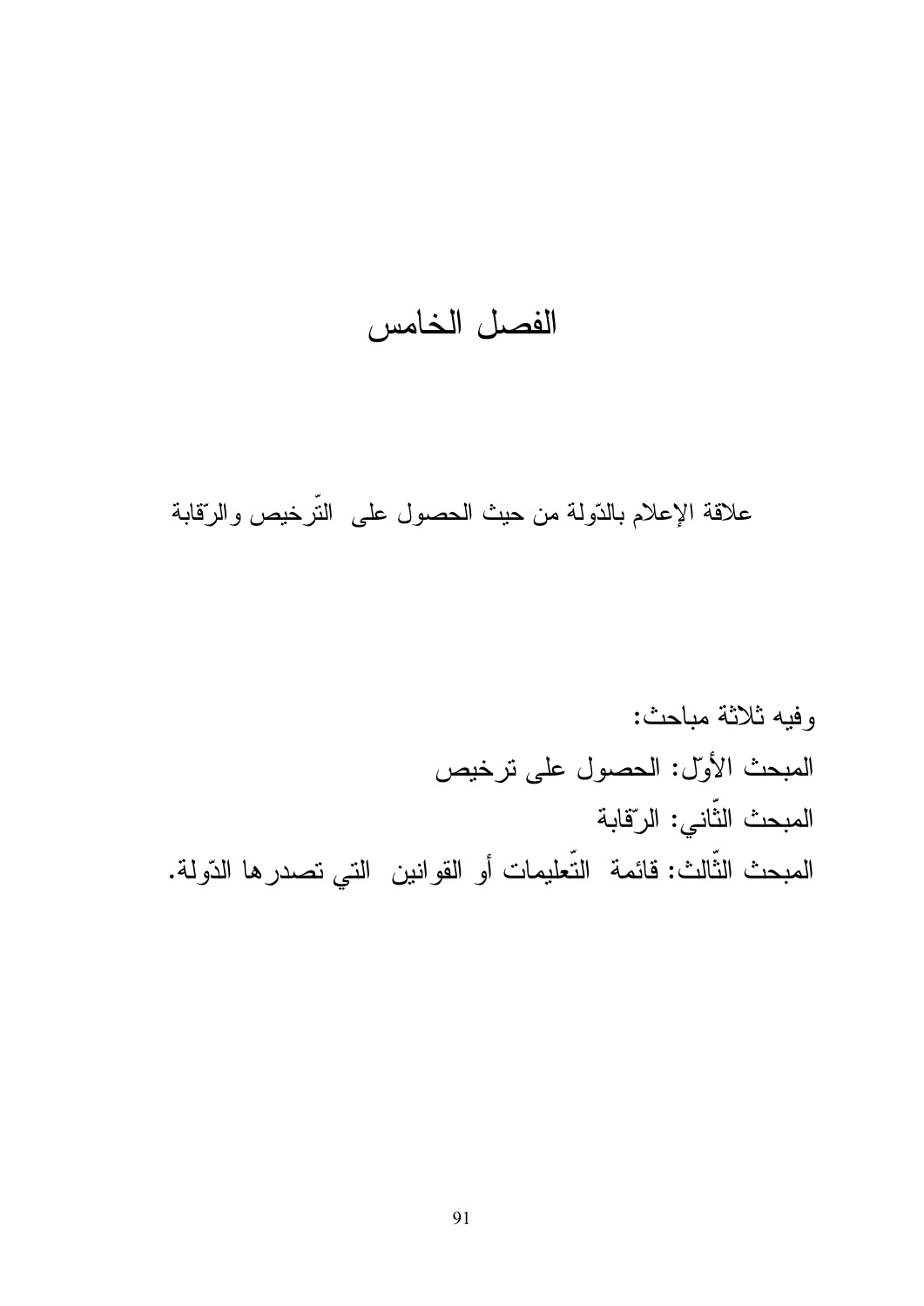# الفصل الخامس

## علاقة الإعلام بالدّولة من حيث الحصول على التّرخيص والرّقابة

وفيه ثلاثة مباحث:

المبحث الأوّل: الحصول على ترخيص

المبحث الثّاني: الرّقابة

المبحث الثّالث: قائمة التّعليمات أو القوانين التي تصدرها الدّولة.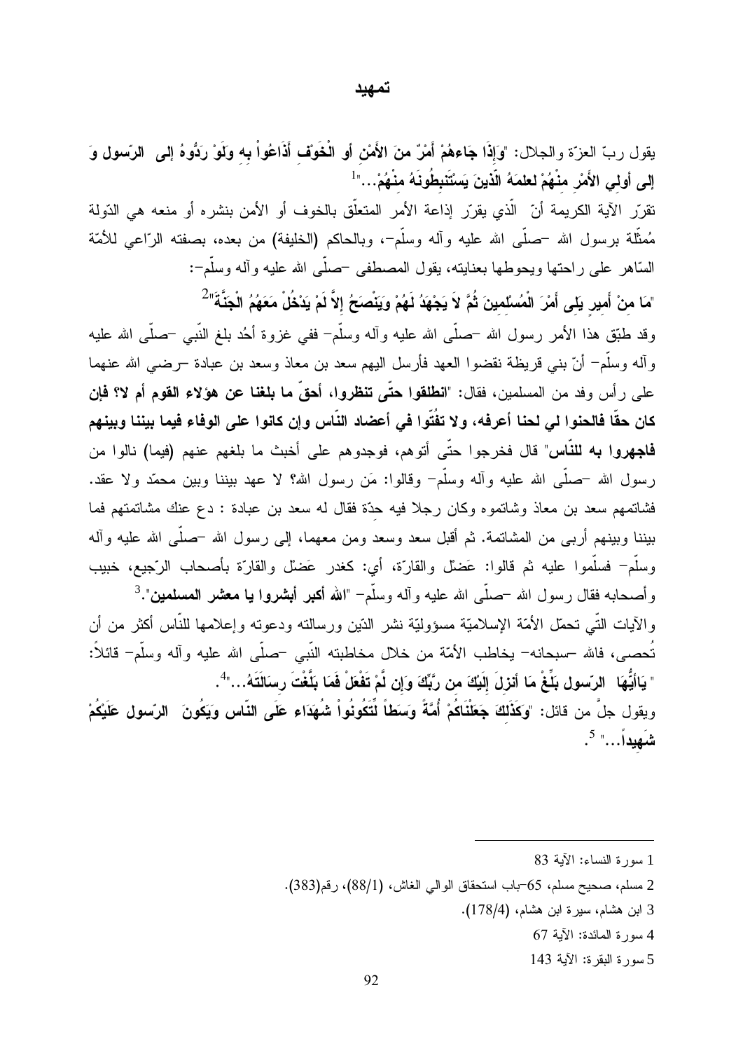## تمهيد

يقول ربّ العزّة والجلال: "**وَإِذَا جَاءهُمْ أَمْرٌ منَ الأَمْنِ أو الْخَوْفِ أَذَاعُواْ به وَلَوْ رَدُّوهُ إلى الرّسول وَ إلى أولي الأَمْرِ منْهُمْ لعلمَهُ الّذينَ يَسْتَنبِطُونَهُ منْهُمْ...**"[1]

تقرّر الآية الكريمة أنّ الّذي يقرّر إذاعة الأمر المتعلّق بالخوف أو الأمن بنشره أو منعه هي الدّولة مُمثّلة برسول الله –صلّى الله عليه وآله وسلّم–، وبالحاكم (الخليفة) من بعده، بصفته الرّاعي للأمّة السّاهر على راحتها ويحوطها بعنايته، يقول المصطفى –صلّى الله عليه وآله وسلّم–:

"**مَا منْ أَميرٍ يَلِي أَمْرَ الْمُسْلِمِينَ ثُمَّ لاَ يَجْهَدُ لَهُمْ وَيَنْصَحُ إِلاَّ لَمْ يَدْخُلْ مَعَهُمُ الْجَنَّةَ**"[2]

وقد طبّق هذا الأمر رسول الله –صلّى الله عليه وآله وسلّم– ففي غزوة أحُد بلغ النّبي –صلّى الله عليه وآله وسلّم– أنّ بني قريظة نقضوا العهد فأرسل اليهم سعد بن معاذ وسعد بن عبادة –رضي الله عنهما على رأس وفد من المسلمين، فقال: "**انطلقوا حتّى تنظروا، أحقّ ما بلغنا عن هؤلاء القوم أم لا؟ فإن كان حقّا فالحنوا لي لحنا أعرفه، ولا تفُتّوا في أعضاد النّاس وإن كانوا على الوفاء فيما بيننا وبينهم فاجهروا به للنّاس**" قال فخرجوا حتّى أتوهم، فوجدوهم على أخبث ما بلغهم عنهم (فيما) نالوا من رسول الله –صلّى الله عليه وآله وسلّم– وقالوا: مَن رسول الله؟ لا عهد بيننا وبين محمّد ولا عقد. فشاتمهم سعد بن معاذ وشاتموه وكان رجلا فيه حدّة فقال له سعد بن عبادة : دع عنك مشاتمتهم فما بيننا وبينهم أربى من المشاتمة. ثم أقبل سعد وسعد ومن معهما، إلى رسول الله –صلّى الله عليه وآله وسلّم– فسلّموا عليه ثم قالوا: عَضَل والقارّة، أي: كغدر عَضَل والقارّة بأصحاب الرّجيع، خبيب وأصحابه فقال رسول الله –صلّى الله عليه وآله وسلّم– "**الله أكبر أبشروا يا معشر المسلمين**".[3]

والآيات الّتي تحمّل الأمّة الإسلاميّة مسؤوليّة نشر الدّين ورسالته ودعوته وإعلامها للنّاس أكثر من أن تُحصى، فالله –سبحانه– يخاطب الأمّة من خلال مخاطبته النّبي –صلّى الله عليه وآله وسلّم– قائلاً: " **يَاأَيُّهَا الرّسول بَلِّغْ مَا أنزِلَ إِلَيْكَ مِن رَّبِّكَ وَإِن لَّمْ تَفْعَلْ فَمَا بَلَّغْتَ رِسَالَتَهُ...**"[4].

ويقول جلَّ من قائل: "**وَكَذَلِكَ جَعَلْنَاكُمْ أُمَّةً وَسَطاً لِّتَكُونُواْ شُهَدَاء عَلَى النّاس وَيَكُونَ الرّسول عَلَيْكُمْ شَهِيداً...**" [5].

---

1 سورة النساء: الآية 83

2 مسلم، صحيح مسلم، 65–باب استحقاق الوالي الغاش، (88/1)، رقم(383).

3 ابن هشام، سيرة ابن هشام، (178/4).

4 سورة المائدة: الآية 67

5 سورة البقرة: الآية 143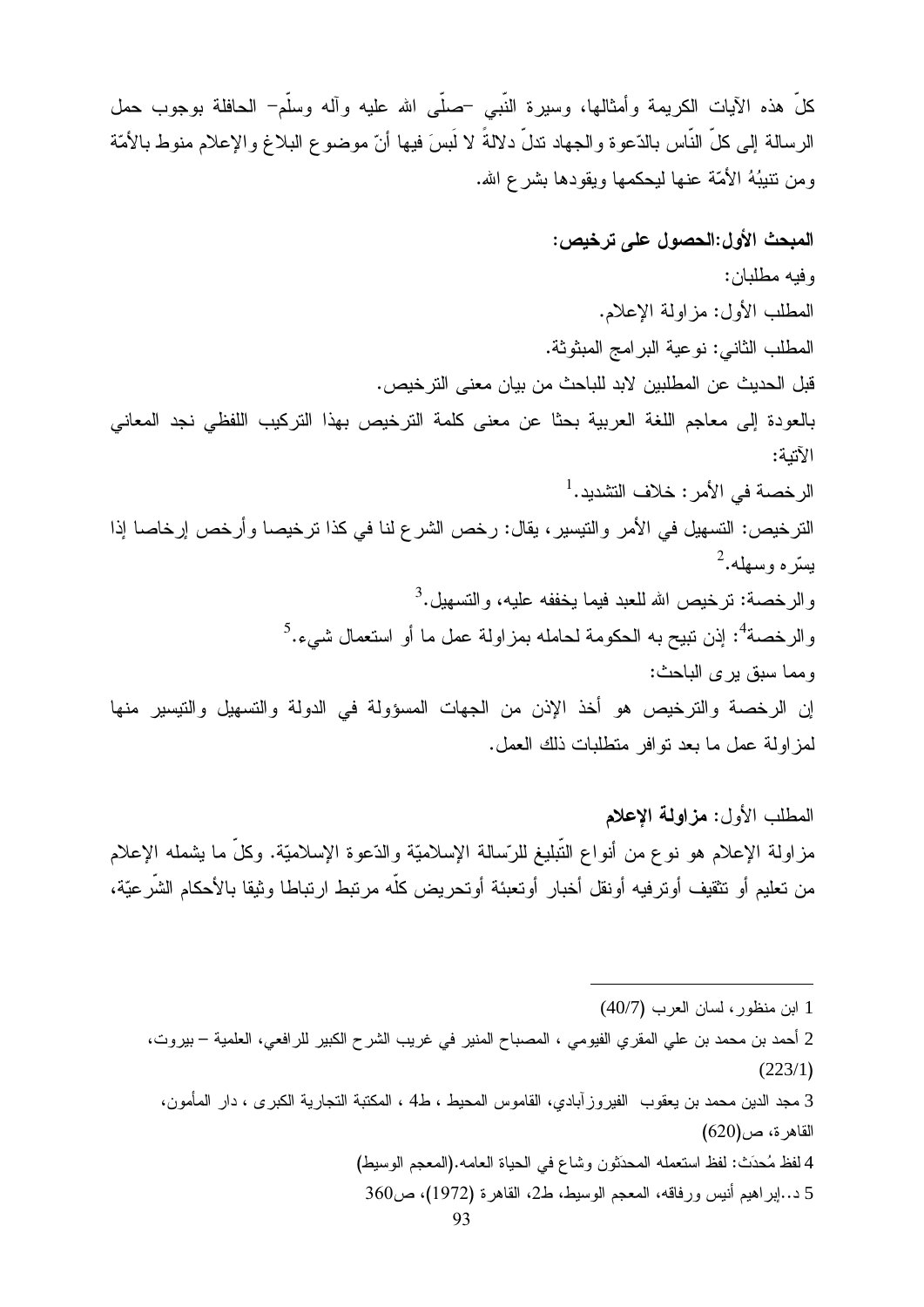كلّ هذه الآيات الكريمة وأمثالها، وسيرة النّبي –صلّى الله عليه وآله وسلّم– الحافلة بوجوب حمل الرسالة إلى كلّ النّاس بالدّعوة والجهاد تدلّ دلالةً لا لَبسَ فيها أنّ موضوع البلاغ والإعلام منوط بالأمّة ومن تنيبُهُ الأمّة عنها ليحكمها ويقودها بشرع الله.

**المبحث الأول:الحصول على ترخيص:**

وفيه مطلبان:

المطلب الأول: مزاولة الإعلام.

المطلب الثاني: نوعية البرامج المبثوثة.

قبل الحديث عن المطلبين لابد للباحث من بيان معنى الترخيص.

بالعودة إلى معاجم اللغة العربية بحثا عن معنى كلمة الترخيص بهذا التركيب اللفظي نجد المعاني الآتية:

الرخصة في الأمر: خلاف التشديد.[1]

الترخيص: التسهيل في الأمر والتيسير، يقال: رخص الشرع لنا في كذا ترخيصا وأرخص إرخاصا إذا يسّره وسهله.[2]

والرخصة: ترخيص الله للعبد فيما يخففه عليه، والتسهيل.[3]

والرخصة[4]: إذن تبيح به الحكومة لحامله بمزاولة عمل ما أو استعمال شيء.[5]

ومما سبق يرى الباحث:

إن الرخصة والترخيص هو أخذ الإذن من الجهات المسؤولة في الدولة والتسهيل والتيسير منها لمزاولة عمل ما بعد توافر متطلبات ذلك العمل.

المطلب الأول: **مزاولة الإعلام**

مزاولة الإعلام هو نوع من أنواع التّبليغ للرّسالة الإسلاميّة والدّعوة الإسلاميّة. وكلّ ما يشمله الإعلام من تعليم أو تثقيف أوترفيه أونقل أخبار أوتعبئة أوتحريض كلّه مرتبط ارتباطا وثيقا بالأحكام الشّرعيّة،

---

1 ابن منظور، لسان العرب (40/7)

2 أحمد بن محمد بن علي المقري الفيومي ، المصباح المنير في غريب الشرح الكبير للرافعي، العلمية – بيروت، (223/1)

3 مجد الدين محمد بن يعقوب الفيروزآبادي، القاموس المحيط ، ط4 ، المكتبة التجارية الكبرى ، دار المأمون، القاهرة، ص(620)

4 لفظ مُحدَث: لفظ استعمله المحدَثون وشاع في الحياة العامه.(المعجم الوسيط)

5 د..إبراهيم أنيس ورفاقه، المعجم الوسيط، ط2، القاهرة (1972)، ص360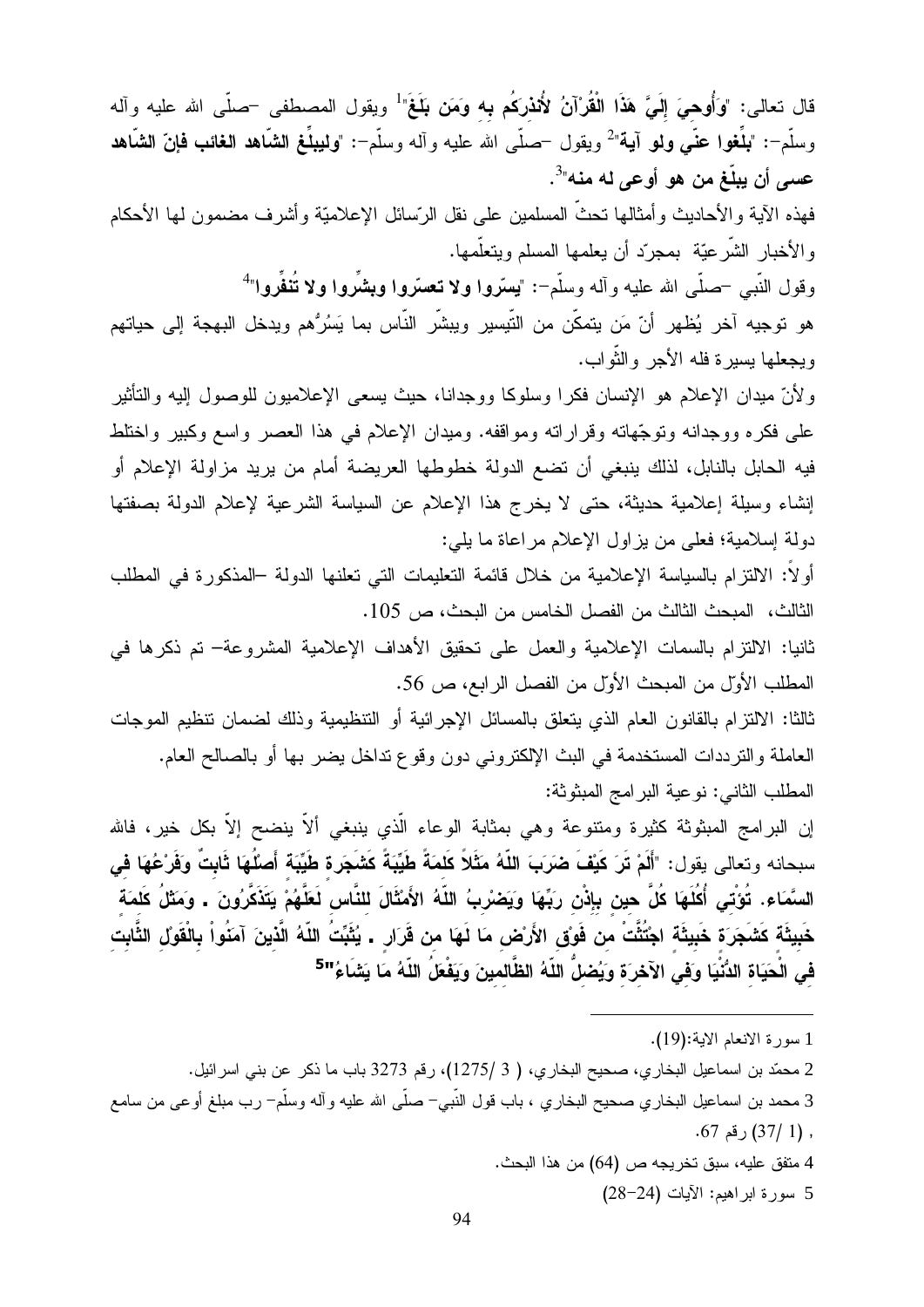قال تعالى: "**وَأُوحِيَ إِلَيَّ هَذَا الْقُرْآنُ لأُنذِرَكُم بِهِ وَمَن بَلَغَ**"[1] ويقول المصطفى –صلّى الله عليه وآله وسلّم–: "**بلّغوا عنّي ولو آية**"[2] ويقول –صلّى الله عليه وآله وسلّم–: "**وليبلّغ الشّاهد الغائب فإنّ الشّاهد عسى أن يبلّغ من هو أوعى له منه**"[3].

فهذه الآية والأحاديث وأمثالها تحثّ المسلمين على نقل الرّسائل الإعلاميّة وأشرف مضمون لها الأحكام والأخبار الشّرعيّة بمجرّد أن يعلمها المسلم ويتعلّمها.

وقول النّبي –صلّى الله عليه وآله وسلّم–: "**يسّروا ولا تعسّروا وبشِّروا ولا تُنفِّروا**"[4]

هو توجيه آخر يُظهر أنّ مَن يتمكّن من التّيسير ويبشّر النّاس بما يَسُرُّهم ويدخل البهجة إلى حياتهم ويجعلها يسيرة فله الأجر والثّواب.

ولأنّ ميدان الإعلام هو الإنسان فكرا وسلوكا ووجدانا، حيث يسعى الإعلاميون للوصول إليه والتأثير على فكره ووجدانه وتوجّهاته وقراراته ومواقفه. وميدان الإعلام في هذا العصر واسع وكبير واختلط فيه الحابل بالنابل، لذلك ينبغي أن تضع الدولة خطوطها العريضة أمام من يريد مزاولة الإعلام أو إنشاء وسيلة إعلامية حديثة، حتى لا يخرج هذا الإعلام عن السياسة الشرعية لإعلام الدولة بصفتها دولة إسلامية؛ فعلى من يزاول الإعلام مراعاة ما يلي:

أولاً: الالتزام بالسياسة الإعلامية من خلال قائمة التعليمات التي تعلنها الدولة –المذكورة في المطلب الثالث، المبحث الثالث من الفصل الخامس من البحث، ص 105.

ثانيا: الالتزام بالسمات الإعلامية والعمل على تحقيق الأهداف الإعلامية المشروعة– تم ذكرها في المطلب الأوّل من المبحث الأول من الفصل الرابع، ص 56.

ثالثا: الالتزام بالقانون العام الذي يتعلق بالمسائل الإجرائية أو التنظيمية وذلك لضمان تنظيم الموجات العاملة والترددات المستخدمة في البث الإلكتروني دون وقوع تداخل يضر بها أو بالصالح العام.

المطلب الثاني: نوعية البرامج المبثوثة:

إن البرامج المبثوثة كثيرة ومتنوعة وهي بمثابة الوعاء الّذي ينبغي ألاّ ينضح إلاّ بكل خير، فالله سبحانه وتعالى يقول: "**أَلَمْ تَرَ كَيْفَ ضَرَبَ اللّهُ مَثَلاً كَلِمَةً طَيِّبَةً كَشَجَرةٍ طَيِّبَةٍ أَصْلُهَا ثَابِتٌ وَفَرْعُهَا فِي السَّمَاء. تُؤْتِي أُكُلَهَا كُلَّ حِينٍ بِإِذْنِ رَبِّهَا وَيَضْرِبُ اللّهُ الأَمْثَالَ لِلنَّاسِ لَعَلَّهُمْ يَتَذَكَّرُونَ . وَمَثلُ كَلِمَةٍ خَبِيثَةٍ كَشَجَرَةٍ خَبِيثَةٍ اجْتُثَّتْ مِن فَوْقِ الأَرْضِ مَا لَهَا مِن قَرَارٍ . يُثَبِّتُ اللّهُ الَّذِينَ آمَنُواْ بِالْقَوْلِ الثَّابِتِ فِي الْحَيَاةِ الدُّنْيَا وَفِي الآخِرَةِ وَيُضِلُّ اللّهُ الظَّالِمِينَ وَيَفْعَلُ اللّهُ مَا يَشَاءُ**"[5]

---

1 سورة الانعام الاية:(19).

2 محمّد بن اسماعيل البخاري، صحيح البخاري، ( 3 /1275)، رقم 3273 باب ما ذكر عن بني اسرائيل.

3 محمد بن اسماعيل البخاري صحيح البخاري ، باب قول النّبي– صلّى الله عليه وآله وسلّم– رب مبلغ أوعى من سامع ، (1 /37) رقم 67.

4 متفق عليه، سبق تخريجه ص (64) من هذا البحث.

5 سورة ابراهيم: الآيات (24–28)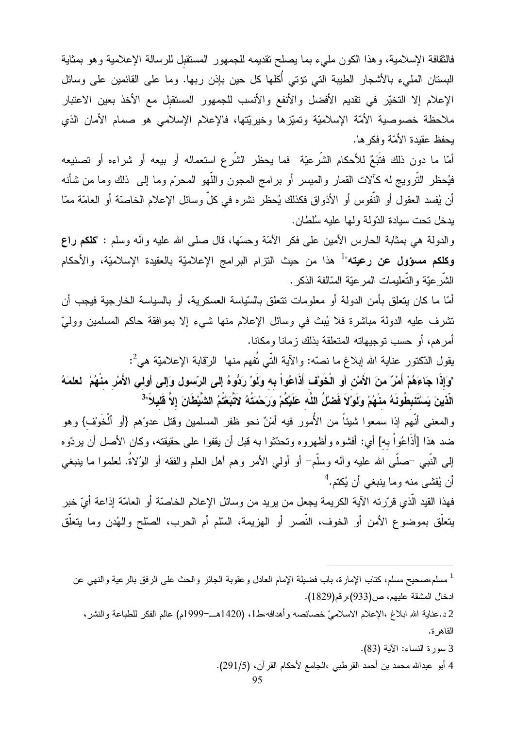فالثقافة الإسلامية، وهذا الكون مليء بما يصلح تقديمه للجمهور المستقبل للرسالة الإعلامية وهو بمثابة البستان المليء بالأشجار الطيبة التي تؤتي أُكلها كل حين بإذن ربها. وما على القائمين على وسائل الإعلام إلا التخيّر في تقديم الأفضل والأنفع والأنسب للجمهور المستقبل مع الأخذ بعين الاعتبار ملاحظة خصوصية الأمّة الإسلاميّة وتميّزها وخيريّتها، فالإعلام الإسلامي هو صمام الأمان الذي يحفظ عقيدة الأمّة وفكرها.

أمّا ما دون ذلك فتَبَعٌ للأحكام الشّرعيّة فما يحظر الشّرع استعماله أو بيعه أو شراءه أو تصنيعه فيُحظر التّرويج له كآلات القمار والميسر أو برامج المجون واللّهو المحرّم وما إلى ذلك وما من شأنه أن يُفسد العقول أو النّفوس أو الأذواق فكذلك يُحظر نشره في كلّ وسائل الإعلام الخاصّة أو العامّة ممّا يدخل تحت سيادة الدّولة ولها عليه سُلطان.

والدولة هي بمثابة الحارس الأمين على فكر الأمّة وحسّها، قال صلى الله عليه وآله وسلم : "**كلكم راع وكلكم مسؤول عن رعيته**"[1] هذا من حيث التزام البرامج الإعلاميّة بالعقيدة الإسلاميّة، والأحكام الشّرعيّة والتّعليمات المرعيّة السّالفة الذكر.

أمّا ما كان يتعلق بأمن الدولة أو معلومات تتعلق بالسّياسة العسكرية، أو بالسياسة الخارجية فيجب أن تشرف عليه الدولة مباشرة فلا يُبث في وسائل الإعلام منها شيء إلا بموافقة حاكم المسلمين ووليّ أمرهم، أو حسب توجيهاته المتعلقة بذلك زمانا ومكانا.

يقول الدكتور عناية الله إبلاغ ما نصّه: والآية التّي تُفهم منها الرّقابة الإعلاميّة هي[2]:

"**وَإِذَا جَاءَهُمْ أَمْرٌ منَ الأَمْنِ أَو الْخَوْف أَذَاعُواْ به وَلَوْ رَدُّوهُ إِلى الرّسول وَإِلى أولي الأَمْر منْهُمْ لعلمَهُ الّذينَ يَسْتَنبطُونَهُ منْهُمْ وَلَوْلاَ فَضْلُ اللّه عَلَيْكُمْ وَرَحْمَتُهُ لاَتَّبَعْتُمُ الشَّيْطَانَ إلاَّ قَليلاً**"[3]

والمعنى أنّهم إذا سمعوا شيئاً من الأُمور فيه أمْنٌ نحو ظفر المسلمين وقتل عدوّهم {أَو ٱلْخَوْف} وهو ضد هذا [أَذَاعُواْ بِهِ] أي: أفشوه وأظهروه وتحدّثوا به قبل أن يقفوا على حقيقته، وكان الأصل أن يردّوه إلى النّبي –صلّى الله عليه وآله وسلّم– أو أولي الأمر وهم أهل العلم والفقه أو الوُلاة. لعلموا ما ينبغي أن يُفشى منه وما ينبغي أن يُكتم.[4]

فهذا القيد الّذي قرّرته الآية الكريمة يجعل من يريد من وسائل الإعلام الخاصّة أو العامّة إذاعة أيّ خبر يتعلّق بموضوع الأمن أو الخوف، النّصر أو الهزيمة، السّلم أم الحرب، الصّلح والهُدن وما يتعلّق

---

[1] مسلم،صحيح مسلم، كتاب الإمارة، باب فضيلة الإمام العادل وعقوبة الجائر والحث على الرفق بالرعية والنهي عن ادخال المشقة عليهم، ص(933)،رقم(1829).

[2] د.عناية الله ابلاغ ،الإعلام الاسلاميّ خصائصه وأهدافه،ط1، (1420هــ–1999م) عالم الفكر للطباعة والنشر، القاهرة.

[3] سورة النساء: الآية (83).

[4] أبو عبدالله محمد بن أحمد القرطبي ،الجامع لأحكام القرآن، (291/5).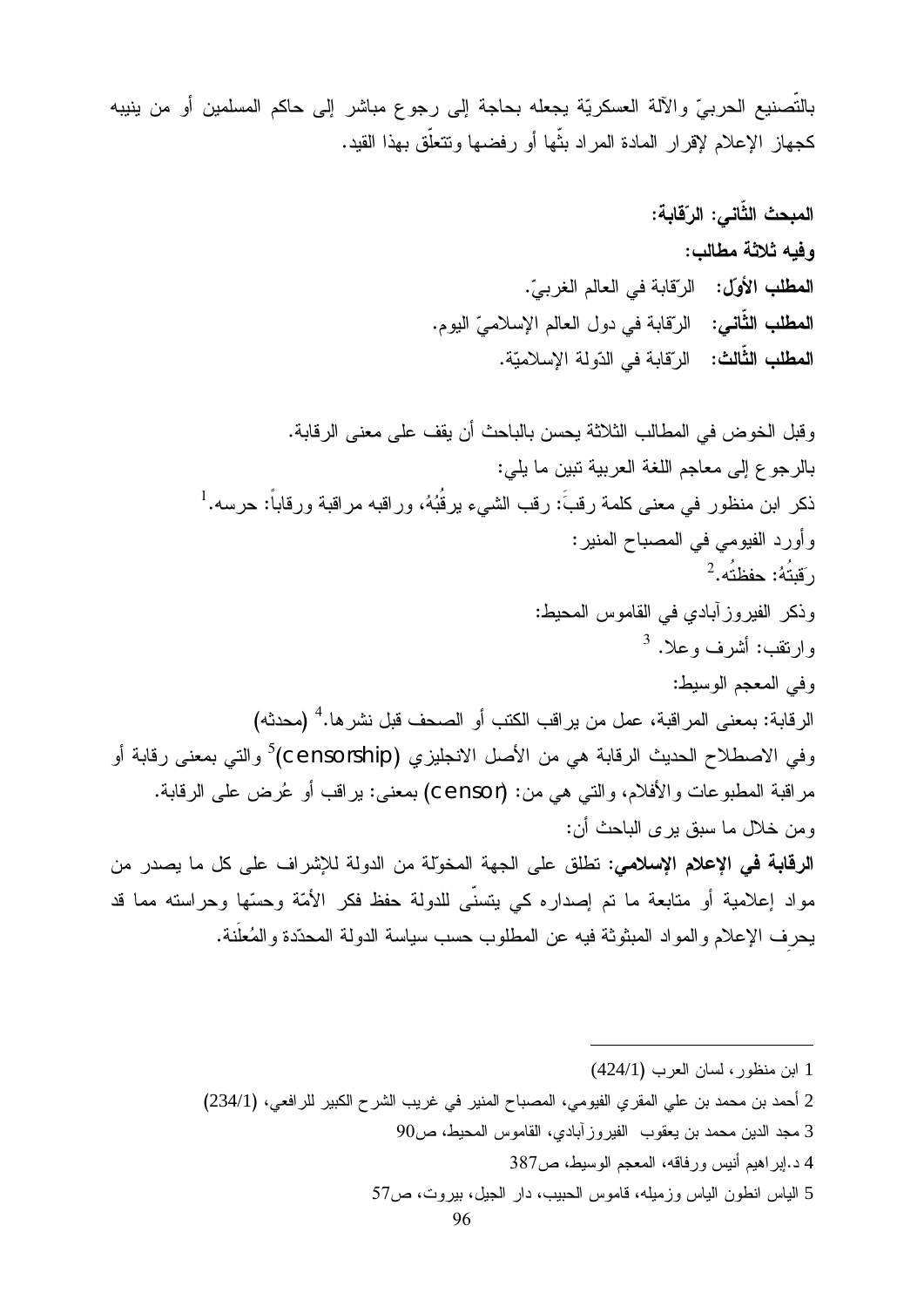بالتّصنيع الحربيّ والآلة العسكريّة يجعله بحاجة إلى رجوع مباشر إلى حاكم المسلمين أو من ينيبه كجهاز الإعلام لإقرار المادة المراد بثّها أو رفضها وتتعلّق بهذا القيد.

**المبحث الثّاني: الرّقابة:**

**وفيه ثلاثة مطالب:**

**المطلب الأوّل:** الرّقابة في العالم الغربيّ.

**المطلب الثّاني:** الرّقابة في دول العالم الإسلاميّ اليوم.

**المطلب الثّالث:** الرّقابة في الدّولة الإسلاميّة.

وقبل الخوض في المطالب الثلاثة يحسن بالباحث أن يقف على معنى الرقابة.

بالرجوع إلى معاجم اللغة العربية تبين ما يلي:

ذكر ابن منظور في معنى كلمة رقبَ: رقب الشيء يرقُبُهُ، وراقبه مراقبة ورقاباً: حرسه.[1]

وأورد الفيومي في المصباح المنير:

رَقبتُهُ: حفظتُه.[2]

وذكر الفيروزآبادي في القاموس المحيط:

وارتقب: أشرف وعلا. [3]

وفي المعجم الوسيط:

الرقابة: بمعنى المراقبة، عمل من يراقب الكتب أو الصحف قبل نشرها.[4] (محدثه)

وفي الاصطلاح الحديث الرقابة هي من الأصل الانجليزي (censorship)[5] والتي بمعنى رقابة أو مراقبة المطبوعات والأفلام، والتي هي من: (censor) بمعنى: يراقب أو عُرض على الرقابة.

ومن خلال ما سبق يرى الباحث أن:

**الرقابة في الإعلام الإسلامي:** تطلق على الجهة المخوّلة من الدولة للإشراف على كل ما يصدر من مواد إعلامية أو متابعة ما تم إصداره كي يتسنّى للدولة حفظ فكر الأمّة وحسّها وحراسته مما قد يحرف الإعلام والمواد المبثوثة فيه عن المطلوب حسب سياسة الدولة المحدّدة والمُعلَنة.

---

1 ابن منظور، لسان العرب (424/1)

2 أحمد بن محمد بن علي المقري الفيومي، المصباح المنير في غريب الشرح الكبير للرافعي، (234/1)

3 مجد الدين محمد بن يعقوب الفيروزآبادي، القاموس المحيط، ص90

4 د.إبراهيم أنيس ورفاقه، المعجم الوسيط، ص387

5 الياس انطون الياس وزميله، قاموس الحبيب، دار الجيل، بيروت، ص57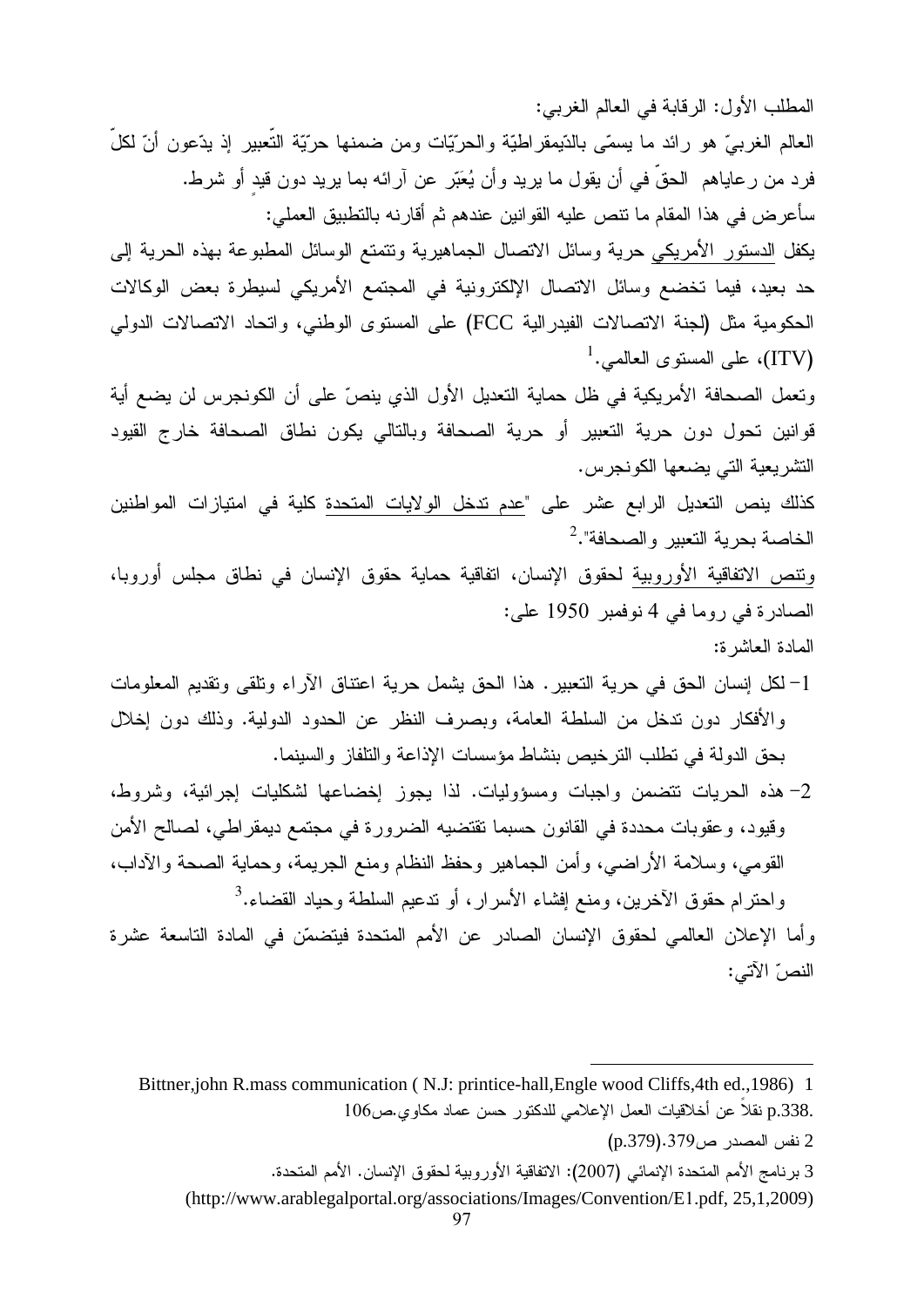المطلب الأول: الرقابة في العالم الغربي:

العالم الغربيّ هو رائد ما يسمّى بالدّيمقراطيّة والحرّيّات ومن ضمنها حرّيّة التّعبير إذ يدّعون أنّ لكلّ فرد من رعاياهم الحقّ في أن يقول ما يريد وأن يُعبّر عن آرائه بما يريد دون قيدٍ أو شرط.

سأعرض في هذا المقام ما تنص عليه القوانين عندهم ثم أقارنه بالتطبيق العملي:

يكفل الدستور الأمريكي حرية وسائل الاتصال الجماهيرية وتتمتع الوسائل المطبوعة بهذه الحرية إلى حد بعيد، فيما تخضع وسائل الاتصال الإلكترونية في المجتمع الأمريكي لسيطرة بعض الوكالات الحكومية مثل (لجنة الاتصالات الفيدرالية FCC) على المستوى الوطني، واتحاد الاتصالات الدولي (ITV)، على المستوى العالمي.[1]

وتعمل الصحافة الأمريكية في ظل حماية التعديل الأول الذي ينصّ على أن الكونجرس لن يضع أية قوانين تحول دون حرية التعبير أو حرية الصحافة وبالتالي يكون نطاق الصحافة خارج القيود التشريعية التي يضعها الكونجرس.

كذلك ينص التعديل الرابع عشر على "عدم تدخل الولايات المتحدة كلية في امتيازات المواطنين الخاصة بحرية التعبير والصحافة".[2]

وتنص الاتفاقية الأوروبية لحقوق الإنسان، اتفاقية حماية حقوق الإنسان في نطاق مجلس أوروبا، الصادرة في روما في 4 نوفمبر 1950 على:

المادة العاشرة:

1- لكل إنسان الحق في حرية التعبير. هذا الحق يشمل حرية اعتناق الآراء وتلقي وتقديم المعلومات والأفكار دون تدخل من السلطة العامة، وبصرف النظر عن الحدود الدولية. وذلك دون إخلال بحق الدولة في تطلب الترخيص بنشاط مؤسسات الإذاعة والتلفاز والسينما.

2- هذه الحريات تتضمن واجبات ومسؤوليات. لذا يجوز إخضاعها لشكليات إجرائية، وشروط، وقيود، وعقوبات محددة في القانون حسبما تقتضيه الضرورة في مجتمع ديمقراطي، لصالح الأمن القومي، وسلامة الأراضي، وأمن الجماهير وحفظ النظام ومنع الجريمة، وحماية الصحة والآداب، واحترام حقوق الآخرين، ومنع إفشاء الأسرار، أو تدعيم السلطة وحياد القضاء.[3]

وأما الإعلان العالمي لحقوق الإنسان الصادر عن الأمم المتحدة فيتضمّن في المادة التاسعة عشرة النصّ الآتي:

---

1 Bittner,john R.mass communication ( N.J: printice-hall,Engle wood Cliffs,4th ed.,1986) p.338. نقلاً عن أخلاقيات العمل الإعلامي للدكتور حسن عماد مكاوي.ص106

2 نفس المصدر ص379.(p.379)

3 برنامج الأمم المتحدة الإنمائي (2007): الاتفاقية الأوروبية لحقوق الإنسان. الأمم المتحدة. (http://www.arablegalportal.org/associations/Images/Convention/E1.pdf, 25,1,2009)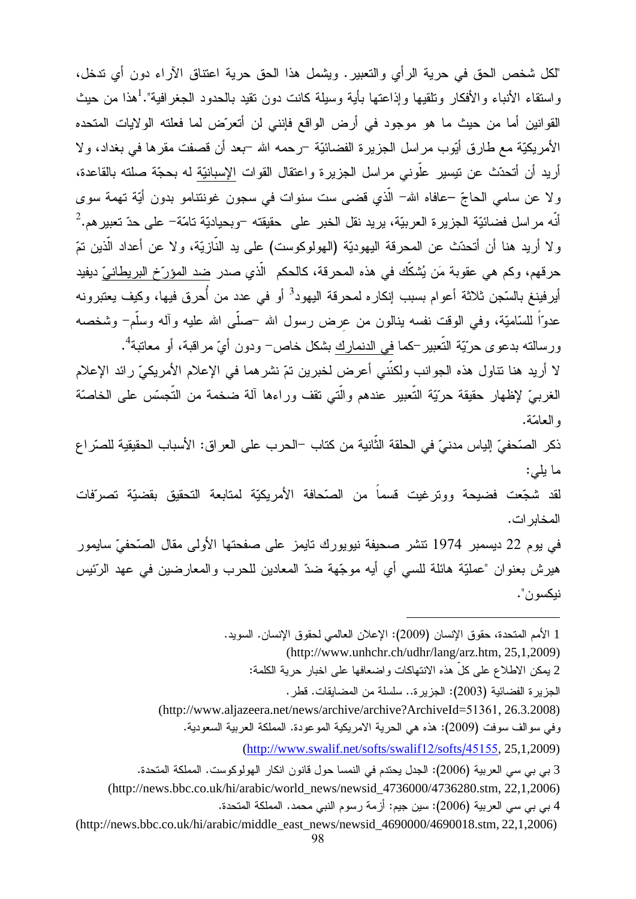"لكل شخص الحق في حرية الرأي والتعبير. ويشمل هذا الحق حرية اعتناق الآراء دون أي تدخل، واستقاء الأنباء والأفكار وتلقيها وإذاعتها بأية وسيلة كانت دون تقيد بالحدود الجغرافية".[1]هذا من حيث القوانين أما من حيث ما هو موجود في أرض الواقع فإنني لن أتعرّض لما فعلته الولايات المتحده الأمريكيّة مع طارق أيّوب مراسل الجزيرة الفضائيّة –رحمه الله –بعد أن قصفت مقرها في بغداد، ولا أريد أن أتحدّث عن تيسير علّوني مراسل الجزيرة واعتقال القوات الإسبانيّة له بحجّة صلته بالقاعدة، ولا عن سامي الحاجّ –عافاه الله– الّذي قضى ست سنوات في سجون غونتنامو بدون أيّة تهمة سوى أنّه مراسل فضائيّة الجزيرة العربيّة، يريد نقل الخبر على حقيقته –وبحياديّة تامّة– على حدّ تعبيرهم.[2]
ولا أريد هنا أن أتحدّث عن المحرقة اليهوديّة (الهولوكوست) على يد النّازيّة، ولا عن أعداد الّذين تمّ حرقهم، وكم هي عقوبة مَن يُشكّك في هذه المحرقة، كالحكم الّذي صدر ضد المؤرّخ البريطانيّ ديفيد أيرفينغ بالسّجن ثلاثة أعوام بسبب إنكاره لمحرقة اليهود[3] أو في عدد من أُحرق فيها، وكيف يعتبرونه عدوّاً للسّاميّة، وفي الوقت نفسه ينالون من عِرض رسول الله –صلّى الله عليه وآله وسلّم– وشخصه ورسالته بدعوى حرّيّة التّعبير–كما في الدنمارك بشكل خاص– ودون أيّ مراقبة، أو معاتبة[4].

لا أريد هنا تناول هذه الجوانب ولكنّني أعرض لخبرين تمّ نشرهما في الإعلام الأمريكيّ رائد الإعلام الغربيّ لإظهار حقيقة حرّيّة التّعبير عندهم والّتي تقف وراءها آلة ضخمة من التّجسّس على الخاصّة والعامّة.

ذكر الصّحفيّ إلياس مدنيّ في الحلقة الثّانية من كتاب –الحرب على العراق: الأسباب الحقيقية للصّراع ما يلي:

لقد شجّعت فضيحة ووترغيت قسماً من الصّحافة الأمريكيّة لمتابعة التحقيق بقضيّة تصرّفات المخابرات.

في يوم 22 ديسمبر 1974 تنشر صحيفة نيويورك تايمز على صفحتها الأولى مقال الصّحفيّ سايمور هيرش بعنوان "عمليّة هائلة للسي أي أيه موجّهة ضدّ المعادين للحرب والمعارضين في عهد الرّئيس نيكسون".

---

1 الأمم المتحدة، حقوق الإنسان (2009): الإعلان العالمي لحقوق الإنسان. السويد.
(http://www.unhchr.ch/udhr/lang/arz.htm, 25,1,2009)

2 يمكن الاطلاع على كلّ هذه الانتهاكات واضعافها على اخبار حرية الكلمة:
الجزيرة الفضائية (2003): الجزيرة.. سلسلة من المضايقات. قطر.
(http://www.aljazeera.net/news/archive/archive?ArchiveId=51361, 26.3.2008)
وفي سوالف سوفت (2009): هذه هي الحرية الامريكية الموعودة. المملكة العربية السعودية.
(http://www.swalif.net/softs/swalif12/softs/45155, 25,1,2009)

3 بي بي سي العربية (2006): الجدل يحتدم في النمسا حول قانون انكار الهولوكوست. المملكة المتحدة.
(http://news.bbc.co.uk/hi/arabic/world_news/newsid_4736000/4736280.stm, 22,1,2006)

4 بي بي سي العربية (2006): سين جيم: أزمة رسوم النبي محمد. المملكة المتحدة.
(http://news.bbc.co.uk/hi/arabic/middle_east_news/newsid_4690000/4690018.stm, 22,1,2006)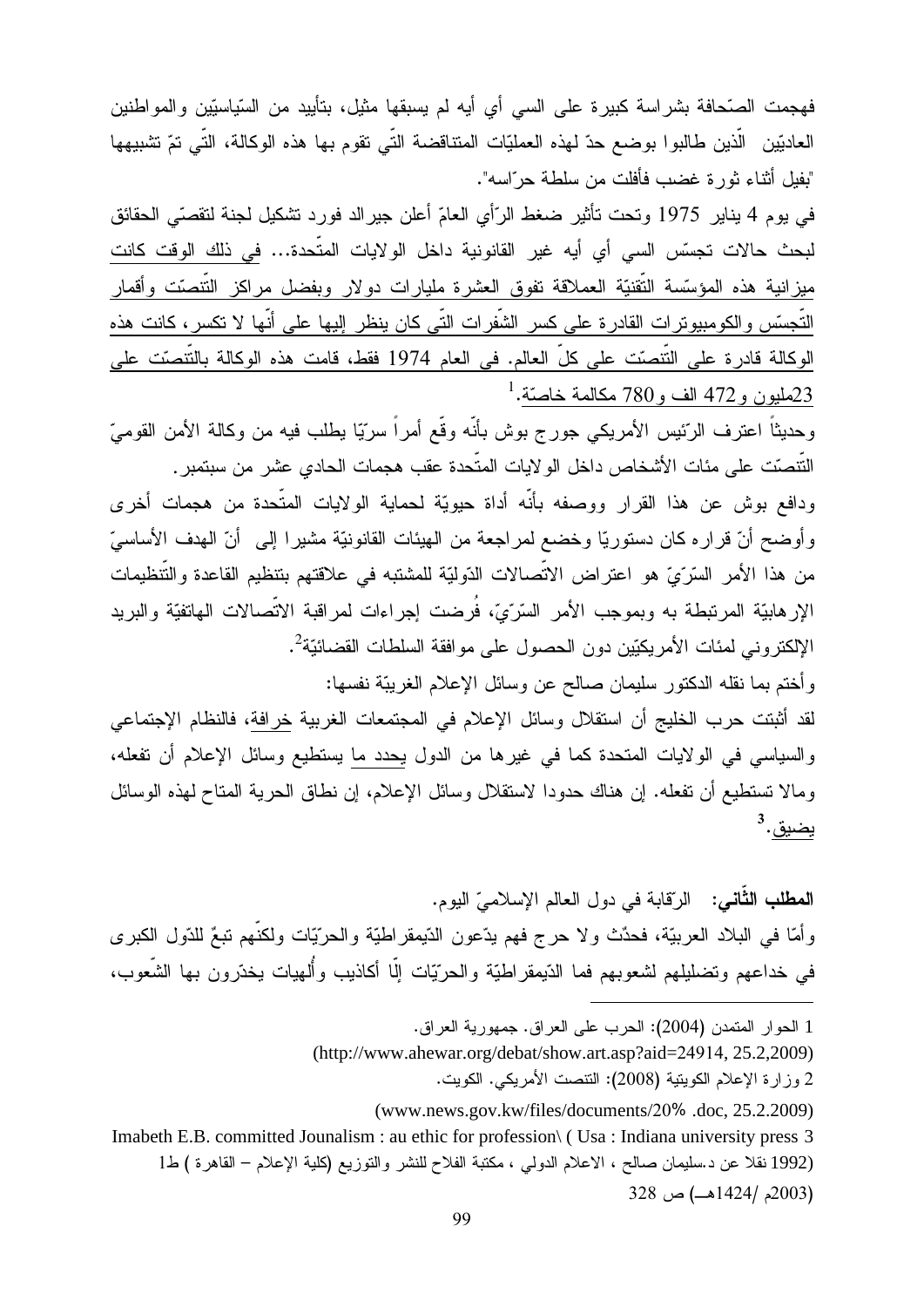فهجمت الصّحافة بشراسة كبيرة على السي أي أيه لم يسبقها مثيل، بتأييد من السّياسيّين والمواطنين العاديّين الّذين طالبوا بوضع حدّ لهذه العمليّات المتناقضة الّتي تقوم بها هذه الوكالة، الّتي تمّ تشبيهها "بفيل أثناء ثورة غضب فأفلت من سلطة حرّاسه".

في يوم 4 يناير 1975 وتحت تأثير ضغط الرّأي العامّ أعلن جيرالد فورد تشكيل لجنة لتقصّي الحقائق لبحث حالات تجسّس السي أي أيه غير القانونية داخل الولايات المتّحدة... في ذلك الوقت كانت ميزانية هذه المؤسّسة التّقنيّة العملاقة تفوق العشرة مليارات دولار وبفضل مراكز التّنصّت وأقمار التّجسّس والكومبيوترات القادرة على كسر الشّفرات الّتي كان ينظر إليها على أنّها لا تكسر، كانت هذه الوكالة قادرة على التّنصّت على كلّ العالم. في العام 1974 فقط، قامت هذه الوكالة بالتّنصّت على 23مليون و472 الف و780 مكالمة خاصّة.[1]

وحديثاً اعترف الرّئيس الأمريكي جورج بوش بأنّه وقّع أمراً سرّيّا يطلب فيه من وكالة الأمن القوميّ التّنصّت على مئات الأشخاص داخل الولايات المتّحدة عقب هجمات الحادي عشر من سبتمبر.

ودافع بوش عن هذا القرار ووصفه بأنّه أداة حيويّة لحماية الولايات المتّحدة من هجمات أخرى وأوضح أنّ قراره كان دستوريّا وخضع لمراجعة من الهيئات القانونيّة مشيرا إلى أنّ الهدف الأساسيّ من هذا الأمر السّرّيّ هو اعتراض الاتّصالات الدّوليّة للمشتبه في علاقتهم بتنظيم القاعدة والتّنظيمات الإرهابيّة المرتبطة به وبموجب الأمر السّرّيّ، فُرضت إجراءات لمراقبة الاتّصالات الهاتفيّة والبريد الإلكتروني لمئات الأمريكيّين دون الحصول على موافقة السلطات القضائيّة[2].

وأختم بما نقله الدكتور سليمان صالح عن وسائل الإعلام الغربيّة نفسها:

لقد أثبتت حرب الخليج أن استقلال وسائل الإعلام في المجتمعات الغربية خرافة، فالنظام الإجتماعي والسياسي في الولايات المتحدة كما في غيرها من الدول يحدد ما يستطيع وسائل الإعلام أن تفعله، ومالا تستطيع أن تفعله. إن هناك حدودا لاستقلال وسائل الإعلام، إن نطاق الحرية المتاح لهذه الوسائل يضيق.[3]

**المطلب الثّاني:** الرّقابة في دول العالم الإسلاميّ اليوم.

وأمّا في البلاد العربيّة، فحدّث ولا حرج فهم يدّعون الدّيمقراطيّة والحرّيّات ولكنّهم تبعٌ للدّول الكبرى في خداعهم وتضليلهم لشعوبهم فما الدّيمقراطيّة والحرّيّات إلّا أكاذيب وأُلهيات يخدّرون بها الشّعوب،

---

1 الحوار المتمدن (2004): الحرب على العراق. جمهورية العراق.
(http://www.ahewar.org/debat/show.art.asp?aid=24914, 25.2,2009)

2 وزارة الإعلام الكويتية (2008): التنصت الأمريكي. الكويت.
(www.news.gov.kw/files/documents/20% .doc, 25.2.2009)

3 Imabeth E.B. committed Jounalism : au ethic for profession\ ( Usa : Indiana university press 1992) نقلا عن د.سليمان صالح ، الاعلام الدولي ، مكتبة الفلاح للنشر والتوزيع (كلية الإعلام – القاهرة ) ط1 (2003م /1424هـ) ص 328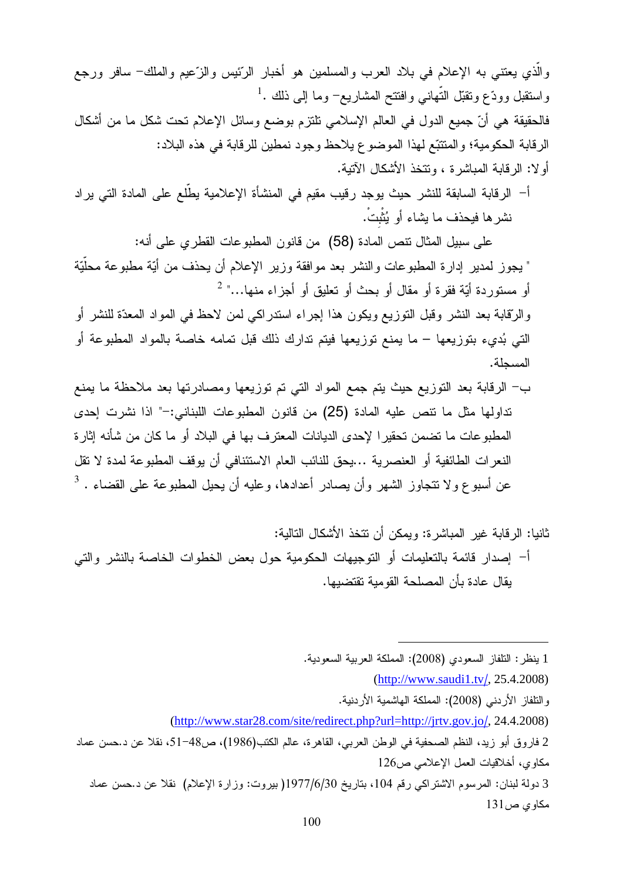والّذي يعتني به الإعلام في بلاد العرب والمسلمين هو أخبار الرّئيس والزّعيم والملك– سافر ورجع واستقبل وودّع وتقبّل التّهاني وافتتح المشاريع– وما إلى ذلك .[1]

فالحقيقة هي أنّ جميع الدول في العالم الإسلامي تلتزم بوضع وسائل الإعلام تحت شكل ما من أشكال الرقابة الحكومية؛ والمتتبّع لهذا الموضوع يلاحظ وجود نمطين للرقابة في هذه البلاد:

أولا: الرقابة المباشرة ، وتتخذ الأشكال الآتية.

أ- الرقابة السابقة للنشر حيث يوجد رقيب مقيم في المنشأة الإعلامية يطّلع على المادة التي يراد نشرها فيحذف ما يشاء أو يُثْبِتْ.

على سبيل المثال تنص المادة (58) من قانون المطبوعات القطري على أنه:

" يجوز لمدير إدارة المطبوعات والنشر بعد موافقة وزير الإعلام أن يحذف من أيّة مطبوعة محلّيّة أو مستوردة أيّة فقرة أو مقال أو بحث أو تعليق أو أجزاء منها..." [2]

والرّقابة بعد النشر وقبل التوزيع ويكون هذا إجراء استدراكي لمن لاحظ في المواد المعدّة للنشر أو التي بُديء بتوزيعها – ما يمنع توزيعها فيتم تدارك ذلك قبل تمامه خاصة بالمواد المطبوعة أو المسجلة.

ب- الرقابة بعد التوزيع حيث يتم جمع المواد التي تم توزيعها ومصادرتها بعد ملاحظة ما يمنع تداولها مثل ما تنص عليه المادة (25) من قانون المطبوعات اللبناني:-" اذا نشرت إحدى المطبوعات ما تضمن تحقيرا لإحدى الديانات المعترف بها في البلاد أو ما كان من شأنه إثارة النعرات الطائفية أو العنصرية ...يحق للنائب العام الاستئنافي أن يوقف المطبوعة لمدة لا تقل عن أسبوع ولا تتجاوز الشهر وأن يصادر أعدادها، وعليه أن يحيل المطبوعة على القضاء . [3]

ثانيا: الرقابة غير المباشرة: ويمكن أن تتخذ الأشكال التالية:

أ- إصدار قائمة بالتعليمات أو التوجيهات الحكومية حول بعض الخطوات الخاصة بالنشر والتي يقال عادة بأن المصلحة القومية تقتضيها.

---

1 ينظر: التلفاز السعودي (2008): المملكة العربية السعودية.

(http://www.saudi1.tv/, 25.4.2008)

والتلفاز الأردني (2008): المملكة الهاشمية الأردنية.

(http://www.star28.com/site/redirect.php?url=http://jrtv.gov.jo/, 24.4.2008)

2 فاروق أبو زيد، النظم الصحفية في الوطن العربي، القاهرة، عالم الكتب(1986)، ص48–51، نقلا عن د.حسن عماد مكاوي، أخلاقيات العمل الإعلامي ص126

3 دولة لبنان: المرسوم الاشتراكي رقم 104، بتاريخ 1977/6/30( بيروت: وزارة الإعلام) نقلا عن د.حسن عماد مكاوي ص131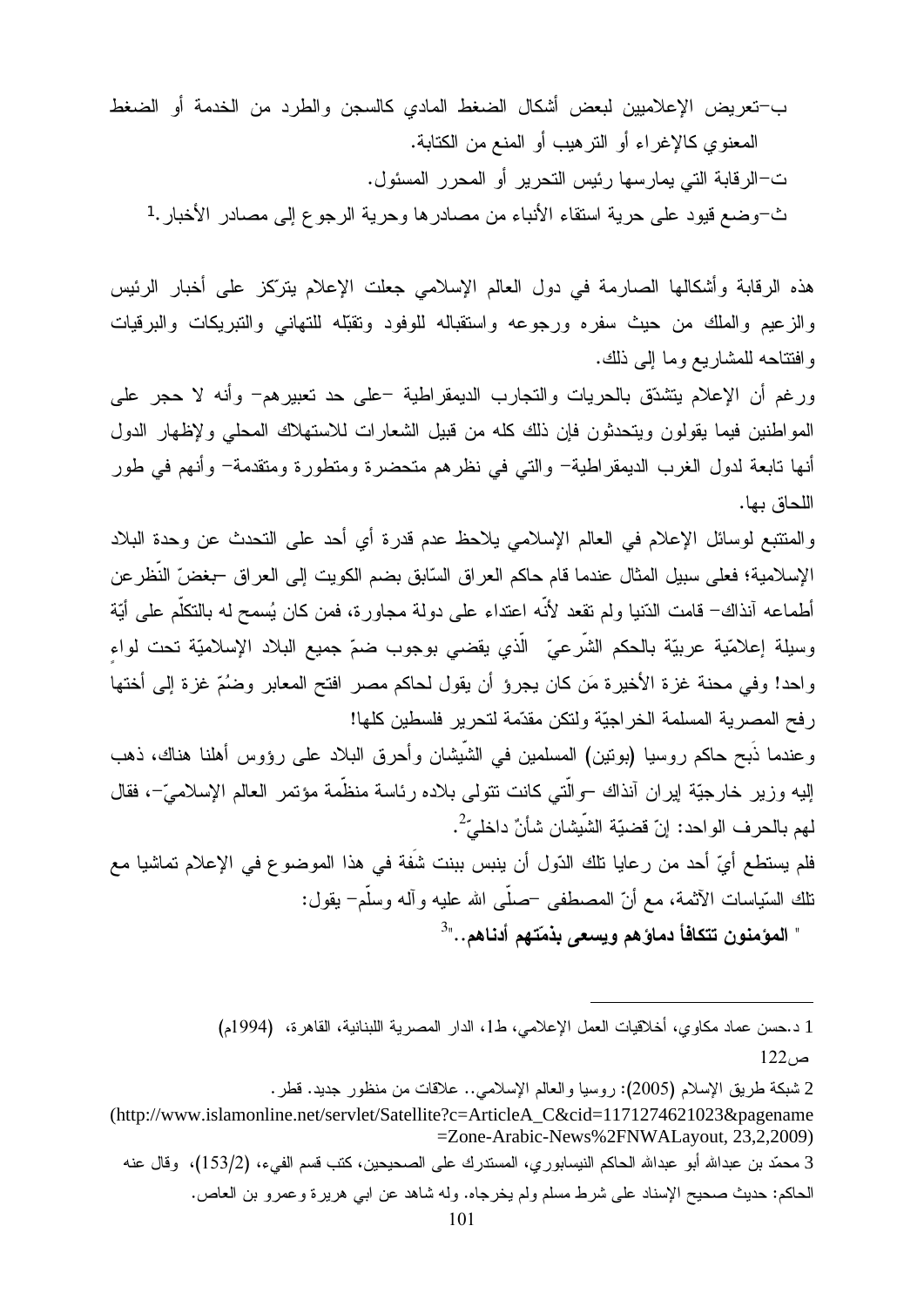ب–تعريض الإعلاميين لبعض أشكال الضغط المادي كالسجن والطرد من الخدمة أو الضغط المعنوي كالإغراء أو الترهيب أو المنع من الكتابة.

ت–الرقابة التي يمارسها رئيس التحرير أو المحرر المسئول.

ث–وضع قيود على حرية استقاء الأنباء من مصادرها وحرية الرجوع إلى مصادر الأخبار.[1]

هذه الرقابة وأشكالها الصارمة في دول العالم الإسلامي جعلت الإعلام يتركّز على أخبار الرئيس والزعيم والملك من حيث سفره ورجوعه واستقباله للوفود وتقبّله للتهاني والتبريكات والبرقيات وافتتاحه للمشاريع وما إلى ذلك.

ورغم أن الإعلام يتشدّق بالحريات والتجارب الديمقراطية –على حد تعبيرهم– وأنه لا حجر على المواطنين فيما يقولون ويتحدثون فإن ذلك كله من قبيل الشعارات للاستهلاك المحلي ولإظهار الدول أنها تابعة لدول الغرب الديمقراطية– والتي في نظرهم متحضرة ومتطورة ومتقدمة– وأنهم في طور اللحاق بها.

والمتتبع لوسائل الإعلام في العالم الإسلامي يلاحظ عدم قدرة أي أحد على التحدث عن وحدة البلاد الإسلامية؛ فعلى سبيل المثال عندما قام حاكم العراق السّابق بضم الكويت إلى العراق –بغضّ النّظر عن أطماعه آنذاك– قامت الدّنيا ولم تقعد لأنّه اعتداء على دولة مجاورة، فمن كان يُسمح له بالتكلّم على أيّة وسيلة إعلاميّة عربيّة بالحكم الشّرعيّ الّذي يقضي بوجوب ضمّ جميع البلاد الإسلاميّة تحت لواءٍ واحد! وفي محنة غزة الأخيرة مَن كان يجرؤ أن يقول لحاكم مصر افتح المعابر وضُمّ غزة إلى أختها رفح المصرية المسلمة الخراجيّة ولتكن مقدّمة لتحرير فلسطين كلها!

وعندما ذَبح حاكم روسيا (بوتين) المسلمين في الشّيشان وأحرق البلاد على رؤوس أهلنا هناك، ذهب إليه وزير خارجيّة إيران آنذاك –والّتي كانت تتولى بلاده رئاسة منظّمة مؤتمر العالم الإسلاميّ–، فقال لهم بالحرف الواحد: إنّ قضيّة الشّيشان شأنٌ داخليّ[2].

فلم يستطع أيّ أحد من رعايا تلك الدّول أن ينبس ببنت شَفَة في هذا الموضوع في الإعلام تماشيا مع تلك السّياسات الآثمة، مع أنّ المصطفى –صلّى الله عليه وآله وسلّم– يقول:

" **المؤمنون تتكافأ دماؤهم ويسعى بذمّتهم أدناهم..**"[3]

---

1 د.حسن عماد مكاوي، أخلاقيات العمل الإعلامي، ط1، الدار المصرية اللبنانية، القاهرة، (1994م) ص122

2 شبكة طريق الإسلام (2005): روسيا والعالم الإسلامي.. علاقات من منظور جديد. قطر.
(http://www.islamonline.net/servlet/Satellite?c=ArticleA_C&cid=1171274621023&pagename=Zone-Arabic-News%2FNWALayout, 23,2,2009)

3 محمّد بن عبدالله أبو عبدالله الحاكم النيسابوري، المستدرك على الصحيحين، كتب قسم الفيء، (153/2)، وقال عنه الحاكم: حديث صحيح الإسناد على شرط مسلم ولم يخرجاه. وله شاهد عن ابي هريرة وعمرو بن العاص.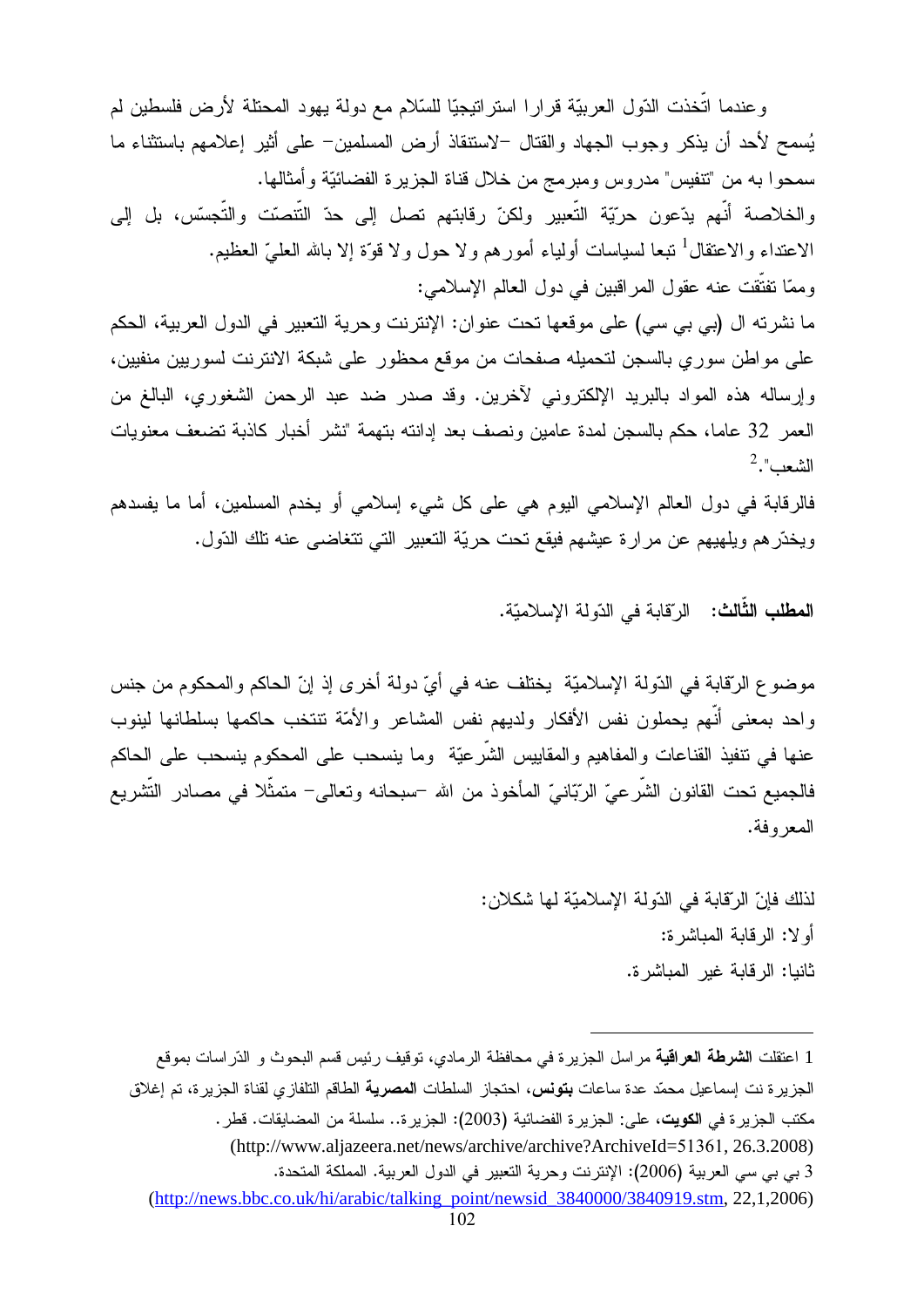وعندما اتّخذت الدّول العربيّة قرارا استراتيجيّا للسّلام مع دولة يهود المحتلة لأرض فلسطين لم يُسمح لأحد أن يذكر وجوب الجهاد والقتال –لاستنقاذ أرض المسلمين– على أثير إعلامهم باستثناء ما سمحوا به من "تنفيس" مدروس ومبرمج من خلال قناة الجزيرة الفضائيّة وأمثالها.

والخلاصة أنّهم يدّعون حرّيّة التّعبير ولكنّ رقابتهم تصل إلى حدّ التّنصّت والتّجسّس، بل إلى الاعتداء والاعتقال[1] تبعا لسياسات أولياء أمورهم ولا حول ولا قوّة إلا بالله العليّ العظيم.

وممّا تفتّقت عنه عقول المراقبين في دول العالم الإسلامي:

ما نشرته ال (بي بي سي) على موقعها تحت عنوان: الإنترنت وحرية التعبير في الدول العربية، الحكم على مواطن سوري بالسجن لتحميله صفحات من موقع محظور على شبكة الانترنت لسوريين منفيين، وإرساله هذه المواد بالبريد الإلكتروني لآخرين. وقد صدر ضد عبد الرحمن الشغوري، البالغ من العمر 32 عاما، حكم بالسجن لمدة عامين ونصف بعد إدانته بتهمة "نشر أخبار كاذبة تضعف معنويات الشعب".[2]

فالرقابة في دول العالم الإسلامي اليوم هي على كل شيء إسلامي أو يخدم المسلمين، أما ما يفسدهم ويخدّرهم ويلهيهم عن مرارة عيشهم فيقع تحت حريّة التعبير التي تتغاضى عنه تلك الدّول.

### **المطلب الثّالث:** الرّقابة في الدّولة الإسلاميّة.

موضوع الرّقابة في الدّولة الإسلاميّة يختلف عنه في أيّ دولة أخرى إذ إنّ الحاكم والمحكوم من جنس واحد بمعنى أنّهم يحملون نفس الأفكار ولديهم نفس المشاعر والأمّة تنتخب حاكمها بسلطانها لينوب عنها في تنفيذ القناعات والمفاهيم والمقاييس الشّرعيّة وما ينسحب على المحكوم ينسحب على الحاكم فالجميع تحت القانون الشّرعيّ الرّبّانيّ المأخوذ من الله –سبحانه وتعالى– متمثّلا في مصادر التّشريع المعروفة.

لذلك فإنّ الرّقابة في الدّولة الإسلاميّة لها شكلان:

أولا: الرقابة المباشرة:

ثانيا: الرقابة غير المباشرة.

---

1 اعتقلت **الشرطة العراقية** مراسل الجزيرة في محافظة الرمادي، توقيف رئيس قسم البحوث و الدّراسات بموقع الجزيرة نت إسماعيل محمّد عدة ساعات **بتونس**، احتجاز السلطات **المصرية** الطاقم التلفازي لقناة الجزيرة، تم إغلاق مكتب الجزيرة في **الكويت**، على: الجزيرة الفضائية (2003): الجزيرة.. سلسلة من المضايقات. قطر.
(http://www.aljazeera.net/news/archive/archive?ArchiveId=51361, 26.3.2008)

3 بي بي سي العربية (2006): الإنترنت وحرية التعبير في الدول العربية. المملكة المتحدة.
(http://news.bbc.co.uk/hi/arabic/talking_point/newsid_3840000/3840919.stm, 22,1,2006)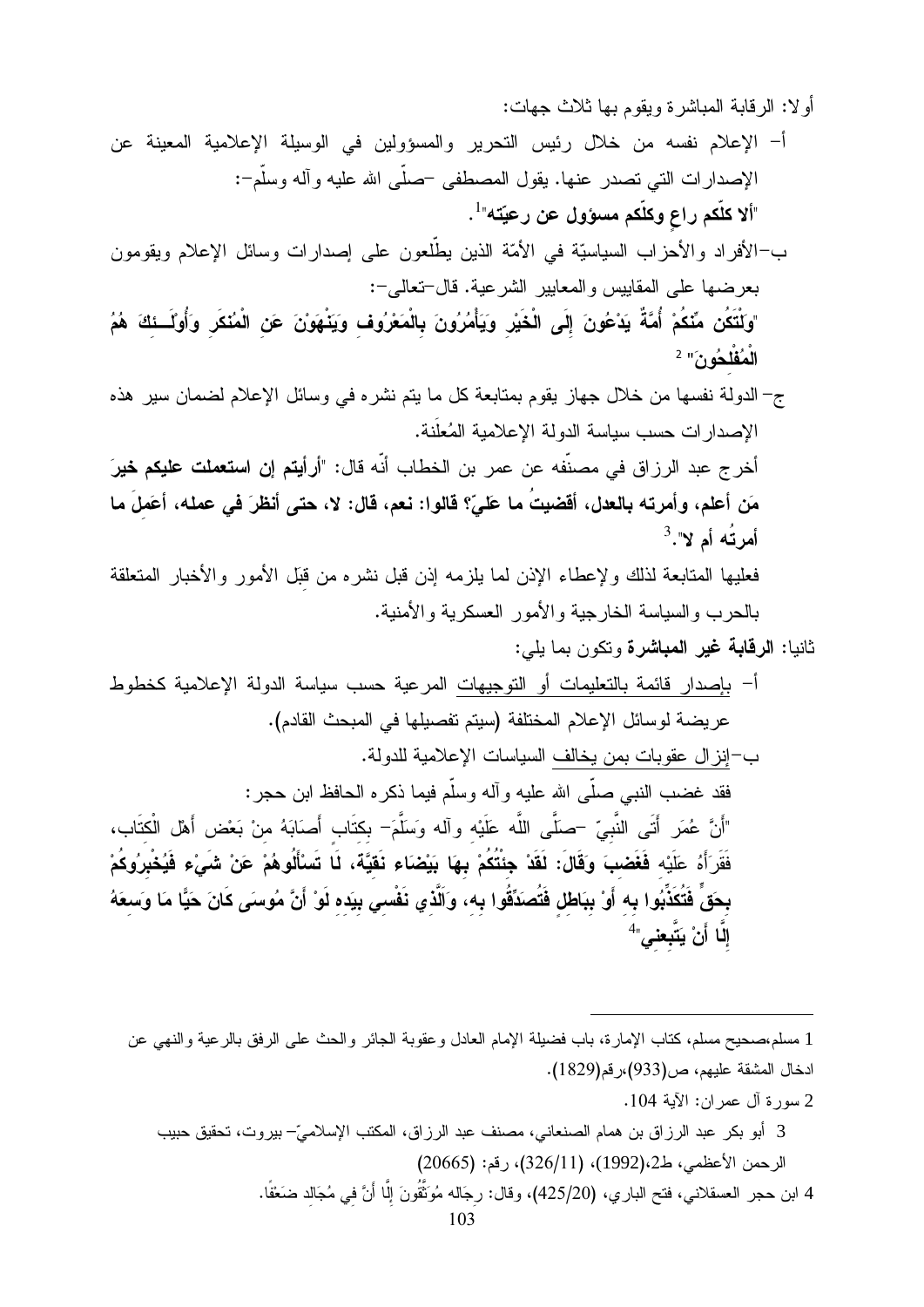أولا: الرقابة المباشرة ويقوم بها ثلاث جهات:

أ- الإعلام نفسه من خلال رئيس التحرير والمسؤولين في الوسيلة الإعلامية المعينة عن الإصدارات التي تصدر عنها. يقول المصطفى -صلّى الله عليه وآله وسلّم-: "**ألا كلّكم راعٍ وكلّكم مسؤول عن رعيّته**"[1].

ب-الأفراد والأحزاب السياسيّة في الأمّة الذين يطّلعون على إصدارات وسائل الإعلام ويقومون بعرضها على المقاييس والمعايير الشرعية. قال-تعالى-: "**وَلْتَكُن مِّنكُمْ أُمَّةٌ يَدْعُونَ إِلَى الْخَيْرِ وَيَأْمُرُونَ بِالْمَعْرُوفِ وَيَنْهَوْنَ عَنِ الْمُنكَرِ وَأُوْلَـئِكَ هُمُ الْمُفْلِحُونَ**" [2]

ج- الدولة نفسها من خلال جهاز يقوم بمتابعة كل ما يتم نشره في وسائل الإعلام لضمان سير هذه الإصدارات حسب سياسة الدولة الإعلامية المُعلَنة.

أخرج عبد الرزاق في مصنّفه عن عمر بن الخطاب أنّه قال: "**أرأيتم إن استعملت عليكم خيرَ مَن أعلم، وأمرته بالعدل، أقضيتُ ما عَليَّ؟ قالوا: نعم، قال: لا، حتى أنظرَ في عمله، أعَملَ ما أمرتُه أم لا**".[3]

فعليها المتابعة لذلك ولإعطاء الإذن لما يلزمه إذن قبل نشره من قبَل الأمور والأخبار المتعلقة بالحرب والسياسة الخارجية والأمور العسكرية والأمنية.

ثانيا: **الرقابة غير المباشرة** وتكون بما يلي:

أ- بإصدار قائمة بالتعليمات أو التوجيهات المرعية حسب سياسة الدولة الإعلامية كخطوط عريضة لوسائل الإعلام المختلفة (سيتم تفصيلها في المبحث القادم).

ب-إنزال عقوبات بمن يخالف السياسات الإعلامية للدولة.

فقد غضب النبي صلّى الله عليه وآله وسلّم فيما ذكره الحافظ ابن حجر:

"أَنَّ عُمَرَ أَتَى النَّبِيّ -صلَّى اللَّه عَلَيْهِ وآله وَسَلَّمَ- بِكِتَابِ أَصَابَهُ مِنْ بَعْض أَهْل الْكِتَاب، فَقَرَأَهُ عَلَيْهِ **فَغَضِبَ وَقَالَ: لَقَدْ جِئْتُكُمْ بِهَا بَيْضَاء نَقِيَّة، لَا تَسْأَلُوهُمْ عَنْ شَيْء فَيُخْبِرُوكُمْ بِحَقٍّ فَتُكَذِّبُوا بِهِ أَوْ بِبَاطِلٍ فَتُصَدِّقُوا بِهِ، وَالَّذِي نَفْسِي بِيَدِهِ لَوْ أَنَّ مُوسَى كَانَ حَيًّا مَا وَسِعَهُ إِلَّا أَنْ يَتَّبِعنِي**"[4]

---

1 مسلم،صحيح مسلم، كتاب الإمارة، باب فضيلة الإمام العادل وعقوبة الجائر والحث على الرفق بالرعية والنهي عن ادخال المشقة عليهم، ص(933)،رقم(1829).

2 سورة آل عمران: الآية 104.

3 أبو بكر عبد الرزاق بن همام الصنعاني، مصنف عبد الرزاق، المكتب الإسلاميّ- بيروت، تحقيق حبيب الرحمن الأعظمي، ط2،(1992)، (326/11)، رقم: (20665)

4 ابن حجر العسقلاني، فتح الباري، (425/20)، وقال: رِجَاله مُوَثَّقُونَ إِلَّا أَنَّ فِي مُجَالِد ضَعْفًا.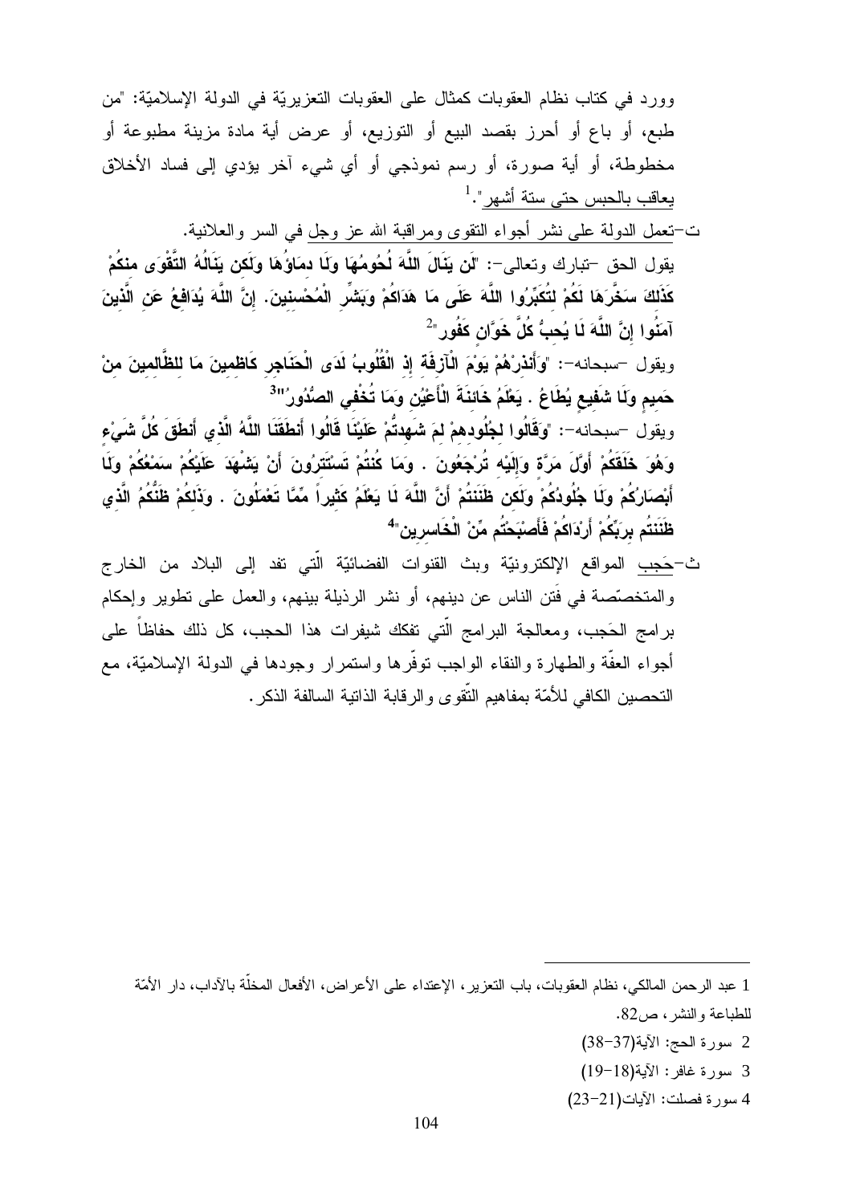وورد في كتاب نظام العقوبات كمثال على العقوبات التعزيريّة في الدولة الإسلاميّة: "من طبع، أو باع أو أحرز بقصد البيع أو التوزيع، أو عرض أية مادة مزينة مطبوعة أو مخطوطة، أو أية صورة، أو رسم نموذجي أو أي شيء آخر يؤدي إلى فساد الأخلاق يعاقب بالحبس حتى ستة أشهر".[1]

ت-تعمل الدولة على نشر أجواء التقوى ومراقبة الله عز وجل في السر والعلانية.

يقول الحق -تبارك وتعالى-: "**لَن يَنَالَ اللَّهَ لُحُومُهَا وَلَا دِمَاؤُهَا وَلَكِن يَنَالُهُ التَّقْوَى مِنكُمْ كَذَلِكَ سَخَّرَهَا لَكُمْ لِتُكَبِّرُوا اللَّهَ عَلَى مَا هَدَاكُمْ وَبَشِّرِ الْمُحْسِنِينَ. إِنَّ اللَّهَ يُدَافِعُ عَنِ الَّذِينَ آمَنُوا إِنَّ اللَّهَ لَا يُحِبُّ كُلَّ خَوَّانٍ كَفُورٍ**"[2]

ويقول -سبحانه-: "**وَأَنذِرْهُمْ يَوْمَ الْآزِفَةِ إِذِ الْقُلُوبُ لَدَى الْحَنَاجِرِ كَاظِمِينَ مَا لِلظَّالِمِينَ مِنْ حَمِيمٍ وَلَا شَفِيعٍ يُطَاعُ . يَعْلَمُ خَائِنَةَ الْأَعْيُنِ وَمَا تُخْفِي الصُّدُورُ**"[3]

ويقول -سبحانه-: "**وَقَالُوا لِجُلُودِهِمْ لِمَ شَهِدتُّمْ عَلَيْنَا قَالُوا أَنطَقَنَا اللَّهُ الَّذِي أَنطَقَ كُلَّ شَيْءٍ وَهُوَ خَلَقَكُمْ أَوَّلَ مَرَّةٍ وَإِلَيْهِ تُرْجَعُونَ . وَمَا كُنتُمْ تَسْتَتِرُونَ أَنْ يَشْهَدَ عَلَيْكُمْ سَمْعُكُمْ وَلَا أَبْصَارُكُمْ وَلَا جُلُودُكُمْ وَلَكِن ظَنَنتُمْ أَنَّ اللَّهَ لَا يَعْلَمُ كَثِيراً مِّمَّا تَعْمَلُونَ . وَذَلِكُمْ ظَنُّكُمُ الَّذِي ظَنَنتُم بِرَبِّكُمْ أَرْدَاكُمْ فَأَصْبَحْتُم مِّنْ الْخَاسِرِينَ**"[4]

ث-حَجب المواقع الإلكترونيّة وبث القنوات الفضائيّة الّتي تفد إلى البلاد من الخارج والمتخصّصة في فتن الناس عن دينهم، أو نشر الرذيلة بينهم، والعمل على تطوير وإحكام برامج الحَجب، ومعالجة البرامج الّتي تفكك شيفرات هذا الحجب، كل ذلك حفاظاً على أجواء العفّة والطهارة والنقاء الواجب توفّرها واستمرار وجودها في الدولة الإسلاميّة، مع التحصين الكافي للأمّة بمفاهيم التّقوى والرقابة الذاتية السالفة الذكر.

---

1 عبد الرحمن المالكي، نظام العقوبات، باب التعزير، الإعتداء على الأعراض، الأفعال المخلّة بالآداب، دار الأمّة للطباعة والنشر، ص82.

2 سورة الحج: الآية(37-38)

3 سورة غافر: الآية(18-19)

4 سورة فصلت: الآيات(21-23)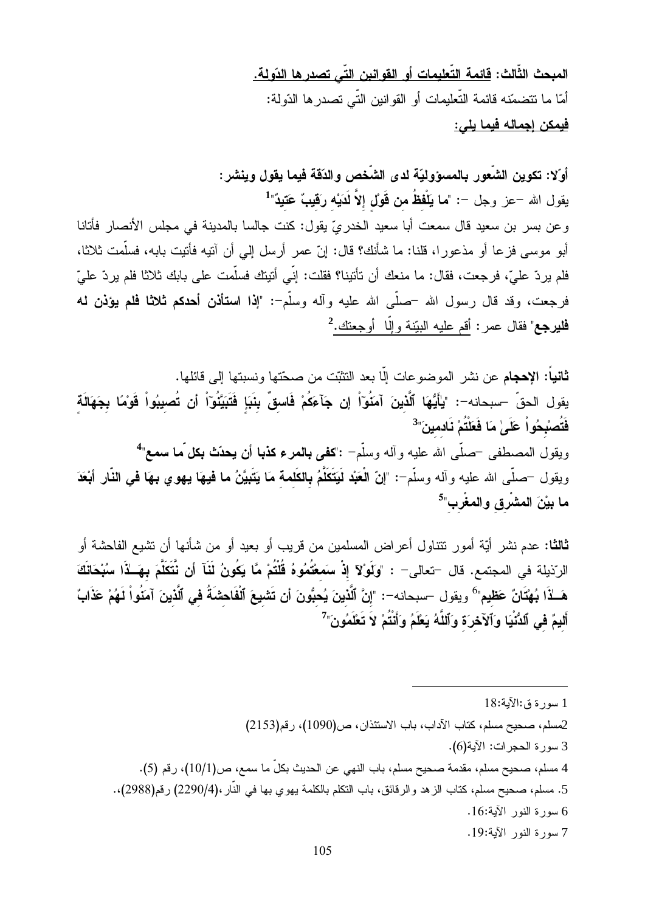**المبحث الثّالث: قائمة التّعليمات أو القوانين التّي تصدرها الدّولة.**

أمّا ما تتضمّنه قائمة التّعليمات أو القوانين التّي تصدرها الدّولة:

**فيمكن إجماله فيما يلي:**

**أوّلا: تكوين الشّعور بالمسؤوليّة لدى الشّخص والدّقة فيما يقول وينشر:**

يقول الله –عز وجل –: "**ما يَلْفِظُ من قَوْلٍ إلاَّ لَدَيْه رَقِيبٌ عَتِيدٌ**"[1]

وعن بسر بن سعيد قال سمعت أبا سعيد الخدريّ يقول: كنت جالسا بالمدينة في مجلس الأنصار فأتانا أبو موسى فزعا أو مذعورا، قلنا: ما شأنك؟ قال: إنّ عمر أرسل إلي أن آتيه فأتيت بابه، فسلّمت ثلاثا، فلم يردّ عليّ، فرجعت، فقال: ما منعك أن تأتينا؟ فقلت: إنّي أتيتك فسلّمت على بابك ثلاثا فلم يردّ عليّ فرجعت، وقد قال رسول الله –صلّى الله عليه وآله وسلّم–: "**إذا استأذن أحدكم ثلاثا فلم يؤذن له فليرجع**" فقال عمر: أقم عليه البيّنة وإلّا أوجعتك.[2]

**ثانياً: الإحجام** عن نشر الموضوعات إلّا بعد التثبّت من صحّتها ونسبتها إلى قائلها.

يقول الحقّ –سبحانه–: "**يأَيُّهَا ٱلَّذِينَ آمَنُوۤاْ إِن جَآءَكُمْ فَاسِقٌ بِنَبَإٍ فَتَبَيَّنُوۤاْ أَن تُصِيبُواْ قَوْمًا بِجَهَالَةٍ فَتُصْبِحُواْ عَلَىٰ مَا فَعَلْتُمْ نَادِمِينَ**"[3]

ويقول المصطفى –صلّى الله عليه وآله وسلّم– :"**كفى بالمرء كذبا أن يحدّث بكل ّما سمع**"[4]

ويقول –صلّى الله عليه وآله وسلّم–: "**إنّ الْعَبْد لَيَتَكَلَّمُ بالكَلِمة مَا يَتَبَيَّنُ ما فيهَا يهوي بهَا في النّار أبْعَدَ ما بيْنَ المشْرِقِ والمغْرِبِ**"[5]

**ثالثا:** عدم نشر أيّة أمور تتناول أعراض المسلمين من قريب أو بعيد أو من شأنها أن تشيع الفاحشة أو الرّذيلة في المجتمع. قال –تعالى– : "**وَلَوْلاۤ إِذْ سَمِعْتُمُوهُ قُلْتُمْ مَّا يَكُونُ لَنَاۤ أَن نَّتَكَلَّمَ بِهَـٰذَا سُبْحَانَكَ هَـٰذَا بُهْتَانٌ عَظِيم**"[6] ويقول –سبحانه–: "**إِنَّ ٱلَّذِينَ يُحِبُّونَ أَن تَشِيعَ ٱلْفَاحِشَةُ فِي ٱلَّذِينَ آمَنُواْ لَهُمْ عَذَابٌ أَلِيمٌ فِي ٱلدُّنْيَا وَٱلآخِرَةِ وَٱللَّهُ يَعْلَمُ وَأَنْتُمْ لاَ تَعْلَمُونَ**"[7]

---

1 سورة ق:الآية:18

2مسلم، صحيح مسلم، كتاب الآداب، باب الاستئذان، ص(1090)، رقم(2153)

3 سورة الحجرات: الآية(6).

4 مسلم، صحيح مسلم، مقدمة صحيح مسلم، باب النهي عن الحديث بكلّ ما سمع، ص(10/1)، رقم (5).

5. مسلم، صحيح مسلم، كتاب الزهد والرقائق، باب التكلم بالكلمة يهوي بها في النّار،(2290/4) رقم(2988)،.

6 سورة النور الآية:16.

7 سورة النور الآية:19.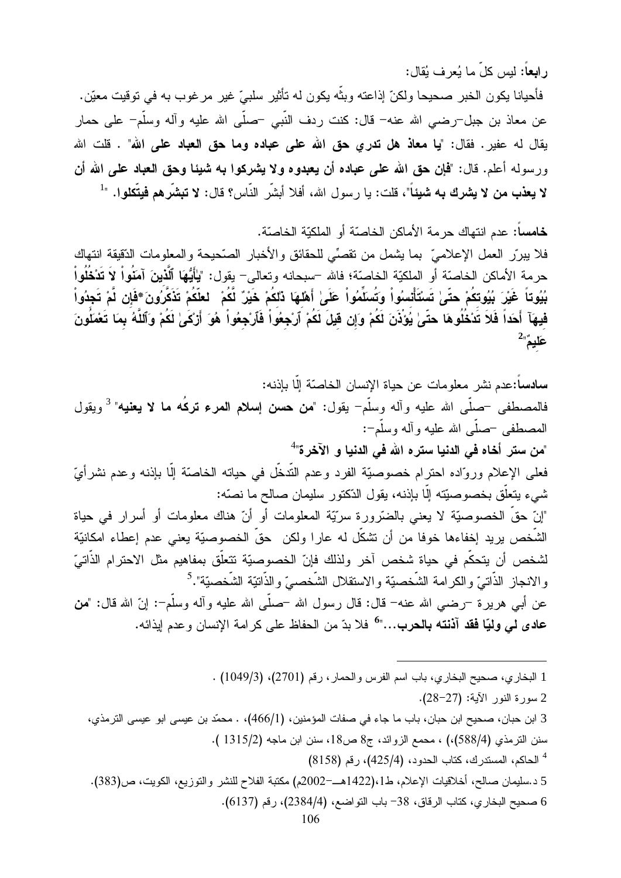**رابعاً**: ليس كلّ ما يُعرف يُقال:

فأحيانا يكون الخبر صحيحا ولكنّ إذاعته وبثّه يكون له تأثير سلبيّ غير مرغوب به في توقيت معيّن. عن معاذ بن جبل–رضي الله عنه– قال: كنت ردف النّبي –صلّى الله عليه وآله وسلّم– على حمار يقال له عفير. فقال: "**يا معاذ هل تدري حق الله على عباده وما حق العباد على الله**" . قلت الله ورسوله أعلم. قال: "**فإن حق الله على عباده أن يعبدوه ولا يشركوا به شيئا وحق العباد على الله أن لا يعذب من لا يشرك به شيئاً**"، قلت: يا رسول الله، أفلا أبشّر النّاس؟ قال: **لا تبشّرهم فيتّكلوا**. "[1]

**خامساً**: عدم انتهاك حرمة الأماكن الخاصّة أو الملكيّة الخاصّة.

فلا يبرّر العمل الإعلاميّ بما يشمل من تقصّي للحقائق والأخبار الصّحيحة والمعلومات الدّقيقة انتهاك حرمة الأماكن الخاصّة أو الملكيّة الخاصّة؛ فالله –سبحانه وتعالى– يقول: "**يَأَيُّهَا ٱلَّذِينَ آمَنُواْ لاَ تَدْخُلُواْ بُيُوتاً غَيْرَ بُيُوتِكُمْ حتّىٰ تَسْتَأْنِسُواْ وَتُسَلِّمُواْ عَلَىٰ أَهْلِهَا ذٰلِكُمْ خَيْرٌ لَّكُمْ لعلّكُمْ تَذَكَّرُونَ*فَإِن لَّمْ تَجِدُواْ فِيهَآ أَحَداً فَلاَ تَدْخُلُوهَا حتّىٰ يُؤْذَنَ لَكُمْ وَإِن قِيلَ لَكُمُ ٱرْجِعُواْ فَٱرْجِعُواْ هُوَ أَزْكَىٰ لَكُمْ وَٱللَّهُ بِمَا تَعْمَلُونَ عَلِيمٌ**"[2]

**سادساً**:عدم نشر معلومات عن حياة الإنسان الخاصّة إلّا بإذنه:

فالمصطفى –صلّى الله عليه وآله وسلّم– يقول: "**من حسن إسلام المرء تركُه ما لا يعنيه**" [3] ويقول المصطفى –صلّى الله عليه وآله وسلّم–:

"**من ستر أخاه في الدنيا ستره الله في الدنيا و الآخرة**"[4]

فعلى الإعلام وروّاده احترام خصوصيّة الفرد وعدم التّدخّل في حياته الخاصّة إلّا بإذنه وعدم نشر أيّ شيء يتعلّق بخصوصيّته إلّا بإذنه، يقول الدّكتور سليمان صالح ما نصّه:

"إنّ حقّ الخصوصيّة لا يعني بالضّرورة سرّيّة المعلومات أو أنّ هناك معلومات أو أسرار في حياة الشّخص يريد إخفاءها خوفا من أن تشكّل له عارا ولكن حقّ الخصوصيّة يعني عدم إعطاء امكانيّة لشخص أن يتحكّم في حياة شخص آخر ولذلك فإنّ الخصوصيّة تتعلّق بمفاهيم مثل الاحترام الذّاتيّ والانجاز الذّاتيّ والكرامة الشّخصيّة والاستقلال الشّخصيّ والذّاتيّة الشّخصيّة".[5]

عن أبي هريرة –رضي الله عنه– قال: قال رسول الله –صلّى الله عليه وآله وسلّم–: إنّ الله قال: "**من عادى لي وليّا فقد آذنته بالحرب...**"[6] فلا بدّ من الحفاظ على كرامة الإنسان وعدم إيذائه.

---

1 البخاري، صحيح البخاري، باب اسم الفرس والحمار، رقم (2701)، (1049/3) .

2 سورة النور الآية: (27–28).

3 ابن حبان، صحيح ابن حبان، باب ما جاء في صفات المؤمنين، (466/1)، . محمّد بن عيسى ابو عيسى الترمذي، سنن الترمذي (588/4)،) ، مجمع الزوائد، ج8 ص18، سنن ابن ماجه (1315/2 ).

4 الحاكم، المستدرك، كتاب الحدود، (425/4)، رقم (8158)

5 د.سليمان صالح، أخلاقيات الإعلام، ط1،(1422هـ–2002م) مكتبة الفلاح للنشر والتوزيع، الكويت، ص(383).

6 صحيح البخاري، كتاب الرقاق، 38– باب التواضع، (2384/4)، رقم (6137).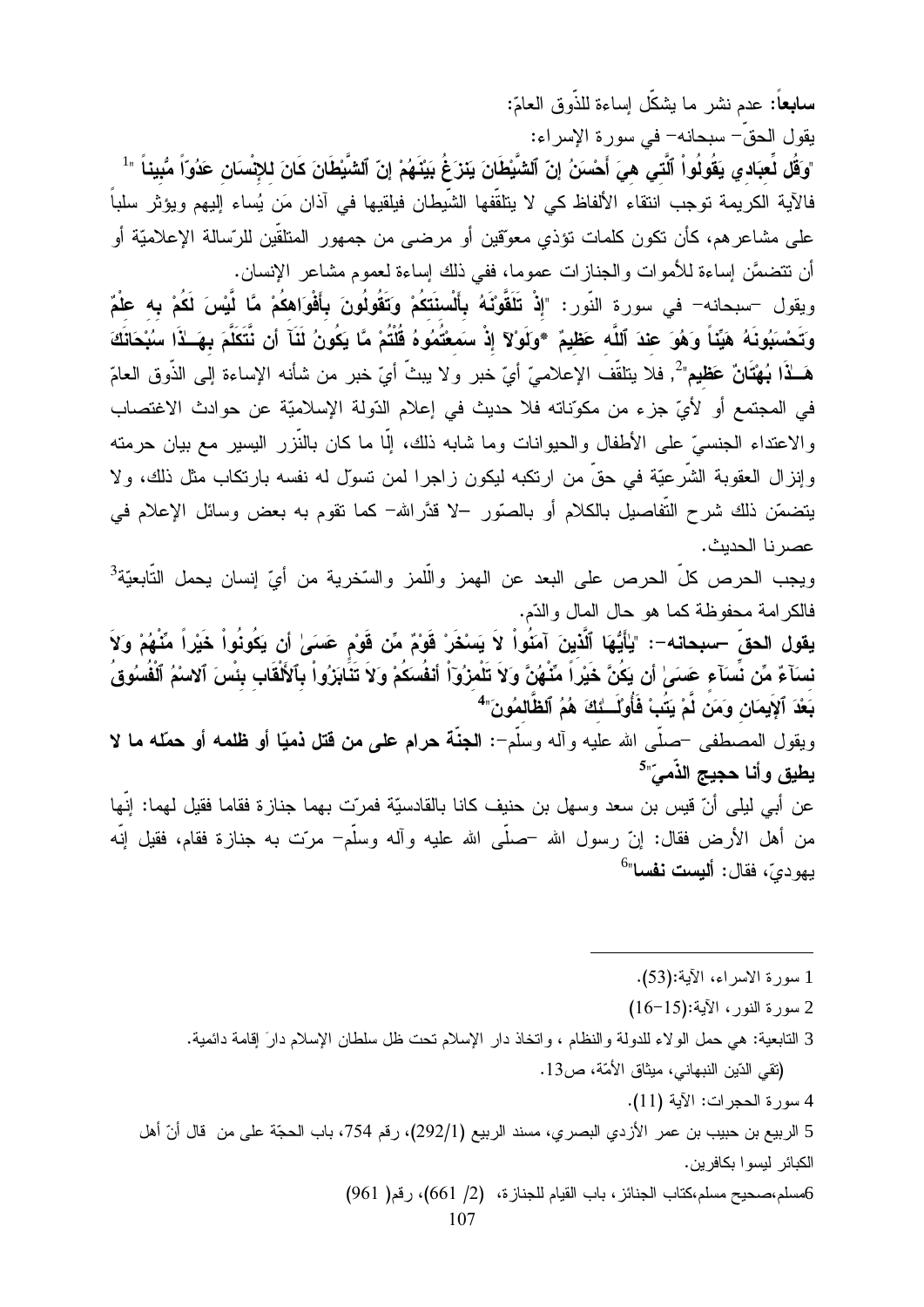**سابعاً**: عدم نشر ما يشكّل إساءة للذّوق العامّ:

يقول الحقّ – سبحانه – في سورة الإسراء:

"**وَقُل لِّعِبَادِي يَقُولُواْ ٱلَّتِي هِيَ أَحْسَنُ إِنَّ ٱلشَّيْطَانَ يَنزَغُ بَيْنَهُمْ إِنَّ ٱلشَّيْطَانَ كَانَ لِلإِنْسَانِ عَدُوّاً مُّبِيناً** "[1] فالآية الكريمة توجب انتقاء الألفاظ كي لا يتلقّفها الشّيطان فيلقيها في آذان مَن يُساء إليهم ويؤثر سلباً على مشاعرهم، كأن تكون كلمات تؤذي معوّقين أو مرضى من جمهور المتلقّين للرّسالة الإعلاميّة أو أن تتضمّن إساءة للأموات والجنازات عموما، ففي ذلك إساءة لعموم مشاعر الإنسان.

ويقول –سبحانه– في سورة النّور: "**إِذْ تَلَقَّوْنَهُ بِأَلْسِنَتِكُمْ وَتَقُولُونَ بِأَفْوَاهِكُمْ مَّا لَّيْسَ لَكُمْ بِهِ عِلْمٌ وَتَحْسَبُونَهُ هَيِّناً وَهُوَ عِندَ ٱللَّهِ عَظِيمٌ *وَلَوْلاَ إِذْ سَمِعْتُمُوهُ قُلْتُمْ مَّا يَكُونُ لَنَآ أَن نَّتَكَلَّمَ بِهَـٰذَا سُبْحَانَكَ هَـٰذَا بُهْتَانٌ عَظِيمٌ**"[2]، فلا يتلقّف الإعلاميّ أيّ خبر ولا يبثّ أيّ خبر من شأنه الإساءة إلى الذّوق العامّ في المجتمع أو لأيّ جزء من مكوّناته فلا حديث في إعلام الدّولة الإسلاميّة عن حوادث الاغتصاب والاعتداء الجنسيّ على الأطفال والحيوانات وما شابه ذلك، إلّا ما كان بالنّزر اليسير مع بيان حرمته وإنزال العقوبة الشّرعيّة في حقّ من ارتكبه ليكون زاجرا لمن تسوّل له نفسه بارتكاب مثل ذلك، ولا يتضمّن ذلك شرح التّفاصيل بالكلام أو بالصّور –لا قدّرالله– كما تقوم به بعض وسائل الإعلام في عصرنا الحديث.

ويجب الحرص كلّ الحرص على البعد عن الهمز واللّمز والسّخرية من أيّ إنسان يحمل التّابعيّة[3] فالكرامة محفوظة كما هو حال المال والدّم.

**يقول الحقّ –سبحانه–: "يَأَيُّهَا ٱلَّذِينَ آمَنُواْ لاَ يَسْخَرْ قَوْمٌ مِّن قَوْمٍ عَسَىٰ أَن يَكُونُواْ خَيْراً مِّنْهُمْ وَلاَ نِسَآءٌ مِّن نِّسَآءٍ عَسَىٰ أَن يَكُنَّ خَيْراً مِّنْهُنَّ وَلاَ تَلْمِزُوۤاْ أَنفُسَكُمْ وَلاَ تَنَابَزُواْ بِٱلأَلْقَابِ بِئْسَ ٱلاسْمُ ٱلْفُسُوقُ بَعْدَ ٱلإِيمَانِ وَمَن لَّمْ يَتُبْ فَأُوْلَـٰئِكَ هُمُ ٱلظَّالِمُونَ"**[4]

ويقول المصطفى –صلّى الله عليه وآله وسلّم–: **الجنّة حرام على من قتل ذمّيّا أو ظلمه أو حمّله ما لا يطيق وأنا حجيج الذّمّيّ**"[5]

عن أبي ليلى أنّ قيس بن سعد وسهل بن حنيف كانا بالقادسيّة فمرّت بهما جنازة فقاما فقيل لهما: إنّها من أهل الأرض فقال: إنّ رسول الله –صلّى الله عليه وآله وسلّم– مرّت به جنازة فقام، فقيل إنّه يهوديّ، فقال: **أليست نفسا**"[6]

---

1 سورة الاسراء، الآية:(53).

2 سورة النور، الآية:(15–16)

3 التابعية: هي حمل الولاء للدولة والنظام ، واتخاذ دار الإسلام تحت ظل سلطان الإسلام دارَ إقامة دائمية. (تقي الدّين النبهاني، ميثاق الأمّة، ص13.

4 سورة الحجرات: الآية (11).

5 الربيع بن حبيب بن عمر الأزدي البصري، مسند الربيع (292/1)، رقم 754، باب الحجّة على من قال أنّ أهل الكبائر ليسوا بكافرين.

6مسلم،صحيح مسلم،كتاب الجنائز، باب القيام للجنازة، (2/ 661)، رقم( 961)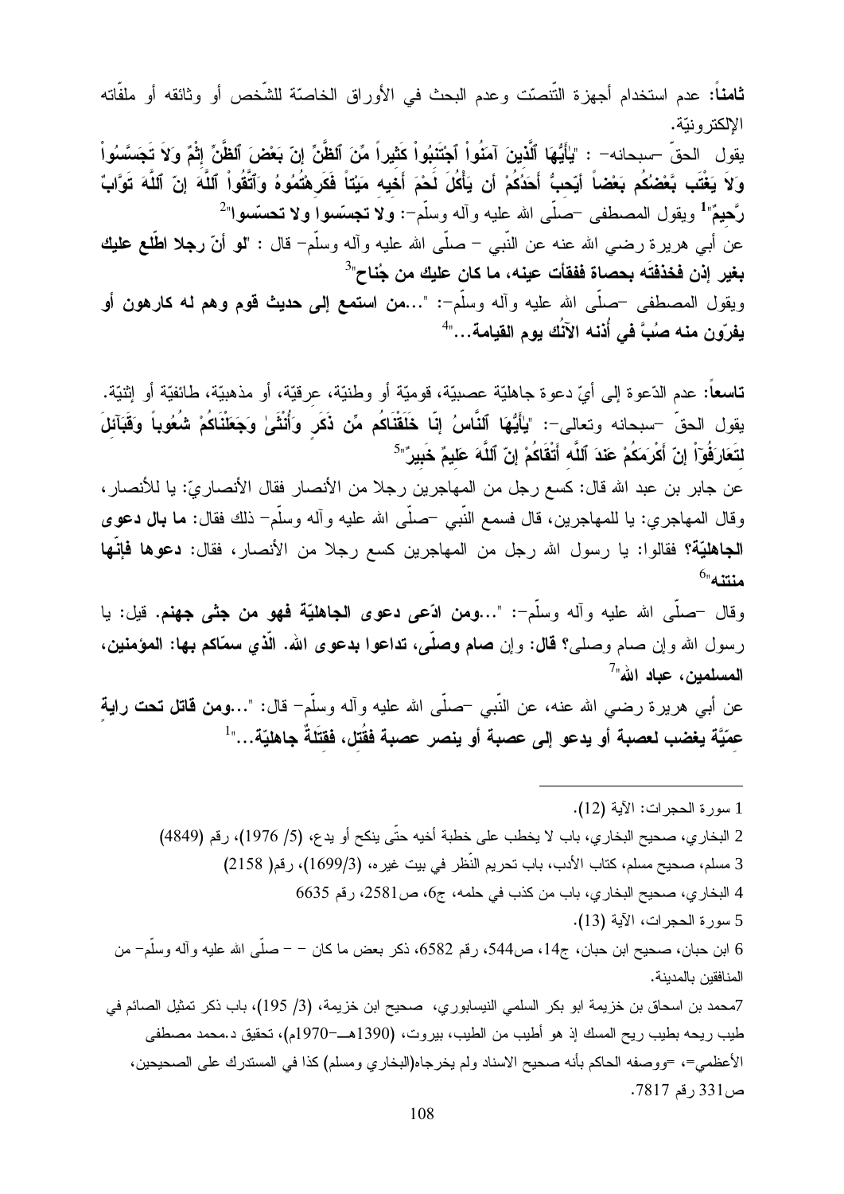**ثامناً**: عدم استخدام أجهزة التّنصّت وعدم البحث في الأوراق الخاصّة للشّخص أو وثائقه أو ملفّاته الإلكترونيّة.

يقول الحقّ -سبحانه- : "**يَٰأَيُّهَا ٱلَّذِينَ آمَنُواْ ٱجْتَنِبُواْ كَثِيراً مِّنَ ٱلظَّنِّ إِنَّ بَعْضَ ٱلظَّنِّ إِثْمٌ وَلاَ تَجَسَّسُواْ وَلاَ يَغْتَب بَّعْضُكُم بَعْضاً أَيُحِبُّ أَحَدُكُمْ أَن يَأْكُلَ لَحْمَ أَخِيهِ مَيْتاً فَكَرِهْتُمُوهُ وَٱتَّقُواْ ٱللَّهَ إِنَّ ٱللَّهَ تَوَّابٌ رَّحِيمٌ**"[1] ويقول المصطفى -صلّى الله عليه وآله وسلّم-: **ولا تجسّسوا ولا تحسّسوا**"[2]

عن أبي هريرة رضي الله عنه عن النّبي - صلّى الله عليه وآله وسلّم- قال : "**لو أنّ رجلا اطّلع عليك بغير إذن فخذفته بحصاة ففقأت عينه، ما كان عليك من جُناح**"[3]

ويقول المصطفى -صلّى الله عليه وآله وسلّم-: "...**من استمع إلى حديث قوم وهم له كارهون أو يفرّون منه صُبَّ في أُذنه الآنُك يوم القيامة**..."[4]

**تاسعاً**: عدم الدّعوة إلى أيّ دعوة جاهليّة عصبيّة، قوميّة أو وطنيّة، عرقيّة، أو مذهبيّة، طائفيّة أو إثنيّة. يقول الحقّ -سبحانه وتعالى-: "**يٰأَيُّهَا ٱلنَّاسُ إِنَّا خَلَقْنَاكُم مِّن ذَكَرٍ وَأُنْثَىٰ وَجَعَلْنَاكُمْ شُعُوباً وَقَبَآئِلَ لِتَعَارَفُوۤاْ إِنَّ أَكْرَمَكُمْ عَندَ ٱللَّهِ أَتْقَاكُمْ إِنَّ ٱللَّهَ عَلِيمٌ خَبِيرٌ**"[5]

عن جابر بن عبد الله قال: كسع رجل من المهاجرين رجلا من الأنصار فقال الأنصاريّ: يا للأنصار، وقال المهاجري: يا للمهاجرين، قال فسمع النّبي -صلّى الله عليه وآله وسلّم- ذلك فقال: **ما بال دعوى الجاهليّة؟** فقالوا: يا رسول الله رجل من المهاجرين كسع رجلا من الأنصار، فقال: **دعوها فإنّها منتنه**"[6]

وقال -صلّى الله عليه وآله وسلّم-: "...**ومن ادّعى دعوى الجاهليّة فهو من جثى جهنم**. قيل: يا رسول الله وإن صام وصلى؟ **قال**: وإن **صام وصلّى، تداعوا بدعوى الله. الّذي سمّاكم بها: المؤمنين، المسلمين، عباد الله**"[7]

عن أبي هريرة رضي الله عنه، عن النّبي -صلّى الله عليه وآله وسلّم- قال: "...**ومن قاتل تحت راية عِمّيَّة يغضب لعصبة أو يدعو إلى عصبة أو ينصر عصبة فقُتل، فقتلةٌ جاهليّة**..."[1]

---

1 سورة الحجرات: الآية (12).

2 البخاري، صحيح البخاري، باب لا يخطب على خطبة أخيه حتّى ينكح أو يدع، (5/ 1976)، رقم (4849)

3 مسلم، صحيح مسلم، كتاب الأدب، باب تحريم النّظر في بيت غيره، (1699/3)، رقم( 2158)

4 البخاري، صحيح البخاري، باب من كذب في حلمه، ج6، ص2581، رقم 6635

5 سورة الحجرات، الآية (13).

6 ابن حبان، صحيح ابن حبان، ج14، ص544، رقم 6582، ذكر بعض ما كان - - صلّى الله عليه وآله وسلّم- من المنافقين بالمدينة.

7محمد بن اسحاق بن خزيمة ابو بكر السلمي النيسابوري، صحيح ابن خزيمة، (3/ 195)، باب ذكر تمثيل الصائم في طيب ريحه بطيب ريح المسك إذ هو أطيب من الطيب، بيروت، (1390هـ-1970م)، تحقيق د.محمد مصطفى الأعظمي=، =ووصفه الحاكم بأنه صحيح الاسناد ولم يخرجاه(البخاري ومسلم) كذا في المستدرك على الصحيحين، ص331 رقم 7817.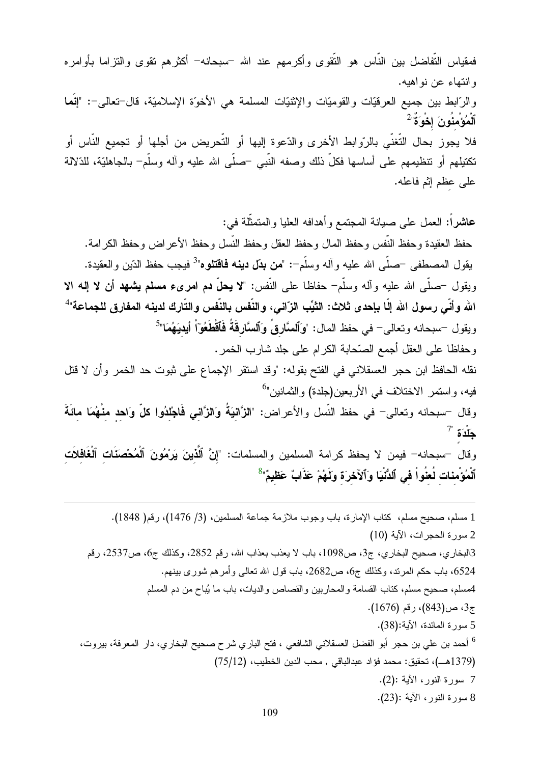فمقياس التّفاضل بين النّاس هو التّقوى وأكرمهم عند الله –سبحانه– أكثرهم تقوى والتزاما بأوامره وانتهاء عن نواهيه.

والرّابط بين جميع العرقيّات والقوميّات والإثنيّات المسلمة هي الأخوّة الإسلاميّة، قال–تعالى–: "**إنّما ٱلْمُؤْمِنُونَ إِخْوَةٌ**"[2]

فلا يجوز بحال التّغنّي بالرّوابط الأخرى والدّعوة إليها أو التّحريض من أجلها أو تجميع النّاس أو تكتيلهم أو تنظيمهم على أساسها فكلّ ذلك وصفه النّبي –صلّى الله عليه وآله وسلّم– بالجاهليّة، للدّلالة على عظم إثم فاعله.

**عاشراً:** العمل على صيانة المجتمع وأهدافه العليا والمتمثّلة في:

حفظ العقيدة وحفظ النّفس وحفظ المال وحفظ العقل وحفظ النّسل وحفظ الأعراض وحفظ الكرامة.

يقول المصطفى –صلّى الله عليه وآله وسلّم–: "**من بدّل دينه فاقتلوه**"[3] فيجب حفظ الدّين والعقيدة.

ويقول –صلّى الله عليه وآله وسلّم– حفاظا على النّفس: "**لا يحلّ دم امرىء مسلم يشهد أن لا إله الا الله وأنّي رسول الله إلّا بإحدى ثلاث: الثّيّب الزّاني، والنّفس بالنّفس والتّارك لدينه المفارق للجماعة**"[4]

ويقول –سبحانه وتعالى– في حفظ المال: "**وَٱلسَّارِقُ وَٱلسَّارِقَةُ فَٱقْطَعُوٓاْ أَيدِيَهُمَا**"[5]

وحفاظا على العقل أجمع الصّحابة الكرام على جلد شارب الخمر.

نقله الحافظ ابن حجر العسقلاني في الفتح بقوله: "وقد استقر الإجماع على ثبوت حد الخمر وأن لا قتل فيه، واستمر الاختلاف في الأربعين(جلدة) والثمانين"[6]

وقال –سبحانه وتعالى– في حفظ النّسل والأعراض: "**الزَّانِيَةُ وَالزَّانِي فَاجْلِدُوا كلّ وَاحِدٍ مِنْهُمَا مِائَةَ جَلْدَةٍ** "[7]

وقال –سبحانه– فيمن لا يحفظ كرامة المسلمين والمسلمات: "**إِنَّ ٱلَّذِينَ يَرْمُونَ ٱلْمُحْصَنَاتِ ٱلْغَافِلَاتِ ٱلْمُؤْمِنَاتِ لُعِنُواْ فِي ٱلدُّنْيَا وَٱلآخِرَةِ وَلَهُمْ عَذَابٌ عَظِيمٌ**"[8]

---

1 مسلم، صحيح مسلم، كتاب الإمارة، باب وجوب ملازمة جماعة المسلمين، (3/ 1476)، رقم( 1848).

2 سورة الحجرات، الآية (10)

3البخاري، صحيح البخاري، ج3، ص1098، باب لا يعذب بعذاب الله، رقم 2852، وكذلك ج6، ص2537، رقم 6524، باب حكم المرتد، وكذلك ج6، ص2682، باب قول الله تعالى وأمرهم شورى بينهم.

4مسلم، صحيح مسلم، كتاب القسامة والمحاربين والقصاص والديات، باب ما يُباح من دم المسلم ج3، ص(843)، رقم (1676).

5 سورة المائدة، الآية:(38).

6 أحمد بن علي بن حجر أبو الفضل العسقلاني الشافعي ، فتح الباري شرح صحيح البخاري، دار المعرفة، بيروت، (1379هـ)، تحقيق: محمد فؤاد عبدالباقي , محب الدين الخطيب، (75/12)

7 سورة النور، الآية :(2).

8 سورة النور، الآية :(23).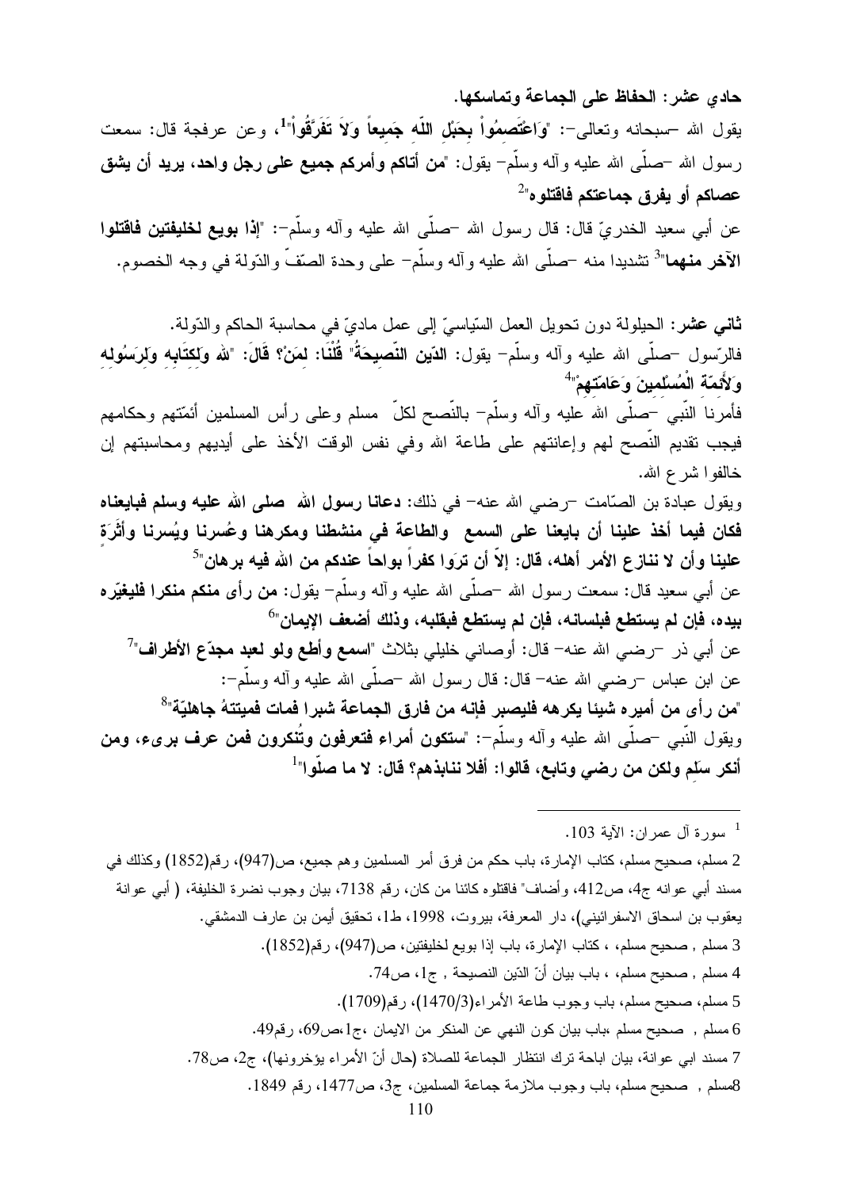**حادي عشر: الحفاظ على الجماعة وتماسكها.**

يقول الله -سبحانه وتعالى-: "**وَاعْتَصِمُواْ بِحَبْلِ اللّهِ جَمِيعاً وَلاَ تَفَرَّقُواْ**"[1]، وعن عرفجة قال: سمعت رسول الله -صلّى الله عليه وآله وسلّم- يقول: "**من أتاكم وأمركم جميع على رجل واحد، يريد أن يشق عصاكم أو يفرق جماعتكم فاقتلوه**"[2]

عن أبي سعيد الخدريّ قال: قال رسول الله -صلّى الله عليه وآله وسلّم-: "**إذا بويع لخليفتين فاقتلوا الآخر منهما**"[3] تشديدا منه -صلّى الله عليه وآله وسلّم- على وحدة الصّفّ والدّولة في وجه الخصوم.

**ثاني عشر**: الحيلولة دون تحويل العمل السّياسيّ إلى عمل ماديّ في محاسبة الحاكم والدّولة.

فالرّسول -صلّى الله عليه وآله وسلّم- يقول: **الدّين النّصيحةُ**" **قُلْنَا: لِمَنْ؟ قَالَ: "لله وَلِكِتَابِهِ وَلِرَسُولِهِ وَلأَئِمّةِ الْمُسْلِمِينَ وَعَامّتِهِمْ**"[4]

فأمرنا النّبي -صلّى الله عليه وآله وسلّم- بالنّصح لكلّ مسلم وعلى رأس المسلمين أئمّتهم وحكامهم فيجب تقديم النّصح لهم وإعانتهم على طاعة الله وفي نفس الوقت الأخذ على أيديهم ومحاسبتهم إن خالفوا شرع الله.

ويقول عبادة بن الصّامت -رضي الله عنه- في ذلك: **دعانا رسول الله صلى الله عليه وسلم فبايعناه فكان فيما أخذ علينا أن بايعنا على السمع والطاعة في منشطنا ومكرهنا وعُسرنا ويُسرنا وأَثَرَةٍ علينا وأن لا ننازع الأمر أهله، قال: إلاّ أن ترَوا كفراً بواحاً عندكم من الله فيه برهان**"[5]

عن أبي سعيد قال: سمعت رسول الله -صلّى الله عليه وآله وسلّم- يقول: **من رأى منكم منكرا فليغيّره بيده، فإن لم يستطع فبلسانه، فإن لم يستطع فبقلبه، وذلك أضعف الإيمان**"[6]

عن أبي ذر -رضي الله عنه- قال: أوصاني خليلي بثلاث "**اسمع وأطع ولو لعبد مجدّع الأطراف**"[7]

عن ابن عباس -رضي الله عنه- قال: قال رسول الله -صلّى الله عليه وآله وسلّم-:

"**من رأى من أميره شيئا يكرهه فليصبر فإنه من فارق الجماعة شبرا فمات فميتتهُ جاهليّة**"[8]

ويقول النّبي -صلّى الله عليه وآله وسلّم-: "**ستكون أمراء فتعرفون وتُنكرون فمن عرف برىء، ومن أنكر سَلِم ولكن من رضي وتابع، قالوا: أفلا ننابذهم؟ قال: لا ما صلّوا**"[1]

---

[1] سورة آل عمران: الآية 103.

2 مسلم، صحيح مسلم، كتاب الإمارة، باب حكم من فرق أمر المسلمين وهم جميع، ص(947)، رقم(1852) وكذلك في مسند أبي عوانه ج4، ص412، وأضاف" فاقتلوه كائنا من كان، رقم 7138، بيان وجوب نصرة الخليفة، ( أبي عوانة يعقوب بن اسحاق الاسفرائيني)، دار المعرفة، بيروت، 1998، ط1، تحقيق أيمن بن عارف الدمشقي.

3 مسلم , صحيح مسلم، ، كتاب الإمارة، باب إذا بويع لخليفتين، ص(947)، رقم(1852).

4 مسلم , صحيح مسلم، ، باب بيان أنّ الدّين النصيحة , ج1، ص74.

5 مسلم، صحيح مسلم، باب وجوب طاعة الأمراء(1470/3)، رقم(1709).

6 مسلم , صحيح مسلم ،باب بيان كون النهي عن المنكر من الايمان ،ج1،ص69، رقم49.

7 مسند ابي عوانة، بيان اباحة ترك انتظار الجماعة للصلاة (حال أنّ الأمراء يؤخرونها)، ج2، ص78.

8مسلم , صحيح مسلم، باب وجوب ملازمة جماعة المسلمين، ج3، ص1477، رقم 1849.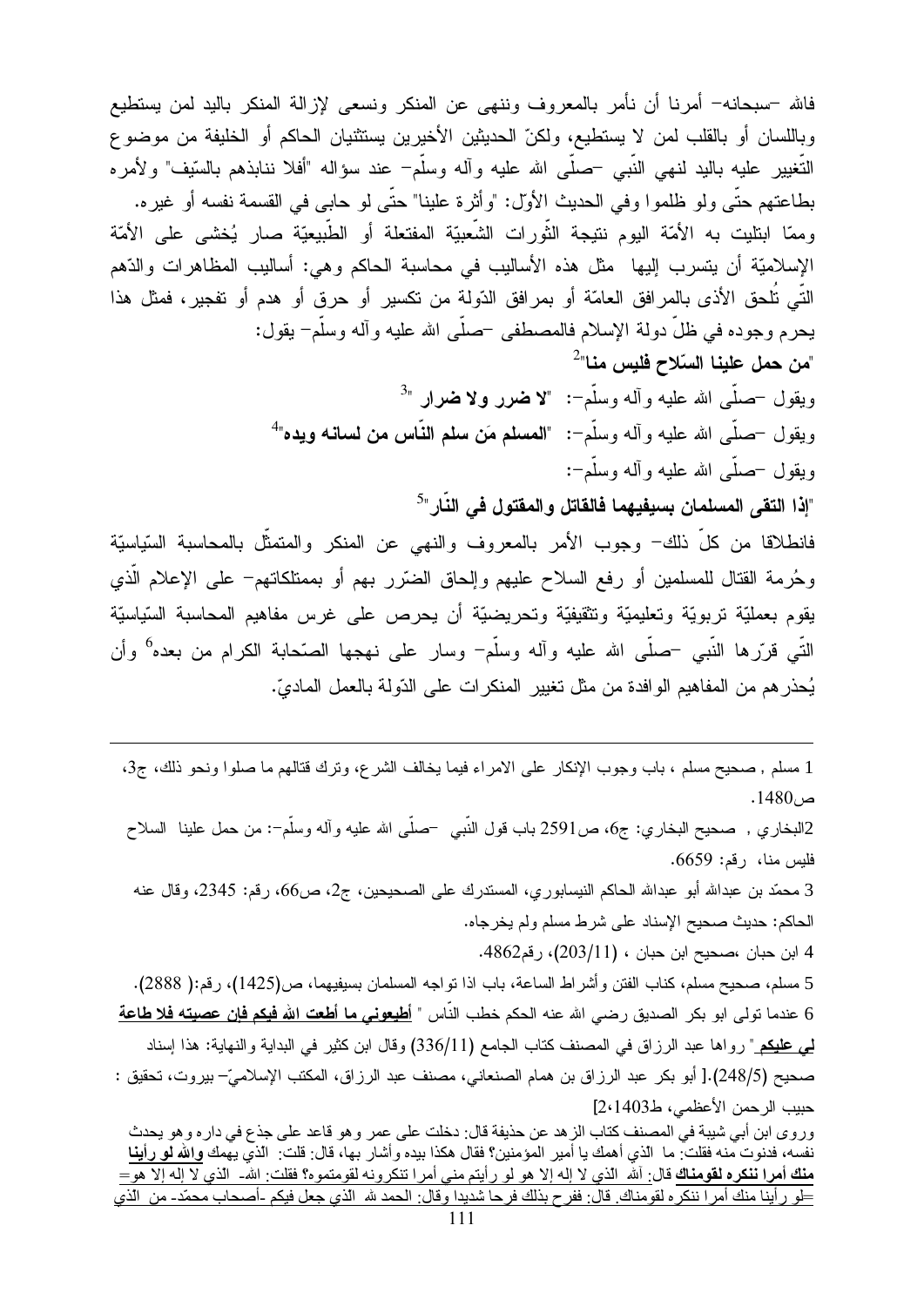فالله –سبحانه– أمرنا أن نأمر بالمعروف وننهى عن المنكر ونسعى لإزالة المنكر باليد لمن يستطيع وباللسان أو بالقلب لمن لا يستطيع، ولكنّ الحديثين الأخيرين يستثنيان الحاكم أو الخليفة من موضوع التّغيير عليه باليد لنهي النّبي –صلّى الله عليه وآله وسلّم– عند سؤاله "أفلا ننابذهم بالسّيف" ولأمره بطاعتهم حتّى ولو ظلموا وفي الحديث الأوّل: "وأثرة علينا" حتّى لو حابى في القسمة نفسه أو غيره.

وممّا ابتليت به الأمّة اليوم نتيجة الثّورات الشّعبيّة المفتعلة أو الطّبيعيّة صار يُخشى على الأمّة الإسلاميّة أن يتسرب إليها مثل هذه الأساليب في محاسبة الحاكم وهي: أساليب المظاهرات والدّهم الّتي تُلحق الأذى بالمرافق العامّة أو بمرافق الدّولة من تكسير أو حرق أو هدم أو تفجير، فمثل هذا يحرم وجوده في ظلّ دولة الإسلام فالمصطفى –صلّى الله عليه وآله وسلّم– يقول:

"**من حمل علينا السّلاح فليس منا**"[2]

ويقول –صلّى الله عليه وآله وسلّم–: "**لا ضرر ولا ضرار** "[3]

ويقول –صلّى الله عليه وآله وسلّم–: "**المسلم مَن سلم النّاس من لسانه ويده**"[4]

ويقول –صلّى الله عليه وآله وسلّم–:

"**إذا التقى المسلمان بسيفيهما فالقاتل والمقتول في النّار**"[5]

فانطلاقا من كلّ ذلك– وجوب الأمر بالمعروف والنهي عن المنكر والمتمثّل بالمحاسبة السّياسيّة وحُرمة القتال للمسلمين أو رفع السلاح عليهم وإلحاق الضّرر بهم أو بممتلكاتهم– على الإعلام الّذي يقوم بعمليّة تربويّة وتعليميّة وتثقيفيّة وتحريضيّة أن يحرص على غرس مفاهيم المحاسبة السّياسيّة الّتي قرّرها النّبي –صلّى الله عليه وآله وسلّم– وسار على نهجها الصّحابة الكرام من بعده[6] وأن يُحذرهم من المفاهيم الوافدة من مثل تغيير المنكرات على الدّولة بالعمل الماديّ.

---

1 مسلم , صحيح مسلم ، باب وجوب الإنكار على الامراء فيما يخالف الشرع، وترك قتالهم ما صلوا ونحو ذلك، ج3، ص1480.

2البخاري , صحيح البخاري: ج6، ص2591 باب قول النّبي –صلّى الله عليه وآله وسلّم–: من حمل علينا السلاح فليس منا، رقم: 6659.

3 محمّد بن عبدالله أبو عبدالله الحاكم النيسابوري، المستدرك على الصحيحين، ج2، ص66، رقم: 2345، وقال عنه الحاكم: حديث صحيح الإسناد على شرط مسلم ولم يخرجاه.

4 ابن حبان ،صحيح ابن حبان ، (203/11)، رقم4862.

5 مسلم، صحيح مسلم، كتاب الفتن وأشراط الساعة، باب اذا تواجه المسلمان بسيفيهما، ص(1425)، رقم:( 2888).

6 عندما تولى ابو بكر الصديق رضي الله عنه الحكم خطب النّاس " **أطيعوني ما أطعت الله فيكم فإن عصيته فلا طاعة لي عليكم**" رواها عبد الرزاق في المصنف كتاب الجامع (336/11) وقال ابن كثير في البداية والنهاية: هذا إسناد صحيح (248/5).[ أبو بكر عبد الرزاق بن همام الصنعاني، مصنف عبد الرزاق، المكتب الإسلاميّ– بيروت، تحقيق : حبيب الرحمن الأعظمي، ط1403،2]

وروى ابن أبي شيبة في المصنف كتاب الزهد عن حذيفة قال: دخلت على عمر وهو قاعد على جذع في داره وهو يحدث نفسه، فدنوت منه فقلت: ما الذي أهمك يا أمير المؤمنين؟ فقال هكذا بيده وأشار بها، قال: قلت: الذي يهمك **والله لو رأينا منك أمرا ننكره لقومناك** قال: آلله الذي لا إله إلا هو لو رأيتم مني أمرا تنكرونه لقومتموه؟ فقلت: آلله- الذي لا إله إلا هو= =لو رأينا منك أمرا ننكره لقومناك. قال: ففرح بذلك فرحا شديدا وقال: الحمد لله الذي جعل فيكم -أصحاب محمّد- من الذي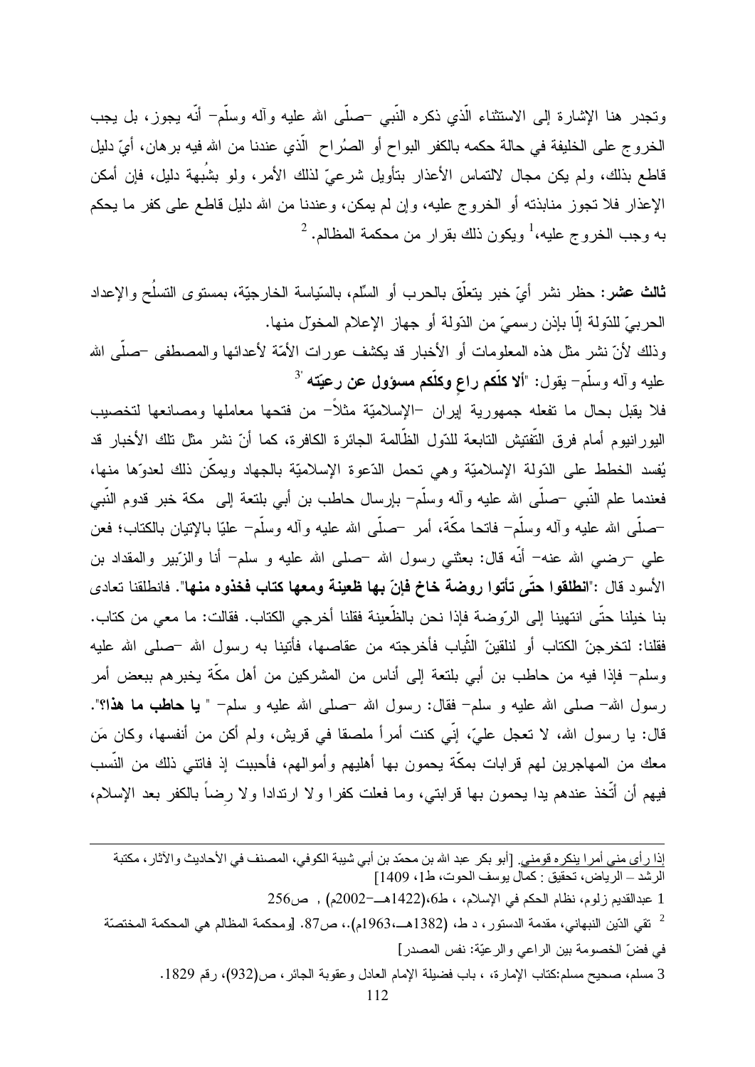وتجدر هنا الإشارة إلى الاستثناء الّذي ذكره النّبي –صلّى الله عليه وآله وسلّم– أنّه يجوز، بل يجب الخروج على الخليفة في حالة حكمه بالكفر البواح أو الصُراح الّذي عندنا من الله فيه برهان، أيّ دليل قاطع بذلك، ولم يكن مجال لالتماس الأعذار بتأويل شرعيّ لذلك الأمر، ولو بشُبهة دليل، فإن أمكن الإعذار فلا تجوز منابذته أو الخروج عليه، وإن لم يمكن، وعندنا من الله دليل قاطع على كفر ما يحكم به وجب الخروج عليه،[1] ويكون ذلك بقرار من محكمة المظالم.[2]

**ثالث عشر:** حظر نشر أيّ خبر يتعلّق بالحرب أو السّلم، بالسّياسة الخارجيّة، بمستوى التسلُح والإعداد الحربيّ للدّولة إلّا بإذن رسميّ من الدّولة أو جهاز الإعلام المخوّل منها.

وذلك لأنّ نشر مثل هذه المعلومات أو الأخبار قد يكشف عورات الأمّة لأعدائها والمصطفى –صلّى الله عليه وآله وسلّم– يقول: "**ألا كلّكم راعٍ وكلّكم مسؤول عن رعيّته**".[3]

فلا يقبل بحال ما تفعله جمهورية إيران –الإسلاميّة مثلاً– من فتحها معاملها ومصانعها لتخصيب اليورانيوم أمام فرق التّفتيش التابعة للدّول الظّالمة الجائرة الكافرة، كما أنّ نشر مثل تلك الأخبار قد يُفسد الخطط على الدّولة الإسلاميّة وهي تحمل الدّعوة الإسلاميّة بالجهاد ويمكّن ذلك لعدوّها منها، فعندما علم النّبي –صلّى الله عليه وآله وسلّم– بإرسال حاطب بن أبي بلتعة إلى مكة خبر قدوم النّبي –صلّى الله عليه وآله وسلّم– فاتحا مكّة، أمر –صلّى الله عليه وآله وسلّم– عليّا بالإتيان بالكتاب؛ فعن علي –رضي الله عنه– أنّه قال: بعثني رسول الله –صلى الله عليه و سلم– أنا والزّبير والمقداد بن الأسود قال :"**انطلقوا حتّى تأتوا روضة خاخ فإنّ بها ظعينة ومعها كتاب فخذوه منها**". فانطلقنا تعادى بنا خيلنا حتّى انتهينا إلى الرّوضة فإذا نحن بالظّعينة فقلنا أخرجي الكتاب. فقالت: ما معي من كتاب. فقلنا: لتخرجنّ الكتاب أو لنلقينّ الثّياب فأخرجته من عقاصها، فأتينا به رسول الله –صلى الله عليه وسلم– فإذا فيه من حاطب بن أبي بلتعة إلى أناس من المشركين من أهل مكّة يخبرهم ببعض أمر رسول الله– صلى الله عليه و سلم– فقال: رسول الله –صلى الله عليه و سلم– " **يا حاطب ما هذا؟**". قال: يا رسول الله، لا تعجل عليّ، إنّي كنت أمرأ ملصقا في قريش، ولم أكن من أنفسها، وكان مَن معك من المهاجرين لهم قرابات بمكّة يحمون بها أهليهم وأموالهم، فأحببت إذ فاتني ذلك من النّسب فيهم أن أتّخذ عندهم يدا يحمون بها قرابتي، وما فعلت كفرا ولا ارتدادا ولا رضاً بالكفر بعد الإسلام،

---

إذا رأى مني أمرا ينكره قومني. [أبو بكر عبد الله بن محمّد بن أبي شيبة الكوفي، المصنف في الأحاديث والآثار، مكتبة الرشد – الرياض، تحقيق : كمال يوسف الحوت، ط1، 1409]

1 عبدالقديم زلوم، نظام الحكم في الإسلام، ، ط6،(1422هـ–2002م) ، ص256

2 تقي الدّين النبهاني، مقدمة الدستور، د ط، (1382هـ،1963م).، ص87. [ومحكمة المظالم هي المحكمة المختصّة في فضّ الخصومة بين الراعي والرعيّة: نفس المصدر]

3 مسلم، صحيح مسلم:كتاب الإمارة، ، باب فضيلة الإمام العادل وعقوبة الجائر، ص(932)، رقم 1829.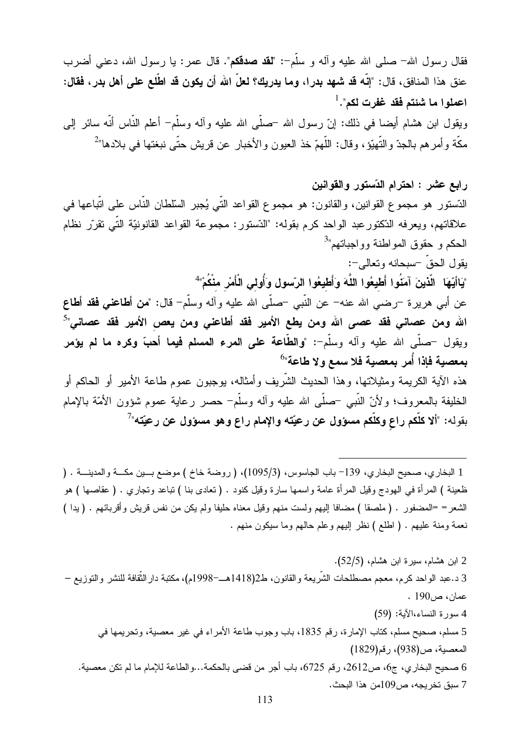فقال رسول الله- صلى الله عليه وآله و سلّم-: "**لقد صدقكم**". قال عمر: يا رسول الله، دعني أضرب عنق هذا المنافق، قال: "**إنّه قد شهد بدرا، وما يدريك؟ لعلّ الله أن يكون قد اطّلع على أهل بدر، فقال: اعملوا ما شئتم فقد غفرت لكم**".[1]

ويقول ابن هشام أيضا في ذلك: إنّ رسول الله -صلّى الله عليه وآله وسلّم- أعلم النّاس أنّه سائر إلى مكّة وأمرهم بالجدّ والتّهيّؤ، وقال: اللّهمّ خذ العيون والأخبار عن قريش حتّى نبغتها في بلادها"[2]

**رابع عشر : احترام الدّستور والقوانين**

الدّستور هو مجموع القوانين، والقانون: هو مجموع القواعد التّي يُجبر السّلطان النّاس على اتّباعها في علاقاتهم، ويعرفه الدّكتور عبد الواحد كرم بقوله: "الدّستور: مجموعة القواعد القانونيّة التّي تقرّر نظام الحكم و حقوق المواطنة وواجباتهم"[3]

يقول الحقّ -سبحانه وتعالى-:

"**يَاأَيّهَا الّذينَ آمَنُوا أَطِيعُوا اللّهَ وَأَطِيعُوا الرّسول وَأُولِي الْأَمْرِ مِنْكُمْ**"[4]

عن أبي هريرة -رضي الله عنه- عن النّبي -صلّى الله عليه وآله وسلّم- قال: "**من أطاعني فقد أطاع الله ومن عصاني فقد عصى الله ومن يطع الأمير فقد أطاعني ومن يعص الأمير فقد عصاني**"[5]

ويقول -صلّى الله عليه وآله وسلّم-: "**والطّاعة على المرء المسلم فيما أحبّ وكره ما لم يؤمر بمعصية فإذا أُمر بمعصية فلا سمع ولا طاعة**"[6]

هذه الآية الكريمة ومثيلاتها، وهذا الحديث الشّريف وأمثاله، يوجبون عموم طاعة الأمير أو الحاكم أو الخليفة بالمعروف؛ ولأنّ النّبي -صلّى الله عليه وآله وسلّم- حصر رعاية عموم شؤون الأمّة بالإمام بقوله: "**ألا كلّكم راعٍ وكلّكم مسؤول عن رعيّته والإمام راع وهو مسؤول عن رعيّته**"[7]

---

1 البخاري، صحيح البخاري، 139- باب الجاسوس، (1095/3)، ( روضة خاخ ) موضع بين مكة والمدينة . ( ظعينة ) المرأة في الهودج وقيل المرأة عامة واسمها سارة وقيل كنود . ( تعادى بنا ) تباعد وتجاري . ( عقاصها ) هو الشعر= =المضفور . ( ملصقا ) مضافا إليهم ولست منهم وقيل معناه حليفا ولم يكن من نفس قريش وأقربائهم . ( يدا ) نعمة ومنة عليهم . ( اطلع ) نظر إليهم وعلم حالهم وما سيكون منهم .

2 ابن هشام، سيرة ابن هشام، (52/5).

3 د.عبد الواحد كرم، معجم مصطلحات الشّريعة والقانون، ط2(1418هـ-1998م)، مكتبة دار الثّقافة للنشر والتوزيع – عمان، ص190 .

4 سورة النساء،الآية: (59)

5 مسلم، صحيح مسلم، كتاب الإمارة، رقم 1835، باب وجوب طاعة الأمراء في غير معصية، وتحريمها في المعصية، ص(938)، رقم(1829)

6 صحيح البخاري، ج6، ص2612، رقم 6725، باب أجر من قضى بالحكمة...والطاعة للإمام ما لم تكن معصية.

7 سبق تخريجه، ص109من هذا البحث.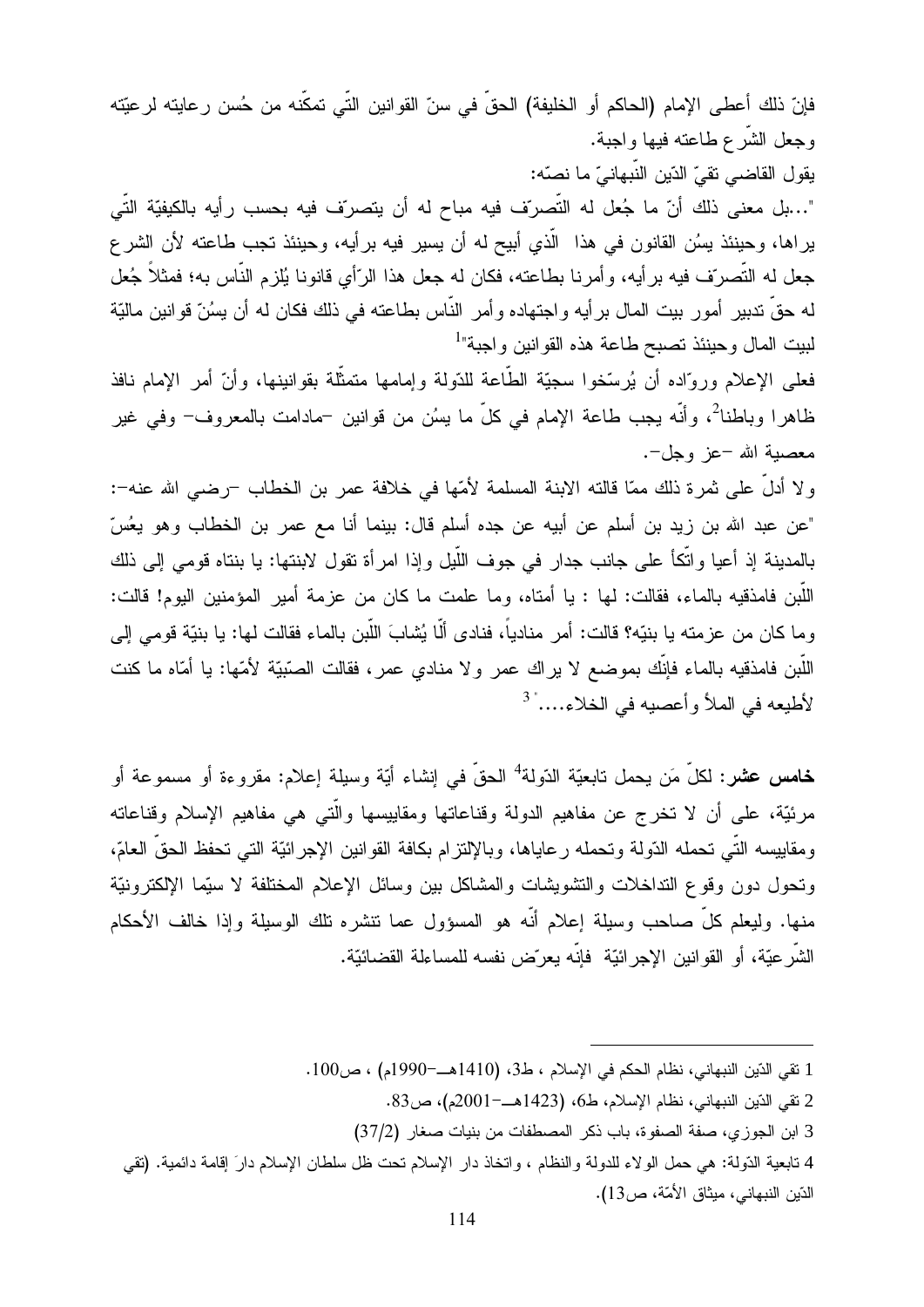فإنّ ذلك أعطى الإمام (الحاكم أو الخليفة) الحقّ في سنّ القوانين التّي تمكّنه من حُسن رعايته لرعيّته وجعل الشّرع طاعته فيها واجبة.

يقول القاضي تقيّ الدّين النّبهانيّ ما نصّه:

"...بل معنى ذلك أنّ ما جُعل له التّصرّف فيه مباح له أن يتصرّف فيه بحسب رأيه بالكيفيّة التّي يراها، وحينئذ يسُن القانون في هذا الّذي أبيح له أن يسير فيه برأيه، وحينئذ تجب طاعته لأن الشرع جعل له التّصرّف فيه برأيه، وأمرنا بطاعته، فكان له جعل هذا الرّأي قانونا يُلزم النّاس به؛ فمثلاً جُعل له حقّ تدبير أمور بيت المال برأيه واجتهاده وأمر النّاس بطاعته في ذلك فكان له أن يسُنّ قوانين ماليّة لبيت المال وحينئذ تصبح طاعة هذه القوانين واجبة"[1]

فعلى الإعلام وروّاده أن يُرسّخوا سجيّة الطّاعة للدّولة وإمامها متمثّلة بقوانينها، وأنّ أمر الإمام نافذ ظاهرا وباطنا[2]، وأنّه يجب طاعة الإمام في كلّ ما يسُن من قوانين -مادامت بالمعروف- وفي غير معصية الله -عز وجل-.

ولا أدلّ على ثمرة ذلك ممّا قالته الابنة المسلمة لأمّها في خلافة عمر بن الخطاب -رضي الله عنه-: "عن عبد الله بن زيد بن أسلم عن أبيه عن جده أسلم قال: بينما أنا مع عمر بن الخطاب وهو يعُسّ بالمدينة إذ أعيا واتّكأ على جانب جدار في جوف اللّيل وإذا امرأة تقول لابنتها: يا بنتاه قومي إلى ذلك اللّبن فامذقيه بالماء، فقالت: لها : يا أمتاه، وما علمت ما كان من عزمة أمير المؤمنين اليوم! قالت: وما كان من عزمته يا بنيّه؟ قالت: أمر منادياً، فنادى ألّا يُشابَ اللّبن بالماء فقالت لها: يا بنيّة قومي إلى اللّبن فامذقيه بالماء فإنّك بموضع لا يراك عمر ولا منادي عمر، فقالت الصّبيّة لأمّها: يا أمّاه ما كنت لأطيعه في الملأ وأعصيه في الخلاء...."[3]

**خامس عشر**: لكلّ مَن يحمل تابعيّة الدّولة[4] الحقّ في إنشاء أيّة وسيلة إعلام: مقروءة أو مسموعة أو مرئيّة، على أن لا تخرج عن مفاهيم الدولة وقناعاتها ومقاييسها والّتي هي مفاهيم الإسلام وقناعاته ومقاييسه التّي تحمله الدّولة وتحمله رعاياها، وبالإلتزام بكافة القوانين الإجرائيّة التي تحفظ الحقّ العامّ، وتحول دون وقوع التداخلات والتشويشات والمشاكل بين وسائل الإعلام المختلفة لا سيّما الإلكترونيّة منها. وليعلم كلّ صاحب وسيلة إعلام أنّه هو المسؤول عما تنشره تلك الوسيلة وإذا خالف الأحكام الشّرعيّة، أو القوانين الإجرائيّة فإنّه يعرّض نفسه للمساءلة القضائيّة.

---

1 تقي الدّين النبهاني، نظام الحكم في الإسلام ، ط3، (1410هـ-1990م) ، ص100.

2 تقي الدّين النبهاني، نظام الإسلام، ط6، (1423هـ-2001م)، ص83.

3 ابن الجوزي، صفة الصفوة، باب ذكر المصطفات من بنيات صغار (37/2)

4 تابعية الدّولة: هي حمل الولاء للدولة والنظام ، واتخاذ دار الإسلام تحت ظل سلطان الإسلام دارَ إقامة دائمية. (تقي الدّين النبهاني، ميثاق الأمّة، ص13).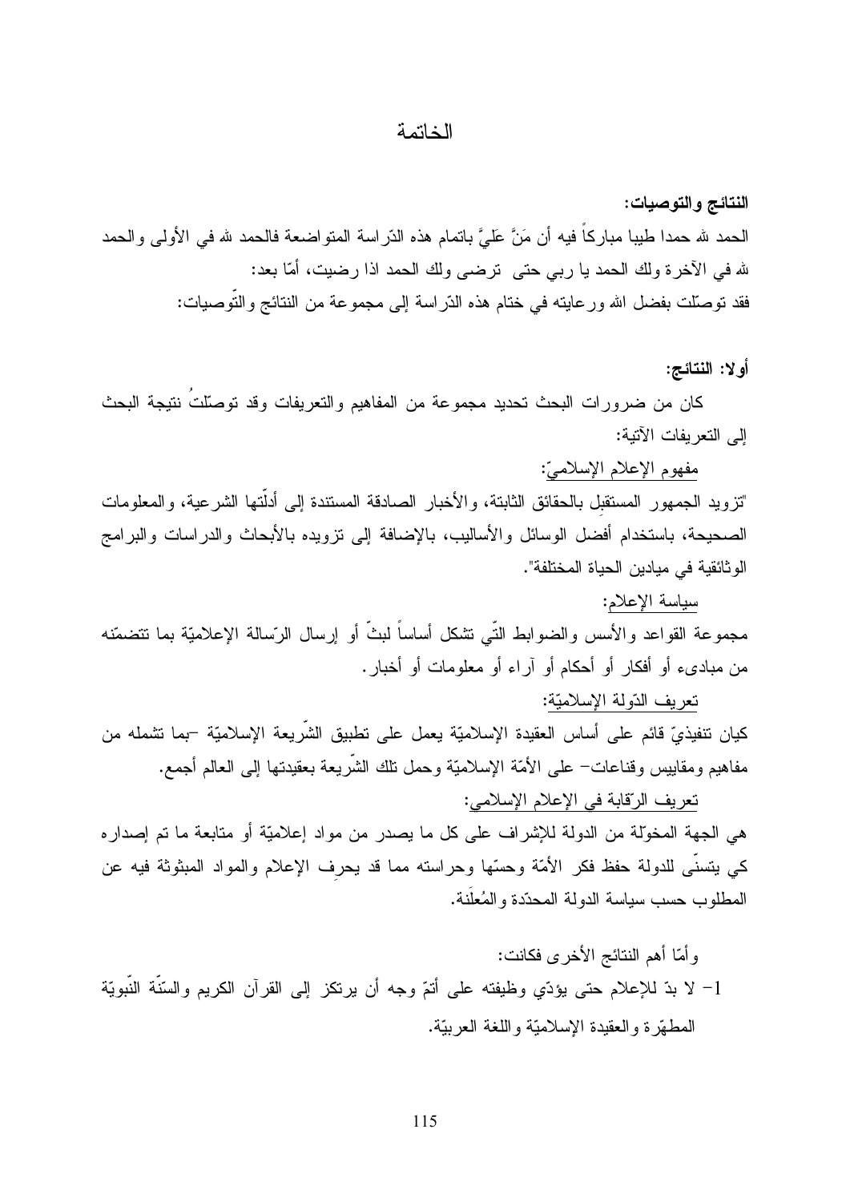# الخاتمة

**النتائج والتوصيات:**

الحمد لله حمدا طيبا مباركاً فيه أن مَنَّ عَليَّ باتمام هذه الدّراسة المتواضعة فالحمد لله في الأولى والحمد لله في الآخرة ولك الحمد يا ربي حتى ترضى ولك الحمد اذا رضيت، أمّا بعد:

فقد توصّلت بفضل الله ورعايته في ختام هذه الدّراسة إلى مجموعة من النتائج والتّوصيات:

**أولا: النتائج:**

كان من ضرورات البحث تحديد مجموعة من المفاهيم والتعريفات وقد توصّلتُ نتيجة البحث إلى التعريفات الآتية:

<u>مفهوم الإعلام الإسلاميّ:</u>

"تزويد الجمهور المستقبِل بالحقائق الثابتة، والأخبار الصادقة المستندة إلى أدلّتها الشرعية، والمعلومات الصحيحة، باستخدام أفضل الوسائل والأساليب، بالإضافة إلى تزويده بالأبحاث والدراسات والبرامج الوثائقية في ميادين الحياة المختلفة".

<u>سياسة الإعلام:</u>

مجموعة القواعد والأسس والضوابط التّي تشكل أساساً لبثّ أو إرسال الرّسالة الإعلاميّة بما تتضمّنه من مبادىء أو أفكار أو أحكام أو آراء أو معلومات أو أخبار.

<u>تعريف الدّولة الإسلاميّة:</u>

كيان تنفيذيّ قائم على أساس العقيدة الإسلاميّة يعمل على تطبيق الشّريعة الإسلاميّة –بما تشمله من مفاهيم ومقاييس وقناعات– على الأمّة الإسلاميّة وحمل تلك الشّريعة بعقيدتها إلى العالم أجمع.

<u>تعريف الرّقابة في الإعلام الإسلامي:</u>

هي الجهة المخوّلة من الدولة للإشراف على كل ما يصدر من مواد إعلاميّة أو متابعة ما تم إصداره كي يتسنّى للدولة حفظ فكر الأمّة وحسّها وحراسته مما قد يحرِف الإعلام والمواد المبثوثة فيه عن المطلوب حسب سياسة الدولة المحدّدة والمُعلَنة.

وأمّا أهم النتائج الأخرى فكانت:

1- لا بدّ للإعلام حتى يؤدّي وظيفته على أتمّ وجه أن يرتكز إلى القرآن الكريم والسنّة النّبويّة المطهّرة والعقيدة الإسلاميّة واللغة العربيّة.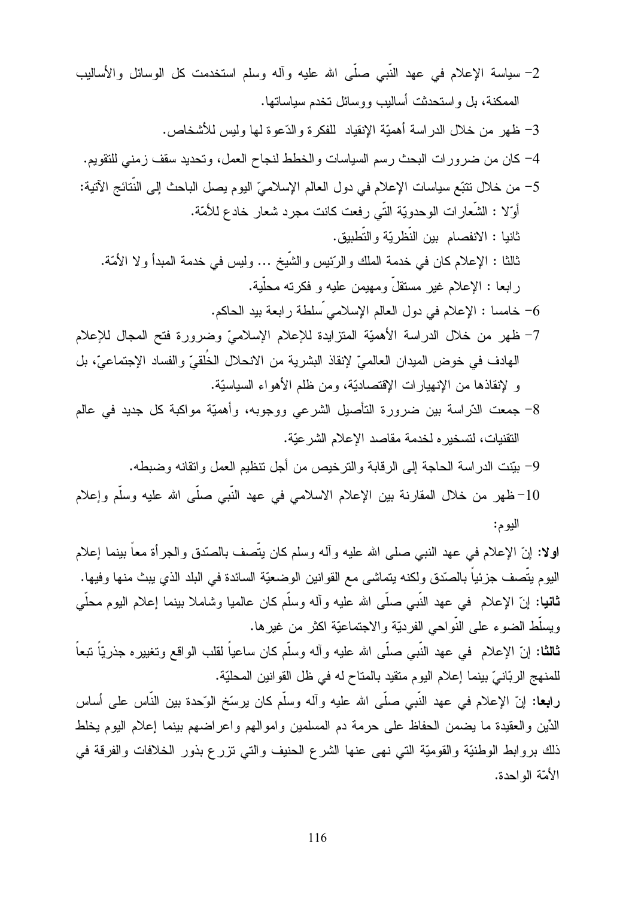2- سياسة الإعلام في عهد النّبي صلّى الله عليه وآله وسلم استخدمت كل الوسائل والأساليب الممكنة، بل واستحدثت أساليب ووسائل تخدم سياساتها.

3- ظهر من خلال الدراسة أهميّة الإنقياد للفكرة والدّعوة لها وليس للأشخاص.

4- كان من ضرورات البحث رسم السياسات والخطط لنجاح العمل، وتحديد سقف زمني للتقويم.

5- من خلال تتبّع سياسات الإعلام في دول العالم الإسلاميّ اليوم يصل الباحث إلى النّتائج الآتية:

أوّلا : الشّعارات الوحدويّة التّي رفعت كانت مجرد شعار خادع للأمّة.

ثانيا : الانفصام بين النّظريّة والتّطبيق.

ثالثا : الإعلام كان في خدمة الملك والرّئيس والشّيخ ... وليس في خدمة المبدأ ولا الأمّة.

رابعا : الإعلام غير مستقلّ ومهيمن عليه و فكرته محلّية.

6- خامسا : الإعلام في دول العالم الإسلامي سلطة رابعة بيد الحاكم.

7- ظهر من خلال الدراسة الأهميّة المتزايدة للإعلام الإسلاميّ وضرورة فتح المجال للإعلام الهادف في خوض الميدان العالميّ لإنقاذ البشرية من الانحلال الخُلقيّ والفساد الإجتماعيّ، بل و لإنقاذها من الإنهيارات الإقتصاديّة، ومن ظلم الأهواء السياسيّة.

8- جمعت الدّراسة بين ضرورة التأصيل الشرعي ووجوبه، وأهميّة مواكبة كل جديد في عالم التقنيات، لتسخيره لخدمة مقاصد الإعلام الشرعيّة.

9- بيّنت الدراسة الحاجة إلى الرقابة والترخيص من أجل تنظيم العمل واتقانه وضبطه.

10- ظهر من خلال المقارنة بين الإعلام الاسلامي في عهد النّبي صلّى الله عليه وسلّم وإعلام اليوم:

**اولا:** إنّ الإعلام في عهد النبي صلى الله عليه وآله وسلم كان يتّصف بالصّدق والجرأة معاً بينما إعلام اليوم يتّصف جزئياً بالصّدق ولكنه يتماشى مع القوانين الوضعيّة السائدة في البلد الذي يبث منها وفيها.

**ثانيا:** إنّ الإعلام في عهد النّبي صلّى الله عليه وآله وسلّم كان عالميا وشاملا بينما إعلام اليوم محلّي ويسلّط الضوء على النّواحي الفرديّة والاجتماعيّة اكثر من غيرها.

**ثالثا:** إنّ الإعلام في عهد النّبي صلّى الله عليه وآله وسلّم كان ساعياً لقلب الواقع وتغييره جذريّاً تبعاً للمنهج الربّانيّ بينما إعلام اليوم متقيد بالمتاح له في ظل القوانين المحليّة.

**رابعا:** إنّ الإعلام في عهد النّبي صلّى الله عليه وآله وسلّم كان يرسّخ الوّحدة بين النّاس على أساس الدّين والعقيدة ما يضمن الحفاظ على حرمة دم المسلمين واموالهم واعراضهم بينما إعلام اليوم يخلط ذلك بروابط الوطنيّة والقوميّة التي نهى عنها الشرع الحنيف والتي تزرع بذور الخلافات والفرقة في الأمّة الواحدة.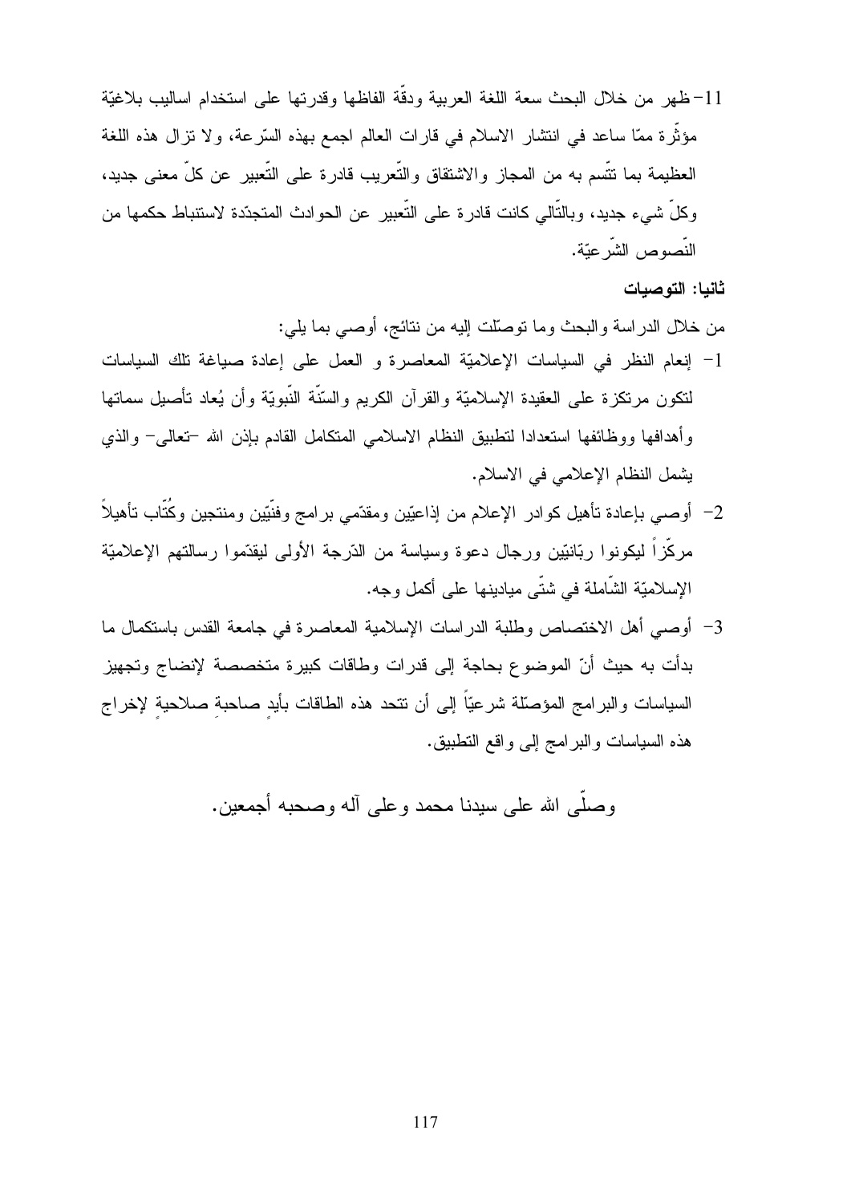11- ظهر من خلال البحث سعة اللغة العربية ودقّة الفاظها وقدرتها على استخدام اساليب بلاغيّة مؤثّرة ممّا ساعد في انتشار الاسلام في قارات العالم اجمع بهذه السّرعة، ولا تزال هذه اللغة العظيمة بما تتّسم به من المجاز والاشتقاق والتّعريب قادرة على التّعبير عن كلّ معنى جديد، وكلّ شيء جديد، وبالتّالي كانت قادرة على التّعبير عن الحوادث المتجدّدة لاستنباط حكمها من النّصوص الشّرعيّة.

**ثانيا: التوصيات**

من خلال الدراسة والبحث وما توصّلت إليه من نتائج، أوصي بما يلي:

1- إنعام النظر في السياسات الإعلاميّة المعاصرة و العمل على إعادة صياغة تلك السياسات لتكون مرتكزة على العقيدة الإسلاميّة والقرآن الكريم والسنّة النّبويّة وأن يُعاد تأصيل سماتها وأهدافها ووظائفها استعدادا لتطبيق النظام الاسلامي المتكامل القادم بإذن الله -تعالى- والذي يشمل النظام الإعلامي في الاسلام.

2- أوصي بإعادة تأهيل كوادر الإعلام من إذاعيّين ومقدّمي برامج وفنّيّين ومنتجين وكُتّاب تأهيلاً مركّزاً ليكونوا ربّانيّين ورجال دعوة وسياسة من الدّرجة الأولى ليقدّموا رسالتهم الإعلاميّة الإسلاميّة الشّاملة في شتّى ميادينها على أكمل وجه.

3- أوصي أهل الاختصاص وطلبة الدراسات الإسلامية المعاصرة في جامعة القدس باستكمال ما بدأت به حيث أنّ الموضوع بحاجة إلى قدرات وطاقات كبيرة متخصصة لإنضاج وتجهيز السياسات والبرامج المؤصّلة شرعيّاً إلى أن تتحد هذه الطاقات بأيدٍ صاحبةِ صلاحيةٍ لإخراج هذه السياسات والبرامج إلى واقع التطبيق.

وصلّى الله على سيدنا محمد وعلى آله وصحبه أجمعين.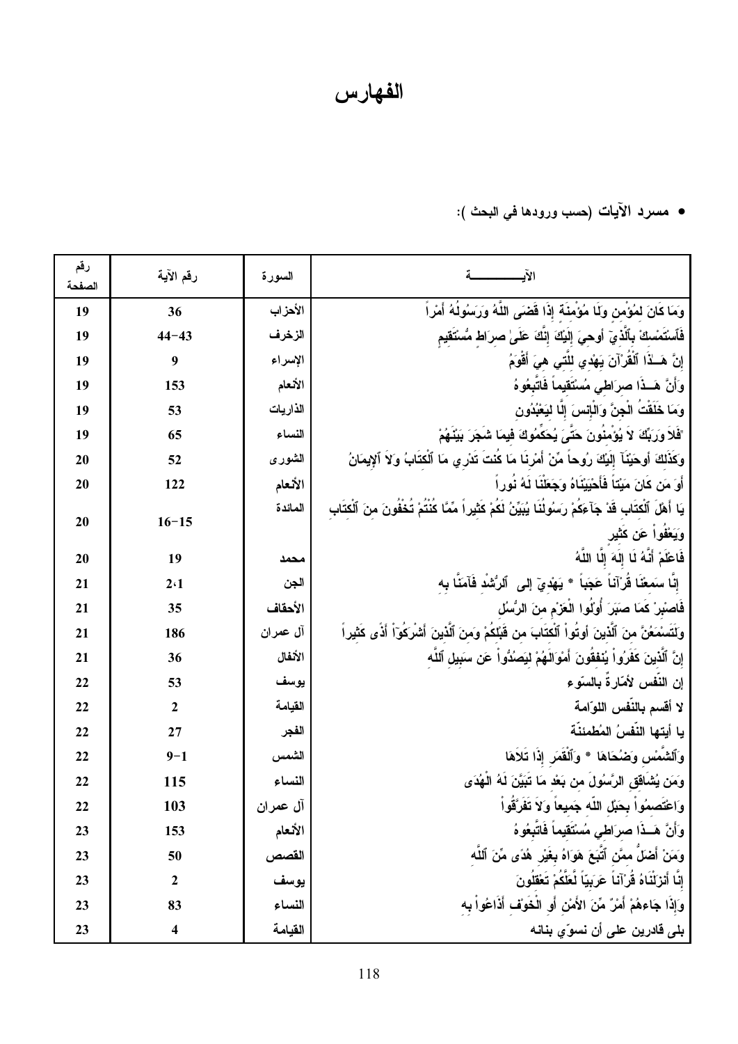# الفهارس

- مسرد الآيات (حسب ورودها في البحث ):

| الآيـــــــــــة | السورة | رقم الآية | رقم الصفحة |
|---|---|---|---|
| وَمَا كَانَ لِمُؤْمِنٍ وَلَا مُؤْمِنَةٍ إِذَا قَضَى اللَّهُ وَرَسُولُهُ أَمْراً | الأحزاب | 36 | 19 |
| فَٱسْتَمْسِكْ بِٱلَّذِيۤ أُوحِيَ إِلَيْكَ إِنَّكَ عَلَىٰ صِرَاطٍ مُّسْتَقِيمٍ | الزخرف | 44-43 | 19 |
| إِنَّ هَـٰذَا ٱلْقُرْآنَ يَهْدِي لِلَّتِي هِيَ أَقْوَمُ | الإسراء | 9 | 19 |
| وَأَنَّ هَـٰذَا صِرَاطِي مُسْتَقِيماً فَاتَّبِعُوهُ | الأنعام | 153 | 19 |
| وَمَا خَلَقْتُ الْجِنَّ وَالْإِنسَ إِلَّا لِيَعْبُدُون | الذاريات | 53 | 19 |
| "فَلاَ وَرَبِّكَ لاَ يُؤْمِنُونَ حَتَّىَ يُحَكِّمُوكَ فِيمَا شَجَرَ بَيْنَهُمْ | النساء | 65 | 19 |
| وَكَذَلِكَ أَوحَيْنَآ إِلَيْكَ رُوحاً مِّنْ أَمْرِنَا مَا كُنتَ تَدْرِي مَا ٱلْكِتَابُ وَلاَ ٱلإِيمَانُ | الشورى | 52 | 20 |
| أَوَ مَن كَانَ مَيْتاً فَأَحْيَيْنَاهُ وَجَعَلْنَا لَهُ نُوراً | الأنعام | 122 | 20 |
| يَا أَهْلَ ٱلْكِتَابِ قَدْ جَآءَكُمْ رَسُولُنَا يُبَيِّنُ لَكُمْ كَثِيراً مِّمَّا كُنْتُمْ تُخْفُونَ مِنَ ٱلْكِتَابِ وَيَعْفُواْ عَن كَثِيرٍ | المائدة | 16-15 | 20 |
| فَاعْلَمْ أَنَّهُ لَا إِلَهَ إِلَّا اللَّهُ | محمد | 19 | 20 |
| إِنَّا سَمِعْنَا قُرْآناً عَجَباً * يَهْدِيۤ إِلَى ٱلرُّشْدِ فَآمَنَّا بِهِ | الجن | 2،1 | 21 |
| فَاصْبِرْ كَمَا صَبَرَ أُوْلُوا الْعَزْمِ مِنَ الرُّسُلِ | الأحقاف | 35 | 21 |
| وَلَتَسْمَعُنَّ مِنَ ٱلَّذِينَ أُوتُواْ ٱلْكِتَابَ مِن قَبْلِكُمْ وَمِنَ ٱلَّذِينَ أَشْرَكُوۤاْ أَذًى كَثِيراً | آل عمران | 186 | 21 |
| إِنَّ ٱلَّذِينَ كَفَرُواْ يُنفِقُونَ أَمْوَالَهُمْ لِيَصُدُّواْ عَن سَبِيلِ ٱللَّهِ | الأنفال | 36 | 21 |
| إن النّفس لأمّارةٌ بالسّوء | يوسف | 53 | 22 |
| لا أقسم بالنّفس اللوّامة | القيامة | 2 | 22 |
| يا أيتها النّفسُ المُطمئنّة | الفجر | 27 | 22 |
| وَٱلشَّمْسِ وَضُحَاهَا * وَٱلْقَمَرِ إِذَا تَلاَهَا | الشمس | 9-1 | 22 |
| وَمَن يُشَاقِقِ الرَّسُولَ مِن بَعْدِ مَا تَبَيَّنَ لَهُ الْهُدَى | النساء | 115 | 22 |
| وَاعْتَصِمُواْ بِحَبْلِ اللّهِ جَمِيعاً وَلاَ تَفَرَّقُواْ | آل عمران | 103 | 22 |
| وَأَنَّ هَـٰذَا صِرَاطِي مُسْتَقِيماً فَاتَّبِعُوهُ | الأنعام | 153 | 23 |
| وَمَنْ أَضَلُّ مِمَّنِ ٱتَّبَعَ هَوَاهُ بِغَيْرِ هُدًى مِّنَ ٱللَّهِ | القصص | 50 | 23 |
| إِنَّا أَنْزَلْنَاهُ قُرْآناً عَرَبِيّاً لَّعَلَّكُمْ تَعْقِلُونَ | يوسف | 2 | 23 |
| وَإِذَا جَاءهُمْ أَمْرٌ مِّنَ الأَمْنِ أَوِ الْخَوْفِ أَذَاعُواْ بِهِ | النساء | 83 | 23 |
| بلى قادرين على أن نسوّي بنانه | القيامة | 4 | 23 |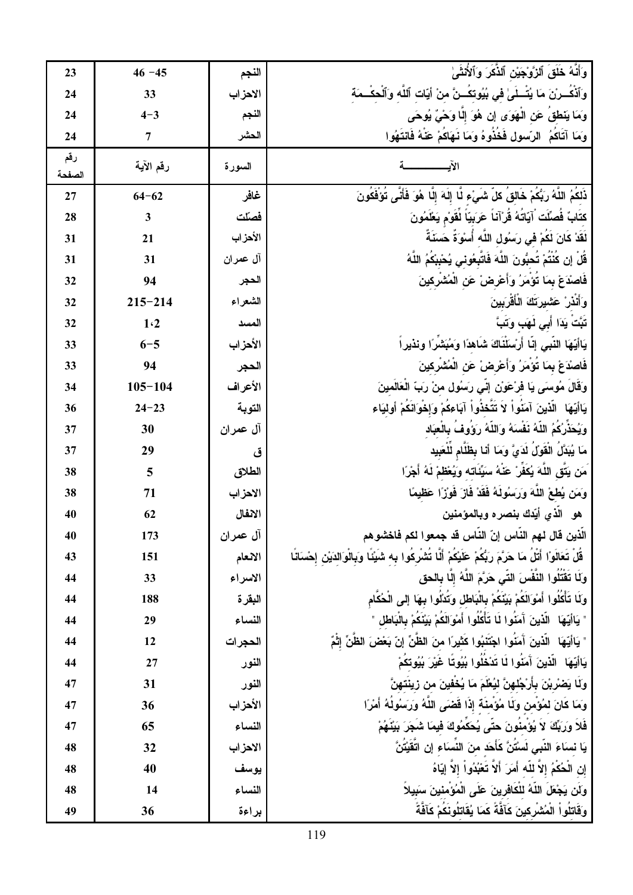| الآيـــــــــــة | السورة | رقم الآية | رقم الصفحة |
|---|---|---|---|
| وَأَنَّهُ خَلَقَ ٱلزَّوْجَيْنِ ٱلذَّكَرَ وَٱلأُنثَىٰ | النجم | 45– 46 | 23 |
| وَٱذْكُــرْنَ مَا يُتْــلَىٰ فِي بُيُوتِكُــنَّ مِنْ آيَاتِ ٱللَّهِ وَٱلْحِكْــمَةِ | الاحزاب | 33 | 24 |
| وَمَا يَنطِقُ عَنِ الْهَوَى إِنْ هُوَ إِلَّا وَحْيٌ يُوحَى | النجم | 3–4 | 24 |
| وَمَا آتَاكُمُ الرَّسول فَخُذُوهُ وَمَا نَهَاكُمْ عَنْهُ فَانتَهُوا | الحشر | 7 | 24 |
| الآيـــــــــــة | السورة | رقم الآية | رقم الصفحة |
| ذَلِكُمُ اللَّهُ رَبُّكُمْ خَالِقُ كلِّ شَيْءٍ لَّا إِلَهَ إِلَّا هُوَ فَأَنَّى تُؤْفَكُونَ | غافر | 62–64 | 27 |
| كِتَابٌ فُصِّلَت آيَاتُهُ قُرْآناً عَرَبِيّاً لِّقَوْمٍ يَعْلَمُونَ | فصّلت | 3 | 28 |
| لَقَدْ كَانَ لَكُمْ فِي رَسُولِ اللَّهِ أُسْوَةٌ حَسَنَةٌ | الأحزاب | 21 | 31 |
| قُلْ إِن كُنتُمْ تُحِبُّونَ اللّهَ فَاتَّبِعُونِي يُحْبِبْكُمُ اللّهُ | آل عمران | 31 | 31 |
| فَاصْدَعْ بِمَا تُؤْمَرُ وَأَعْرِضْ عَنِ الْمُشْرِكِينَ | الحجر | 94 | 32 |
| وَأَنذِرْ عَشِيرَتَكَ الْأَقْرَبِينَ | الشعراء | 214–215 | 32 |
| تَبَّتْ يَدَا أَبِي لَهَبٍ وَتَبَّ | المسد | 1،2 | 32 |
| يَاأَيُّهَا النَّبِي إِنَّا أَرْسَلْنَاكَ شَاهِدًا وَمُبَشِّرًا ونذيراً | الأحزاب | 5–6 | 33 |
| فَاصْدَعْ بِمَا تُؤْمَرُ وَأَعْرِضْ عَنِ الْمُشْرِكِينَ | الحجر | 94 | 33 |
| وَقَالَ مُوسَى يَا فِرْعَوْنُ إِنِّي رَسُولٌ مِنْ رَبِّ الْعَالَمِينَ | الأعراف | 104–105 | 34 |
| يَاأَيُّهَا الَّذِينَ آمَنُواْ لاَ تَتَّخِذُواْ آبَاءكُمْ وَإِخْوَانَكُمْ أَوْلِيَاء | التوبة | 23–24 | 36 |
| وَيُحَذِّرُكُمُ اللّهُ نَفْسَهُ وَاللّهُ رَؤُوفُ بِالْعِبَادِ | آل عمران | 30 | 37 |
| مَا يُبَدَّلُ الْقَوْلُ لَدَيَّ وَمَا أَنَا بِظَلَّامٍ لِّلْعَبِيدِ | ق | 29 | 37 |
| مَن يَتَّقِ اللَّهَ يُكَفِّرْ عَنْهُ سَيِّئَاتِهِ وَيُعْظِمْ لَهُ أَجْرًا | الطلاق | 5 | 38 |
| وَمَن يُطِعْ اللَّهَ وَرَسُولَهُ فَقَدْ فَازَ فَوْزًا عَظِيمًا | الاحزاب | 71 | 38 |
| هو الَّذِي أَيَّدَكَ بِنَصْرِهِ وَبِالْمُؤْمِنِينَ | الانفال | 62 | 40 |
| الّذين قال لهم النّاس إنّ النّاس قد جمعوا لكم فاخشوهم | آل عمران | 173 | 40 |
| قُلْ تَعَالَوْا أَتْلُ مَا حَرَّمَ رَبُّكُمْ عَلَيْكُمْ أَلَّا تُشْرِكُوا بِهِ شَيْئًا وَبِالْوَالِدَيْنِ إِحْسَانًا | الانعام | 151 | 43 |
| وَلَا تَقْتُلُوا النَّفْسَ الَّتِي حَرَّمَ اللَّهُ إِلَّا بالحق | الاسراء | 33 | 44 |
| وَلَا تَأْكُلُوا أَمْوَالَكُمْ بَيْنَكُمْ بِالْبَاطِلِ وَتُدْلُوا بِهَا إِلَى الْحُكَّامِ | البقرة | 188 | 44 |
| " يَاأَيُّهَا الَّذِينَ آمَنُوا لَا تَأْكُلُوا أَمْوَالَكُمْ بَيْنَكُمْ بِالْبَاطِلِ " | النساء | 29 | 44 |
| " يَاأَيُّهَا الَّذِينَ آمَنُوا اجْتَنِبُوا كَثِيرًا مِنَ الظَّنِّ إِنَّ بَعْضَ الظَّنِّ إِثْمٌ | الحجرات | 12 | 44 |
| يَاأَيُّهَا الَّذِينَ آمَنُوا لَا تَدْخُلُوا بُيُوتًا غَيْرَ بُيُوتِكُمْ | النور | 27 | 44 |
| وَلَا يَضْرِبْنَ بِأَرْجُلِهِنَّ لِيُعْلَمَ مَا يُخْفِينَ مِن زِينَتِهِنَّ | النور | 31 | 47 |
| وَمَا كَانَ لِمُؤْمِنٍ وَلَا مُؤْمِنَةٍ إِذَا قَضَى اللَّهُ وَرَسُولُهُ أَمْرًا | الأحزاب | 36 | 47 |
| فَلاَ وَرَبِّكَ لاَ يُؤْمِنُونَ حَتَّىَ يُحَكِّمُوكَ فِيمَا شَجَرَ بَيْنَهُمْ | النساء | 65 | 47 |
| يَا نِسَاءَ النَّبِيِّ لَسْتُنَّ كَأَحَدٍ مِنَ النِّسَاءِ إِنِ اتَّقَيْتُنَّ | الاحزاب | 32 | 48 |
| إِنِ الْحُكْمُ إِلاَّ لِلّهِ أَمَرَ أَلاَّ تَعْبُدُواْ إِلاَّ إِيَّاهُ | يوسف | 40 | 48 |
| وَلَن يَجْعَلَ اللّهُ لِلْكَافِرِينَ عَلَى الْمُؤْمِنِينَ سَبِيلاً | النساء | 14 | 48 |
| وَقَاتِلُواْ الْمُشْرِكِينَ كَآفَّةً كَمَا يُقَاتِلُونَكُمْ كَآفَّةً | براءة | 36 | 49 |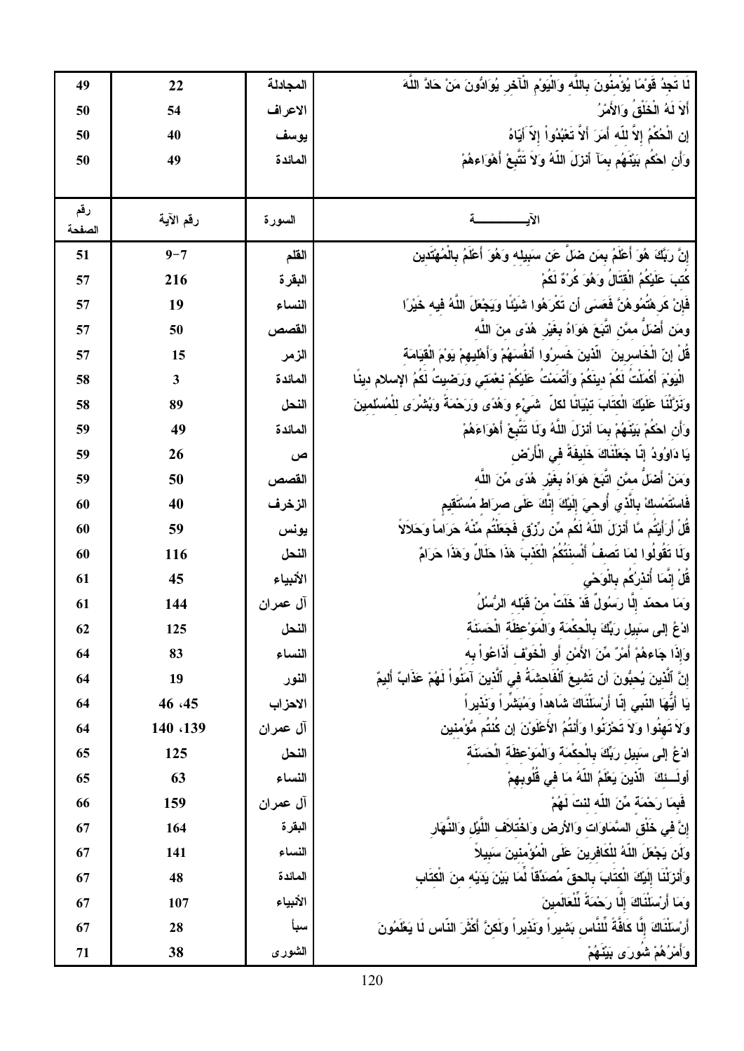| رقم الصفحة | رقم الآية | السورة | الآيـــــــــــــة |
|---|---|---|---|
| 49 | 22 | المجادلة | لَا تَجِدُ قَوْمًا يُؤْمِنُونَ بِاللَّهِ وَالْيَوْمِ الْآخِرِ يُوَادُّونَ مَنْ حَادَّ اللَّهَ |
| 50 | 54 | الاعراف | أَلاَ لَهُ الْخَلْقُ وَالأَمْرُ |
| 50 | 40 | يوسف | إِنِ الْحُكْمُ إِلاَّ لِلّهِ أَمَرَ أَلاَّ تَعْبُدُواْ إِلاَّ إِيَّاهُ |
| 50 | 49 | المائدة | وَأَنِ احْكُم بَيْنَهُم بِمَآ أَنزَلَ اللّهُ وَلاَ تَتَّبِعْ أَهْوَاءهُمْ |
| | | | |
| رقم الصفحة | رقم الآية | السورة | الآيـــــــــــــة |
| 51 | 7-9 | القلم | إِنَّ رَبَّكَ هُوَ أَعْلَمُ بِمَن ضَلَّ عَن سَبِيلِهِ وَهُوَ أَعْلَمُ بِالْمُهْتَدِين |
| 57 | 216 | البقرة | كُتِبَ عَلَيْكُمُ الْقِتَالُ وَهُوَ كُرْهٌ لَكُمْ |
| 57 | 19 | النساء | فَإِنْ كَرِهْتُمُوهُنَّ فَعَسَى أَن تَكْرَهُوا شَيْئًا وَيَجْعَلَ اللَّهُ فِيهِ خَيْرًا |
| 57 | 50 | القصص | ومَن أَضَلُّ مِمَّنِ اتَّبَعَ هَوَاهُ بِغَيْرِ هُدًى مِنَ اللَّه |
| 57 | 15 | الزمر | قُلْ إِنَّ الْخَاسِرِينَ الَّذِينَ خَسِرُوا أَنفُسَهُمْ وَأَهْلِيهِمْ يَوْمَ الْقِيَامَةِ |
| 58 | 3 | المائدة | الْيَوْمَ أَكْمَلْتُ لَكُمْ دِينَكُمْ وَأَتْمَمْتُ عَلَيْكُمْ نِعْمَتِي وَرَضِيتُ لَكُمُ الإِسلام دِينًا |
| 58 | 89 | النحل | وَنَزَّلْنَا عَلَيْكَ الْكِتَابَ تِبْيَانًا لِكلِّ شَيْءٍ وَهُدًى وَرَحْمَةً وَبُشْرَى لِلْمُسْلِمِينَ |
| 59 | 49 | المائدة | وَأَنِ احْكُمْ بَيْنَهُمْ بِمَا أَنْزَلَ اللَّهُ وَلَا تَتَّبِعْ أَهْوَاءَهُمْ |
| 59 | 26 | ص | يَا دَاوُودُ إِنَّا جَعَلْنَاكَ خَلِيفَةً فِي الْأَرْضِ |
| 59 | 50 | القصص | وَمَنْ أَضَلُّ مِمَّنِ اتَّبَعَ هَوَاهُ بِغَيْرِ هُدًى مِّنَ اللَّه |
| 60 | 40 | الزخرف | فَاسْتَمْسِكْ بِالَّذِي أُوحِيَ إِلَيْكَ إِنَّكَ عَلَى صِرَاطٍ مُسْتَقِيمٍ |
| 60 | 59 | يونس | قُلْ أَرَأَيْتُم مَّا أَنزَلَ اللّهُ لَكُم مِّن رِّزْقٍ فَجَعَلْتُم مِّنْهُ حَرَاماً وَحَلاَلاً |
| 60 | 116 | النحل | وَلَا تَقُولُوا لِمَا تَصِفُ أَلْسِنَتُكُمُ الْكَذِبَ هَذَا حَلَالٌ وَهَذَا حَرَامٌ |
| 61 | 45 | الأنبياء | قُلْ إِنَّمَا أُنذِرُكُم بِالْوَحْيِ |
| 61 | 144 | آل عمران | وَمَا محمّد إِلَّا رَسُولٌ قَدْ خَلَتْ مِنْ قَبْلِهِ الرُّسُلُ |
| 62 | 125 | النحل | ادْعُ إِلى سَبِيلِ رَبِّكَ بِالْحِكْمَةِ وَالْمَوْعِظَةِ الْحَسَنَةِ |
| 64 | 83 | النساء | وَإِذَا جَاءهُمْ أَمْرٌ مِّنَ الأَمْنِ أَوِ الْخَوْفِ أَذَاعُواْ بِهِ |
| 64 | 19 | النور | إِنَّ ٱلَّذِينَ يُحِبُّونَ أَن تَشِيعَ ٱلْفَاحِشَةُ فِي ٱلَّذِينَ آمَنُواْ لَهُمْ عذَابٌ أَلِيمٌ |
| 64 | 45، 46 | الاحزاب | يَا أَيُّهَا النَّبِيُّ إِنَّا أَرْسَلْنَاكَ شَاهِداً وَمُبَشِّراً وَنَذِيراً |
| 64 | 139، 140 | آل عمران | وَلاَ تَهِنُوا وَلاَ تَحْزَنُوا وَأَنتُمُ الأَعْلَوْنَ إِن كُنتُم مُّؤْمِنِين |
| 65 | 125 | النحل | ادْعُ إِلى سَبِيلِ رَبِّكَ بِالْحِكْمَةِ وَالْمَوْعِظَةِ الْحَسَنَةِ |
| 65 | 63 | النساء | أُولَـئِكَ الَّذِينَ يَعْلَمُ اللّهُ مَا فِي قُلُوبِهِمْ |
| 66 | 159 | آل عمران | فَبِمَا رَحْمَةٍ مِّنَ اللّهِ لِنتَ لَهُمْ |
| 67 | 164 | البقرة | إِنَّ فِي خَلْقِ السَّمَاوَاتِ وَالأَرْضِ وَاخْتِلاَفِ اللَّيْلِ وَالنَّهَارِ |
| 67 | 141 | النساء | وَلَن يَجْعَلَ اللّهُ لِلْكَافِرِينَ عَلَى الْمُؤْمِنِينَ سَبِيلاً |
| 67 | 48 | المائدة | وَأَنزَلْنَا إِلَيْكَ الْكِتَابَ بِالْحَقِّ مُصَدِّقاً لِّمَا بَيْنَ يَدَيْهِ مِنَ الْكِتَابِ |
| 67 | 107 | الأنبياء | وَمَا أَرْسَلْنَاكَ إِلَّا رَحْمَةً لِّلْعَالَمِينَ |
| 67 | 28 | سبأ | أَرْسَلْنَاكَ إِلَّا كَافَّةً لِّلنَّاسِ بَشِيراً وَنَذِيراً وَلَكِنَّ أَكْثَرَ النَّاسِ لَا يَعْلَمُونَ |
| 71 | 38 | الشورى | وَأَمْرُهُمْ شُورَى بَيْنَهُمْ |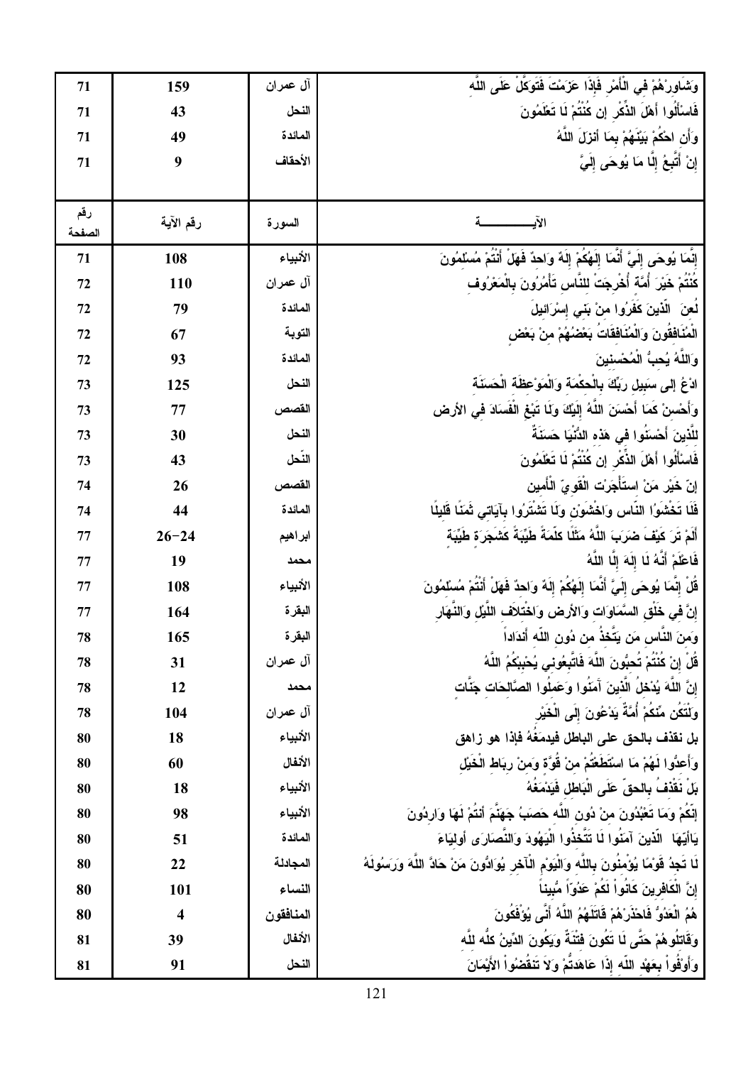| الآيـــــــــــة | السورة | رقم الآية | رقم الصفحة |
|---|---|---|---|
| وَشَاوِرْهُمْ فِي الْأَمْرِ فَإِذَا عَزَمْتَ فَتَوَكَّلْ عَلَى اللَّهِ | آل عمران | 159 | 71 |
| فَاسْأَلُوا أَهْلَ الذِّكْرِ إِن كُنتُمْ لَا تَعْلَمُونَ | النحل | 43 | 71 |
| وَأَنِ احْكُمْ بَيْنَهُمْ بِمَا أَنزَلَ اللَّهُ | المائدة | 49 | 71 |
| إِنْ أَتَّبِعُ إِلَّا مَا يُوحَى إِلَيَّ | الأحقاف | 9 | 71 |
| إِنَّمَا يُوحَى إِلَيَّ أَنَّمَا إِلَهُكُمْ إِلَهٌ وَاحِدٌ فَهَلْ أَنْتُمْ مُسْلِمُونَ | الأنبياء | 108 | 71 |
| كُنْتُمْ خَيْرَ أُمَّةٍ أُخْرِجَتْ لِلنَّاسِ تَأْمُرُونَ بِالْمَعْرُوفِ | آل عمران | 110 | 72 |
| لُعِنَ الَّذِينَ كَفَرُوا مِنْ بَنِي إِسْرَائِيلَ | المائدة | 79 | 72 |
| الْمُنَافِقُونَ وَالْمُنَافِقَاتُ بَعْضُهُمْ مِنْ بَعْضٍ | التوبة | 67 | 72 |
| وَاللَّهُ يُحِبُّ الْمُحْسِنِينَ | المائدة | 93 | 72 |
| ادْعُ إِلى سَبِيلِ رَبِّكَ بِالْحِكْمَةِ وَالْمَوْعِظَةِ الْحَسَنَةِ | النحل | 125 | 73 |
| وَأَحْسِنْ كَمَا أَحْسَنَ اللَّهُ إِلَيْكَ وَلَا تَبْغِ الْفَسَادَ فِي الأرض | القصص | 77 | 73 |
| لِلَّذِينَ أَحْسَنُوا فِي هَذِهِ الدُّنْيَا حَسَنَةٌ | النحل | 30 | 73 |
| فَاسْأَلُوا أَهْلَ الذِّكْرِ إِن كُنتُمْ لَا تَعْلَمُونَ | النّحل | 43 | 73 |
| إِنَّ خَيْرَ مَنْ اسْتَأْجَرْتَ الْقَوِيّ الْأَمِين | القصص | 26 | 74 |
| فَلَا تَخْشَوُا النَّاسَ وَاخْشَوْنِ وَلَا تَشْتَرُوا بِآيَاتِي ثَمَنًا قَلِيلًا | المائدة | 44 | 74 |
| أَلَمْ تَرَ كَيْفَ ضَرَبَ اللَّهُ مَثَلًا كَلِمَةً طَيِّبَةً كَشَجَرَةٍ طَيِّبَةٍ | ابراهيم | 24-26 | 77 |
| فَاعْلَمْ أَنَّهُ لَا إِلَهَ إِلَّا اللَّهُ | محمد | 19 | 77 |
| قُلْ إِنَّمَا يُوحَى إِلَيَّ أَنَّمَا إِلَهُكُمْ إِلَهٌ وَاحِدٌ فَهَلْ أَنْتُمْ مُسْلِمُونَ | الأنبياء | 108 | 77 |
| إِنَّ فِي خَلْقِ السَّمَاوَاتِ وَالأَرْضِ وَاخْتِلَافِ اللَّيْلِ وَالنَّهَارِ | البقرة | 164 | 77 |
| وَمِنَ النَّاسِ مَن يَتَّخِذُ مِن دُونِ اللّهِ أَندَاداً | البقرة | 165 | 78 |
| قُلْ إِنْ كُنْتُمْ تُحِبُّونَ اللَّهَ فَاتَّبِعُونِي يُحْبِبْكُمُ اللَّهُ | آل عمران | 31 | 78 |
| إِنَّ اللَّهَ يُدْخِلُ الَّذِينَ آمَنُوا وَعَمِلُوا الصَّالِحَاتِ جَنَّاتٍ | محمد | 12 | 78 |
| وَلْتَكُن مِّنكُمْ أُمَّةٌ يَدْعُونَ إِلَى الْخَيْرِ | آل عمران | 104 | 78 |
| بل نقذف بالحق على الباطل فيدمَغُهُ فإذا هو زاهق | الأنبياء | 18 | 80 |
| وَأَعِدُّوا لَهُمْ مَا اسْتَطَعْتُمْ مِنْ قُوَّةٍ وَمِنْ رِبَاطِ الْخَيْلِ | الأنفال | 60 | 80 |
| بَلْ نَقْذِفُ بِالْحَقِّ عَلَى الْبَاطِلِ فَيَدْمَغُهُ | الأنبياء | 18 | 80 |
| إِنَّكُمْ وَمَا تَعْبُدُونَ مِنْ دُونِ اللَّهِ حَصَبُ جَهَنَّمَ أَنْتُمْ لَهَا وَارِدُونَ | الأنبياء | 98 | 80 |
| يَاأَيُّهَا الَّذِينَ آمَنُوا لَا تَتَّخِذُوا الْيَهُودَ وَالنَّصَارَى أَوْلِيَاءَ | المائدة | 51 | 80 |
| لَا تَجِدُ قَوْمًا يُؤْمِنُونَ بِاللَّهِ وَالْيَوْمِ الْآخِرِ يُوَادُّونَ مَنْ حَادَّ اللَّهَ وَرَسُولَهُ | المجادلة | 22 | 80 |
| إِنَّ الْكَافِرِينَ كَانُواْ لَكُمْ عَدُوّاً مُّبِيناً | النساء | 101 | 80 |
| هُمُ الْعَدُوُّ فَاحْذَرْهُمْ قَاتَلَهُمُ اللَّهُ أَنَّى يُؤْفَكُونَ | المنافقون | 4 | 80 |
| وَقَاتِلُوهُمْ حَتَّى لَا تَكُونَ فِتْنَةٌ وَيَكُونَ الدِّينُ كُلُّه لِلَّه | الأنفال | 39 | 81 |
| وَأَوْفُواْ بِعَهْدِ اللّهِ إِذَا عَاهَدتُّمْ وَلاَ تَنقُضُواْ الأَيْمَانَ | النحل | 91 | 81 |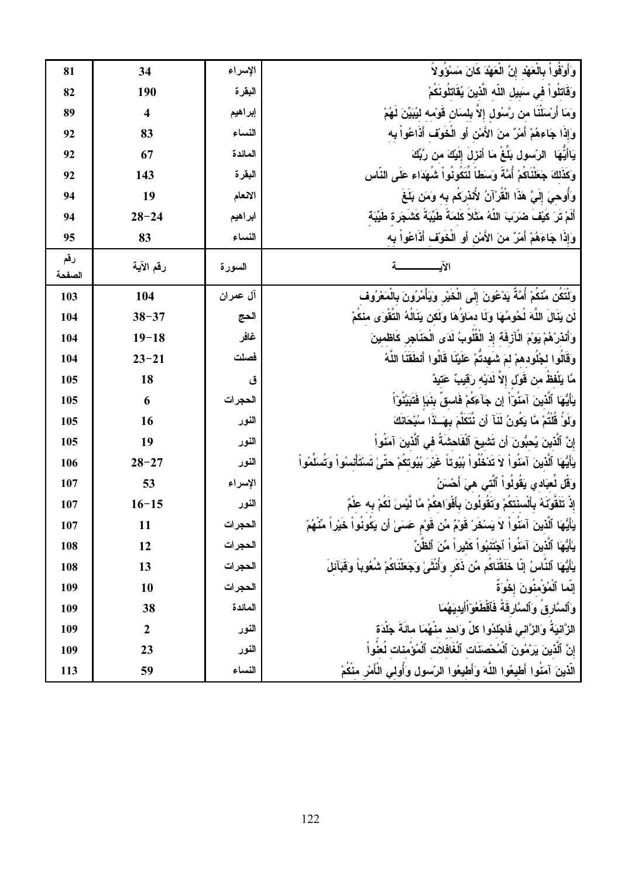| الآيـــــــــــة | السورة | رقم الآية | رقم الصفحة |
|---|---|---|---|
| وَأَوْفُواْ بِالْعَهْدِ إِنَّ الْعَهْدَ كَانَ مَسْؤُولاً | الإسراء | 34 | 81 |
| وَقَاتِلُواْ فِي سَبِيلِ اللّهِ الَّذِينَ يُقَاتِلُونَكُمْ | البقرة | 190 | 82 |
| وَمَا أَرْسَلْنَا مِن رَّسُولٍ إِلاَّ بِلِسَانِ قَوْمِهِ لِيُبَيِّنَ لَهُمْ | إبراهيم | 4 | 89 |
| وَإِذَا جَاءهُمْ أَمْرٌ مِّنَ الأَمْنِ أَوِ الْخَوْفِ أَذَاعُواْ بِهِ | النساء | 83 | 92 |
| يَاأَيُّهَا الرَّسُولُ بَلِّغْ مَا أُنزِلَ إِلَيْكَ مِن رَّبِّكَ | المائدة | 67 | 92 |
| وَكَذَلِكَ جَعَلْنَاكُمْ أُمَّةً وَسَطاً لِّتَكُونُواْ شُهَدَاء عَلَى النَّاسِ | البقرة | 143 | 92 |
| وَأُوحِيَ إِلَيَّ هَذَا الْقُرْآنُ لأُنذِرَكُم بِهِ وَمَن بَلَغَ | الانعام | 19 | 94 |
| أَلَمْ تَرَ كَيْفَ ضَرَبَ اللّهُ مَثَلاً كَلِمَةً طَيِّبَةً كَشَجَرةٍ طَيِّبَةٍ | ابراهيم | 28-24 | 94 |
| وَإِذَا جَاءهُمْ أَمْرٌ مِّنَ الأَمْنِ أَوِ الْخَوْفِ أَذَاعُواْ بِهِ | النساء | 83 | 95 |
| الآيـــــــــــة | السورة | رقم الآية | رقم الصفحة |
| وَلْتَكُن مِّنكُمْ أُمَّةٌ يَدْعُونَ إِلَى الْخَيْرِ وَيَأْمُرُونَ بِالْمَعْرُوفِ | آل عمران | 104 | 103 |
| لَن يَنَالَ اللَّهَ لُحُومُهَا وَلَا دِمَاؤُهَا وَلَكِن يَنَالُهُ التَّقْوَى مِنكُمْ | الحج | 38-37 | 104 |
| وَأَنذِرْهُمْ يَوْمَ الْآزِفَةِ إِذِ الْقُلُوبُ لَدَى الْحَنَاجِرِ كَاظِمِينَ | غافر | 19-18 | 104 |
| وَقَالُوا لِجُلُودِهِمْ لِمَ شَهِدتُّمْ عَلَيْنَا قَالُوا أَنطَقَنَا اللَّهُ | فصلت | 23-21 | 104 |
| مَّا يَلْفِظُ مِن قَوْلٍ إِلاَّ لَدَيْهِ رَقِيبٌ عَتِيدٌ | ق | 18 | 105 |
| يَأَيُّهَا ٱلَّذِينَ آمَنُوۤاْ إِن جَآءَكُمْ فَاسِقٌ بِنَبَإٍ فَتَبَيَّنُوۤاْ | الحجرات | 6 | 105 |
| وَلَوْلاَ إِذْ سَمِعْتُمُوهُ قُلْتُمْ مَّا يَكُونُ لَنَآ أَن نَّتَكَلَّمَ بِهَـٰذَا سُبْحَانَكَ | النور | 16 | 105 |
| إِنَّ ٱلَّذِينَ يُحِبُّونَ أَن تَشِيعَ ٱلْفَاحِشَةُ فِي ٱلَّذِينَ آمَنُواْ | النور | 19 | 105 |
| يَأَيُّهَا ٱلَّذِينَ آمَنُواْ لاَ تَدْخُلُواْ بُيُوتاً غَيْرَ بُيُوتِكُمْ حَتَّىٰ تَسْتَأْنِسُواْ وَتُسَلِّمُواْ | النور | 28-27 | 106 |
| وَقُل لِّعِبَادِي يَقُولُواْ ٱلَّتِي هِيَ أَحْسَنُ | الإسراء | 53 | 107 |
| إِذْ تَلَقَّوْنَهُ بِأَلْسِنَتِكُمْ وَتَقُولُونَ بِأَفْوَاهِكُمْ مَّا لَّيْسَ لَكُمْ بِهِ عِلْمٌ | النور | 16-15 | 107 |
| يَأَيُّهَا ٱلَّذِينَ آمَنُواْ لاَ يَسْخَرْ قَوْمٌ مِّن قَوْمٍ عَسَىٰ أَن يَكُونُواْ خَيْراً مِّنْهُمْ | الحجرات | 11 | 107 |
| يَأَيُّهَا ٱلَّذِينَ آمَنُواْ ٱجْتَنِبُواْ كَثِيراً مِّنَ ٱلظَّنِّ | الحجرات | 12 | 108 |
| يَأَيُّهَا ٱلنَّاسُ إِنَّا خَلَقْنَاكُم مِّن ذَكَرٍ وَأُنْثَىٰ وَجَعَلْنَاكُمْ شُعُوباً وَقَبَآئِلَ | الحجرات | 13 | 108 |
| إِنَّمَا ٱلْمُؤْمِنُونَ إِخْوَةٌ | الحجرات | 10 | 109 |
| وَٱلسَّارِقُ وَٱلسَّارِقَةُ فَٱقْطَعُوۤاْ أَيْدِيَهُمَا | المائدة | 38 | 109 |
| الزَّانِيَةُ وَالزَّانِي فَاجْلِدُوا كُلَّ وَاحِدٍ مِّنْهُمَا مِائَةَ جَلْدَةٍ | النور | 2 | 109 |
| إِنَّ ٱلَّذِينَ يَرْمُونَ ٱلْمُحْصَنَاتِ ٱلْغَافِلاَتِ ٱلْمُؤْمِنَاتِ لُعِنُواْ | النور | 23 | 109 |
| الَّذِينَ آمَنُوا أَطِيعُوا اللَّهَ وَأَطِيعُوا الرَّسُولَ وَأُولِي الْأَمْرِ مِنْكُمْ | النساء | 59 | 113 |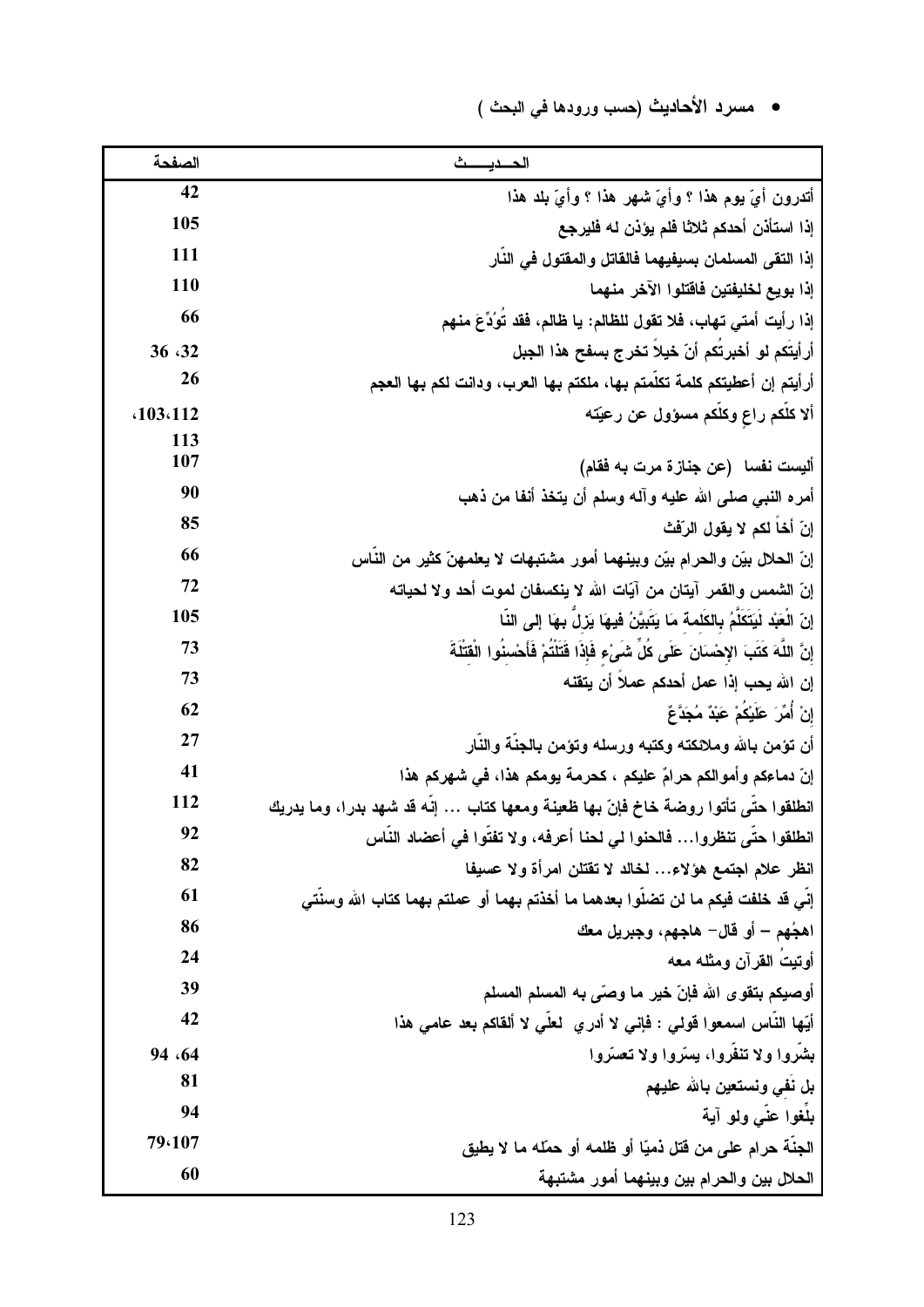- مسرد الأحاديث (حسب ورودها في البحث )

| الحـــديـــــث | الصفحة |
|---|---|
| أتدرون أيّ يوم هذا ؟ وأيّ شهر هذا ؟ وأيّ بلد هذا | 42 |
| إذا استأذن أحدكم ثلاثا فلم يؤذن له فليرجع | 105 |
| إذا التقى المسلمان بسيفيهما فالقاتل والمقتول في النّار | 111 |
| إذا بويع لخليفتين فاقتلوا الآخر منهما | 110 |
| إذا رأيت أمتي تهاب، فلا تقول للظالم: يا ظالم، فقد تُوُدِّعَ منهم | 66 |
| أرأيتَكم لو أخبرتُكم أنّ خيلاً تخرج بسفح هذا الجبل | 32، 36 |
| أرأيتم إن أعطيتكم كلمة تكلّمتم بها، ملكتم بها العرب، ودانت لكم بها العجم | 26 |
| ألا كلّكم راعٍ وكلّكم مسؤول عن رعيّته | 112،103، 113 |
| أليست نفسا (عن جنازة مرت به فقام) | 107 |
| أمره النبي صلى الله عليه وآله وسلم أن يتخذ أنفا من ذهب | 90 |
| إنّ أخاً لكم لا يقول الرّفث | 85 |
| إنّ الحلال بيّن والحرام بيّن وبينهما أمور مشتبهات لا يعلمهنّ كثير من النّاس | 66 |
| إنّ الشمس والقمر آيتان من آيات الله لا ينكسفان لموت أحد ولا لحياته | 72 |
| إنّ الْعَبْدَ لَيَتَكَلَّمُ بالكَلِمةِ مَا يَتَبيَّنُ فيهَا يَزِلُّ بهَا إلى النّا | 105 |
| إنَّ اللَّهَ كَتَبَ الإِحْسَانَ عَلَى كُلِّ شَيْءٍ فَإِذَا قَتَلْتُمْ فَأَحْسِنُوا الْقِتْلَةَ | 73 |
| إن الله يحب إذا عمل أحدكم عملاً أن يتقنه | 73 |
| إنْ أُمِّرَ عَلَيْكُمْ عَبْدٌ مُجَدَّعٌ | 62 |
| أن تؤمن بالله وملائكته وكتبه ورسله وتؤمن بالجنّة والنّار | 27 |
| إنّ دماءكم وأموالكم حرامٌ عليكم ، كحرمة يومكم هذا، في شهركم هذا | 41 |
| انطلقوا حتّى تأتوا روضة خاخ فإنّ بها ظعينة ومعها كتاب ... إنّه قد شهد بدرا، وما يدريك | 112 |
| انطلقوا حتّى تنظروا... فالحنوا لي لحنا أعرفه، ولا تفتّوا في أعضاد النّاس | 92 |
| انظر علام اجتمع هؤلاء... لخالد لا تقتلن امرأة ولا عسيفا | 82 |
| إنّي قد خلفت فيكم ما لن تضلّوا بعدهما ما أخذتم بهما أو عملتم بهما كتاب الله وسنّتي | 61 |
| اهجُهم – أو قال– هاجهم، وجبريل معك | 86 |
| أوتيتُ القرآن ومثله معه | 24 |
| أوصيكم بتقوى الله فإنّ خير ما وصّى به المسلم المسلم | 39 |
| أيّها النّاس اسمعوا قولي : فإني لا أدري لعلّي لا ألقاكم بعد عامي هذا | 42 |
| بشّروا ولا تنفّروا، يسّروا ولا تعسّروا | 64، 94 |
| بل نفي ونستعين بالله عليهم | 81 |
| بلّغوا عنّي ولو آية | 94 |
| الجنّة حرام على من قتل ذميّا أو ظلمه أو حمّله ما لا يطيق | 107،79 |
| الحلال بين والحرام بين وبينهما أمور مشتبهة | 60 |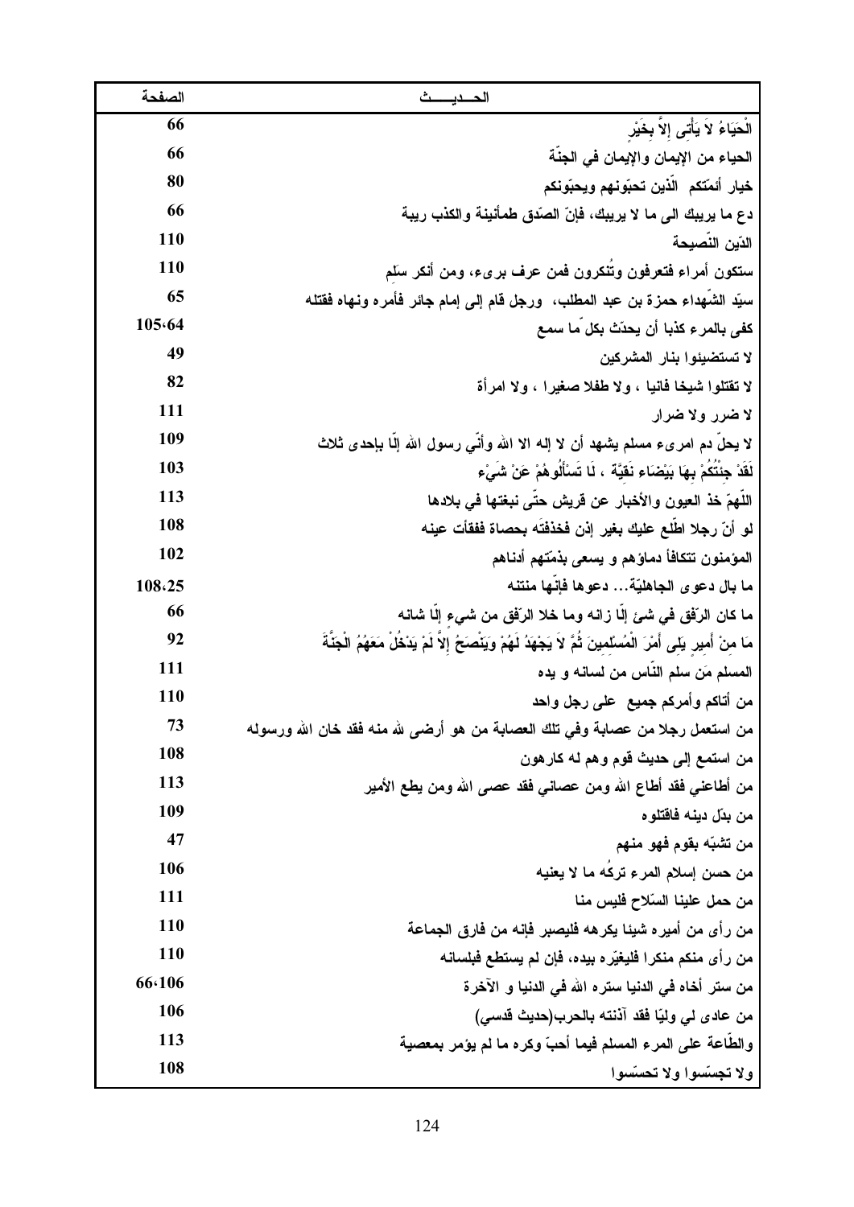| الحـــديـــــث | الصفحة |
|---|---|
| الْحَيَاءُ لاَ يَأْتِى إِلاَّ بِخَيْرٍ | 66 |
| الحياء من الإيمان والإيمان في الجنّة | 66 |
| خيار أئمّتكم الّذين تحبّونهم ويحبّونكم | 80 |
| دع ما يريبك الى ما لا يريبك، فإنّ الصّدق طمأنينة والكذب ريبة | 66 |
| الدّين النّصيحة | 110 |
| ستكون أمراء فتعرفون وتُنكرون فمن عرف برىء، ومن أنكر سَلِم | 110 |
| سيّد الشّهداء حمزة بن عبد المطلب، ورجل قام إلى إمام جائر فأمره ونهاه فقتله | 65 |
| كفى بالمرء كذبا أن يحدّث بكل ّما سمع | 105،64 |
| لا تستضيئوا بنار المشركين | 49 |
| لا تقتلوا شيخا فانيا ، ولا طفلا صغيرا ، ولا امرأة | 82 |
| لا ضرر ولا ضرار | 111 |
| لا يحلّ دم امرىء مسلم يشهد أن لا إله الا الله وأنّي رسول الله إلّا بإحدى ثلاث | 109 |
| لَقَدْ جِئْتُكُمْ بِهَا بَيْضَاءَ نَقِيَّةً ، لَا تَسْأَلُوهُمْ عَنْ شَيْءٍ | 103 |
| اللّهمّ خذ العيون والأخبار عن قريش حتّى نبغتها في بلادها | 113 |
| لو أنّ رجلا اطّلع عليك بغير إذن فخذفته بحصاة ففقأت عينه | 108 |
| المؤمنون تتكافأ دماؤهم و يسعى بذمّتهم أدناهم | 102 |
| ما بال دعوى الجاهليّة... دعوها فإنّها منتنه | 108،25 |
| ما كان الرّفق في شئ إلّا زانه وما خلا الرّفق من شيء إلّا شانه | 66 |
| مَا مِنْ أَمِيرٍ يَلِى أَمْرَ الْمُسْلِمِينَ ثُمَّ لاَ يَجْهَدُ لَهُمْ وَيَنْصَحُ إِلاَّ لَمْ يَدْخُلْ مَعَهُمُ الْجَنَّةَ | 92 |
| المسلم مَن سلم النّاس من لسانه و يده | 111 |
| من أتاكم وأمركم جميع على رجل واحد | 110 |
| من استعمل رجلا من عصابة وفي تلك العصابة من هو أرضى لله منه فقد خان الله ورسوله | 73 |
| من استمع إلى حديث قوم وهم له كارهون | 108 |
| من أطاعني فقد أطاع الله ومن عصاني فقد عصى الله ومن يطع الأمير | 113 |
| من بدّل دينه فاقتلوه | 109 |
| من تشبّه بقوم فهو منهم | 47 |
| من حسن إسلام المرء تركُه ما لا يعنيه | 106 |
| من حمل علينا السّلاح فليس منا | 111 |
| من رأى من أميره شيئا يكرهه فليصبر فإنه من فارق الجماعة | 110 |
| من رأى منكم منكرا فليغيّره بيده، فإن لم يستطع فبلسانه | 110 |
| من ستر أخاه في الدنيا ستره الله في الدنيا و الآخرة | 66،106 |
| من عادى لي وليّا فقد آذنته بالحرب(حديث قدسي) | 106 |
| والطّاعة على المرء المسلم فيما أحبّ وكره ما لم يؤمر بمعصية | 113 |
| ولا تجسّسوا ولا تحسّسوا | 108 |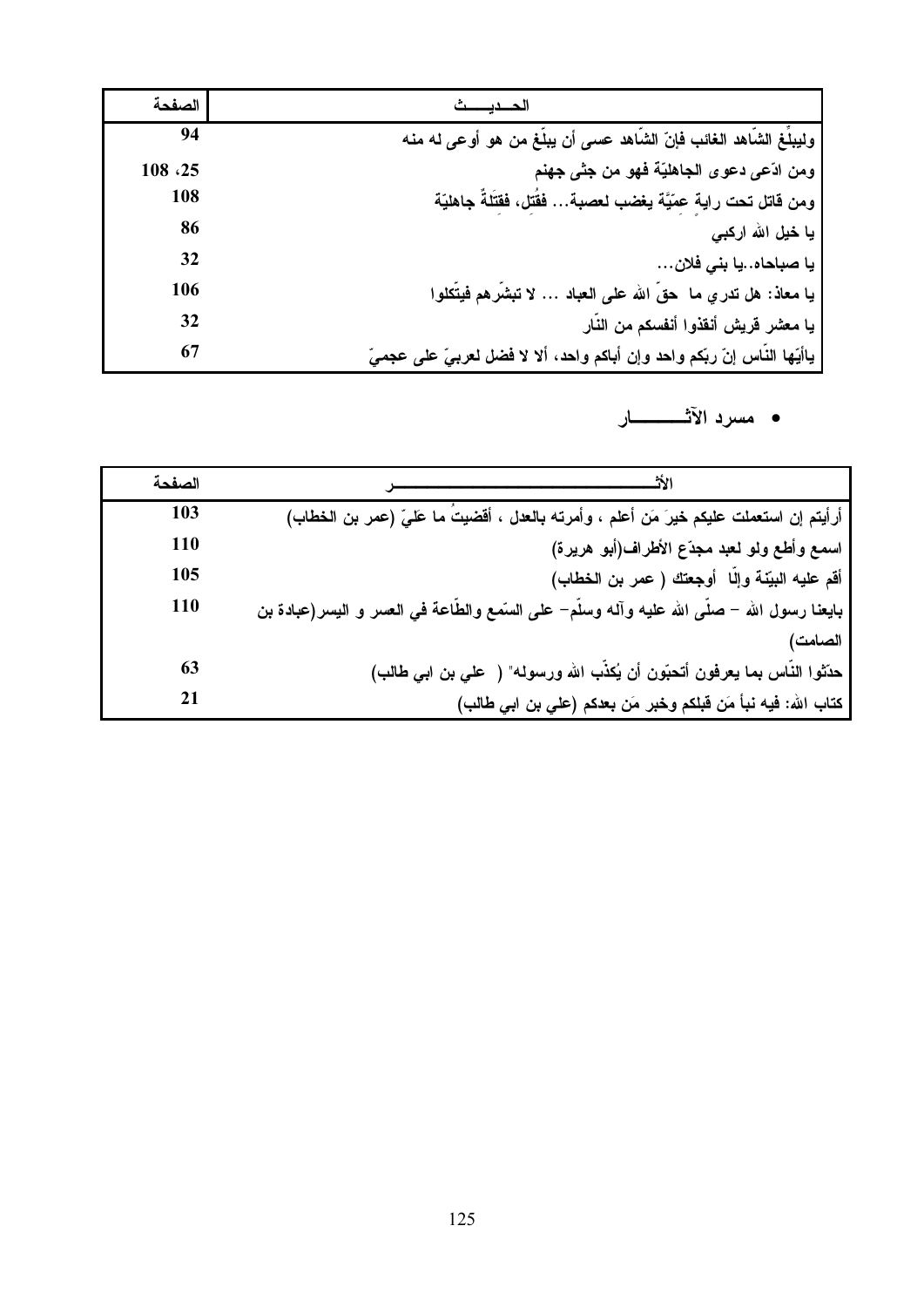| الحـــديـــث | الصفحة |
|---|---|
| وليبلّغ الشّاهد الغائب فإنّ الشّاهد عسى أن يبلّغ من هو أوعى له منه | 94 |
| ومن ادّعى دعوى الجاهليّة فهو من جثى جهنم | 25، 108 |
| ومن قاتل تحت راية عِمّيَّة يغضب لعصبة... فقُتل، فقِتلَةٌ جاهليّة | 108 |
| يا خيل الله اركبي | 86 |
| يا صباحاه..يا بني فلان... | 32 |
| يا معاذ: هل تدري ما حقّ الله على العباد ... لا تبشّرهم فيتّكلوا | 106 |
| يا معشر قريش أنقذوا أنفسكم من النّار | 32 |
| ياأيّها النّاس إنّ ربّكم واحد وإن أباكم واحد، ألا لا فضل لعربيّ على عجميّ | 67 |

- **مسرد الآثـــــــــار**

| الأثـــــــــــــــــــــــــــــــــــــــــــر | الصفحة |
|---|---|
| أرأيتم إن استعملت عليكم خيرَ مَن أعلم ، وأمرته بالعدل ، أقضيتُ ما عَليّ (عمر بن الخطاب) | 103 |
| اسمع وأطع ولو لعبد مجدّع الأطراف(أبو هريرة) | 110 |
| أقم عليه البيّنة وإلّا أوجعتك ( عمر بن الخطاب) | 105 |
| بايعنا رسول الله – صلّى الله عليه وآله وسلّم– على السّمع والطّاعة في العسر و اليسر(عبادة بن الصامت) | 110 |
| حدّثوا النّاس بما يعرفون أتحبّون أن يُكذّب الله ورسوله" ( علي بن ابي طالب) | 63 |
| كتاب الله: فيه نبأ مَن قبلكم وخبر مَن بعدكم (علي بن ابي طالب) | 21 |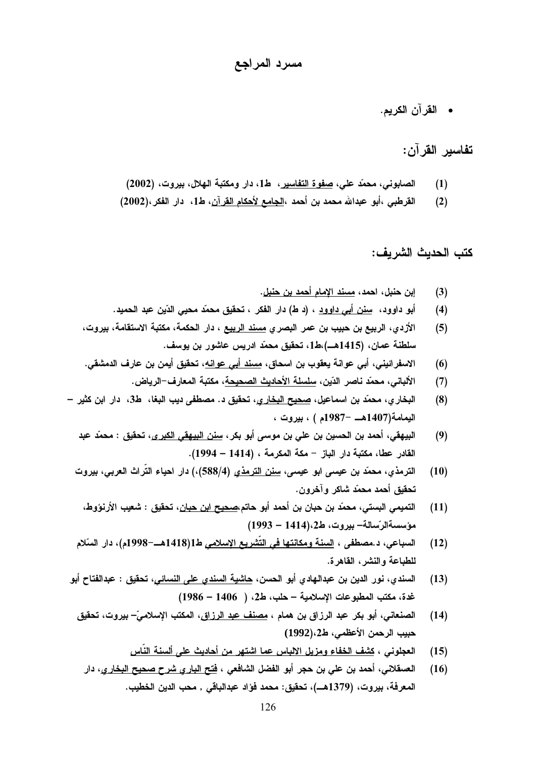# مسرد المراجع

- القرآن الكريم.

## تفاسير القرآن:

(1) الصابوني، محمّد علي، <u>صفوة التفاسير</u>، ط1، دار ومكتبة الهلال، بيروت، (2002)

(2) القرطبي ،أبو عبدالله محمد بن أحمد ،<u>الجامع لأحكام القرآن</u>، ط1، دار الفكر،(2002)

## كتب الحديث الشريف:

(3) إبن حنبل، احمد، <u>مسند الإمام أحمد بن حنبل</u>.

(4) أبو داوود، <u>سنن أبي داوود</u> ، (د ط) دار الفكر ، تحقيق محمّد محيي الدّين عبد الحميد.

(5) الأزدي، الربيع بن حبيب بن عمر البصري <u>مسند الربيع</u> ، دار الحكمة، مكتبة الاستقامة، بيروت، سلطنة عمان، (1415هـ)،ط1، تحقيق محمّد ادريس عاشور بن يوسف.

(6) الاسفرائيني، أبي عوانة يعقوب بن اسحاق، <u>مسند أبي عوانه</u>، تحقيق أيمن بن عارف الدمشقي.

(7) الألباني، محمّد ناصر الدّين، <u>سلسلة الأحاديث الصحيحة</u>، مكتبة المعارف–الرياض.

(8) البخاري، محمّد بن اسماعيل، <u>صحيح البخاري</u>، تحقيق د. مصطفى ديب البغا، ط3، دار ابن كثير – اليمامة(1407هـ –1987م ) ، بيروت ،

(9) البيهقي، أحمد بن الحسين بن علي بن موسى أبو بكر، <u>سنن البيهقي الكبرى</u>، تحقيق : محمّد عبد القادر عطا، مكتبة دار الباز – مكة المكرمة ، (1414 – 1994).

(10) الترمذي، محمّد بن عيسى ابو عيسى، <u>سنن الترمذي</u> (588/4)،) دار احياء التّراث العربي، بيروت تحقيق أحمد محمّد شاكر وآخرون.

(11) التميمي البستي، محمّد بن حبان بن أحمد أبو حاتم،<u>صحيح ابن حبان</u>، تحقيق : شعيب الأرنؤوط، مؤسسةالرّسالة– بيروت، ط2،(1414 – 1993)

(12) السباعي، د.مصطفى ، <u>السنة ومكانتها في التّشريع الإسلامي</u> ط1(1418هـ–1998م)، دار السّلام للطباعة والنشر، القاهرة.

(13) السندي، نور الدين بن عبدالهادي أبو الحسن، <u>حاشية السندي على النسائي</u>، تحقيق : عبدالفتاح أبو غدة، مكتب المطبوعات الإسلامية – حلب، ط2، ( 1406 – 1986)

(14) الصنعاني، أبو بكر عبد الرزاق بن همام ، <u>مصنف عبد الرزاق</u>، المكتب الإسلاميّ– بيروت، تحقيق حبيب الرحمن الأعظمي، ط2،(1992)

(15) العجلوني ، <u>كشف الخفاء ومزيل الالباس عما اشتهر من أحاديث على ألسنة النّاس</u>

(16) العسقلاني، أحمد بن علي بن حجر أبو الفضل الشافعي ، <u>فتح الباري شرح صحيح البخاري</u>، دار المعرفة، بيروت، (1379هـ)، تحقيق: محمد فؤاد عبدالباقي , محب الدين الخطيب.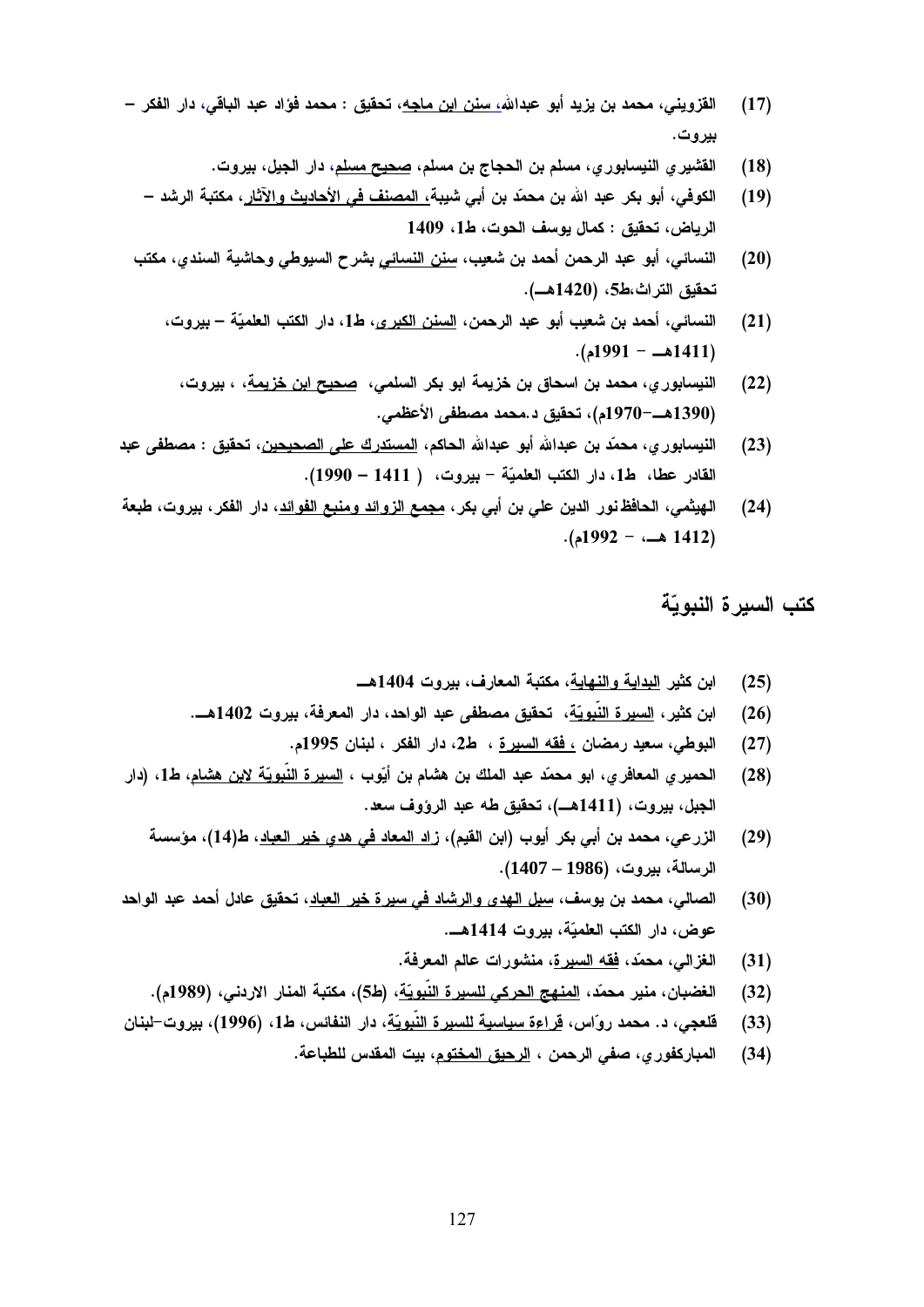(17) القزويني، محمد بن يزيد أبو عبدالله، سنن ابن ماجه، تحقيق : محمد فؤاد عبد الباقي، دار الفكر – بيروت.

(18) القشيري النيسابوري، مسلم بن الحجاج بن مسلم، صحيح مسلم، دار الجيل، بيروت.

(19) الكوفي، أبو بكر عبد الله بن محمّد بن أبي شيبة، المصنف في الأحاديث والآثار، مكتبة الرشد – الرياض، تحقيق : كمال يوسف الحوت، ط1، 1409

(20) النسائي، أبو عبد الرحمن أحمد بن شعيب، سنن النسائي بشرح السيوطي وحاشية السندي، مكتب تحقيق التراث،ط5، (1420هـ).

(21) النسائي، أحمد بن شعيب أبو عبد الرحمن، السنن الكبرى، ط1، دار الكتب العلميّة – بيروت، (1411هـ – 1991م).

(22) النيسابوري، محمد بن اسحاق بن خزيمة ابو بكر السلمي، صحيح ابن خزيمة، ، بيروت، (1390هـ–1970م)، تحقيق د.محمد مصطفى الأعظمي.

(23) النيسابوري، محمّد بن عبدالله أبو عبدالله الحاكم، المستدرك على الصحيحين، تحقيق : مصطفى عبد القادر عطا، ط1، دار الكتب العلميّة – بيروت، ( 1411 – 1990).

(24) الهيثمي، الحافظ نور الدين علي بن أبي بكر، مجمع الزوائد ومنبع الفوائد، دار الفكر، بيروت، طبعة (1412 هـ، – 1992م).

## كتب السيرة النبويّة

(25) ابن كثير البداية والنهاية، مكتبة المعارف، بيروت 1404هـ

(26) ابن كثير، السيرة النّبويّة، تحقيق مصطفى عبد الواحد، دار المعرفة، بيروت 1402هـ.

(27) البوطي، سعيد رمضان ، فقه السيرة ، ط2، دار الفكر ، لبنان 1995م.

(28) الحميري المعافري، ابو محمّد عبد الملك بن هشام بن أيّوب ، السيرة النّبويّة لابن هشام، ط1، (دار الجبل، بيروت، (1411هـ)، تحقيق طه عبد الرؤوف سعد.

(29) الزرعي، محمد بن أبي بكر أيوب (ابن القيم)، زاد المعاد في هدي خير العباد، ط(14)، مؤسسة الرسالة، بيروت، (1986 – 1407).

(30) الصالي، محمد بن يوسف، سبل الهدى والرشاد في سيرة خير العباد، تحقيق عادل أحمد عبد الواحد عوض، دار الكتب العلميّة، بيروت 1414هـ.

(31) الغزالي، محمّد، فقه السيرة، منشورات عالم المعرفة.

(32) الغضبان، منير محمّد، المنهج الحركي للسيرة النّبويّة، (ط5)، مكتبة المنار الاردني، (1989م).

(33) قلعجي، د. محمد روّاس، قراءة سياسية للسيرة النّبويّة، دار النفائس، ط1، (1996)، بيروت–لبنان

(34) المباركفوري، صفي الرحمن ، الرحيق المختوم، بيت المقدس للطباعة.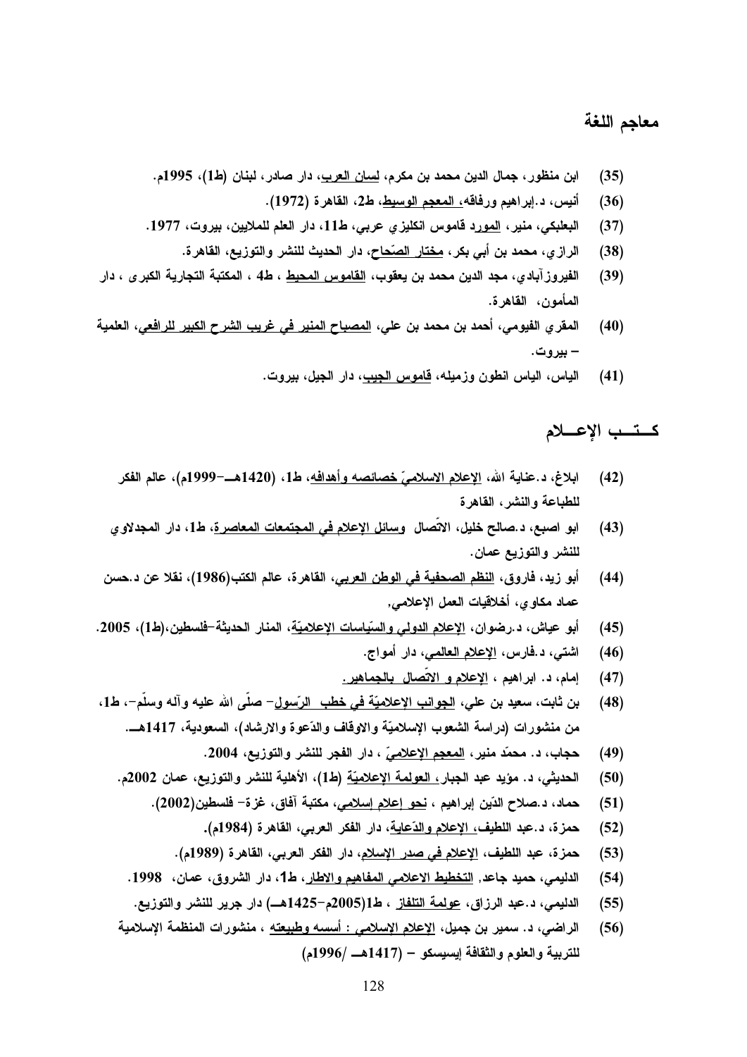## معاجم اللغة

(35) ابن منظور، جمال الدين محمد بن مكرم، لسان العرب، دار صادر، لبنان (ط1)، 1995م.

(36) أنيس، د.إبراهيم ورفاقه، المعجم الوسيط، ط2، القاهرة (1972).

(37) البعلبكي، منير، المورد قاموس انكليزي عربي، ط11، دار العلم للملايين، بيروت، 1977.

(38) الرازي، محمد بن أبي بكر، مختار الصّحاح، دار الحديث للنشر والتوزيع، القاهرة.

(39) الفيروزآبادي، مجد الدين محمد بن يعقوب، القاموس المحيط ، ط4 ، المكتبة التجارية الكبرى ، دار المأمون، القاهرة.

(40) المقري الفيومي، أحمد بن محمد بن علي، المصباح المنير في غريب الشرح الكبير للرافعي، العلمية – بيروت.

(41) الياس، الياس انطون وزميله، قاموس الجيب، دار الجيل، بيروت.

## كــتــب الإعـــلام

(42) ابلاغ، د.عناية الله، الإعلام الاسلاميّ خصائصه وأهدافه، ط1، (1420هـ–1999م)، عالم الفكر للطباعة والنشر، القاهرة

(43) ابو اصبع، د.صالح خليل، الاتّصال وسائل الإعلام في المجتمعات المعاصرة، ط1، دار المجدلاوي للنشر والتوزيع عمان.

(44) أبو زيد، فاروق، النظم الصحفية في الوطن العربي، القاهرة، عالم الكتب(1986)، نقلا عن د.حسن عماد مكاوي، أخلاقيات العمل الإعلامي,

(45) أبو عياش، د.رضوان، الإعلام الدولي والسّياسات الإعلاميّة، المنار الحديثة–فلسطين،(ط1)، 2005.

(46) اشتي، د.فارس، الإعلام العالمي، دار أمواج.

(47) إمام، د. ابراهيم ، الإعلام و الاتّصال بالجماهير.

(48) بن ثابت، سعيد بن علي، الجوانب الإعلاميّة في خطب الرّسول– صلّى الله عليه وآله وسلّم–، ط1، من منشورات (دراسة الشعوب الإسلاميّة والاوقاف والدّعوة والارشاد)، السعودية، 1417هـ.

(49) حجاب، د. محمّد منير، المعجم الإعلاميّ ، دار الفجر للنشر والتوزيع، 2004.

(50) الحديثي، د. مؤيد عبد الجبار، العولمة الإعلاميّة (ط1)، الأهلية للنشر والتوزيع، عمان 2002م.

(51) حماد، د.صلاح الدّين إبراهيم ، نحو إعلام إسلامي، مكتبة آفاق، غزة– فلسطين(2002).

(52) حمزة، د.عبد اللطيف، الإعلام والدّعاية، دار الفكر العربي، القاهرة (1984م).

(53) حمزة، عبد اللطيف، الإعلام في صدر الإسلام، دار الفكر العربي، القاهرة (1989م).

(54) الدليمي، حميد جاعد, التخطيط الاعلامي المفاهيم والاطار، ط1، دار الشروق، عمان، 1998.

(55) الدليمي، د.عبد الرزاق، عولمة التلفاز ، ط1(2005م–1425هـ) دار جرير للنشر والتوزيع.

(56) الراضي، د. سمير بن جميل، الإعلام الاسلامي : أسسه وطبيعته ، منشورات المنظمة الإسلامية للتربية والعلوم والثقافة إيسيسكو – (1417هـ /1996م)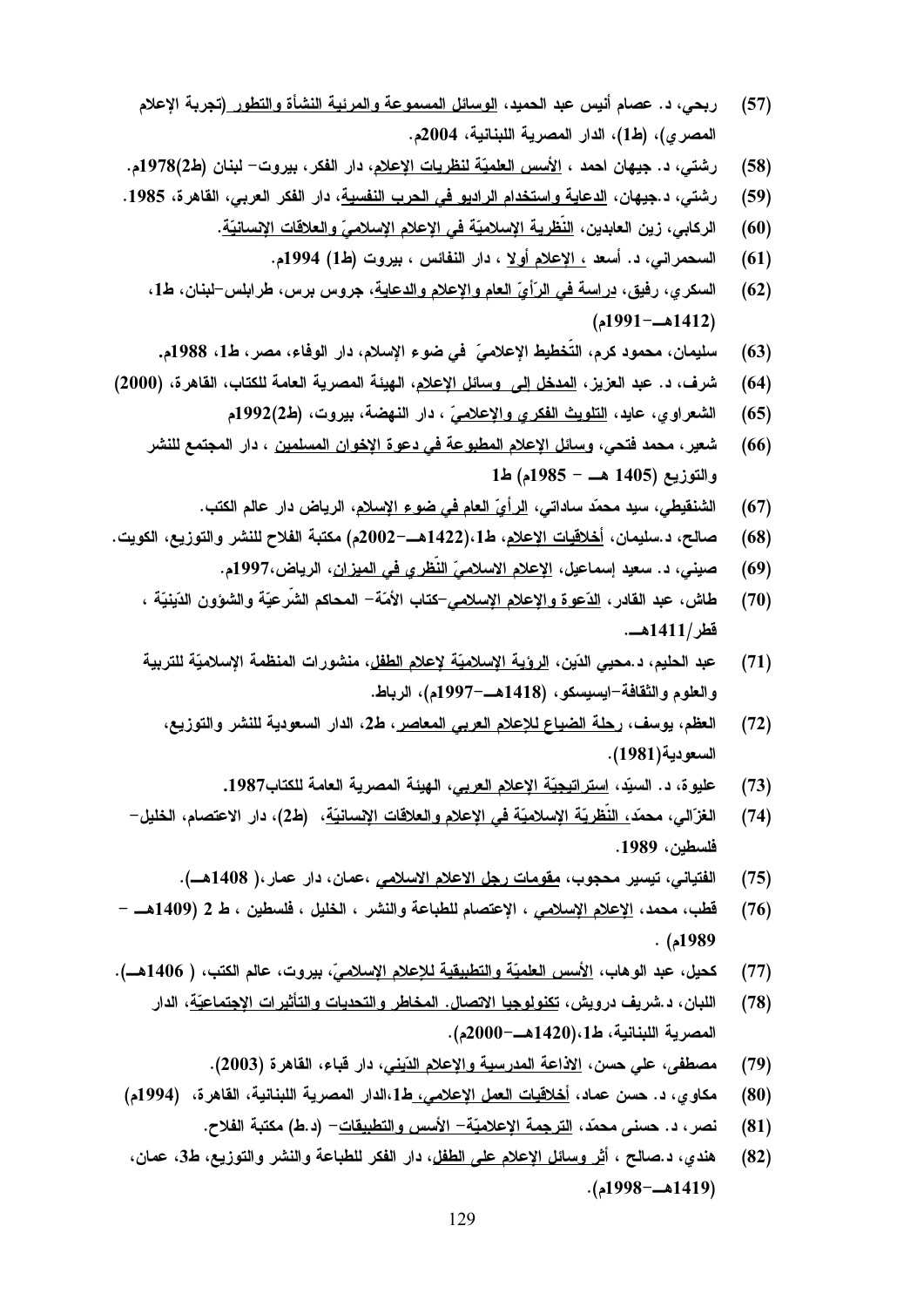(57) ربحي، د. عصام أنيس عبد الحميد، الوسائل المسموعة والمرئية النشأة والتطور (تجربة الإعلام المصري)، (ط1)، الدار المصرية اللبنانية، 2004م.

(58) رشتي، د. جيهان احمد ، الأسس العلميّة لنظريات الإعلام، دار الفكر، بيروت- لبنان (ط2)1978م.

(59) رشتي، د.جيهان، الدعاية واستخدام الراديو في الحرب النفسية، دار الفكر العربي، القاهرة، 1985.

(60) الركابي، زين العابدين، النّظرية الإسلاميّة في الإعلام الإسلاميّ والعلاقات الإنسانيّة.

(61) السحمراني، د. أسعد ، الإعلام أولا ، دار النفائس ، بيروت (ط1) 1994م.

(62) السكري، رفيق، دراسة في الرّأيّ العام والإعلام والدعاية، جروس برس، طرابلس-لبنان، ط1، (1412هـ-1991م)

(63) سليمان، محمود كرم، التّخطيط الإعلاميّ في ضوء الإسلام، دار الوفاء، مصر، ط1، 1988م.

(64) شرف، د. عبد العزيز، المدخل إلى وسائل الإعلام، الهيئة المصرية العامة للكتاب، القاهرة، (2000)

(65) الشعراوي، عايد، التلويث الفكري والإعلاميّ ، دار النهضة، بيروت، (ط2)1992م

(66) شعير، محمد فتحي، وسائل الإعلام المطبوعة في دعوة الإخوان المسلمين ، دار المجتمع للنشر والتوزيع (1405 هـ - 1985م) ط1

(67) الشنقيطي، سيد محمّد ساداتي، الرأيّ العام في ضوء الإسلام، الرياض دار عالم الكتب.

(68) صالح، د.سليمان، أخلاقيات الاعلام، ط1،(1422هـ-2002م) مكتبة الفلاح للنشر والتوزيع، الكويت.

(69) صيني، د. سعيد إسماعيل، الإعلام الاسلاميّ النّظري في الميزان، الرياض،1997م.

(70) طاش، عبد القادر، الدّعوة والإعلام الإسلامي-كتاب الأمّة- المحاكم الشّرعيّة والشؤون الدّينيّة ، قطر/1411هـ.

(71) عبد الحليم، د.محيي الدّين، الرؤية الإسلاميّة لإعلام الطفل، منشورات المنظمة الإسلاميّة للتربية والعلوم والثقافة-ايسيسكو، (1418هـ-1997م)، الرباط.

(72) العظم، يوسف، رحلة الضياع للإعلام العربي المعاصر، ط2، الدار السعودية للنشر والتوزيع، السعودية(1981).

(73) عليوة، د. السيّد، استراتيجيّة الإعلام العربي، الهيئة المصرية العامة للكتاب1987.

(74) الغزّالي، محمّد، النّظريّة الإسلاميّة في الإعلام والعلاقات الإنسانيّة، (ط2)، دار الاعتصام، الخليل- فلسطين، 1989.

(75) الفتياني، تيسير محجوب، مقومات رجل الاعلام الاسلامي ،عمان، دار عمار،( 1408هـ).

(76) قطب، محمد، الإعلام الإسلامي ، الإعتصام للطباعة والنشر ، الخليل ، فلسطين ، ط 2 (1409هـ - 1989م) .

(77) كحيل، عبد الوهاب، الأسس العلميّة والتطبيقية للإعلام الإسلاميّ، بيروت، عالم الكتب، ( 1406هـ).

(78) اللبان، د.شريف درويش، تكنولوجيا الاتصال. المخاطر والتحديات والتأثيرات الإجتماعيّة، الدار المصرية اللبنانية، ط1،(1420هـ-2000م).

(79) مصطفى، علي حسن، الاذاعة المدرسية والإعلام الدّيني، دار قباء، القاهرة (2003).

(80) مكاوي، د. حسن عماد، أخلاقيات العمل الإعلامي، ط1،الدار المصرية اللبنانية، القاهرة، (1994م)

(81) نصر، د. حسنى محمّد، الترجمة الإعلاميّة- الأسس والتطبيقات- (د.ط) مكتبة الفلاح.

(82) هندي، د.صالح ، أثر وسائل الإعلام على الطفل، دار الفكر للطباعة والنشر والتوزيع، ط3، عمان، (1419هـ-1998م).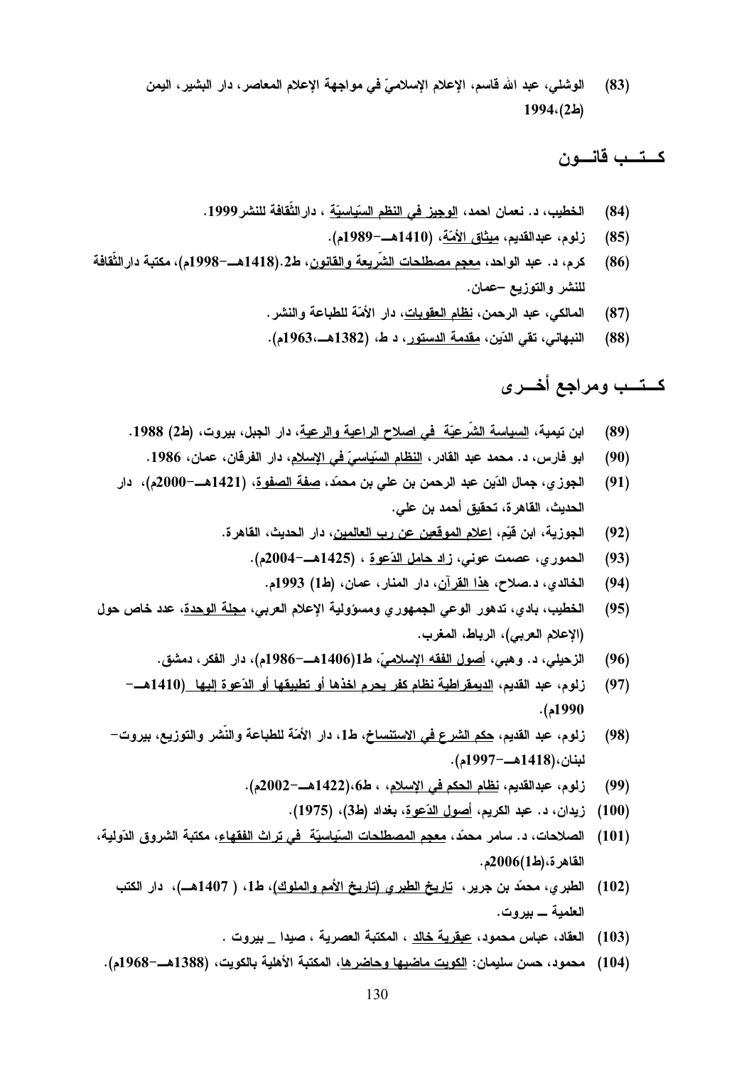(83) الوشلي، عبد الله قاسم، الإعلام الإسلاميّ في مواجهة الإعلام المعاصر، دار البشير، اليمن (ط2)،1994.

## كـــتـــب قانـــون

(84) الخطيب، د. نعمان احمد، الوجيز في النظم السّياسيّة ، دار الثّقافة للنشر1999.

(85) زلوم، عبدالقديم، ميثاق الأمّة، (1410هــ-1989م).

(86) كرم، د. عبد الواحد، معجم مصطلحات الشّريعة والقانون، ط2.(1418هـ-1998م)، مكتبة دار الثّقافة للنشر والتوزيع -عمان.

(87) المالكي، عبد الرحمن، نظام العقوبات، دار الأمّة للطباعة والنشر.

(88) النبهاني، تقي الدّين، مقدمة الدستور، د ط، (1382هــ،1963م).

## كـــتـــب ومراجع أخـــرى

(89) ابن تيمية، السياسة الشّرعيّة في اصلاح الراعية والرعية، دار الجبل، بيروت، (ط2) 1988.

(90) ابو فارس، د. محمد عبد القادر، النظام السّياسيّ في الإسلام، دار الفرقان، عمان، 1986.

(91) الجوزي، جمال الدّين عبد الرحمن بن علي بن محمّد، صفة الصفوة، (1421هــ-2000م)، دار الحديث، القاهرة، تحقيق أحمد بن علي.

(92) الجوزية، ابن قيّم، إعلام الموقعين عن رب العالمين، دار الحديث، القاهرة.

(93) الحموري، عصمت عوني، زاد حامل الدّعوة ، (1425هــ-2004م).

(94) الخالدي، د.صلاح، هذا القرآن، دار المنار، عمان، (ط1) 1993م.

(95) الخطيب، بادي، تدهور الوعي الجمهوري ومسؤولية الإعلام العربي، مجلة الوحدة، عدد خاص حول (الإعلام العربي)، الرباط، المغرب.

(96) الزحيلي، د. وهبي، أصول الفقه الإسلاميّ، ط1(1406هــ-1986م)، دار الفكر، دمشق.

(97) زلوم، عبد القديم، الديمقراطية نظام كفر يحرم اخذها أو تطبيقها أو الدّعوة إليها (1410هــ-1990م).

(98) زلوم، عبد القديم، حكم الشرع في الاستنساخ، ط1، دار الأمّة للطباعة والنّشر والتوزيع، بيروت-لبنان،(1418هــ-1997م).

(99) زلوم، عبدالقديم، نظام الحكم في الإسلام، ، ط6،(1422هــ-2002م).

(100) زيدان، د. عبد الكريم، أصول الدّعوة، بغداد (ط3)، (1975).

(101) الصلاحات، د. سامر محمّد، معجم المصطلحات السّياسيّة في تراث الفقهاء، مكتبة الشروق الدّولية، القاهرة،(ط1)2006م.

(102) الطبري، محمّد بن جرير، تاريخ الطبري (تاريخ الأمم والملوك)، ط1، ( 1407هــ)، دار الكتب العلمية ــ بيروت.

(103) العقاد، عباس محمود، عبقرية خالد ، المكتبة العصرية ، صيدا _ بيروت .

(104) محمود، حسن سليمان: الكويت ماضيها وحاضرها، المكتبة الأهلية بالكويت، (1388هــ-1968م).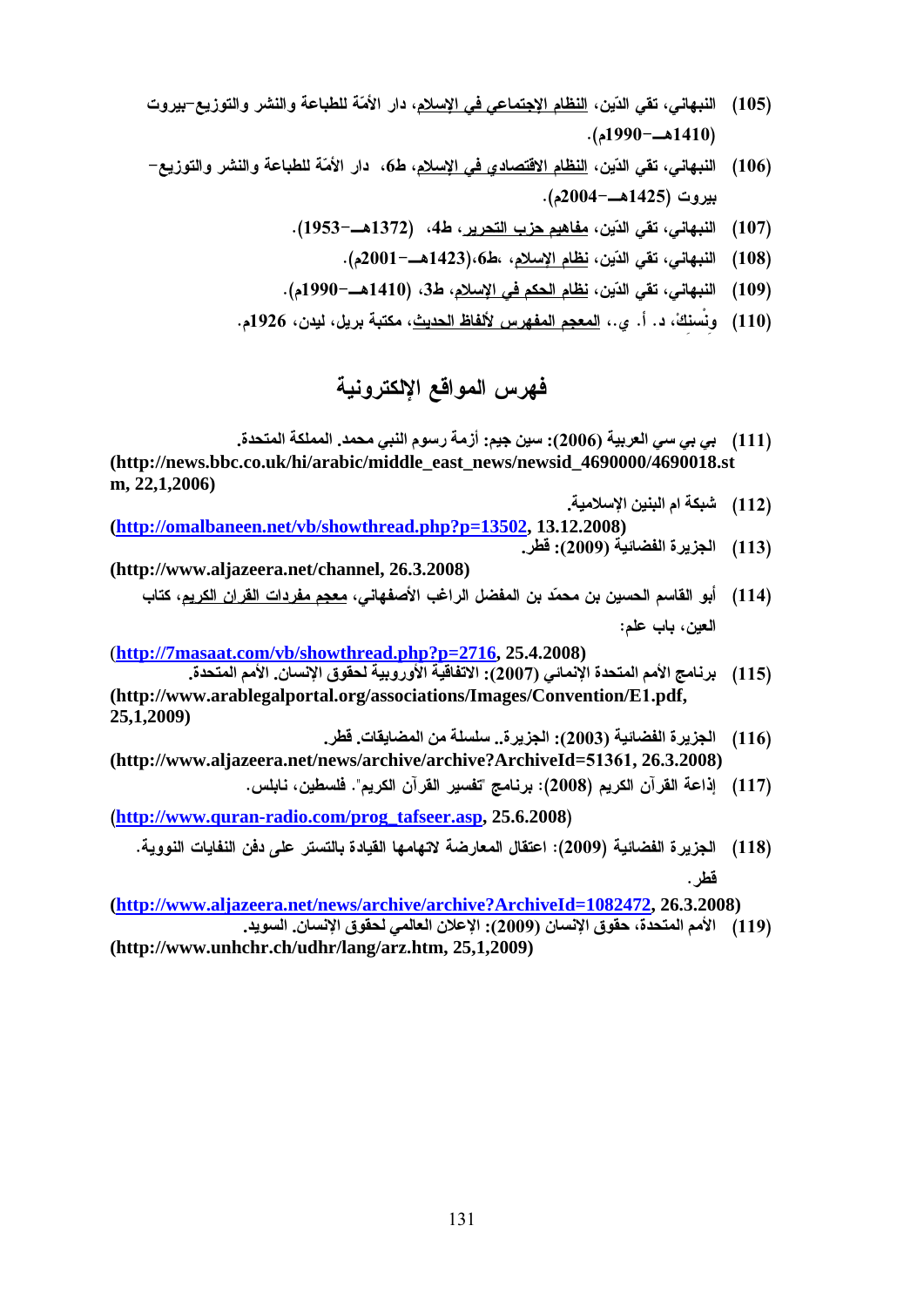(105) النبهاني، تقي الدّين، النظام الإجتماعي في الإسلام، دار الأمّة للطباعة والنشر والتوزيع-بيروت (1410هـ-1990م).

(106) النبهاني، تقي الدّين، النظام الاقتصادي في الإسلام، ط6، دار الأمّة للطباعة والنشر والتوزيع- بيروت (1425هـ-2004م).

(107) النبهاني، تقي الدّين، مفاهيم حزب التحرير، ط4، (1372هـ-1953).

(108) النبهاني، تقي الدّين، نظام الإسلام، ط6،(1423هـ-2001م).

(109) النبهاني، تقي الدّين، نظام الحكم في الإسلام، ط3، (1410هـ-1990م).

(110) ونْسِنكْ، د. أ. ي.، المعجم المفهرس لألفاظ الحديث، مكتبة بريل، ليدن، 1926م.

# فهرس المواقع الإلكترونية

(111) بي بي سي العربية (2006): سين جيم: أزمة رسوم النبي محمد. المملكة المتحدة.
(http://news.bbc.co.uk/hi/arabic/middle_east_news/newsid_4690000/4690018.stm, 22,1,2006)

(112) شبكة ام البنين الإسلامية.
(http://omalbaneen.net/vb/showthread.php?p=13502, 13.12.2008)

(113) الجزيرة الفضائية (2009): قطر.
(http://www.aljazeera.net/channel, 26.3.2008)

(114) أبو القاسم الحسين بن محمّد بن المفضل الراغب الأصفهاني، معجم مفردات القران الكريم، كتاب العين، باب علم:
(http://7masaat.com/vb/showthread.php?p=2716, 25.4.2008)

(115) برنامج الأمم المتحدة الإنمائي (2007): الاتفاقية الأوروبية لحقوق الإنسان. الأمم المتحدة.
(http://www.arablegalportal.org/associations/Images/Convention/E1.pdf, 25,1,2009)

(116) الجزيرة الفضائية (2003): الجزيرة.. سلسلة من المضايقات. قطر.
(http://www.aljazeera.net/news/archive/archive?ArchiveId=51361, 26.3.2008)

(117) إذاعة القرآن الكريم (2008): برنامج "تفسير القرآن الكريم". فلسطين، نابلس.
(http://www.quran-radio.com/prog_tafseer.asp, 25.6.2008)

(118) الجزيرة الفضائية (2009): اعتقال المعارضة لاتهامها القيادة بالتستر على دفن النفايات النووية. قطر.
(http://www.aljazeera.net/news/archive/archive?ArchiveId=1082472, 26.3.2008)

(119) الأمم المتحدة، حقوق الإنسان (2009): الإعلان العالمي لحقوق الإنسان. السويد.
(http://www.unhchr.ch/udhr/lang/arz.htm, 25,1,2009)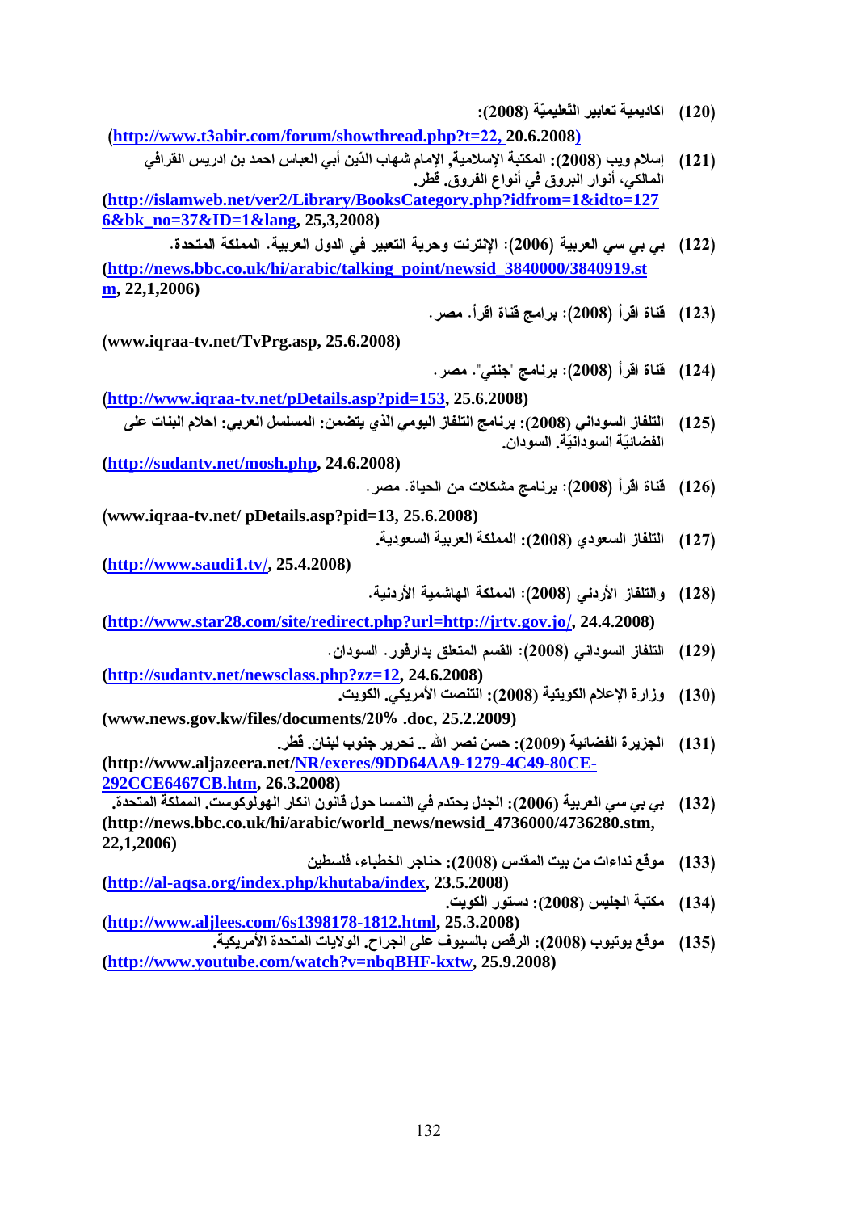(120) اكاديمية تعابير التّعليميّة (2008):

(http://www.t3abir.com/forum/showthread.php?t=22, 20.6.2008)

(121) إسلام ويب (2008): المكتبة الإسلامية, الإمام شهاب الدّين أبي العباس احمد بن ادريس القرافي المالكي، أنوار البروق في أنواع الفروق. قطر.

(http://islamweb.net/ver2/Library/BooksCategory.php?idfrom=1&idto=1276&bk_no=37&ID=1&lang, 25,3,2008)

(122) بي بي سي العربية (2006): الإنترنت وحرية التعبير في الدول العربية. المملكة المتحدة.

(http://news.bbc.co.uk/hi/arabic/talking_point/newsid_3840000/3840919.stm, 22,1,2006)

(123) قناة اقرأ (2008): برامج قناة اقرأ. مصر.

(www.iqraa-tv.net/TvPrg.asp, 25.6.2008)

(124) قناة اقرأ (2008): برنامج "جنتي". مصر.

(http://www.iqraa-tv.net/pDetails.asp?pid=153, 25.6.2008)

(125) التلفاز السوداني (2008): برنامج التلفاز اليومي الذي يتضمن: المسلسل العربي: احلام البنات على الفضائيّة السودانيّة. السودان.

(http://sudantv.net/mosh.php, 24.6.2008)

(126) قناة اقرأ (2008): برنامج مشكلات من الحياة. مصر.

(www.iqraa-tv.net/ pDetails.asp?pid=13, 25.6.2008)

(127) التلفاز السعودي (2008): المملكة العربية السعودية.

(http://www.saudi1.tv/, 25.4.2008)

(128) والتلفاز الأردني (2008): المملكة الهاشمية الأردنية.

(http://www.star28.com/site/redirect.php?url=http://jrtv.gov.jo/, 24.4.2008)

(129) التلفاز السوداني (2008): القسم المتعلق بدارفور. السودان.

(http://sudantv.net/newsclass.php?zz=12, 24.6.2008)

(130) وزارة الإعلام الكويتية (2008): التنصت الأمريكي. الكويت.

(www.news.gov.kw/files/documents/20% .doc, 25.2.2009)

(131) الجزيرة الفضائية (2009): حسن نصر الله .. تحرير جنوب لبنان. قطر.

(http://www.aljazeera.net/NR/exeres/9DD64AA9-1279-4C49-80CE-292CCE6467CB.htm, 26.3.2008)

(132) بي بي سي العربية (2006): الجدل يحتدم في النمسا حول قانون انكار الهولوكوست. المملكة المتحدة.

(http://news.bbc.co.uk/hi/arabic/world_news/newsid_4736000/4736280.stm, 22,1,2006)

(133) موقع نداءات من بيت المقدس (2008): حناجر الخطباء، فلسطين

(http://al-aqsa.org/index.php/khutaba/index, 23.5.2008)

(134) مكتبة الجليس (2008): دستور الكويت.

(http://www.aljlees.com/6s1398178-1812.html, 25.3.2008)

(135) موقع يوتيوب (2008): الرقص بالسيوف على الجراح. الولايات المتحدة الأمريكية.

(http://www.youtube.com/watch?v=nbqBHF-kxtw, 25.9.2008)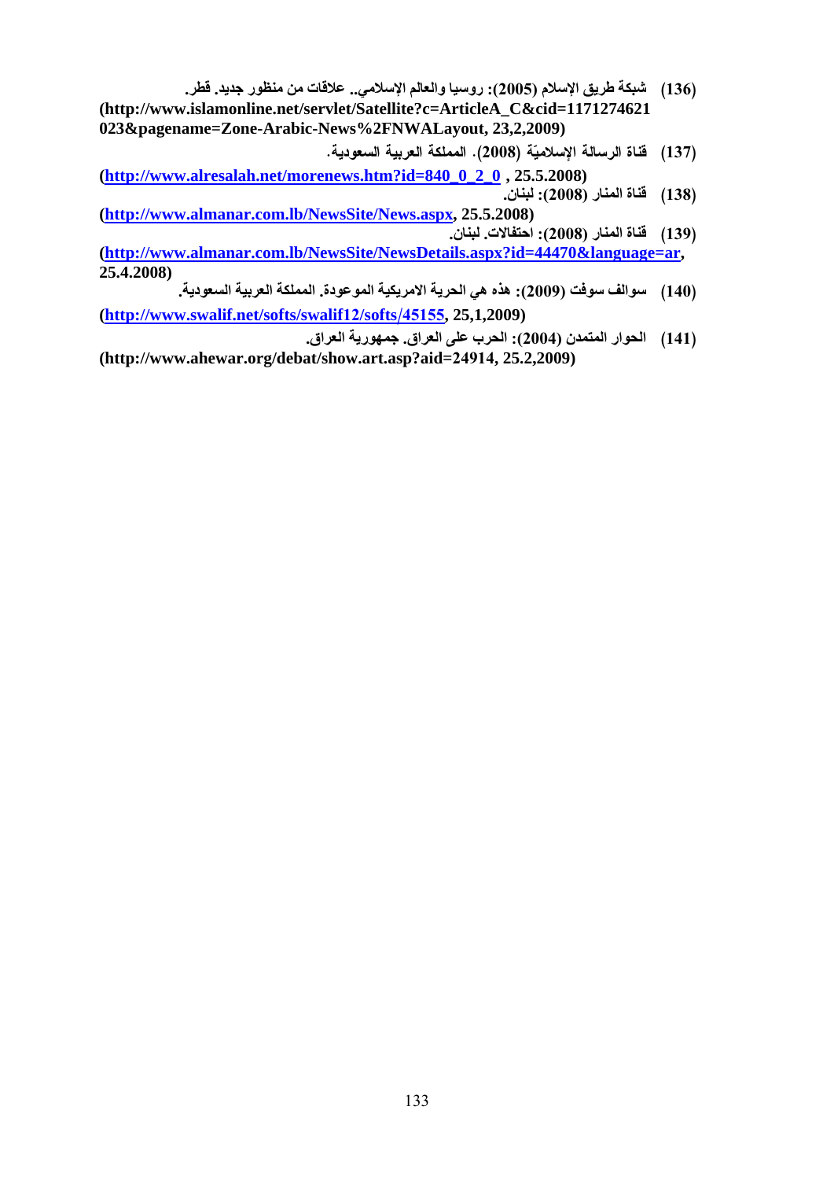(136) شبكة طريق الإسلام (2005): روسيا والعالم الإسلامي.. علاقات من منظور جديد. قطر.

**(http://www.islamonline.net/servlet/Satellite?c=ArticleA_C&cid=1171274621023&pagename=Zone-Arabic-News%2FNWALayout, 23,2,2009)**

(137) قناة الرسالة الإسلاميّة (2008). المملكة العربية السعودية.

**(http://www.alresalah.net/morenews.htm?id=840_0_2_0 , 25.5.2008)**

(138) قناة المنار (2008): لبنان.

**(http://www.almanar.com.lb/NewsSite/News.aspx, 25.5.2008)**

(139) قناة المنار (2008): احتفالات. لبنان.

**(http://www.almanar.com.lb/NewsSite/NewsDetails.aspx?id=44470&language=ar, 25.4.2008)**

(140) سوالف سوفت (2009): هذه هي الحرية الامريكية الموعودة. المملكة العربية السعودية.

**(http://www.swalif.net/softs/swalif12/softs/45155, 25,1,2009)**

(141) الحوار المتمدن (2004): الحرب على العراق. جمهورية العراق.

**(http://www.ahewar.org/debat/show.art.asp?aid=24914, 25.2,2009)**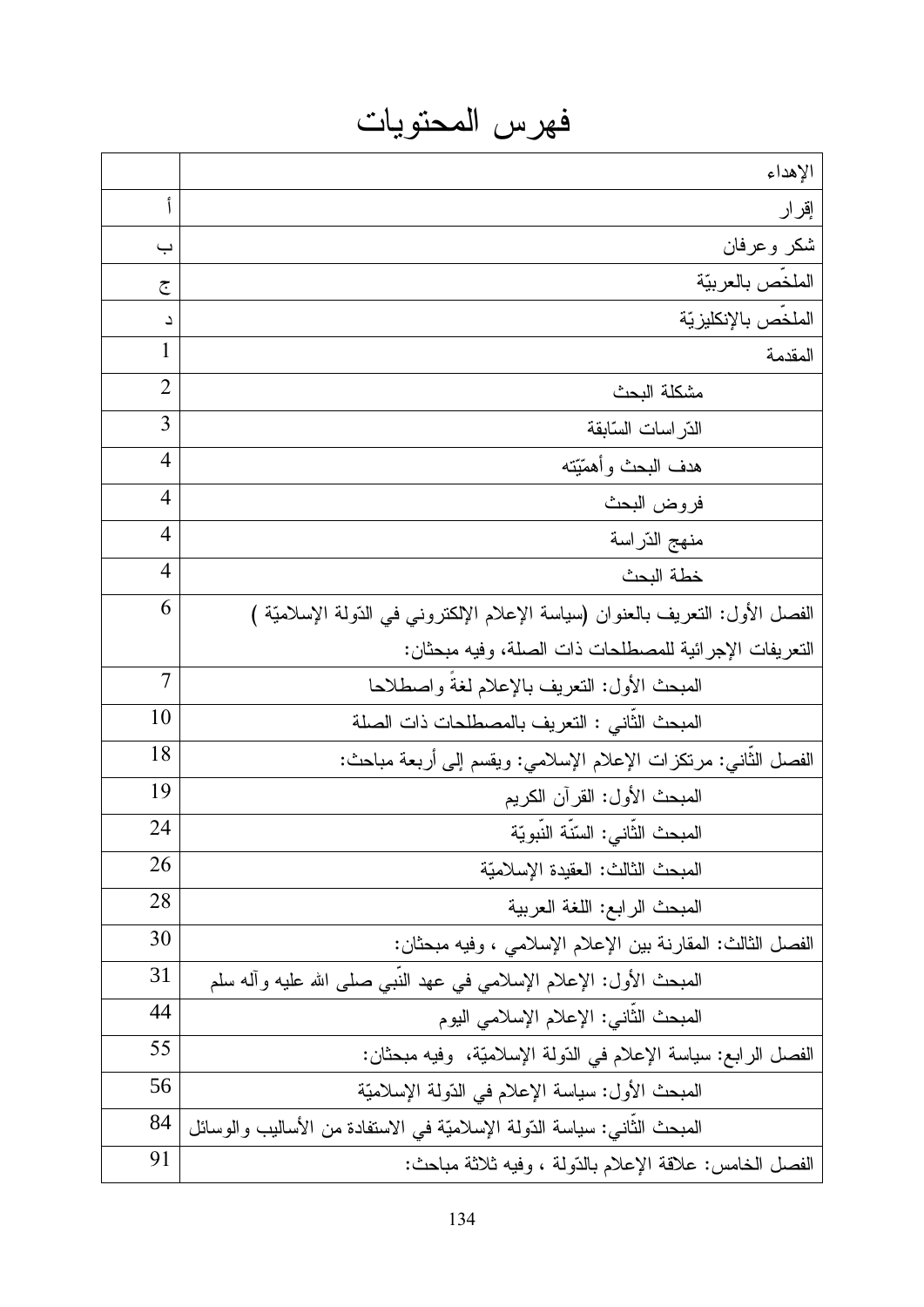# فهرس المحتويات

| | |
|---|---|
| الإهداء | |
| إقرار | أ |
| شكر وعرفان | ب |
| الملخّص بالعربيّة | ج |
| الملخّص بالإنكليزيّة | د |
| المقدمة | 1 |
| مشكلة البحث | 2 |
| الدّراسات السّابقة | 3 |
| هدف البحث وأهميّته | 4 |
| فروض البحث | 4 |
| منهج الدّراسة | 4 |
| خطة البحث | 4 |
| الفصل الأول: التعريف بالعنوان (سياسة الإعلام الإلكتروني في الدّولة الإسلاميّة ) التعريفات الإجرائية للمصطلحات ذات الصلة، وفيه مبحثان: | 6 |
| المبحث الأول: التعريف بالإعلام لغةً واصطلاحا | 7 |
| المبحث الثّاني : التعريف بالمصطلحات ذات الصلة | 10 |
| الفصل الثّاني: مرتكزات الإعلام الإسلامي: ويقسم إلى أربعة مباحث: | 18 |
| المبحث الأول: القرآن الكريم | 19 |
| المبحث الثّاني: السّنّة النّبويّة | 24 |
| المبحث الثالث: العقيدة الإسلاميّة | 26 |
| المبحث الرابع: اللغة العربية | 28 |
| الفصل الثالث: المقارنة بين الإعلام الإسلامي ، وفيه مبحثان: | 30 |
| المبحث الأول: الإعلام الإسلامي في عهد النّبي صلى الله عليه وآله سلم | 31 |
| المبحث الثّاني: الإعلام الإسلامي اليوم | 44 |
| الفصل الرابع: سياسة الإعلام في الدّولة الإسلاميّة، وفيه مبحثان: | 55 |
| المبحث الأول: سياسة الإعلام في الدّولة الإسلاميّة | 56 |
| المبحث الثّاني: سياسة الدّولة الإسلاميّة في الاستفادة من الأساليب والوسائل | 84 |
| الفصل الخامس: علاقة الإعلام بالدّولة ، وفيه ثلاثة مباحث: | 91 |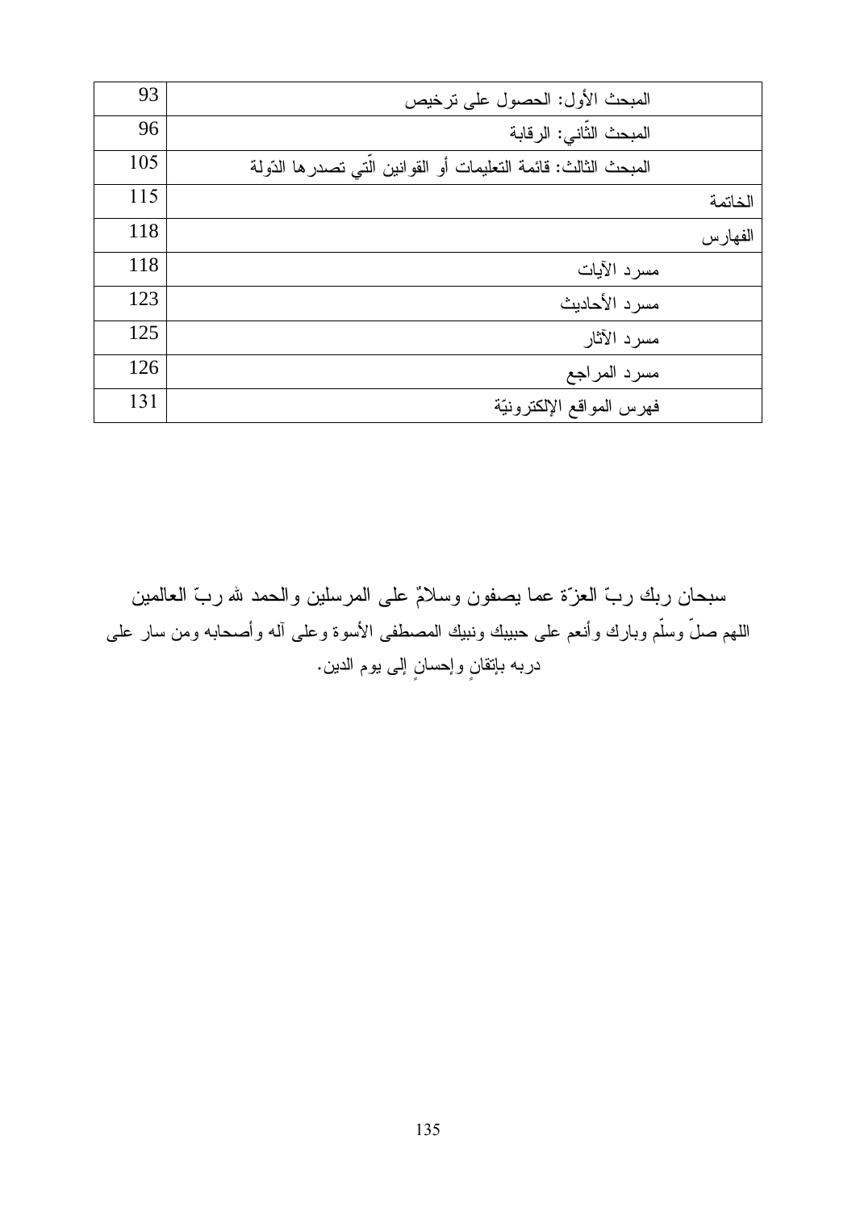| | |
|---|---|
| المبحث الأول: الحصول على ترخيص | 93 |
| المبحث الثّاني: الرقابة | 96 |
| المبحث الثالث: قائمة التعليمات أو القوانين الّتي تصدرها الدّولة | 105 |
| الخاتمة | 115 |
| الفهارس | 118 |
| مسرد الآيات | 118 |
| مسرد الأحاديث | 123 |
| مسرد الآثار | 125 |
| مسرد المراجع | 126 |
| فهرس المواقع الإلكترونيّة | 131 |

سبحان ربك ربّ العزّة عما يصفون وسلامٌ على المرسلين والحمد لله ربّ العالمين

اللهم صلّ وسلّم وبارك وأنعم على حبيبك ونبيك المصطفى الأسوة وعلى آله وأصحابه ومن سار على دربه بإتقانٍ وإحسانٍ إلى يوم الدين.